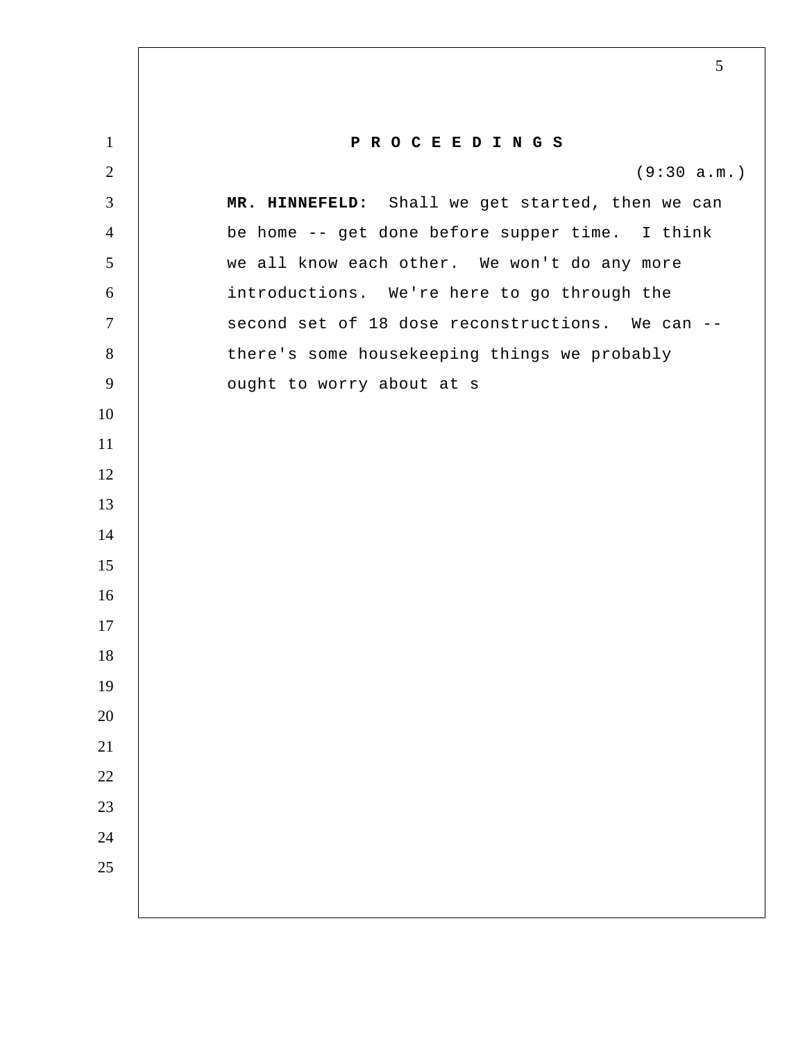**P R O C E E D I N G S**

(9:30 a.m.)

**MR. HINNEFELD:** Shall we get started, then we can be home -- get done before supper time. I think we all know each other. We won't do any more introductions. We're here to go through the second set of 18 dose reconstructions. We can -- there's some housekeeping things we probably ought to worry about at s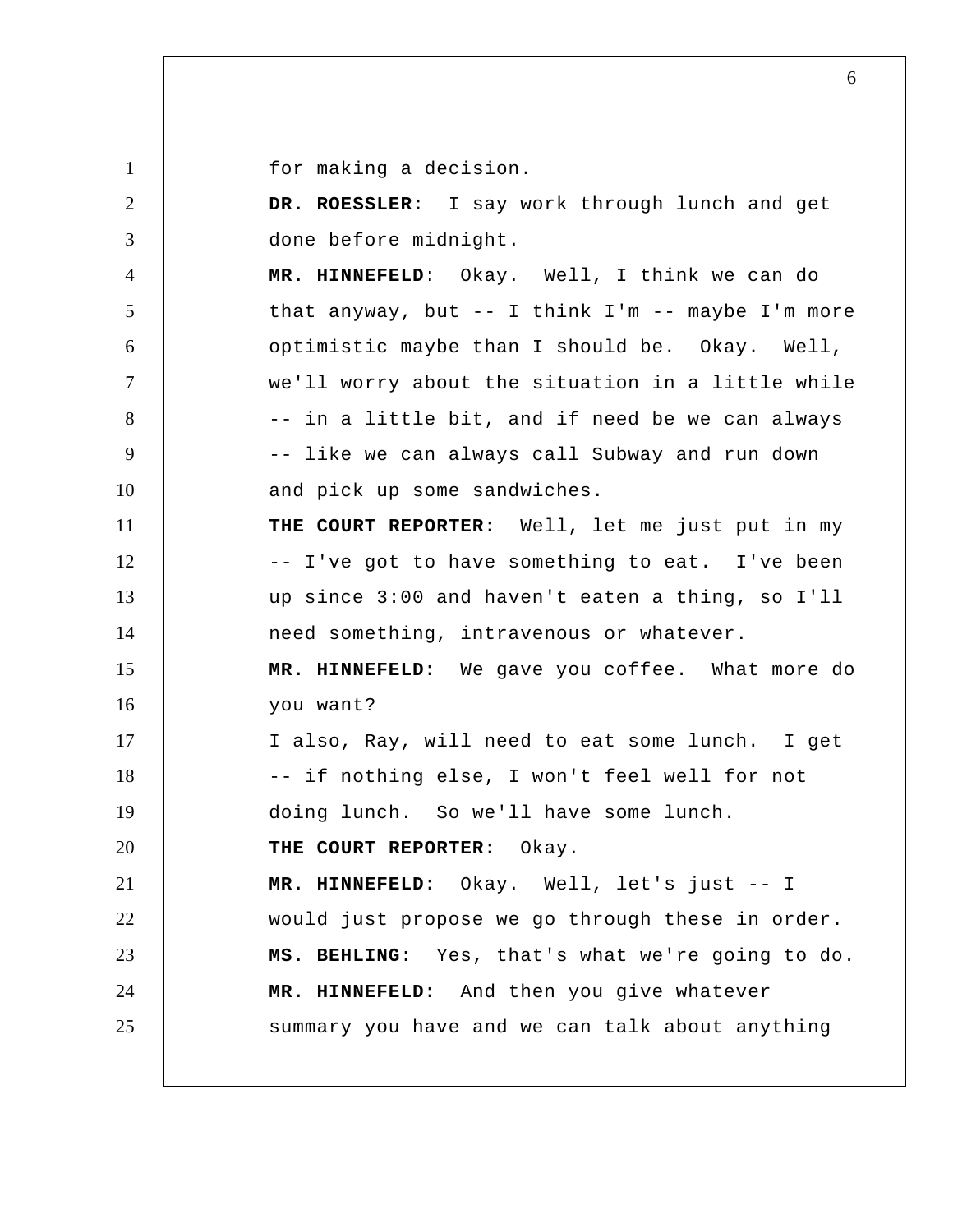for making a decision.

**DR. ROESSLER:** I say work through lunch and get done before midnight.

**MR. HINNEFELD**: Okay. Well, I think we can do that anyway, but -- I think I'm -- maybe I'm more optimistic maybe than I should be. Okay. Well, we'll worry about the situation in a little while -- in a little bit, and if need be we can always -- like we can always call Subway and run down and pick up some sandwiches.

**THE COURT REPORTER:** Well, let me just put in my -- I've got to have something to eat. I've been up since 3:00 and haven't eaten a thing, so I'll need something, intravenous or whatever.

**MR. HINNEFELD:** We gave you coffee. What more do you want?

I also, Ray, will need to eat some lunch. I get -- if nothing else, I won't feel well for not doing lunch. So we'll have some lunch.

**THE COURT REPORTER:** Okay.

**MR. HINNEFELD:** Okay. Well, let's just -- I would just propose we go through these in order.

**MS. BEHLING:** Yes, that's what we're going to do.

**MR. HINNEFELD:** And then you give whatever summary you have and we can talk about anything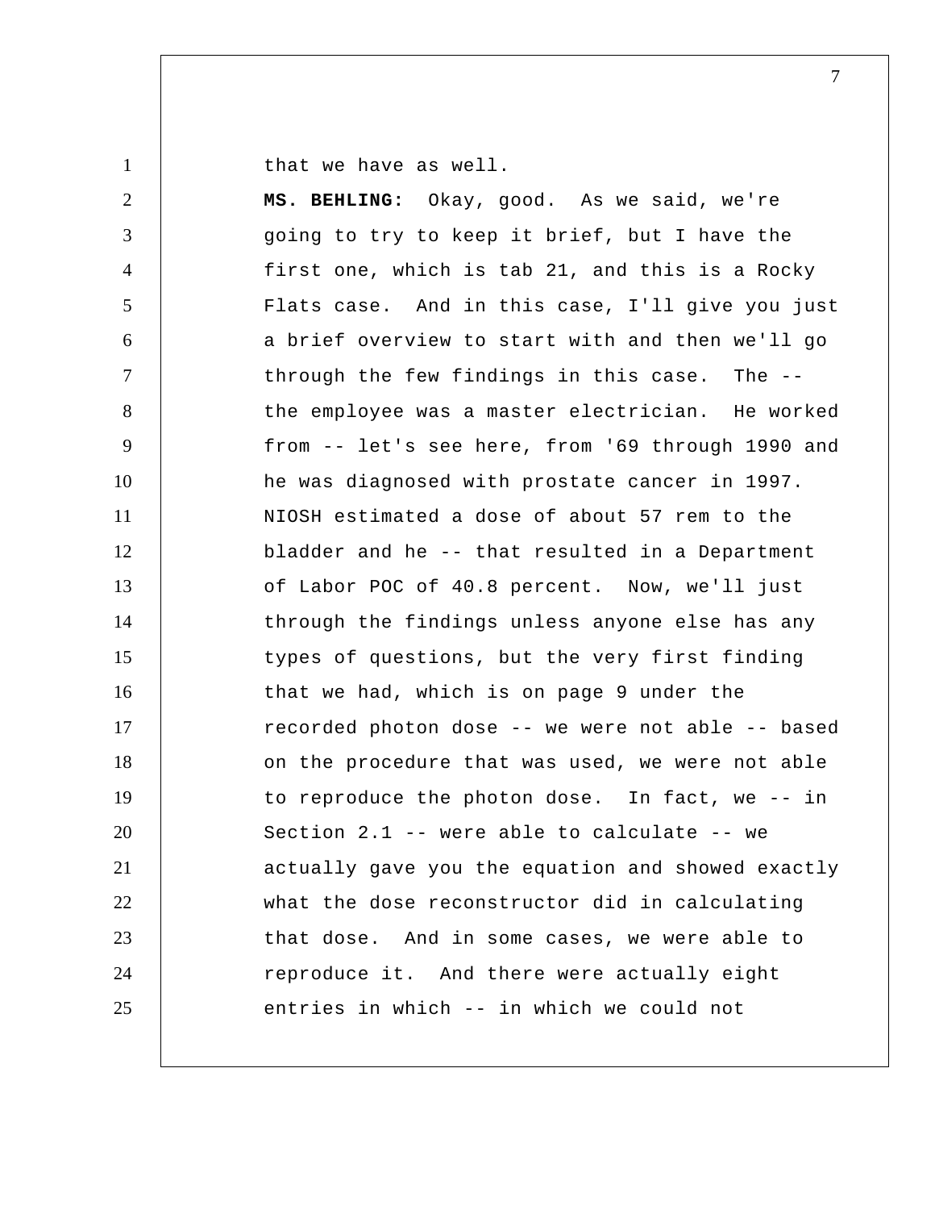that we have as well.

**MS. BEHLING:** Okay, good. As we said, we're going to try to keep it brief, but I have the first one, which is tab 21, and this is a Rocky Flats case. And in this case, I'll give you just a brief overview to start with and then we'll go through the few findings in this case. The -- the employee was a master electrician. He worked from -- let's see here, from '69 through 1990 and he was diagnosed with prostate cancer in 1997. NIOSH estimated a dose of about 57 rem to the bladder and he -- that resulted in a Department of Labor POC of 40.8 percent. Now, we'll just through the findings unless anyone else has any types of questions, but the very first finding that we had, which is on page 9 under the recorded photon dose -- we were not able -- based on the procedure that was used, we were not able to reproduce the photon dose. In fact, we -- in Section 2.1 -- were able to calculate -- we actually gave you the equation and showed exactly what the dose reconstructor did in calculating that dose. And in some cases, we were able to reproduce it. And there were actually eight entries in which -- in which we could not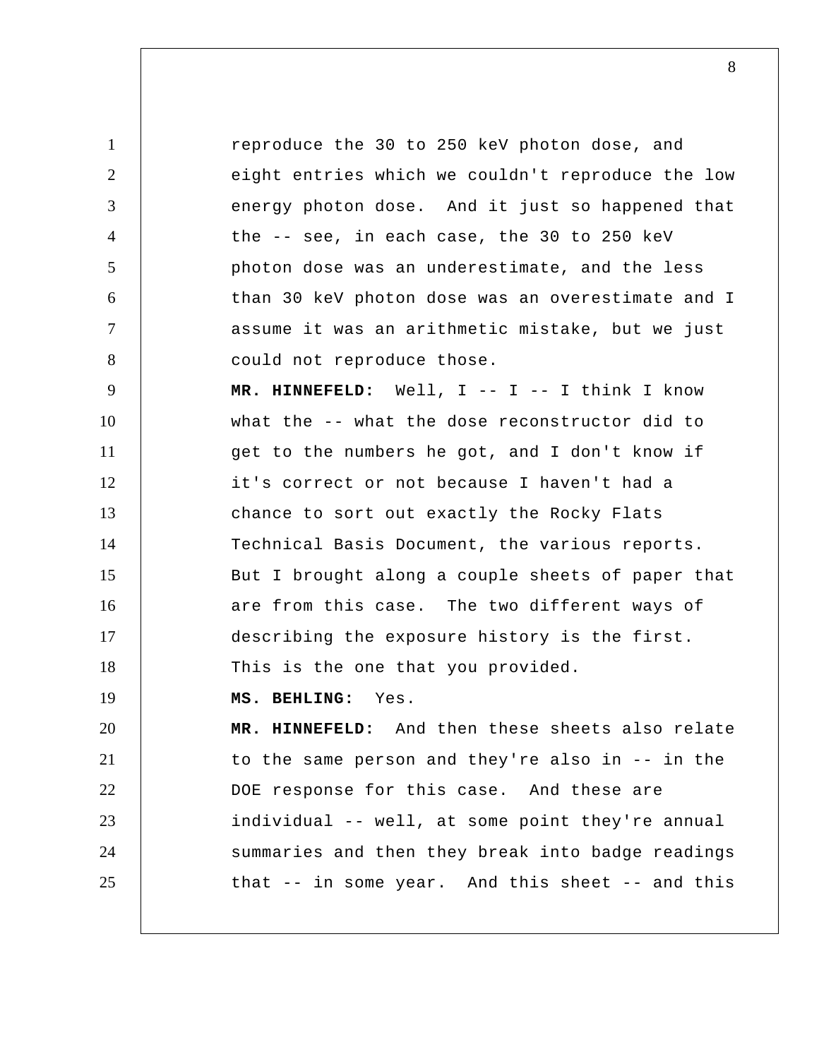reproduce the 30 to 250 keV photon dose, and eight entries which we couldn't reproduce the low energy photon dose. And it just so happened that the -- see, in each case, the 30 to 250 keV photon dose was an underestimate, and the less than 30 keV photon dose was an overestimate and I assume it was an arithmetic mistake, but we just could not reproduce those.

**MR. HINNEFELD:** Well, I -- I -- I think I know what the -- what the dose reconstructor did to get to the numbers he got, and I don't know if it's correct or not because I haven't had a chance to sort out exactly the Rocky Flats Technical Basis Document, the various reports. But I brought along a couple sheets of paper that are from this case. The two different ways of describing the exposure history is the first. This is the one that you provided.

**MS. BEHLING:** Yes.

**MR. HINNEFELD:** And then these sheets also relate to the same person and they're also in -- in the DOE response for this case. And these are individual -- well, at some point they're annual summaries and then they break into badge readings that -- in some year. And this sheet -- and this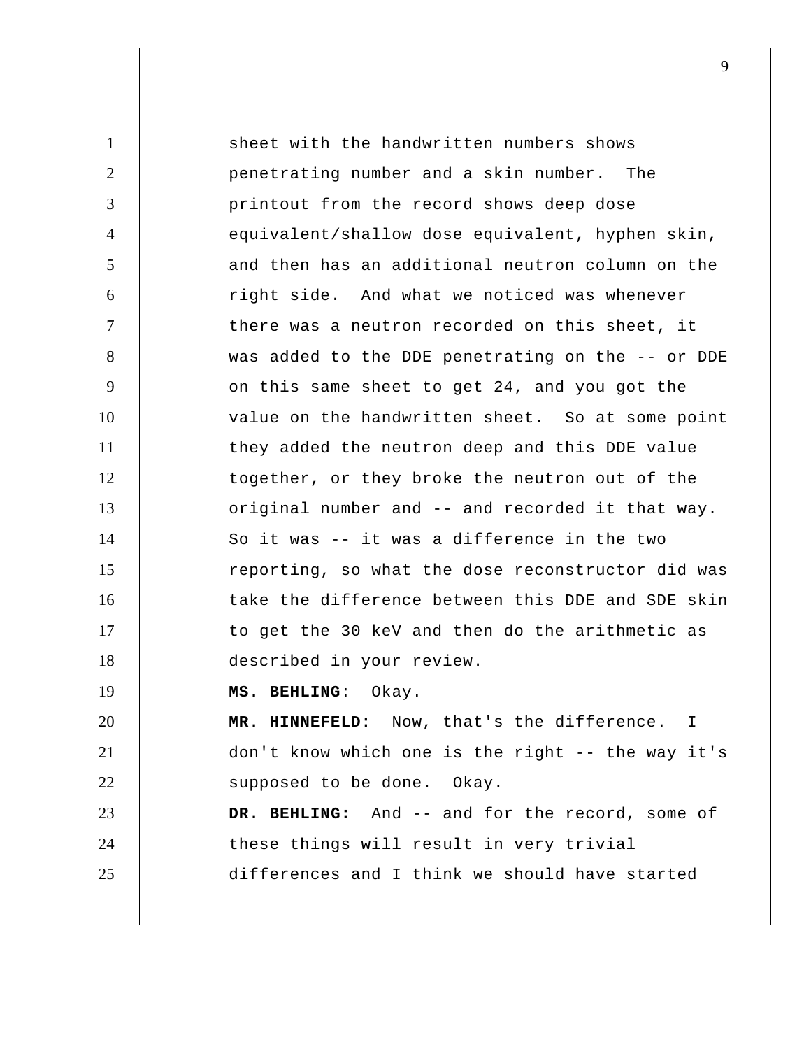sheet with the handwritten numbers shows penetrating number and a skin number. The printout from the record shows deep dose equivalent/shallow dose equivalent, hyphen skin, and then has an additional neutron column on the right side. And what we noticed was whenever there was a neutron recorded on this sheet, it was added to the DDE penetrating on the -- or DDE on this same sheet to get 24, and you got the value on the handwritten sheet. So at some point they added the neutron deep and this DDE value together, or they broke the neutron out of the original number and -- and recorded it that way. So it was -- it was a difference in the two reporting, so what the dose reconstructor did was take the difference between this DDE and SDE skin to get the 30 keV and then do the arithmetic as described in your review.

**MS. BEHLING**: Okay.

**MR. HINNEFELD:** Now, that's the difference. I don't know which one is the right -- the way it's supposed to be done. Okay.

**DR. BEHLING:** And -- and for the record, some of these things will result in very trivial differences and I think we should have started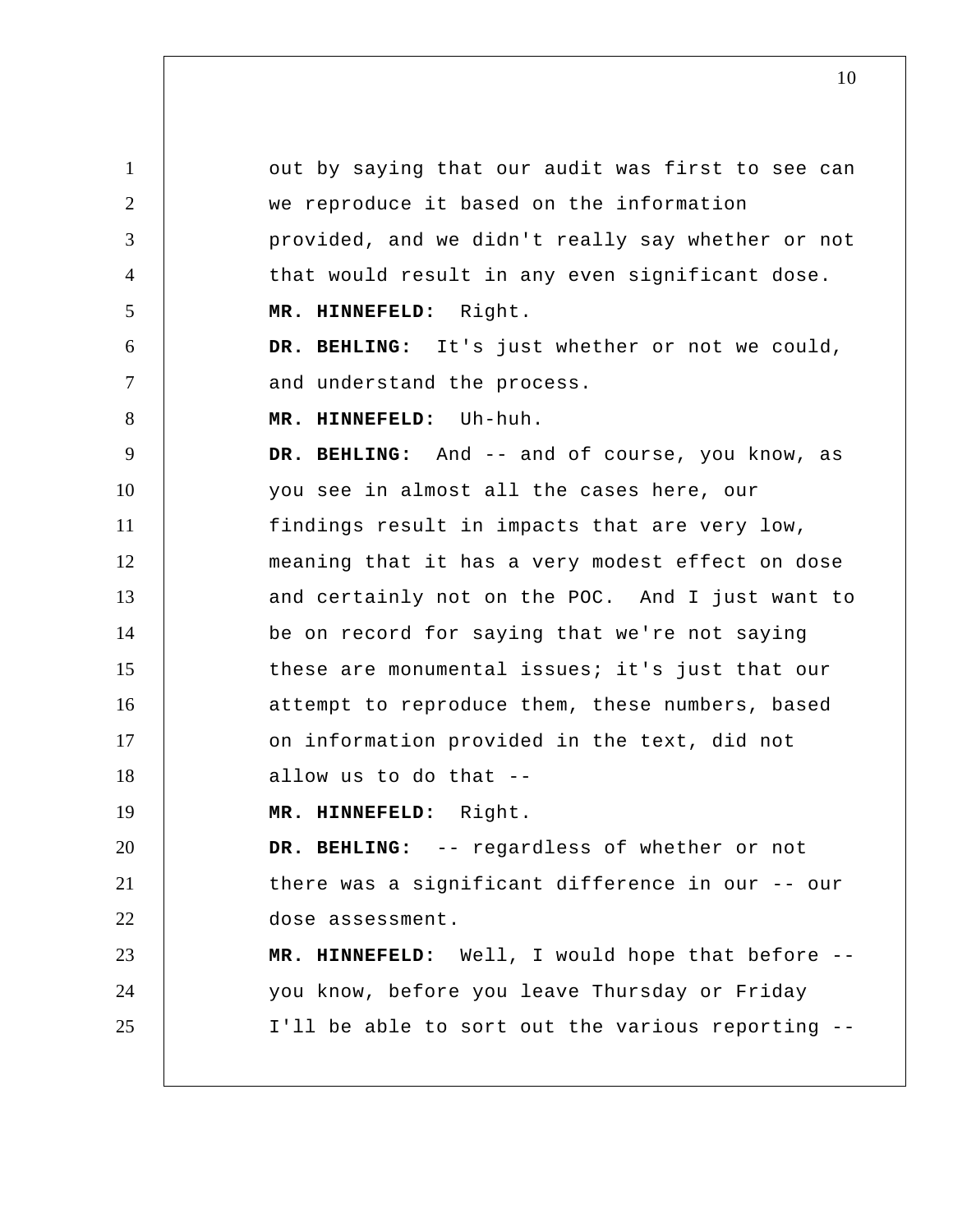out by saying that our audit was first to see can we reproduce it based on the information provided, and we didn't really say whether or not that would result in any even significant dose.

**MR. HINNEFELD:** Right.

**DR. BEHLING:** It's just whether or not we could, and understand the process.

**MR. HINNEFELD:** Uh-huh.

**DR. BEHLING:** And -- and of course, you know, as you see in almost all the cases here, our findings result in impacts that are very low, meaning that it has a very modest effect on dose and certainly not on the POC. And I just want to be on record for saying that we're not saying these are monumental issues; it's just that our attempt to reproduce them, these numbers, based on information provided in the text, did not allow us to do that --

**MR. HINNEFELD:** Right.

**DR. BEHLING:** -- regardless of whether or not there was a significant difference in our -- our dose assessment.

**MR. HINNEFELD:** Well, I would hope that before -- you know, before you leave Thursday or Friday I'll be able to sort out the various reporting --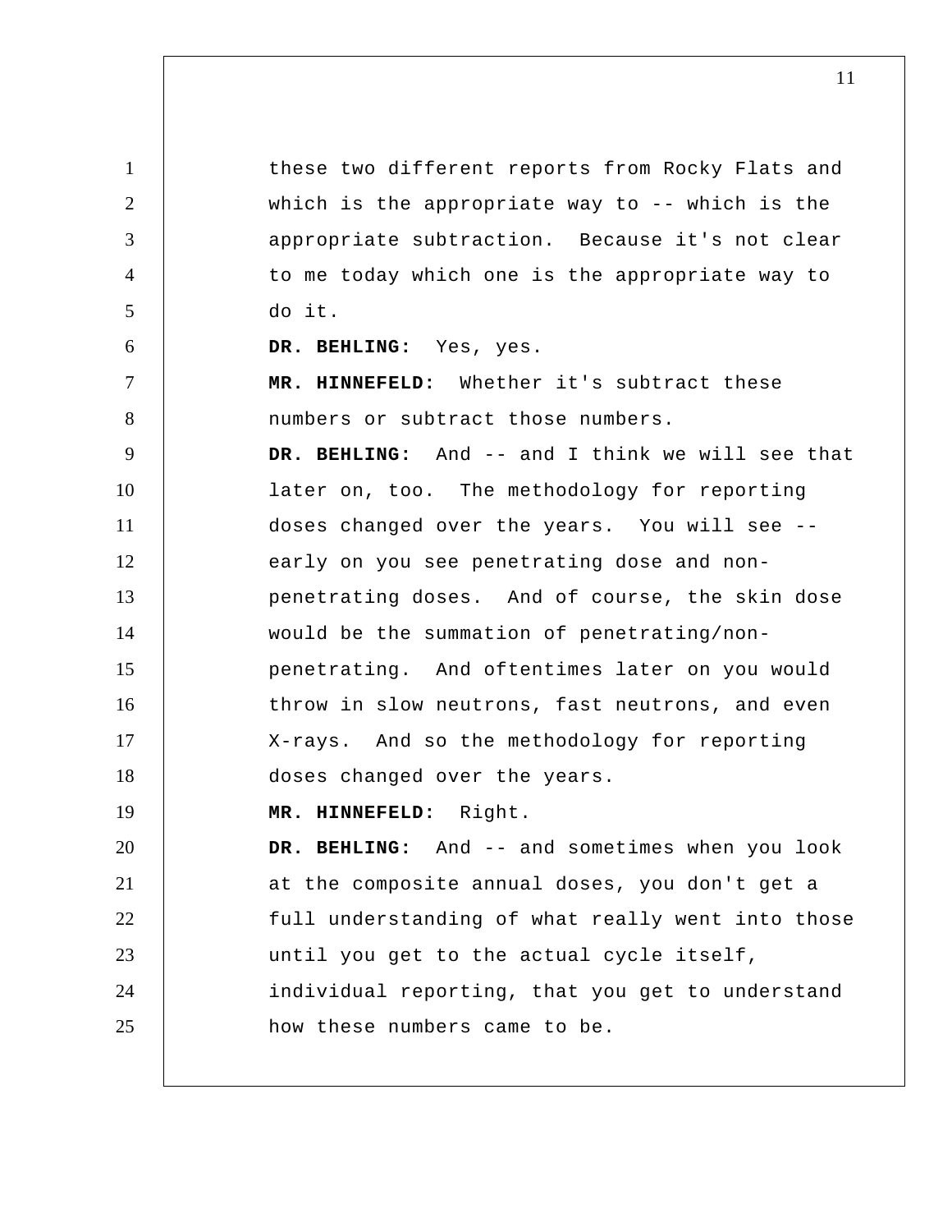these two different reports from Rocky Flats and which is the appropriate way to -- which is the appropriate subtraction. Because it's not clear to me today which one is the appropriate way to do it.

**DR. BEHLING:** Yes, yes.

**MR. HINNEFELD:** Whether it's subtract these numbers or subtract those numbers.

**DR. BEHLING:** And -- and I think we will see that later on, too. The methodology for reporting doses changed over the years. You will see -- early on you see penetrating dose and non-penetrating doses. And of course, the skin dose would be the summation of penetrating/non-penetrating. And oftentimes later on you would throw in slow neutrons, fast neutrons, and even X-rays. And so the methodology for reporting doses changed over the years.

**MR. HINNEFELD:** Right.

**DR. BEHLING:** And -- and sometimes when you look at the composite annual doses, you don't get a full understanding of what really went into those until you get to the actual cycle itself, individual reporting, that you get to understand how these numbers came to be.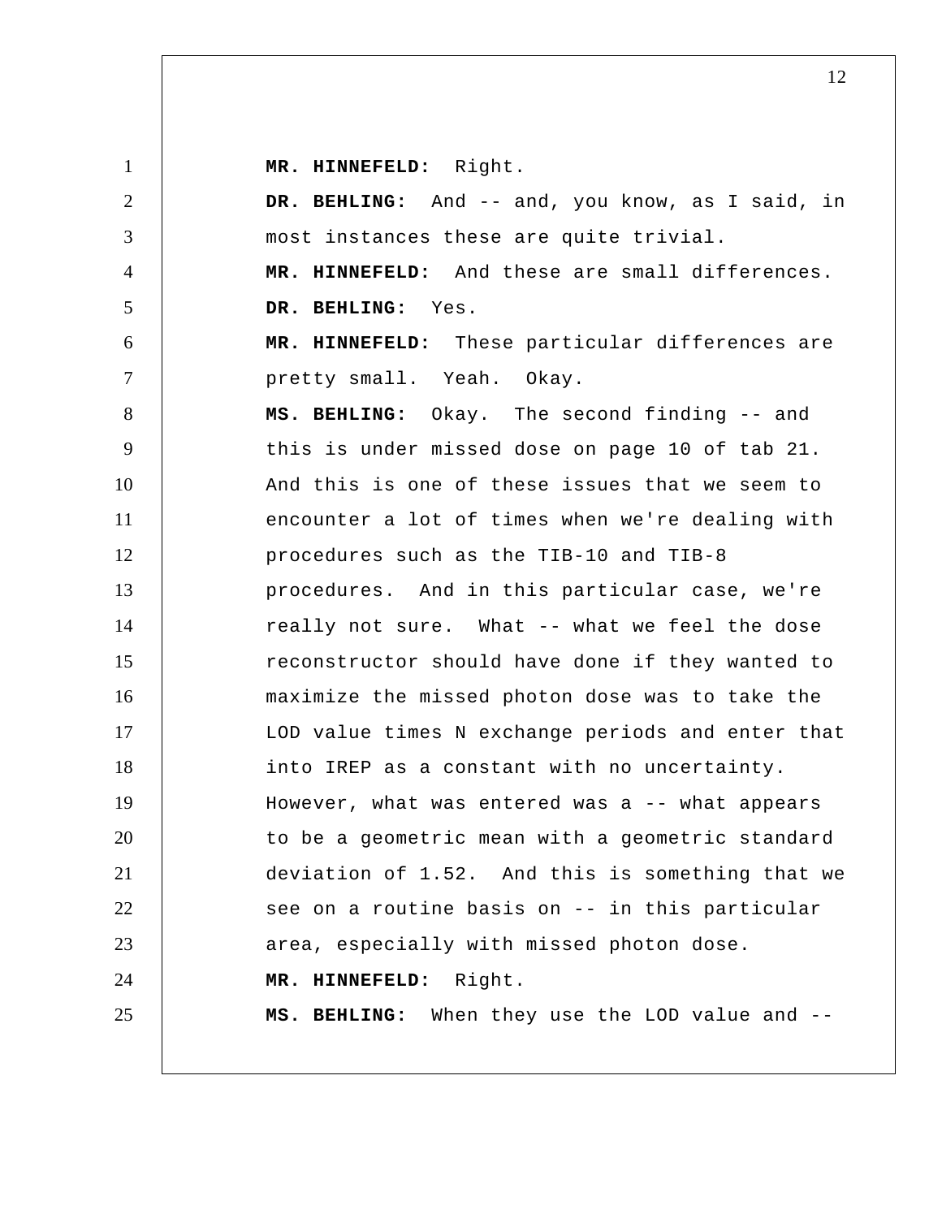**MR. HINNEFELD:** Right.

**DR. BEHLING:** And -- and, you know, as I said, in most instances these are quite trivial.

**MR. HINNEFELD:** And these are small differences.

**DR. BEHLING:** Yes.

**MR. HINNEFELD:** These particular differences are pretty small. Yeah. Okay.

**MS. BEHLING:** Okay. The second finding -- and this is under missed dose on page 10 of tab 21. And this is one of these issues that we seem to encounter a lot of times when we're dealing with procedures such as the TIB-10 and TIB-8 procedures. And in this particular case, we're really not sure. What -- what we feel the dose reconstructor should have done if they wanted to maximize the missed photon dose was to take the LOD value times N exchange periods and enter that into IREP as a constant with no uncertainty. However, what was entered was a -- what appears to be a geometric mean with a geometric standard deviation of 1.52. And this is something that we see on a routine basis on -- in this particular area, especially with missed photon dose.

**MR. HINNEFELD:** Right.

**MS. BEHLING:** When they use the LOD value and --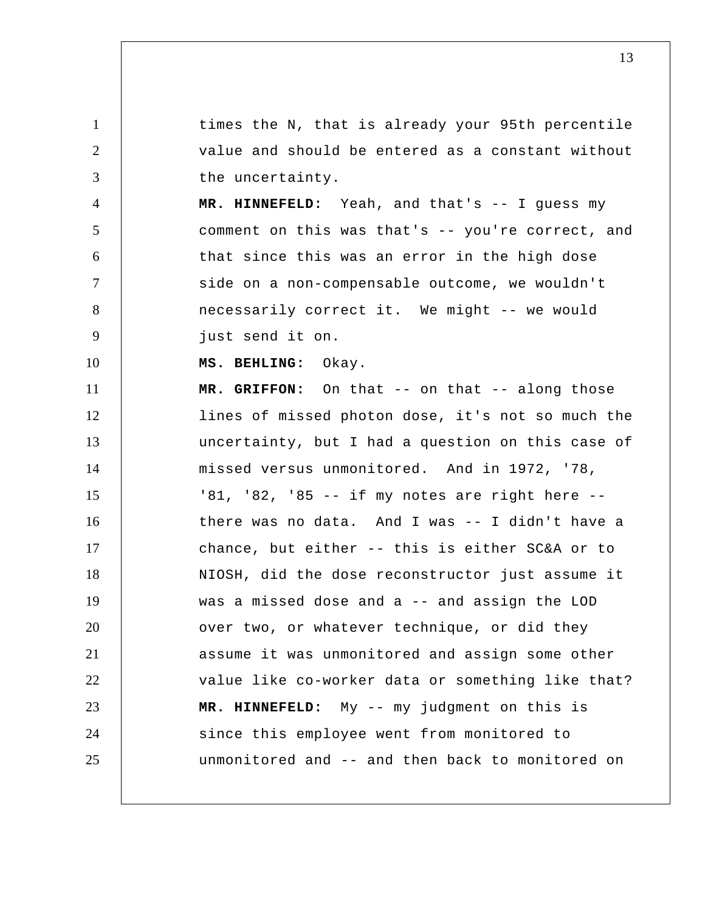times the N, that is already your 95th percentile value and should be entered as a constant without the uncertainty.

**MR. HINNEFELD:** Yeah, and that's -- I guess my comment on this was that's -- you're correct, and that since this was an error in the high dose side on a non-compensable outcome, we wouldn't necessarily correct it. We might -- we would just send it on.

**MS. BEHLING:** Okay.

**MR. GRIFFON:** On that -- on that -- along those lines of missed photon dose, it's not so much the uncertainty, but I had a question on this case of missed versus unmonitored. And in 1972, '78, '81, '82, '85 -- if my notes are right here -- there was no data. And I was -- I didn't have a chance, but either -- this is either SC&A or to NIOSH, did the dose reconstructor just assume it was a missed dose and a -- and assign the LOD over two, or whatever technique, or did they assume it was unmonitored and assign some other value like co-worker data or something like that?

**MR. HINNEFELD:** My -- my judgment on this is since this employee went from monitored to unmonitored and -- and then back to monitored on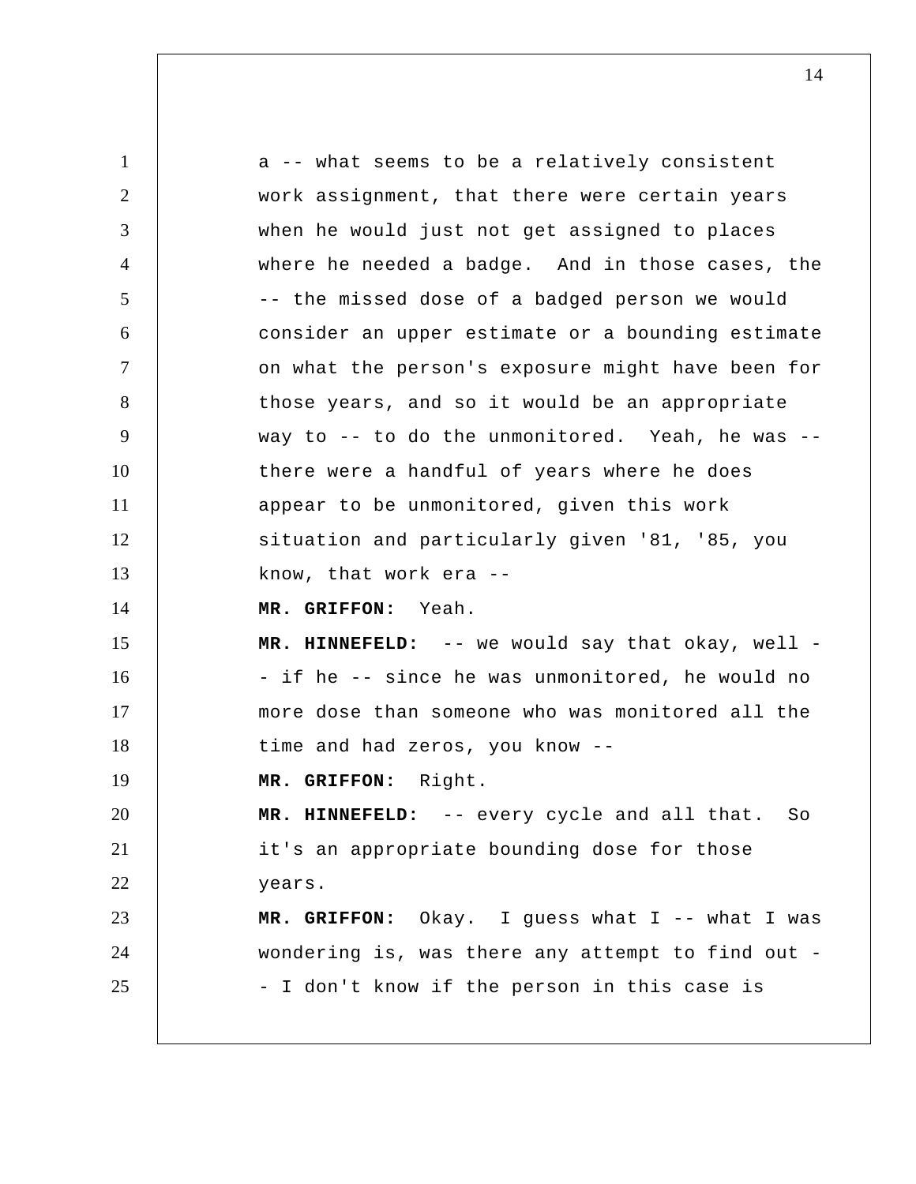a -- what seems to be a relatively consistent work assignment, that there were certain years when he would just not get assigned to places where he needed a badge. And in those cases, the -- the missed dose of a badged person we would consider an upper estimate or a bounding estimate on what the person's exposure might have been for those years, and so it would be an appropriate way to -- to do the unmonitored. Yeah, he was -- there were a handful of years where he does appear to be unmonitored, given this work situation and particularly given '81, '85, you know, that work era --

**MR. GRIFFON:** Yeah.

**MR. HINNEFELD:** -- we would say that okay, well -- if he -- since he was unmonitored, he would no more dose than someone who was monitored all the time and had zeros, you know --

**MR. GRIFFON:** Right.

**MR. HINNEFELD:** -- every cycle and all that. So it's an appropriate bounding dose for those years.

**MR. GRIFFON:** Okay. I guess what I -- what I was wondering is, was there any attempt to find out -- I don't know if the person in this case is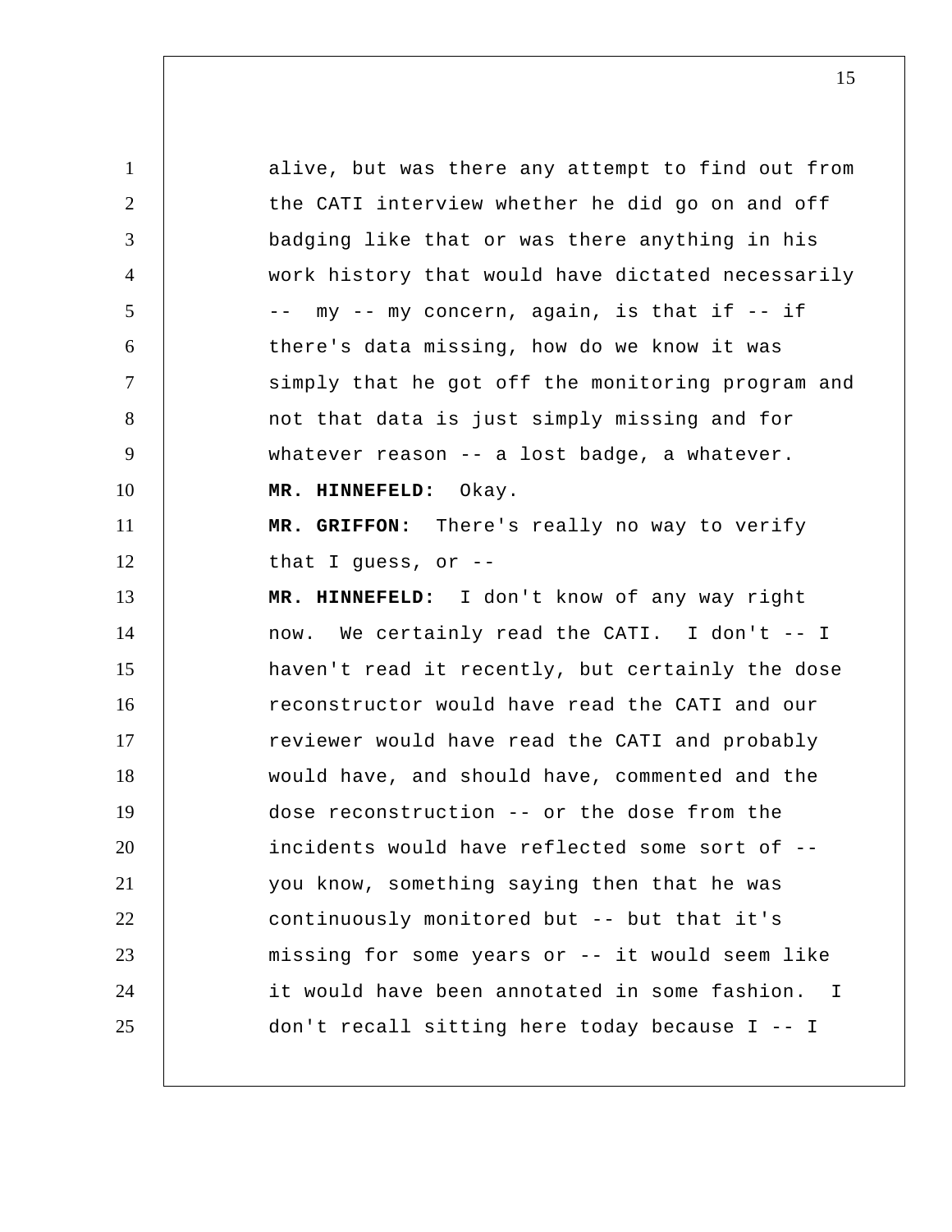alive, but was there any attempt to find out from the CATI interview whether he did go on and off badging like that or was there anything in his work history that would have dictated necessarily -- my -- my concern, again, is that if -- if there's data missing, how do we know it was simply that he got off the monitoring program and not that data is just simply missing and for whatever reason -- a lost badge, a whatever.

**MR. HINNEFELD:** Okay.

**MR. GRIFFON:** There's really no way to verify that I guess, or --

**MR. HINNEFELD:** I don't know of any way right now. We certainly read the CATI. I don't -- I haven't read it recently, but certainly the dose reconstructor would have read the CATI and our reviewer would have read the CATI and probably would have, and should have, commented and the dose reconstruction -- or the dose from the incidents would have reflected some sort of -- you know, something saying then that he was continuously monitored but -- but that it's missing for some years or -- it would seem like it would have been annotated in some fashion. I don't recall sitting here today because I -- I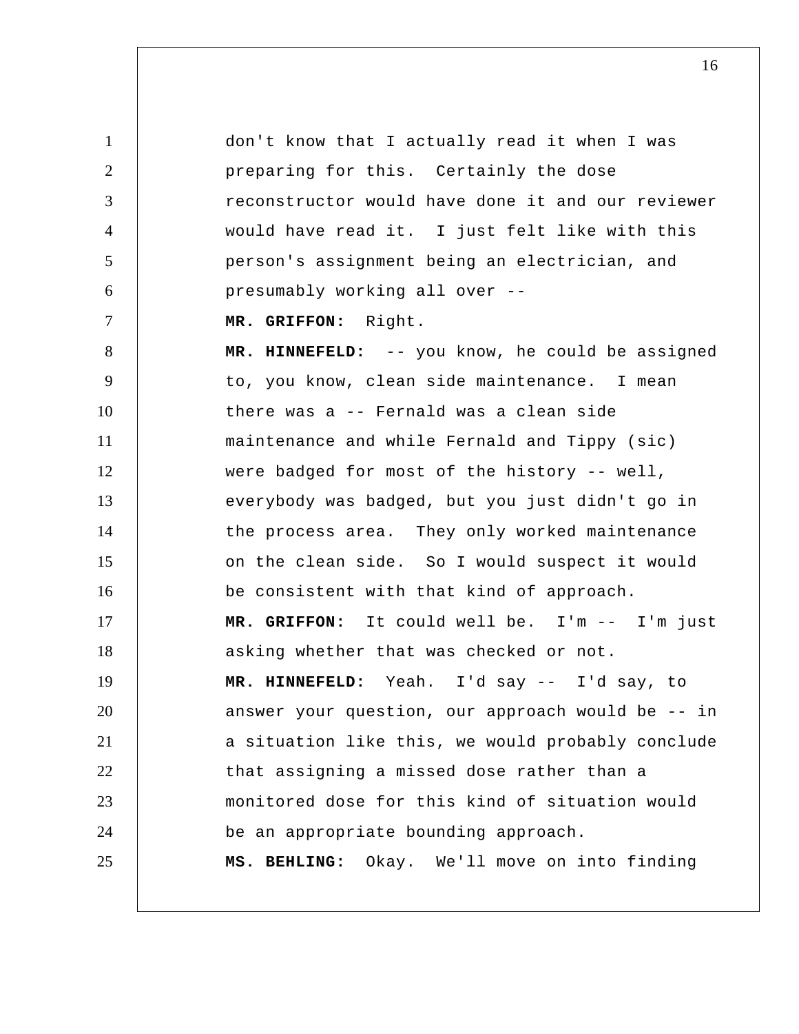don't know that I actually read it when I was preparing for this. Certainly the dose reconstructor would have done it and our reviewer would have read it. I just felt like with this person's assignment being an electrician, and presumably working all over --

**MR. GRIFFON:** Right.

**MR. HINNEFELD:** -- you know, he could be assigned to, you know, clean side maintenance. I mean there was a -- Fernald was a clean side maintenance and while Fernald and Tippy (sic) were badged for most of the history -- well, everybody was badged, but you just didn't go in the process area. They only worked maintenance on the clean side. So I would suspect it would be consistent with that kind of approach.

**MR. GRIFFON:** It could well be. I'm -- I'm just asking whether that was checked or not.

**MR. HINNEFELD:** Yeah. I'd say -- I'd say, to answer your question, our approach would be -- in a situation like this, we would probably conclude that assigning a missed dose rather than a monitored dose for this kind of situation would be an appropriate bounding approach.

**MS. BEHLING:** Okay. We'll move on into finding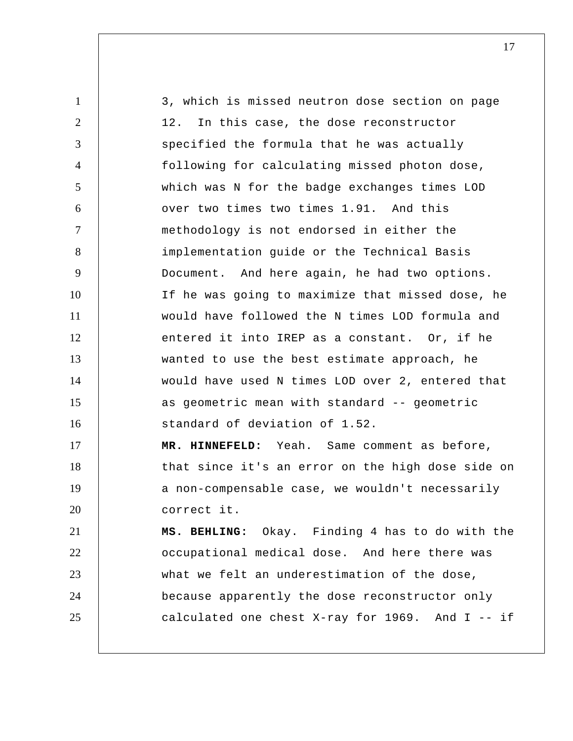3, which is missed neutron dose section on page 12. In this case, the dose reconstructor specified the formula that he was actually following for calculating missed photon dose, which was N for the badge exchanges times LOD over two times two times 1.91. And this methodology is not endorsed in either the implementation guide or the Technical Basis Document. And here again, he had two options. If he was going to maximize that missed dose, he would have followed the N times LOD formula and entered it into IREP as a constant. Or, if he wanted to use the best estimate approach, he would have used N times LOD over 2, entered that as geometric mean with standard -- geometric standard of deviation of 1.52.

**MR. HINNEFELD:** Yeah. Same comment as before, that since it's an error on the high dose side on a non-compensable case, we wouldn't necessarily correct it.

**MS. BEHLING:** Okay. Finding 4 has to do with the occupational medical dose. And here there was what we felt an underestimation of the dose, because apparently the dose reconstructor only calculated one chest X-ray for 1969. And I -- if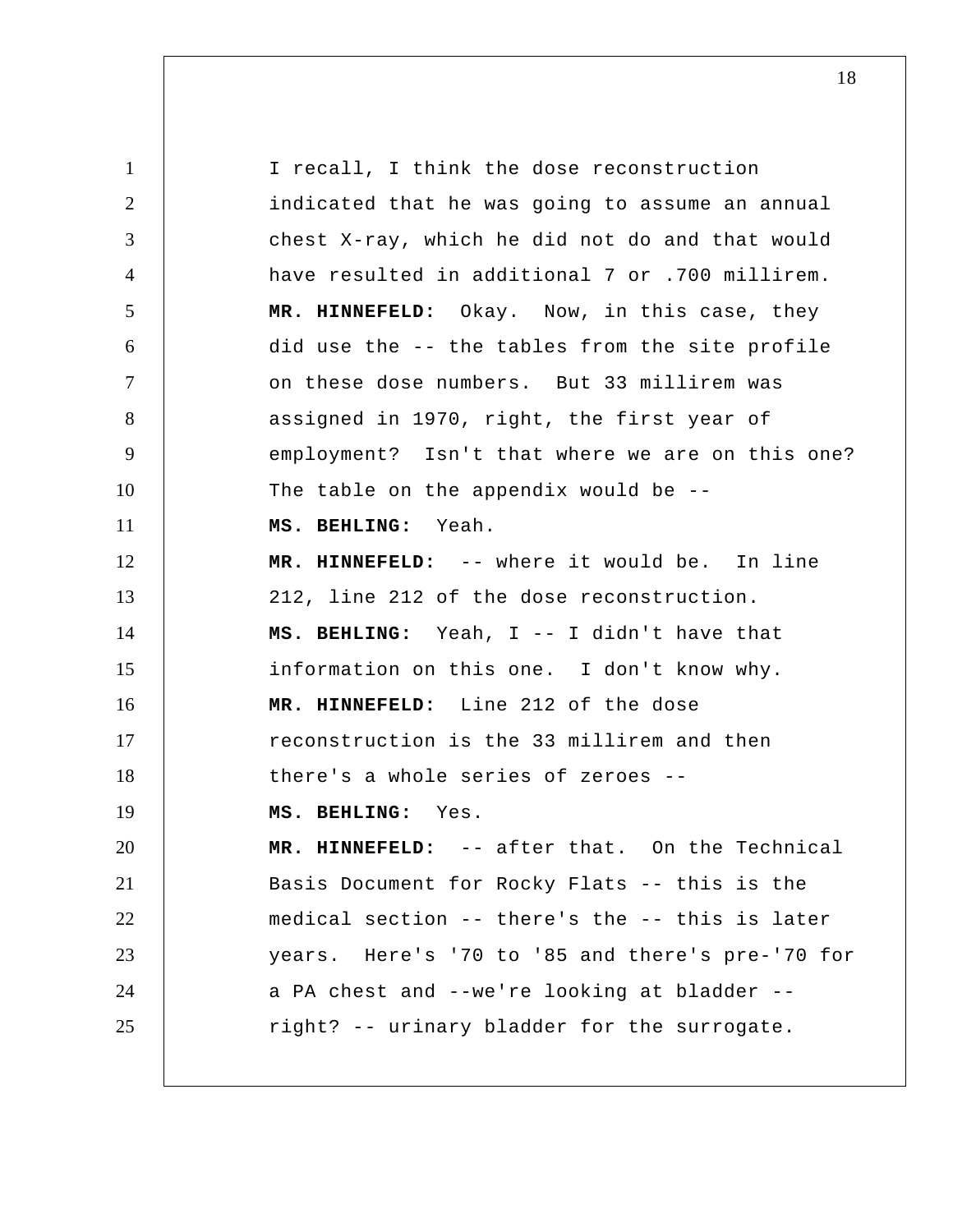I recall, I think the dose reconstruction indicated that he was going to assume an annual chest X-ray, which he did not do and that would have resulted in additional 7 or .700 millirem.

**MR. HINNEFELD:** Okay. Now, in this case, they did use the -- the tables from the site profile on these dose numbers. But 33 millirem was assigned in 1970, right, the first year of employment? Isn't that where we are on this one? The table on the appendix would be --

**MS. BEHLING:** Yeah.

**MR. HINNEFELD:** -- where it would be. In line 212, line 212 of the dose reconstruction.

**MS. BEHLING:** Yeah, I -- I didn't have that information on this one. I don't know why.

**MR. HINNEFELD:** Line 212 of the dose reconstruction is the 33 millirem and then there's a whole series of zeroes --

**MS. BEHLING:** Yes.

**MR. HINNEFELD:** -- after that. On the Technical Basis Document for Rocky Flats -- this is the medical section -- there's the -- this is later years. Here's '70 to '85 and there's pre-'70 for a PA chest and --we're looking at bladder -- right? -- urinary bladder for the surrogate.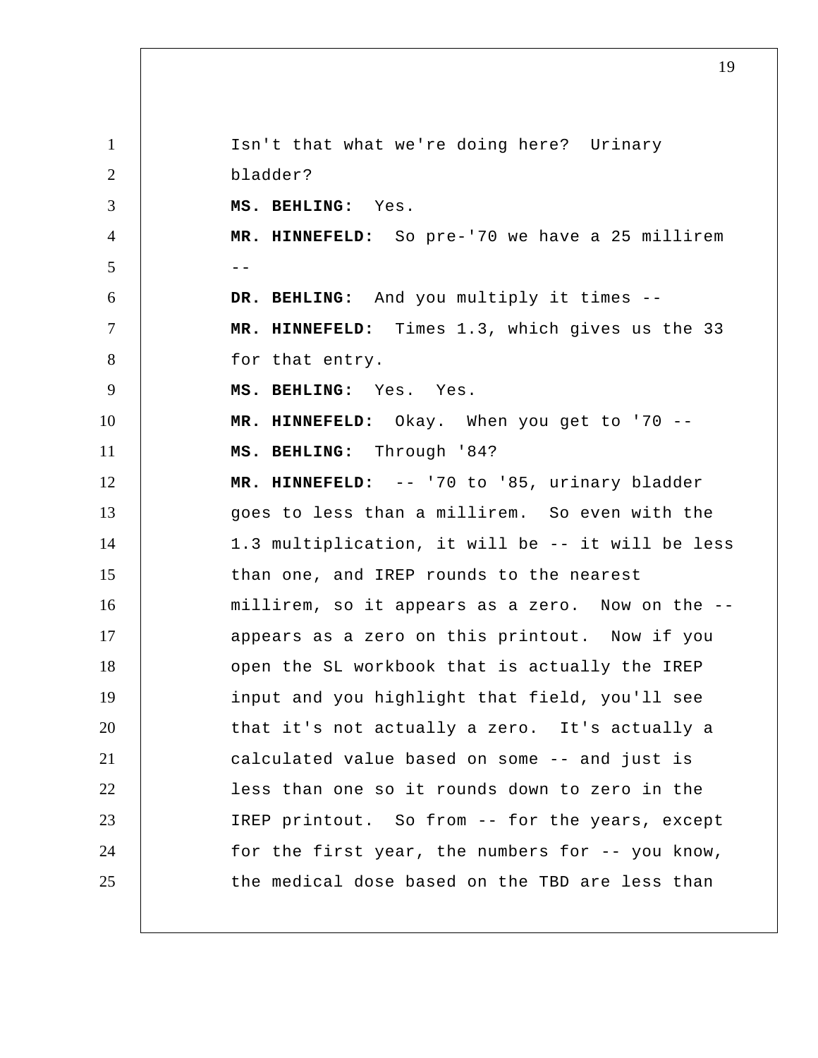Isn't that what we're doing here? Urinary bladder?

**MS. BEHLING:** Yes.

**MR. HINNEFELD:** So pre-'70 we have a 25 millirem --

**DR. BEHLING:** And you multiply it times --

**MR. HINNEFELD:** Times 1.3, which gives us the 33 for that entry.

**MS. BEHLING:** Yes. Yes.

**MR. HINNEFELD:** Okay. When you get to '70 --

**MS. BEHLING:** Through '84?

**MR. HINNEFELD:** -- '70 to '85, urinary bladder goes to less than a millirem. So even with the 1.3 multiplication, it will be -- it will be less than one, and IREP rounds to the nearest millirem, so it appears as a zero. Now on the -- appears as a zero on this printout. Now if you open the SL workbook that is actually the IREP input and you highlight that field, you'll see that it's not actually a zero. It's actually a calculated value based on some -- and just is less than one so it rounds down to zero in the IREP printout. So from -- for the years, except for the first year, the numbers for -- you know, the medical dose based on the TBD are less than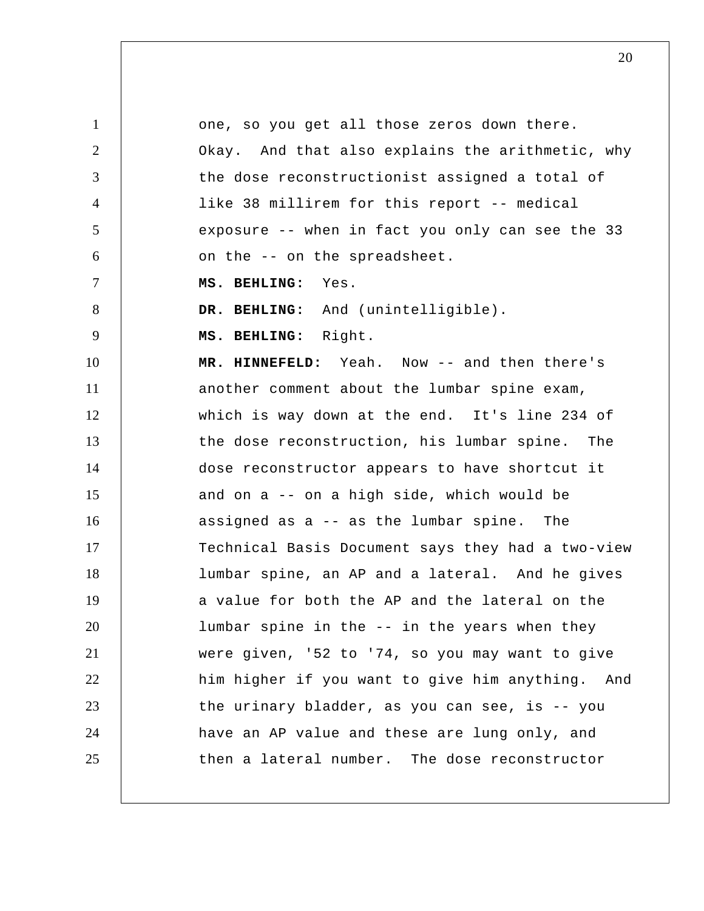one, so you get all those zeros down there. Okay. And that also explains the arithmetic, why the dose reconstructionist assigned a total of like 38 millirem for this report -- medical exposure -- when in fact you only can see the 33 on the -- on the spreadsheet.

**MS. BEHLING:** Yes.

**DR. BEHLING:** And (unintelligible).

**MS. BEHLING:** Right.

**MR. HINNEFELD:** Yeah. Now -- and then there's another comment about the lumbar spine exam, which is way down at the end. It's line 234 of the dose reconstruction, his lumbar spine. The dose reconstructor appears to have shortcut it and on a -- on a high side, which would be assigned as a -- as the lumbar spine. The Technical Basis Document says they had a two-view lumbar spine, an AP and a lateral. And he gives a value for both the AP and the lateral on the lumbar spine in the -- in the years when they were given, '52 to '74, so you may want to give him higher if you want to give him anything. And the urinary bladder, as you can see, is -- you have an AP value and these are lung only, and then a lateral number. The dose reconstructor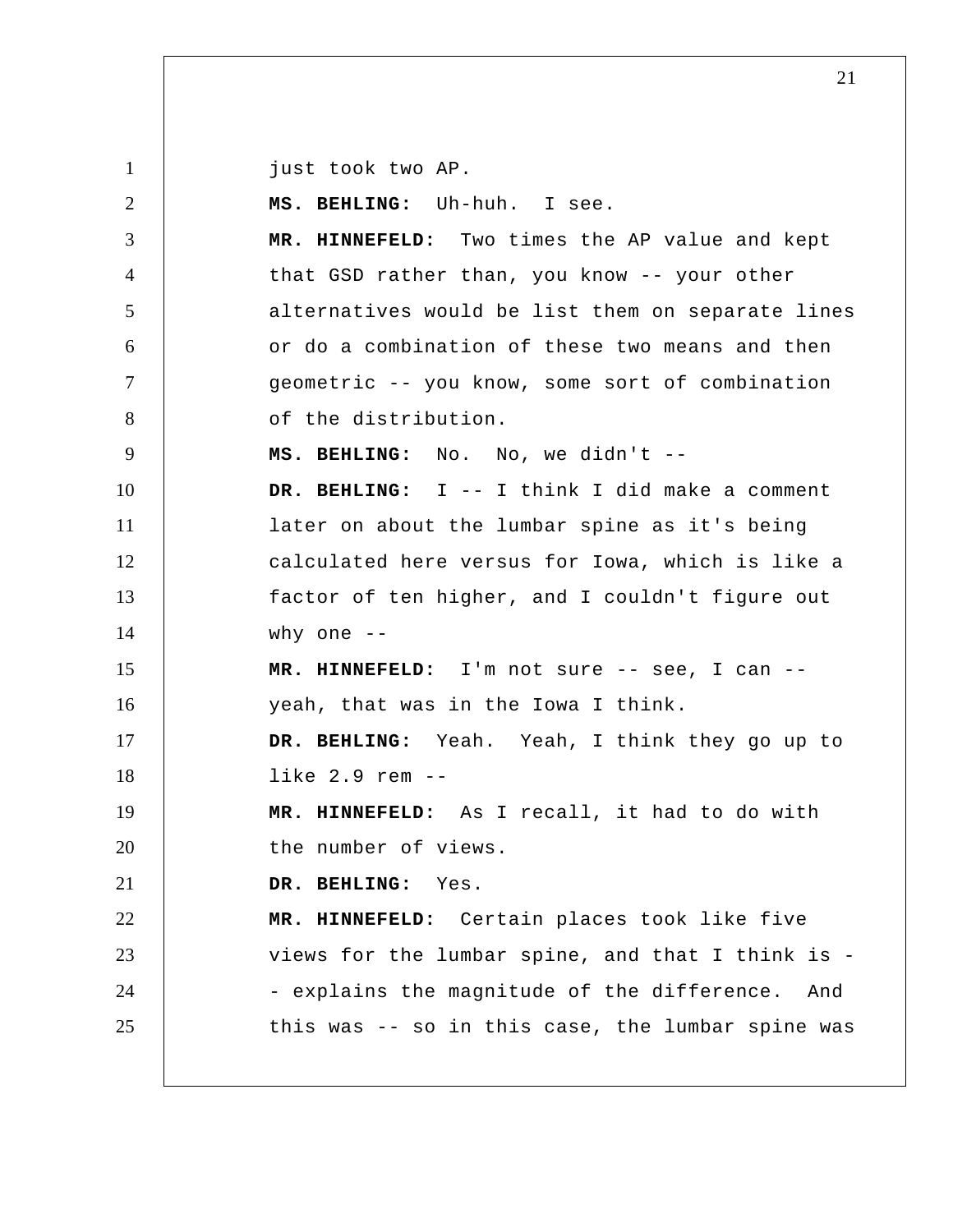just took two AP.

**MS. BEHLING:** Uh-huh. I see.

**MR. HINNEFELD:** Two times the AP value and kept that GSD rather than, you know -- your other alternatives would be list them on separate lines or do a combination of these two means and then geometric -- you know, some sort of combination of the distribution.

**MS. BEHLING:** No. No, we didn't --

**DR. BEHLING:** I -- I think I did make a comment later on about the lumbar spine as it's being calculated here versus for Iowa, which is like a factor of ten higher, and I couldn't figure out why one --

**MR. HINNEFELD:** I'm not sure -- see, I can -- yeah, that was in the Iowa I think.

**DR. BEHLING:** Yeah. Yeah, I think they go up to like 2.9 rem --

**MR. HINNEFELD:** As I recall, it had to do with the number of views.

**DR. BEHLING:** Yes.

**MR. HINNEFELD:** Certain places took like five views for the lumbar spine, and that I think is -- explains the magnitude of the difference. And this was -- so in this case, the lumbar spine was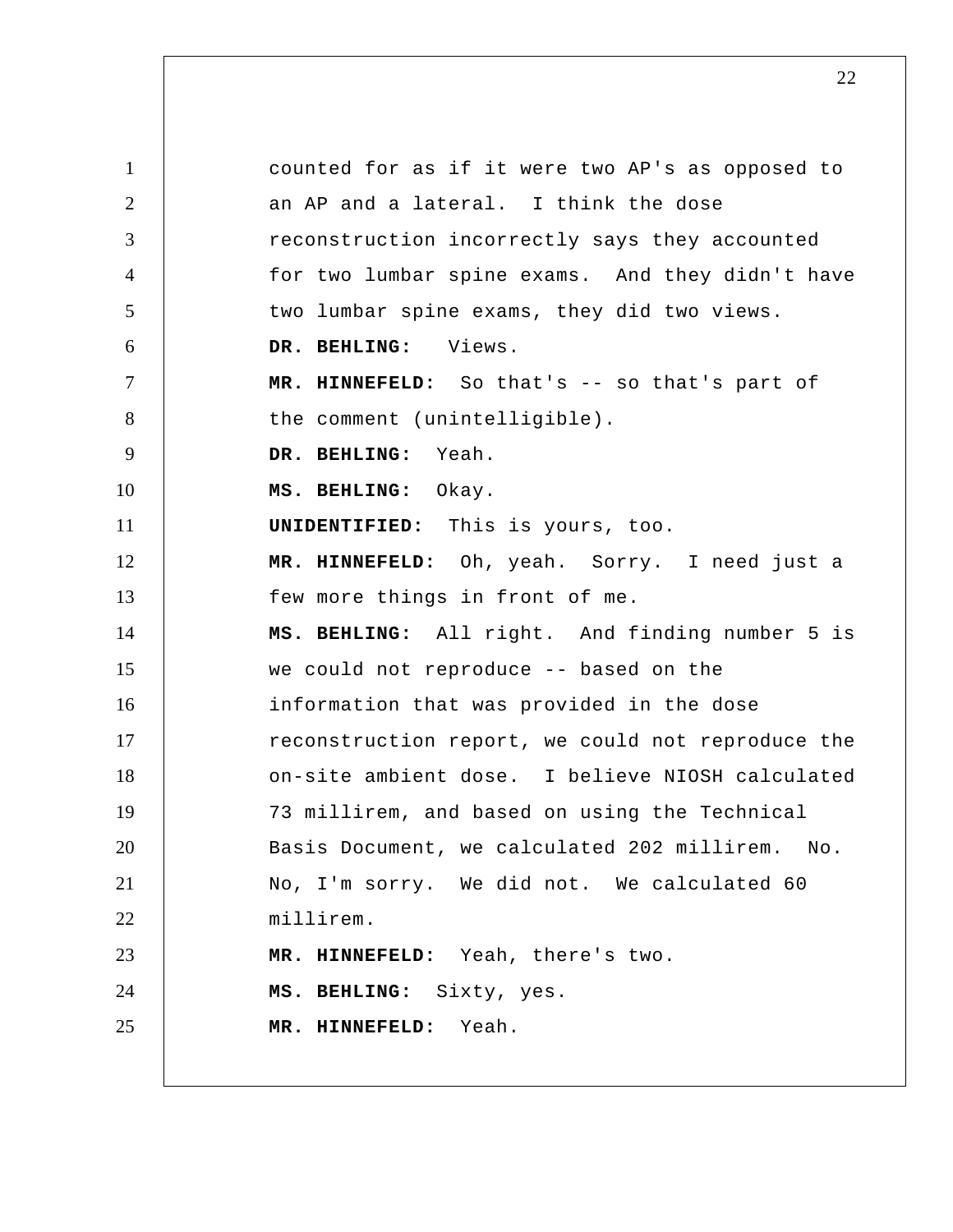counted for as if it were two AP's as opposed to an AP and a lateral. I think the dose reconstruction incorrectly says they accounted for two lumbar spine exams. And they didn't have two lumbar spine exams, they did two views.

**DR. BEHLING:** Views.

**MR. HINNEFELD:** So that's -- so that's part of the comment (unintelligible).

**DR. BEHLING:** Yeah.

**MS. BEHLING:** Okay.

**UNIDENTIFIED:** This is yours, too.

**MR. HINNEFELD:** Oh, yeah. Sorry. I need just a few more things in front of me.

**MS. BEHLING:** All right. And finding number 5 is we could not reproduce -- based on the information that was provided in the dose reconstruction report, we could not reproduce the on-site ambient dose. I believe NIOSH calculated 73 millirem, and based on using the Technical Basis Document, we calculated 202 millirem. No. No, I'm sorry. We did not. We calculated 60 millirem.

**MR. HINNEFELD:** Yeah, there's two.

**MS. BEHLING:** Sixty, yes.

**MR. HINNEFELD:** Yeah.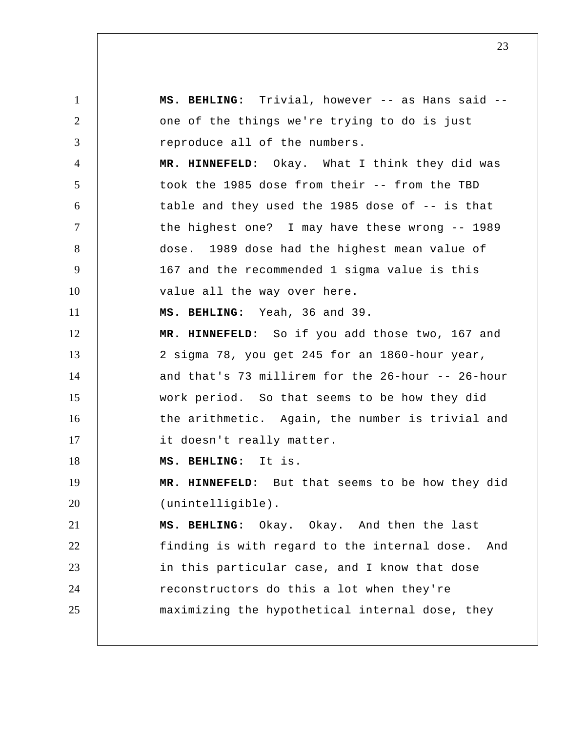**MS. BEHLING:** Trivial, however -- as Hans said -- one of the things we're trying to do is just reproduce all of the numbers.

**MR. HINNEFELD:** Okay. What I think they did was took the 1985 dose from their -- from the TBD table and they used the 1985 dose of -- is that the highest one? I may have these wrong -- 1989 dose. 1989 dose had the highest mean value of 167 and the recommended 1 sigma value is this value all the way over here.

**MS. BEHLING:** Yeah, 36 and 39.

**MR. HINNEFELD:** So if you add those two, 167 and 2 sigma 78, you get 245 for an 1860-hour year, and that's 73 millirem for the 26-hour -- 26-hour work period. So that seems to be how they did the arithmetic. Again, the number is trivial and it doesn't really matter.

**MS. BEHLING:** It is.

**MR. HINNEFELD:** But that seems to be how they did (unintelligible).

**MS. BEHLING:** Okay. Okay. And then the last finding is with regard to the internal dose. And in this particular case, and I know that dose reconstructors do this a lot when they're maximizing the hypothetical internal dose, they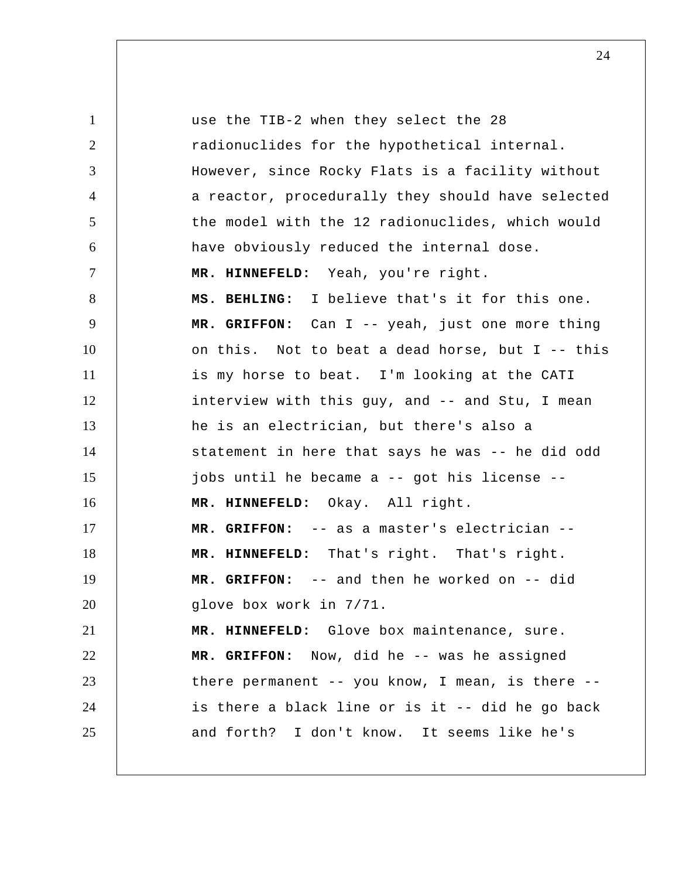use the TIB-2 when they select the 28 radionuclides for the hypothetical internal. However, since Rocky Flats is a facility without a reactor, procedurally they should have selected the model with the 12 radionuclides, which would have obviously reduced the internal dose.

**MR. HINNEFELD:** Yeah, you're right.

**MS. BEHLING:** I believe that's it for this one.

**MR. GRIFFON:** Can I -- yeah, just one more thing on this. Not to beat a dead horse, but I -- this is my horse to beat. I'm looking at the CATI interview with this guy, and -- and Stu, I mean he is an electrician, but there's also a statement in here that says he was -- he did odd jobs until he became a -- got his license --

**MR. HINNEFELD:** Okay. All right.

**MR. GRIFFON:** -- as a master's electrician --

**MR. HINNEFELD:** That's right. That's right.

**MR. GRIFFON:** -- and then he worked on -- did glove box work in 7/71.

**MR. HINNEFELD:** Glove box maintenance, sure.

**MR. GRIFFON:** Now, did he -- was he assigned there permanent -- you know, I mean, is there -- is there a black line or is it -- did he go back and forth? I don't know. It seems like he's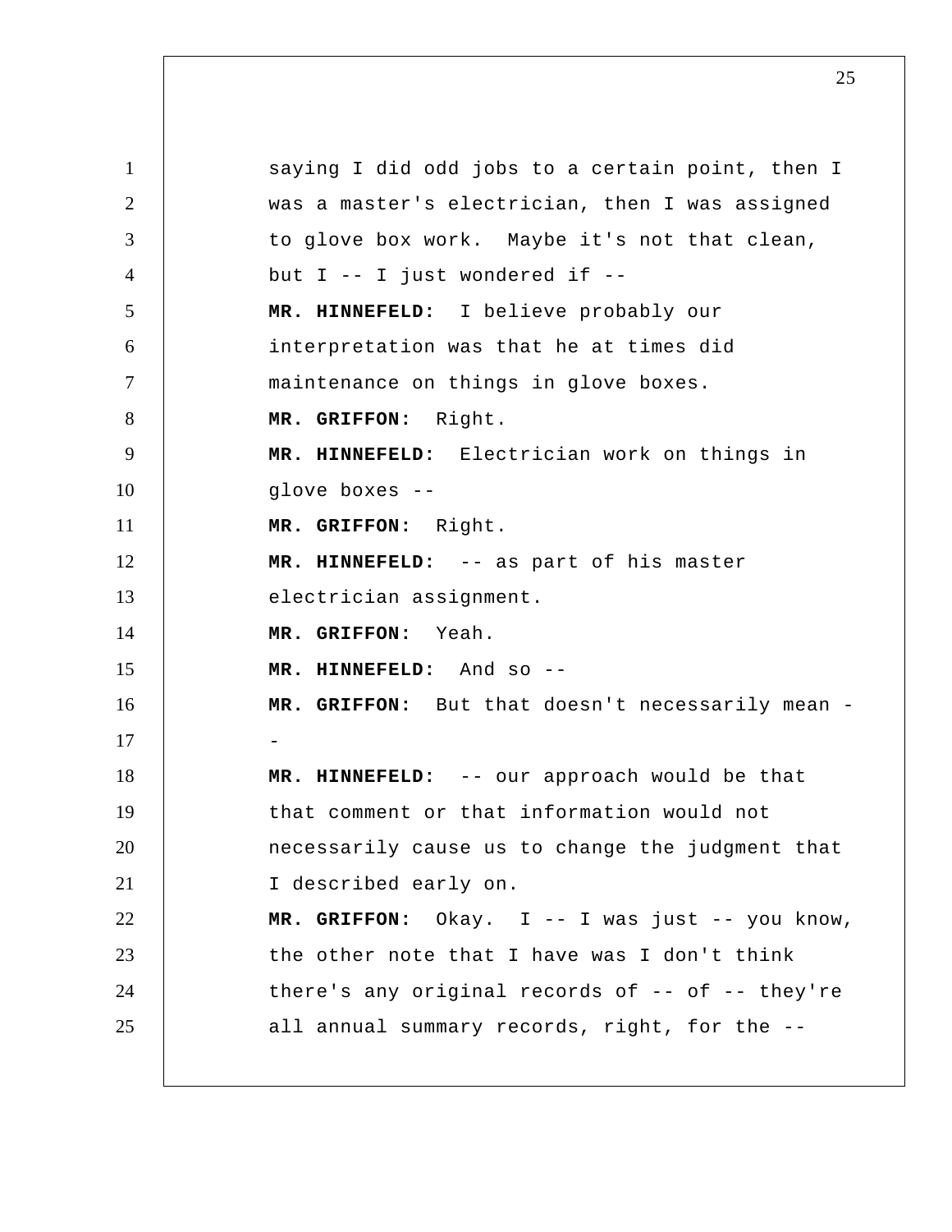saying I did odd jobs to a certain point, then I was a master's electrician, then I was assigned to glove box work. Maybe it's not that clean, but I -- I just wondered if --

**MR. HINNEFELD:** I believe probably our interpretation was that he at times did maintenance on things in glove boxes.

**MR. GRIFFON:** Right.

**MR. HINNEFELD:** Electrician work on things in glove boxes --

**MR. GRIFFON:** Right.

**MR. HINNEFELD:** -- as part of his master electrician assignment.

**MR. GRIFFON:** Yeah.

**MR. HINNEFELD:** And so --

**MR. GRIFFON:** But that doesn't necessarily mean --

**MR. HINNEFELD:** -- our approach would be that that comment or that information would not necessarily cause us to change the judgment that I described early on.

**MR. GRIFFON:** Okay. I -- I was just -- you know, the other note that I have was I don't think there's any original records of -- of -- they're all annual summary records, right, for the --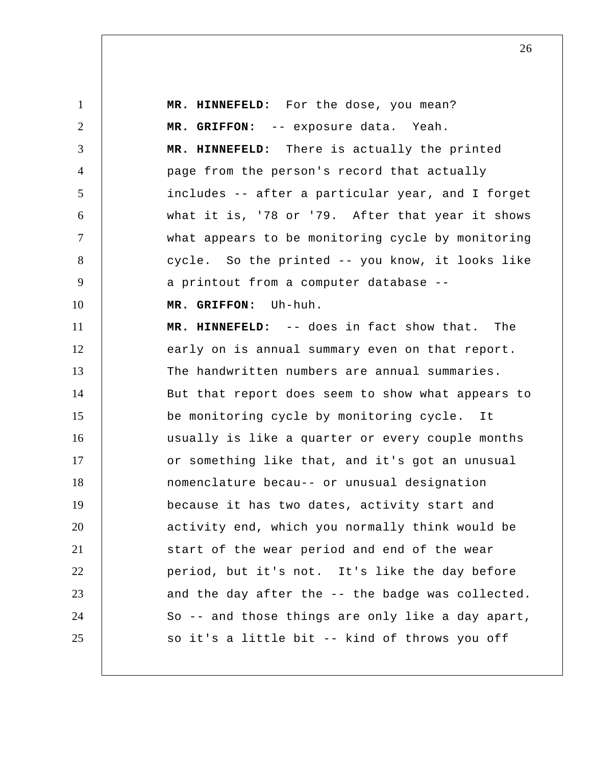**MR. HINNEFELD:** For the dose, you mean?

**MR. GRIFFON:** -- exposure data. Yeah.

**MR. HINNEFELD:** There is actually the printed page from the person's record that actually includes -- after a particular year, and I forget what it is, '78 or '79. After that year it shows what appears to be monitoring cycle by monitoring cycle. So the printed -- you know, it looks like a printout from a computer database --

**MR. GRIFFON:** Uh-huh.

**MR. HINNEFELD:** -- does in fact show that. The early on is annual summary even on that report. The handwritten numbers are annual summaries. But that report does seem to show what appears to be monitoring cycle by monitoring cycle. It usually is like a quarter or every couple months or something like that, and it's got an unusual nomenclature becau-- or unusual designation because it has two dates, activity start and activity end, which you normally think would be start of the wear period and end of the wear period, but it's not. It's like the day before and the day after the -- the badge was collected. So -- and those things are only like a day apart, so it's a little bit -- kind of throws you off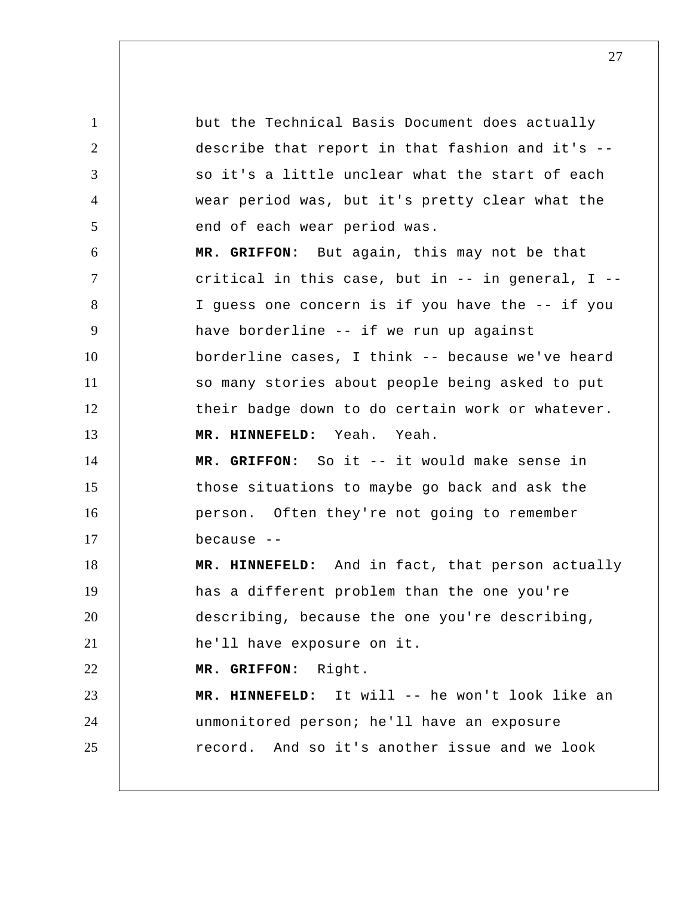but the Technical Basis Document does actually describe that report in that fashion and it's -- so it's a little unclear what the start of each wear period was, but it's pretty clear what the end of each wear period was.

**MR. GRIFFON:** But again, this may not be that critical in this case, but in -- in general, I -- I guess one concern is if you have the -- if you have borderline -- if we run up against borderline cases, I think -- because we've heard so many stories about people being asked to put their badge down to do certain work or whatever.

**MR. HINNEFELD:** Yeah. Yeah.

**MR. GRIFFON:** So it -- it would make sense in those situations to maybe go back and ask the person. Often they're not going to remember because --

**MR. HINNEFELD:** And in fact, that person actually has a different problem than the one you're describing, because the one you're describing, he'll have exposure on it.

**MR. GRIFFON:** Right.

**MR. HINNEFELD:** It will -- he won't look like an unmonitored person; he'll have an exposure record. And so it's another issue and we look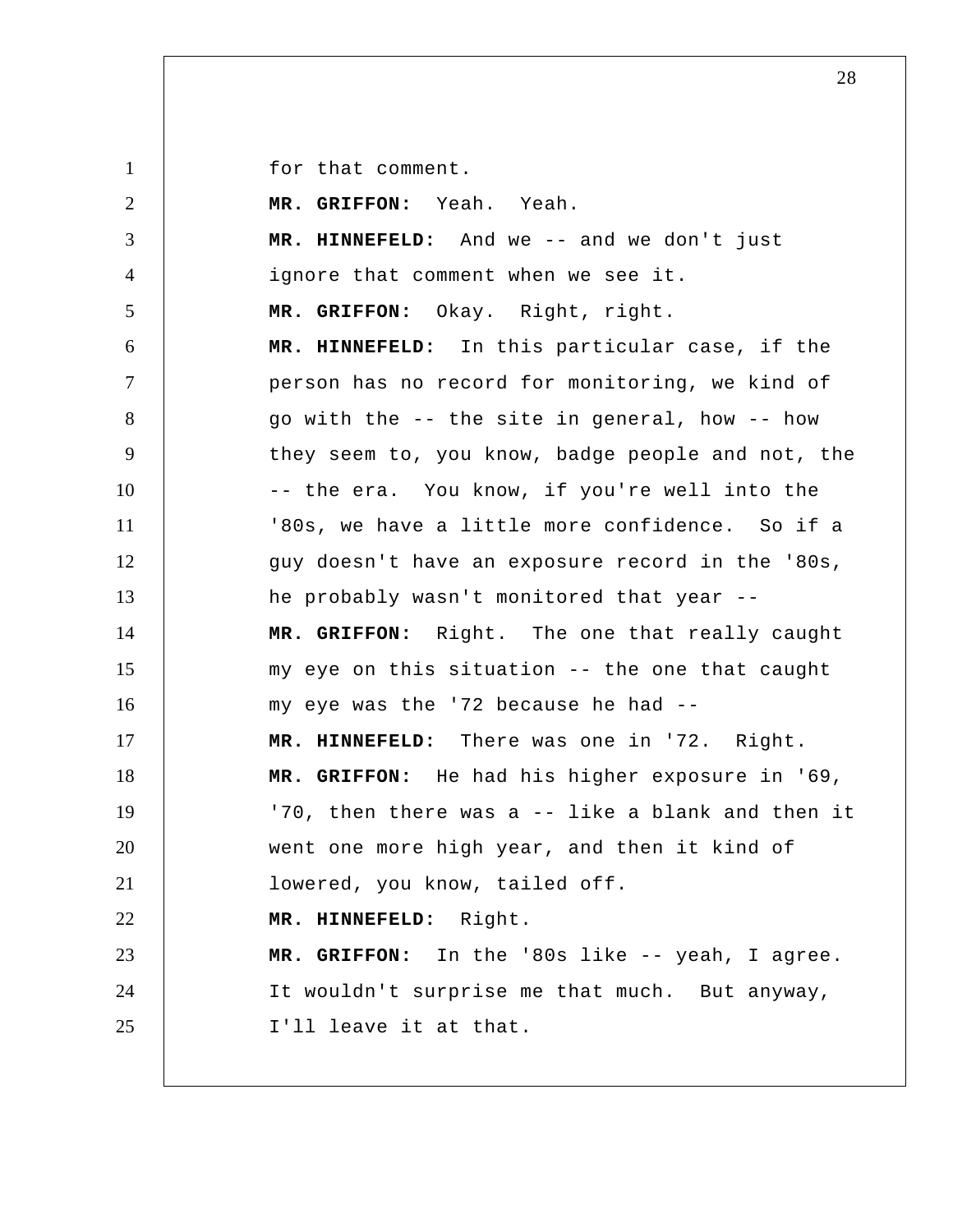for that comment.

**MR. GRIFFON:** Yeah. Yeah.

**MR. HINNEFELD:** And we -- and we don't just ignore that comment when we see it.

**MR. GRIFFON:** Okay. Right, right.

**MR. HINNEFELD:** In this particular case, if the person has no record for monitoring, we kind of go with the -- the site in general, how -- how they seem to, you know, badge people and not, the -- the era. You know, if you're well into the '80s, we have a little more confidence. So if a guy doesn't have an exposure record in the '80s, he probably wasn't monitored that year --

**MR. GRIFFON:** Right. The one that really caught my eye on this situation -- the one that caught my eye was the '72 because he had --

**MR. HINNEFELD:** There was one in '72. Right.

**MR. GRIFFON:** He had his higher exposure in '69, '70, then there was a -- like a blank and then it went one more high year, and then it kind of lowered, you know, tailed off.

**MR. HINNEFELD:** Right.

**MR. GRIFFON:** In the '80s like -- yeah, I agree. It wouldn't surprise me that much. But anyway, I'll leave it at that.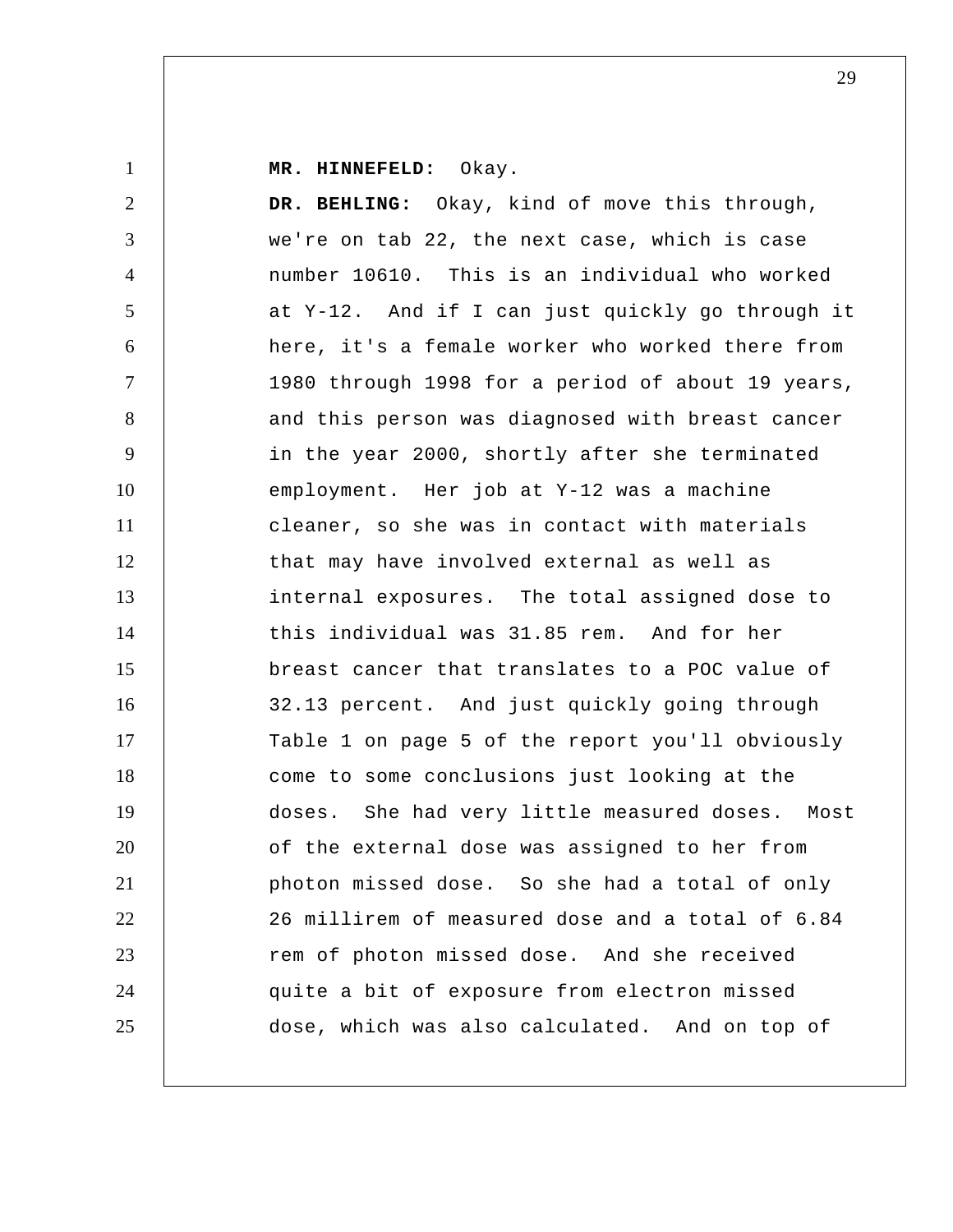**MR. HINNEFELD:** Okay.

**DR. BEHLING:** Okay, kind of move this through, we're on tab 22, the next case, which is case number 10610. This is an individual who worked at Y-12. And if I can just quickly go through it here, it's a female worker who worked there from 1980 through 1998 for a period of about 19 years, and this person was diagnosed with breast cancer in the year 2000, shortly after she terminated employment. Her job at Y-12 was a machine cleaner, so she was in contact with materials that may have involved external as well as internal exposures. The total assigned dose to this individual was 31.85 rem. And for her breast cancer that translates to a POC value of 32.13 percent. And just quickly going through Table 1 on page 5 of the report you'll obviously come to some conclusions just looking at the doses. She had very little measured doses. Most of the external dose was assigned to her from photon missed dose. So she had a total of only 26 millirem of measured dose and a total of 6.84 rem of photon missed dose. And she received quite a bit of exposure from electron missed dose, which was also calculated. And on top of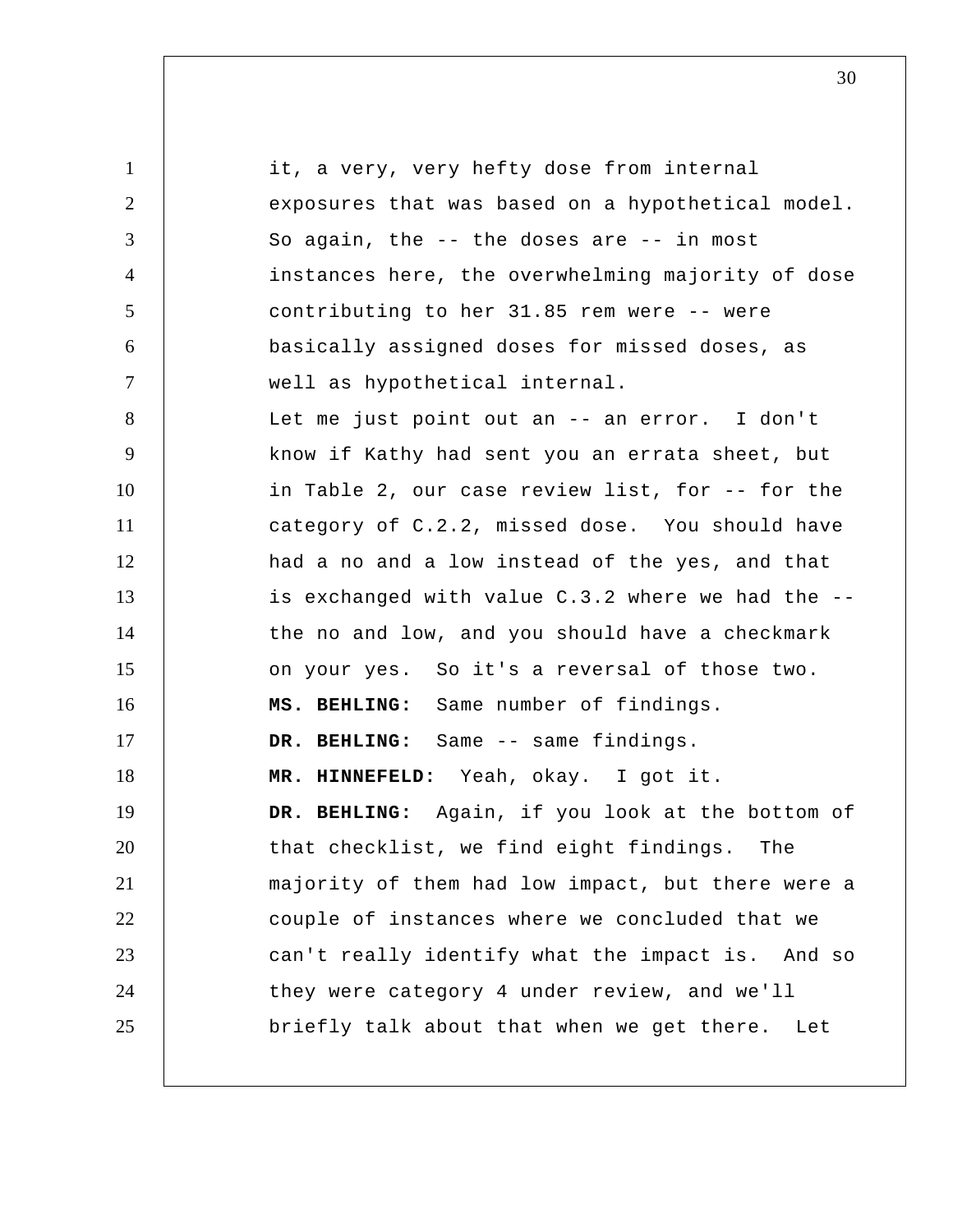it, a very, very hefty dose from internal exposures that was based on a hypothetical model. So again, the -- the doses are -- in most instances here, the overwhelming majority of dose contributing to her 31.85 rem were -- were basically assigned doses for missed doses, as well as hypothetical internal.

Let me just point out an -- an error. I don't know if Kathy had sent you an errata sheet, but in Table 2, our case review list, for -- for the category of C.2.2, missed dose. You should have had a no and a low instead of the yes, and that is exchanged with value C.3.2 where we had the -- the no and low, and you should have a checkmark on your yes. So it's a reversal of those two.

**MS. BEHLING:** Same number of findings.

**DR. BEHLING:** Same -- same findings.

**MR. HINNEFELD:** Yeah, okay. I got it.

**DR. BEHLING:** Again, if you look at the bottom of that checklist, we find eight findings. The majority of them had low impact, but there were a couple of instances where we concluded that we can't really identify what the impact is. And so they were category 4 under review, and we'll briefly talk about that when we get there. Let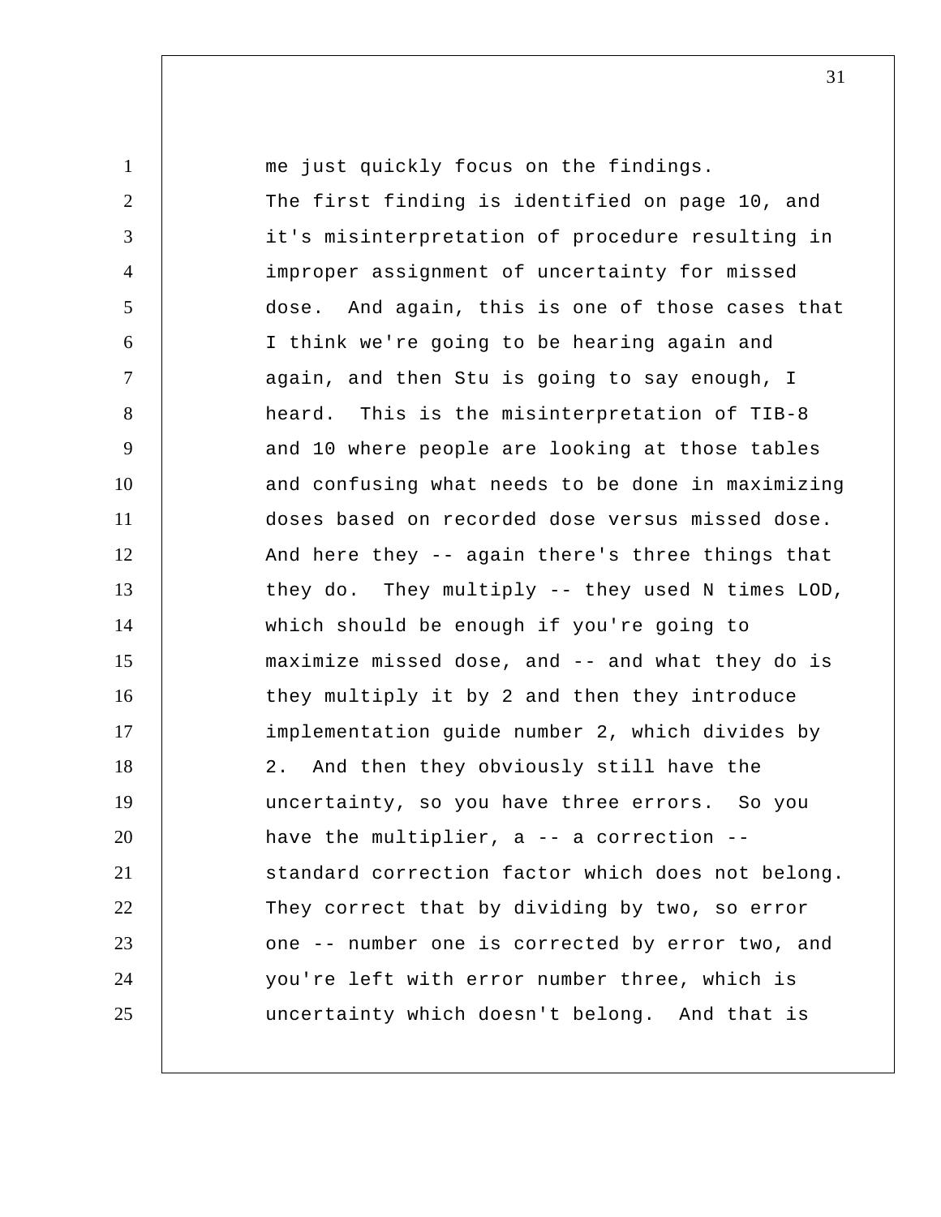me just quickly focus on the findings.

The first finding is identified on page 10, and it's misinterpretation of procedure resulting in improper assignment of uncertainty for missed dose. And again, this is one of those cases that I think we're going to be hearing again and again, and then Stu is going to say enough, I heard. This is the misinterpretation of TIB-8 and 10 where people are looking at those tables and confusing what needs to be done in maximizing doses based on recorded dose versus missed dose. And here they -- again there's three things that they do. They multiply -- they used N times LOD, which should be enough if you're going to maximize missed dose, and -- and what they do is they multiply it by 2 and then they introduce implementation guide number 2, which divides by 2. And then they obviously still have the uncertainty, so you have three errors. So you have the multiplier, a -- a correction -- standard correction factor which does not belong. They correct that by dividing by two, so error one -- number one is corrected by error two, and you're left with error number three, which is uncertainty which doesn't belong. And that is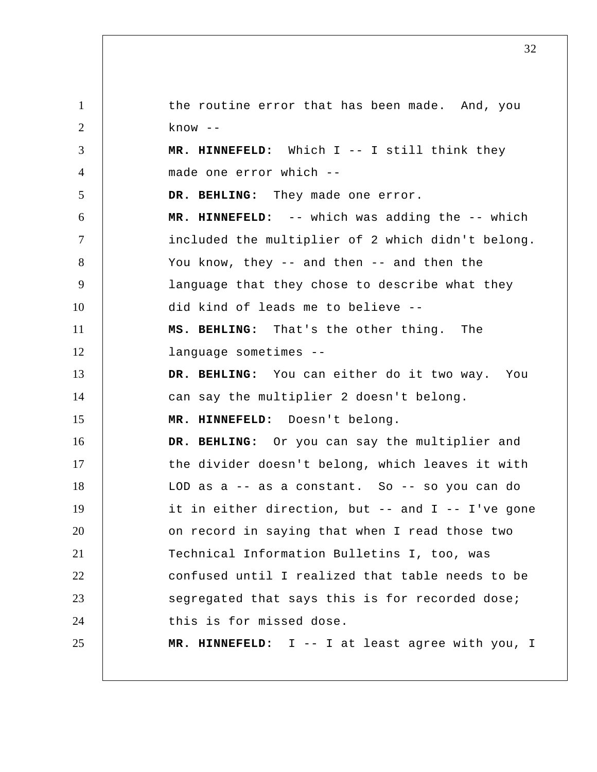the routine error that has been made. And, you know --

**MR. HINNEFELD:** Which I -- I still think they made one error which --

**DR. BEHLING:** They made one error.

**MR. HINNEFELD:** -- which was adding the -- which included the multiplier of 2 which didn't belong. You know, they -- and then -- and then the language that they chose to describe what they did kind of leads me to believe --

**MS. BEHLING:** That's the other thing. The language sometimes --

**DR. BEHLING:** You can either do it two way. You can say the multiplier 2 doesn't belong.

**MR. HINNEFELD:** Doesn't belong.

**DR. BEHLING:** Or you can say the multiplier and the divider doesn't belong, which leaves it with LOD as a -- as a constant. So -- so you can do it in either direction, but -- and I -- I've gone on record in saying that when I read those two Technical Information Bulletins I, too, was confused until I realized that table needs to be segregated that says this is for recorded dose; this is for missed dose.

**MR. HINNEFELD:** I -- I at least agree with you, I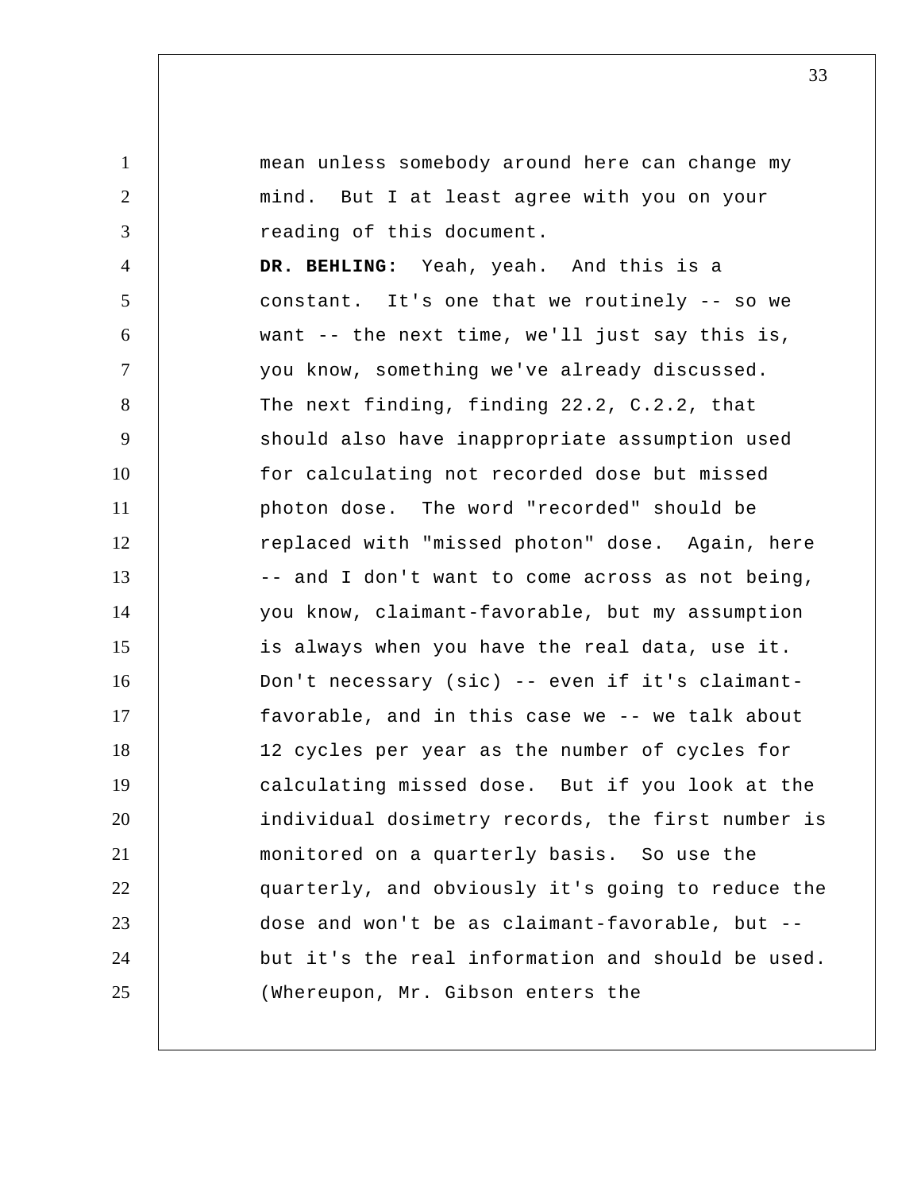mean unless somebody around here can change my mind. But I at least agree with you on your reading of this document.

**DR. BEHLING:** Yeah, yeah. And this is a constant. It's one that we routinely -- so we want -- the next time, we'll just say this is, you know, something we've already discussed. The next finding, finding 22.2, C.2.2, that should also have inappropriate assumption used for calculating not recorded dose but missed photon dose. The word "recorded" should be replaced with "missed photon" dose. Again, here -- and I don't want to come across as not being, you know, claimant-favorable, but my assumption is always when you have the real data, use it. Don't necessary (sic) -- even if it's claimant-favorable, and in this case we -- we talk about 12 cycles per year as the number of cycles for calculating missed dose. But if you look at the individual dosimetry records, the first number is monitored on a quarterly basis. So use the quarterly, and obviously it's going to reduce the dose and won't be as claimant-favorable, but -- but it's the real information and should be used.

(Whereupon, Mr. Gibson enters the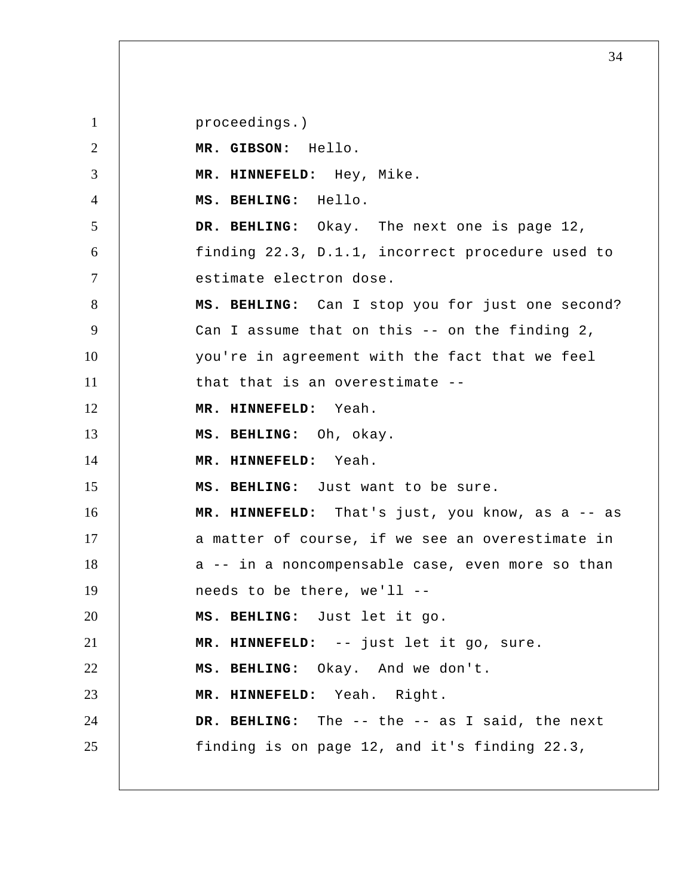proceedings.)

**MR. GIBSON:** Hello.

**MR. HINNEFELD:** Hey, Mike.

**MS. BEHLING:** Hello.

**DR. BEHLING:** Okay. The next one is page 12, finding 22.3, D.1.1, incorrect procedure used to estimate electron dose.

**MS. BEHLING:** Can I stop you for just one second? Can I assume that on this -- on the finding 2, you're in agreement with the fact that we feel that that is an overestimate --

**MR. HINNEFELD:** Yeah.

**MS. BEHLING:** Oh, okay.

**MR. HINNEFELD:** Yeah.

**MS. BEHLING:** Just want to be sure.

**MR. HINNEFELD:** That's just, you know, as a -- as a matter of course, if we see an overestimate in a -- in a noncompensable case, even more so than needs to be there, we'll --

**MS. BEHLING:** Just let it go.

**MR. HINNEFELD:** -- just let it go, sure.

**MS. BEHLING:** Okay. And we don't.

**MR. HINNEFELD:** Yeah. Right.

**DR. BEHLING:** The -- the -- as I said, the next finding is on page 12, and it's finding 22.3,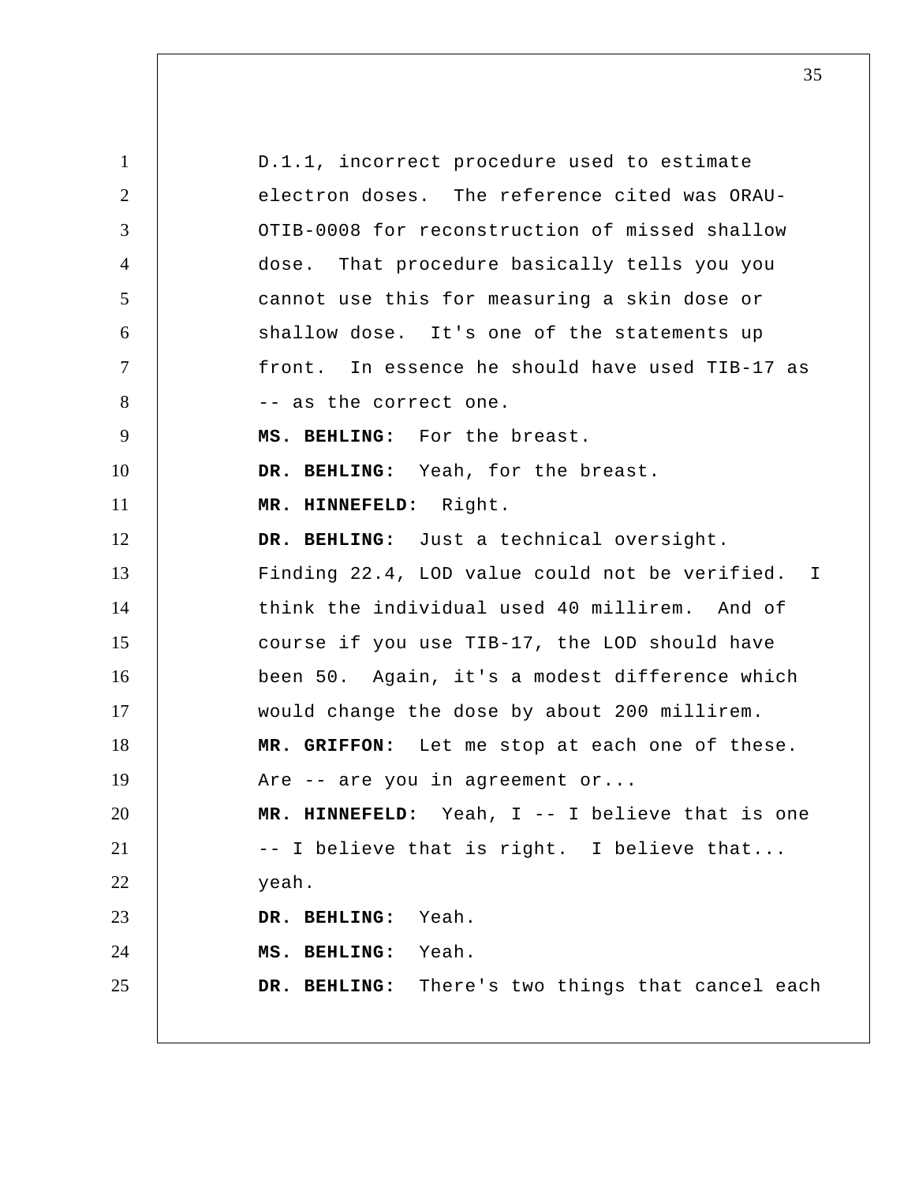D.1.1, incorrect procedure used to estimate electron doses. The reference cited was ORAU-OTIB-0008 for reconstruction of missed shallow dose. That procedure basically tells you you cannot use this for measuring a skin dose or shallow dose. It's one of the statements up front. In essence he should have used TIB-17 as -- as the correct one.

**MS. BEHLING:** For the breast.

**DR. BEHLING:** Yeah, for the breast.

**MR. HINNEFELD:** Right.

**DR. BEHLING:** Just a technical oversight. Finding 22.4, LOD value could not be verified. I think the individual used 40 millirem. And of course if you use TIB-17, the LOD should have been 50. Again, it's a modest difference which would change the dose by about 200 millirem.

**MR. GRIFFON:** Let me stop at each one of these. Are -- are you in agreement or...

**MR. HINNEFELD:** Yeah, I -- I believe that is one -- I believe that is right. I believe that... yeah.

**DR. BEHLING:** Yeah.

**MS. BEHLING:** Yeah.

**DR. BEHLING:** There's two things that cancel each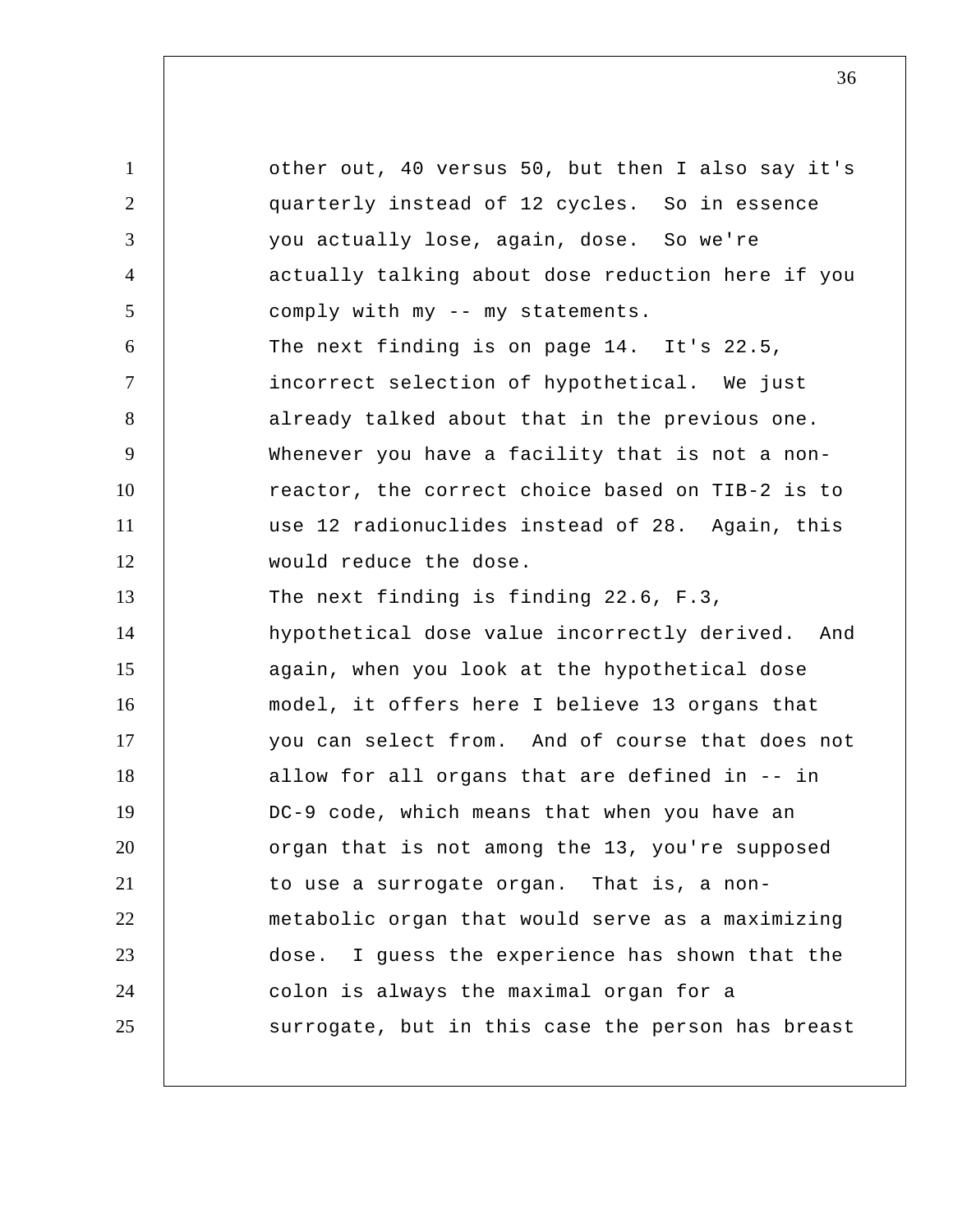other out, 40 versus 50, but then I also say it's quarterly instead of 12 cycles. So in essence you actually lose, again, dose. So we're actually talking about dose reduction here if you comply with my -- my statements.

The next finding is on page 14. It's 22.5, incorrect selection of hypothetical. We just already talked about that in the previous one. Whenever you have a facility that is not a non-reactor, the correct choice based on TIB-2 is to use 12 radionuclides instead of 28. Again, this would reduce the dose.

The next finding is finding 22.6, F.3, hypothetical dose value incorrectly derived. And again, when you look at the hypothetical dose model, it offers here I believe 13 organs that you can select from. And of course that does not allow for all organs that are defined in -- in DC-9 code, which means that when you have an organ that is not among the 13, you're supposed to use a surrogate organ. That is, a non-metabolic organ that would serve as a maximizing dose. I guess the experience has shown that the colon is always the maximal organ for a surrogate, but in this case the person has breast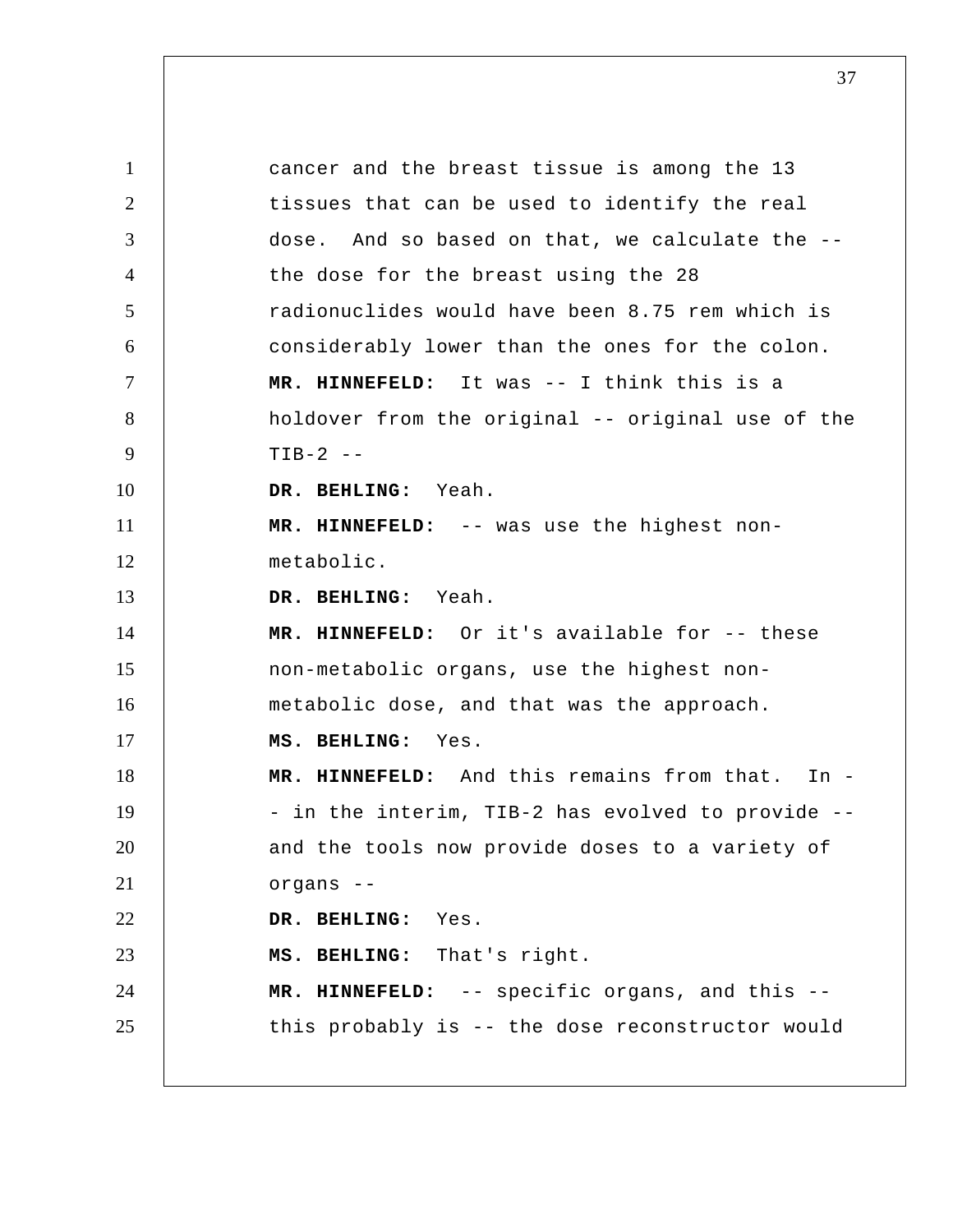cancer and the breast tissue is among the 13 tissues that can be used to identify the real dose. And so based on that, we calculate the -- the dose for the breast using the 28 radionuclides would have been 8.75 rem which is considerably lower than the ones for the colon.

**MR. HINNEFELD:** It was -- I think this is a holdover from the original -- original use of the TIB-2 --

**DR. BEHLING:** Yeah.

**MR. HINNEFELD:** -- was use the highest non-metabolic.

**DR. BEHLING:** Yeah.

**MR. HINNEFELD:** Or it's available for -- these non-metabolic organs, use the highest non-metabolic dose, and that was the approach.

**MS. BEHLING:** Yes.

**MR. HINNEFELD:** And this remains from that. In -- in the interim, TIB-2 has evolved to provide -- and the tools now provide doses to a variety of organs --

**DR. BEHLING:** Yes.

**MS. BEHLING:** That's right.

**MR. HINNEFELD:** -- specific organs, and this -- this probably is -- the dose reconstructor would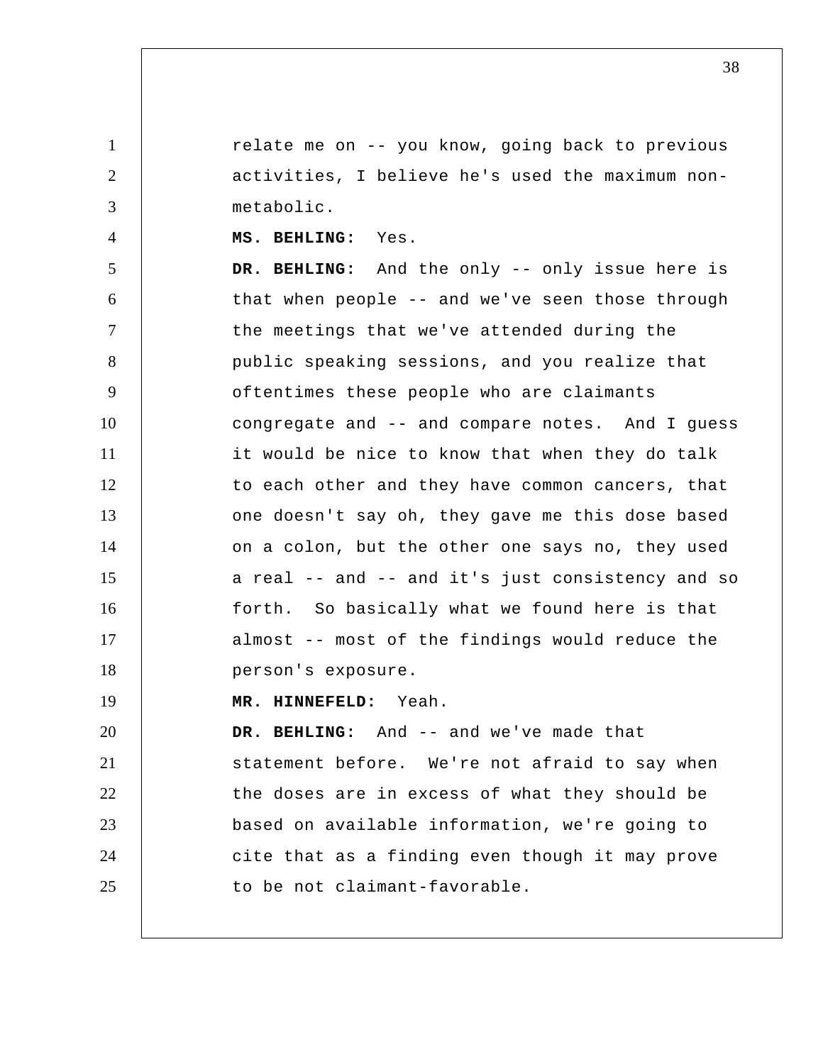relate me on -- you know, going back to previous activities, I believe he's used the maximum non-metabolic.

**MS. BEHLING:** Yes.

**DR. BEHLING:** And the only -- only issue here is that when people -- and we've seen those through the meetings that we've attended during the public speaking sessions, and you realize that oftentimes these people who are claimants congregate and -- and compare notes. And I guess it would be nice to know that when they do talk to each other and they have common cancers, that one doesn't say oh, they gave me this dose based on a colon, but the other one says no, they used a real -- and -- and it's just consistency and so forth. So basically what we found here is that almost -- most of the findings would reduce the person's exposure.

**MR. HINNEFELD:** Yeah.

**DR. BEHLING:** And -- and we've made that statement before. We're not afraid to say when the doses are in excess of what they should be based on available information, we're going to cite that as a finding even though it may prove to be not claimant-favorable.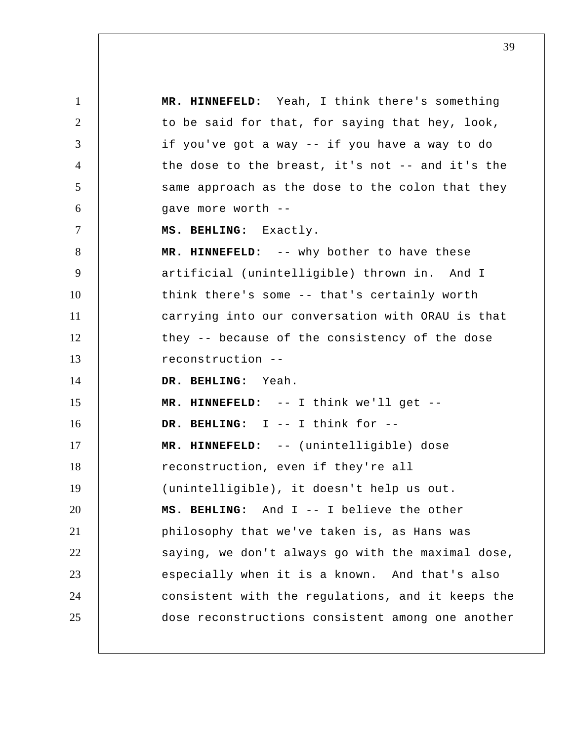**MR. HINNEFELD:** Yeah, I think there's something to be said for that, for saying that hey, look, if you've got a way -- if you have a way to do the dose to the breast, it's not -- and it's the same approach as the dose to the colon that they gave more worth --

**MS. BEHLING:** Exactly.

**MR. HINNEFELD:** -- why bother to have these artificial (unintelligible) thrown in. And I think there's some -- that's certainly worth carrying into our conversation with ORAU is that they -- because of the consistency of the dose reconstruction --

**DR. BEHLING:** Yeah.

**MR. HINNEFELD:** -- I think we'll get --

**DR. BEHLING:** I -- I think for --

**MR. HINNEFELD:** -- (unintelligible) dose reconstruction, even if they're all (unintelligible), it doesn't help us out.

**MS. BEHLING:** And I -- I believe the other philosophy that we've taken is, as Hans was saying, we don't always go with the maximal dose, especially when it is a known. And that's also consistent with the regulations, and it keeps the dose reconstructions consistent among one another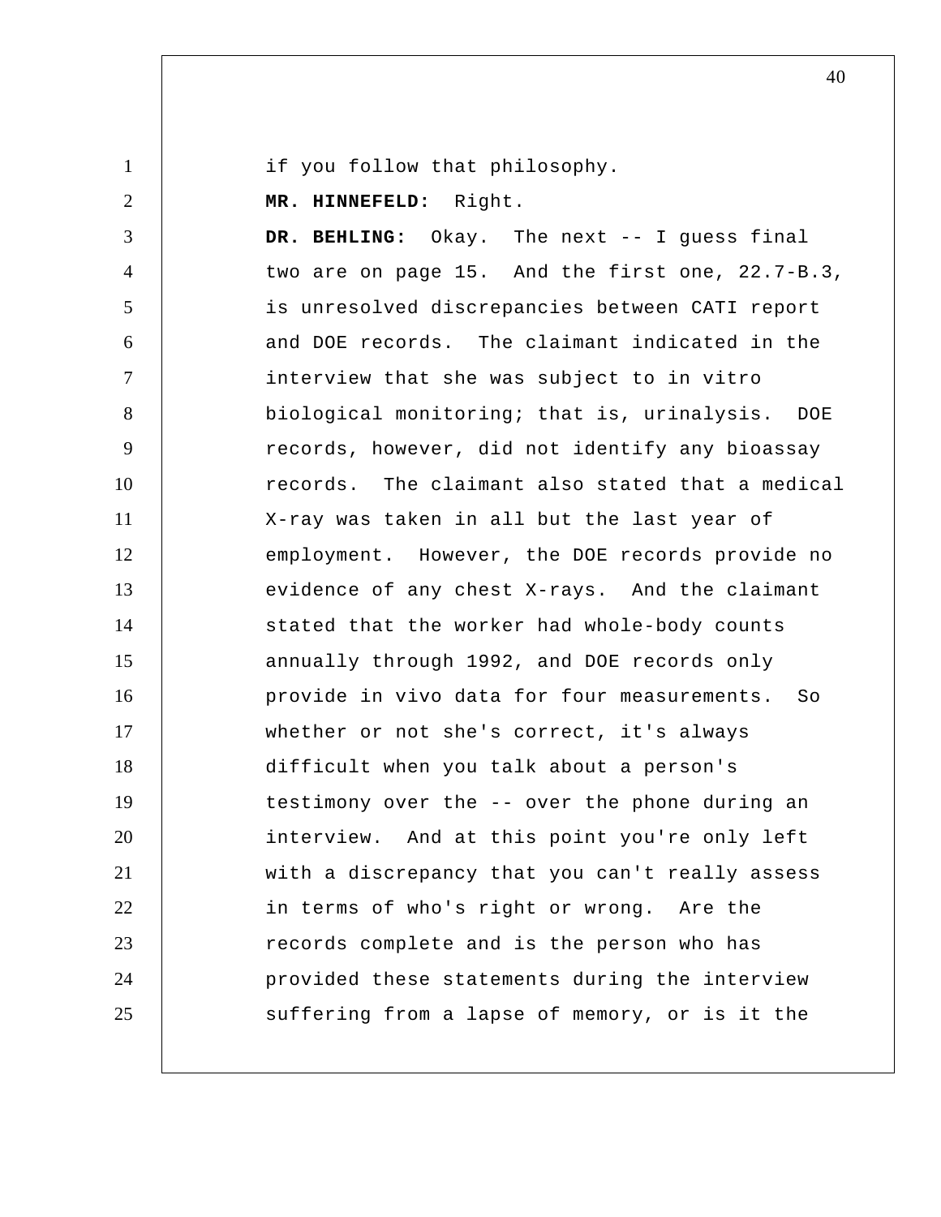if you follow that philosophy.

**MR. HINNEFELD:** Right.

**DR. BEHLING:** Okay. The next -- I guess final two are on page 15. And the first one, 22.7-B.3, is unresolved discrepancies between CATI report and DOE records. The claimant indicated in the interview that she was subject to in vitro biological monitoring; that is, urinalysis. DOE records, however, did not identify any bioassay records. The claimant also stated that a medical X-ray was taken in all but the last year of employment. However, the DOE records provide no evidence of any chest X-rays. And the claimant stated that the worker had whole-body counts annually through 1992, and DOE records only provide in vivo data for four measurements. So whether or not she's correct, it's always difficult when you talk about a person's testimony over the -- over the phone during an interview. And at this point you're only left with a discrepancy that you can't really assess in terms of who's right or wrong. Are the records complete and is the person who has provided these statements during the interview suffering from a lapse of memory, or is it the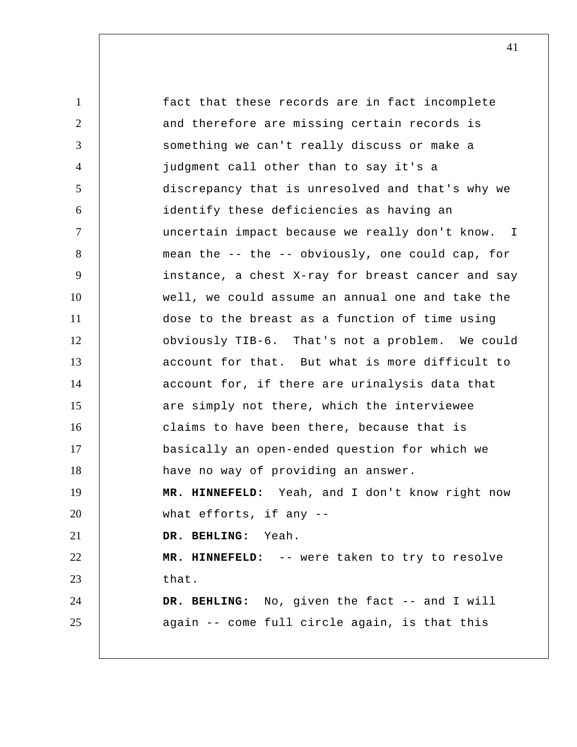fact that these records are in fact incomplete and therefore are missing certain records is something we can't really discuss or make a judgment call other than to say it's a discrepancy that is unresolved and that's why we identify these deficiencies as having an uncertain impact because we really don't know. I mean the -- the -- obviously, one could cap, for instance, a chest X-ray for breast cancer and say well, we could assume an annual one and take the dose to the breast as a function of time using obviously TIB-6. That's not a problem. We could account for that. But what is more difficult to account for, if there are urinalysis data that are simply not there, which the interviewee claims to have been there, because that is basically an open-ended question for which we have no way of providing an answer.

**MR. HINNEFELD:** Yeah, and I don't know right now what efforts, if any --

**DR. BEHLING:** Yeah.

**MR. HINNEFELD:** -- were taken to try to resolve that.

**DR. BEHLING:** No, given the fact -- and I will again -- come full circle again, is that this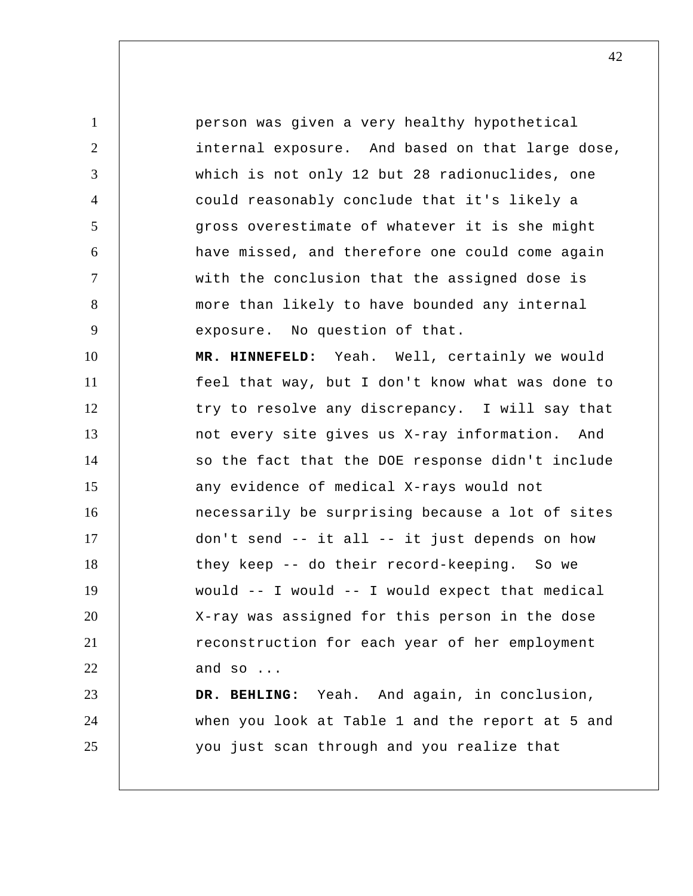person was given a very healthy hypothetical internal exposure. And based on that large dose, which is not only 12 but 28 radionuclides, one could reasonably conclude that it's likely a gross overestimate of whatever it is she might have missed, and therefore one could come again with the conclusion that the assigned dose is more than likely to have bounded any internal exposure. No question of that.

**MR. HINNEFELD:** Yeah. Well, certainly we would feel that way, but I don't know what was done to try to resolve any discrepancy. I will say that not every site gives us X-ray information. And so the fact that the DOE response didn't include any evidence of medical X-rays would not necessarily be surprising because a lot of sites don't send -- it all -- it just depends on how they keep -- do their record-keeping. So we would -- I would -- I would expect that medical X-ray was assigned for this person in the dose reconstruction for each year of her employment and so ...

**DR. BEHLING:** Yeah. And again, in conclusion, when you look at Table 1 and the report at 5 and you just scan through and you realize that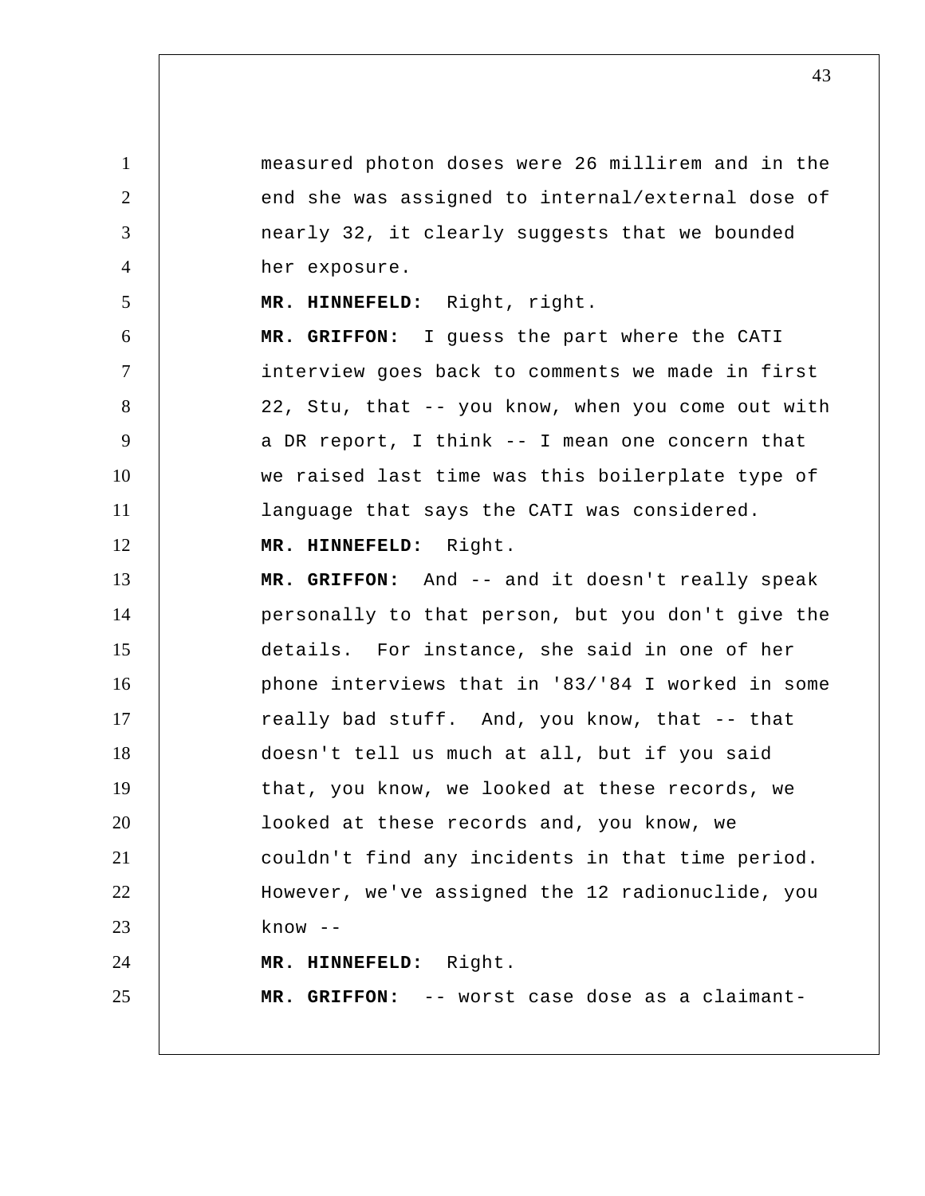measured photon doses were 26 millirem and in the end she was assigned to internal/external dose of nearly 32, it clearly suggests that we bounded her exposure.

**MR. HINNEFELD:** Right, right.

**MR. GRIFFON:** I guess the part where the CATI interview goes back to comments we made in first 22, Stu, that -- you know, when you come out with a DR report, I think -- I mean one concern that we raised last time was this boilerplate type of language that says the CATI was considered.

**MR. HINNEFELD:** Right.

**MR. GRIFFON:** And -- and it doesn't really speak personally to that person, but you don't give the details. For instance, she said in one of her phone interviews that in '83/'84 I worked in some really bad stuff. And, you know, that -- that doesn't tell us much at all, but if you said that, you know, we looked at these records, we looked at these records and, you know, we couldn't find any incidents in that time period. However, we've assigned the 12 radionuclide, you know --

**MR. HINNEFELD:** Right.

**MR. GRIFFON:** -- worst case dose as a claimant-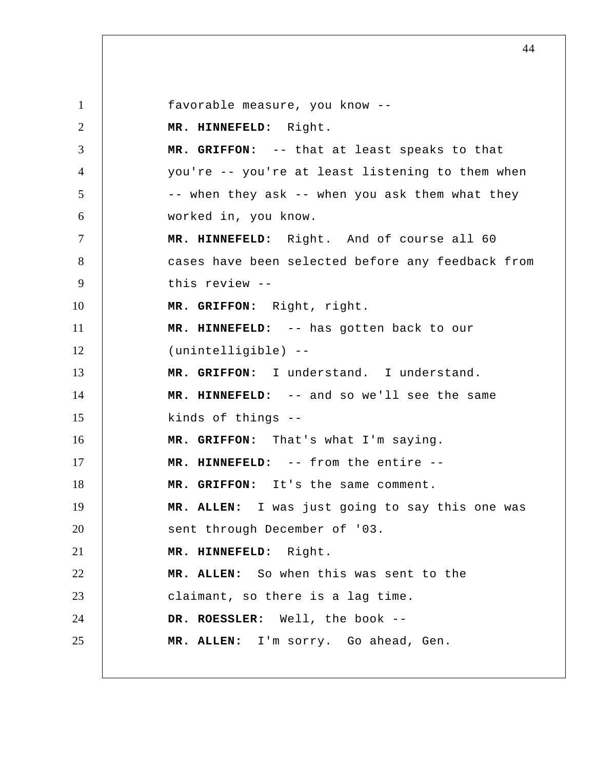favorable measure, you know --

**MR. HINNEFELD:** Right.

**MR. GRIFFON:** -- that at least speaks to that you're -- you're at least listening to them when -- when they ask -- when you ask them what they worked in, you know.

**MR. HINNEFELD:** Right. And of course all 60 cases have been selected before any feedback from this review --

**MR. GRIFFON:** Right, right.

**MR. HINNEFELD:** -- has gotten back to our (unintelligible) --

**MR. GRIFFON:** I understand. I understand.

**MR. HINNEFELD:** -- and so we'll see the same kinds of things --

**MR. GRIFFON:** That's what I'm saying.

**MR. HINNEFELD:** -- from the entire --

**MR. GRIFFON:** It's the same comment.

**MR. ALLEN:** I was just going to say this one was sent through December of '03.

**MR. HINNEFELD:** Right.

**MR. ALLEN:** So when this was sent to the claimant, so there is a lag time.

**DR. ROESSLER:** Well, the book --

**MR. ALLEN:** I'm sorry. Go ahead, Gen.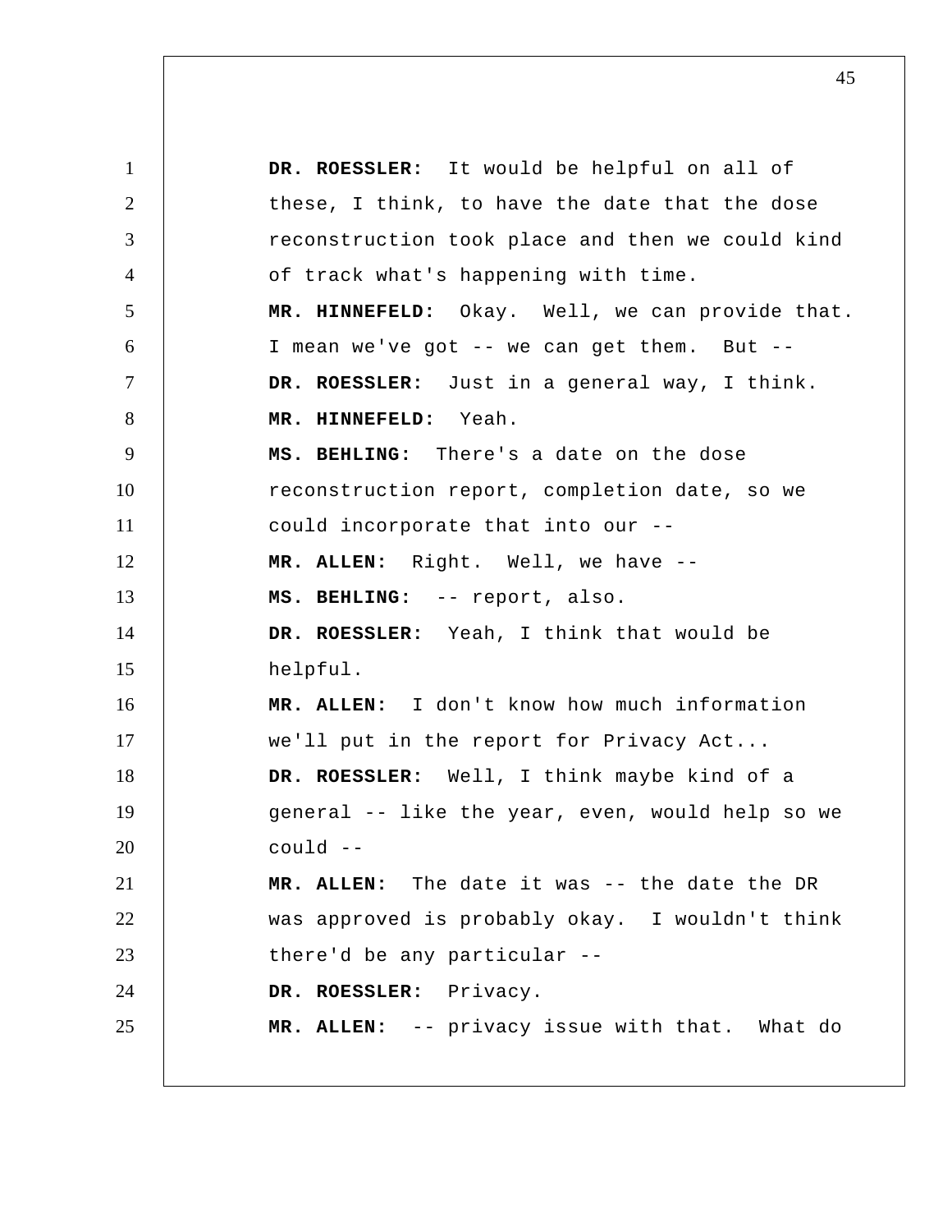**DR. ROESSLER:** It would be helpful on all of these, I think, to have the date that the dose reconstruction took place and then we could kind of track what's happening with time.

**MR. HINNEFELD:** Okay. Well, we can provide that. I mean we've got -- we can get them. But --

**DR. ROESSLER:** Just in a general way, I think.

**MR. HINNEFELD:** Yeah.

**MS. BEHLING:** There's a date on the dose reconstruction report, completion date, so we could incorporate that into our --

**MR. ALLEN:** Right. Well, we have --

**MS. BEHLING:** -- report, also.

**DR. ROESSLER:** Yeah, I think that would be helpful.

**MR. ALLEN:** I don't know how much information we'll put in the report for Privacy Act...

**DR. ROESSLER:** Well, I think maybe kind of a general -- like the year, even, would help so we could --

**MR. ALLEN:** The date it was -- the date the DR was approved is probably okay. I wouldn't think there'd be any particular --

**DR. ROESSLER:** Privacy.

**MR. ALLEN:** -- privacy issue with that. What do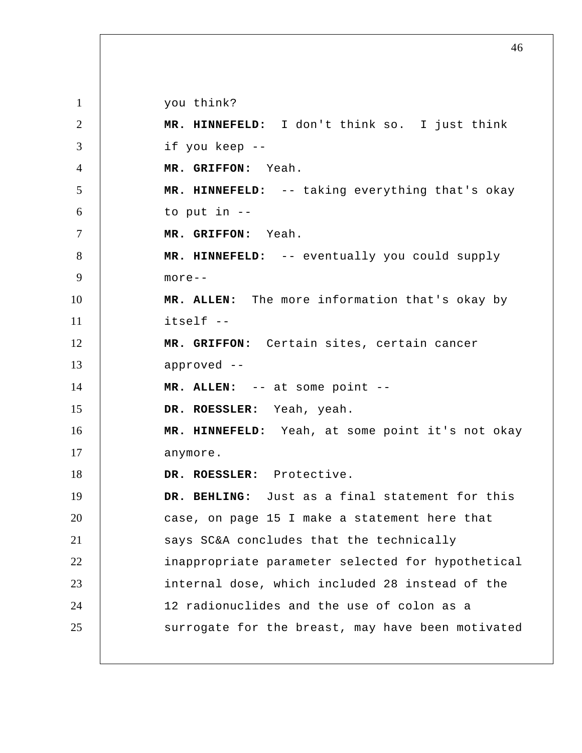you think?

**MR. HINNEFELD:** I don't think so. I just think if you keep --

**MR. GRIFFON:** Yeah.

**MR. HINNEFELD:** -- taking everything that's okay to put in --

**MR. GRIFFON:** Yeah.

**MR. HINNEFELD:** -- eventually you could supply more--

**MR. ALLEN:** The more information that's okay by itself --

**MR. GRIFFON:** Certain sites, certain cancer approved --

**MR. ALLEN:** -- at some point --

**DR. ROESSLER:** Yeah, yeah.

**MR. HINNEFELD:** Yeah, at some point it's not okay anymore.

**DR. ROESSLER:** Protective.

**DR. BEHLING:** Just as a final statement for this case, on page 15 I make a statement here that says SC&A concludes that the technically inappropriate parameter selected for hypothetical internal dose, which included 28 instead of the 12 radionuclides and the use of colon as a surrogate for the breast, may have been motivated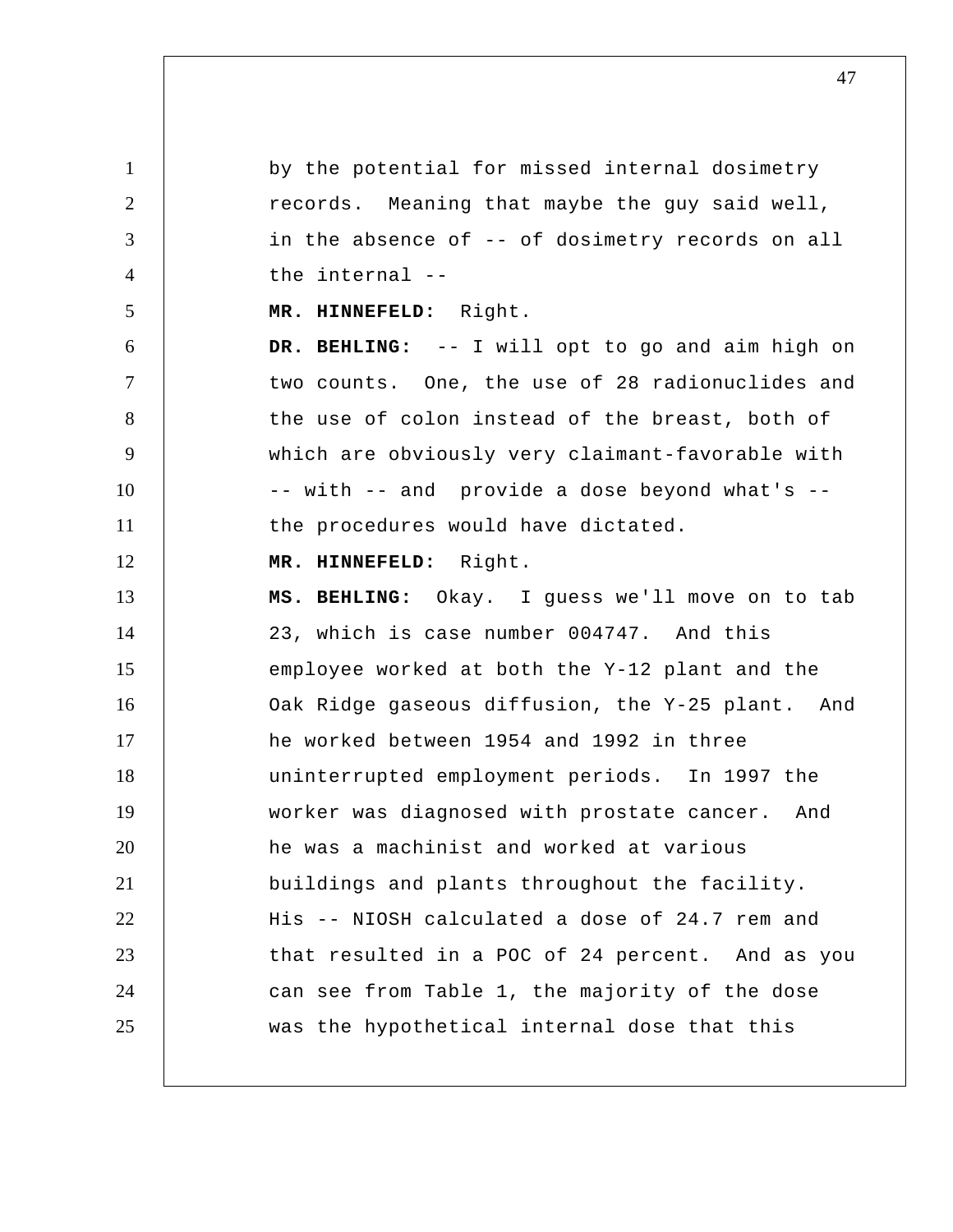by the potential for missed internal dosimetry records. Meaning that maybe the guy said well, in the absence of -- of dosimetry records on all the internal --

**MR. HINNEFELD:** Right.

**DR. BEHLING:** -- I will opt to go and aim high on two counts. One, the use of 28 radionuclides and the use of colon instead of the breast, both of which are obviously very claimant-favorable with -- with -- and provide a dose beyond what's -- the procedures would have dictated.

**MR. HINNEFELD:** Right.

**MS. BEHLING:** Okay. I guess we'll move on to tab 23, which is case number 004747. And this employee worked at both the Y-12 plant and the Oak Ridge gaseous diffusion, the Y-25 plant. And he worked between 1954 and 1992 in three uninterrupted employment periods. In 1997 the worker was diagnosed with prostate cancer. And he was a machinist and worked at various buildings and plants throughout the facility. His -- NIOSH calculated a dose of 24.7 rem and that resulted in a POC of 24 percent. And as you can see from Table 1, the majority of the dose was the hypothetical internal dose that this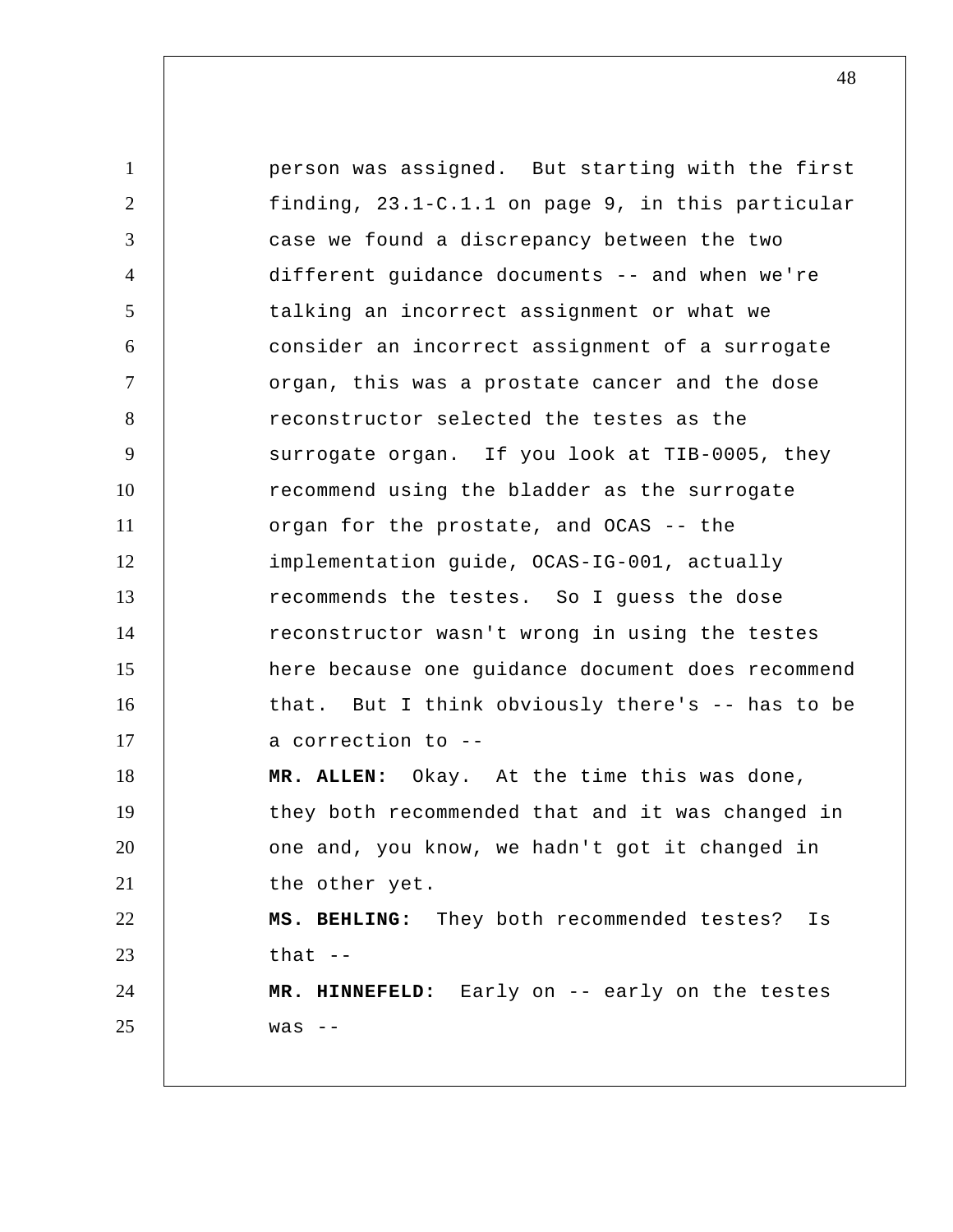person was assigned. But starting with the first finding, 23.1-C.1.1 on page 9, in this particular case we found a discrepancy between the two different guidance documents -- and when we're talking an incorrect assignment or what we consider an incorrect assignment of a surrogate organ, this was a prostate cancer and the dose reconstructor selected the testes as the surrogate organ. If you look at TIB-0005, they recommend using the bladder as the surrogate organ for the prostate, and OCAS -- the implementation guide, OCAS-IG-001, actually recommends the testes. So I guess the dose reconstructor wasn't wrong in using the testes here because one guidance document does recommend that. But I think obviously there's -- has to be a correction to --

**MR. ALLEN:** Okay. At the time this was done, they both recommended that and it was changed in one and, you know, we hadn't got it changed in the other yet.

**MS. BEHLING:** They both recommended testes? Is that --

**MR. HINNEFELD:** Early on -- early on the testes was --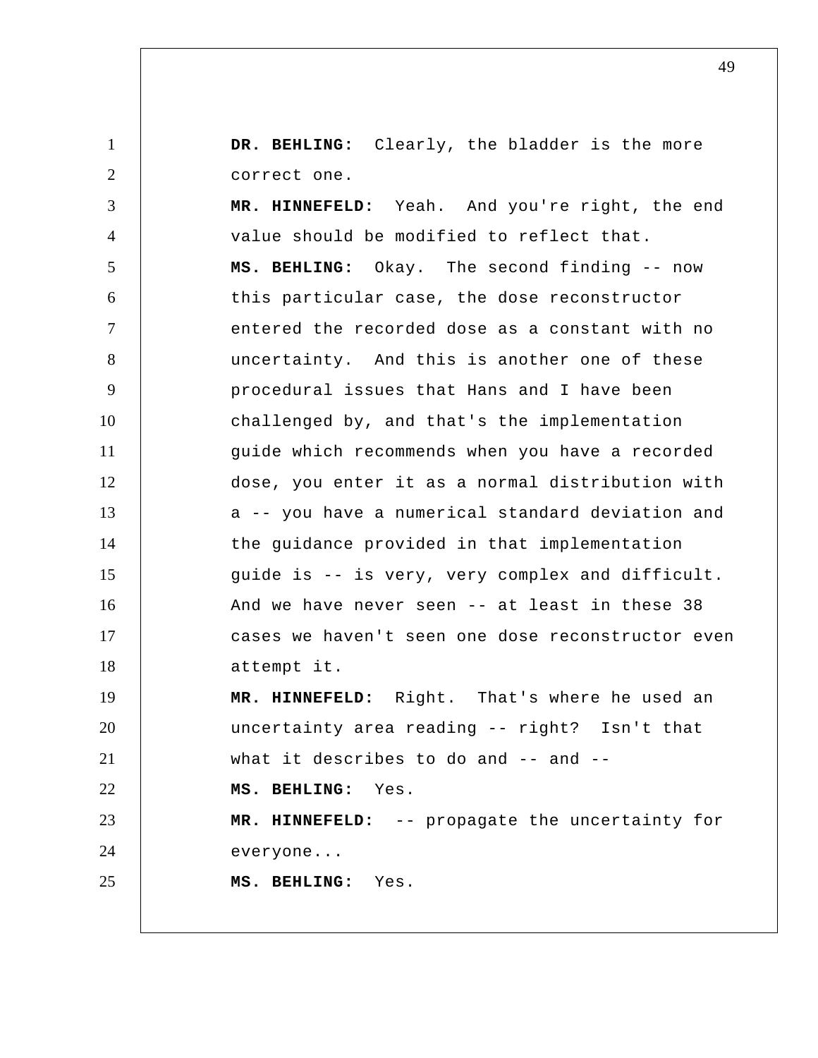**DR. BEHLING:** Clearly, the bladder is the more correct one.

**MR. HINNEFELD:** Yeah. And you're right, the end value should be modified to reflect that.

**MS. BEHLING:** Okay. The second finding -- now this particular case, the dose reconstructor entered the recorded dose as a constant with no uncertainty. And this is another one of these procedural issues that Hans and I have been challenged by, and that's the implementation guide which recommends when you have a recorded dose, you enter it as a normal distribution with a -- you have a numerical standard deviation and the guidance provided in that implementation guide is -- is very, very complex and difficult. And we have never seen -- at least in these 38 cases we haven't seen one dose reconstructor even attempt it.

**MR. HINNEFELD:** Right. That's where he used an uncertainty area reading -- right? Isn't that what it describes to do and -- and --

**MS. BEHLING:** Yes.

**MR. HINNEFELD:** -- propagate the uncertainty for everyone...

**MS. BEHLING:** Yes.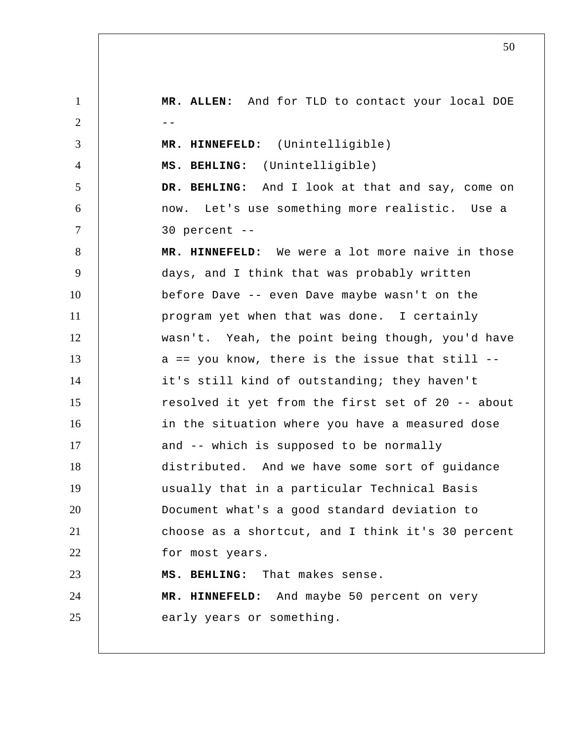**MR. ALLEN:** And for TLD to contact your local DOE --

**MR. HINNEFELD:** (Unintelligible)

**MS. BEHLING:** (Unintelligible)

**DR. BEHLING:** And I look at that and say, come on now. Let's use something more realistic. Use a 30 percent --

**MR. HINNEFELD:** We were a lot more naive in those days, and I think that was probably written before Dave -- even Dave maybe wasn't on the program yet when that was done. I certainly wasn't. Yeah, the point being though, you'd have a == you know, there is the issue that still -- it's still kind of outstanding; they haven't resolved it yet from the first set of 20 -- about in the situation where you have a measured dose and -- which is supposed to be normally distributed. And we have some sort of guidance usually that in a particular Technical Basis Document what's a good standard deviation to choose as a shortcut, and I think it's 30 percent for most years.

**MS. BEHLING:** That makes sense.

**MR. HINNEFELD:** And maybe 50 percent on very early years or something.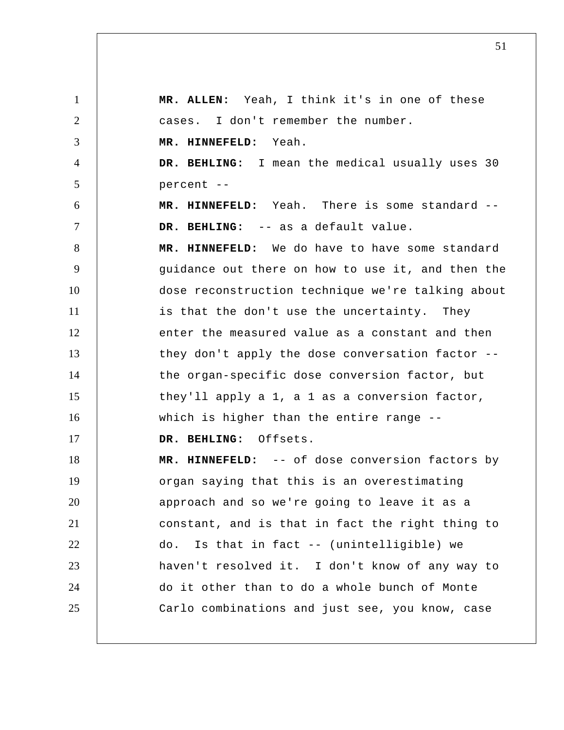**MR. ALLEN:** Yeah, I think it's in one of these cases. I don't remember the number.

**MR. HINNEFELD:** Yeah.

**DR. BEHLING:** I mean the medical usually uses 30 percent --

**MR. HINNEFELD:** Yeah. There is some standard --

**DR. BEHLING:** -- as a default value.

**MR. HINNEFELD:** We do have to have some standard guidance out there on how to use it, and then the dose reconstruction technique we're talking about is that the don't use the uncertainty. They enter the measured value as a constant and then they don't apply the dose conversation factor -- the organ-specific dose conversion factor, but they'll apply a 1, a 1 as a conversion factor, which is higher than the entire range --

**DR. BEHLING:** Offsets.

**MR. HINNEFELD:** -- of dose conversion factors by organ saying that this is an overestimating approach and so we're going to leave it as a constant, and is that in fact the right thing to do. Is that in fact -- (unintelligible) we haven't resolved it. I don't know of any way to do it other than to do a whole bunch of Monte Carlo combinations and just see, you know, case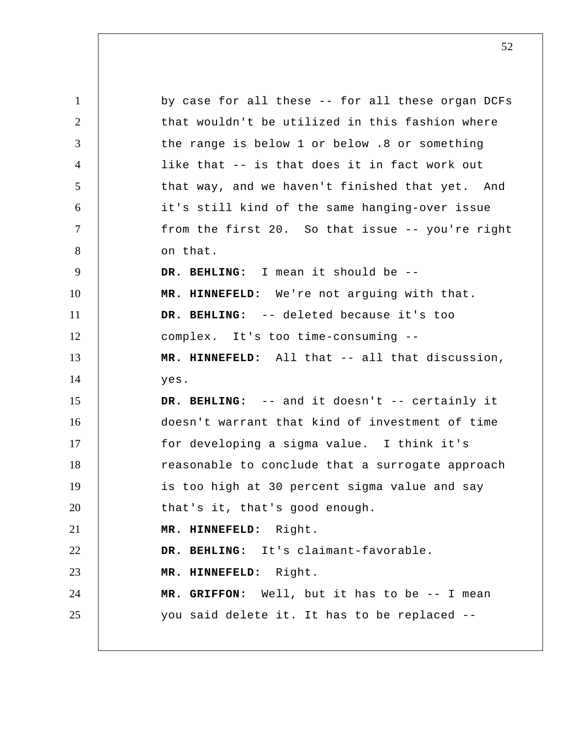by case for all these -- for all these organ DCFs that wouldn't be utilized in this fashion where the range is below 1 or below .8 or something like that -- is that does it in fact work out that way, and we haven't finished that yet. And it's still kind of the same hanging-over issue from the first 20. So that issue -- you're right on that.

**DR. BEHLING:** I mean it should be --

**MR. HINNEFELD:** We're not arguing with that.

**DR. BEHLING:** -- deleted because it's too complex. It's too time-consuming --

**MR. HINNEFELD:** All that -- all that discussion, yes.

**DR. BEHLING:** -- and it doesn't -- certainly it doesn't warrant that kind of investment of time for developing a sigma value. I think it's reasonable to conclude that a surrogate approach is too high at 30 percent sigma value and say that's it, that's good enough.

**MR. HINNEFELD:** Right.

**DR. BEHLING:** It's claimant-favorable.

**MR. HINNEFELD:** Right.

**MR. GRIFFON:** Well, but it has to be -- I mean you said delete it. It has to be replaced --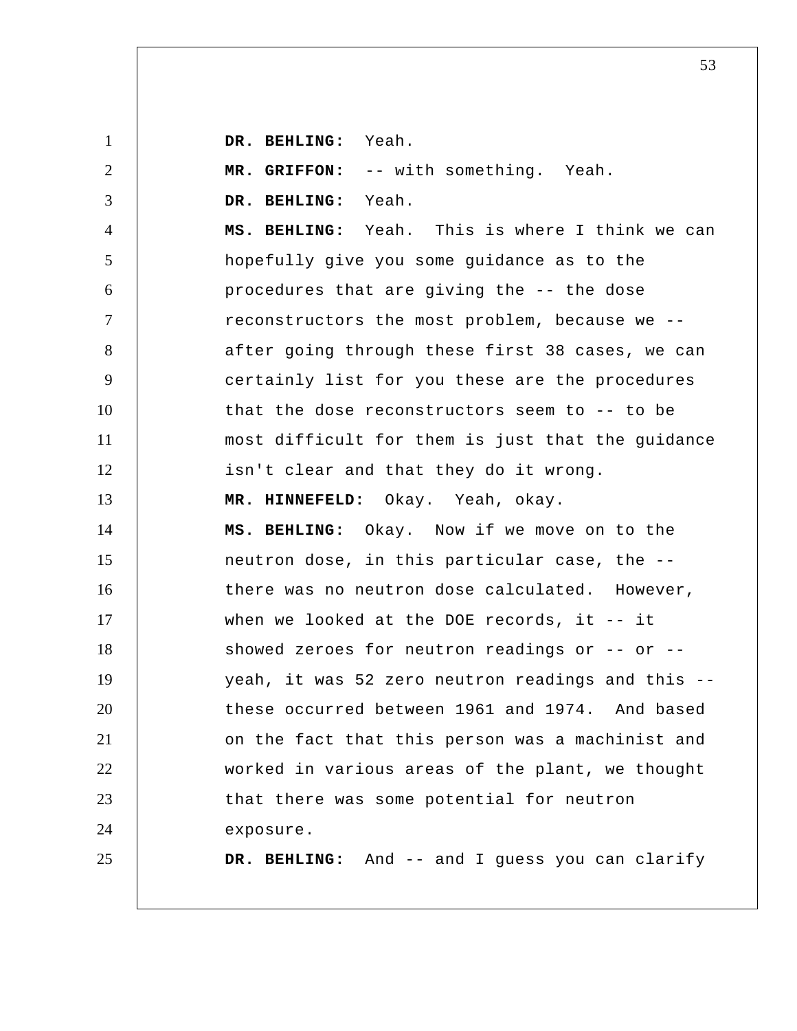**DR. BEHLING:** Yeah.

**MR. GRIFFON:** -- with something. Yeah.

**DR. BEHLING:** Yeah.

**MS. BEHLING:** Yeah. This is where I think we can hopefully give you some guidance as to the procedures that are giving the -- the dose reconstructors the most problem, because we -- after going through these first 38 cases, we can certainly list for you these are the procedures that the dose reconstructors seem to -- to be most difficult for them is just that the guidance isn't clear and that they do it wrong.

**MR. HINNEFELD:** Okay. Yeah, okay.

**MS. BEHLING:** Okay. Now if we move on to the neutron dose, in this particular case, the -- there was no neutron dose calculated. However, when we looked at the DOE records, it -- it showed zeroes for neutron readings or -- or -- yeah, it was 52 zero neutron readings and this -- these occurred between 1961 and 1974. And based on the fact that this person was a machinist and worked in various areas of the plant, we thought that there was some potential for neutron exposure.

**DR. BEHLING:** And -- and I guess you can clarify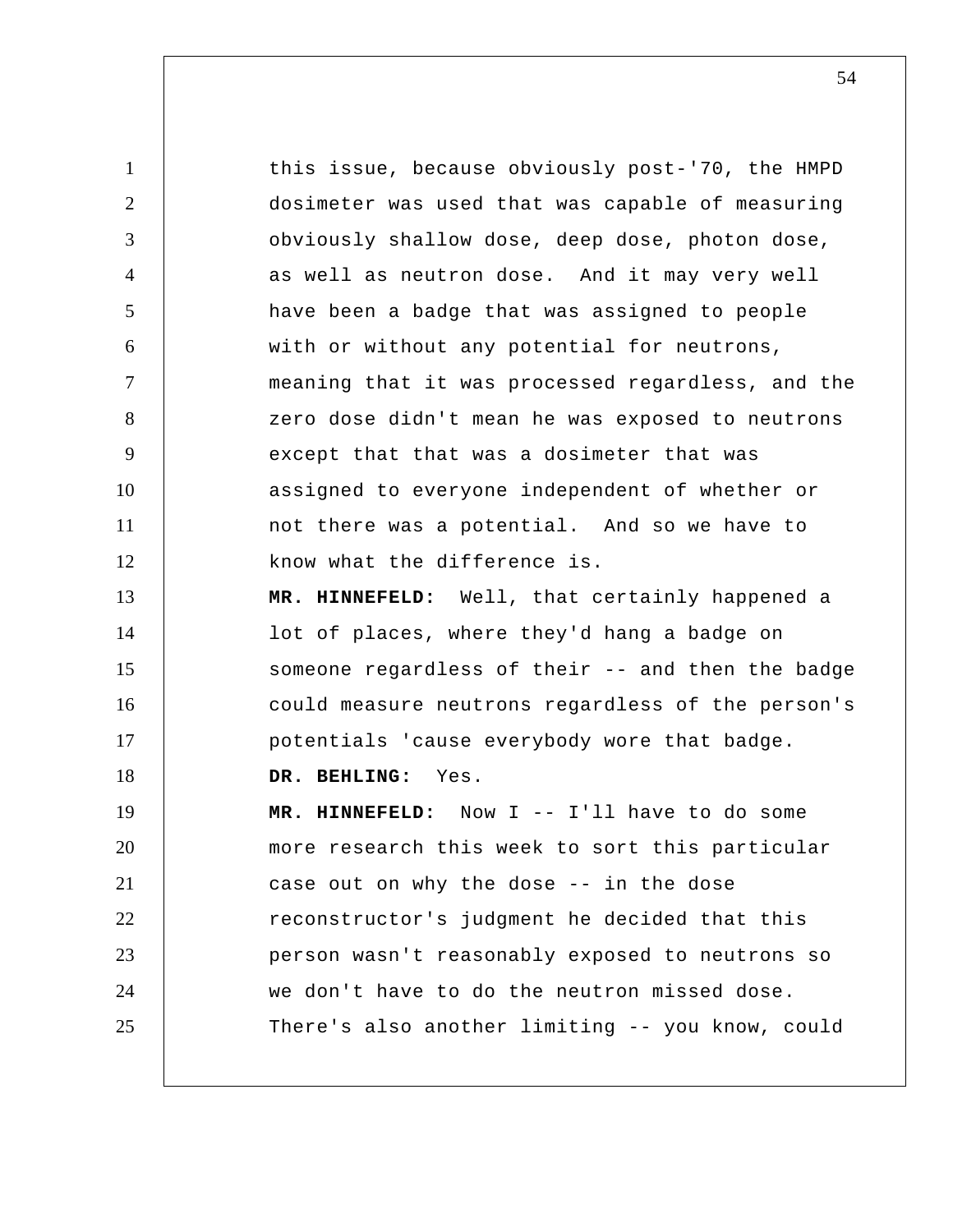this issue, because obviously post-'70, the HMPD dosimeter was used that was capable of measuring obviously shallow dose, deep dose, photon dose, as well as neutron dose. And it may very well have been a badge that was assigned to people with or without any potential for neutrons, meaning that it was processed regardless, and the zero dose didn't mean he was exposed to neutrons except that that was a dosimeter that was assigned to everyone independent of whether or not there was a potential. And so we have to know what the difference is.

**MR. HINNEFELD:** Well, that certainly happened a lot of places, where they'd hang a badge on someone regardless of their -- and then the badge could measure neutrons regardless of the person's potentials 'cause everybody wore that badge.

**DR. BEHLING:** Yes.

**MR. HINNEFELD:** Now I -- I'll have to do some more research this week to sort this particular case out on why the dose -- in the dose reconstructor's judgment he decided that this person wasn't reasonably exposed to neutrons so we don't have to do the neutron missed dose. There's also another limiting -- you know, could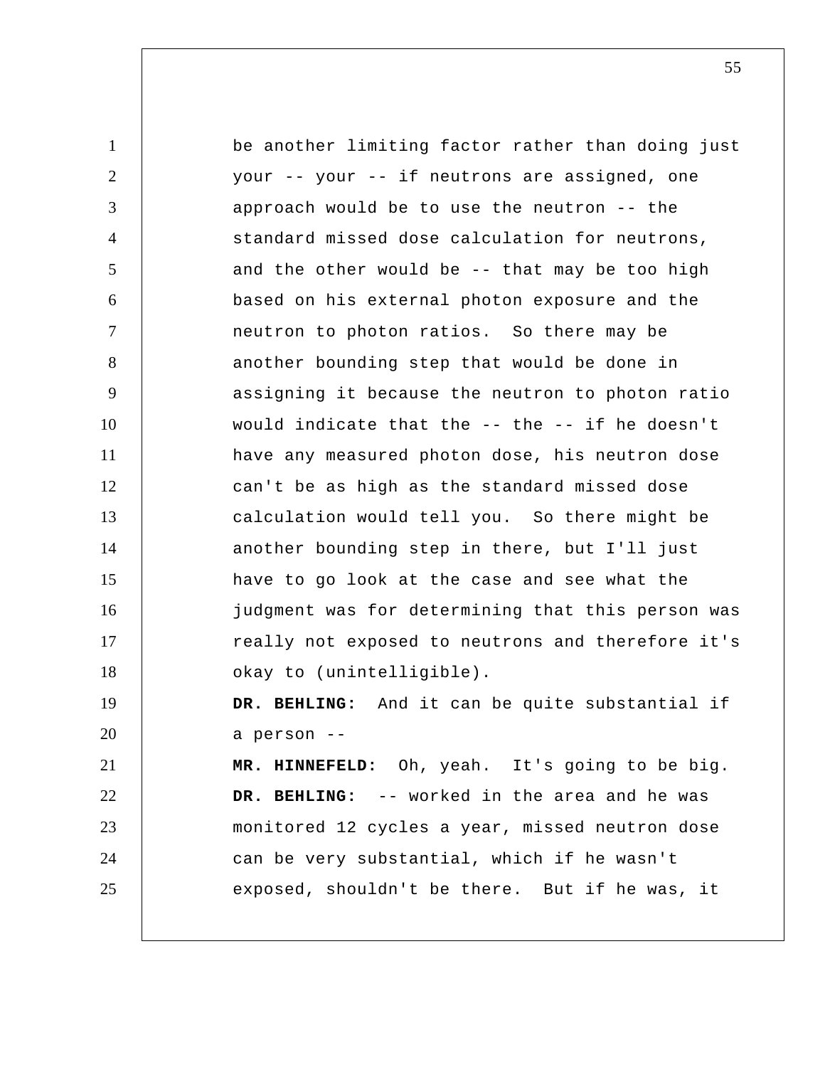be another limiting factor rather than doing just your -- your -- if neutrons are assigned, one approach would be to use the neutron -- the standard missed dose calculation for neutrons, and the other would be -- that may be too high based on his external photon exposure and the neutron to photon ratios. So there may be another bounding step that would be done in assigning it because the neutron to photon ratio would indicate that the -- the -- if he doesn't have any measured photon dose, his neutron dose can't be as high as the standard missed dose calculation would tell you. So there might be another bounding step in there, but I'll just have to go look at the case and see what the judgment was for determining that this person was really not exposed to neutrons and therefore it's okay to (unintelligible).

**DR. BEHLING:** And it can be quite substantial if a person --

**MR. HINNEFELD:** Oh, yeah. It's going to be big.

**DR. BEHLING:** -- worked in the area and he was monitored 12 cycles a year, missed neutron dose can be very substantial, which if he wasn't exposed, shouldn't be there. But if he was, it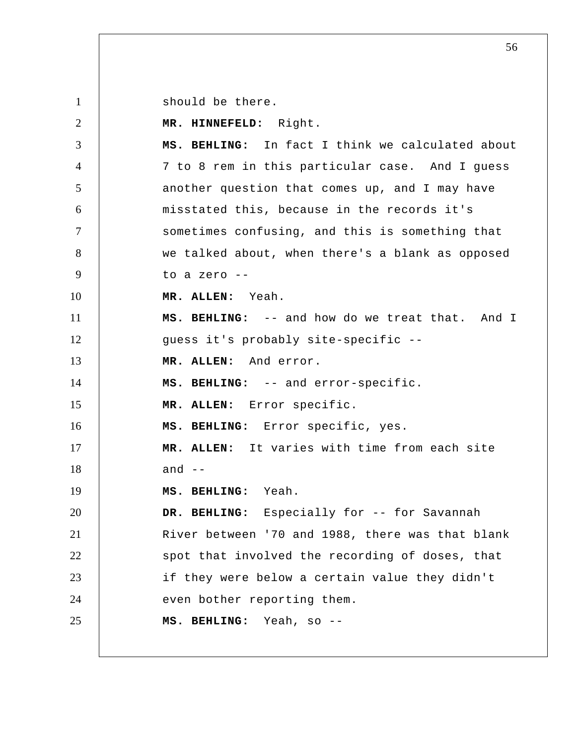should be there.

**MR. HINNEFELD:** Right.

**MS. BEHLING:** In fact I think we calculated about 7 to 8 rem in this particular case. And I guess another question that comes up, and I may have misstated this, because in the records it's sometimes confusing, and this is something that we talked about, when there's a blank as opposed to a zero --

**MR. ALLEN:** Yeah.

**MS. BEHLING:** -- and how do we treat that. And I guess it's probably site-specific --

**MR. ALLEN:** And error.

**MS. BEHLING:** -- and error-specific.

**MR. ALLEN:** Error specific.

**MS. BEHLING:** Error specific, yes.

**MR. ALLEN:** It varies with time from each site and --

**MS. BEHLING:** Yeah.

**DR. BEHLING:** Especially for -- for Savannah River between '70 and 1988, there was that blank spot that involved the recording of doses, that if they were below a certain value they didn't even bother reporting them.

**MS. BEHLING:** Yeah, so --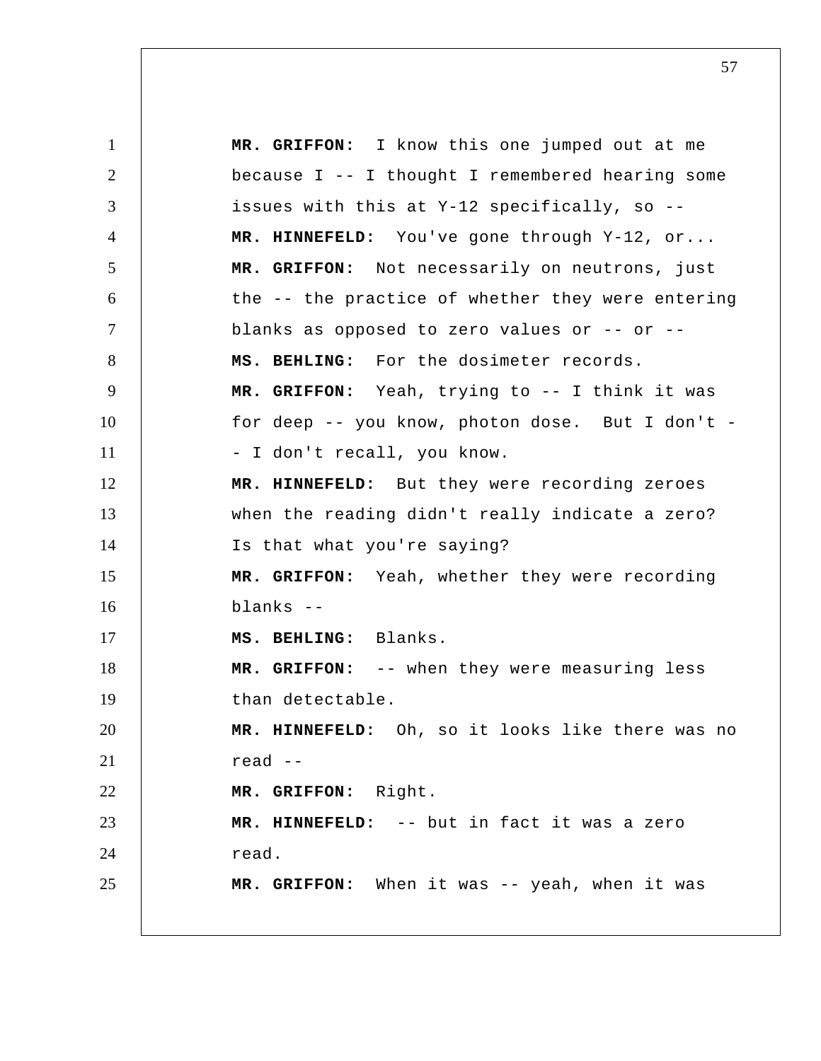**MR. GRIFFON:** I know this one jumped out at me because I -- I thought I remembered hearing some issues with this at Y-12 specifically, so --

**MR. HINNEFELD:** You've gone through Y-12, or...

**MR. GRIFFON:** Not necessarily on neutrons, just the -- the practice of whether they were entering blanks as opposed to zero values or -- or --

**MS. BEHLING:** For the dosimeter records.

**MR. GRIFFON:** Yeah, trying to -- I think it was for deep -- you know, photon dose. But I don't -- I don't recall, you know.

**MR. HINNEFELD:** But they were recording zeroes when the reading didn't really indicate a zero? Is that what you're saying?

**MR. GRIFFON:** Yeah, whether they were recording blanks --

**MS. BEHLING:** Blanks.

**MR. GRIFFON:** -- when they were measuring less than detectable.

**MR. HINNEFELD:** Oh, so it looks like there was no read --

**MR. GRIFFON:** Right.

**MR. HINNEFELD:** -- but in fact it was a zero read.

**MR. GRIFFON:** When it was -- yeah, when it was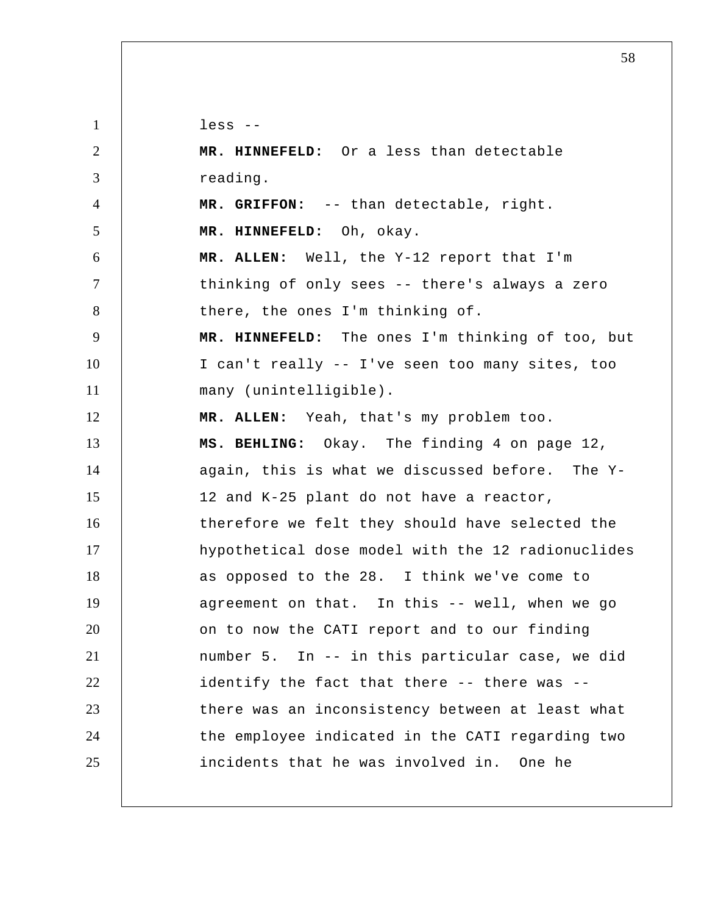less --

**MR. HINNEFELD:** Or a less than detectable reading.

**MR. GRIFFON:** -- than detectable, right.

**MR. HINNEFELD:** Oh, okay.

**MR. ALLEN:** Well, the Y-12 report that I'm thinking of only sees -- there's always a zero there, the ones I'm thinking of.

**MR. HINNEFELD:** The ones I'm thinking of too, but I can't really -- I've seen too many sites, too many (unintelligible).

**MR. ALLEN:** Yeah, that's my problem too.

**MS. BEHLING:** Okay. The finding 4 on page 12, again, this is what we discussed before. The Y-12 and K-25 plant do not have a reactor, therefore we felt they should have selected the hypothetical dose model with the 12 radionuclides as opposed to the 28. I think we've come to agreement on that. In this -- well, when we go on to now the CATI report and to our finding number 5. In -- in this particular case, we did identify the fact that there -- there was -- there was an inconsistency between at least what the employee indicated in the CATI regarding two incidents that he was involved in. One he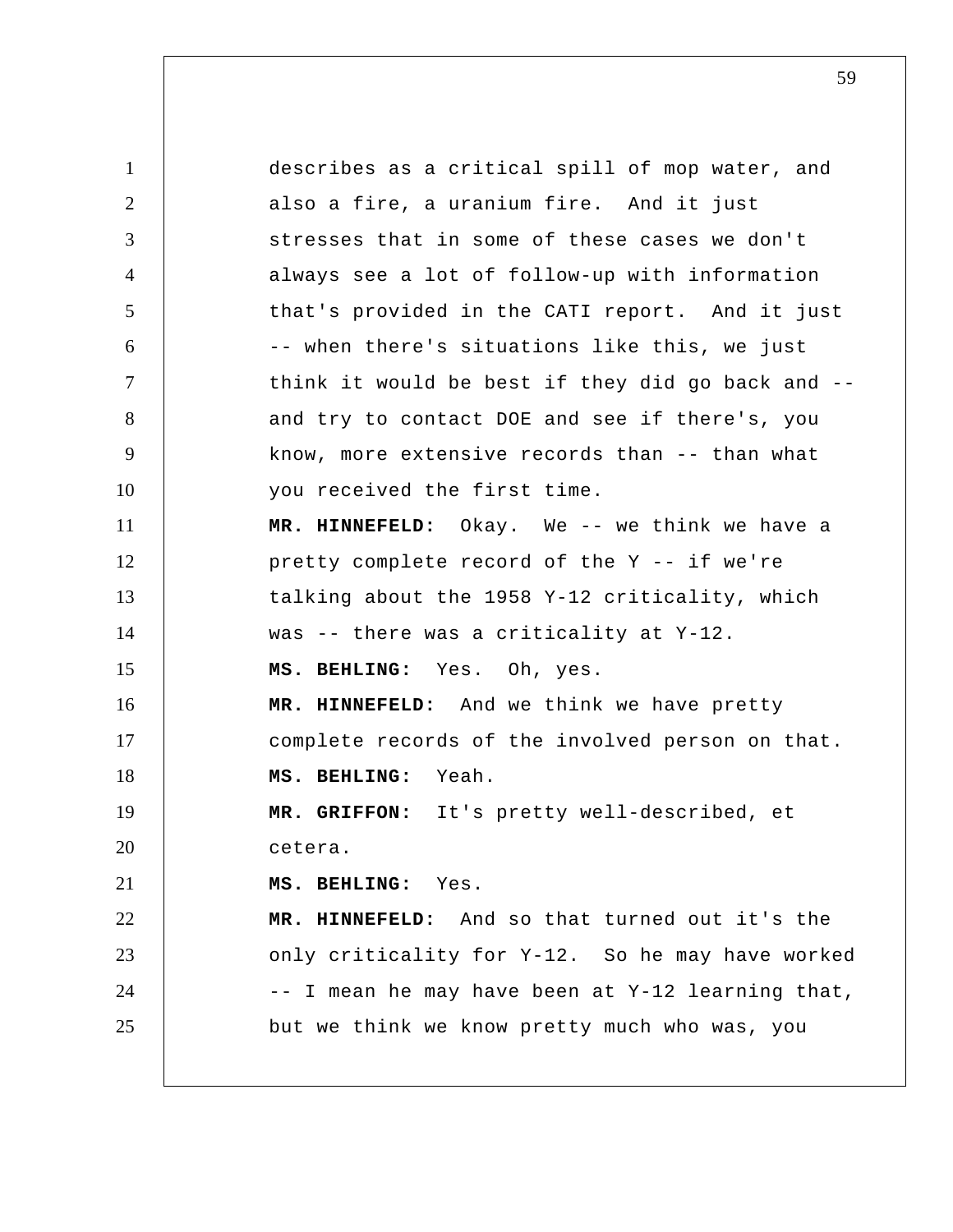describes as a critical spill of mop water, and also a fire, a uranium fire. And it just stresses that in some of these cases we don't always see a lot of follow-up with information that's provided in the CATI report. And it just -- when there's situations like this, we just think it would be best if they did go back and -- and try to contact DOE and see if there's, you know, more extensive records than -- than what you received the first time.

**MR. HINNEFELD:** Okay. We -- we think we have a pretty complete record of the Y -- if we're talking about the 1958 Y-12 criticality, which was -- there was a criticality at Y-12.

**MS. BEHLING:** Yes. Oh, yes.

**MR. HINNEFELD:** And we think we have pretty complete records of the involved person on that.

**MS. BEHLING:** Yeah.

**MR. GRIFFON:** It's pretty well-described, et cetera.

**MS. BEHLING:** Yes.

**MR. HINNEFELD:** And so that turned out it's the only criticality for Y-12. So he may have worked -- I mean he may have been at Y-12 learning that, but we think we know pretty much who was, you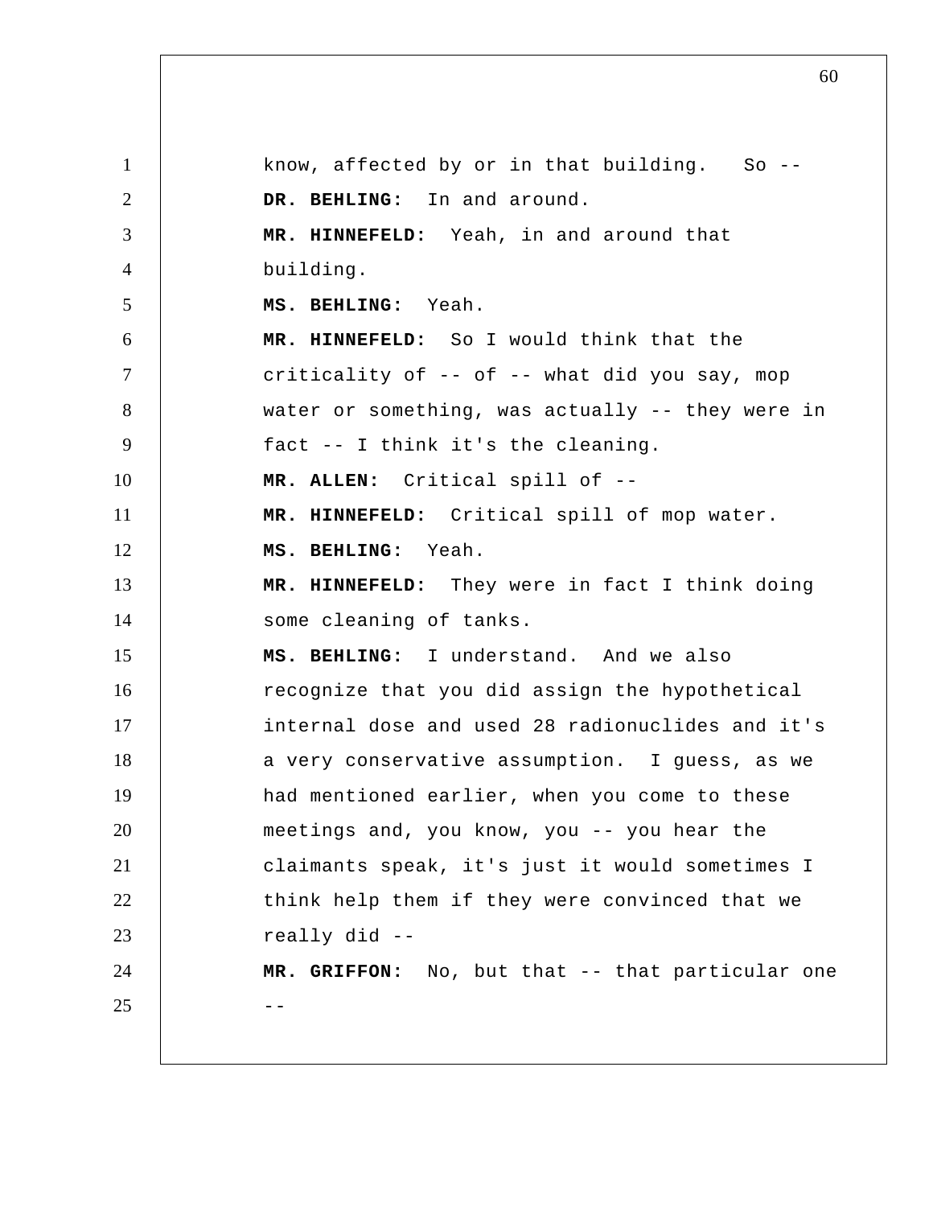know, affected by or in that building. So --

**DR. BEHLING:** In and around.

**MR. HINNEFELD:** Yeah, in and around that building.

**MS. BEHLING:** Yeah.

**MR. HINNEFELD:** So I would think that the criticality of -- of -- what did you say, mop water or something, was actually -- they were in fact -- I think it's the cleaning.

**MR. ALLEN:** Critical spill of --

**MR. HINNEFELD:** Critical spill of mop water.

**MS. BEHLING:** Yeah.

**MR. HINNEFELD:** They were in fact I think doing some cleaning of tanks.

**MS. BEHLING:** I understand. And we also recognize that you did assign the hypothetical internal dose and used 28 radionuclides and it's a very conservative assumption. I guess, as we had mentioned earlier, when you come to these meetings and, you know, you -- you hear the claimants speak, it's just it would sometimes I think help them if they were convinced that we really did --

**MR. GRIFFON:** No, but that -- that particular one --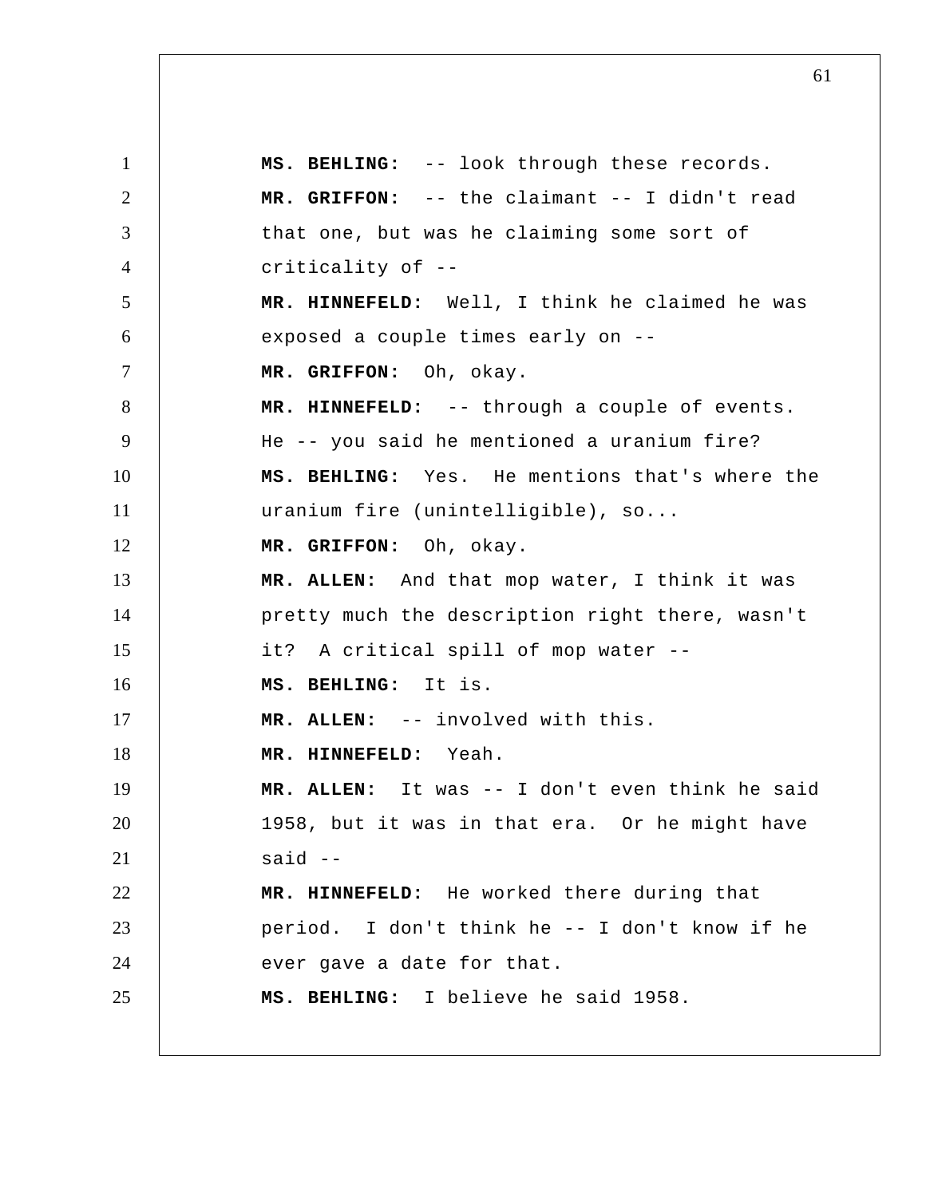**MS. BEHLING:** -- look through these records.

**MR. GRIFFON:** -- the claimant -- I didn't read that one, but was he claiming some sort of criticality of --

**MR. HINNEFELD:** Well, I think he claimed he was exposed a couple times early on --

**MR. GRIFFON:** Oh, okay.

**MR. HINNEFELD:** -- through a couple of events. He -- you said he mentioned a uranium fire?

**MS. BEHLING:** Yes. He mentions that's where the uranium fire (unintelligible), so...

**MR. GRIFFON:** Oh, okay.

**MR. ALLEN:** And that mop water, I think it was pretty much the description right there, wasn't it? A critical spill of mop water --

**MS. BEHLING:** It is.

**MR. ALLEN:** -- involved with this.

**MR. HINNEFELD:** Yeah.

**MR. ALLEN:** It was -- I don't even think he said 1958, but it was in that era. Or he might have said --

**MR. HINNEFELD:** He worked there during that period. I don't think he -- I don't know if he ever gave a date for that.

**MS. BEHLING:** I believe he said 1958.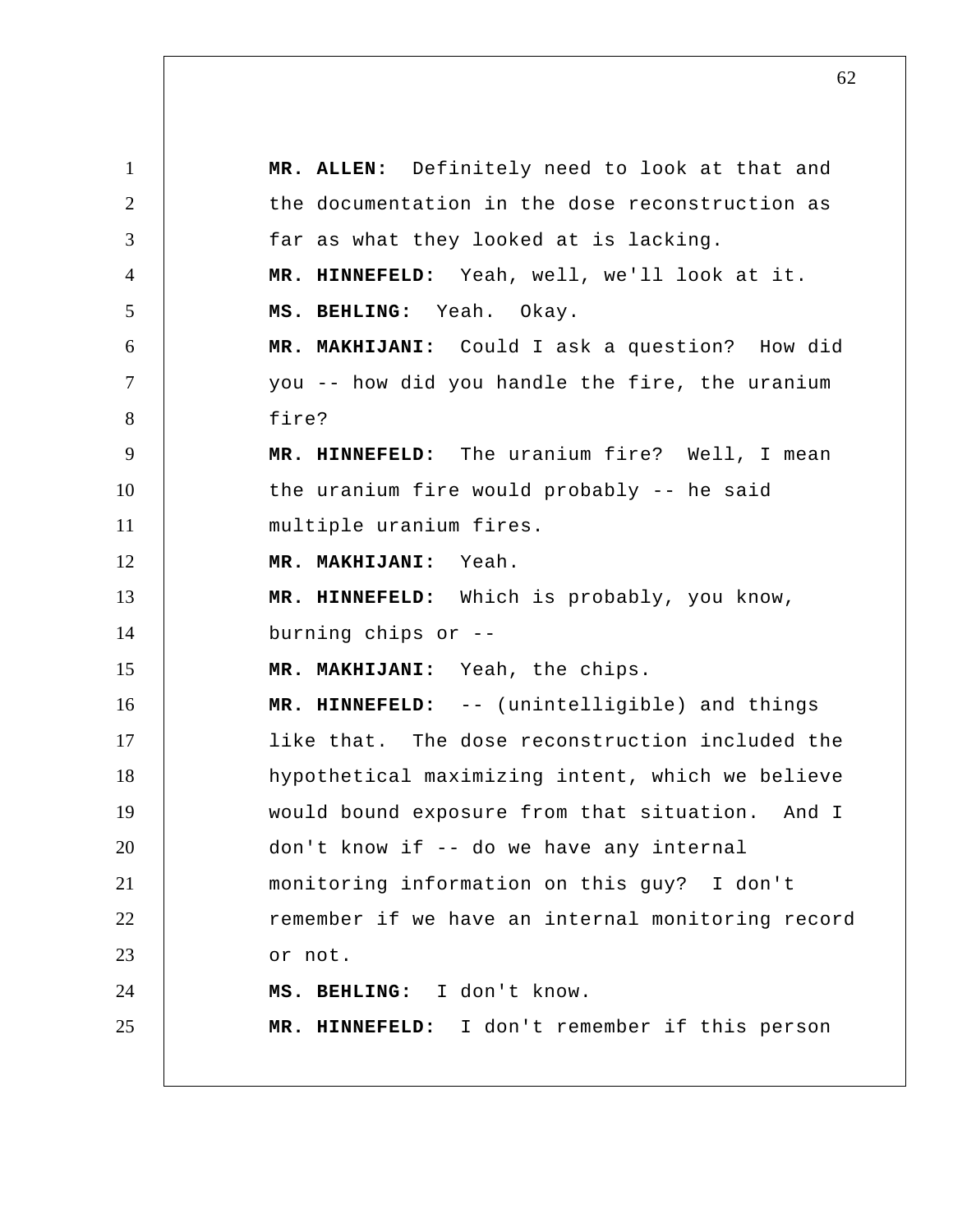**MR. ALLEN:** Definitely need to look at that and the documentation in the dose reconstruction as far as what they looked at is lacking.

**MR. HINNEFELD:** Yeah, well, we'll look at it.

**MS. BEHLING:** Yeah. Okay.

**MR. MAKHIJANI:** Could I ask a question? How did you -- how did you handle the fire, the uranium fire?

**MR. HINNEFELD:** The uranium fire? Well, I mean the uranium fire would probably -- he said multiple uranium fires.

**MR. MAKHIJANI:** Yeah.

**MR. HINNEFELD:** Which is probably, you know, burning chips or --

**MR. MAKHIJANI:** Yeah, the chips.

**MR. HINNEFELD:** -- (unintelligible) and things like that. The dose reconstruction included the hypothetical maximizing intent, which we believe would bound exposure from that situation. And I don't know if -- do we have any internal monitoring information on this guy? I don't remember if we have an internal monitoring record or not.

**MS. BEHLING:** I don't know.

**MR. HINNEFELD:** I don't remember if this person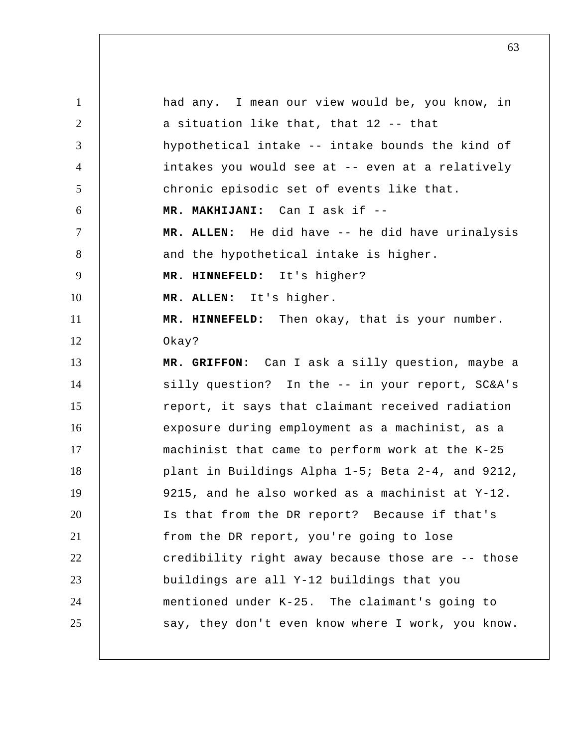had any. I mean our view would be, you know, in a situation like that, that 12 -- that hypothetical intake -- intake bounds the kind of intakes you would see at -- even at a relatively chronic episodic set of events like that.

**MR. MAKHIJANI:** Can I ask if --

**MR. ALLEN:** He did have -- he did have urinalysis and the hypothetical intake is higher.

**MR. HINNEFELD:** It's higher?

**MR. ALLEN:** It's higher.

**MR. HINNEFELD:** Then okay, that is your number. Okay?

**MR. GRIFFON:** Can I ask a silly question, maybe a silly question? In the -- in your report, SC&A's report, it says that claimant received radiation exposure during employment as a machinist, as a machinist that came to perform work at the K-25 plant in Buildings Alpha 1-5; Beta 2-4, and 9212, 9215, and he also worked as a machinist at Y-12. Is that from the DR report? Because if that's from the DR report, you're going to lose credibility right away because those are -- those buildings are all Y-12 buildings that you mentioned under K-25. The claimant's going to say, they don't even know where I work, you know.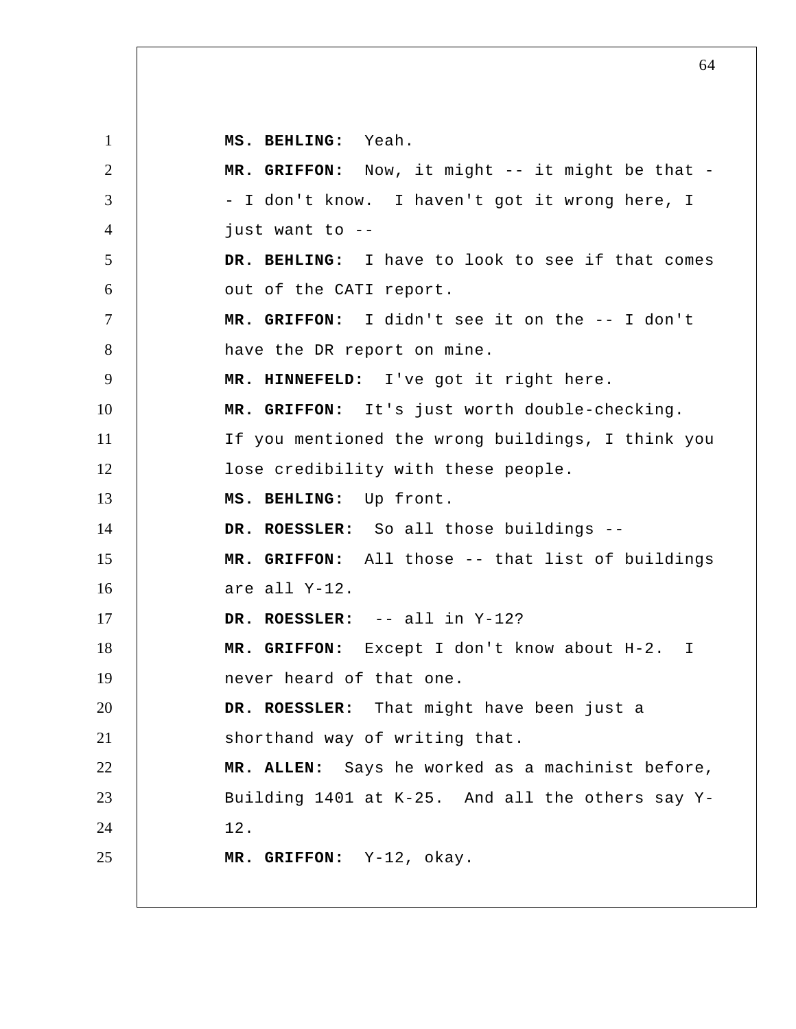**MS. BEHLING:** Yeah.

**MR. GRIFFON:** Now, it might -- it might be that -- I don't know. I haven't got it wrong here, I just want to --

**DR. BEHLING:** I have to look to see if that comes out of the CATI report.

**MR. GRIFFON:** I didn't see it on the -- I don't have the DR report on mine.

**MR. HINNEFELD:** I've got it right here.

**MR. GRIFFON:** It's just worth double-checking. If you mentioned the wrong buildings, I think you lose credibility with these people.

**MS. BEHLING:** Up front.

**DR. ROESSLER:** So all those buildings --

**MR. GRIFFON:** All those -- that list of buildings are all Y-12.

**DR. ROESSLER:** -- all in Y-12?

**MR. GRIFFON:** Except I don't know about H-2. I never heard of that one.

**DR. ROESSLER:** That might have been just a shorthand way of writing that.

**MR. ALLEN:** Says he worked as a machinist before, Building 1401 at K-25. And all the others say Y-12.

**MR. GRIFFON:** Y-12, okay.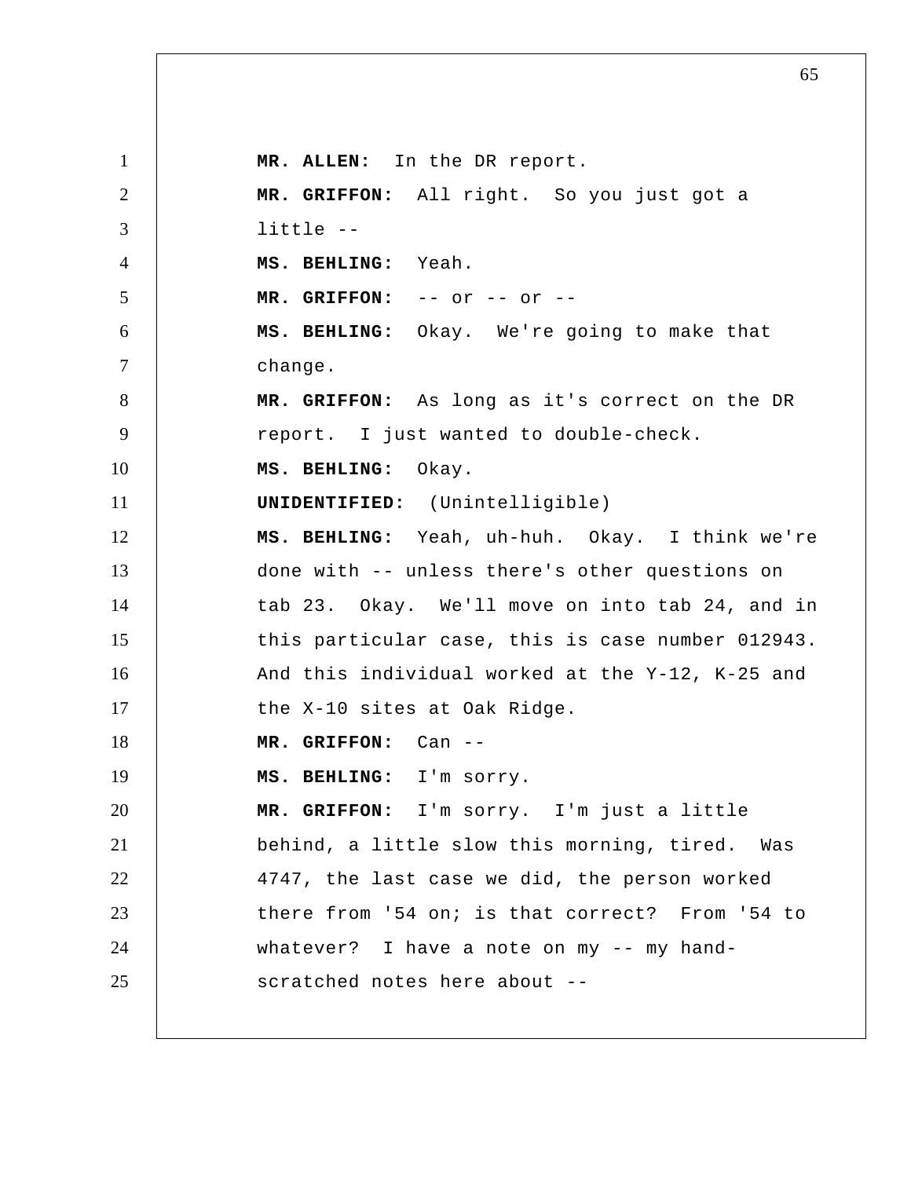**MR. ALLEN:** In the DR report.

**MR. GRIFFON:** All right. So you just got a little --

**MS. BEHLING:** Yeah.

**MR. GRIFFON:** -- or -- or --

**MS. BEHLING:** Okay. We're going to make that change.

**MR. GRIFFON:** As long as it's correct on the DR report. I just wanted to double-check.

**MS. BEHLING:** Okay.

**UNIDENTIFIED:** (Unintelligible)

**MS. BEHLING:** Yeah, uh-huh. Okay. I think we're done with -- unless there's other questions on tab 23. Okay. We'll move on into tab 24, and in this particular case, this is case number 012943. And this individual worked at the Y-12, K-25 and the X-10 sites at Oak Ridge.

**MR. GRIFFON:** Can --

**MS. BEHLING:** I'm sorry.

**MR. GRIFFON:** I'm sorry. I'm just a little behind, a little slow this morning, tired. Was 4747, the last case we did, the person worked there from '54 on; is that correct? From '54 to whatever? I have a note on my -- my hand-scratched notes here about --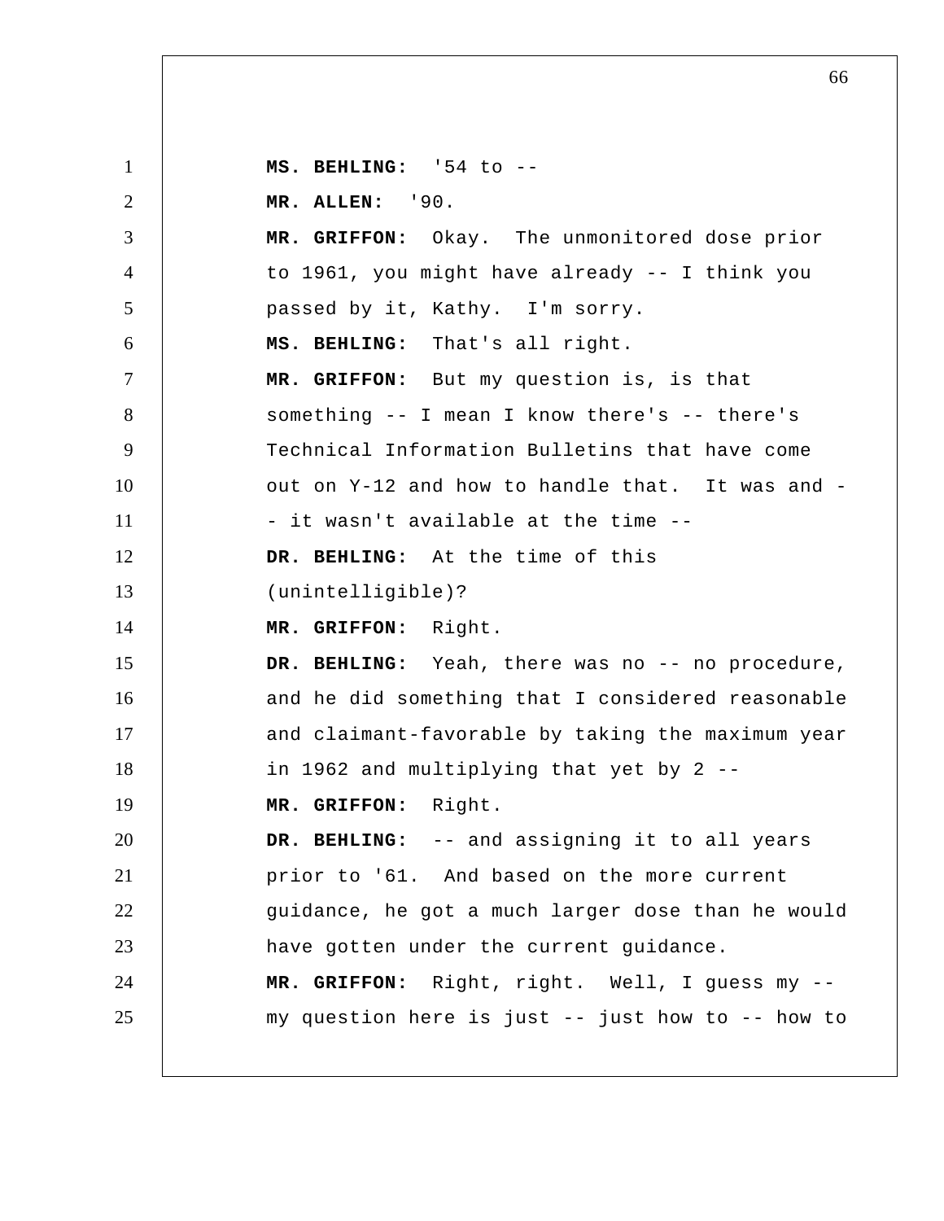**MS. BEHLING:** '54 to --

**MR. ALLEN:** '90.

**MR. GRIFFON:** Okay. The unmonitored dose prior to 1961, you might have already -- I think you passed by it, Kathy. I'm sorry.

**MS. BEHLING:** That's all right.

**MR. GRIFFON:** But my question is, is that something -- I mean I know there's -- there's Technical Information Bulletins that have come out on Y-12 and how to handle that. It was and -- it wasn't available at the time --

**DR. BEHLING:** At the time of this (unintelligible)?

**MR. GRIFFON:** Right.

**DR. BEHLING:** Yeah, there was no -- no procedure, and he did something that I considered reasonable and claimant-favorable by taking the maximum year in 1962 and multiplying that yet by 2 --

**MR. GRIFFON:** Right.

**DR. BEHLING:** -- and assigning it to all years prior to '61. And based on the more current guidance, he got a much larger dose than he would have gotten under the current guidance.

**MR. GRIFFON:** Right, right. Well, I guess my -- my question here is just -- just how to -- how to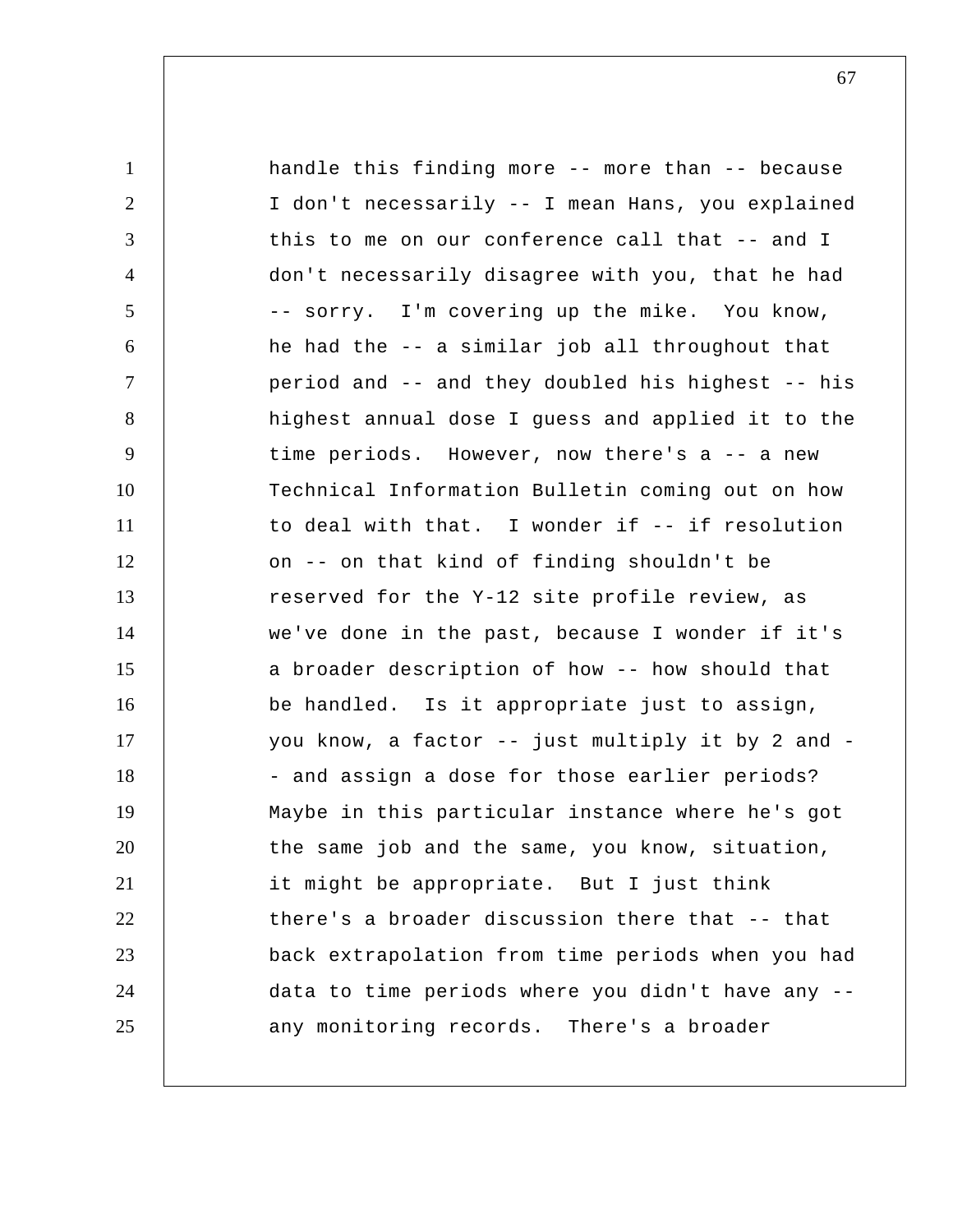handle this finding more -- more than -- because I don't necessarily -- I mean Hans, you explained this to me on our conference call that -- and I don't necessarily disagree with you, that he had -- sorry. I'm covering up the mike. You know, he had the -- a similar job all throughout that period and -- and they doubled his highest -- his highest annual dose I guess and applied it to the time periods. However, now there's a -- a new Technical Information Bulletin coming out on how to deal with that. I wonder if -- if resolution on -- on that kind of finding shouldn't be reserved for the Y-12 site profile review, as we've done in the past, because I wonder if it's a broader description of how -- how should that be handled. Is it appropriate just to assign, you know, a factor -- just multiply it by 2 and -- and assign a dose for those earlier periods? Maybe in this particular instance where he's got the same job and the same, you know, situation, it might be appropriate. But I just think there's a broader discussion there that -- that back extrapolation from time periods when you had data to time periods where you didn't have any -- any monitoring records. There's a broader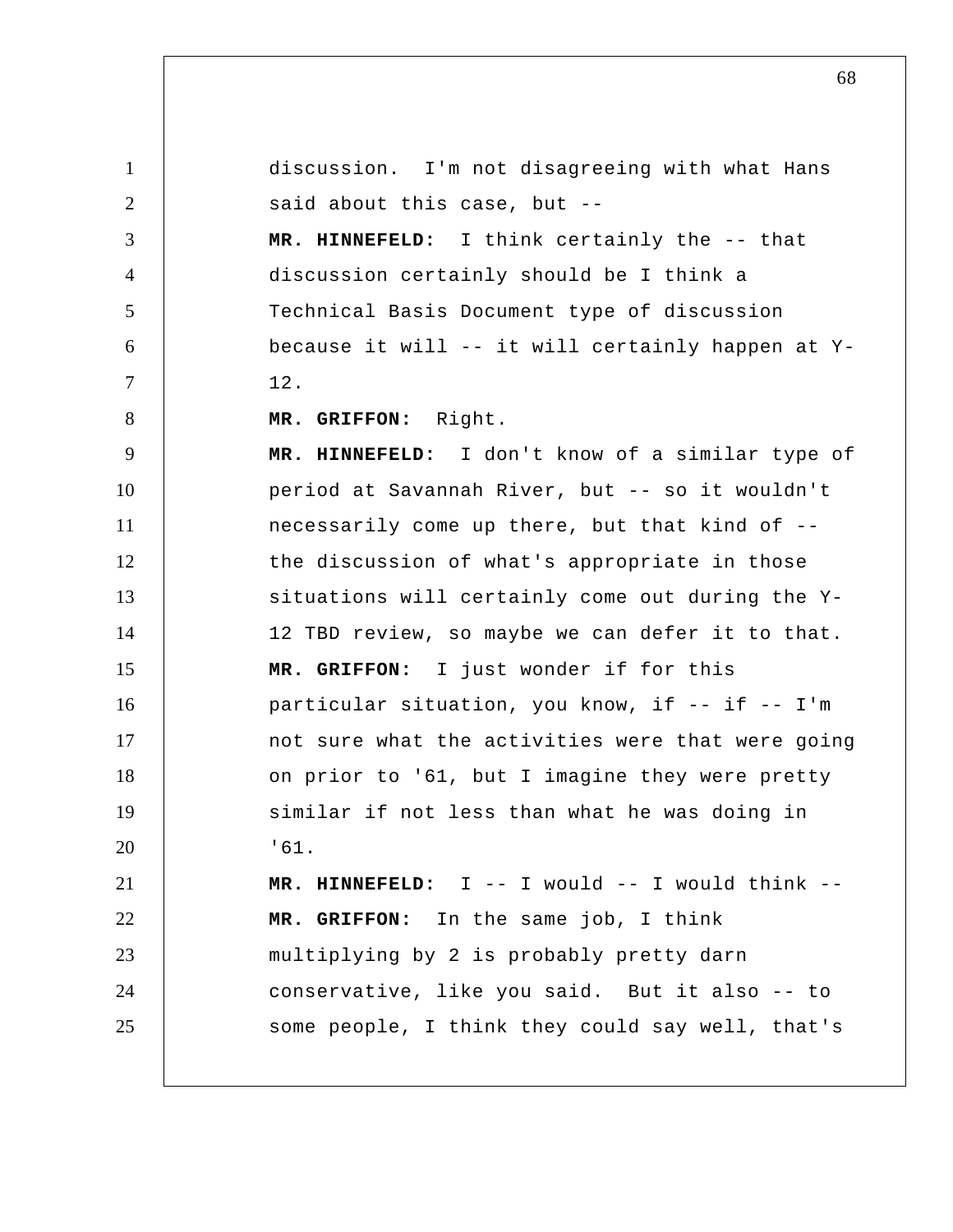discussion. I'm not disagreeing with what Hans said about this case, but --

**MR. HINNEFELD:** I think certainly the -- that discussion certainly should be I think a Technical Basis Document type of discussion because it will -- it will certainly happen at Y-12.

**MR. GRIFFON:** Right.

**MR. HINNEFELD:** I don't know of a similar type of period at Savannah River, but -- so it wouldn't necessarily come up there, but that kind of -- the discussion of what's appropriate in those situations will certainly come out during the Y-12 TBD review, so maybe we can defer it to that.

**MR. GRIFFON:** I just wonder if for this particular situation, you know, if -- if -- I'm not sure what the activities were that were going on prior to '61, but I imagine they were pretty similar if not less than what he was doing in '61.

**MR. HINNEFELD:** I -- I would -- I would think --

**MR. GRIFFON:** In the same job, I think multiplying by 2 is probably pretty darn conservative, like you said. But it also -- to some people, I think they could say well, that's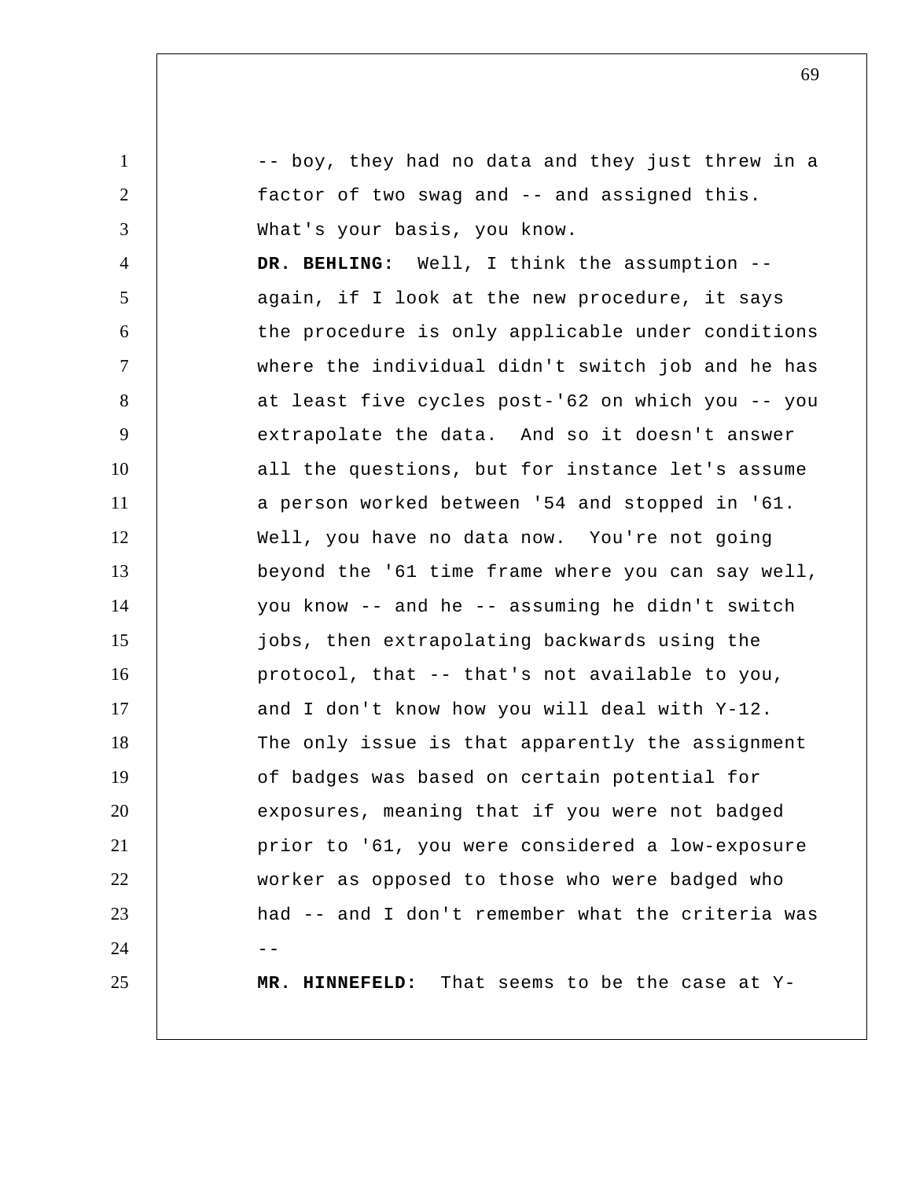-- boy, they had no data and they just threw in a factor of two swag and -- and assigned this. What's your basis, you know.

**DR. BEHLING:** Well, I think the assumption -- again, if I look at the new procedure, it says the procedure is only applicable under conditions where the individual didn't switch job and he has at least five cycles post-'62 on which you -- you extrapolate the data. And so it doesn't answer all the questions, but for instance let's assume a person worked between '54 and stopped in '61. Well, you have no data now. You're not going beyond the '61 time frame where you can say well, you know -- and he -- assuming he didn't switch jobs, then extrapolating backwards using the protocol, that -- that's not available to you, and I don't know how you will deal with Y-12. The only issue is that apparently the assignment of badges was based on certain potential for exposures, meaning that if you were not badged prior to '61, you were considered a low-exposure worker as opposed to those who were badged who had -- and I don't remember what the criteria was --

**MR. HINNEFELD:** That seems to be the case at Y-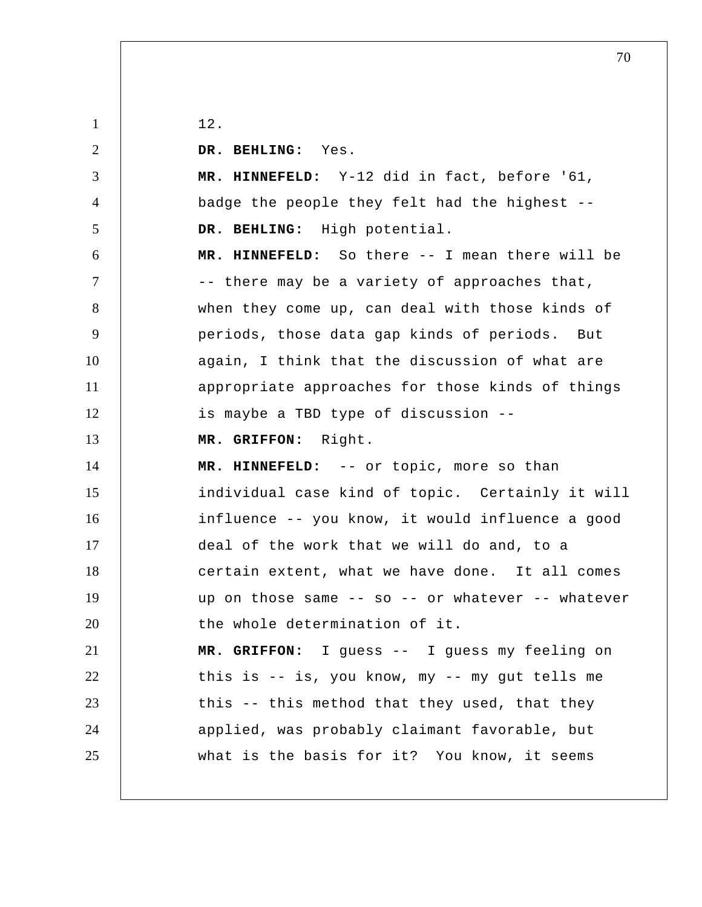12.

**DR. BEHLING:** Yes.

**MR. HINNEFELD:** Y-12 did in fact, before '61, badge the people they felt had the highest --

**DR. BEHLING:** High potential.

**MR. HINNEFELD:** So there -- I mean there will be -- there may be a variety of approaches that, when they come up, can deal with those kinds of periods, those data gap kinds of periods. But again, I think that the discussion of what are appropriate approaches for those kinds of things is maybe a TBD type of discussion --

**MR. GRIFFON:** Right.

**MR. HINNEFELD:** -- or topic, more so than individual case kind of topic. Certainly it will influence -- you know, it would influence a good deal of the work that we will do and, to a certain extent, what we have done. It all comes up on those same -- so -- or whatever -- whatever the whole determination of it.

**MR. GRIFFON:** I guess -- I guess my feeling on this is -- is, you know, my -- my gut tells me this -- this method that they used, that they applied, was probably claimant favorable, but what is the basis for it? You know, it seems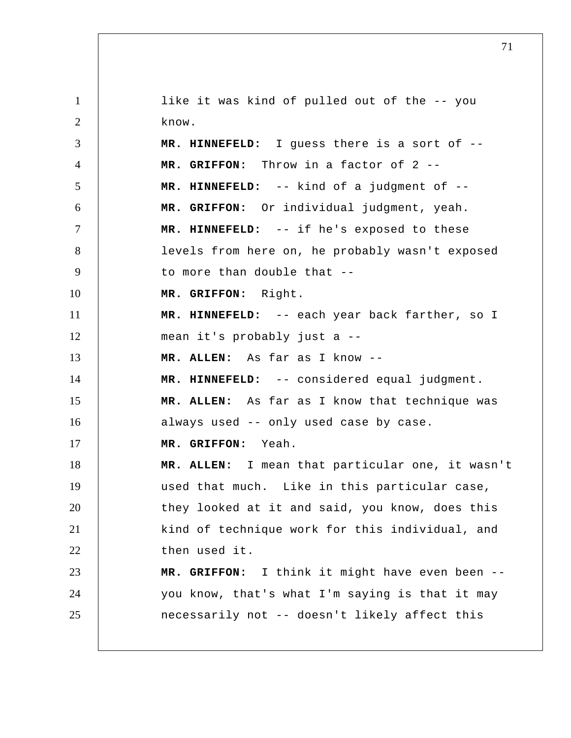like it was kind of pulled out of the -- you know.

**MR. HINNEFELD:** I guess there is a sort of --

**MR. GRIFFON:** Throw in a factor of 2 --

**MR. HINNEFELD:** -- kind of a judgment of --

**MR. GRIFFON:** Or individual judgment, yeah.

**MR. HINNEFELD:** -- if he's exposed to these levels from here on, he probably wasn't exposed to more than double that --

**MR. GRIFFON:** Right.

**MR. HINNEFELD:** -- each year back farther, so I mean it's probably just a --

**MR. ALLEN:** As far as I know --

**MR. HINNEFELD:** -- considered equal judgment.

**MR. ALLEN:** As far as I know that technique was always used -- only used case by case.

**MR. GRIFFON:** Yeah.

**MR. ALLEN:** I mean that particular one, it wasn't used that much. Like in this particular case, they looked at it and said, you know, does this kind of technique work for this individual, and then used it.

**MR. GRIFFON:** I think it might have even been -- you know, that's what I'm saying is that it may necessarily not -- doesn't likely affect this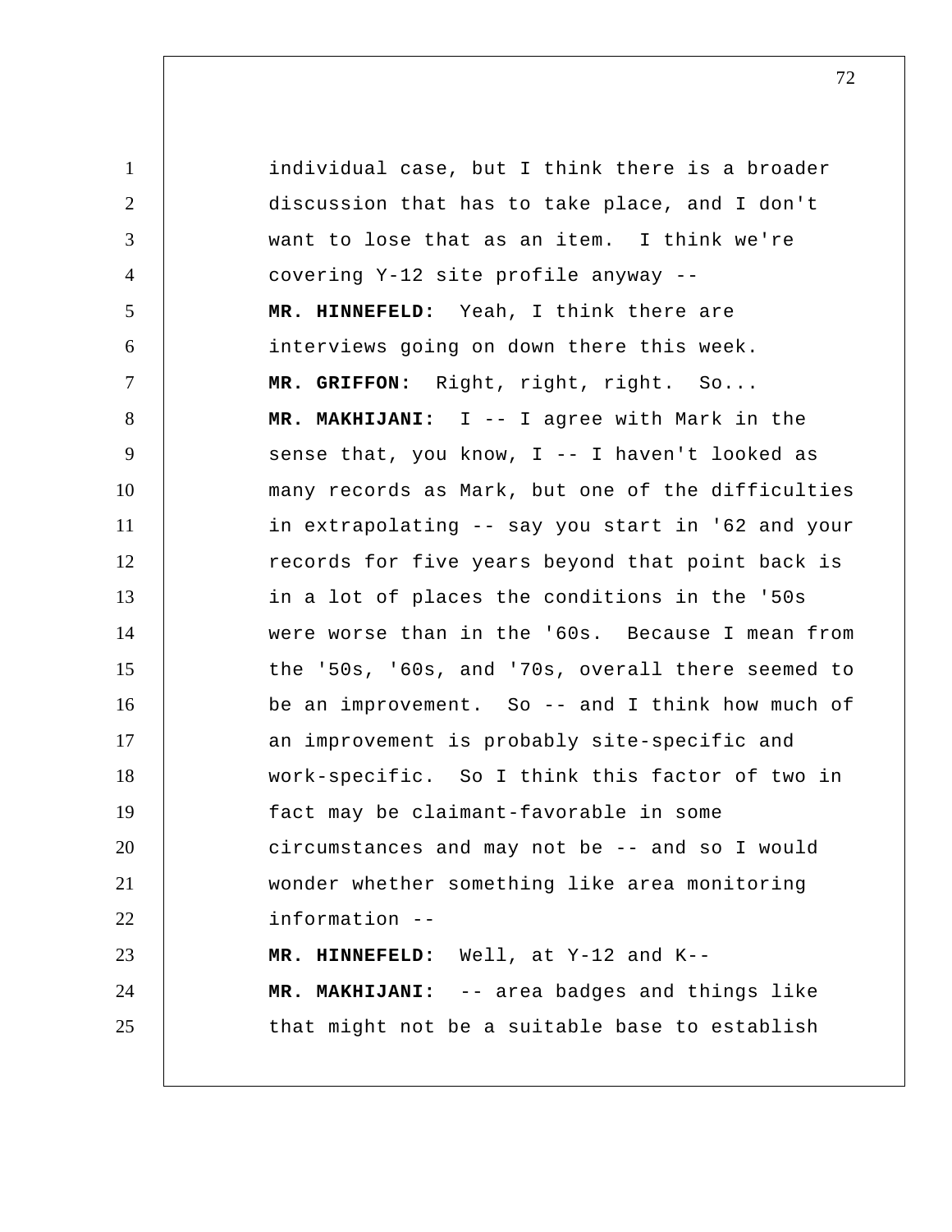individual case, but I think there is a broader discussion that has to take place, and I don't want to lose that as an item. I think we're covering Y-12 site profile anyway --

**MR. HINNEFELD:** Yeah, I think there are interviews going on down there this week.

**MR. GRIFFON:** Right, right, right. So...

**MR. MAKHIJANI:** I -- I agree with Mark in the sense that, you know, I -- I haven't looked as many records as Mark, but one of the difficulties in extrapolating -- say you start in '62 and your records for five years beyond that point back is in a lot of places the conditions in the '50s were worse than in the '60s. Because I mean from the '50s, '60s, and '70s, overall there seemed to be an improvement. So -- and I think how much of an improvement is probably site-specific and work-specific. So I think this factor of two in fact may be claimant-favorable in some circumstances and may not be -- and so I would wonder whether something like area monitoring information --

**MR. HINNEFELD:** Well, at Y-12 and K--

**MR. MAKHIJANI:** -- area badges and things like that might not be a suitable base to establish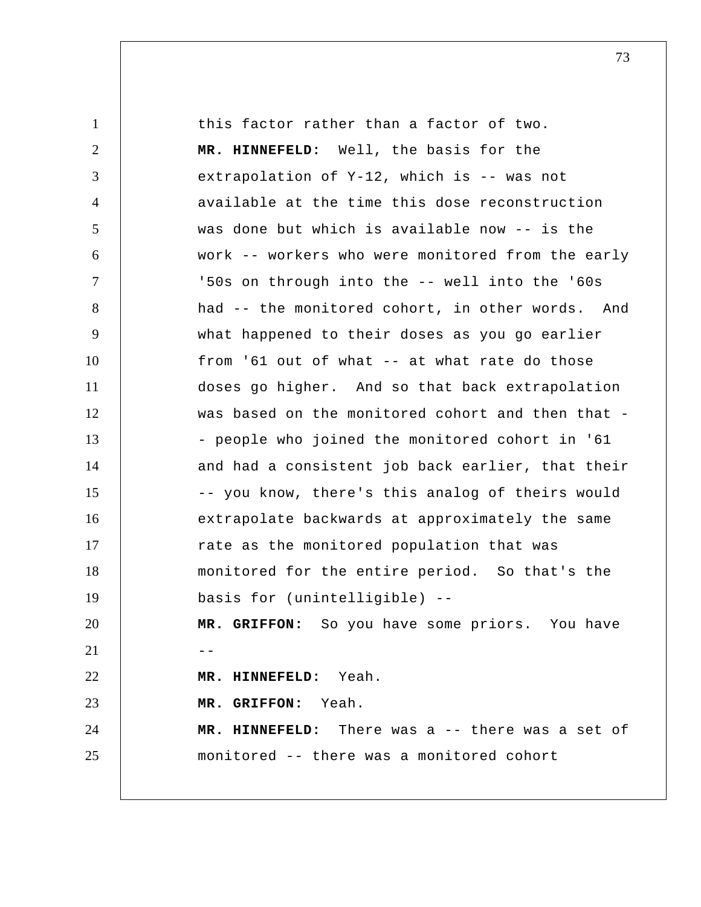this factor rather than a factor of two.

**MR. HINNEFELD:** Well, the basis for the extrapolation of Y-12, which is -- was not available at the time this dose reconstruction was done but which is available now -- is the work -- workers who were monitored from the early '50s on through into the -- well into the '60s had -- the monitored cohort, in other words. And what happened to their doses as you go earlier from '61 out of what -- at what rate do those doses go higher. And so that back extrapolation was based on the monitored cohort and then that -- people who joined the monitored cohort in '61 and had a consistent job back earlier, that their -- you know, there's this analog of theirs would extrapolate backwards at approximately the same rate as the monitored population that was monitored for the entire period. So that's the basis for (unintelligible) --

**MR. GRIFFON:** So you have some priors. You have --

**MR. HINNEFELD:** Yeah.

**MR. GRIFFON:** Yeah.

**MR. HINNEFELD:** There was a -- there was a set of monitored -- there was a monitored cohort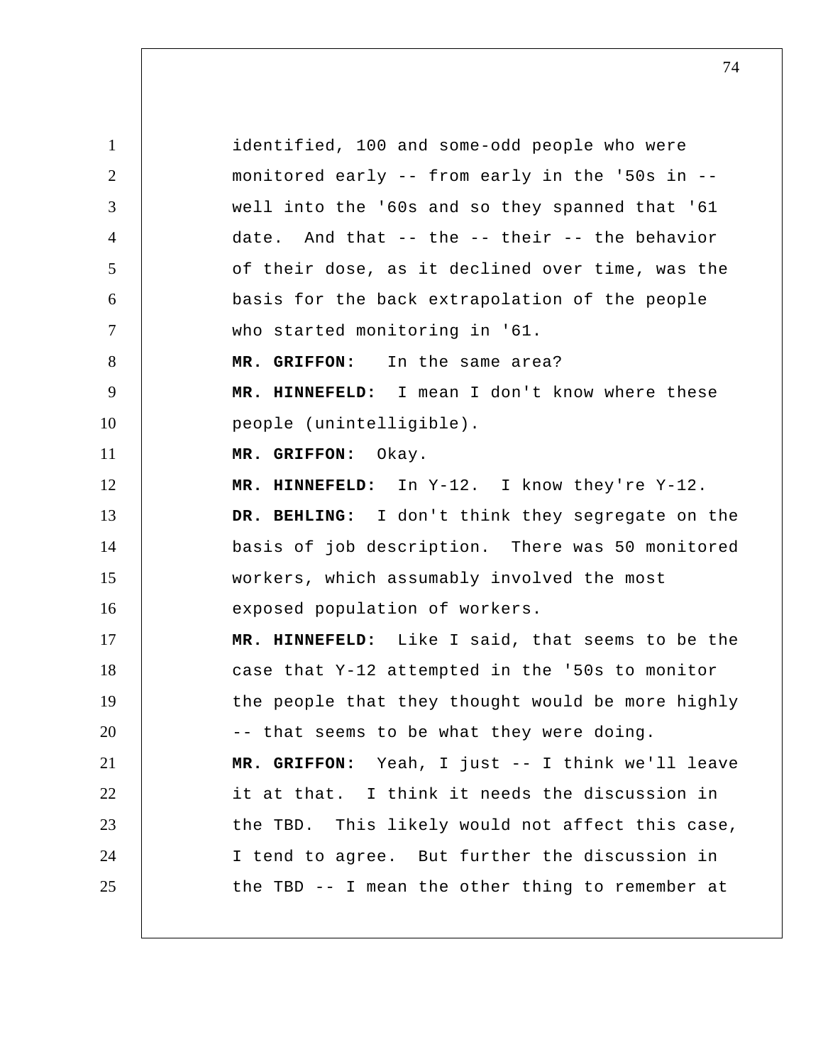identified, 100 and some-odd people who were monitored early -- from early in the '50s in -- well into the '60s and so they spanned that '61 date. And that -- the -- their -- the behavior of their dose, as it declined over time, was the basis for the back extrapolation of the people who started monitoring in '61.

**MR. GRIFFON:** In the same area?

**MR. HINNEFELD:** I mean I don't know where these people (unintelligible).

**MR. GRIFFON:** Okay.

**MR. HINNEFELD:** In Y-12. I know they're Y-12.

**DR. BEHLING:** I don't think they segregate on the basis of job description. There was 50 monitored workers, which assumably involved the most exposed population of workers.

**MR. HINNEFELD:** Like I said, that seems to be the case that Y-12 attempted in the '50s to monitor the people that they thought would be more highly -- that seems to be what they were doing.

**MR. GRIFFON:** Yeah, I just -- I think we'll leave it at that. I think it needs the discussion in the TBD. This likely would not affect this case, I tend to agree. But further the discussion in the TBD -- I mean the other thing to remember at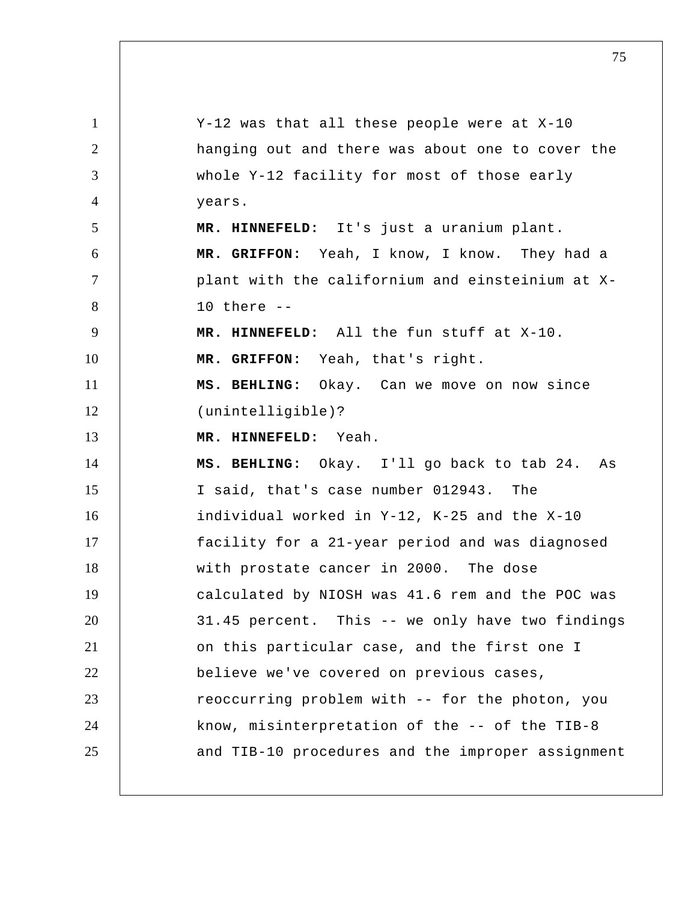Y-12 was that all these people were at X-10 hanging out and there was about one to cover the whole Y-12 facility for most of those early years.

**MR. HINNEFELD:** It's just a uranium plant.

**MR. GRIFFON:** Yeah, I know, I know. They had a plant with the californium and einsteinium at X-10 there --

**MR. HINNEFELD:** All the fun stuff at X-10.

**MR. GRIFFON:** Yeah, that's right.

**MS. BEHLING:** Okay. Can we move on now since (unintelligible)?

**MR. HINNEFELD:** Yeah.

**MS. BEHLING:** Okay. I'll go back to tab 24. As I said, that's case number 012943. The individual worked in Y-12, K-25 and the X-10 facility for a 21-year period and was diagnosed with prostate cancer in 2000. The dose calculated by NIOSH was 41.6 rem and the POC was 31.45 percent. This -- we only have two findings on this particular case, and the first one I believe we've covered on previous cases, reoccurring problem with -- for the photon, you know, misinterpretation of the -- of the TIB-8 and TIB-10 procedures and the improper assignment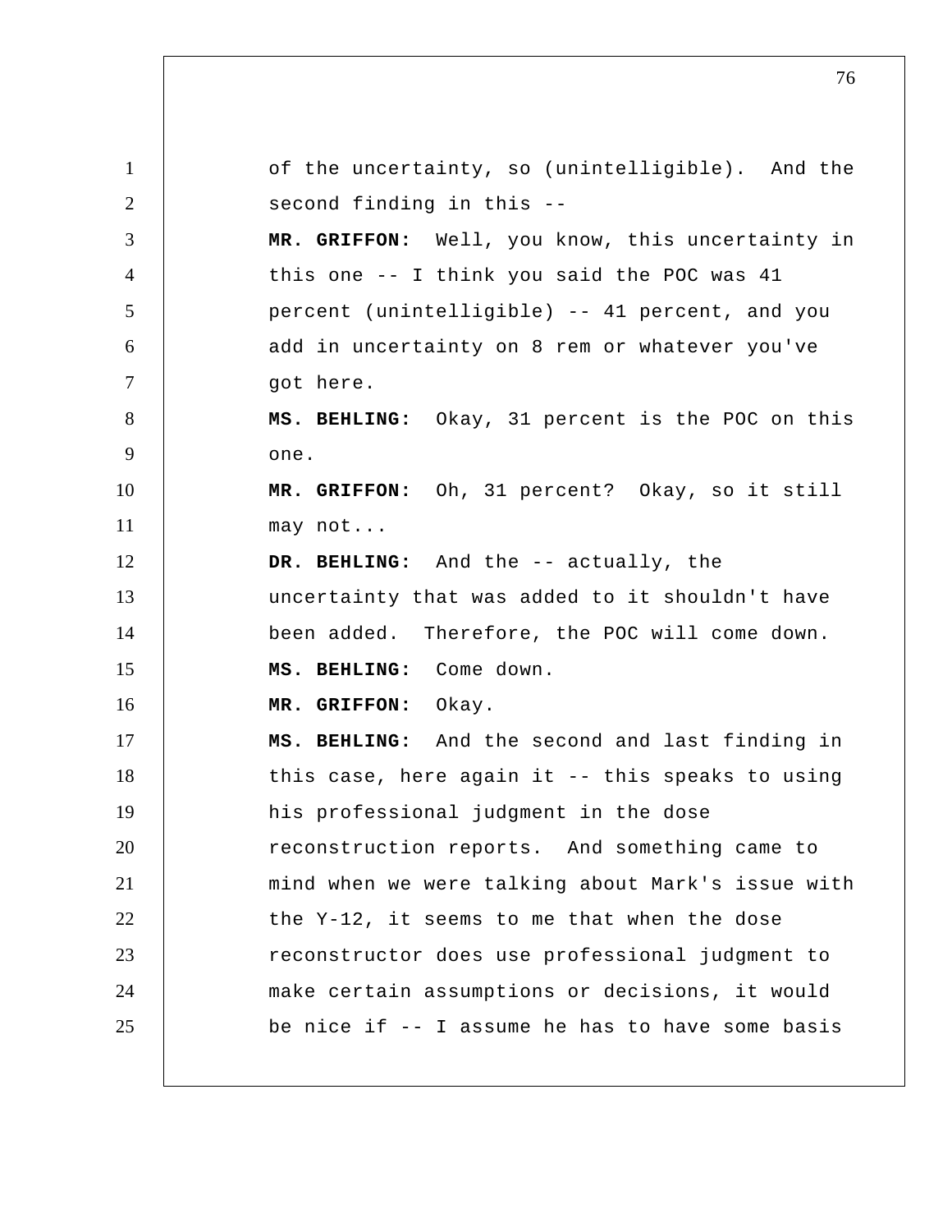of the uncertainty, so (unintelligible). And the second finding in this --

**MR. GRIFFON:** Well, you know, this uncertainty in this one -- I think you said the POC was 41 percent (unintelligible) -- 41 percent, and you add in uncertainty on 8 rem or whatever you've got here.

**MS. BEHLING:** Okay, 31 percent is the POC on this one.

**MR. GRIFFON:** Oh, 31 percent? Okay, so it still may not...

**DR. BEHLING:** And the -- actually, the uncertainty that was added to it shouldn't have been added. Therefore, the POC will come down.

**MS. BEHLING:** Come down.

**MR. GRIFFON:** Okay.

**MS. BEHLING:** And the second and last finding in this case, here again it -- this speaks to using his professional judgment in the dose reconstruction reports. And something came to mind when we were talking about Mark's issue with the Y-12, it seems to me that when the dose reconstructor does use professional judgment to make certain assumptions or decisions, it would be nice if -- I assume he has to have some basis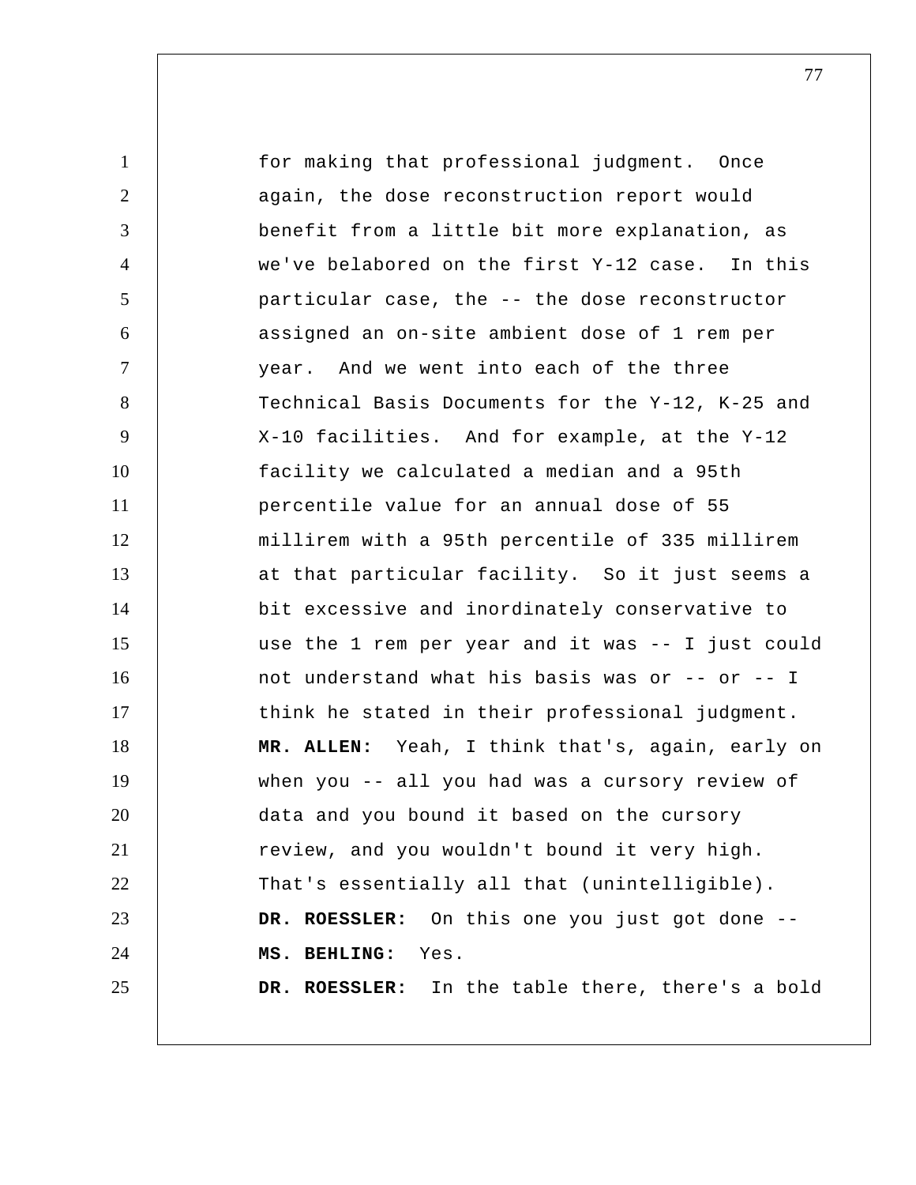for making that professional judgment. Once again, the dose reconstruction report would benefit from a little bit more explanation, as we've belabored on the first Y-12 case. In this particular case, the -- the dose reconstructor assigned an on-site ambient dose of 1 rem per year. And we went into each of the three Technical Basis Documents for the Y-12, K-25 and X-10 facilities. And for example, at the Y-12 facility we calculated a median and a 95th percentile value for an annual dose of 55 millirem with a 95th percentile of 335 millirem at that particular facility. So it just seems a bit excessive and inordinately conservative to use the 1 rem per year and it was -- I just could not understand what his basis was or -- or -- I think he stated in their professional judgment.

**MR. ALLEN:** Yeah, I think that's, again, early on when you -- all you had was a cursory review of data and you bound it based on the cursory review, and you wouldn't bound it very high. That's essentially all that (unintelligible).

**DR. ROESSLER:** On this one you just got done --

**MS. BEHLING:** Yes.

**DR. ROESSLER:** In the table there, there's a bold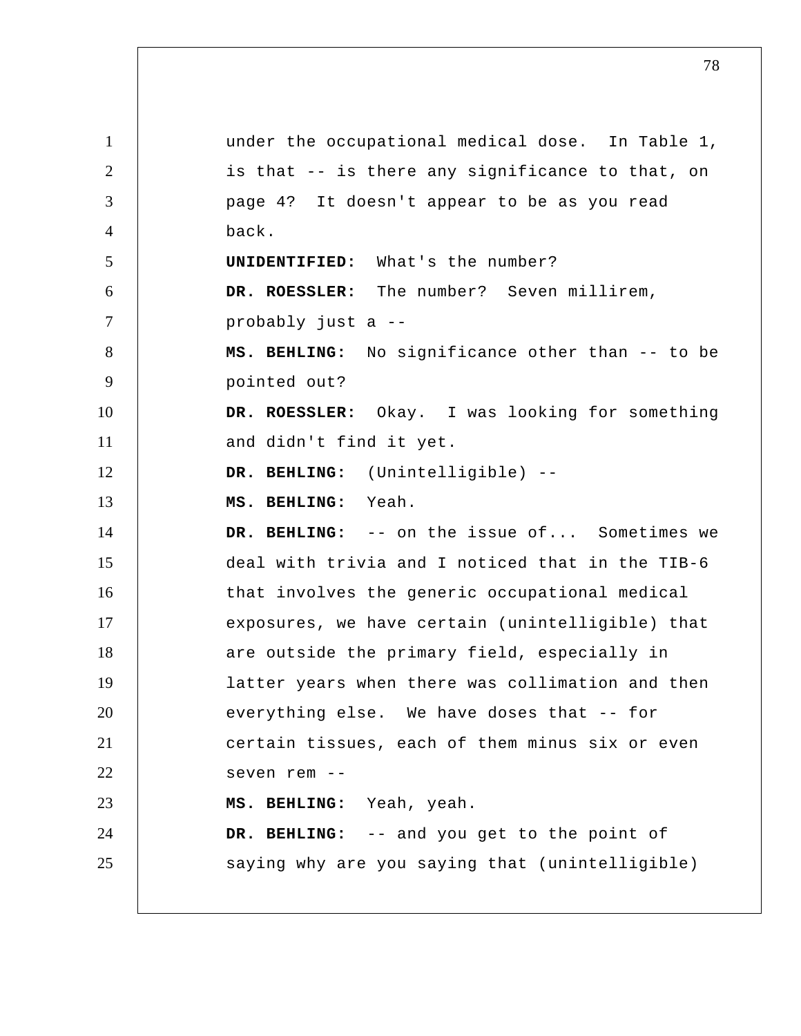under the occupational medical dose. In Table 1, is that -- is there any significance to that, on page 4? It doesn't appear to be as you read back.

**UNIDENTIFIED:** What's the number?

**DR. ROESSLER:** The number? Seven millirem, probably just a --

**MS. BEHLING:** No significance other than -- to be pointed out?

**DR. ROESSLER:** Okay. I was looking for something and didn't find it yet.

**DR. BEHLING:** (Unintelligible) --

**MS. BEHLING:** Yeah.

**DR. BEHLING:** -- on the issue of... Sometimes we deal with trivia and I noticed that in the TIB-6 that involves the generic occupational medical exposures, we have certain (unintelligible) that are outside the primary field, especially in latter years when there was collimation and then everything else. We have doses that -- for certain tissues, each of them minus six or even seven rem --

**MS. BEHLING:** Yeah, yeah.

**DR. BEHLING:** -- and you get to the point of saying why are you saying that (unintelligible)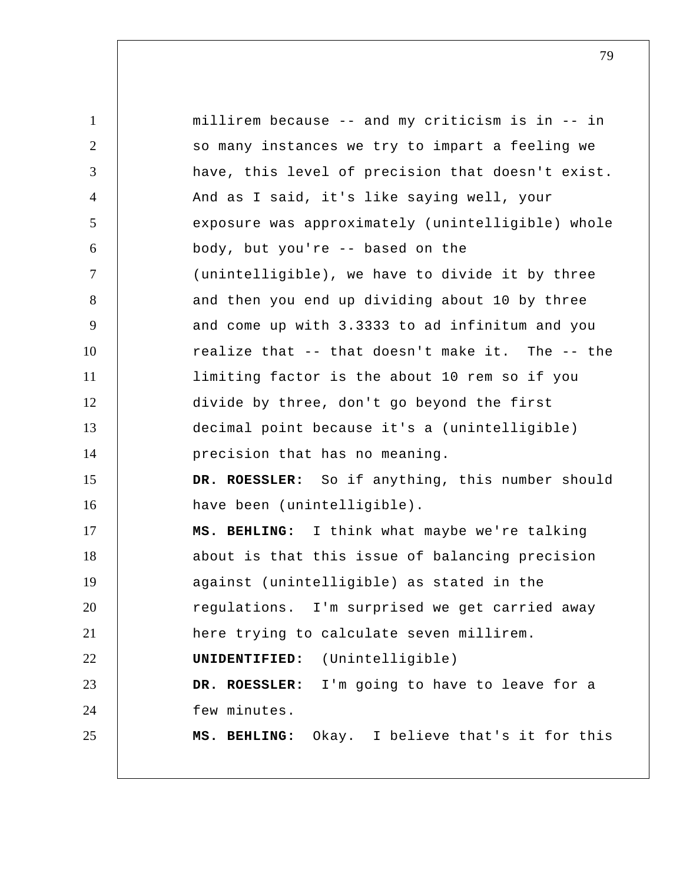millirem because -- and my criticism is in -- in so many instances we try to impart a feeling we have, this level of precision that doesn't exist. And as I said, it's like saying well, your exposure was approximately (unintelligible) whole body, but you're -- based on the (unintelligible), we have to divide it by three and then you end up dividing about 10 by three and come up with 3.3333 to ad infinitum and you realize that -- that doesn't make it. The -- the limiting factor is the about 10 rem so if you divide by three, don't go beyond the first decimal point because it's a (unintelligible) precision that has no meaning.

**DR. ROESSLER:** So if anything, this number should have been (unintelligible).

**MS. BEHLING:** I think what maybe we're talking about is that this issue of balancing precision against (unintelligible) as stated in the regulations. I'm surprised we get carried away here trying to calculate seven millirem.

**UNIDENTIFIED:** (Unintelligible)

**DR. ROESSLER:** I'm going to have to leave for a few minutes.

**MS. BEHLING:** Okay. I believe that's it for this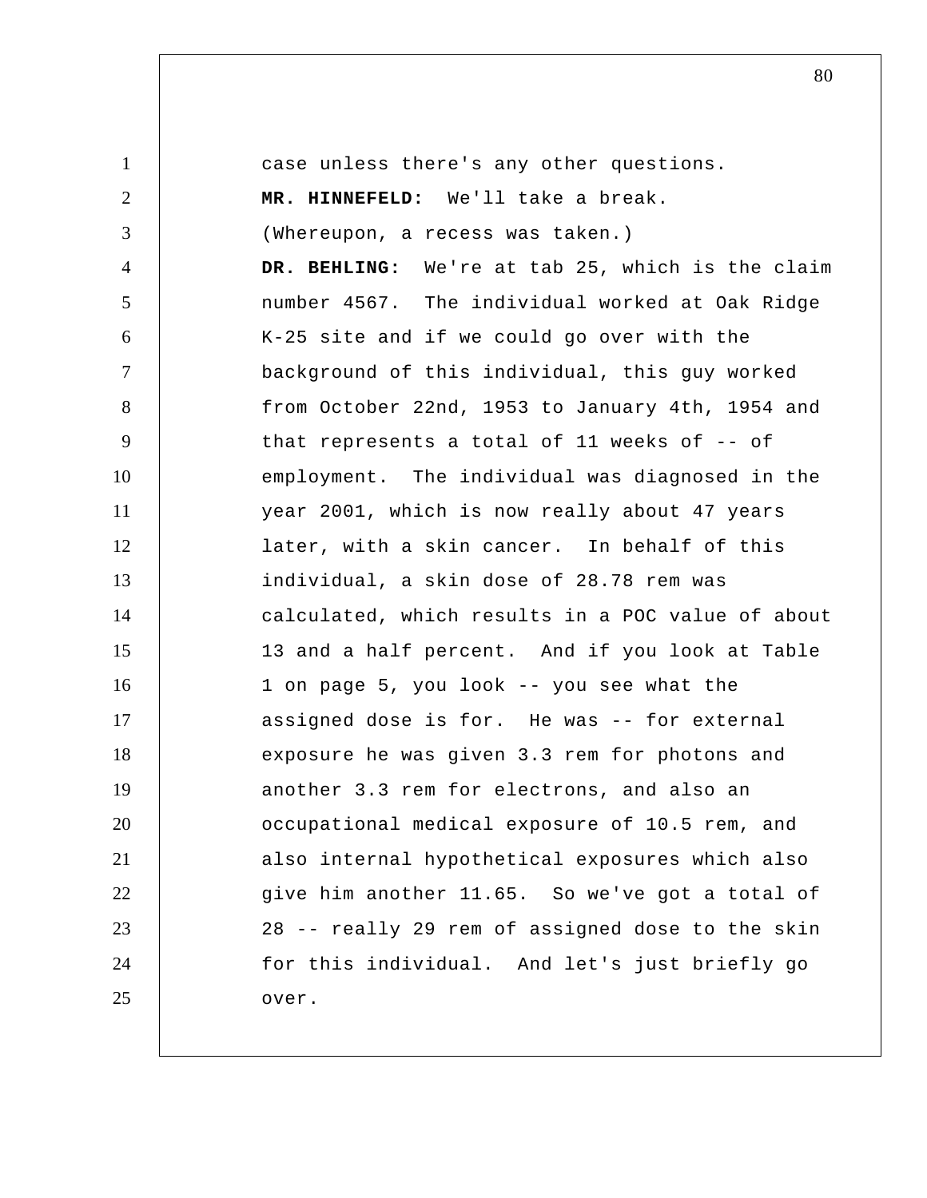case unless there's any other questions.

**MR. HINNEFELD:** We'll take a break.

(Whereupon, a recess was taken.)

**DR. BEHLING:** We're at tab 25, which is the claim number 4567. The individual worked at Oak Ridge K-25 site and if we could go over with the background of this individual, this guy worked from October 22nd, 1953 to January 4th, 1954 and that represents a total of 11 weeks of -- of employment. The individual was diagnosed in the year 2001, which is now really about 47 years later, with a skin cancer. In behalf of this individual, a skin dose of 28.78 rem was calculated, which results in a POC value of about 13 and a half percent. And if you look at Table 1 on page 5, you look -- you see what the assigned dose is for. He was -- for external exposure he was given 3.3 rem for photons and another 3.3 rem for electrons, and also an occupational medical exposure of 10.5 rem, and also internal hypothetical exposures which also give him another 11.65. So we've got a total of 28 -- really 29 rem of assigned dose to the skin for this individual. And let's just briefly go over.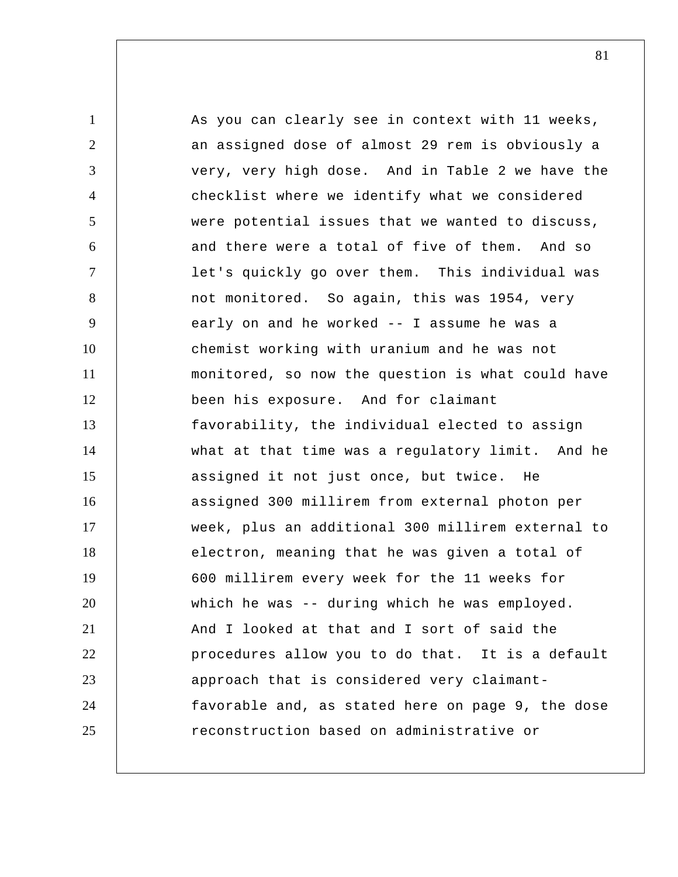As you can clearly see in context with 11 weeks, an assigned dose of almost 29 rem is obviously a very, very high dose. And in Table 2 we have the checklist where we identify what we considered were potential issues that we wanted to discuss, and there were a total of five of them. And so let's quickly go over them. This individual was not monitored. So again, this was 1954, very early on and he worked -- I assume he was a chemist working with uranium and he was not monitored, so now the question is what could have been his exposure. And for claimant favorability, the individual elected to assign what at that time was a regulatory limit. And he assigned it not just once, but twice. He assigned 300 millirem from external photon per week, plus an additional 300 millirem external to electron, meaning that he was given a total of 600 millirem every week for the 11 weeks for which he was -- during which he was employed. And I looked at that and I sort of said the procedures allow you to do that. It is a default approach that is considered very claimant-favorable and, as stated here on page 9, the dose reconstruction based on administrative or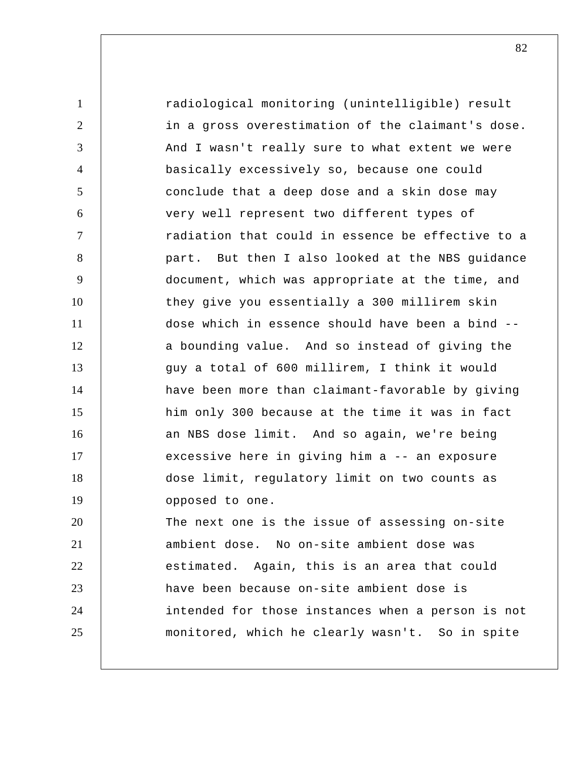radiological monitoring (unintelligible) result in a gross overestimation of the claimant's dose. And I wasn't really sure to what extent we were basically excessively so, because one could conclude that a deep dose and a skin dose may very well represent two different types of radiation that could in essence be effective to a part. But then I also looked at the NBS guidance document, which was appropriate at the time, and they give you essentially a 300 millirem skin dose which in essence should have been a bind -- a bounding value. And so instead of giving the guy a total of 600 millirem, I think it would have been more than claimant-favorable by giving him only 300 because at the time it was in fact an NBS dose limit. And so again, we're being excessive here in giving him a -- an exposure dose limit, regulatory limit on two counts as opposed to one.

The next one is the issue of assessing on-site ambient dose. No on-site ambient dose was estimated. Again, this is an area that could have been because on-site ambient dose is intended for those instances when a person is not monitored, which he clearly wasn't. So in spite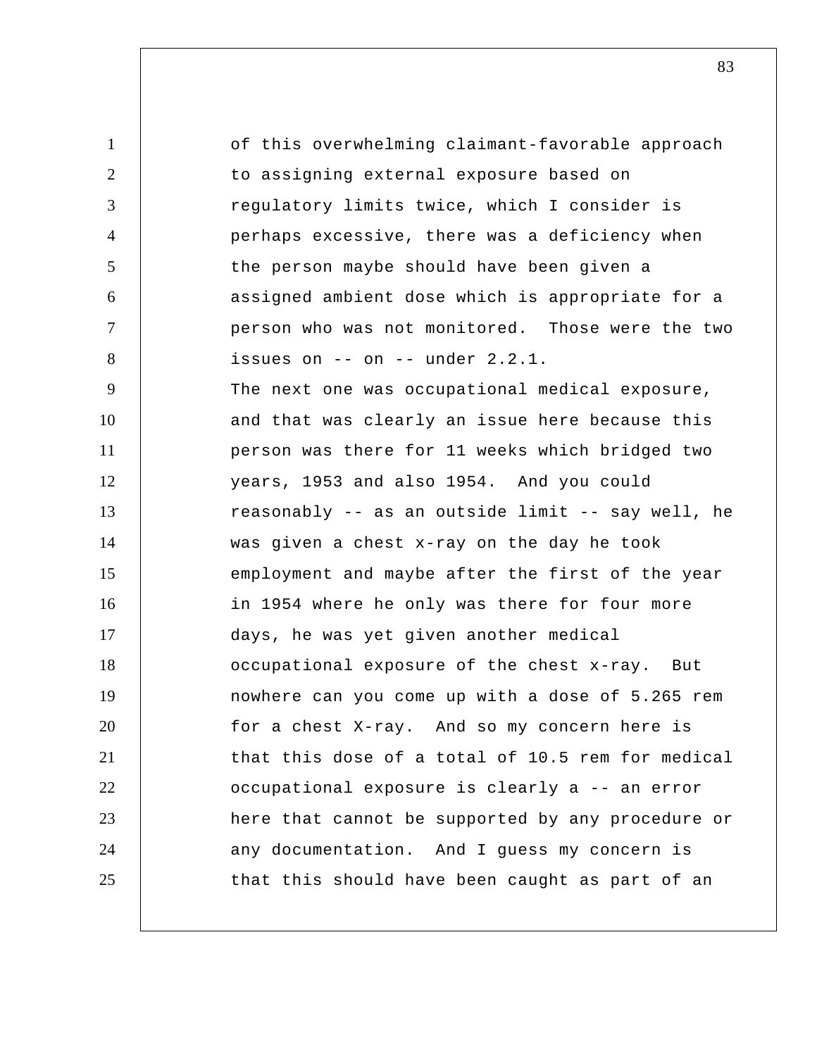of this overwhelming claimant-favorable approach to assigning external exposure based on regulatory limits twice, which I consider is perhaps excessive, there was a deficiency when the person maybe should have been given a assigned ambient dose which is appropriate for a person who was not monitored. Those were the two issues on -- on -- under 2.2.1.

The next one was occupational medical exposure, and that was clearly an issue here because this person was there for 11 weeks which bridged two years, 1953 and also 1954. And you could reasonably -- as an outside limit -- say well, he was given a chest x-ray on the day he took employment and maybe after the first of the year in 1954 where he only was there for four more days, he was yet given another medical occupational exposure of the chest x-ray. But nowhere can you come up with a dose of 5.265 rem for a chest X-ray. And so my concern here is that this dose of a total of 10.5 rem for medical occupational exposure is clearly a -- an error here that cannot be supported by any procedure or any documentation. And I guess my concern is that this should have been caught as part of an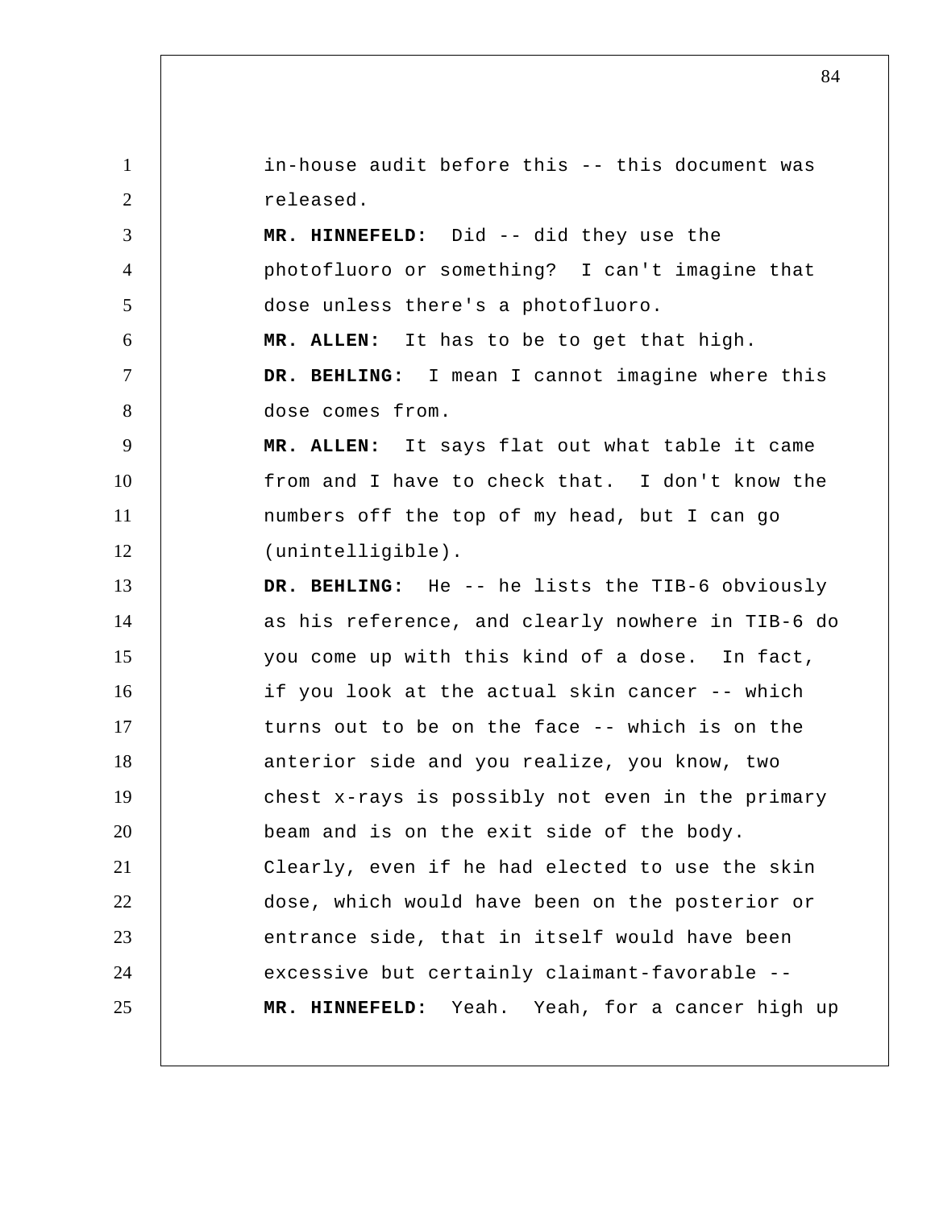in-house audit before this -- this document was released.

**MR. HINNEFELD:** Did -- did they use the photofluoro or something? I can't imagine that dose unless there's a photofluoro.

**MR. ALLEN:** It has to be to get that high.

**DR. BEHLING:** I mean I cannot imagine where this dose comes from.

**MR. ALLEN:** It says flat out what table it came from and I have to check that. I don't know the numbers off the top of my head, but I can go (unintelligible).

**DR. BEHLING:** He -- he lists the TIB-6 obviously as his reference, and clearly nowhere in TIB-6 do you come up with this kind of a dose. In fact, if you look at the actual skin cancer -- which turns out to be on the face -- which is on the anterior side and you realize, you know, two chest x-rays is possibly not even in the primary beam and is on the exit side of the body. Clearly, even if he had elected to use the skin dose, which would have been on the posterior or entrance side, that in itself would have been excessive but certainly claimant-favorable --

**MR. HINNEFELD:** Yeah. Yeah, for a cancer high up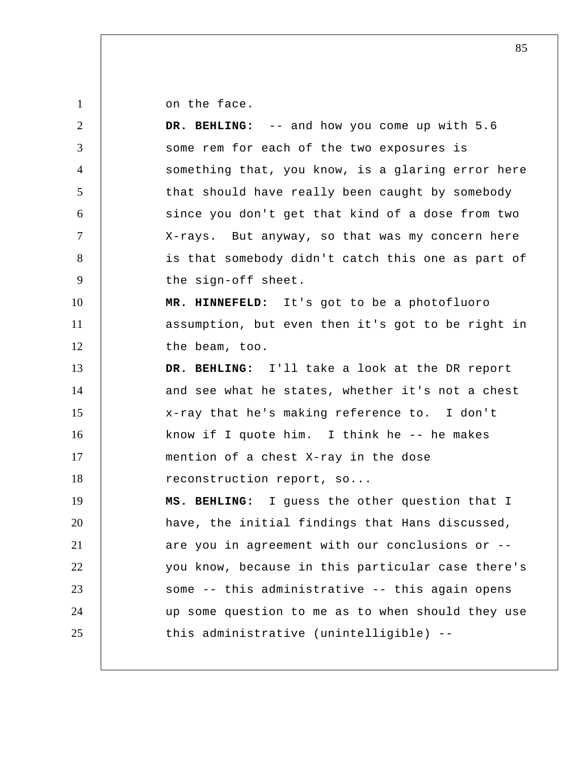on the face.

**DR. BEHLING:** -- and how you come up with 5.6 some rem for each of the two exposures is something that, you know, is a glaring error here that should have really been caught by somebody since you don't get that kind of a dose from two X-rays. But anyway, so that was my concern here is that somebody didn't catch this one as part of the sign-off sheet.

**MR. HINNEFELD:** It's got to be a photofluoro assumption, but even then it's got to be right in the beam, too.

**DR. BEHLING:** I'll take a look at the DR report and see what he states, whether it's not a chest x-ray that he's making reference to. I don't know if I quote him. I think he -- he makes mention of a chest X-ray in the dose reconstruction report, so...

**MS. BEHLING:** I guess the other question that I have, the initial findings that Hans discussed, are you in agreement with our conclusions or -- you know, because in this particular case there's some -- this administrative -- this again opens up some question to me as to when should they use this administrative (unintelligible) --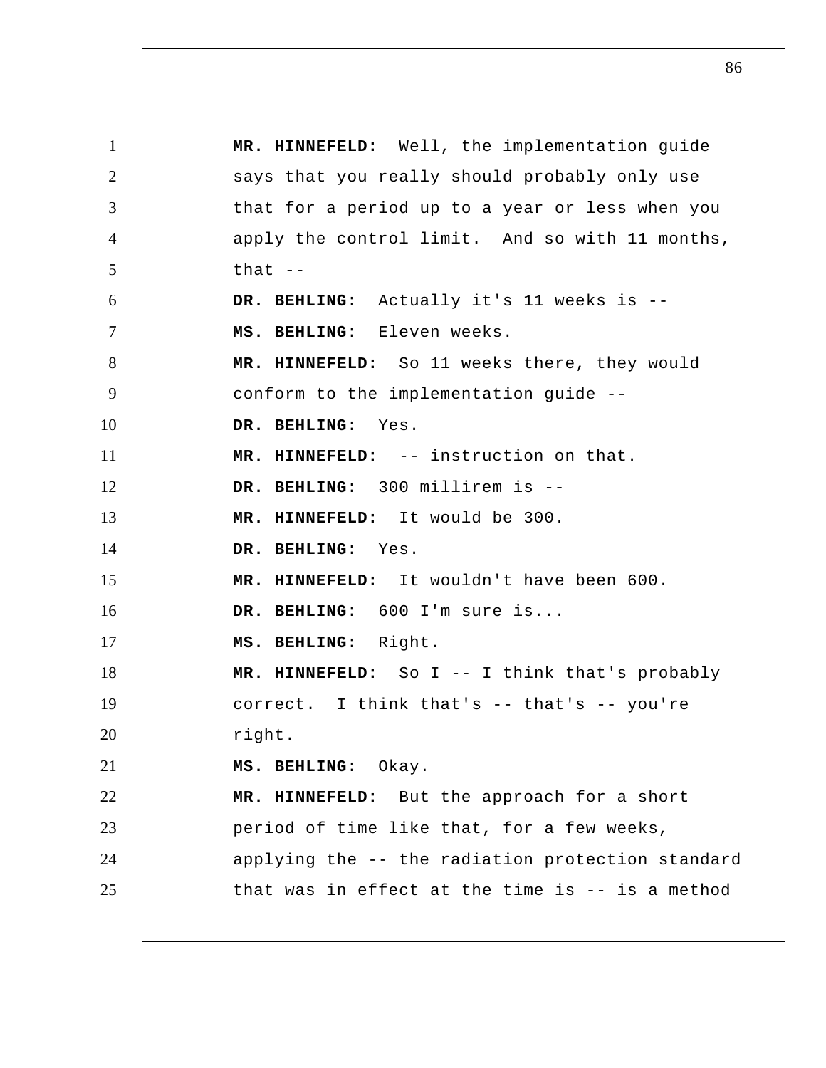**MR. HINNEFELD:** Well, the implementation guide says that you really should probably only use that for a period up to a year or less when you apply the control limit. And so with 11 months, that --

**DR. BEHLING:** Actually it's 11 weeks is --

**MS. BEHLING:** Eleven weeks.

**MR. HINNEFELD:** So 11 weeks there, they would conform to the implementation guide --

**DR. BEHLING:** Yes.

**MR. HINNEFELD:** -- instruction on that.

**DR. BEHLING:** 300 millirem is --

**MR. HINNEFELD:** It would be 300.

**DR. BEHLING:** Yes.

**MR. HINNEFELD:** It wouldn't have been 600.

**DR. BEHLING:** 600 I'm sure is...

**MS. BEHLING:** Right.

**MR. HINNEFELD:** So I -- I think that's probably correct. I think that's -- that's -- you're right.

**MS. BEHLING:** Okay.

**MR. HINNEFELD:** But the approach for a short period of time like that, for a few weeks, applying the -- the radiation protection standard that was in effect at the time is -- is a method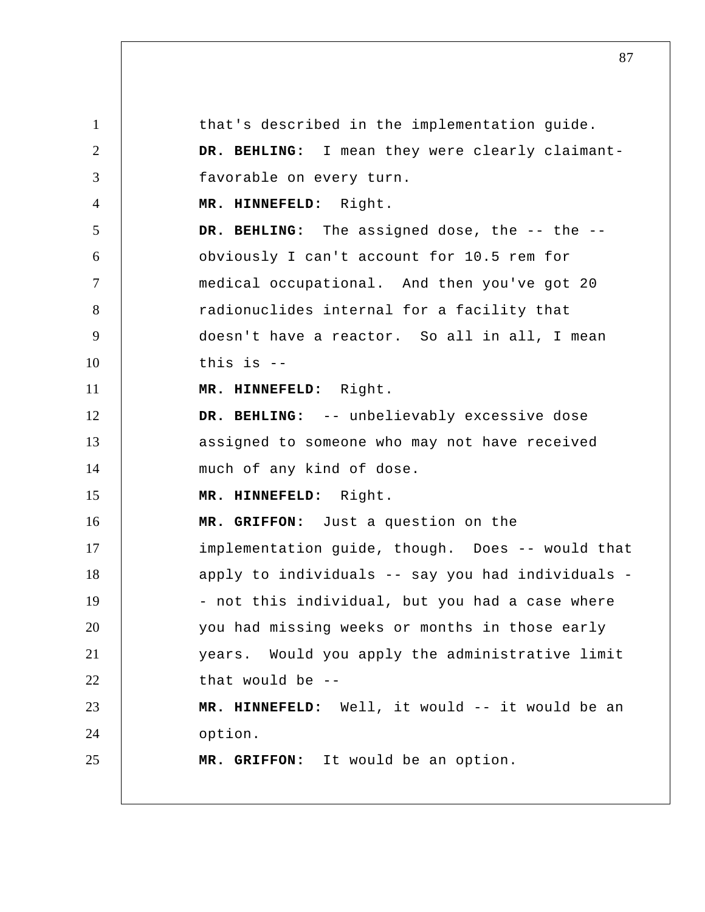that's described in the implementation guide.

**DR. BEHLING:** I mean they were clearly claimant-favorable on every turn.

**MR. HINNEFELD:** Right.

**DR. BEHLING:** The assigned dose, the -- the -- obviously I can't account for 10.5 rem for medical occupational. And then you've got 20 radionuclides internal for a facility that doesn't have a reactor. So all in all, I mean this is --

**MR. HINNEFELD:** Right.

**DR. BEHLING:** -- unbelievably excessive dose assigned to someone who may not have received much of any kind of dose.

**MR. HINNEFELD:** Right.

**MR. GRIFFON:** Just a question on the implementation guide, though. Does -- would that apply to individuals -- say you had individuals -- not this individual, but you had a case where you had missing weeks or months in those early years. Would you apply the administrative limit that would be --

**MR. HINNEFELD:** Well, it would -- it would be an option.

**MR. GRIFFON:** It would be an option.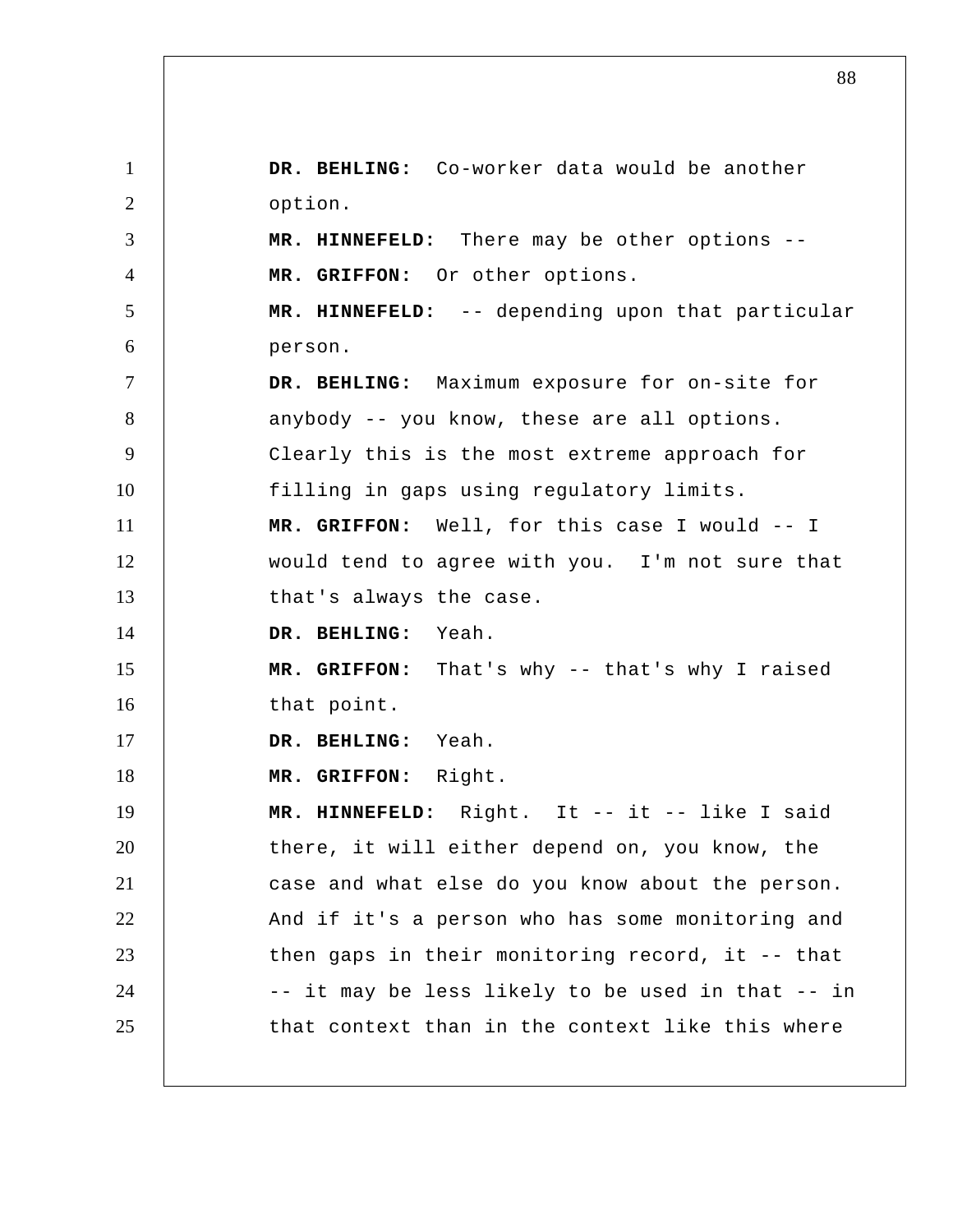**DR. BEHLING:** Co-worker data would be another option.

**MR. HINNEFELD:** There may be other options --

**MR. GRIFFON:** Or other options.

**MR. HINNEFELD:** -- depending upon that particular person.

**DR. BEHLING:** Maximum exposure for on-site for anybody -- you know, these are all options. Clearly this is the most extreme approach for filling in gaps using regulatory limits.

**MR. GRIFFON:** Well, for this case I would -- I would tend to agree with you. I'm not sure that that's always the case.

**DR. BEHLING:** Yeah.

**MR. GRIFFON:** That's why -- that's why I raised that point.

**DR. BEHLING:** Yeah.

**MR. GRIFFON:** Right.

**MR. HINNEFELD:** Right. It -- it -- like I said there, it will either depend on, you know, the case and what else do you know about the person. And if it's a person who has some monitoring and then gaps in their monitoring record, it -- that -- it may be less likely to be used in that -- in that context than in the context like this where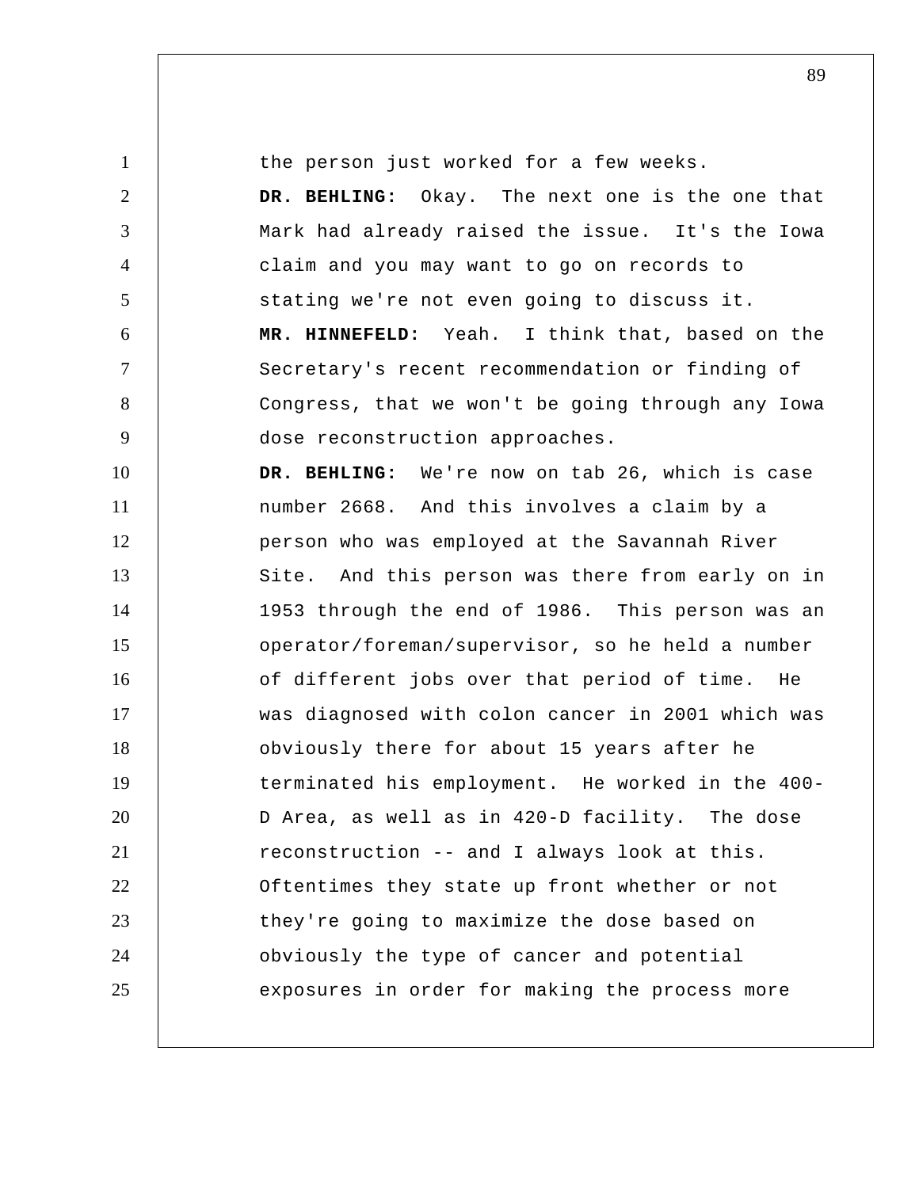the person just worked for a few weeks.

**DR. BEHLING:** Okay. The next one is the one that Mark had already raised the issue. It's the Iowa claim and you may want to go on records to stating we're not even going to discuss it.

**MR. HINNEFELD:** Yeah. I think that, based on the Secretary's recent recommendation or finding of Congress, that we won't be going through any Iowa dose reconstruction approaches.

**DR. BEHLING:** We're now on tab 26, which is case number 2668. And this involves a claim by a person who was employed at the Savannah River Site. And this person was there from early on in 1953 through the end of 1986. This person was an operator/foreman/supervisor, so he held a number of different jobs over that period of time. He was diagnosed with colon cancer in 2001 which was obviously there for about 15 years after he terminated his employment. He worked in the 400-D Area, as well as in 420-D facility. The dose reconstruction -- and I always look at this. Oftentimes they state up front whether or not they're going to maximize the dose based on obviously the type of cancer and potential exposures in order for making the process more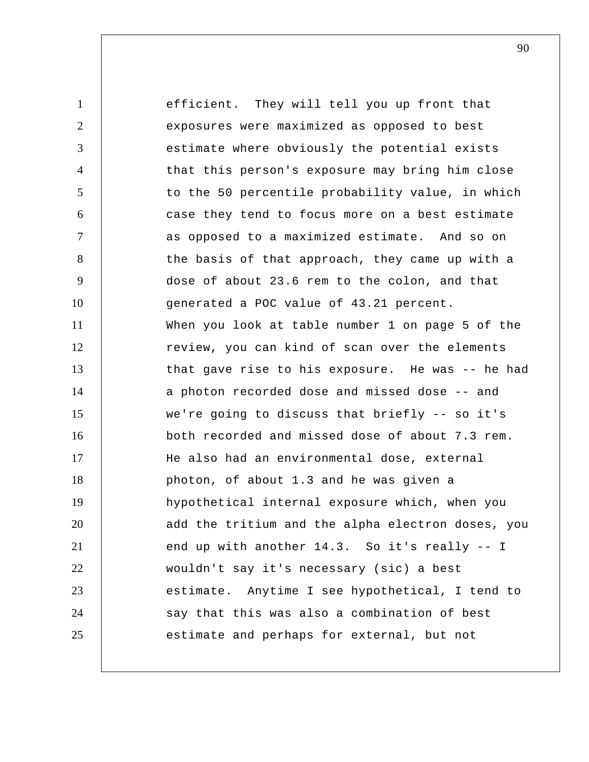efficient. They will tell you up front that exposures were maximized as opposed to best estimate where obviously the potential exists that this person's exposure may bring him close to the 50 percentile probability value, in which case they tend to focus more on a best estimate as opposed to a maximized estimate. And so on the basis of that approach, they came up with a dose of about 23.6 rem to the colon, and that generated a POC value of 43.21 percent.

When you look at table number 1 on page 5 of the review, you can kind of scan over the elements that gave rise to his exposure. He was -- he had a photon recorded dose and missed dose -- and we're going to discuss that briefly -- so it's both recorded and missed dose of about 7.3 rem. He also had an environmental dose, external photon, of about 1.3 and he was given a hypothetical internal exposure which, when you add the tritium and the alpha electron doses, you end up with another 14.3. So it's really -- I wouldn't say it's necessary (sic) a best estimate. Anytime I see hypothetical, I tend to say that this was also a combination of best estimate and perhaps for external, but not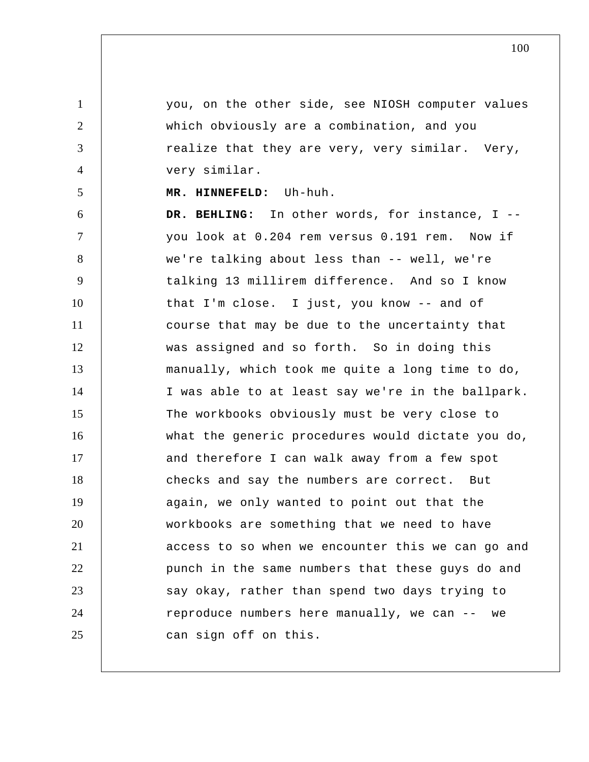you, on the other side, see NIOSH computer values which obviously are a combination, and you realize that they are very, very similar. Very, very similar.

**MR. HINNEFELD:** Uh-huh.

**DR. BEHLING:** In other words, for instance, I -- you look at 0.204 rem versus 0.191 rem. Now if we're talking about less than -- well, we're talking 13 millirem difference. And so I know that I'm close. I just, you know -- and of course that may be due to the uncertainty that was assigned and so forth. So in doing this manually, which took me quite a long time to do, I was able to at least say we're in the ballpark. The workbooks obviously must be very close to what the generic procedures would dictate you do, and therefore I can walk away from a few spot checks and say the numbers are correct. But again, we only wanted to point out that the workbooks are something that we need to have access to so when we encounter this we can go and punch in the same numbers that these guys do and say okay, rather than spend two days trying to reproduce numbers here manually, we can -- we can sign off on this.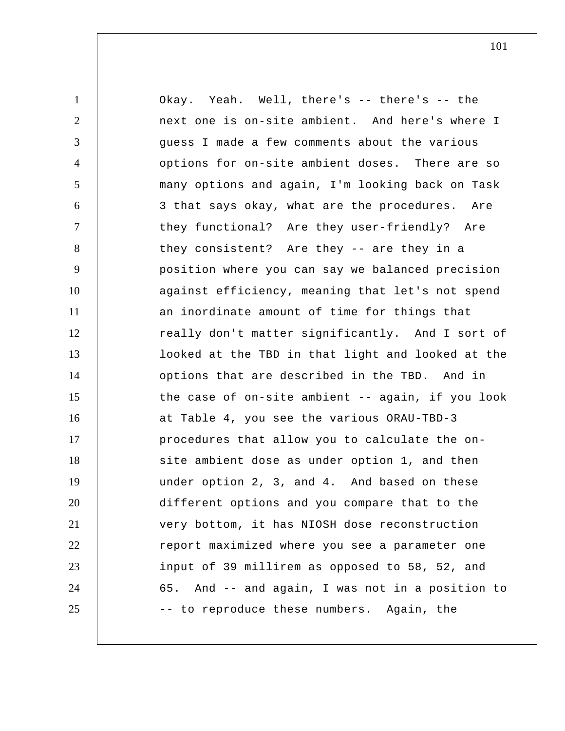Okay. Yeah. Well, there's -- there's -- the next one is on-site ambient. And here's where I guess I made a few comments about the various options for on-site ambient doses. There are so many options and again, I'm looking back on Task 3 that says okay, what are the procedures. Are they functional? Are they user-friendly? Are they consistent? Are they -- are they in a position where you can say we balanced precision against efficiency, meaning that let's not spend an inordinate amount of time for things that really don't matter significantly. And I sort of looked at the TBD in that light and looked at the options that are described in the TBD. And in the case of on-site ambient -- again, if you look at Table 4, you see the various ORAU-TBD-3 procedures that allow you to calculate the on-site ambient dose as under option 1, and then under option 2, 3, and 4. And based on these different options and you compare that to the very bottom, it has NIOSH dose reconstruction report maximized where you see a parameter one input of 39 millirem as opposed to 58, 52, and 65. And -- and again, I was not in a position to -- to reproduce these numbers. Again, the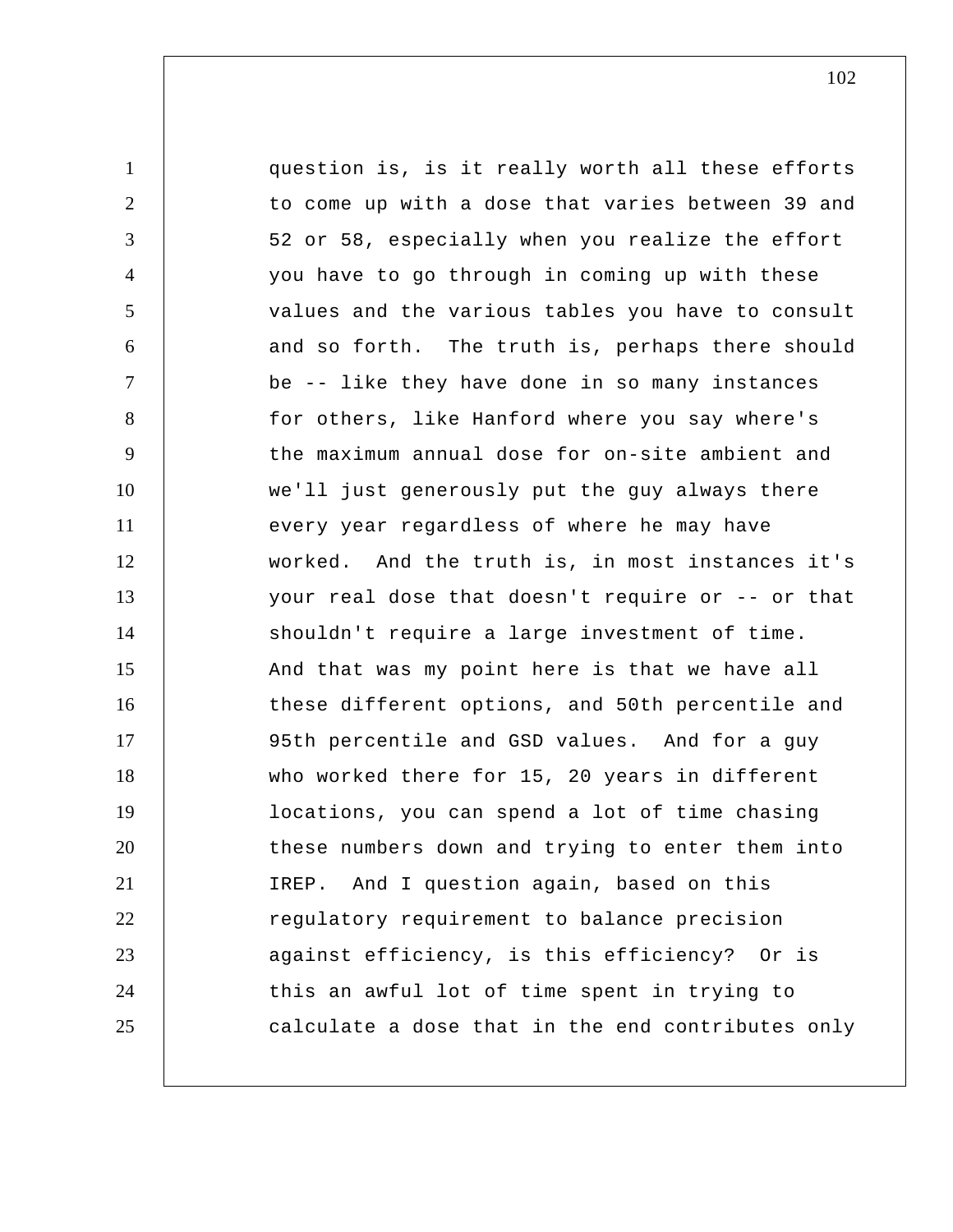question is, is it really worth all these efforts to come up with a dose that varies between 39 and 52 or 58, especially when you realize the effort you have to go through in coming up with these values and the various tables you have to consult and so forth. The truth is, perhaps there should be -- like they have done in so many instances for others, like Hanford where you say where's the maximum annual dose for on-site ambient and we'll just generously put the guy always there every year regardless of where he may have worked. And the truth is, in most instances it's your real dose that doesn't require or -- or that shouldn't require a large investment of time. And that was my point here is that we have all these different options, and 50th percentile and 95th percentile and GSD values. And for a guy who worked there for 15, 20 years in different locations, you can spend a lot of time chasing these numbers down and trying to enter them into IREP. And I question again, based on this regulatory requirement to balance precision against efficiency, is this efficiency? Or is this an awful lot of time spent in trying to calculate a dose that in the end contributes only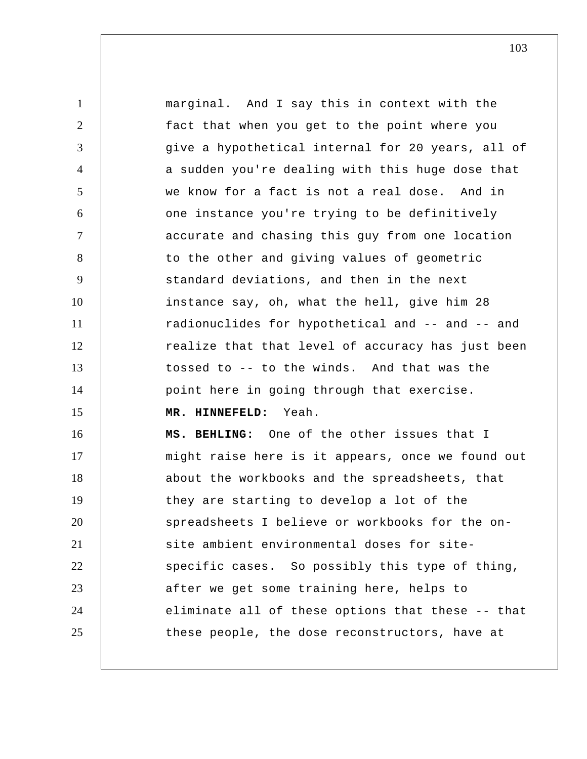marginal. And I say this in context with the fact that when you get to the point where you give a hypothetical internal for 20 years, all of a sudden you're dealing with this huge dose that we know for a fact is not a real dose. And in one instance you're trying to be definitively accurate and chasing this guy from one location to the other and giving values of geometric standard deviations, and then in the next instance say, oh, what the hell, give him 28 radionuclides for hypothetical and -- and -- and realize that that level of accuracy has just been tossed to -- to the winds. And that was the point here in going through that exercise.

**MR. HINNEFELD:** Yeah.

**MS. BEHLING:** One of the other issues that I might raise here is it appears, once we found out about the workbooks and the spreadsheets, that they are starting to develop a lot of the spreadsheets I believe or workbooks for the on-site ambient environmental doses for site-specific cases. So possibly this type of thing, after we get some training here, helps to eliminate all of these options that these -- that these people, the dose reconstructors, have at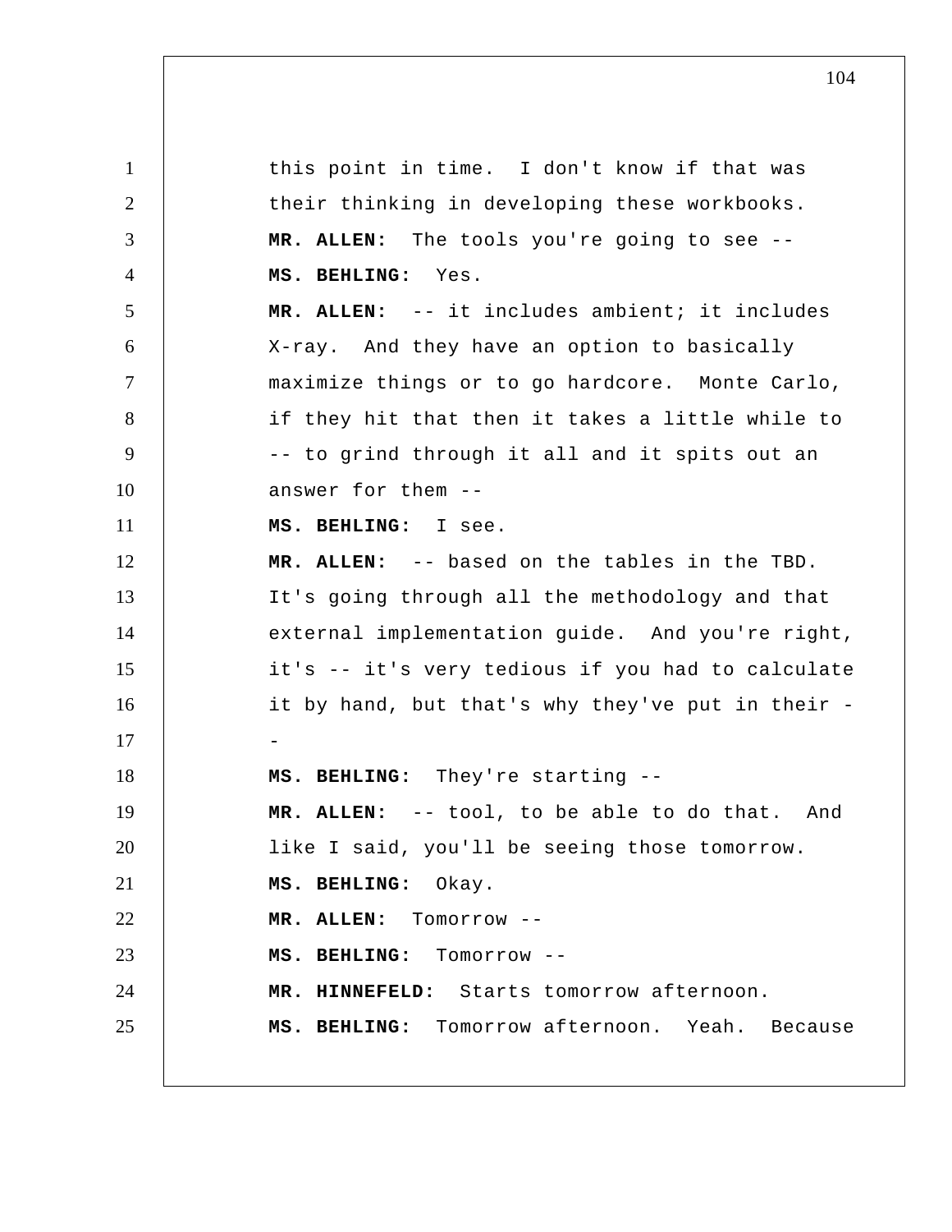this point in time. I don't know if that was their thinking in developing these workbooks.

**MR. ALLEN:** The tools you're going to see --

**MS. BEHLING:** Yes.

**MR. ALLEN:** -- it includes ambient; it includes X-ray. And they have an option to basically maximize things or to go hardcore. Monte Carlo, if they hit that then it takes a little while to -- to grind through it all and it spits out an answer for them --

**MS. BEHLING:** I see.

**MR. ALLEN:** -- based on the tables in the TBD. It's going through all the methodology and that external implementation guide. And you're right, it's -- it's very tedious if you had to calculate it by hand, but that's why they've put in their --

**MS. BEHLING:** They're starting --

**MR. ALLEN:** -- tool, to be able to do that. And like I said, you'll be seeing those tomorrow.

**MS. BEHLING:** Okay.

**MR. ALLEN:** Tomorrow --

**MS. BEHLING:** Tomorrow --

**MR. HINNEFELD:** Starts tomorrow afternoon.

**MS. BEHLING:** Tomorrow afternoon. Yeah. Because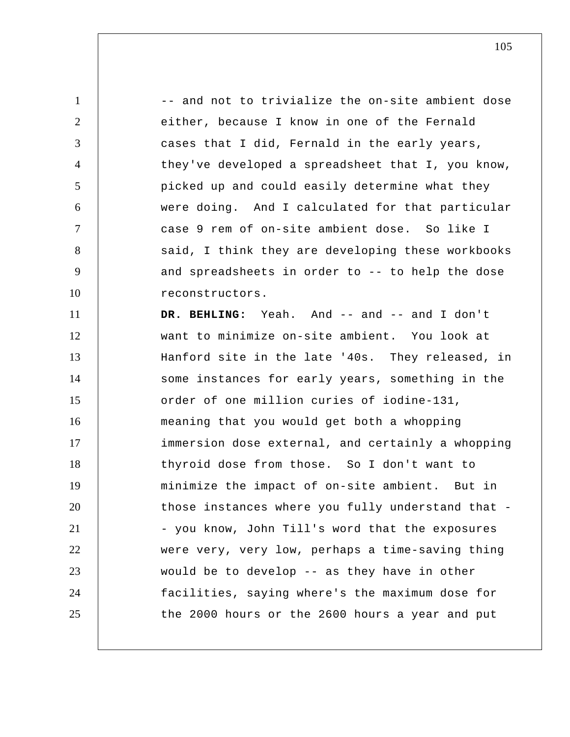-- and not to trivialize the on-site ambient dose either, because I know in one of the Fernald cases that I did, Fernald in the early years, they've developed a spreadsheet that I, you know, picked up and could easily determine what they were doing. And I calculated for that particular case 9 rem of on-site ambient dose. So like I said, I think they are developing these workbooks and spreadsheets in order to -- to help the dose reconstructors.

**DR. BEHLING:** Yeah. And -- and -- and I don't want to minimize on-site ambient. You look at Hanford site in the late '40s. They released, in some instances for early years, something in the order of one million curies of iodine-131, meaning that you would get both a whopping immersion dose external, and certainly a whopping thyroid dose from those. So I don't want to minimize the impact of on-site ambient. But in those instances where you fully understand that -- you know, John Till's word that the exposures were very, very low, perhaps a time-saving thing would be to develop -- as they have in other facilities, saying where's the maximum dose for the 2000 hours or the 2600 hours a year and put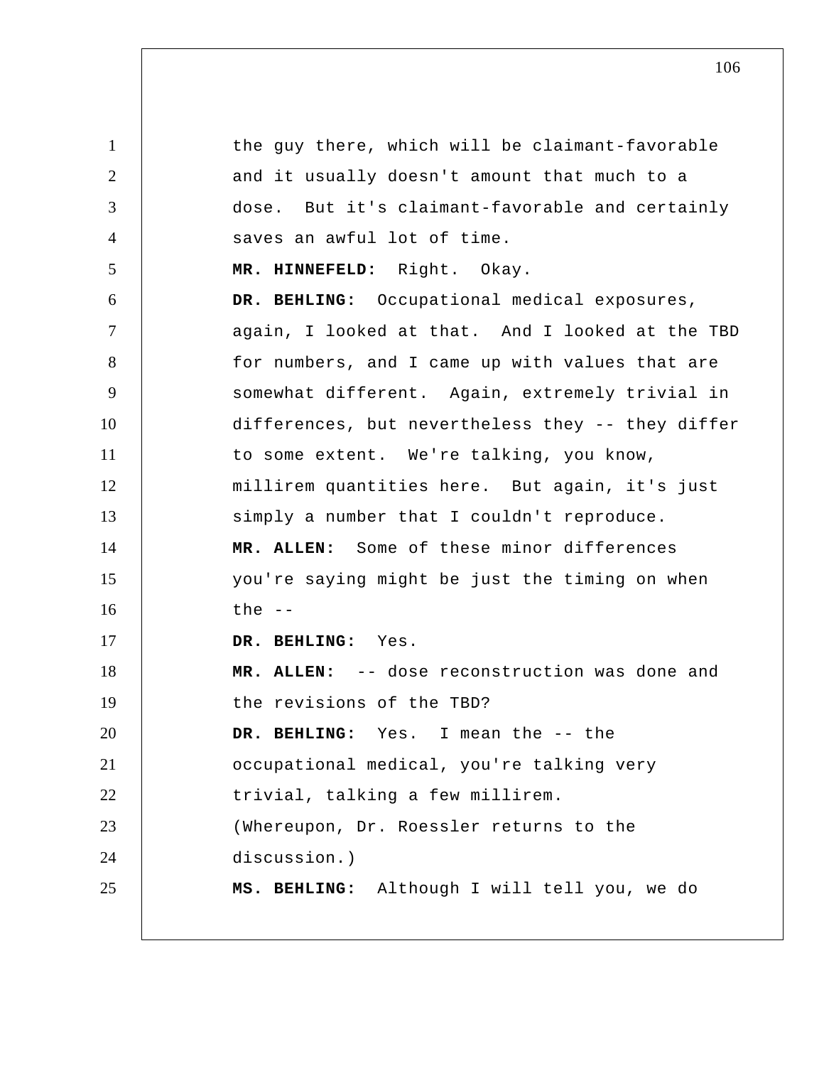the guy there, which will be claimant-favorable and it usually doesn't amount that much to a dose. But it's claimant-favorable and certainly saves an awful lot of time.

**MR. HINNEFELD:** Right. Okay.

**DR. BEHLING:** Occupational medical exposures, again, I looked at that. And I looked at the TBD for numbers, and I came up with values that are somewhat different. Again, extremely trivial in differences, but nevertheless they -- they differ to some extent. We're talking, you know, millirem quantities here. But again, it's just simply a number that I couldn't reproduce.

**MR. ALLEN:** Some of these minor differences you're saying might be just the timing on when the --

**DR. BEHLING:** Yes.

**MR. ALLEN:** -- dose reconstruction was done and the revisions of the TBD?

**DR. BEHLING:** Yes. I mean the -- the occupational medical, you're talking very trivial, talking a few millirem.

(Whereupon, Dr. Roessler returns to the discussion.)

**MS. BEHLING:** Although I will tell you, we do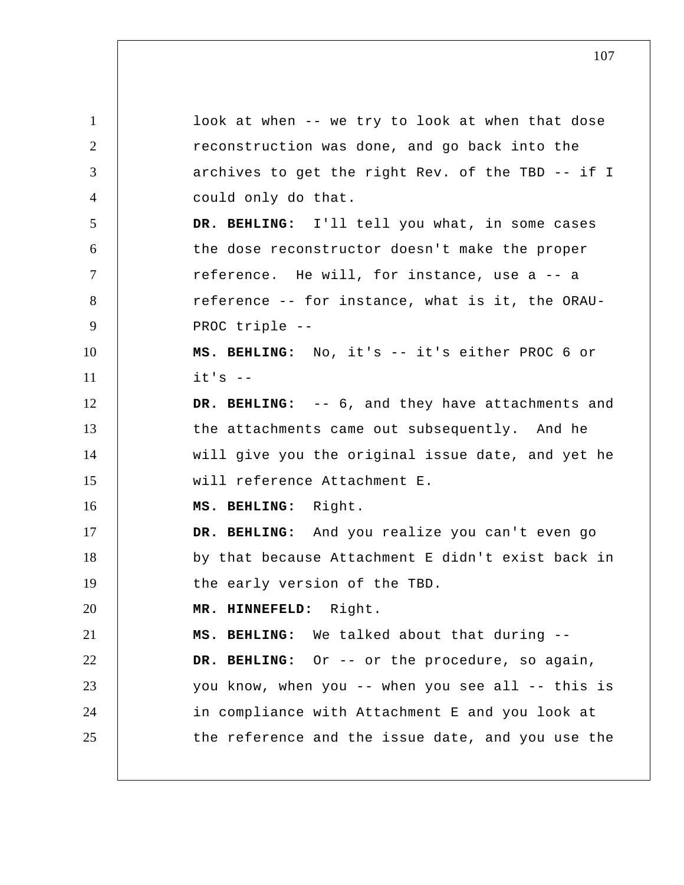look at when -- we try to look at when that dose reconstruction was done, and go back into the archives to get the right Rev. of the TBD -- if I could only do that.

**DR. BEHLING:** I'll tell you what, in some cases the dose reconstructor doesn't make the proper reference. He will, for instance, use a -- a reference -- for instance, what is it, the ORAU-PROC triple --

**MS. BEHLING:** No, it's -- it's either PROC 6 or it's --

**DR. BEHLING:** -- 6, and they have attachments and the attachments came out subsequently. And he will give you the original issue date, and yet he will reference Attachment E.

**MS. BEHLING:** Right.

**DR. BEHLING:** And you realize you can't even go by that because Attachment E didn't exist back in the early version of the TBD.

**MR. HINNEFELD:** Right.

**MS. BEHLING:** We talked about that during --

**DR. BEHLING:** Or -- or the procedure, so again, you know, when you -- when you see all -- this is in compliance with Attachment E and you look at the reference and the issue date, and you use the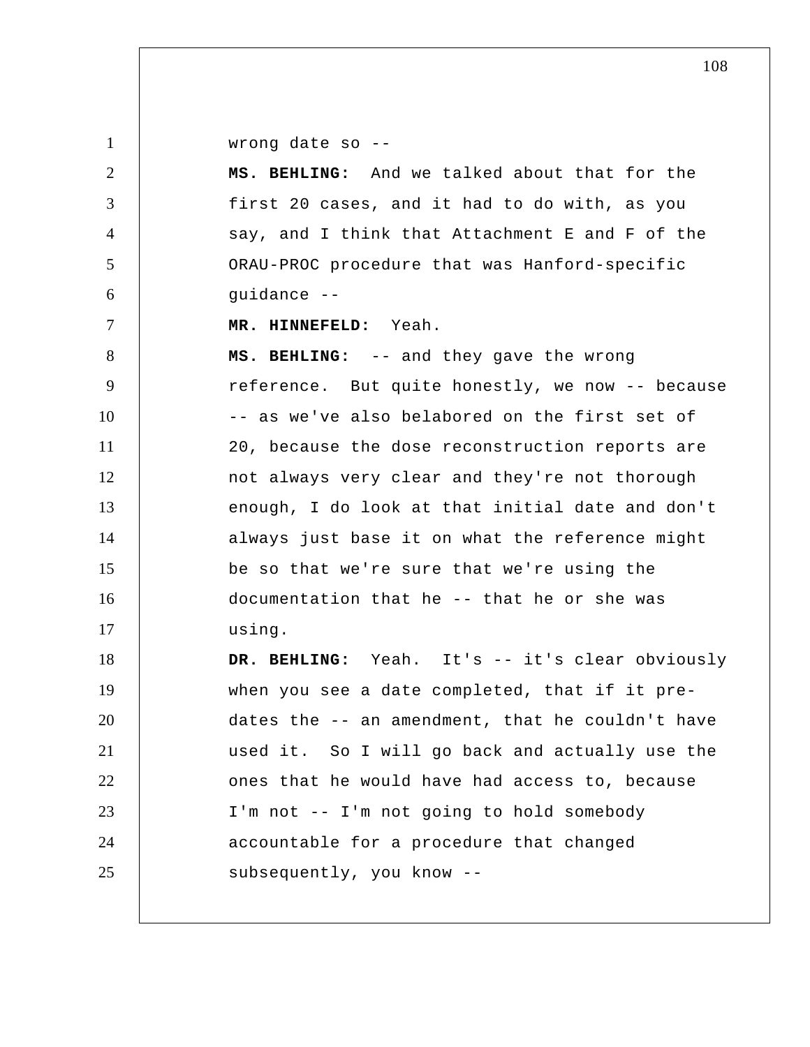wrong date so --

**MS. BEHLING:** And we talked about that for the first 20 cases, and it had to do with, as you say, and I think that Attachment E and F of the ORAU-PROC procedure that was Hanford-specific guidance --

**MR. HINNEFELD:** Yeah.

**MS. BEHLING:** -- and they gave the wrong reference. But quite honestly, we now -- because -- as we've also belabored on the first set of 20, because the dose reconstruction reports are not always very clear and they're not thorough enough, I do look at that initial date and don't always just base it on what the reference might be so that we're sure that we're using the documentation that he -- that he or she was using.

**DR. BEHLING:** Yeah. It's -- it's clear obviously when you see a date completed, that if it pre-dates the -- an amendment, that he couldn't have used it. So I will go back and actually use the ones that he would have had access to, because I'm not -- I'm not going to hold somebody accountable for a procedure that changed subsequently, you know --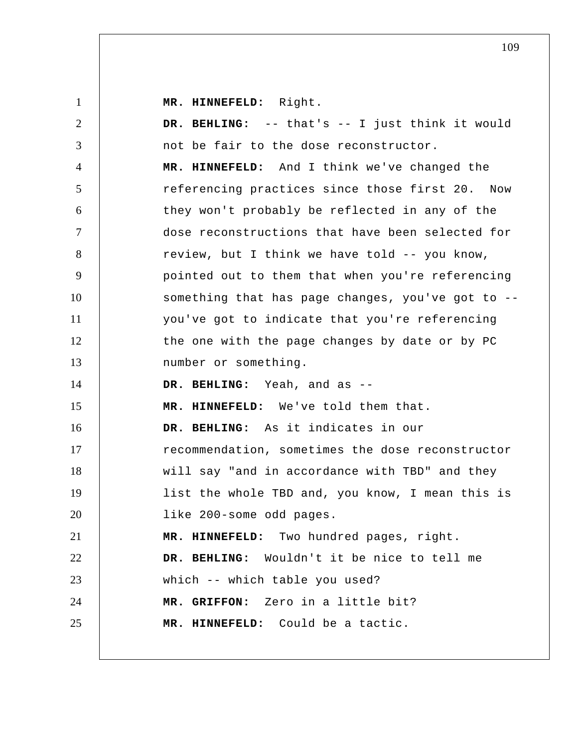**MR. HINNEFELD:** Right.

**DR. BEHLING:** -- that's -- I just think it would not be fair to the dose reconstructor.

**MR. HINNEFELD:** And I think we've changed the referencing practices since those first 20. Now they won't probably be reflected in any of the dose reconstructions that have been selected for review, but I think we have told -- you know, pointed out to them that when you're referencing something that has page changes, you've got to -- you've got to indicate that you're referencing the one with the page changes by date or by PC number or something.

**DR. BEHLING:** Yeah, and as --

**MR. HINNEFELD:** We've told them that.

**DR. BEHLING:** As it indicates in our recommendation, sometimes the dose reconstructor will say "and in accordance with TBD" and they list the whole TBD and, you know, I mean this is like 200-some odd pages.

**MR. HINNEFELD:** Two hundred pages, right.

**DR. BEHLING:** Wouldn't it be nice to tell me which -- which table you used?

**MR. GRIFFON:** Zero in a little bit?

**MR. HINNEFELD:** Could be a tactic.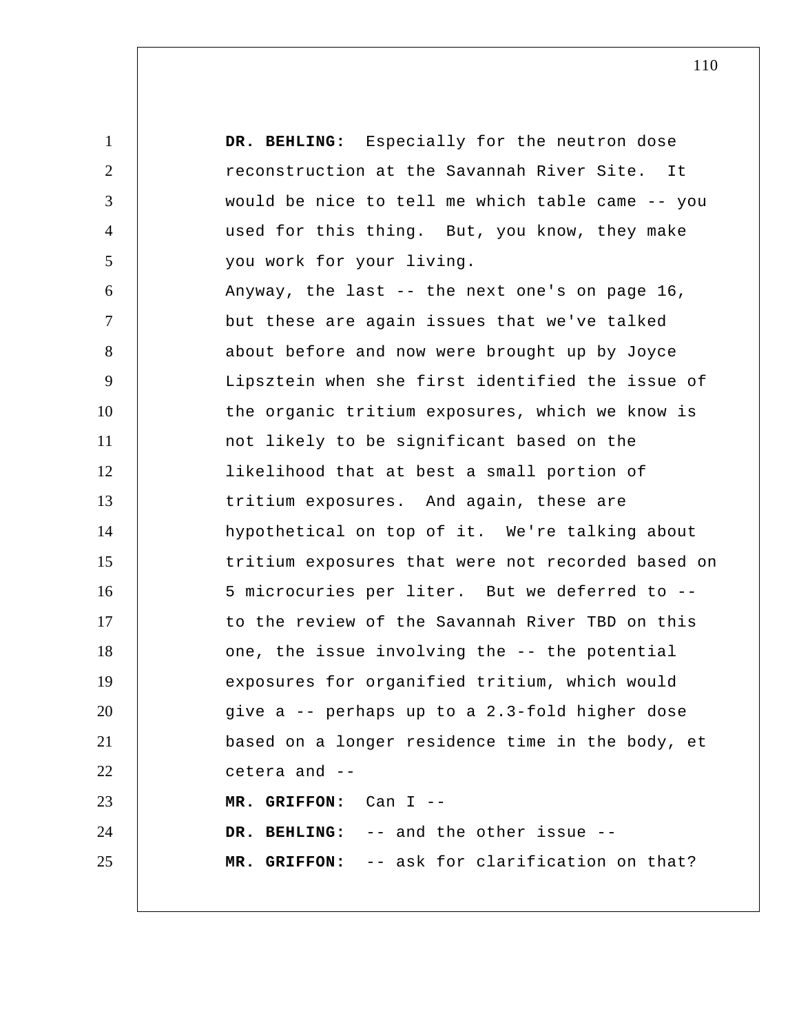**DR. BEHLING:** Especially for the neutron dose reconstruction at the Savannah River Site. It would be nice to tell me which table came -- you used for this thing. But, you know, they make you work for your living.

Anyway, the last -- the next one's on page 16, but these are again issues that we've talked about before and now were brought up by Joyce Lipsztein when she first identified the issue of the organic tritium exposures, which we know is not likely to be significant based on the likelihood that at best a small portion of tritium exposures. And again, these are hypothetical on top of it. We're talking about tritium exposures that were not recorded based on 5 microcuries per liter. But we deferred to -- to the review of the Savannah River TBD on this one, the issue involving the -- the potential exposures for organified tritium, which would give a -- perhaps up to a 2.3-fold higher dose based on a longer residence time in the body, et cetera and --

**MR. GRIFFON:** Can I --

**DR. BEHLING:** -- and the other issue --

**MR. GRIFFON:** -- ask for clarification on that?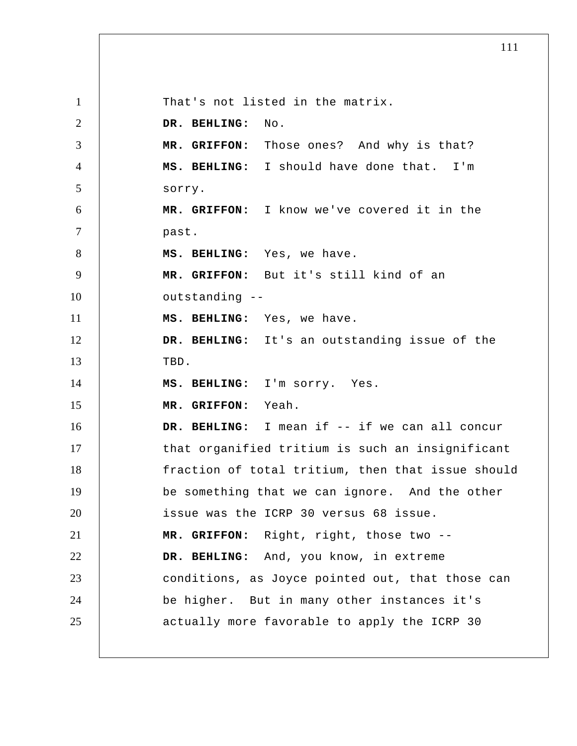That's not listed in the matrix.

**DR. BEHLING:** No.

**MR. GRIFFON:** Those ones? And why is that?

**MS. BEHLING:** I should have done that. I'm sorry.

**MR. GRIFFON:** I know we've covered it in the past.

**MS. BEHLING:** Yes, we have.

**MR. GRIFFON:** But it's still kind of an outstanding --

**MS. BEHLING:** Yes, we have.

**DR. BEHLING:** It's an outstanding issue of the TBD.

**MS. BEHLING:** I'm sorry. Yes.

**MR. GRIFFON:** Yeah.

**DR. BEHLING:** I mean if -- if we can all concur that organified tritium is such an insignificant fraction of total tritium, then that issue should be something that we can ignore. And the other issue was the ICRP 30 versus 68 issue.

**MR. GRIFFON:** Right, right, those two --

**DR. BEHLING:** And, you know, in extreme conditions, as Joyce pointed out, that those can be higher. But in many other instances it's actually more favorable to apply the ICRP 30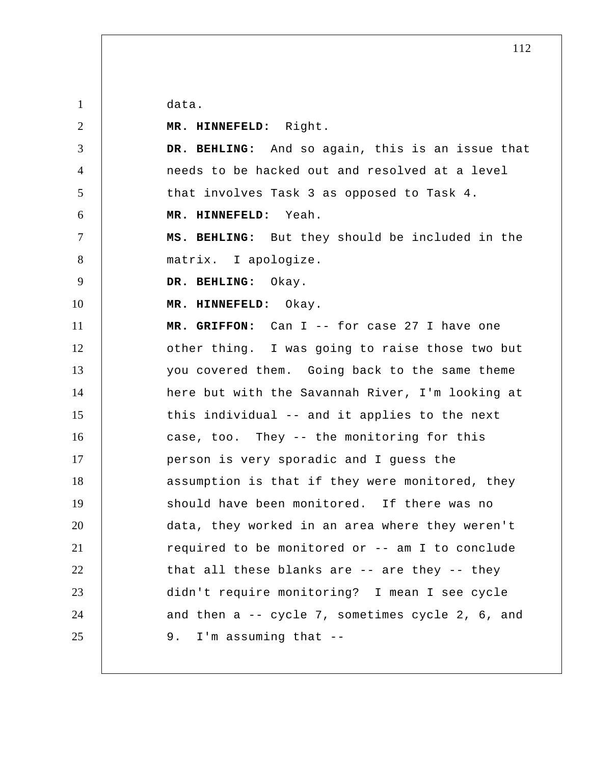data.

**MR. HINNEFELD:** Right.

**DR. BEHLING:** And so again, this is an issue that needs to be hacked out and resolved at a level that involves Task 3 as opposed to Task 4.

**MR. HINNEFELD:** Yeah.

**MS. BEHLING:** But they should be included in the matrix. I apologize.

**DR. BEHLING:** Okay.

**MR. HINNEFELD:** Okay.

**MR. GRIFFON:** Can I -- for case 27 I have one other thing. I was going to raise those two but you covered them. Going back to the same theme here but with the Savannah River, I'm looking at this individual -- and it applies to the next case, too. They -- the monitoring for this person is very sporadic and I guess the assumption is that if they were monitored, they should have been monitored. If there was no data, they worked in an area where they weren't required to be monitored or -- am I to conclude that all these blanks are -- are they -- they didn't require monitoring? I mean I see cycle and then a -- cycle 7, sometimes cycle 2, 6, and 9. I'm assuming that --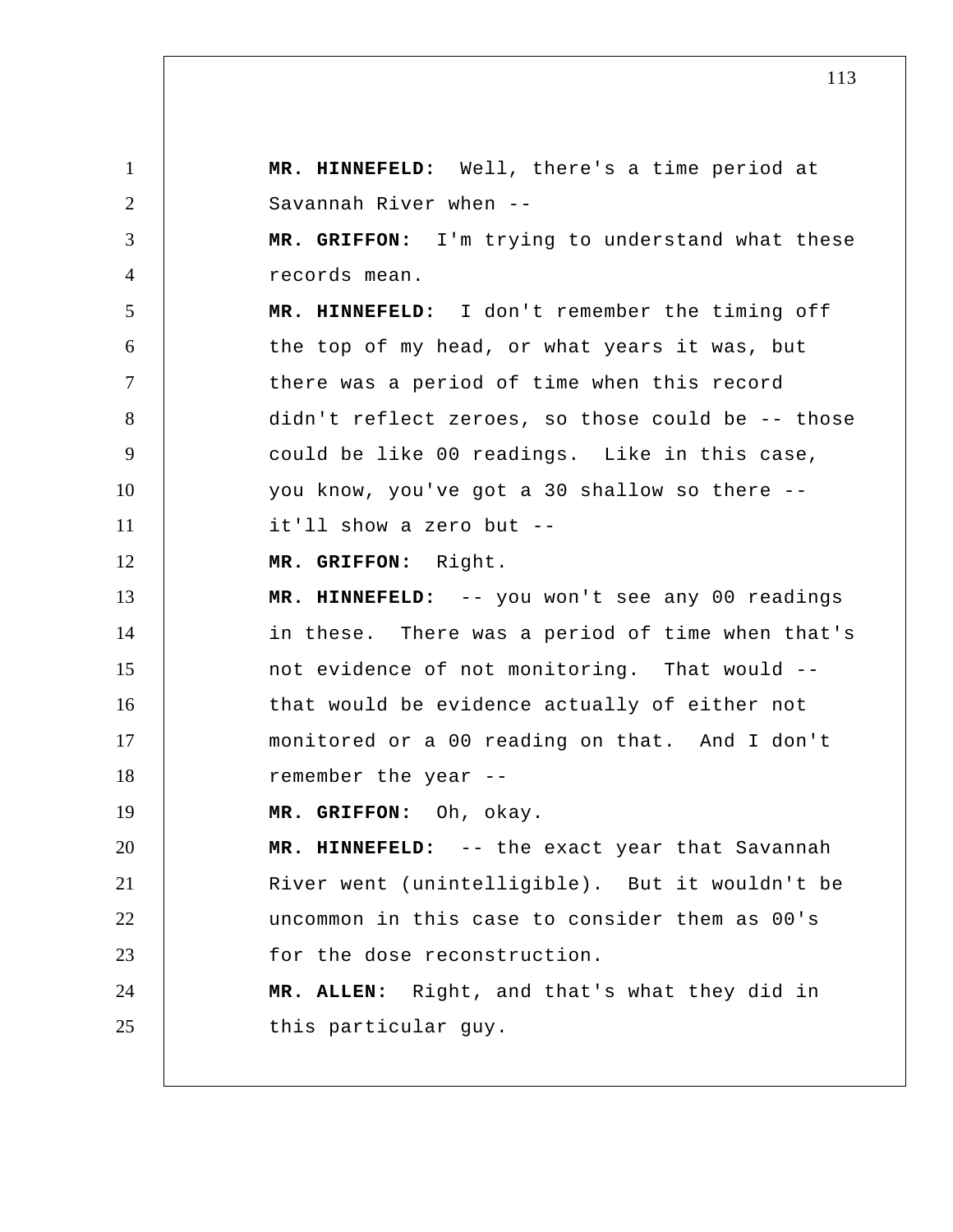**MR. HINNEFELD:** Well, there's a time period at Savannah River when --

**MR. GRIFFON:** I'm trying to understand what these records mean.

**MR. HINNEFELD:** I don't remember the timing off the top of my head, or what years it was, but there was a period of time when this record didn't reflect zeroes, so those could be -- those could be like 00 readings. Like in this case, you know, you've got a 30 shallow so there -- it'll show a zero but --

**MR. GRIFFON:** Right.

**MR. HINNEFELD:** -- you won't see any 00 readings in these. There was a period of time when that's not evidence of not monitoring. That would -- that would be evidence actually of either not monitored or a 00 reading on that. And I don't remember the year --

**MR. GRIFFON:** Oh, okay.

**MR. HINNEFELD:** -- the exact year that Savannah River went (unintelligible). But it wouldn't be uncommon in this case to consider them as 00's for the dose reconstruction.

**MR. ALLEN:** Right, and that's what they did in this particular guy.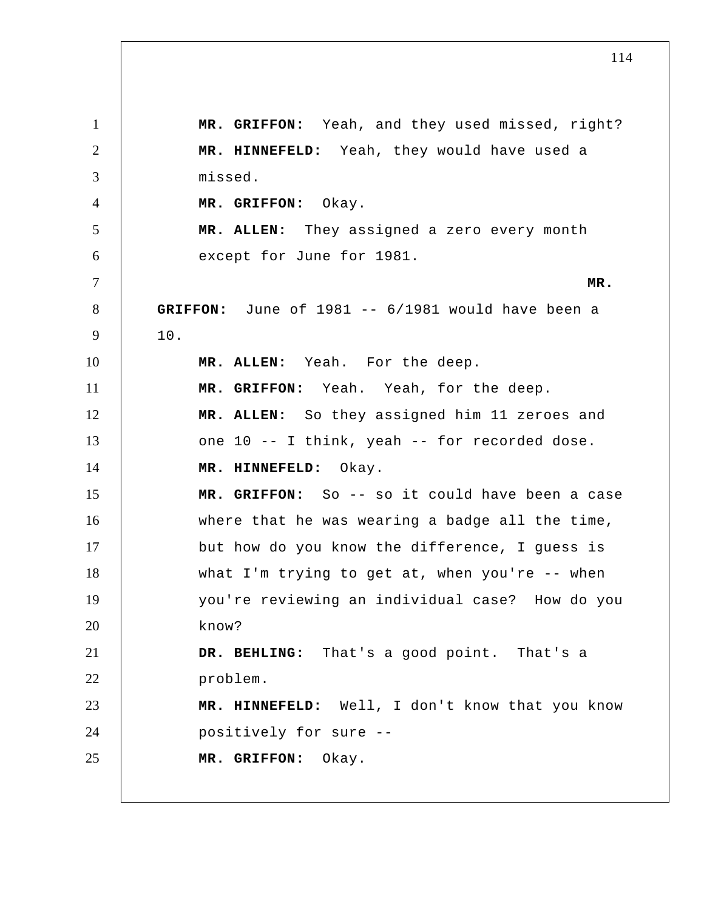**MR. GRIFFON:** Yeah, and they used missed, right?

**MR. HINNEFELD:** Yeah, they would have used a missed.

**MR. GRIFFON:** Okay.

**MR. ALLEN:** They assigned a zero every month except for June for 1981.

**MR. GRIFFON:** June of 1981 -- 6/1981 would have been a 10.

**MR. ALLEN:** Yeah. For the deep.

**MR. GRIFFON:** Yeah. Yeah, for the deep.

**MR. ALLEN:** So they assigned him 11 zeroes and one 10 -- I think, yeah -- for recorded dose.

**MR. HINNEFELD:** Okay.

**MR. GRIFFON:** So -- so it could have been a case where that he was wearing a badge all the time, but how do you know the difference, I guess is what I'm trying to get at, when you're -- when you're reviewing an individual case? How do you know?

**DR. BEHLING:** That's a good point. That's a problem.

**MR. HINNEFELD:** Well, I don't know that you know positively for sure --

**MR. GRIFFON:** Okay.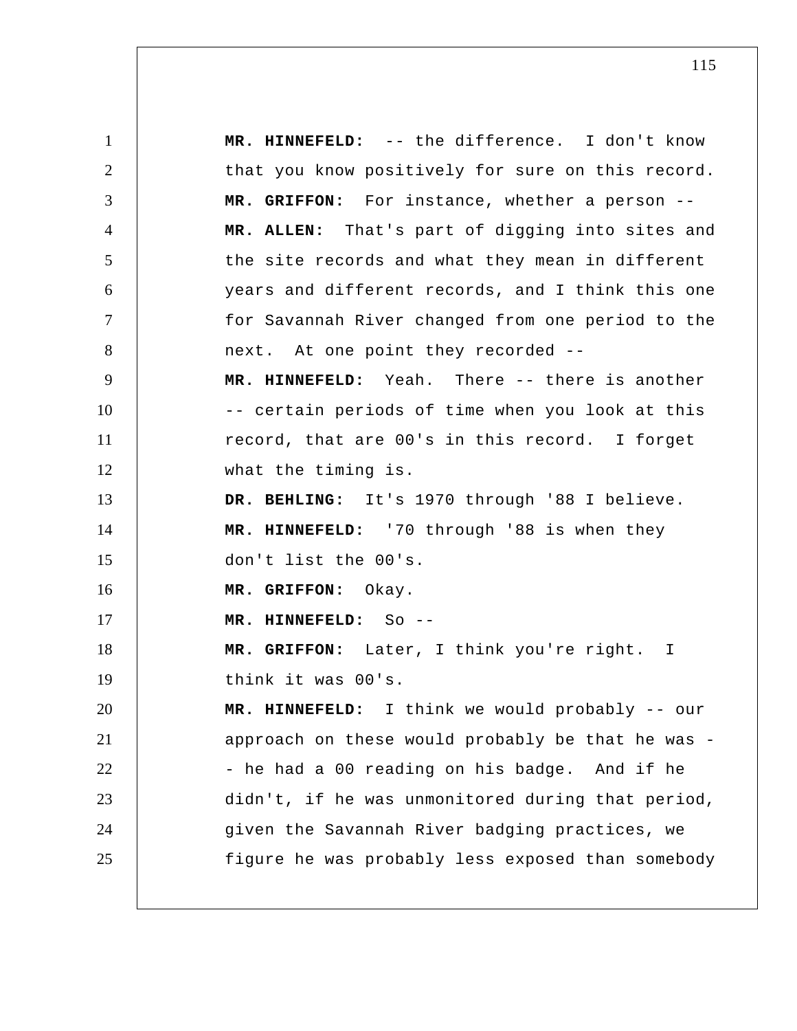**MR. HINNEFELD:** -- the difference. I don't know that you know positively for sure on this record.

**MR. GRIFFON:** For instance, whether a person --

**MR. ALLEN:** That's part of digging into sites and the site records and what they mean in different years and different records, and I think this one for Savannah River changed from one period to the next. At one point they recorded --

**MR. HINNEFELD:** Yeah. There -- there is another -- certain periods of time when you look at this record, that are 00's in this record. I forget what the timing is.

**DR. BEHLING:** It's 1970 through '88 I believe.

**MR. HINNEFELD:** '70 through '88 is when they don't list the 00's.

**MR. GRIFFON:** Okay.

**MR. HINNEFELD:** So --

**MR. GRIFFON:** Later, I think you're right. I think it was 00's.

**MR. HINNEFELD:** I think we would probably -- our approach on these would probably be that he was -- he had a 00 reading on his badge. And if he didn't, if he was unmonitored during that period, given the Savannah River badging practices, we figure he was probably less exposed than somebody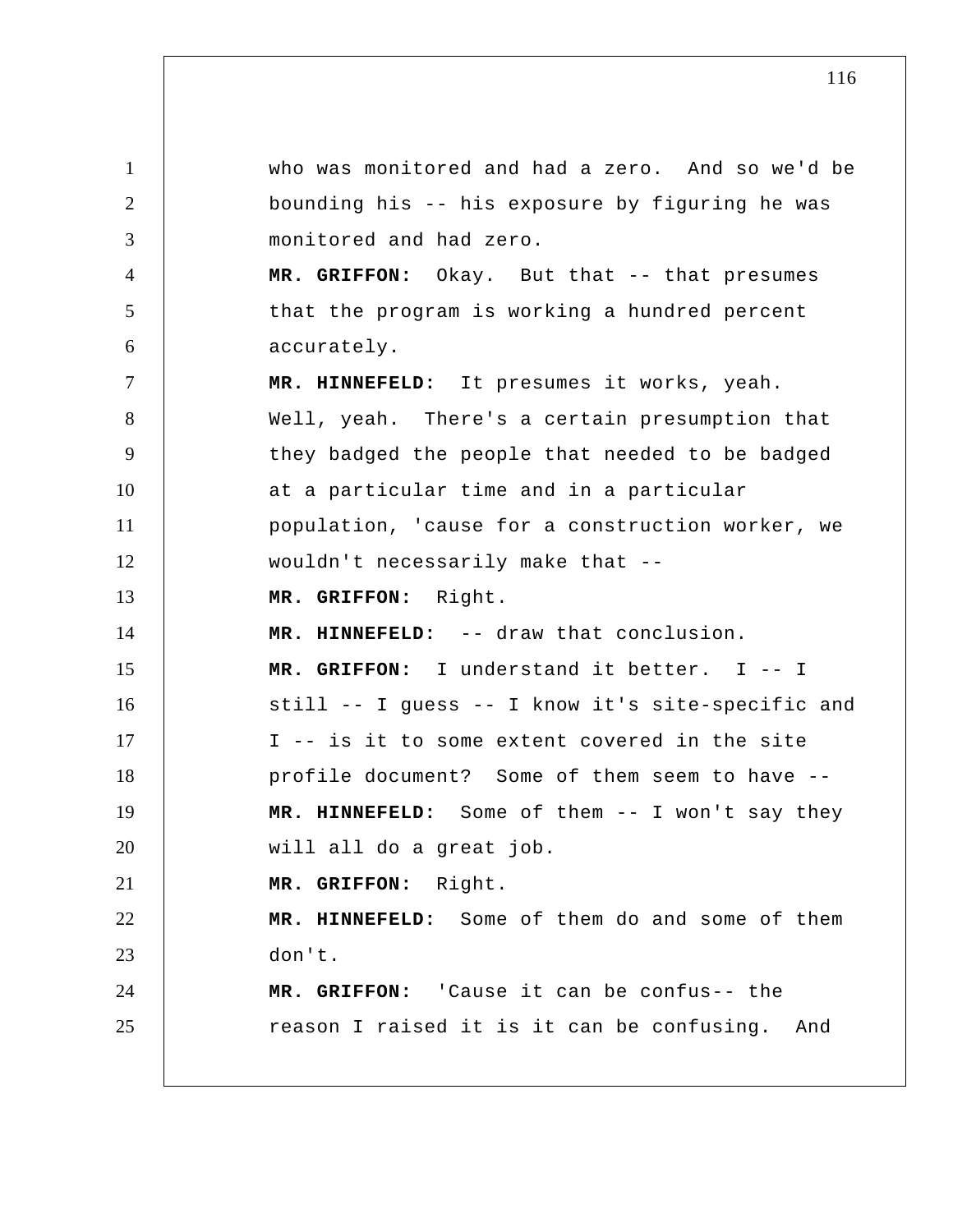who was monitored and had a zero. And so we'd be bounding his -- his exposure by figuring he was monitored and had zero.

**MR. GRIFFON:** Okay. But that -- that presumes that the program is working a hundred percent accurately.

**MR. HINNEFELD:** It presumes it works, yeah. Well, yeah. There's a certain presumption that they badged the people that needed to be badged at a particular time and in a particular population, 'cause for a construction worker, we wouldn't necessarily make that --

**MR. GRIFFON:** Right.

**MR. HINNEFELD:** -- draw that conclusion.

**MR. GRIFFON:** I understand it better. I -- I still -- I guess -- I know it's site-specific and I -- is it to some extent covered in the site profile document? Some of them seem to have --

**MR. HINNEFELD:** Some of them -- I won't say they will all do a great job.

**MR. GRIFFON:** Right.

**MR. HINNEFELD:** Some of them do and some of them don't.

**MR. GRIFFON:** 'Cause it can be confus-- the reason I raised it is it can be confusing. And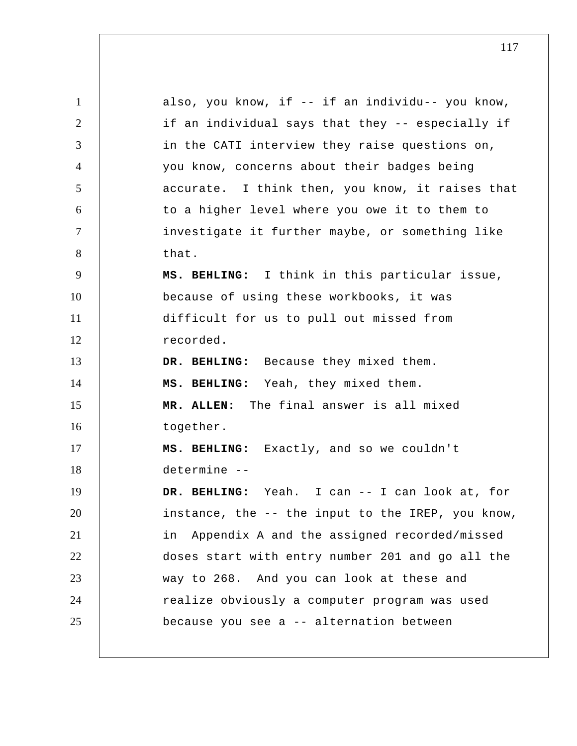also, you know, if -- if an individu-- you know, if an individual says that they -- especially if in the CATI interview they raise questions on, you know, concerns about their badges being accurate. I think then, you know, it raises that to a higher level where you owe it to them to investigate it further maybe, or something like that.

**MS. BEHLING:** I think in this particular issue, because of using these workbooks, it was difficult for us to pull out missed from recorded.

**DR. BEHLING:** Because they mixed them.

**MS. BEHLING:** Yeah, they mixed them.

**MR. ALLEN:** The final answer is all mixed together.

**MS. BEHLING:** Exactly, and so we couldn't determine --

**DR. BEHLING:** Yeah. I can -- I can look at, for instance, the -- the input to the IREP, you know, in Appendix A and the assigned recorded/missed doses start with entry number 201 and go all the way to 268. And you can look at these and realize obviously a computer program was used because you see a -- alternation between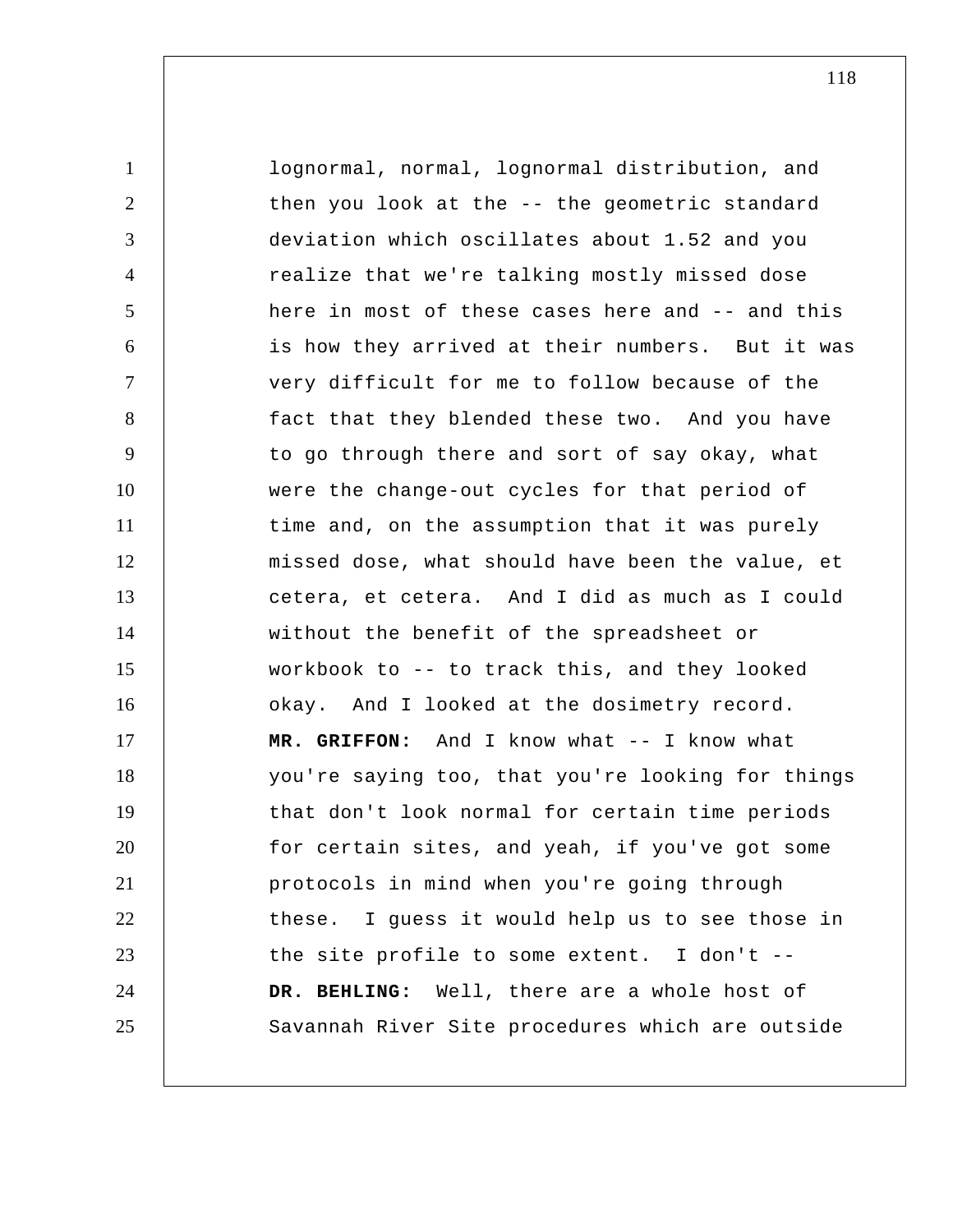lognormal, normal, lognormal distribution, and then you look at the -- the geometric standard deviation which oscillates about 1.52 and you realize that we're talking mostly missed dose here in most of these cases here and -- and this is how they arrived at their numbers. But it was very difficult for me to follow because of the fact that they blended these two. And you have to go through there and sort of say okay, what were the change-out cycles for that period of time and, on the assumption that it was purely missed dose, what should have been the value, et cetera, et cetera. And I did as much as I could without the benefit of the spreadsheet or workbook to -- to track this, and they looked okay. And I looked at the dosimetry record.

**MR. GRIFFON:** And I know what -- I know what you're saying too, that you're looking for things that don't look normal for certain time periods for certain sites, and yeah, if you've got some protocols in mind when you're going through these. I guess it would help us to see those in the site profile to some extent. I don't --

**DR. BEHLING:** Well, there are a whole host of Savannah River Site procedures which are outside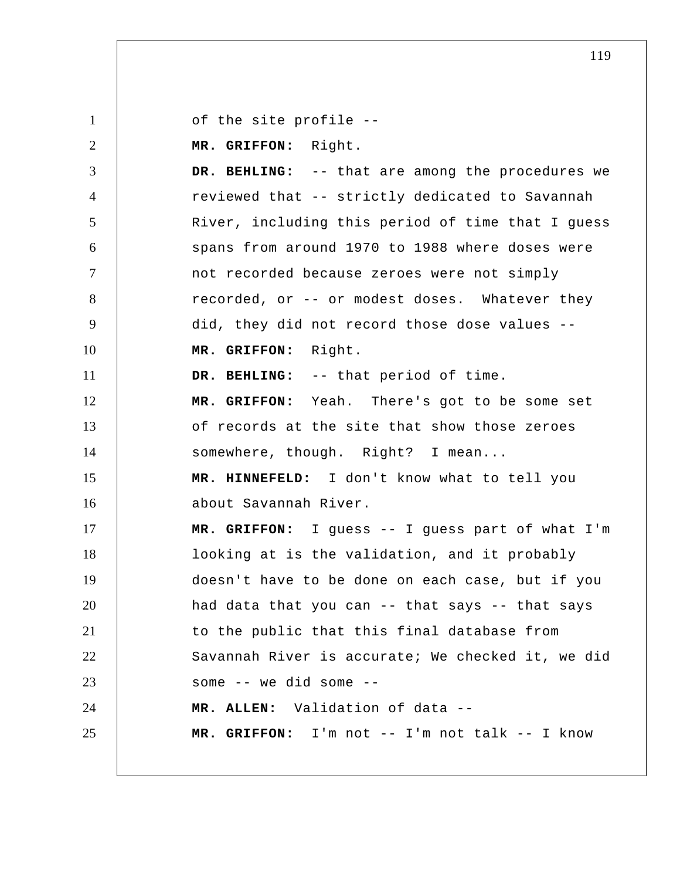of the site profile --

**MR. GRIFFON:** Right.

**DR. BEHLING:** -- that are among the procedures we reviewed that -- strictly dedicated to Savannah River, including this period of time that I guess spans from around 1970 to 1988 where doses were not recorded because zeroes were not simply recorded, or -- or modest doses. Whatever they did, they did not record those dose values --

**MR. GRIFFON:** Right.

**DR. BEHLING:** -- that period of time.

**MR. GRIFFON:** Yeah. There's got to be some set of records at the site that show those zeroes somewhere, though. Right? I mean...

**MR. HINNEFELD:** I don't know what to tell you about Savannah River.

**MR. GRIFFON:** I guess -- I guess part of what I'm looking at is the validation, and it probably doesn't have to be done on each case, but if you had data that you can -- that says -- that says to the public that this final database from Savannah River is accurate; We checked it, we did some -- we did some --

**MR. ALLEN:** Validation of data --

**MR. GRIFFON:** I'm not -- I'm not talk -- I know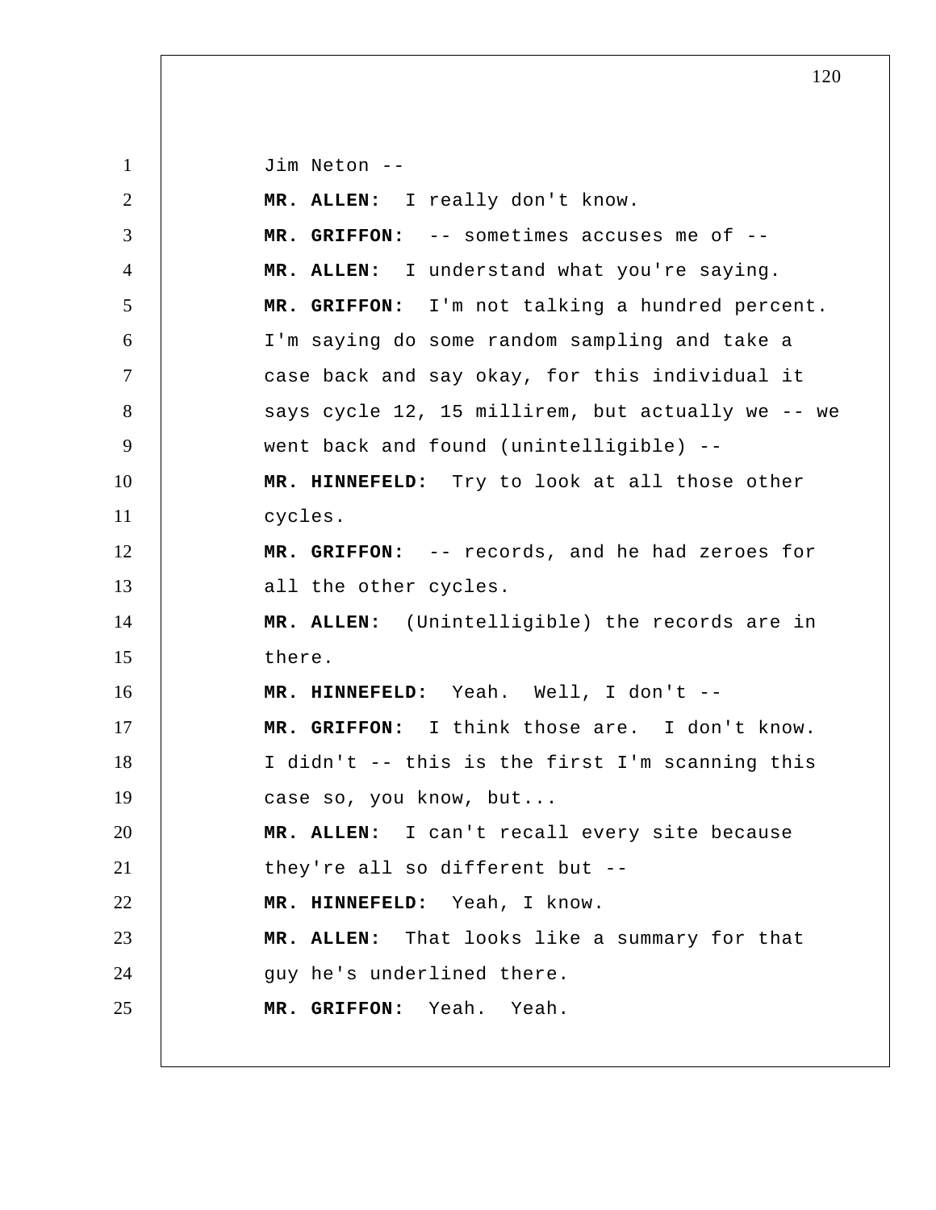Jim Neton --

**MR. ALLEN:** I really don't know.

**MR. GRIFFON:** -- sometimes accuses me of --

**MR. ALLEN:** I understand what you're saying.

**MR. GRIFFON:** I'm not talking a hundred percent. I'm saying do some random sampling and take a case back and say okay, for this individual it says cycle 12, 15 millirem, but actually we -- we went back and found (unintelligible) --

**MR. HINNEFELD:** Try to look at all those other cycles.

**MR. GRIFFON:** -- records, and he had zeroes for all the other cycles.

**MR. ALLEN:** (Unintelligible) the records are in there.

**MR. HINNEFELD:** Yeah. Well, I don't --

**MR. GRIFFON:** I think those are. I don't know. I didn't -- this is the first I'm scanning this case so, you know, but...

**MR. ALLEN:** I can't recall every site because they're all so different but --

**MR. HINNEFELD:** Yeah, I know.

**MR. ALLEN:** That looks like a summary for that guy he's underlined there.

**MR. GRIFFON:** Yeah. Yeah.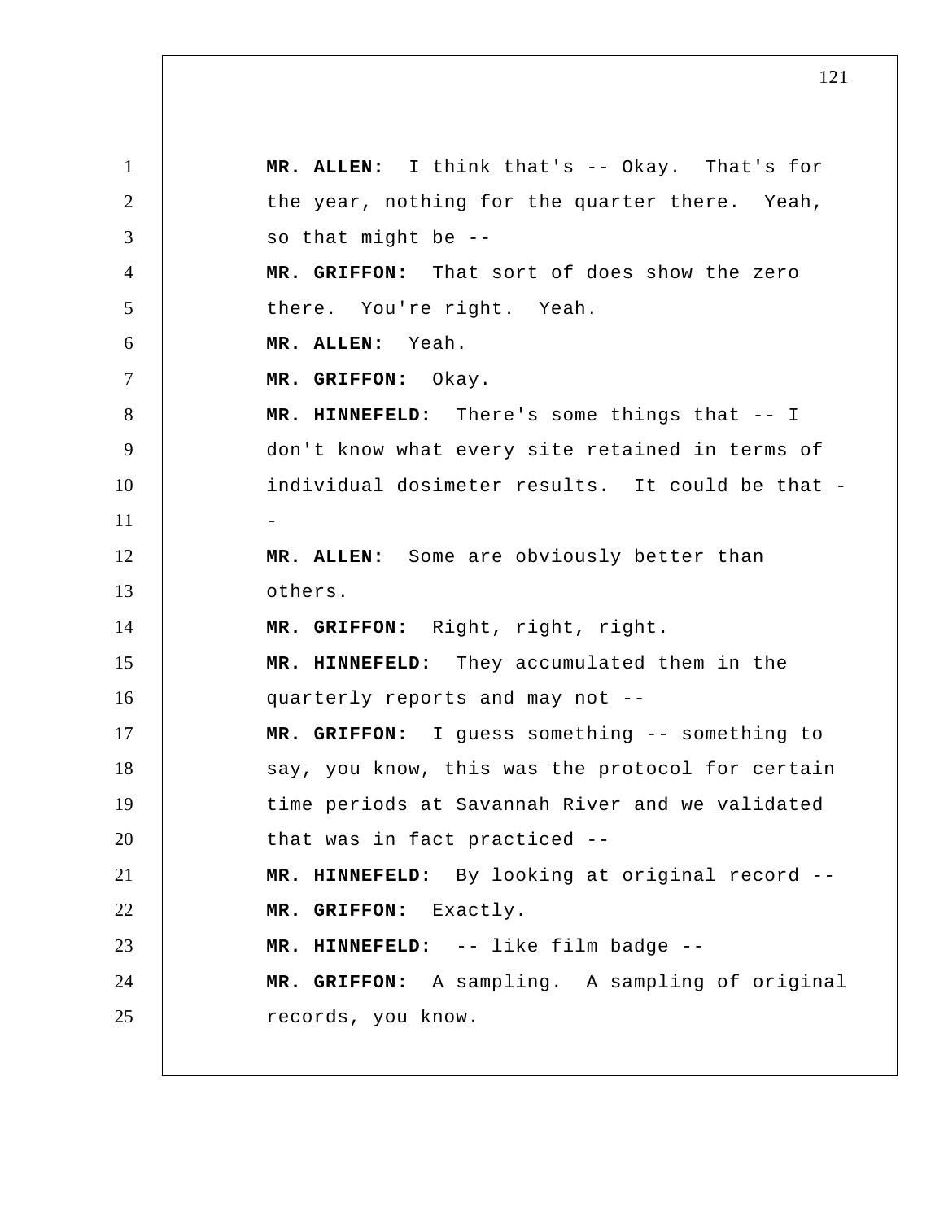**MR. ALLEN:** I think that's -- Okay. That's for the year, nothing for the quarter there. Yeah, so that might be --

**MR. GRIFFON:** That sort of does show the zero there. You're right. Yeah.

**MR. ALLEN:** Yeah.

**MR. GRIFFON:** Okay.

**MR. HINNEFELD:** There's some things that -- I don't know what every site retained in terms of individual dosimeter results. It could be that --

**MR. ALLEN:** Some are obviously better than others.

**MR. GRIFFON:** Right, right, right.

**MR. HINNEFELD:** They accumulated them in the quarterly reports and may not --

**MR. GRIFFON:** I guess something -- something to say, you know, this was the protocol for certain time periods at Savannah River and we validated that was in fact practiced --

**MR. HINNEFELD:** By looking at original record --

**MR. GRIFFON:** Exactly.

**MR. HINNEFELD:** -- like film badge --

**MR. GRIFFON:** A sampling. A sampling of original records, you know.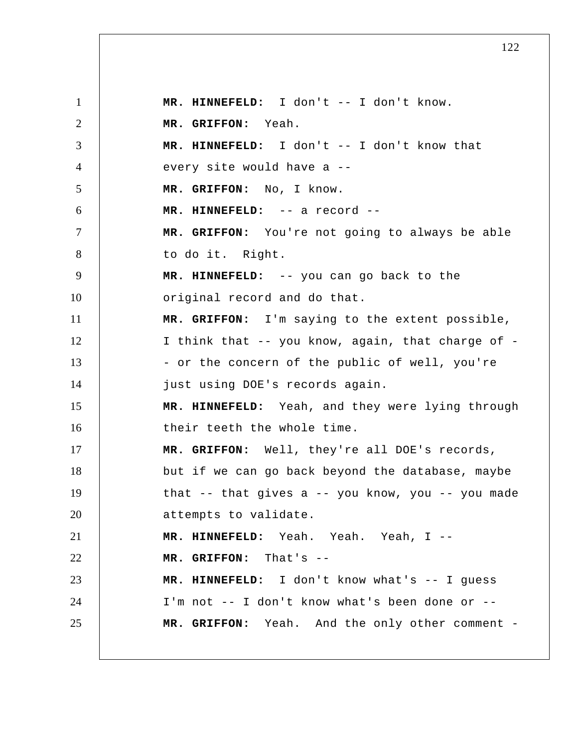**MR. HINNEFELD:** I don't -- I don't know.

**MR. GRIFFON:** Yeah.

**MR. HINNEFELD:** I don't -- I don't know that every site would have a --

**MR. GRIFFON:** No, I know.

**MR. HINNEFELD:** -- a record --

**MR. GRIFFON:** You're not going to always be able to do it. Right.

**MR. HINNEFELD:** -- you can go back to the original record and do that.

**MR. GRIFFON:** I'm saying to the extent possible, I think that -- you know, again, that charge of -- or the concern of the public of well, you're just using DOE's records again.

**MR. HINNEFELD:** Yeah, and they were lying through their teeth the whole time.

**MR. GRIFFON:** Well, they're all DOE's records, but if we can go back beyond the database, maybe that -- that gives a -- you know, you -- you made attempts to validate.

**MR. HINNEFELD:** Yeah. Yeah. Yeah, I --

**MR. GRIFFON:** That's --

**MR. HINNEFELD:** I don't know what's -- I guess I'm not -- I don't know what's been done or --

**MR. GRIFFON:** Yeah. And the only other comment -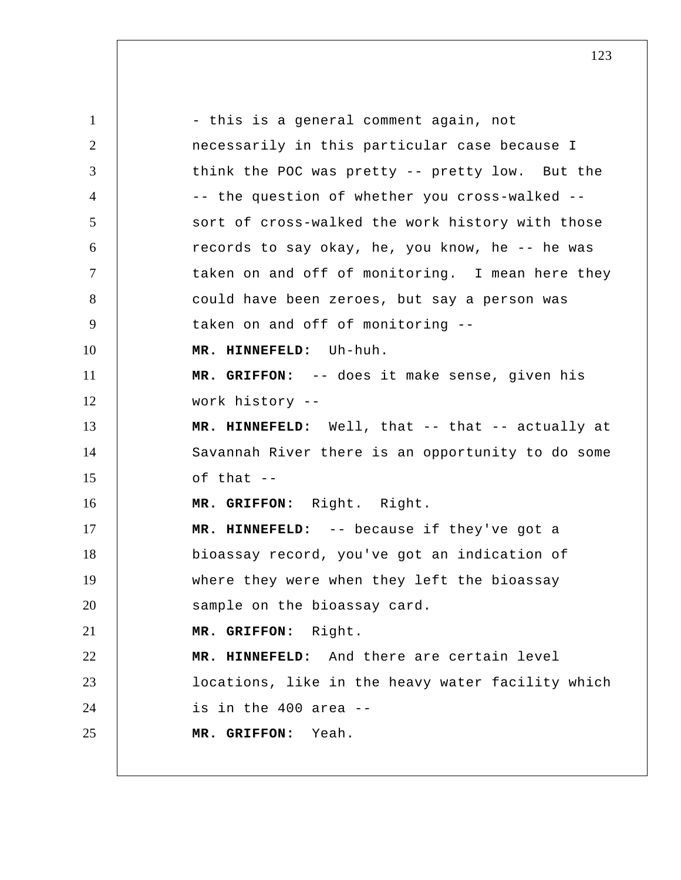- this is a general comment again, not necessarily in this particular case because I think the POC was pretty -- pretty low. But the -- the question of whether you cross-walked -- sort of cross-walked the work history with those records to say okay, he, you know, he -- he was taken on and off of monitoring. I mean here they could have been zeroes, but say a person was taken on and off of monitoring --

**MR. HINNEFELD:** Uh-huh.

**MR. GRIFFON:** -- does it make sense, given his work history --

**MR. HINNEFELD:** Well, that -- that -- actually at Savannah River there is an opportunity to do some of that --

**MR. GRIFFON:** Right. Right.

**MR. HINNEFELD:** -- because if they've got a bioassay record, you've got an indication of where they were when they left the bioassay sample on the bioassay card.

**MR. GRIFFON:** Right.

**MR. HINNEFELD:** And there are certain level locations, like in the heavy water facility which is in the 400 area --

**MR. GRIFFON:** Yeah.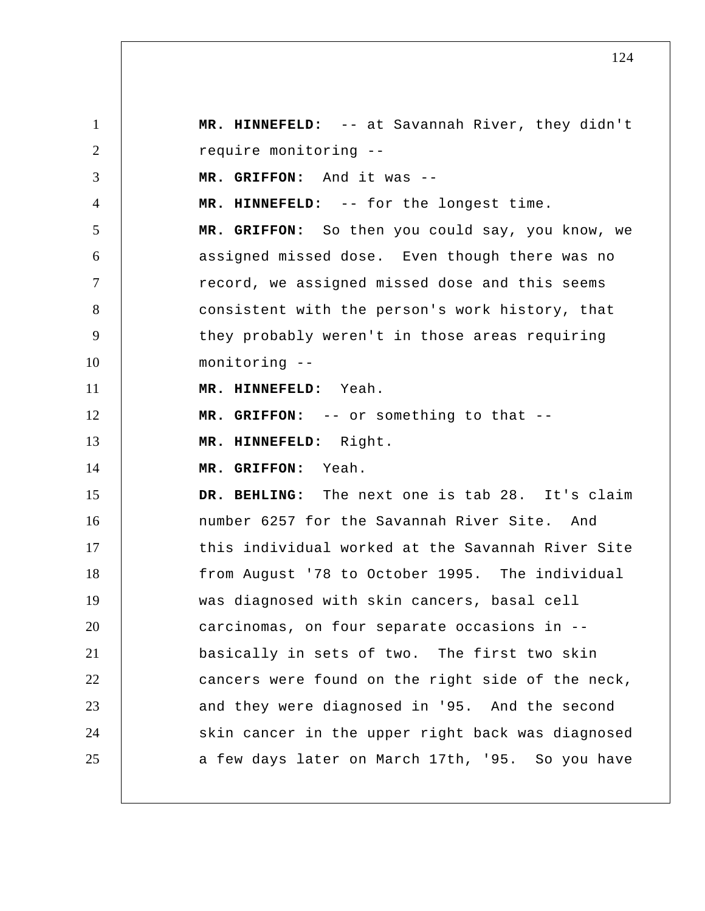**MR. HINNEFELD:** -- at Savannah River, they didn't require monitoring --

**MR. GRIFFON:** And it was --

**MR. HINNEFELD:** -- for the longest time.

**MR. GRIFFON:** So then you could say, you know, we assigned missed dose. Even though there was no record, we assigned missed dose and this seems consistent with the person's work history, that they probably weren't in those areas requiring monitoring --

**MR. HINNEFELD:** Yeah.

**MR. GRIFFON:** -- or something to that --

**MR. HINNEFELD:** Right.

**MR. GRIFFON:** Yeah.

**DR. BEHLING:** The next one is tab 28. It's claim number 6257 for the Savannah River Site. And this individual worked at the Savannah River Site from August '78 to October 1995. The individual was diagnosed with skin cancers, basal cell carcinomas, on four separate occasions in -- basically in sets of two. The first two skin cancers were found on the right side of the neck, and they were diagnosed in '95. And the second skin cancer in the upper right back was diagnosed a few days later on March 17th, '95. So you have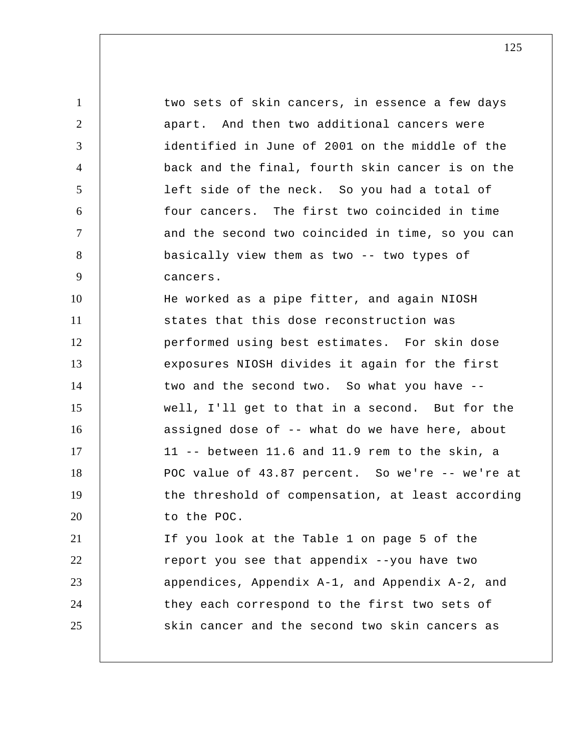two sets of skin cancers, in essence a few days apart. And then two additional cancers were identified in June of 2001 on the middle of the back and the final, fourth skin cancer is on the left side of the neck. So you had a total of four cancers. The first two coincided in time and the second two coincided in time, so you can basically view them as two -- two types of cancers.

He worked as a pipe fitter, and again NIOSH states that this dose reconstruction was performed using best estimates. For skin dose exposures NIOSH divides it again for the first two and the second two. So what you have -- well, I'll get to that in a second. But for the assigned dose of -- what do we have here, about 11 -- between 11.6 and 11.9 rem to the skin, a POC value of 43.87 percent. So we're -- we're at the threshold of compensation, at least according to the POC.

If you look at the Table 1 on page 5 of the report you see that appendix --you have two appendices, Appendix A-1, and Appendix A-2, and they each correspond to the first two sets of skin cancer and the second two skin cancers as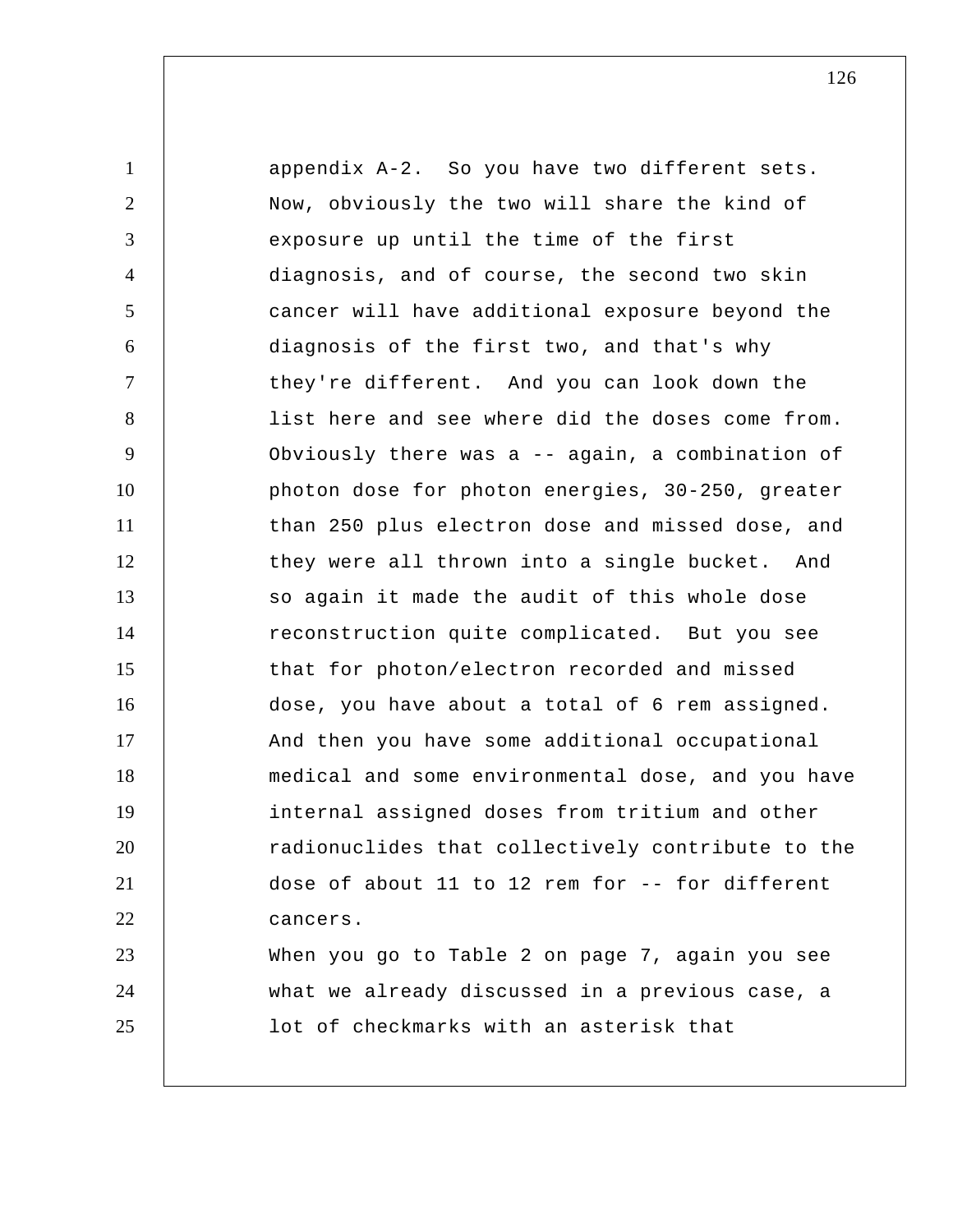appendix A-2. So you have two different sets. Now, obviously the two will share the kind of exposure up until the time of the first diagnosis, and of course, the second two skin cancer will have additional exposure beyond the diagnosis of the first two, and that's why they're different. And you can look down the list here and see where did the doses come from. Obviously there was a -- again, a combination of photon dose for photon energies, 30-250, greater than 250 plus electron dose and missed dose, and they were all thrown into a single bucket. And so again it made the audit of this whole dose reconstruction quite complicated. But you see that for photon/electron recorded and missed dose, you have about a total of 6 rem assigned. And then you have some additional occupational medical and some environmental dose, and you have internal assigned doses from tritium and other radionuclides that collectively contribute to the dose of about 11 to 12 rem for -- for different cancers.

When you go to Table 2 on page 7, again you see what we already discussed in a previous case, a lot of checkmarks with an asterisk that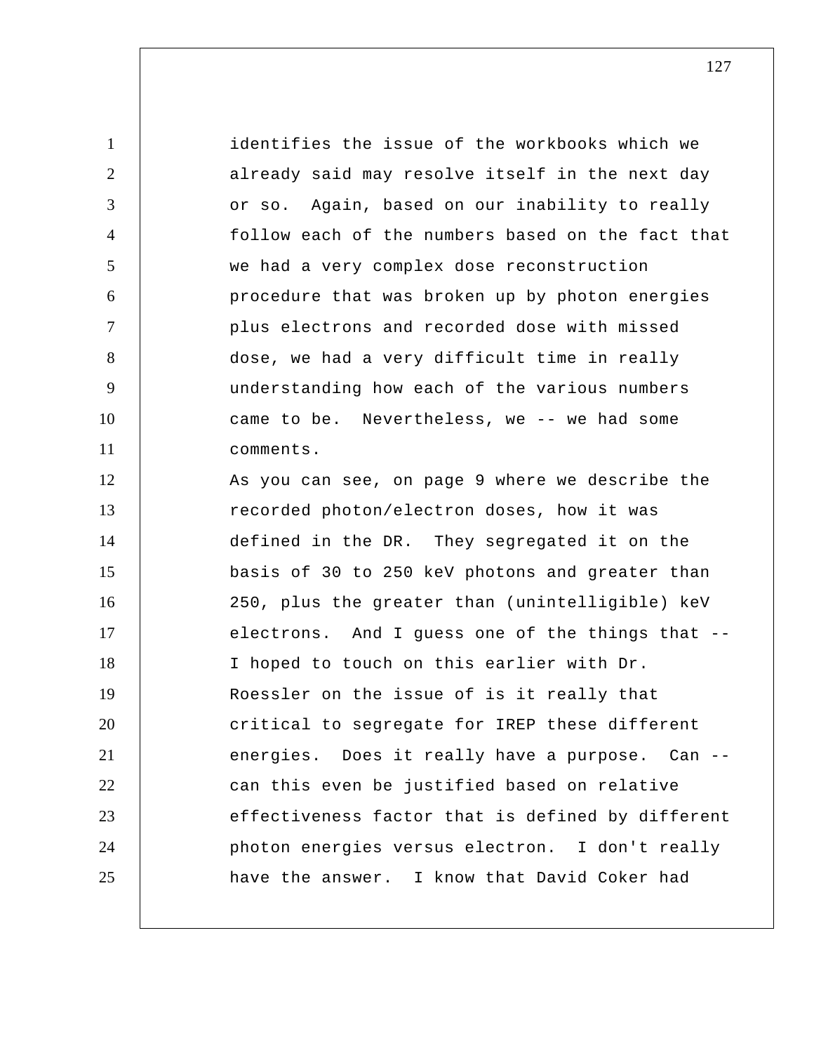identifies the issue of the workbooks which we already said may resolve itself in the next day or so. Again, based on our inability to really follow each of the numbers based on the fact that we had a very complex dose reconstruction procedure that was broken up by photon energies plus electrons and recorded dose with missed dose, we had a very difficult time in really understanding how each of the various numbers came to be. Nevertheless, we -- we had some comments.

As you can see, on page 9 where we describe the recorded photon/electron doses, how it was defined in the DR. They segregated it on the basis of 30 to 250 keV photons and greater than 250, plus the greater than (unintelligible) keV electrons. And I guess one of the things that -- I hoped to touch on this earlier with Dr. Roessler on the issue of is it really that critical to segregate for IREP these different energies. Does it really have a purpose. Can -- can this even be justified based on relative effectiveness factor that is defined by different photon energies versus electron. I don't really have the answer. I know that David Coker had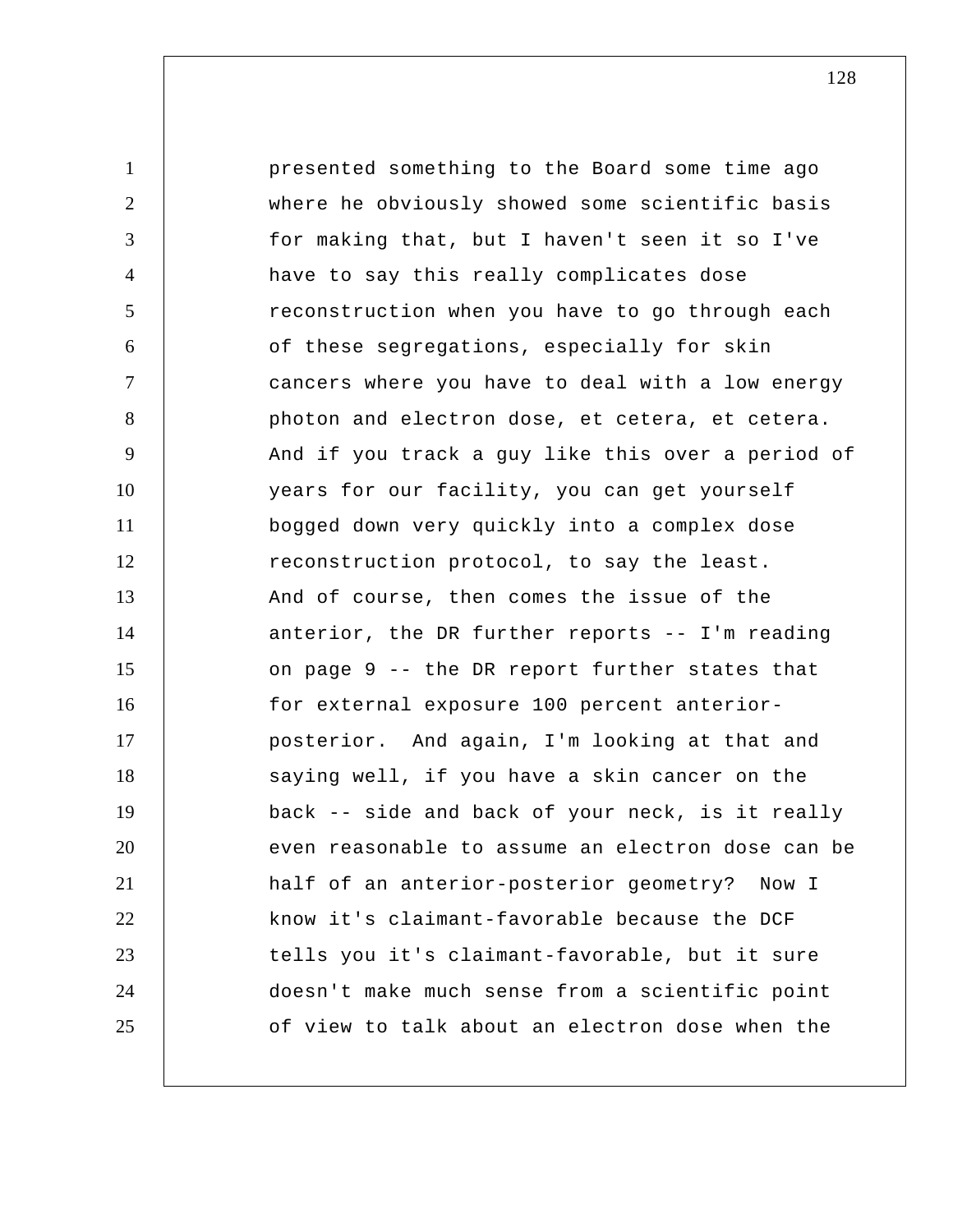presented something to the Board some time ago where he obviously showed some scientific basis for making that, but I haven't seen it so I've have to say this really complicates dose reconstruction when you have to go through each of these segregations, especially for skin cancers where you have to deal with a low energy photon and electron dose, et cetera, et cetera. And if you track a guy like this over a period of years for our facility, you can get yourself bogged down very quickly into a complex dose reconstruction protocol, to say the least.

And of course, then comes the issue of the anterior, the DR further reports -- I'm reading on page 9 -- the DR report further states that for external exposure 100 percent anterior-posterior. And again, I'm looking at that and saying well, if you have a skin cancer on the back -- side and back of your neck, is it really even reasonable to assume an electron dose can be half of an anterior-posterior geometry? Now I know it's claimant-favorable because the DCF tells you it's claimant-favorable, but it sure doesn't make much sense from a scientific point of view to talk about an electron dose when the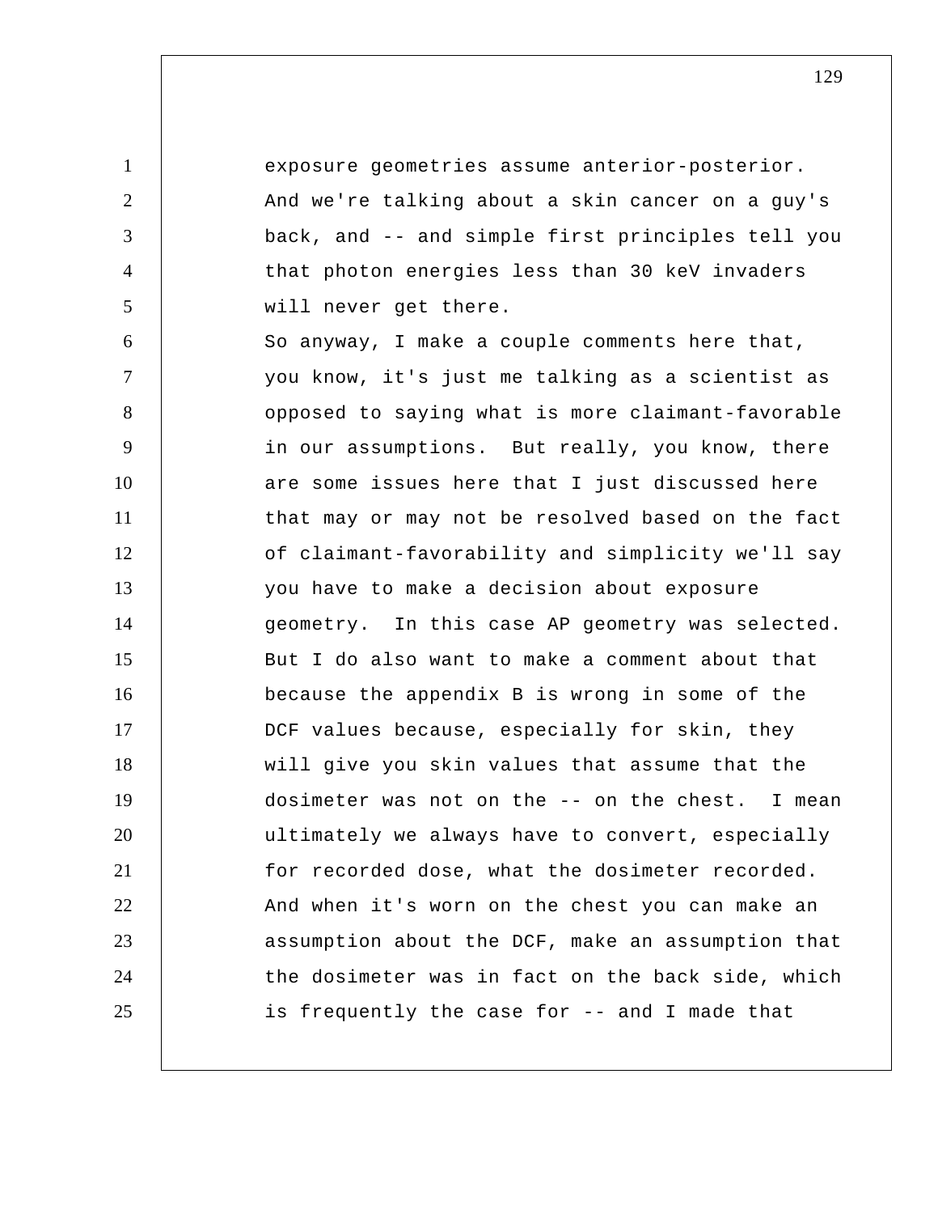exposure geometries assume anterior-posterior. And we're talking about a skin cancer on a guy's back, and -- and simple first principles tell you that photon energies less than 30 keV invaders will never get there.

So anyway, I make a couple comments here that, you know, it's just me talking as a scientist as opposed to saying what is more claimant-favorable in our assumptions. But really, you know, there are some issues here that I just discussed here that may or may not be resolved based on the fact of claimant-favorability and simplicity we'll say you have to make a decision about exposure geometry. In this case AP geometry was selected. But I do also want to make a comment about that because the appendix B is wrong in some of the DCF values because, especially for skin, they will give you skin values that assume that the dosimeter was not on the -- on the chest. I mean ultimately we always have to convert, especially for recorded dose, what the dosimeter recorded. And when it's worn on the chest you can make an assumption about the DCF, make an assumption that the dosimeter was in fact on the back side, which is frequently the case for -- and I made that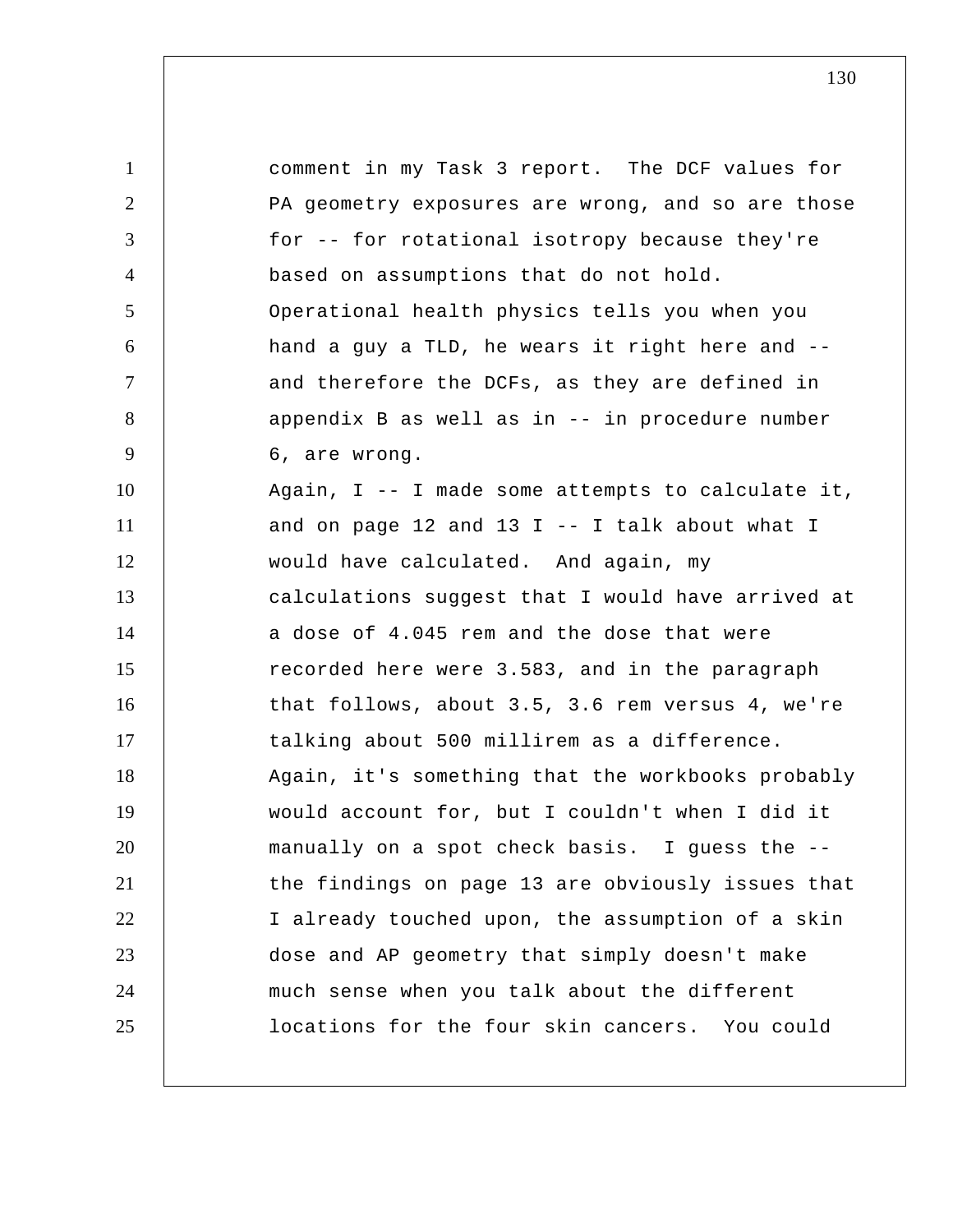comment in my Task 3 report. The DCF values for PA geometry exposures are wrong, and so are those for -- for rotational isotropy because they're based on assumptions that do not hold. Operational health physics tells you when you hand a guy a TLD, he wears it right here and -- and therefore the DCFs, as they are defined in appendix B as well as in -- in procedure number 6, are wrong.

Again, I -- I made some attempts to calculate it, and on page 12 and 13 I -- I talk about what I would have calculated. And again, my calculations suggest that I would have arrived at a dose of 4.045 rem and the dose that were recorded here were 3.583, and in the paragraph that follows, about 3.5, 3.6 rem versus 4, we're talking about 500 millirem as a difference. Again, it's something that the workbooks probably would account for, but I couldn't when I did it manually on a spot check basis. I guess the -- the findings on page 13 are obviously issues that I already touched upon, the assumption of a skin dose and AP geometry that simply doesn't make much sense when you talk about the different locations for the four skin cancers. You could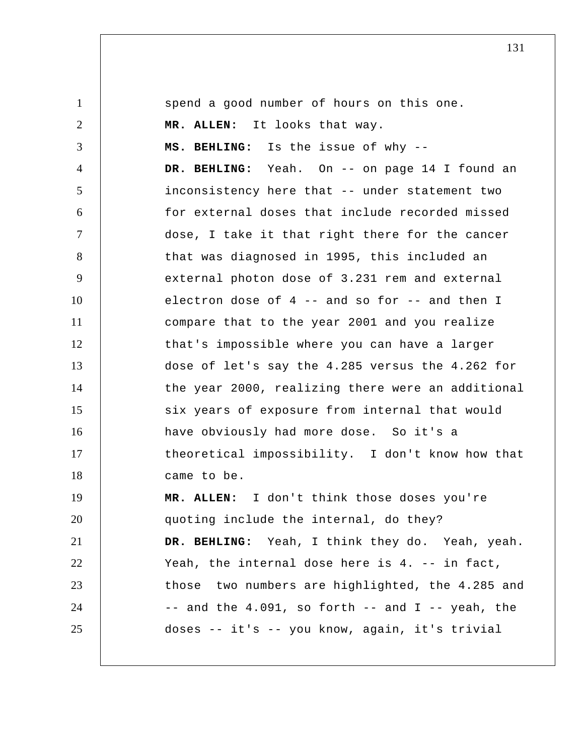spend a good number of hours on this one.

**MR. ALLEN:** It looks that way.

**MS. BEHLING:** Is the issue of why --

**DR. BEHLING:** Yeah. On -- on page 14 I found an inconsistency here that -- under statement two for external doses that include recorded missed dose, I take it that right there for the cancer that was diagnosed in 1995, this included an external photon dose of 3.231 rem and external electron dose of 4 -- and so for -- and then I compare that to the year 2001 and you realize that's impossible where you can have a larger dose of let's say the 4.285 versus the 4.262 for the year 2000, realizing there were an additional six years of exposure from internal that would have obviously had more dose. So it's a theoretical impossibility. I don't know how that came to be.

**MR. ALLEN:** I don't think those doses you're quoting include the internal, do they?

**DR. BEHLING:** Yeah, I think they do. Yeah, yeah. Yeah, the internal dose here is 4. -- in fact, those two numbers are highlighted, the 4.285 and -- and the 4.091, so forth -- and I -- yeah, the doses -- it's -- you know, again, it's trivial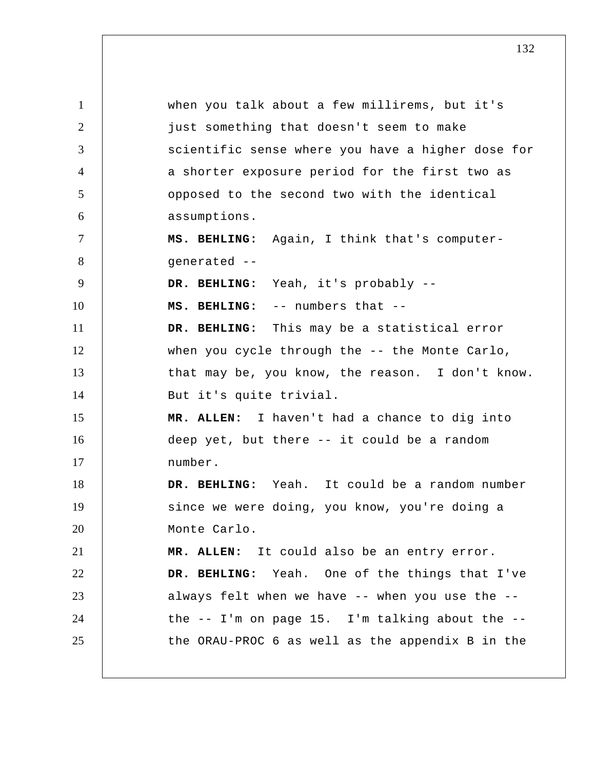when you talk about a few millirems, but it's just something that doesn't seem to make scientific sense where you have a higher dose for a shorter exposure period for the first two as opposed to the second two with the identical assumptions.

**MS. BEHLING:** Again, I think that's computer-generated --

**DR. BEHLING:** Yeah, it's probably --

**MS. BEHLING:** -- numbers that --

**DR. BEHLING:** This may be a statistical error when you cycle through the -- the Monte Carlo, that may be, you know, the reason. I don't know. But it's quite trivial.

**MR. ALLEN:** I haven't had a chance to dig into deep yet, but there -- it could be a random number.

**DR. BEHLING:** Yeah. It could be a random number since we were doing, you know, you're doing a Monte Carlo.

**MR. ALLEN:** It could also be an entry error.

**DR. BEHLING:** Yeah. One of the things that I've always felt when we have -- when you use the -- the -- I'm on page 15. I'm talking about the -- the ORAU-PROC 6 as well as the appendix B in the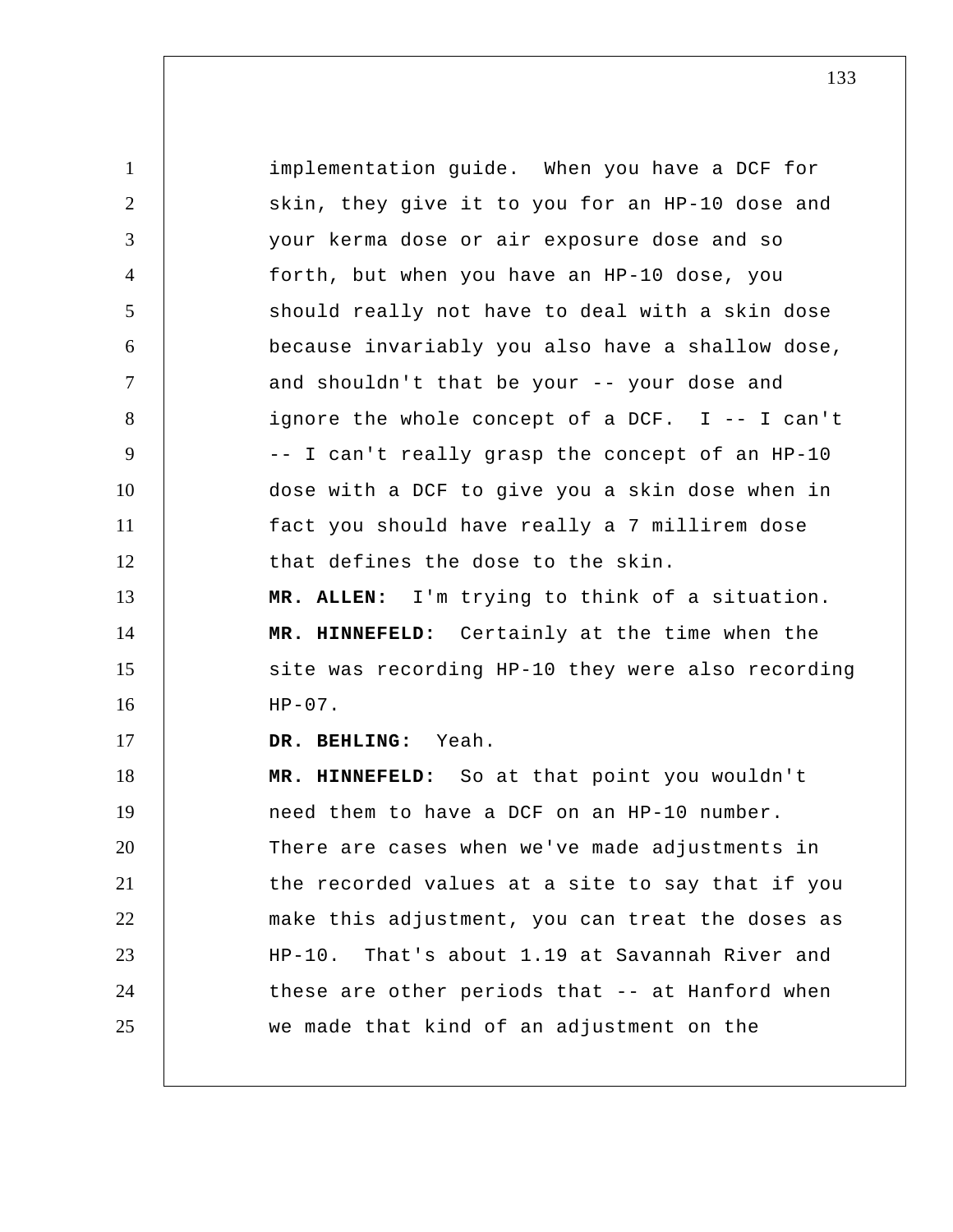implementation guide. When you have a DCF for skin, they give it to you for an HP-10 dose and your kerma dose or air exposure dose and so forth, but when you have an HP-10 dose, you should really not have to deal with a skin dose because invariably you also have a shallow dose, and shouldn't that be your -- your dose and ignore the whole concept of a DCF. I -- I can't -- I can't really grasp the concept of an HP-10 dose with a DCF to give you a skin dose when in fact you should have really a 7 millirem dose that defines the dose to the skin.

**MR. ALLEN:** I'm trying to think of a situation.

**MR. HINNEFELD:** Certainly at the time when the site was recording HP-10 they were also recording HP-07.

**DR. BEHLING:** Yeah.

**MR. HINNEFELD:** So at that point you wouldn't need them to have a DCF on an HP-10 number. There are cases when we've made adjustments in the recorded values at a site to say that if you make this adjustment, you can treat the doses as HP-10. That's about 1.19 at Savannah River and these are other periods that -- at Hanford when we made that kind of an adjustment on the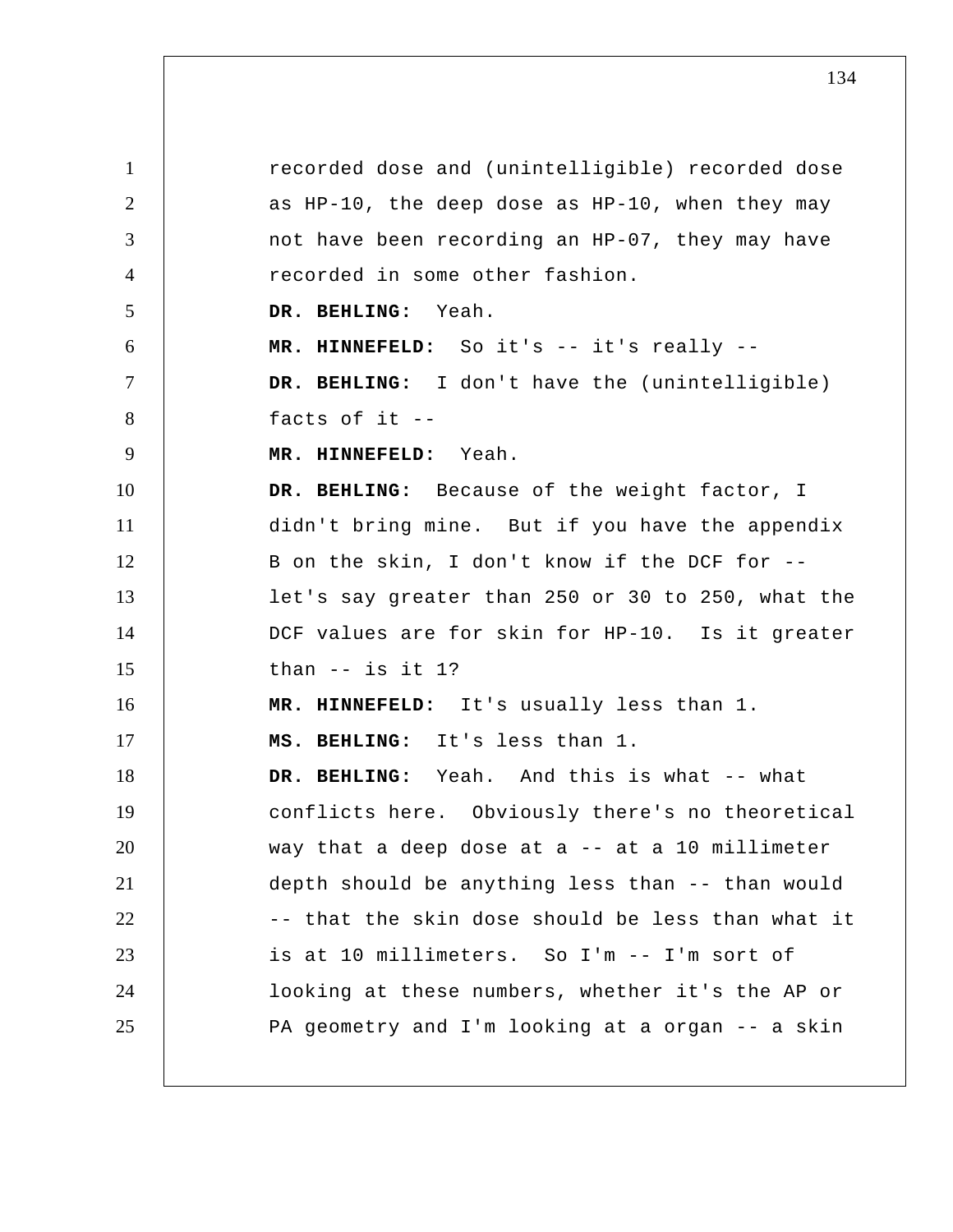recorded dose and (unintelligible) recorded dose as HP-10, the deep dose as HP-10, when they may not have been recording an HP-07, they may have recorded in some other fashion.

**DR. BEHLING:** Yeah.

**MR. HINNEFELD:** So it's -- it's really --

**DR. BEHLING:** I don't have the (unintelligible) facts of it --

**MR. HINNEFELD:** Yeah.

**DR. BEHLING:** Because of the weight factor, I didn't bring mine. But if you have the appendix B on the skin, I don't know if the DCF for -- let's say greater than 250 or 30 to 250, what the DCF values are for skin for HP-10. Is it greater than -- is it 1?

**MR. HINNEFELD:** It's usually less than 1.

**MS. BEHLING:** It's less than 1.

**DR. BEHLING:** Yeah. And this is what -- what conflicts here. Obviously there's no theoretical way that a deep dose at a -- at a 10 millimeter depth should be anything less than -- than would -- that the skin dose should be less than what it is at 10 millimeters. So I'm -- I'm sort of looking at these numbers, whether it's the AP or PA geometry and I'm looking at a organ -- a skin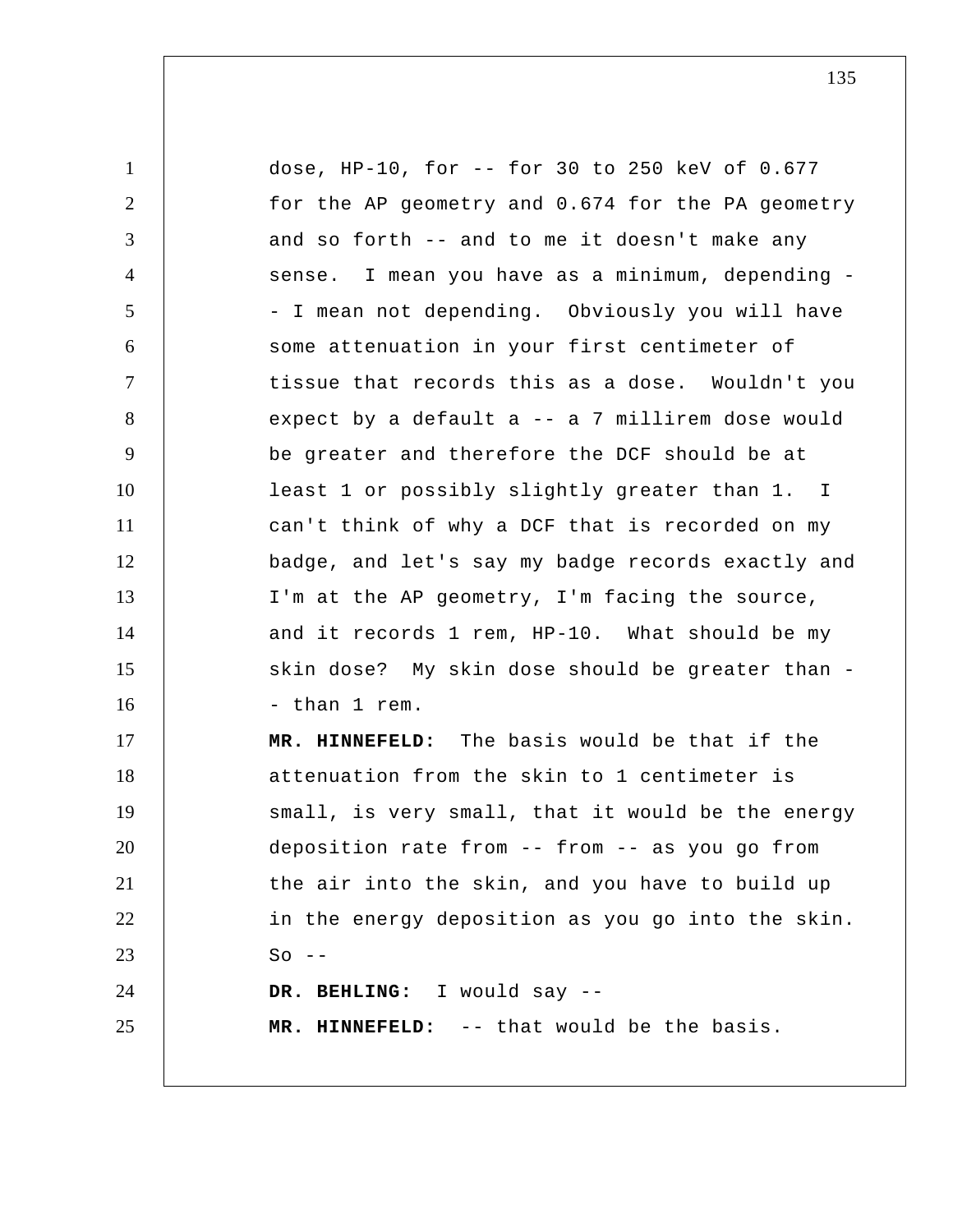dose, HP-10, for -- for 30 to 250 keV of 0.677 for the AP geometry and 0.674 for the PA geometry and so forth -- and to me it doesn't make any sense. I mean you have as a minimum, depending -- I mean not depending. Obviously you will have some attenuation in your first centimeter of tissue that records this as a dose. Wouldn't you expect by a default a -- a 7 millirem dose would be greater and therefore the DCF should be at least 1 or possibly slightly greater than 1. I can't think of why a DCF that is recorded on my badge, and let's say my badge records exactly and I'm at the AP geometry, I'm facing the source, and it records 1 rem, HP-10. What should be my skin dose? My skin dose should be greater than -- than 1 rem.

**MR. HINNEFELD:** The basis would be that if the attenuation from the skin to 1 centimeter is small, is very small, that it would be the energy deposition rate from -- from -- as you go from the air into the skin, and you have to build up in the energy deposition as you go into the skin. So --

**DR. BEHLING:** I would say --

**MR. HINNEFELD:** -- that would be the basis.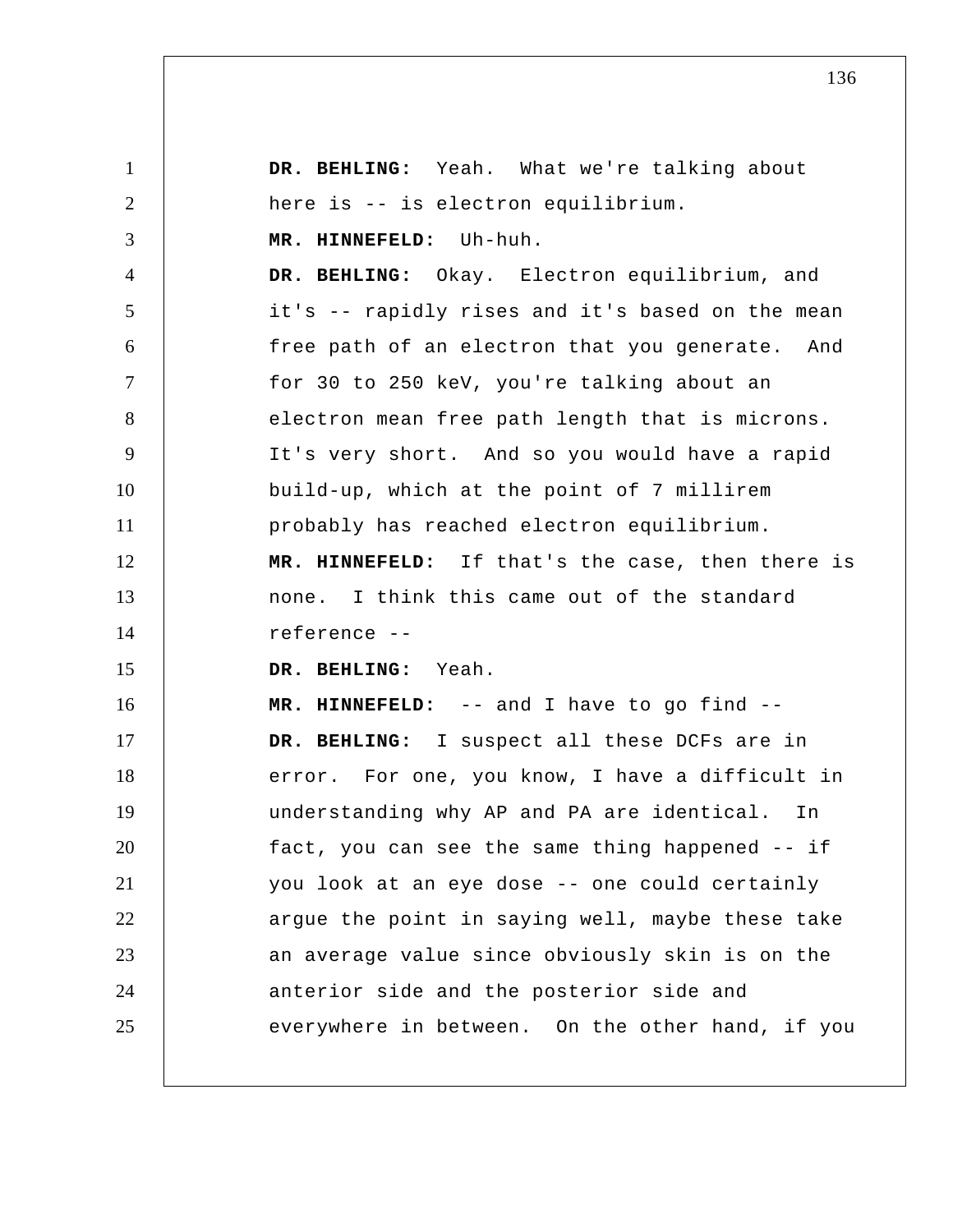**DR. BEHLING:** Yeah. What we're talking about here is -- is electron equilibrium.

**MR. HINNEFELD:** Uh-huh.

**DR. BEHLING:** Okay. Electron equilibrium, and it's -- rapidly rises and it's based on the mean free path of an electron that you generate. And for 30 to 250 keV, you're talking about an electron mean free path length that is microns. It's very short. And so you would have a rapid build-up, which at the point of 7 millirem probably has reached electron equilibrium.

**MR. HINNEFELD:** If that's the case, then there is none. I think this came out of the standard reference --

**DR. BEHLING:** Yeah.

**MR. HINNEFELD:** -- and I have to go find --

**DR. BEHLING:** I suspect all these DCFs are in error. For one, you know, I have a difficult in understanding why AP and PA are identical. In fact, you can see the same thing happened -- if you look at an eye dose -- one could certainly argue the point in saying well, maybe these take an average value since obviously skin is on the anterior side and the posterior side and everywhere in between. On the other hand, if you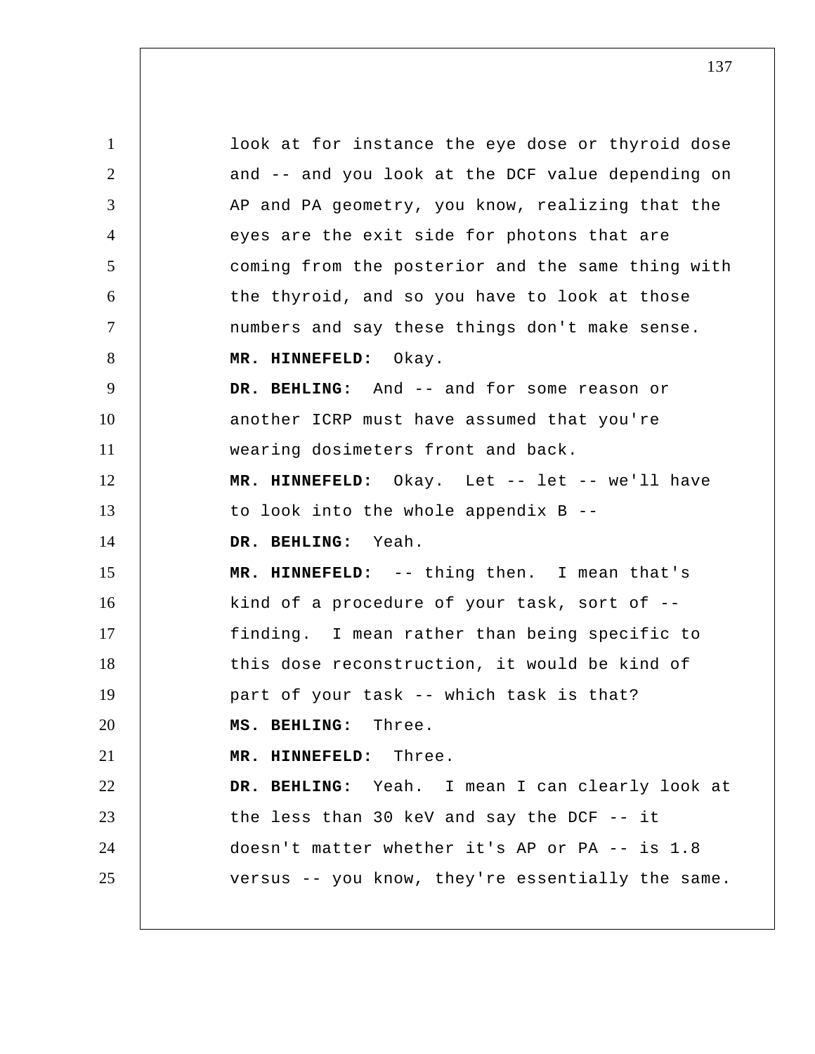look at for instance the eye dose or thyroid dose and -- and you look at the DCF value depending on AP and PA geometry, you know, realizing that the eyes are the exit side for photons that are coming from the posterior and the same thing with the thyroid, and so you have to look at those numbers and say these things don't make sense.

**MR. HINNEFELD:** Okay.

**DR. BEHLING:** And -- and for some reason or another ICRP must have assumed that you're wearing dosimeters front and back.

**MR. HINNEFELD:** Okay. Let -- let -- we'll have to look into the whole appendix B --

**DR. BEHLING:** Yeah.

**MR. HINNEFELD:** -- thing then. I mean that's kind of a procedure of your task, sort of -- finding. I mean rather than being specific to this dose reconstruction, it would be kind of part of your task -- which task is that?

**MS. BEHLING:** Three.

**MR. HINNEFELD:** Three.

**DR. BEHLING:** Yeah. I mean I can clearly look at the less than 30 keV and say the DCF -- it doesn't matter whether it's AP or PA -- is 1.8 versus -- you know, they're essentially the same.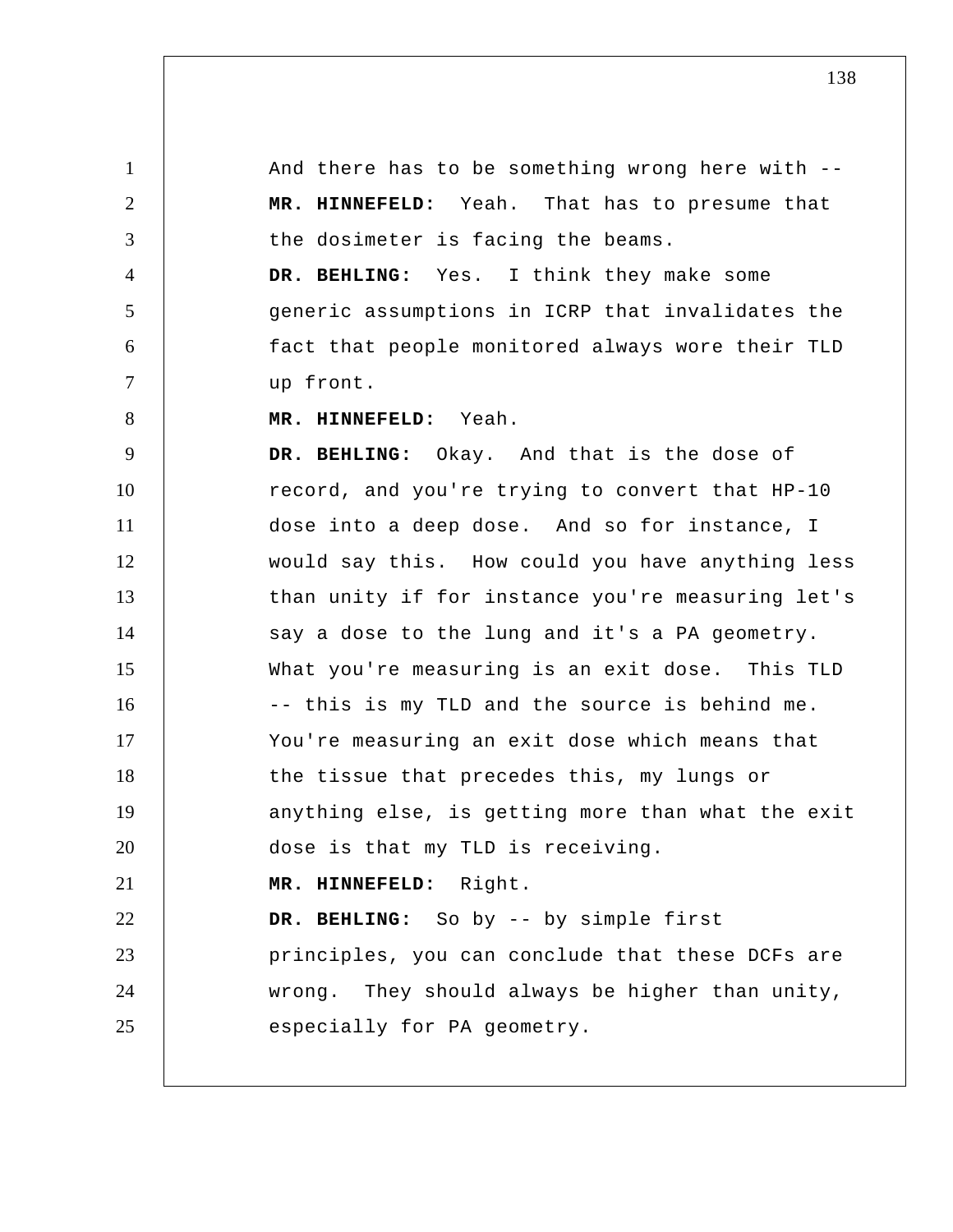And there has to be something wrong here with --

**MR. HINNEFELD:** Yeah. That has to presume that the dosimeter is facing the beams.

**DR. BEHLING:** Yes. I think they make some generic assumptions in ICRP that invalidates the fact that people monitored always wore their TLD up front.

**MR. HINNEFELD:** Yeah.

**DR. BEHLING:** Okay. And that is the dose of record, and you're trying to convert that HP-10 dose into a deep dose. And so for instance, I would say this. How could you have anything less than unity if for instance you're measuring let's say a dose to the lung and it's a PA geometry. What you're measuring is an exit dose. This TLD -- this is my TLD and the source is behind me. You're measuring an exit dose which means that the tissue that precedes this, my lungs or anything else, is getting more than what the exit dose is that my TLD is receiving.

**MR. HINNEFELD:** Right.

**DR. BEHLING:** So by -- by simple first principles, you can conclude that these DCFs are wrong. They should always be higher than unity, especially for PA geometry.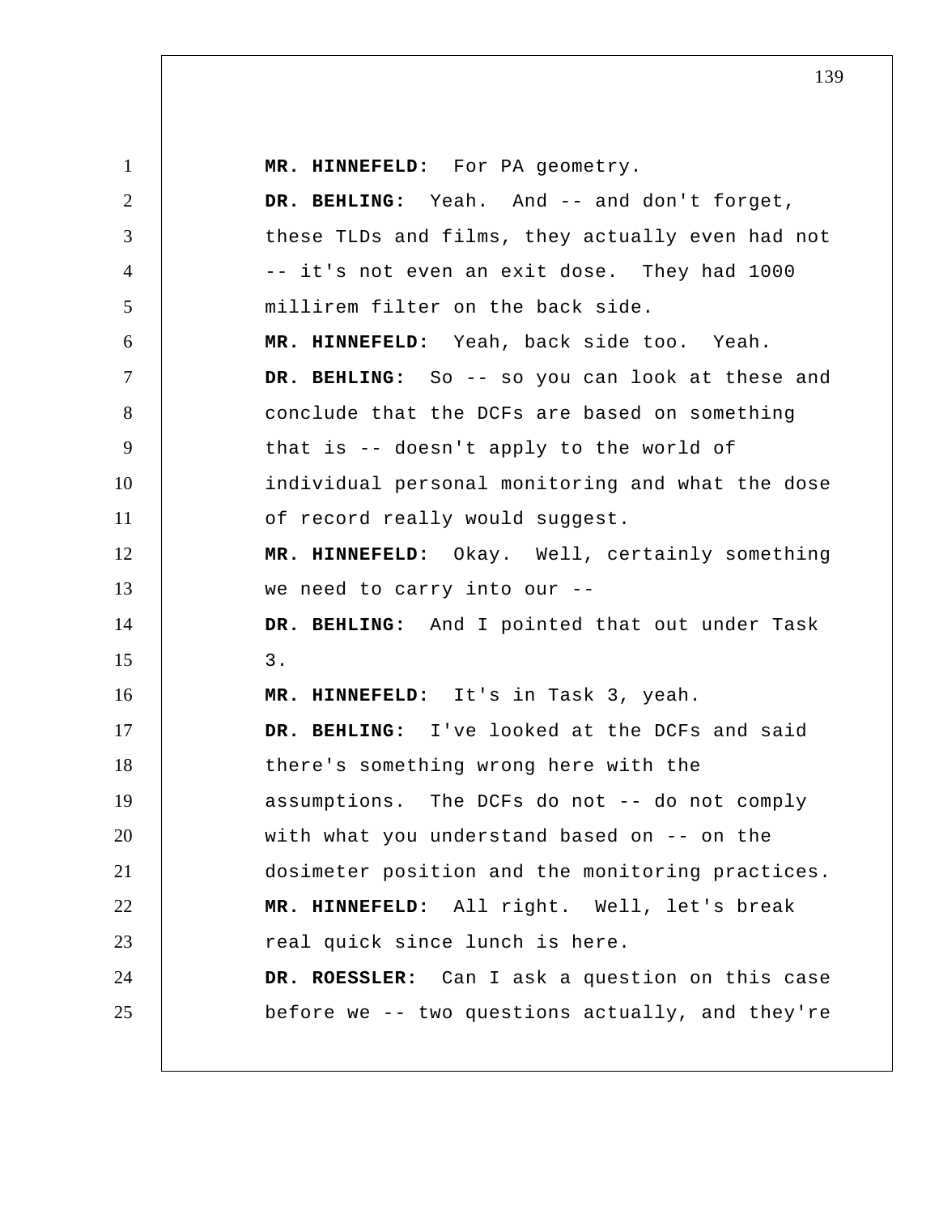**MR. HINNEFELD:** For PA geometry.

**DR. BEHLING:** Yeah. And -- and don't forget, these TLDs and films, they actually even had not -- it's not even an exit dose. They had 1000 millirem filter on the back side.

**MR. HINNEFELD:** Yeah, back side too. Yeah.

**DR. BEHLING:** So -- so you can look at these and conclude that the DCFs are based on something that is -- doesn't apply to the world of individual personal monitoring and what the dose of record really would suggest.

**MR. HINNEFELD:** Okay. Well, certainly something we need to carry into our --

**DR. BEHLING:** And I pointed that out under Task 3.

**MR. HINNEFELD:** It's in Task 3, yeah.

**DR. BEHLING:** I've looked at the DCFs and said there's something wrong here with the assumptions. The DCFs do not -- do not comply with what you understand based on -- on the dosimeter position and the monitoring practices.

**MR. HINNEFELD:** All right. Well, let's break real quick since lunch is here.

**DR. ROESSLER:** Can I ask a question on this case before we -- two questions actually, and they're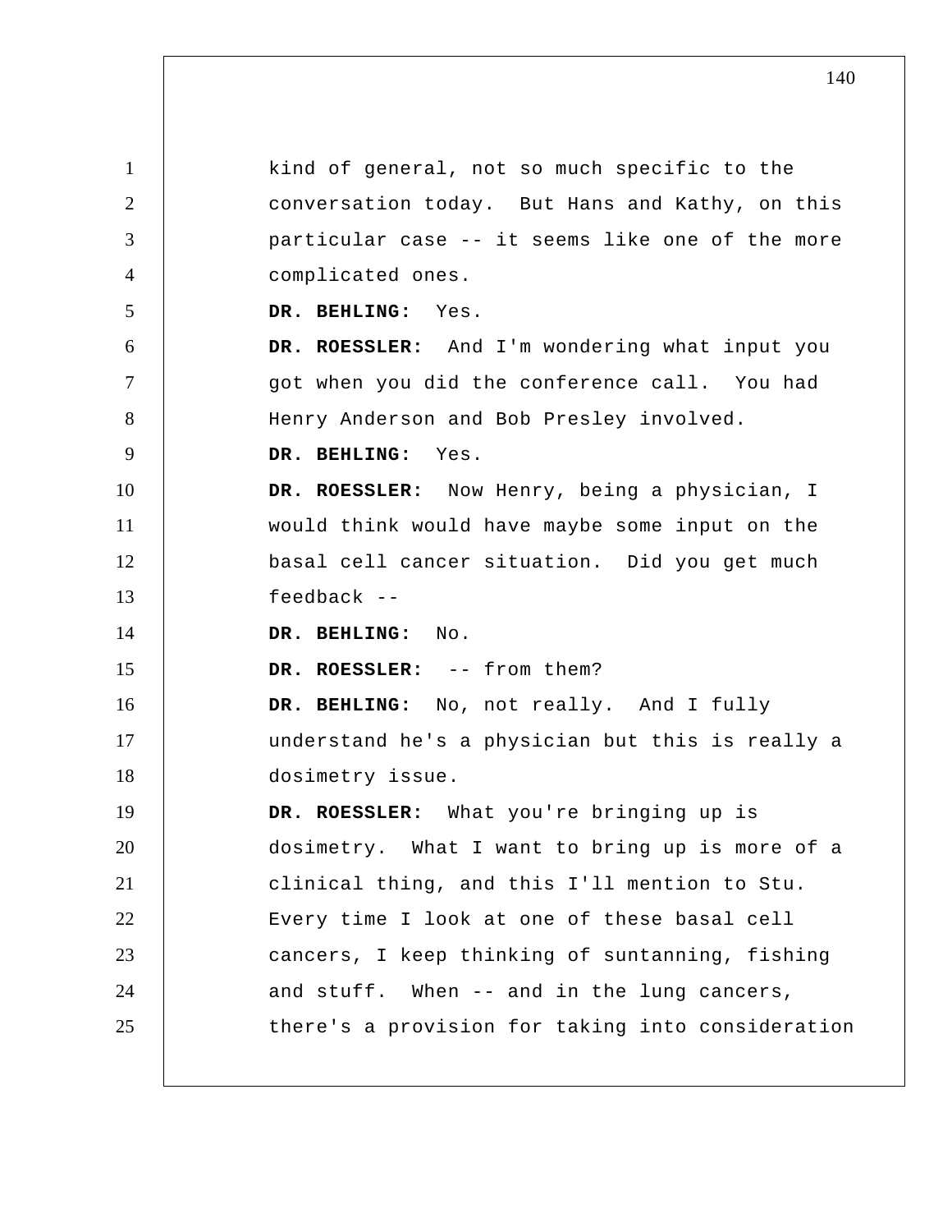kind of general, not so much specific to the conversation today. But Hans and Kathy, on this particular case -- it seems like one of the more complicated ones.

**DR. BEHLING:** Yes.

**DR. ROESSLER:** And I'm wondering what input you got when you did the conference call. You had Henry Anderson and Bob Presley involved.

**DR. BEHLING:** Yes.

**DR. ROESSLER:** Now Henry, being a physician, I would think would have maybe some input on the basal cell cancer situation. Did you get much feedback --

**DR. BEHLING:** No.

**DR. ROESSLER:** -- from them?

**DR. BEHLING:** No, not really. And I fully understand he's a physician but this is really a dosimetry issue.

**DR. ROESSLER:** What you're bringing up is dosimetry. What I want to bring up is more of a clinical thing, and this I'll mention to Stu. Every time I look at one of these basal cell cancers, I keep thinking of suntanning, fishing and stuff. When -- and in the lung cancers, there's a provision for taking into consideration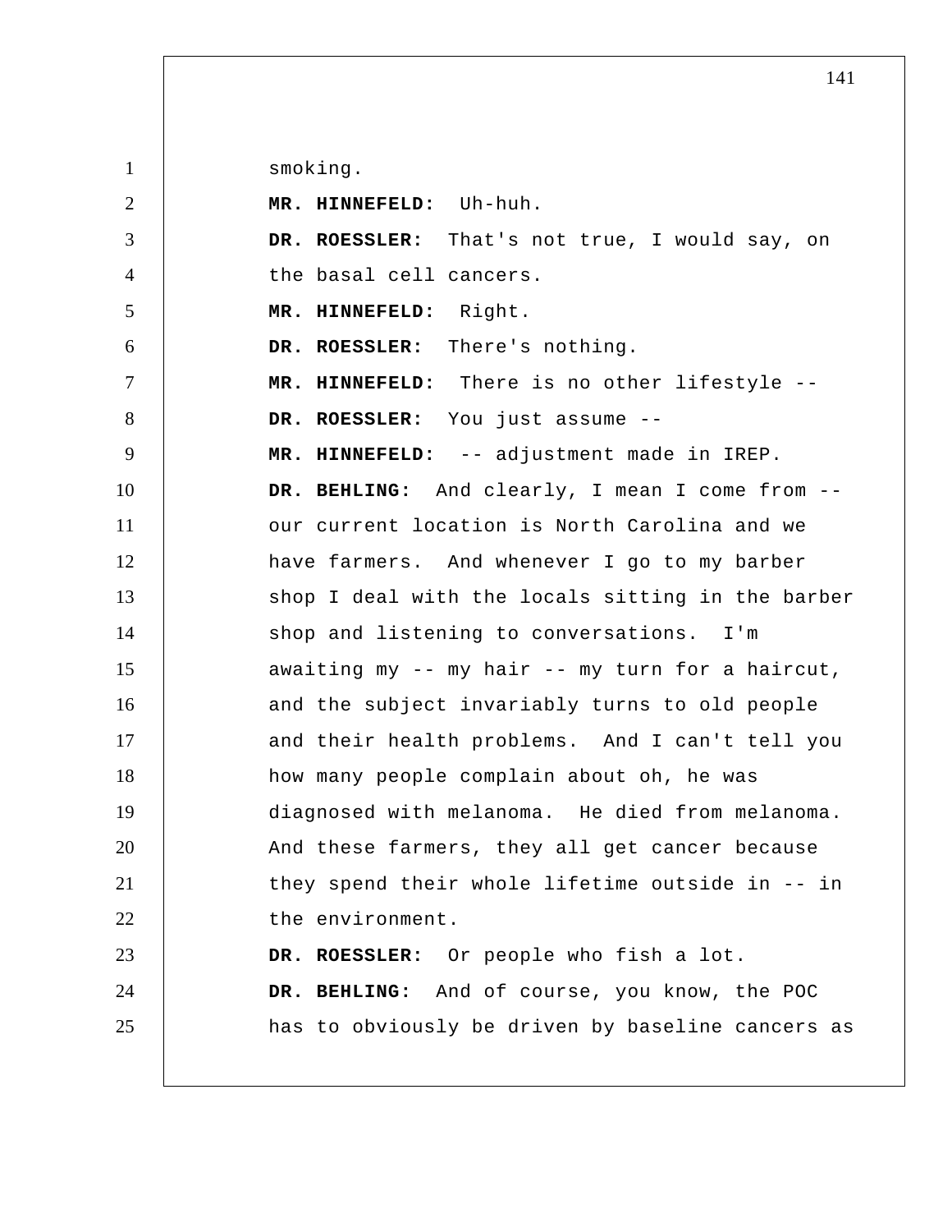smoking.

**MR. HINNEFELD:** Uh-huh.

**DR. ROESSLER:** That's not true, I would say, on the basal cell cancers.

**MR. HINNEFELD:** Right.

**DR. ROESSLER:** There's nothing.

**MR. HINNEFELD:** There is no other lifestyle --

**DR. ROESSLER:** You just assume --

**MR. HINNEFELD:** -- adjustment made in IREP.

**DR. BEHLING:** And clearly, I mean I come from -- our current location is North Carolina and we have farmers. And whenever I go to my barber shop I deal with the locals sitting in the barber shop and listening to conversations. I'm awaiting my -- my hair -- my turn for a haircut, and the subject invariably turns to old people and their health problems. And I can't tell you how many people complain about oh, he was diagnosed with melanoma. He died from melanoma. And these farmers, they all get cancer because they spend their whole lifetime outside in -- in the environment.

**DR. ROESSLER:** Or people who fish a lot.

**DR. BEHLING:** And of course, you know, the POC has to obviously be driven by baseline cancers as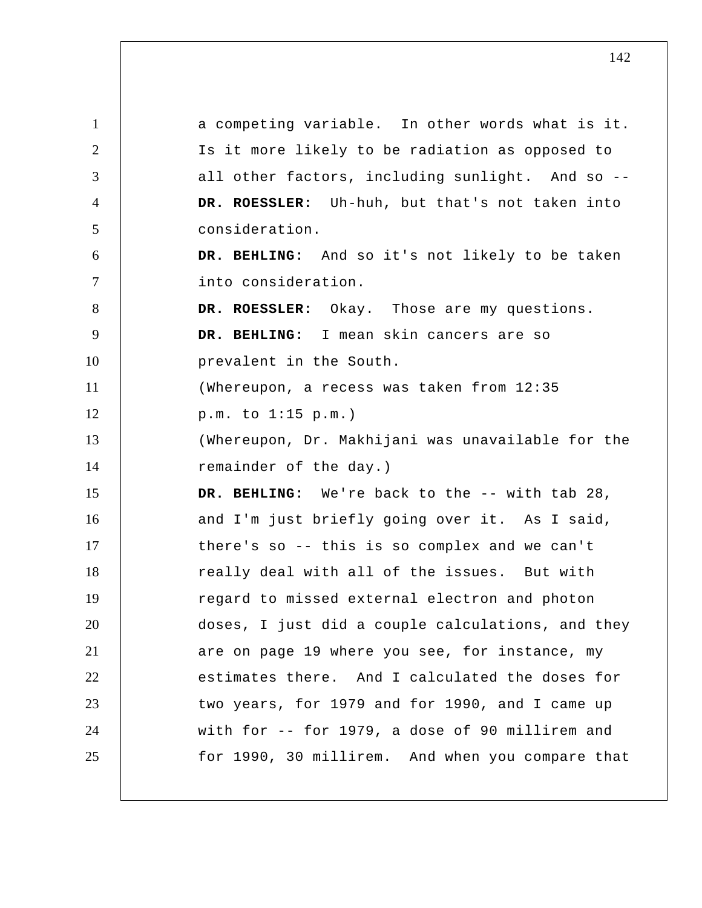a competing variable. In other words what is it. Is it more likely to be radiation as opposed to all other factors, including sunlight. And so --

**DR. ROESSLER:** Uh-huh, but that's not taken into consideration.

**DR. BEHLING:** And so it's not likely to be taken into consideration.

**DR. ROESSLER:** Okay. Those are my questions.

**DR. BEHLING:** I mean skin cancers are so prevalent in the South.

(Whereupon, a recess was taken from 12:35 p.m. to 1:15 p.m.)

(Whereupon, Dr. Makhijani was unavailable for the remainder of the day.)

**DR. BEHLING:** We're back to the -- with tab 28, and I'm just briefly going over it. As I said, there's so -- this is so complex and we can't really deal with all of the issues. But with regard to missed external electron and photon doses, I just did a couple calculations, and they are on page 19 where you see, for instance, my estimates there. And I calculated the doses for two years, for 1979 and for 1990, and I came up with for -- for 1979, a dose of 90 millirem and for 1990, 30 millirem. And when you compare that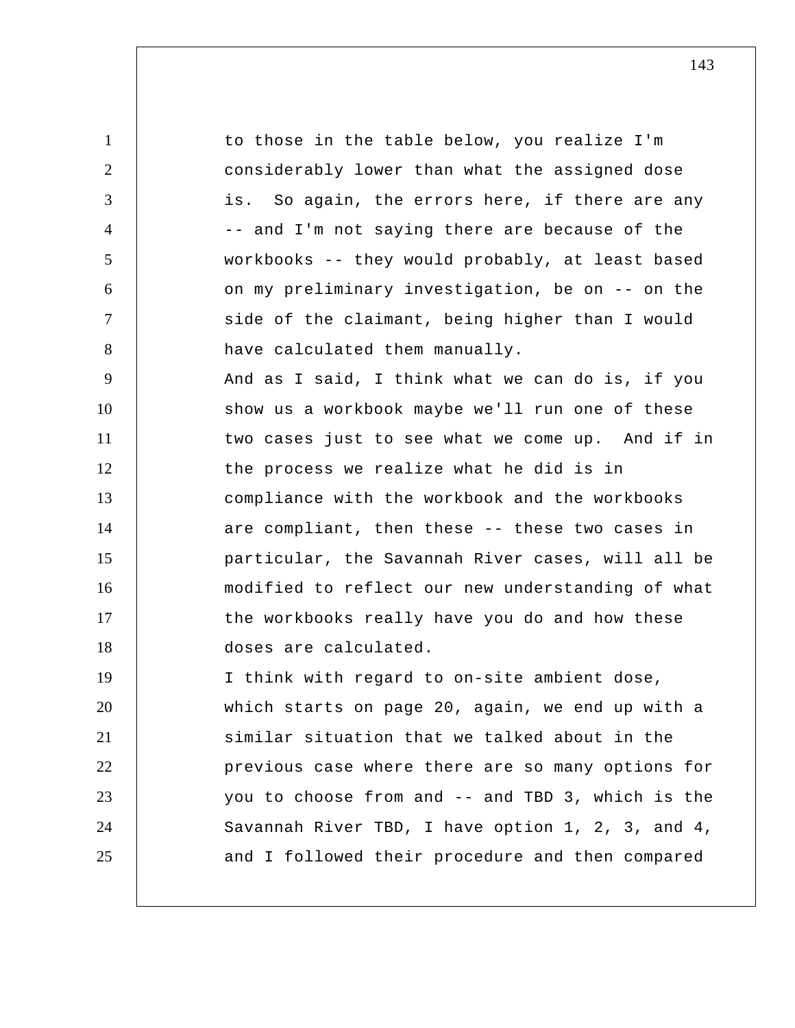to those in the table below, you realize I'm considerably lower than what the assigned dose is. So again, the errors here, if there are any -- and I'm not saying there are because of the workbooks -- they would probably, at least based on my preliminary investigation, be on -- on the side of the claimant, being higher than I would have calculated them manually.

And as I said, I think what we can do is, if you show us a workbook maybe we'll run one of these two cases just to see what we come up. And if in the process we realize what he did is in compliance with the workbook and the workbooks are compliant, then these -- these two cases in particular, the Savannah River cases, will all be modified to reflect our new understanding of what the workbooks really have you do and how these doses are calculated.

I think with regard to on-site ambient dose, which starts on page 20, again, we end up with a similar situation that we talked about in the previous case where there are so many options for you to choose from and -- and TBD 3, which is the Savannah River TBD, I have option 1, 2, 3, and 4, and I followed their procedure and then compared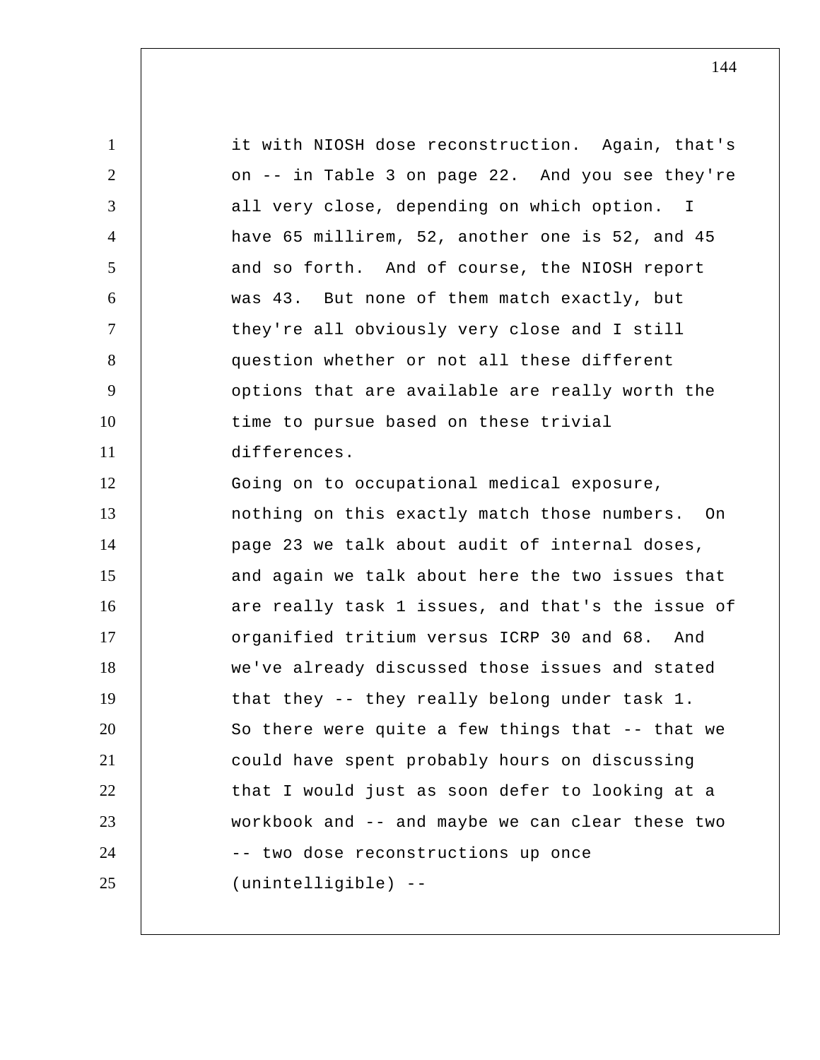it with NIOSH dose reconstruction. Again, that's on -- in Table 3 on page 22. And you see they're all very close, depending on which option. I have 65 millirem, 52, another one is 52, and 45 and so forth. And of course, the NIOSH report was 43. But none of them match exactly, but they're all obviously very close and I still question whether or not all these different options that are available are really worth the time to pursue based on these trivial differences.

Going on to occupational medical exposure, nothing on this exactly match those numbers. On page 23 we talk about audit of internal doses, and again we talk about here the two issues that are really task 1 issues, and that's the issue of organified tritium versus ICRP 30 and 68. And we've already discussed those issues and stated that they -- they really belong under task 1.

So there were quite a few things that -- that we could have spent probably hours on discussing that I would just as soon defer to looking at a workbook and -- and maybe we can clear these two -- two dose reconstructions up once (unintelligible) --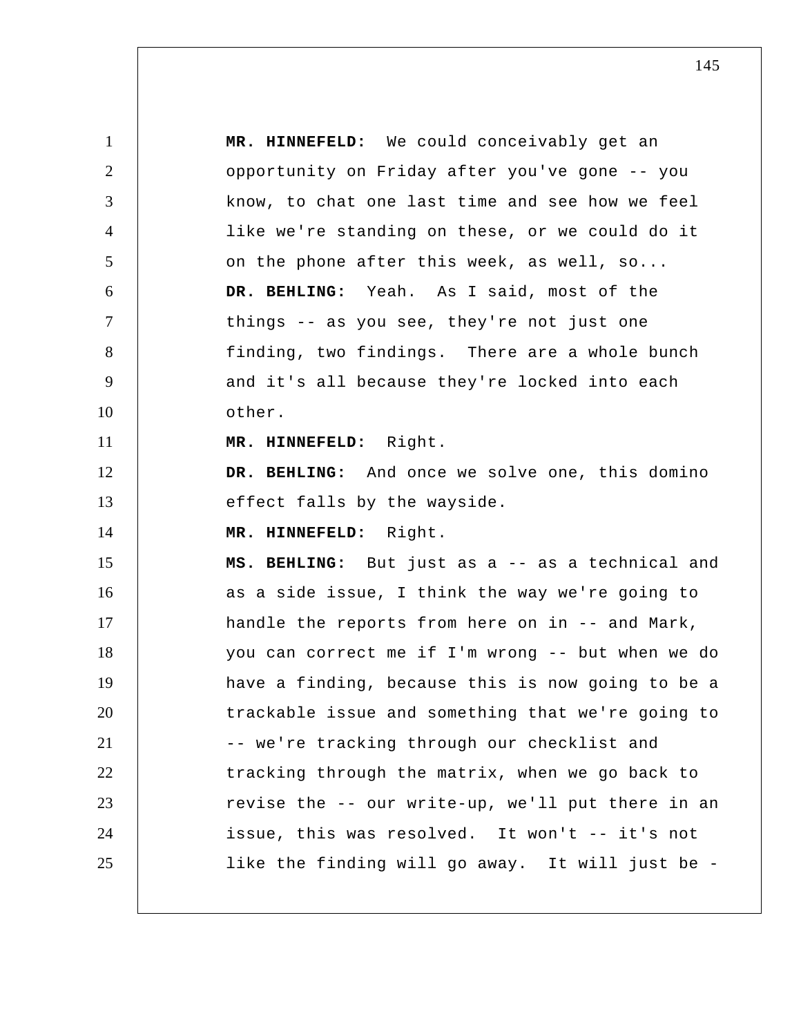**MR. HINNEFELD:** We could conceivably get an opportunity on Friday after you've gone -- you know, to chat one last time and see how we feel like we're standing on these, or we could do it on the phone after this week, as well, so...

**DR. BEHLING:** Yeah. As I said, most of the things -- as you see, they're not just one finding, two findings. There are a whole bunch and it's all because they're locked into each other.

**MR. HINNEFELD:** Right.

**DR. BEHLING:** And once we solve one, this domino effect falls by the wayside.

**MR. HINNEFELD:** Right.

**MS. BEHLING:** But just as a -- as a technical and as a side issue, I think the way we're going to handle the reports from here on in -- and Mark, you can correct me if I'm wrong -- but when we do have a finding, because this is now going to be a trackable issue and something that we're going to -- we're tracking through our checklist and tracking through the matrix, when we go back to revise the -- our write-up, we'll put there in an issue, this was resolved. It won't -- it's not like the finding will go away. It will just be -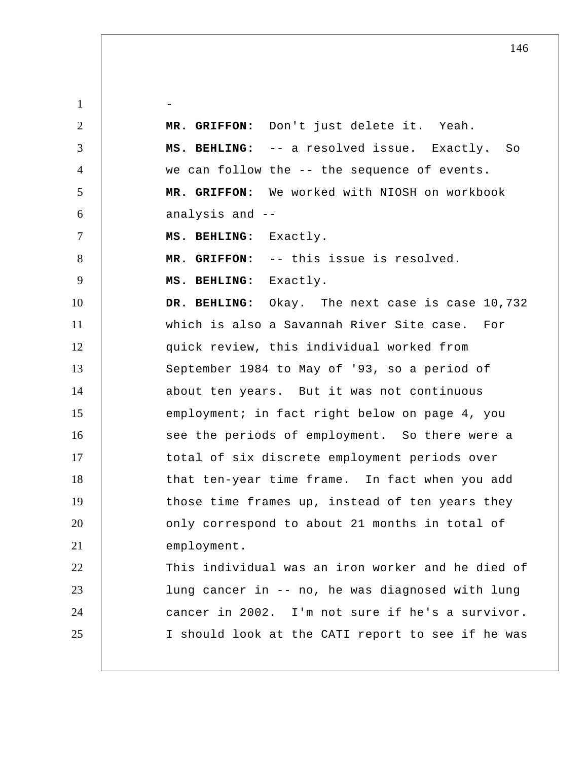-

**MR. GRIFFON:** Don't just delete it. Yeah.

**MS. BEHLING:** -- a resolved issue. Exactly. So we can follow the -- the sequence of events.

**MR. GRIFFON:** We worked with NIOSH on workbook analysis and --

**MS. BEHLING:** Exactly.

**MR. GRIFFON:** -- this issue is resolved.

**MS. BEHLING:** Exactly.

**DR. BEHLING:** Okay. The next case is case 10,732 which is also a Savannah River Site case. For quick review, this individual worked from September 1984 to May of '93, so a period of about ten years. But it was not continuous employment; in fact right below on page 4, you see the periods of employment. So there were a total of six discrete employment periods over that ten-year time frame. In fact when you add those time frames up, instead of ten years they only correspond to about 21 months in total of employment.

This individual was an iron worker and he died of lung cancer in -- no, he was diagnosed with lung cancer in 2002. I'm not sure if he's a survivor. I should look at the CATI report to see if he was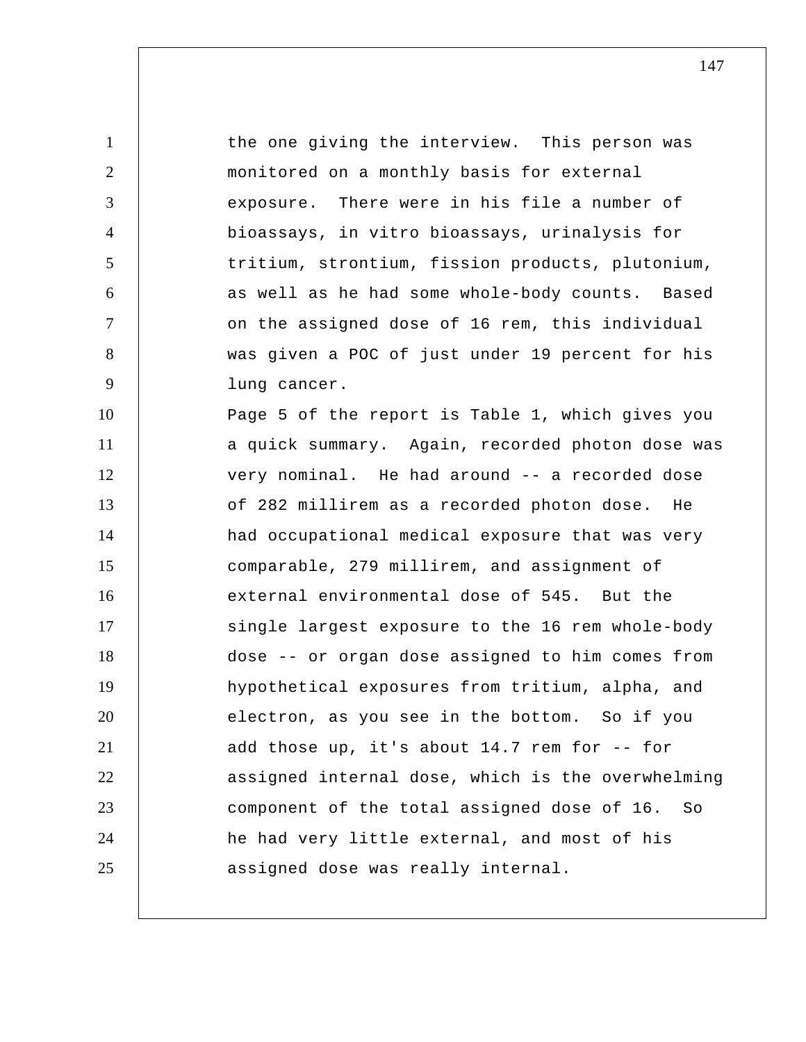the one giving the interview. This person was monitored on a monthly basis for external exposure. There were in his file a number of bioassays, in vitro bioassays, urinalysis for tritium, strontium, fission products, plutonium, as well as he had some whole-body counts. Based on the assigned dose of 16 rem, this individual was given a POC of just under 19 percent for his lung cancer.

Page 5 of the report is Table 1, which gives you a quick summary. Again, recorded photon dose was very nominal. He had around -- a recorded dose of 282 millirem as a recorded photon dose. He had occupational medical exposure that was very comparable, 279 millirem, and assignment of external environmental dose of 545. But the single largest exposure to the 16 rem whole-body dose -- or organ dose assigned to him comes from hypothetical exposures from tritium, alpha, and electron, as you see in the bottom. So if you add those up, it's about 14.7 rem for -- for assigned internal dose, which is the overwhelming component of the total assigned dose of 16. So he had very little external, and most of his assigned dose was really internal.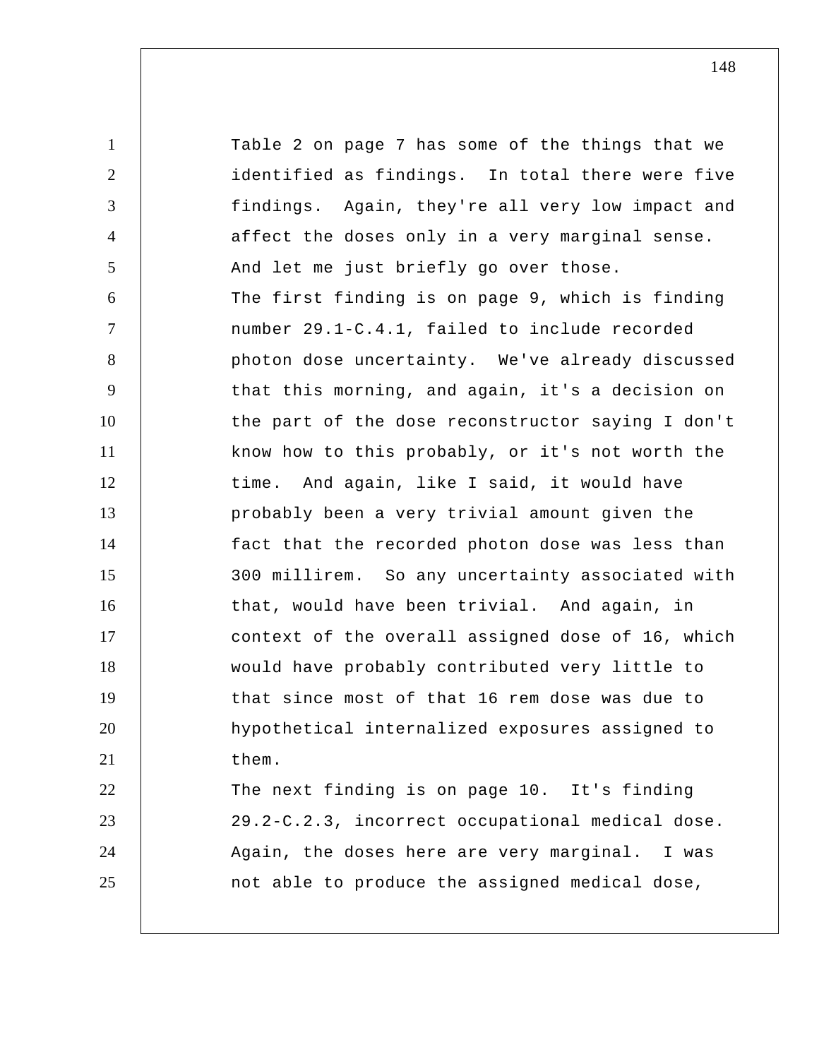Table 2 on page 7 has some of the things that we identified as findings. In total there were five findings. Again, they're all very low impact and affect the doses only in a very marginal sense. And let me just briefly go over those.

The first finding is on page 9, which is finding number 29.1-C.4.1, failed to include recorded photon dose uncertainty. We've already discussed that this morning, and again, it's a decision on the part of the dose reconstructor saying I don't know how to this probably, or it's not worth the time. And again, like I said, it would have probably been a very trivial amount given the fact that the recorded photon dose was less than 300 millirem. So any uncertainty associated with that, would have been trivial. And again, in context of the overall assigned dose of 16, which would have probably contributed very little to that since most of that 16 rem dose was due to hypothetical internalized exposures assigned to them.

The next finding is on page 10. It's finding 29.2-C.2.3, incorrect occupational medical dose. Again, the doses here are very marginal. I was not able to produce the assigned medical dose,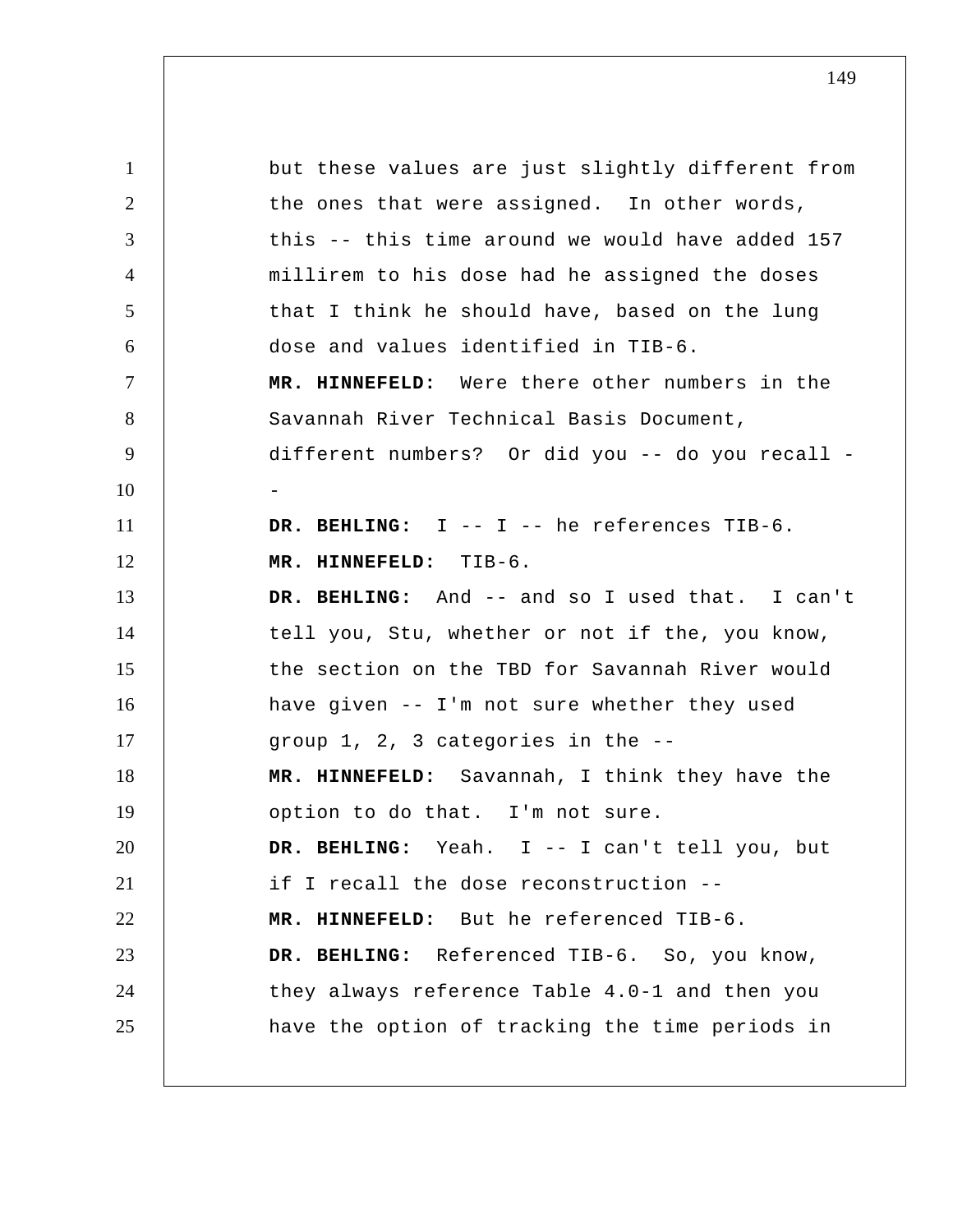but these values are just slightly different from the ones that were assigned. In other words, this -- this time around we would have added 157 millirem to his dose had he assigned the doses that I think he should have, based on the lung dose and values identified in TIB-6.

**MR. HINNEFELD:** Were there other numbers in the Savannah River Technical Basis Document, different numbers? Or did you -- do you recall --

**DR. BEHLING:** I -- I -- he references TIB-6.

**MR. HINNEFELD:** TIB-6.

**DR. BEHLING:** And -- and so I used that. I can't tell you, Stu, whether or not if the, you know, the section on the TBD for Savannah River would have given -- I'm not sure whether they used group 1, 2, 3 categories in the --

**MR. HINNEFELD:** Savannah, I think they have the option to do that. I'm not sure.

**DR. BEHLING:** Yeah. I -- I can't tell you, but if I recall the dose reconstruction --

**MR. HINNEFELD:** But he referenced TIB-6.

**DR. BEHLING:** Referenced TIB-6. So, you know, they always reference Table 4.0-1 and then you have the option of tracking the time periods in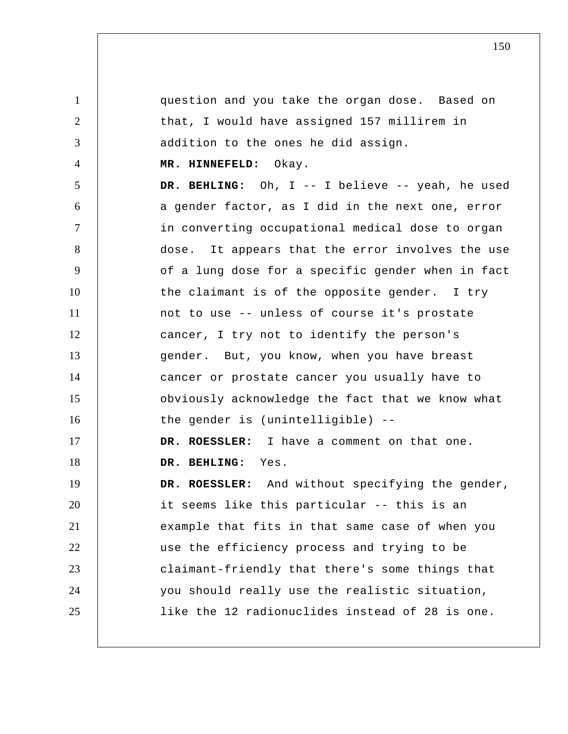question and you take the organ dose. Based on that, I would have assigned 157 millirem in addition to the ones he did assign.

**MR. HINNEFELD:** Okay.

**DR. BEHLING:** Oh, I -- I believe -- yeah, he used a gender factor, as I did in the next one, error in converting occupational medical dose to organ dose. It appears that the error involves the use of a lung dose for a specific gender when in fact the claimant is of the opposite gender. I try not to use -- unless of course it's prostate cancer, I try not to identify the person's gender. But, you know, when you have breast cancer or prostate cancer you usually have to obviously acknowledge the fact that we know what the gender is (unintelligible) --

**DR. ROESSLER:** I have a comment on that one.

**DR. BEHLING:** Yes.

**DR. ROESSLER:** And without specifying the gender, it seems like this particular -- this is an example that fits in that same case of when you use the efficiency process and trying to be claimant-friendly that there's some things that you should really use the realistic situation, like the 12 radionuclides instead of 28 is one.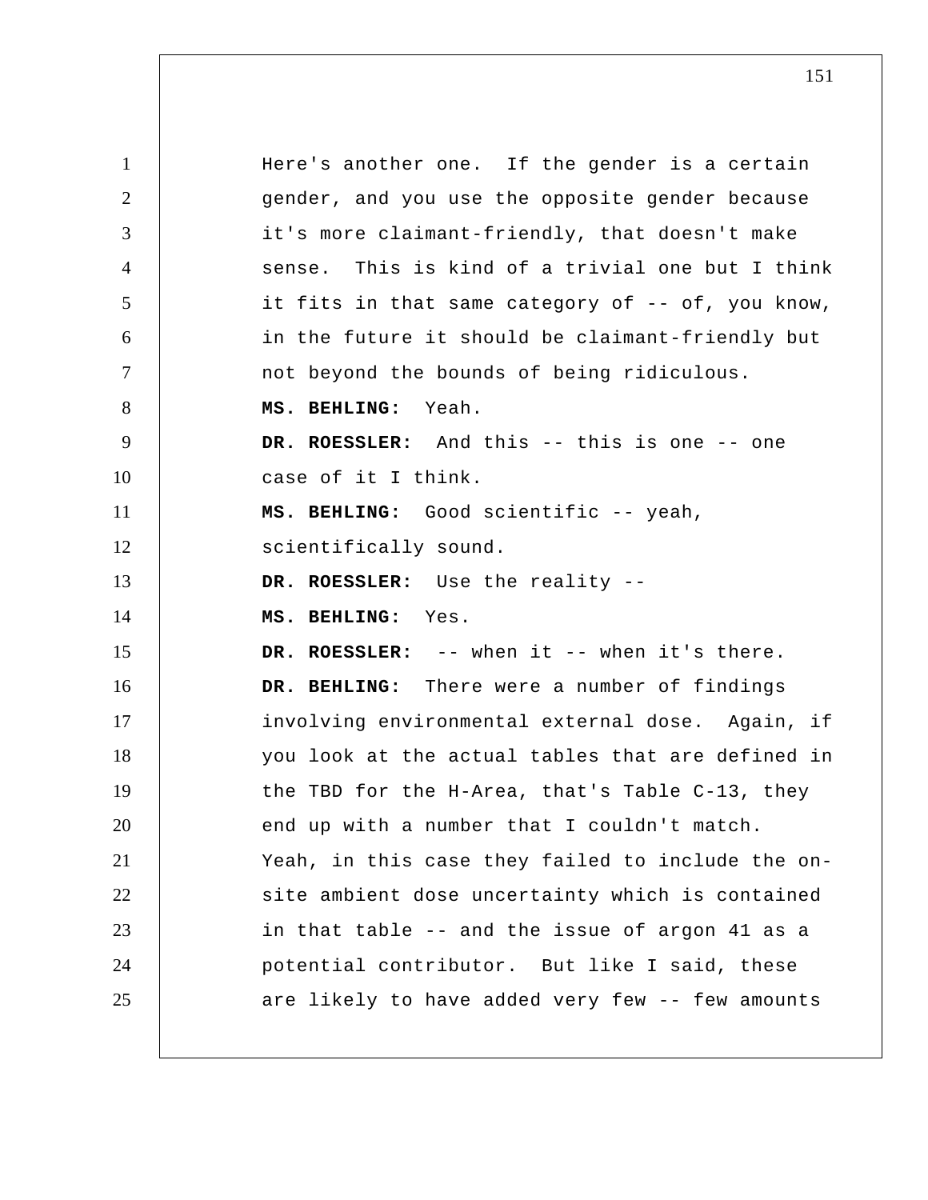Here's another one. If the gender is a certain gender, and you use the opposite gender because it's more claimant-friendly, that doesn't make sense. This is kind of a trivial one but I think it fits in that same category of -- of, you know, in the future it should be claimant-friendly but not beyond the bounds of being ridiculous.

**MS. BEHLING:** Yeah.

**DR. ROESSLER:** And this -- this is one -- one case of it I think.

**MS. BEHLING:** Good scientific -- yeah, scientifically sound.

**DR. ROESSLER:** Use the reality --

**MS. BEHLING:** Yes.

**DR. ROESSLER:** -- when it -- when it's there.

**DR. BEHLING:** There were a number of findings involving environmental external dose. Again, if you look at the actual tables that are defined in the TBD for the H-Area, that's Table C-13, they end up with a number that I couldn't match. Yeah, in this case they failed to include the on-site ambient dose uncertainty which is contained in that table -- and the issue of argon 41 as a potential contributor. But like I said, these are likely to have added very few -- few amounts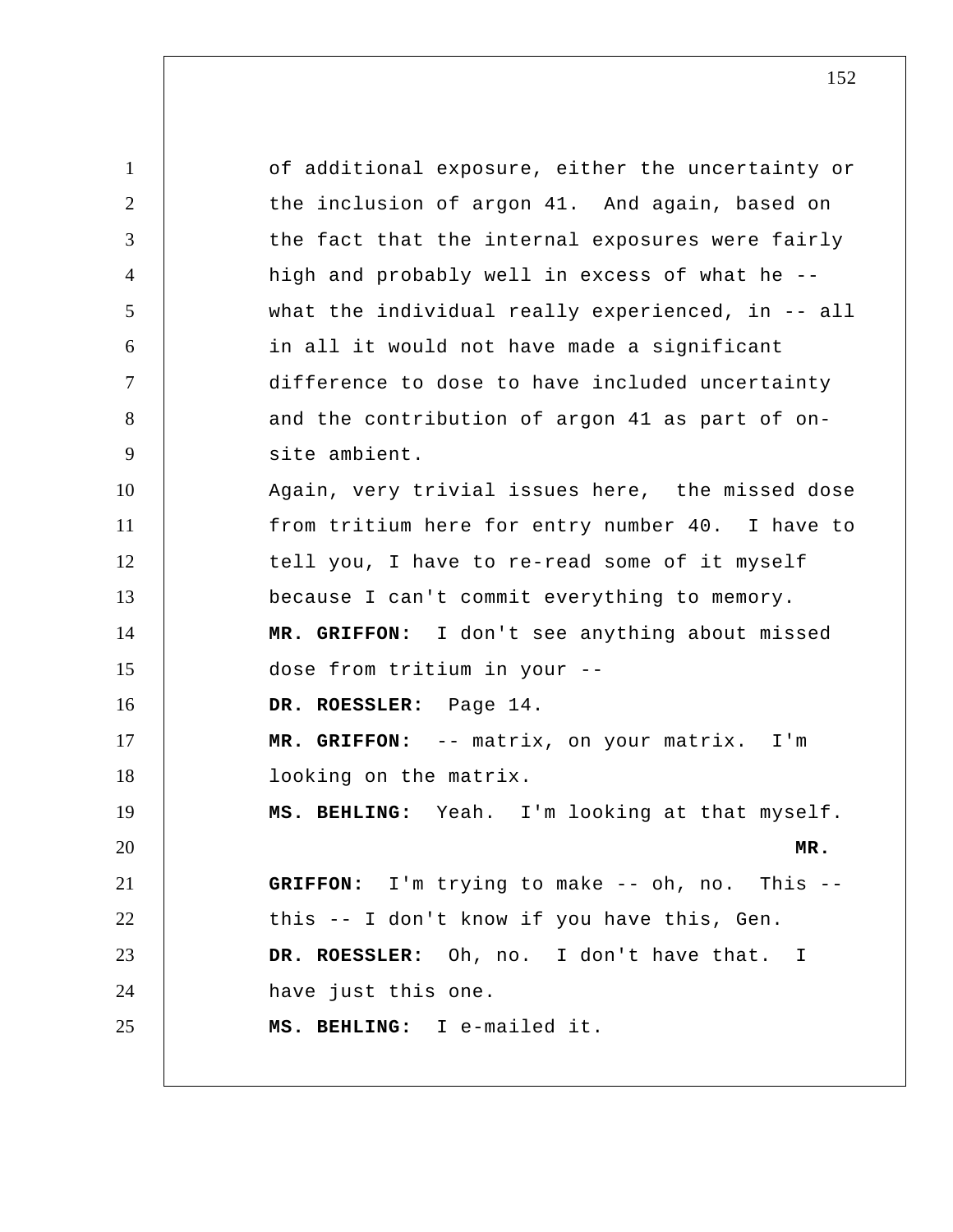of additional exposure, either the uncertainty or the inclusion of argon 41. And again, based on the fact that the internal exposures were fairly high and probably well in excess of what he -- what the individual really experienced, in -- all in all it would not have made a significant difference to dose to have included uncertainty and the contribution of argon 41 as part of on-site ambient.

Again, very trivial issues here, the missed dose from tritium here for entry number 40. I have to tell you, I have to re-read some of it myself because I can't commit everything to memory.

**MR. GRIFFON:** I don't see anything about missed dose from tritium in your --

**DR. ROESSLER:** Page 14.

**MR. GRIFFON:** -- matrix, on your matrix. I'm looking on the matrix.

**MS. BEHLING:** Yeah. I'm looking at that myself.

**MR. GRIFFON:** I'm trying to make -- oh, no. This -- this -- I don't know if you have this, Gen.

**DR. ROESSLER:** Oh, no. I don't have that. I have just this one.

**MS. BEHLING:** I e-mailed it.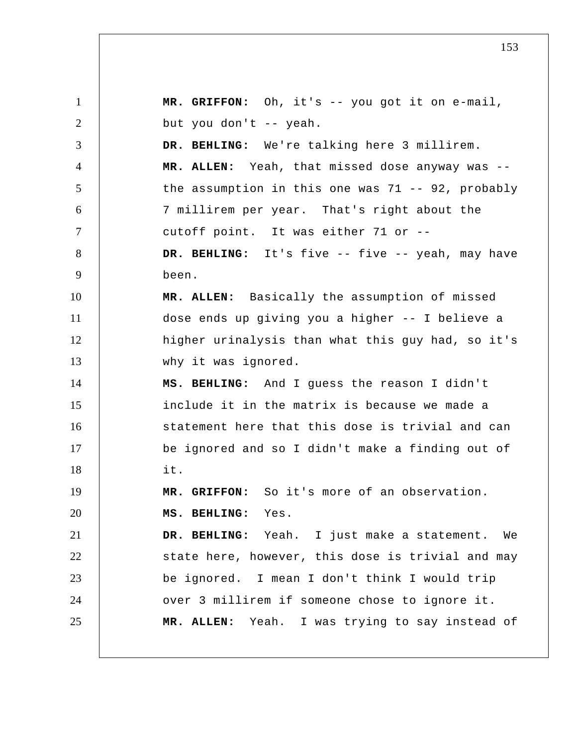**MR. GRIFFON:** Oh, it's -- you got it on e-mail, but you don't -- yeah.

**DR. BEHLING:** We're talking here 3 millirem.

**MR. ALLEN:** Yeah, that missed dose anyway was -- the assumption in this one was 71 -- 92, probably 7 millirem per year. That's right about the cutoff point. It was either 71 or --

**DR. BEHLING:** It's five -- five -- yeah, may have been.

**MR. ALLEN:** Basically the assumption of missed dose ends up giving you a higher -- I believe a higher urinalysis than what this guy had, so it's why it was ignored.

**MS. BEHLING:** And I guess the reason I didn't include it in the matrix is because we made a statement here that this dose is trivial and can be ignored and so I didn't make a finding out of it.

**MR. GRIFFON:** So it's more of an observation.

**MS. BEHLING:** Yes.

**DR. BEHLING:** Yeah. I just make a statement. We state here, however, this dose is trivial and may be ignored. I mean I don't think I would trip over 3 millirem if someone chose to ignore it.

**MR. ALLEN:** Yeah. I was trying to say instead of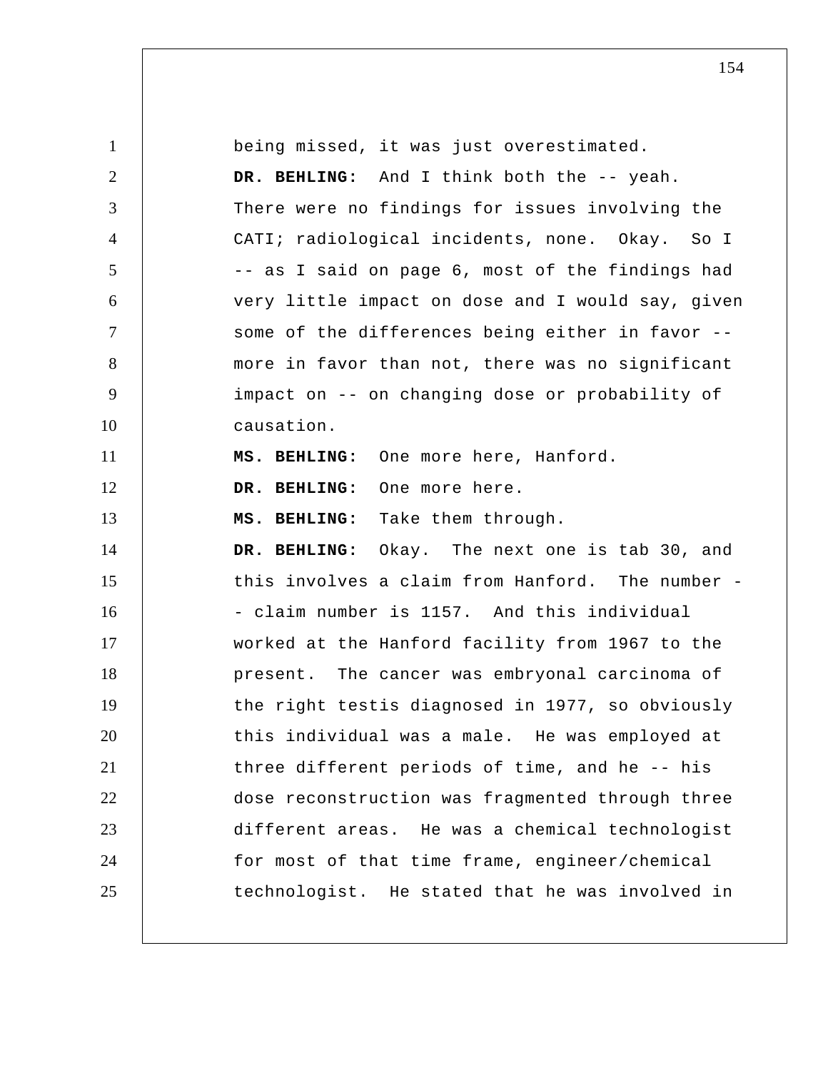being missed, it was just overestimated.

**DR. BEHLING:** And I think both the -- yeah. There were no findings for issues involving the CATI; radiological incidents, none. Okay. So I -- as I said on page 6, most of the findings had very little impact on dose and I would say, given some of the differences being either in favor -- more in favor than not, there was no significant impact on -- on changing dose or probability of causation.

**MS. BEHLING:** One more here, Hanford.

**DR. BEHLING:** One more here.

**MS. BEHLING:** Take them through.

**DR. BEHLING:** Okay. The next one is tab 30, and this involves a claim from Hanford. The number -- claim number is 1157. And this individual worked at the Hanford facility from 1967 to the present. The cancer was embryonal carcinoma of the right testis diagnosed in 1977, so obviously this individual was a male. He was employed at three different periods of time, and he -- his dose reconstruction was fragmented through three different areas. He was a chemical technologist for most of that time frame, engineer/chemical technologist. He stated that he was involved in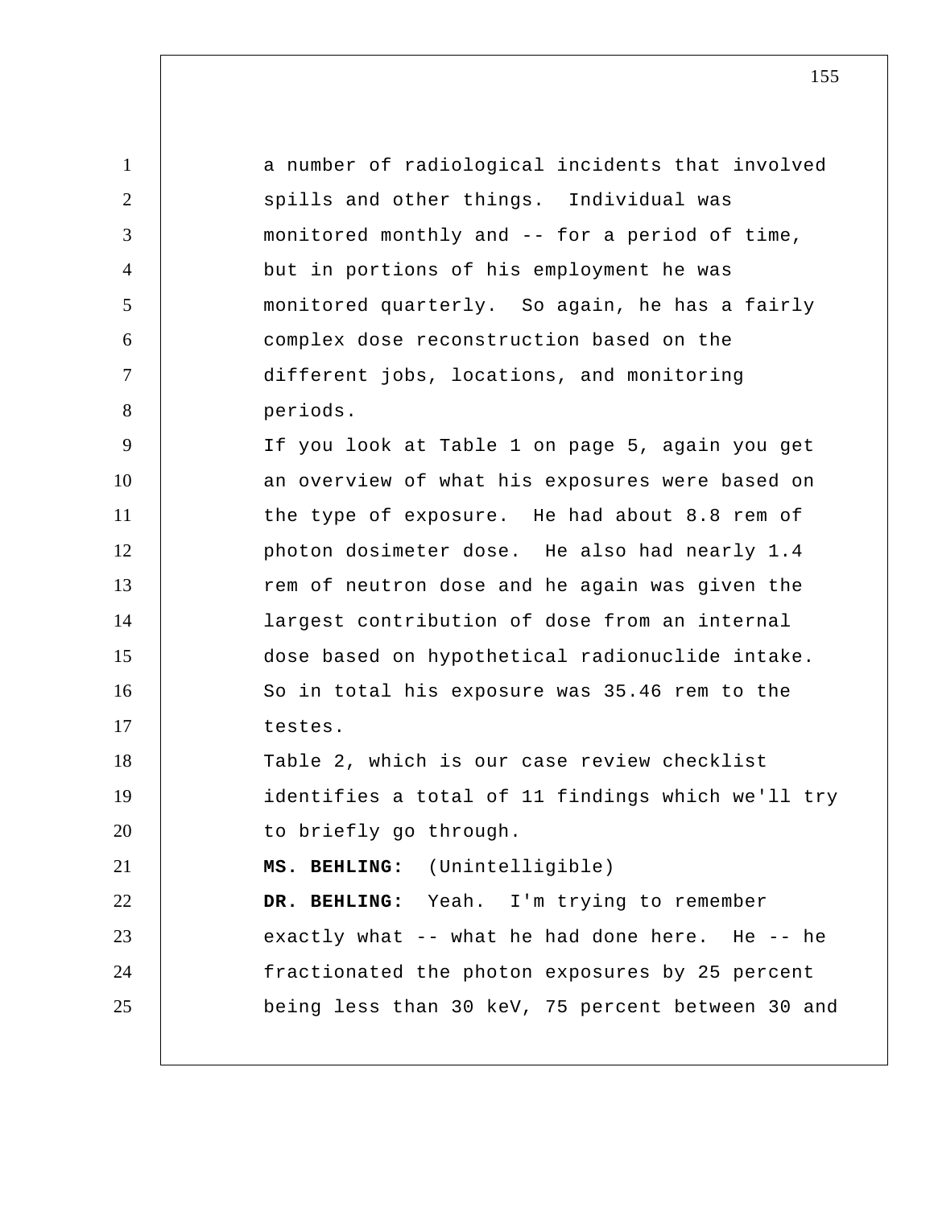a number of radiological incidents that involved spills and other things. Individual was monitored monthly and -- for a period of time, but in portions of his employment he was monitored quarterly. So again, he has a fairly complex dose reconstruction based on the different jobs, locations, and monitoring periods.

If you look at Table 1 on page 5, again you get an overview of what his exposures were based on the type of exposure. He had about 8.8 rem of photon dosimeter dose. He also had nearly 1.4 rem of neutron dose and he again was given the largest contribution of dose from an internal dose based on hypothetical radionuclide intake. So in total his exposure was 35.46 rem to the testes.

Table 2, which is our case review checklist identifies a total of 11 findings which we'll try to briefly go through.

**MS. BEHLING:** (Unintelligible)

**DR. BEHLING:** Yeah. I'm trying to remember exactly what -- what he had done here. He -- he fractionated the photon exposures by 25 percent being less than 30 keV, 75 percent between 30 and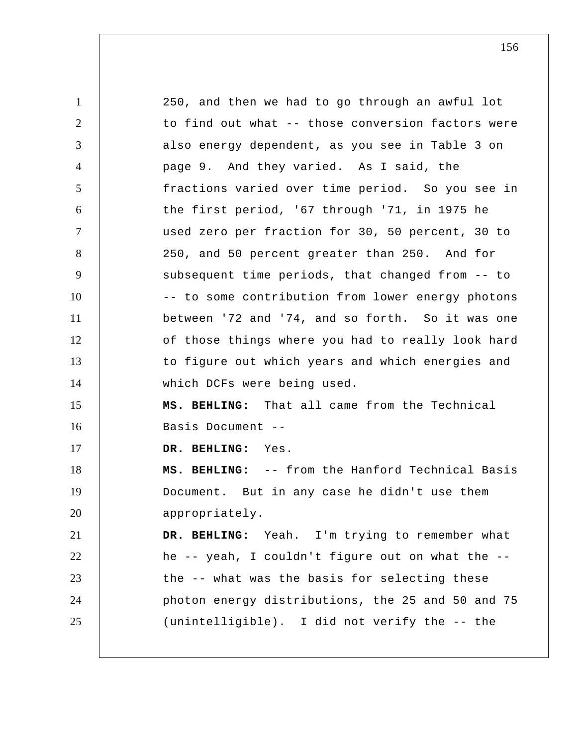250, and then we had to go through an awful lot to find out what -- those conversion factors were also energy dependent, as you see in Table 3 on page 9. And they varied. As I said, the fractions varied over time period. So you see in the first period, '67 through '71, in 1975 he used zero per fraction for 30, 50 percent, 30 to 250, and 50 percent greater than 250. And for subsequent time periods, that changed from -- to -- to some contribution from lower energy photons between '72 and '74, and so forth. So it was one of those things where you had to really look hard to figure out which years and which energies and which DCFs were being used.

**MS. BEHLING:** That all came from the Technical Basis Document --

**DR. BEHLING:** Yes.

**MS. BEHLING:** -- from the Hanford Technical Basis Document. But in any case he didn't use them appropriately.

**DR. BEHLING:** Yeah. I'm trying to remember what he -- yeah, I couldn't figure out on what the -- the -- what was the basis for selecting these photon energy distributions, the 25 and 50 and 75 (unintelligible). I did not verify the -- the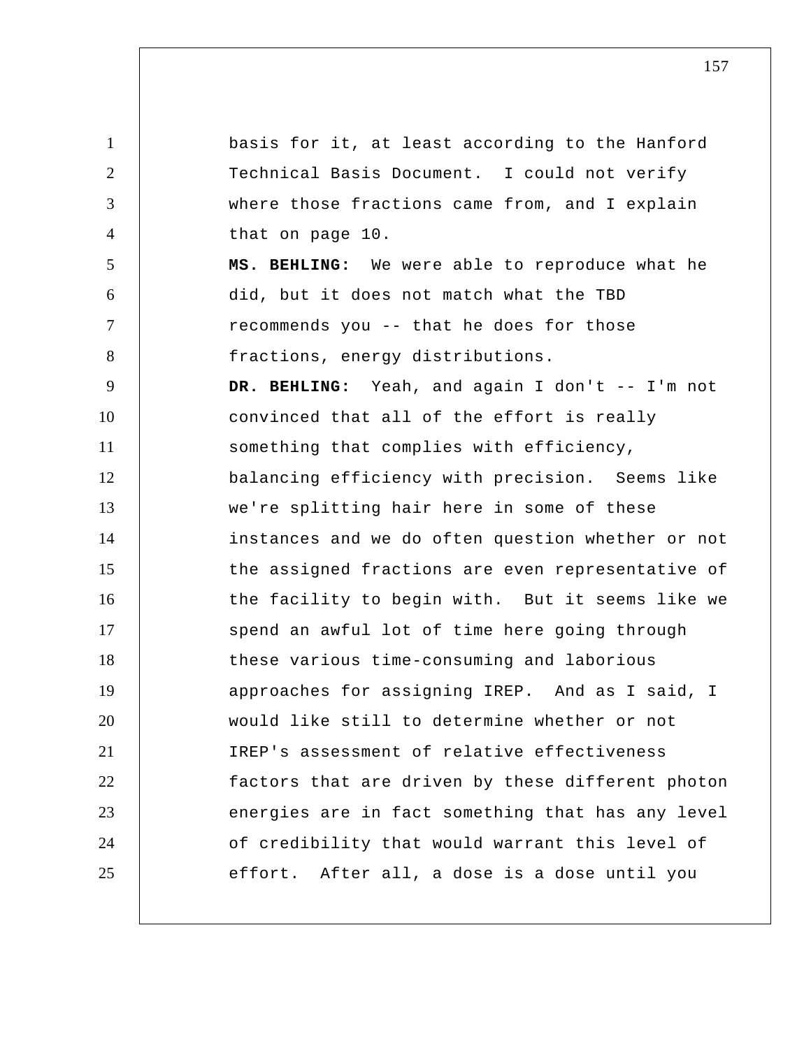basis for it, at least according to the Hanford Technical Basis Document. I could not verify where those fractions came from, and I explain that on page 10.

**MS. BEHLING:** We were able to reproduce what he did, but it does not match what the TBD recommends you -- that he does for those fractions, energy distributions.

**DR. BEHLING:** Yeah, and again I don't -- I'm not convinced that all of the effort is really something that complies with efficiency, balancing efficiency with precision. Seems like we're splitting hair here in some of these instances and we do often question whether or not the assigned fractions are even representative of the facility to begin with. But it seems like we spend an awful lot of time here going through these various time-consuming and laborious approaches for assigning IREP. And as I said, I would like still to determine whether or not IREP's assessment of relative effectiveness factors that are driven by these different photon energies are in fact something that has any level of credibility that would warrant this level of effort. After all, a dose is a dose until you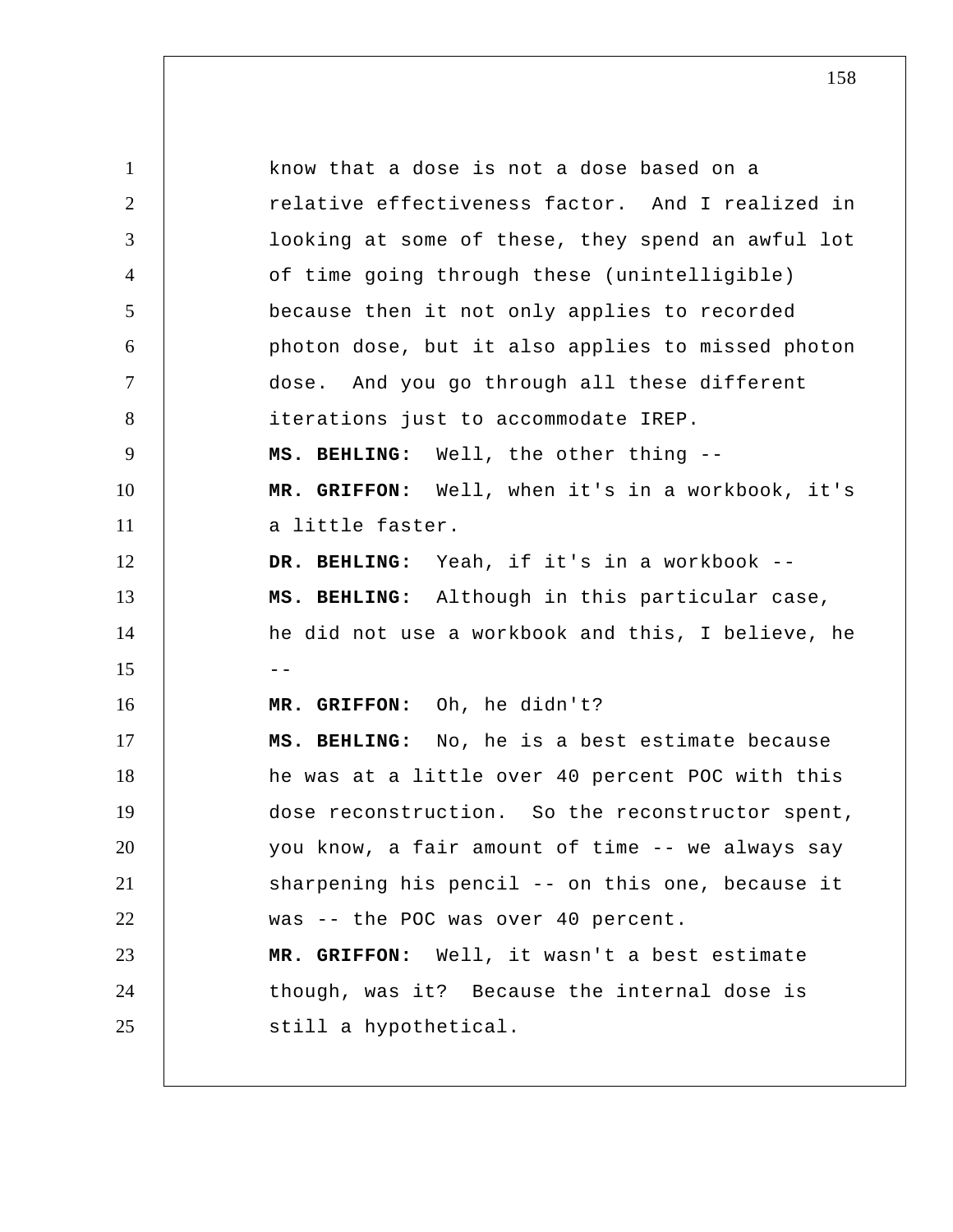know that a dose is not a dose based on a relative effectiveness factor. And I realized in looking at some of these, they spend an awful lot of time going through these (unintelligible) because then it not only applies to recorded photon dose, but it also applies to missed photon dose. And you go through all these different iterations just to accommodate IREP.

**MS. BEHLING:** Well, the other thing --

**MR. GRIFFON:** Well, when it's in a workbook, it's a little faster.

**DR. BEHLING:** Yeah, if it's in a workbook --

**MS. BEHLING:** Although in this particular case, he did not use a workbook and this, I believe, he --

**MR. GRIFFON:** Oh, he didn't?

**MS. BEHLING:** No, he is a best estimate because he was at a little over 40 percent POC with this dose reconstruction. So the reconstructor spent, you know, a fair amount of time -- we always say sharpening his pencil -- on this one, because it was -- the POC was over 40 percent.

**MR. GRIFFON:** Well, it wasn't a best estimate though, was it? Because the internal dose is still a hypothetical.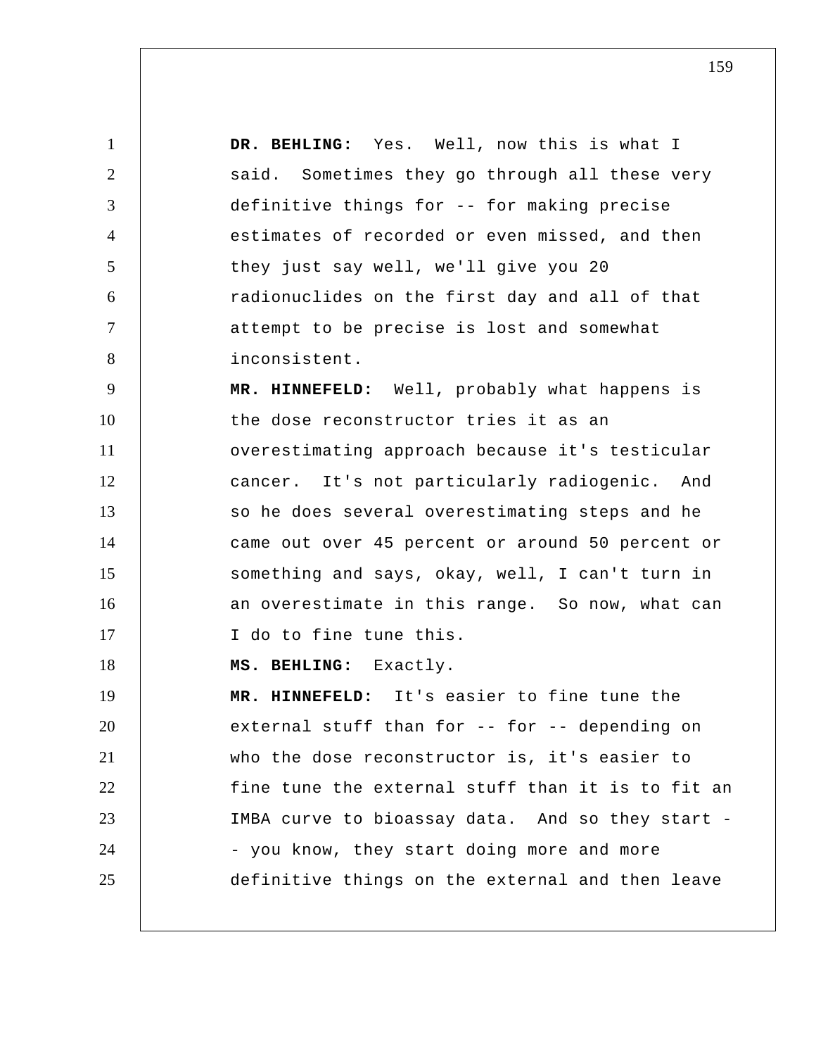**DR. BEHLING:** Yes. Well, now this is what I said. Sometimes they go through all these very definitive things for -- for making precise estimates of recorded or even missed, and then they just say well, we'll give you 20 radionuclides on the first day and all of that attempt to be precise is lost and somewhat inconsistent.

**MR. HINNEFELD:** Well, probably what happens is the dose reconstructor tries it as an overestimating approach because it's testicular cancer. It's not particularly radiogenic. And so he does several overestimating steps and he came out over 45 percent or around 50 percent or something and says, okay, well, I can't turn in an overestimate in this range. So now, what can I do to fine tune this.

**MS. BEHLING:** Exactly.

**MR. HINNEFELD:** It's easier to fine tune the external stuff than for -- for -- depending on who the dose reconstructor is, it's easier to fine tune the external stuff than it is to fit an IMBA curve to bioassay data. And so they start -- you know, they start doing more and more definitive things on the external and then leave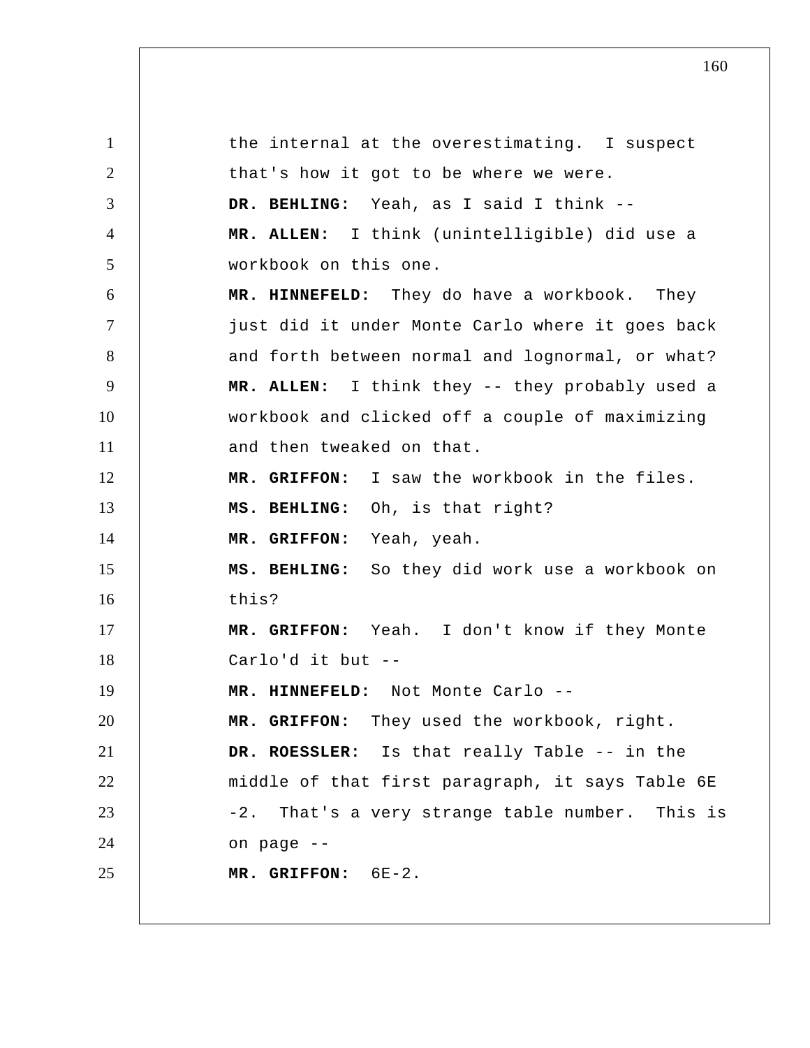the internal at the overestimating. I suspect that's how it got to be where we were.

**DR. BEHLING:** Yeah, as I said I think --

**MR. ALLEN:** I think (unintelligible) did use a workbook on this one.

**MR. HINNEFELD:** They do have a workbook. They just did it under Monte Carlo where it goes back and forth between normal and lognormal, or what?

**MR. ALLEN:** I think they -- they probably used a workbook and clicked off a couple of maximizing and then tweaked on that.

**MR. GRIFFON:** I saw the workbook in the files.

**MS. BEHLING:** Oh, is that right?

**MR. GRIFFON:** Yeah, yeah.

**MS. BEHLING:** So they did work use a workbook on this?

**MR. GRIFFON:** Yeah. I don't know if they Monte Carlo'd it but --

**MR. HINNEFELD:** Not Monte Carlo --

**MR. GRIFFON:** They used the workbook, right.

**DR. ROESSLER:** Is that really Table -- in the middle of that first paragraph, it says Table 6E -2. That's a very strange table number. This is on page --

**MR. GRIFFON:** 6E-2.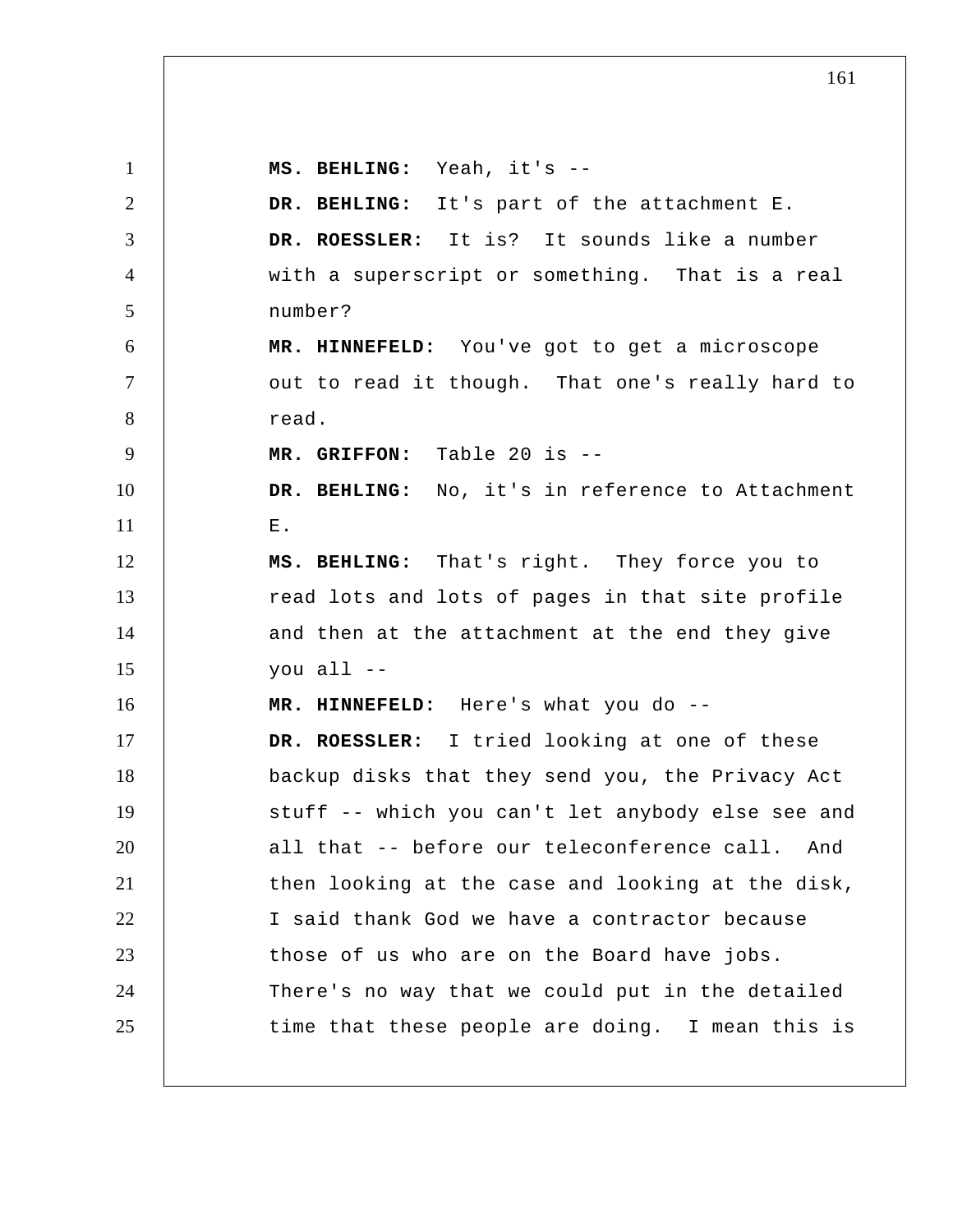**MS. BEHLING:** Yeah, it's --

**DR. BEHLING:** It's part of the attachment E.

**DR. ROESSLER:** It is? It sounds like a number with a superscript or something. That is a real number?

**MR. HINNEFELD:** You've got to get a microscope out to read it though. That one's really hard to read.

**MR. GRIFFON:** Table 20 is --

**DR. BEHLING:** No, it's in reference to Attachment E.

**MS. BEHLING:** That's right. They force you to read lots and lots of pages in that site profile and then at the attachment at the end they give you all --

**MR. HINNEFELD:** Here's what you do --

**DR. ROESSLER:** I tried looking at one of these backup disks that they send you, the Privacy Act stuff -- which you can't let anybody else see and all that -- before our teleconference call. And then looking at the case and looking at the disk, I said thank God we have a contractor because those of us who are on the Board have jobs. There's no way that we could put in the detailed time that these people are doing. I mean this is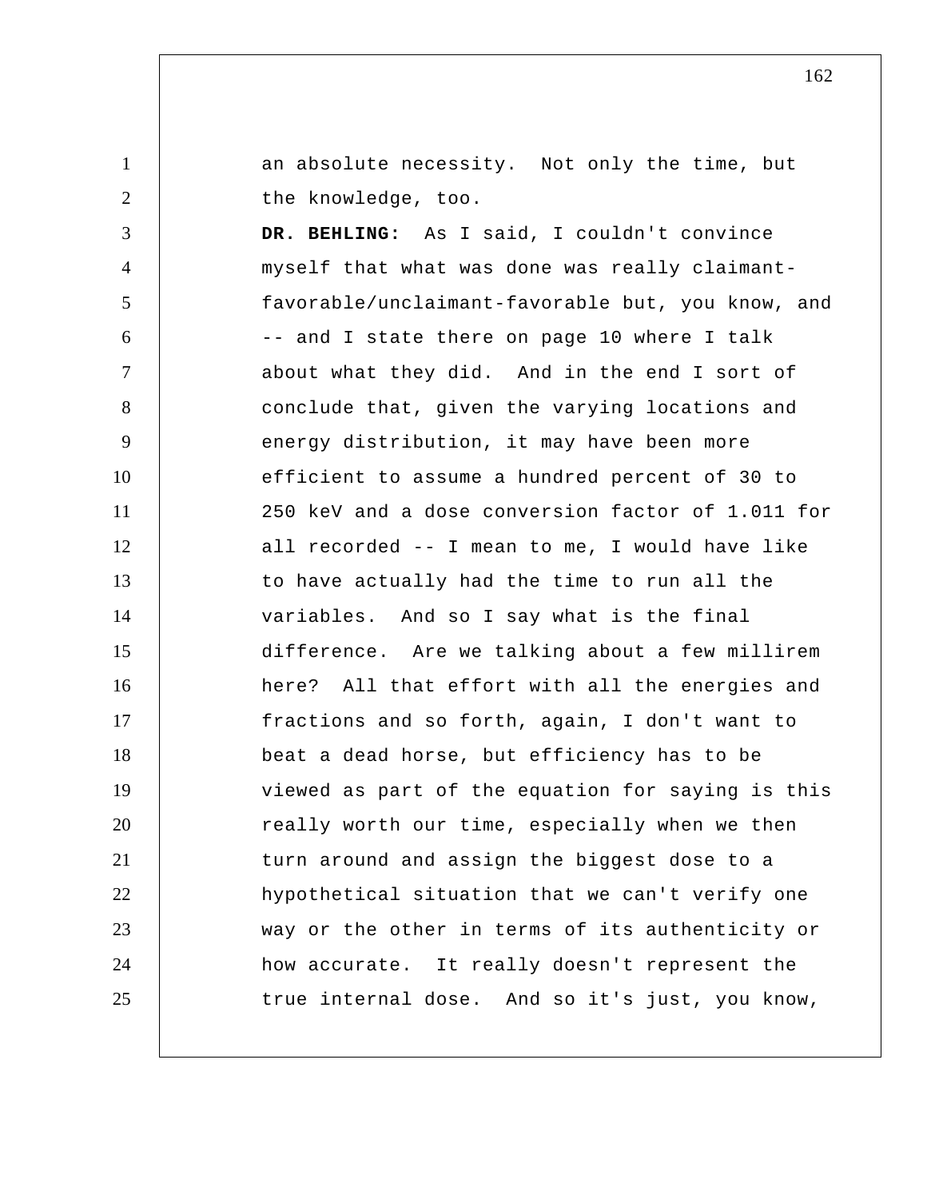an absolute necessity. Not only the time, but the knowledge, too.

**DR. BEHLING:** As I said, I couldn't convince myself that what was done was really claimant-favorable/unclaimant-favorable but, you know, and -- and I state there on page 10 where I talk about what they did. And in the end I sort of conclude that, given the varying locations and energy distribution, it may have been more efficient to assume a hundred percent of 30 to 250 keV and a dose conversion factor of 1.011 for all recorded -- I mean to me, I would have like to have actually had the time to run all the variables. And so I say what is the final difference. Are we talking about a few millirem here? All that effort with all the energies and fractions and so forth, again, I don't want to beat a dead horse, but efficiency has to be viewed as part of the equation for saying is this really worth our time, especially when we then turn around and assign the biggest dose to a hypothetical situation that we can't verify one way or the other in terms of its authenticity or how accurate. It really doesn't represent the true internal dose. And so it's just, you know,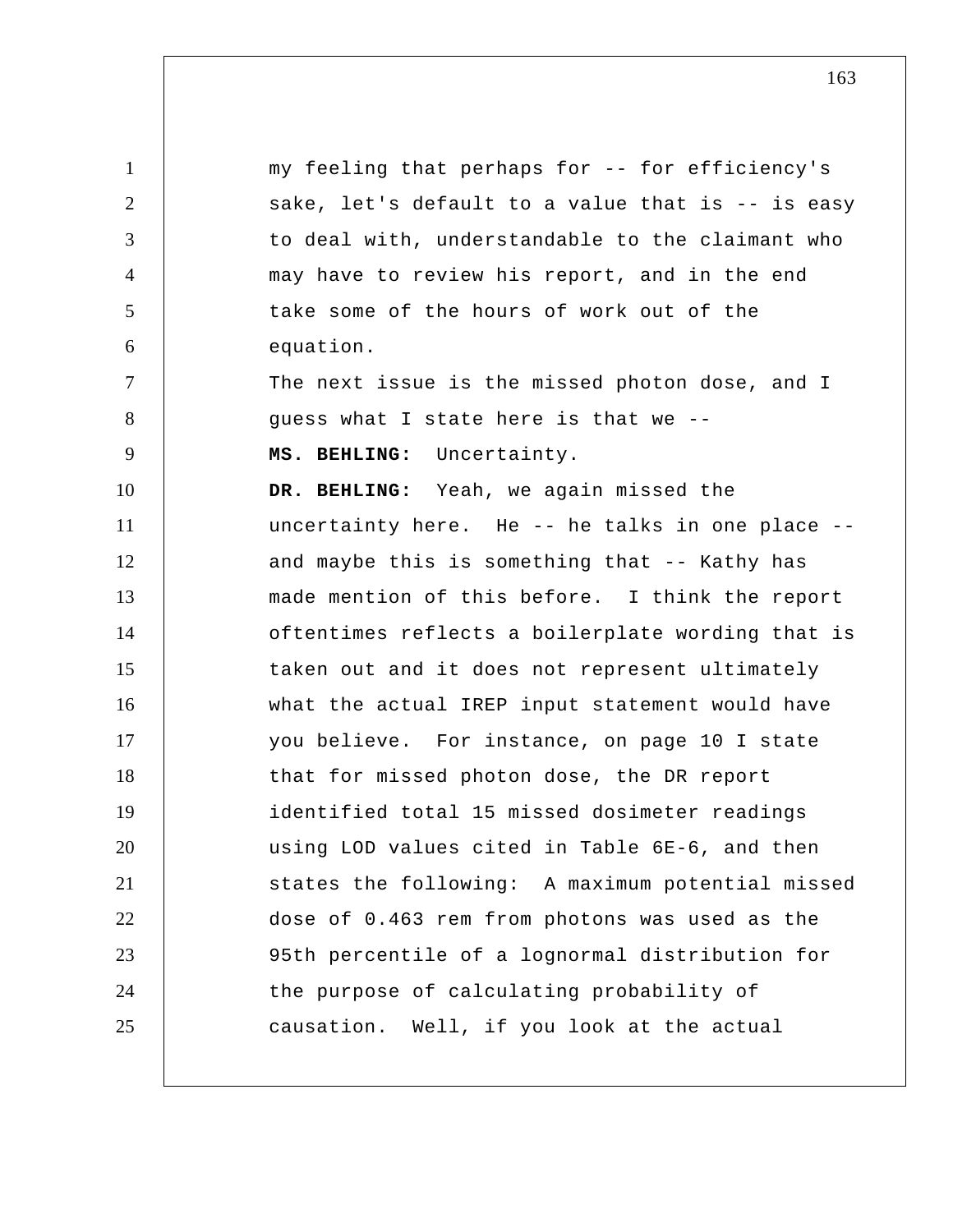my feeling that perhaps for -- for efficiency's sake, let's default to a value that is -- is easy to deal with, understandable to the claimant who may have to review his report, and in the end take some of the hours of work out of the equation.

The next issue is the missed photon dose, and I guess what I state here is that we --

**MS. BEHLING:** Uncertainty.

**DR. BEHLING:** Yeah, we again missed the uncertainty here. He -- he talks in one place -- and maybe this is something that -- Kathy has made mention of this before. I think the report oftentimes reflects a boilerplate wording that is taken out and it does not represent ultimately what the actual IREP input statement would have you believe. For instance, on page 10 I state that for missed photon dose, the DR report identified total 15 missed dosimeter readings using LOD values cited in Table 6E-6, and then states the following: A maximum potential missed dose of 0.463 rem from photons was used as the 95th percentile of a lognormal distribution for the purpose of calculating probability of causation. Well, if you look at the actual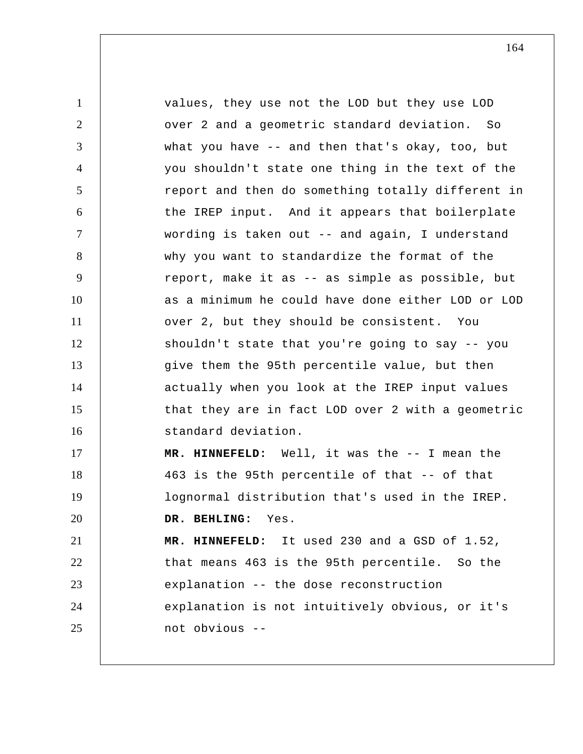values, they use not the LOD but they use LOD over 2 and a geometric standard deviation. So what you have -- and then that's okay, too, but you shouldn't state one thing in the text of the report and then do something totally different in the IREP input. And it appears that boilerplate wording is taken out -- and again, I understand why you want to standardize the format of the report, make it as -- as simple as possible, but as a minimum he could have done either LOD or LOD over 2, but they should be consistent. You shouldn't state that you're going to say -- you give them the 95th percentile value, but then actually when you look at the IREP input values that they are in fact LOD over 2 with a geometric standard deviation.

**MR. HINNEFELD:** Well, it was the -- I mean the 463 is the 95th percentile of that -- of that lognormal distribution that's used in the IREP.

**DR. BEHLING:** Yes.

**MR. HINNEFELD:** It used 230 and a GSD of 1.52, that means 463 is the 95th percentile. So the explanation -- the dose reconstruction explanation is not intuitively obvious, or it's not obvious --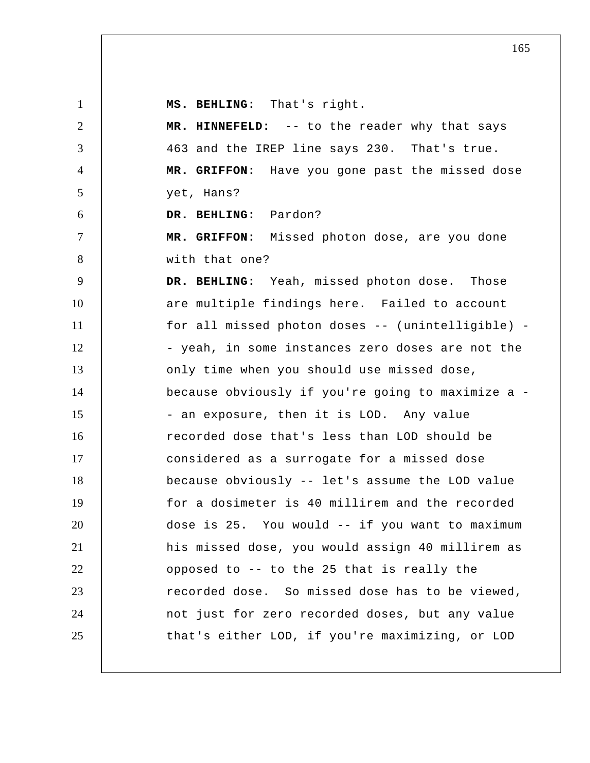**MS. BEHLING:** That's right.

**MR. HINNEFELD:** -- to the reader why that says 463 and the IREP line says 230. That's true.

**MR. GRIFFON:** Have you gone past the missed dose yet, Hans?

**DR. BEHLING:** Pardon?

**MR. GRIFFON:** Missed photon dose, are you done with that one?

**DR. BEHLING:** Yeah, missed photon dose. Those are multiple findings here. Failed to account for all missed photon doses -- (unintelligible) -- yeah, in some instances zero doses are not the only time when you should use missed dose, because obviously if you're going to maximize a -- an exposure, then it is LOD. Any value recorded dose that's less than LOD should be considered as a surrogate for a missed dose because obviously -- let's assume the LOD value for a dosimeter is 40 millirem and the recorded dose is 25. You would -- if you want to maximum his missed dose, you would assign 40 millirem as opposed to -- to the 25 that is really the recorded dose. So missed dose has to be viewed, not just for zero recorded doses, but any value that's either LOD, if you're maximizing, or LOD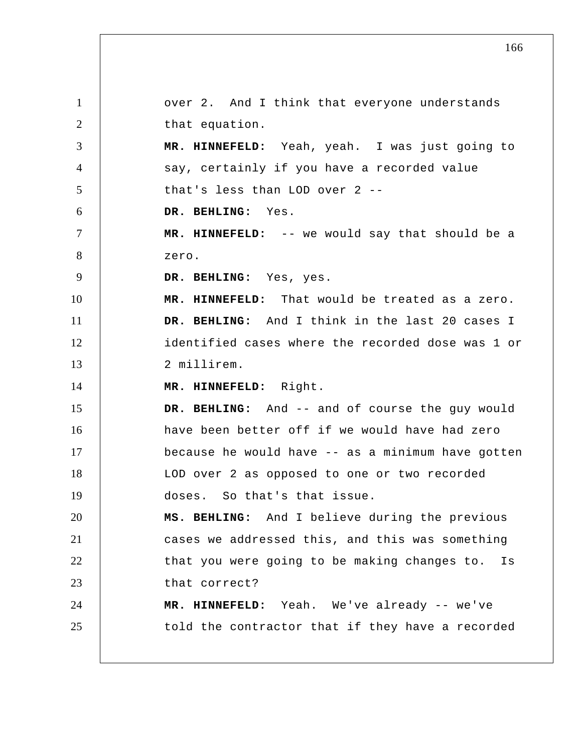over 2. And I think that everyone understands that equation.

**MR. HINNEFELD:** Yeah, yeah. I was just going to say, certainly if you have a recorded value that's less than LOD over 2 --

**DR. BEHLING:** Yes.

**MR. HINNEFELD:** -- we would say that should be a zero.

**DR. BEHLING:** Yes, yes.

**MR. HINNEFELD:** That would be treated as a zero.

**DR. BEHLING:** And I think in the last 20 cases I identified cases where the recorded dose was 1 or 2 millirem.

**MR. HINNEFELD:** Right.

**DR. BEHLING:** And -- and of course the guy would have been better off if we would have had zero because he would have -- as a minimum have gotten LOD over 2 as opposed to one or two recorded doses. So that's that issue.

**MS. BEHLING:** And I believe during the previous cases we addressed this, and this was something that you were going to be making changes to. Is that correct?

**MR. HINNEFELD:** Yeah. We've already -- we've told the contractor that if they have a recorded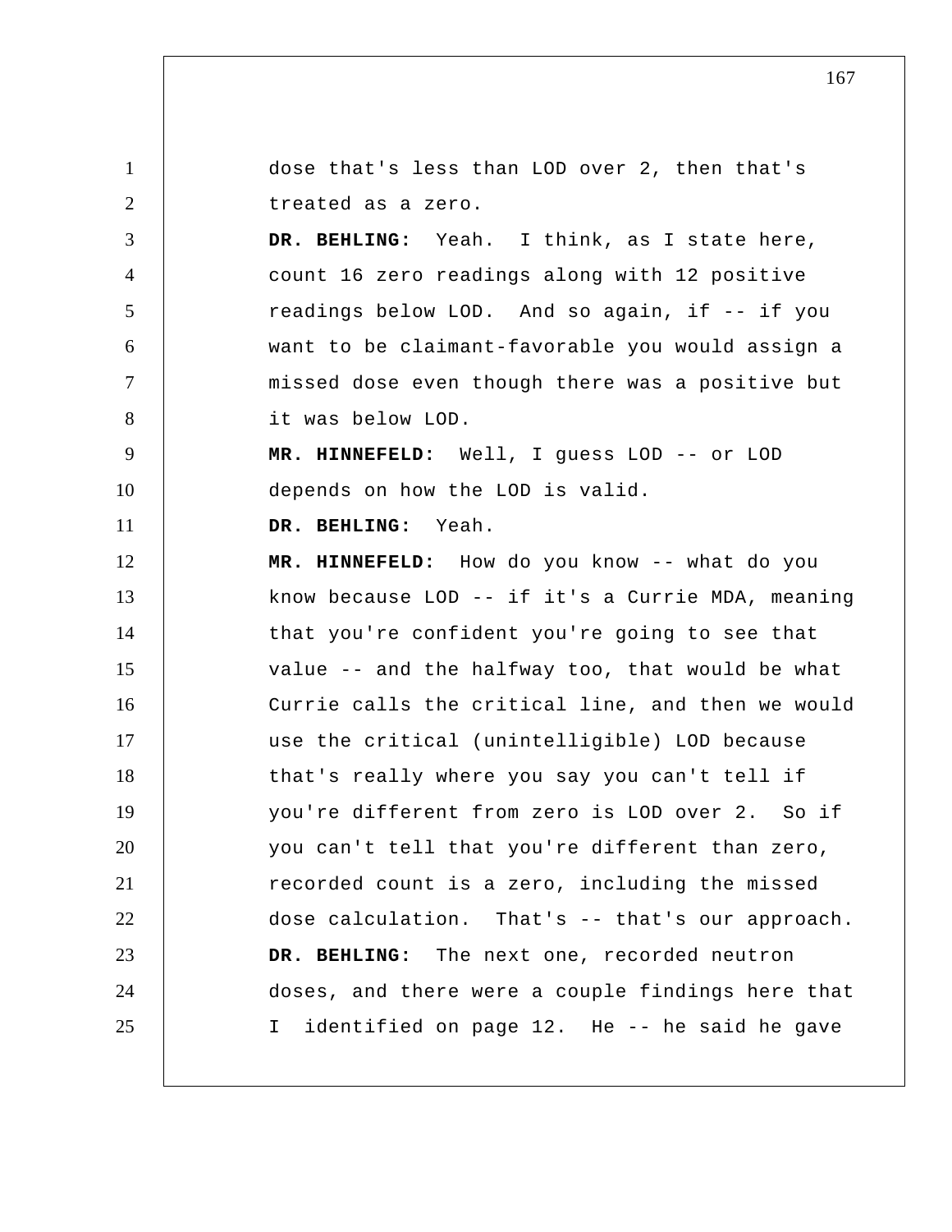dose that's less than LOD over 2, then that's treated as a zero.

**DR. BEHLING:** Yeah. I think, as I state here, count 16 zero readings along with 12 positive readings below LOD. And so again, if -- if you want to be claimant-favorable you would assign a missed dose even though there was a positive but it was below LOD.

**MR. HINNEFELD:** Well, I guess LOD -- or LOD depends on how the LOD is valid.

**DR. BEHLING:** Yeah.

**MR. HINNEFELD:** How do you know -- what do you know because LOD -- if it's a Currie MDA, meaning that you're confident you're going to see that value -- and the halfway too, that would be what Currie calls the critical line, and then we would use the critical (unintelligible) LOD because that's really where you say you can't tell if you're different from zero is LOD over 2. So if you can't tell that you're different than zero, recorded count is a zero, including the missed dose calculation. That's -- that's our approach.

**DR. BEHLING:** The next one, recorded neutron doses, and there were a couple findings here that I identified on page 12. He -- he said he gave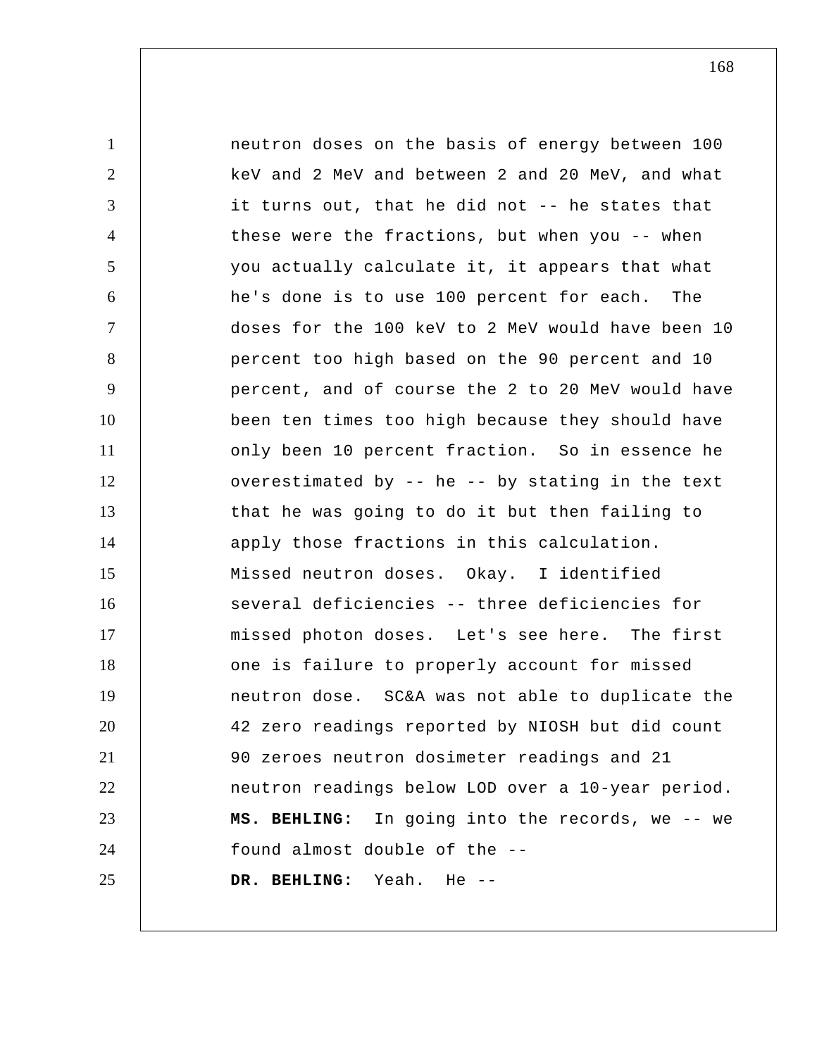neutron doses on the basis of energy between 100 keV and 2 MeV and between 2 and 20 MeV, and what it turns out, that he did not -- he states that these were the fractions, but when you -- when you actually calculate it, it appears that what he's done is to use 100 percent for each. The doses for the 100 keV to 2 MeV would have been 10 percent too high based on the 90 percent and 10 percent, and of course the 2 to 20 MeV would have been ten times too high because they should have only been 10 percent fraction. So in essence he overestimated by -- he -- by stating in the text that he was going to do it but then failing to apply those fractions in this calculation. Missed neutron doses. Okay. I identified several deficiencies -- three deficiencies for missed photon doses. Let's see here. The first one is failure to properly account for missed neutron dose. SC&A was not able to duplicate the 42 zero readings reported by NIOSH but did count 90 zeroes neutron dosimeter readings and 21 neutron readings below LOD over a 10-year period.

**MS. BEHLING:** In going into the records, we -- we found almost double of the --

**DR. BEHLING:** Yeah. He --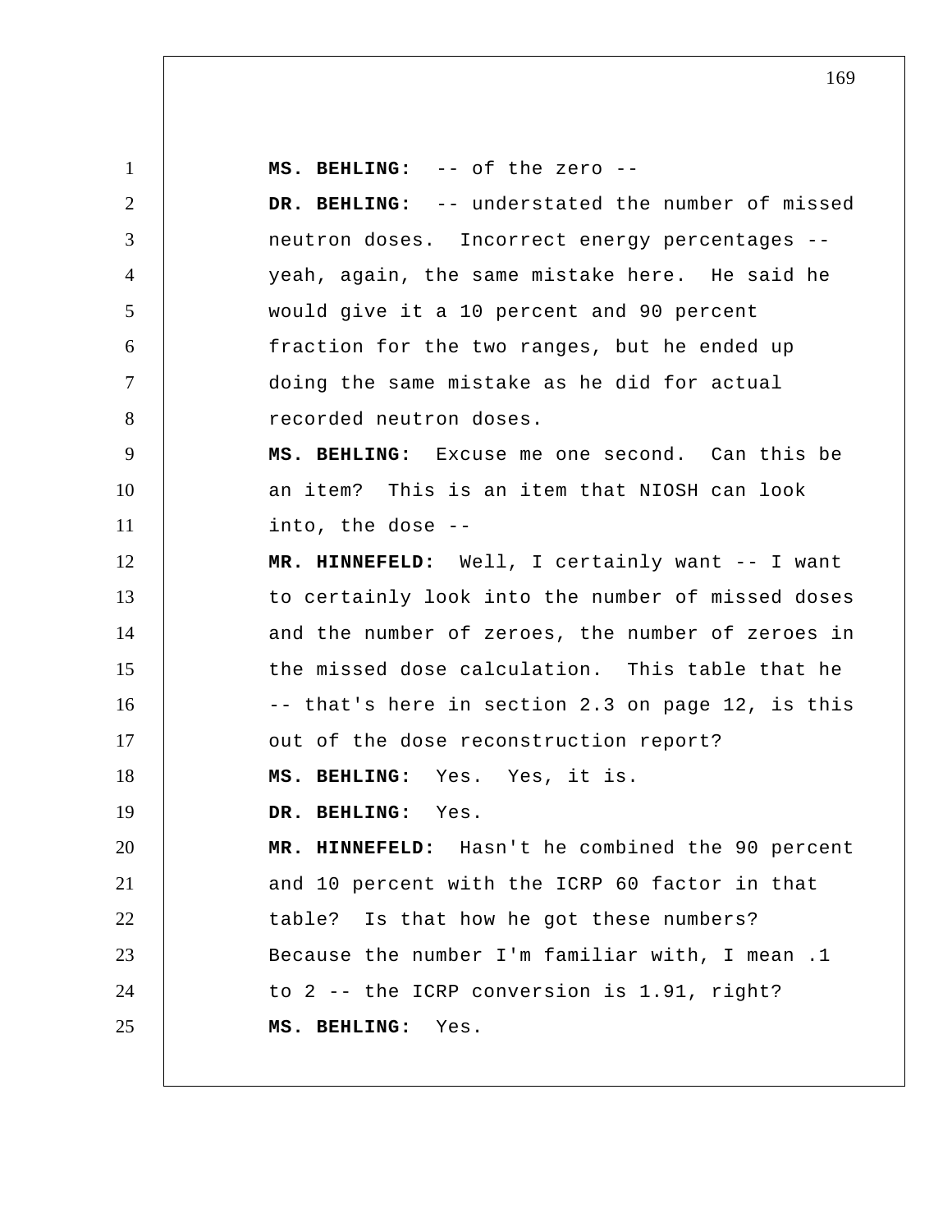**MS. BEHLING:** -- of the zero --

**DR. BEHLING:** -- understated the number of missed neutron doses. Incorrect energy percentages -- yeah, again, the same mistake here. He said he would give it a 10 percent and 90 percent fraction for the two ranges, but he ended up doing the same mistake as he did for actual recorded neutron doses.

**MS. BEHLING:** Excuse me one second. Can this be an item? This is an item that NIOSH can look into, the dose --

**MR. HINNEFELD:** Well, I certainly want -- I want to certainly look into the number of missed doses and the number of zeroes, the number of zeroes in the missed dose calculation. This table that he -- that's here in section 2.3 on page 12, is this out of the dose reconstruction report?

**MS. BEHLING:** Yes. Yes, it is.

**DR. BEHLING:** Yes.

**MR. HINNEFELD:** Hasn't he combined the 90 percent and 10 percent with the ICRP 60 factor in that table? Is that how he got these numbers? Because the number I'm familiar with, I mean .1 to 2 -- the ICRP conversion is 1.91, right?

**MS. BEHLING:** Yes.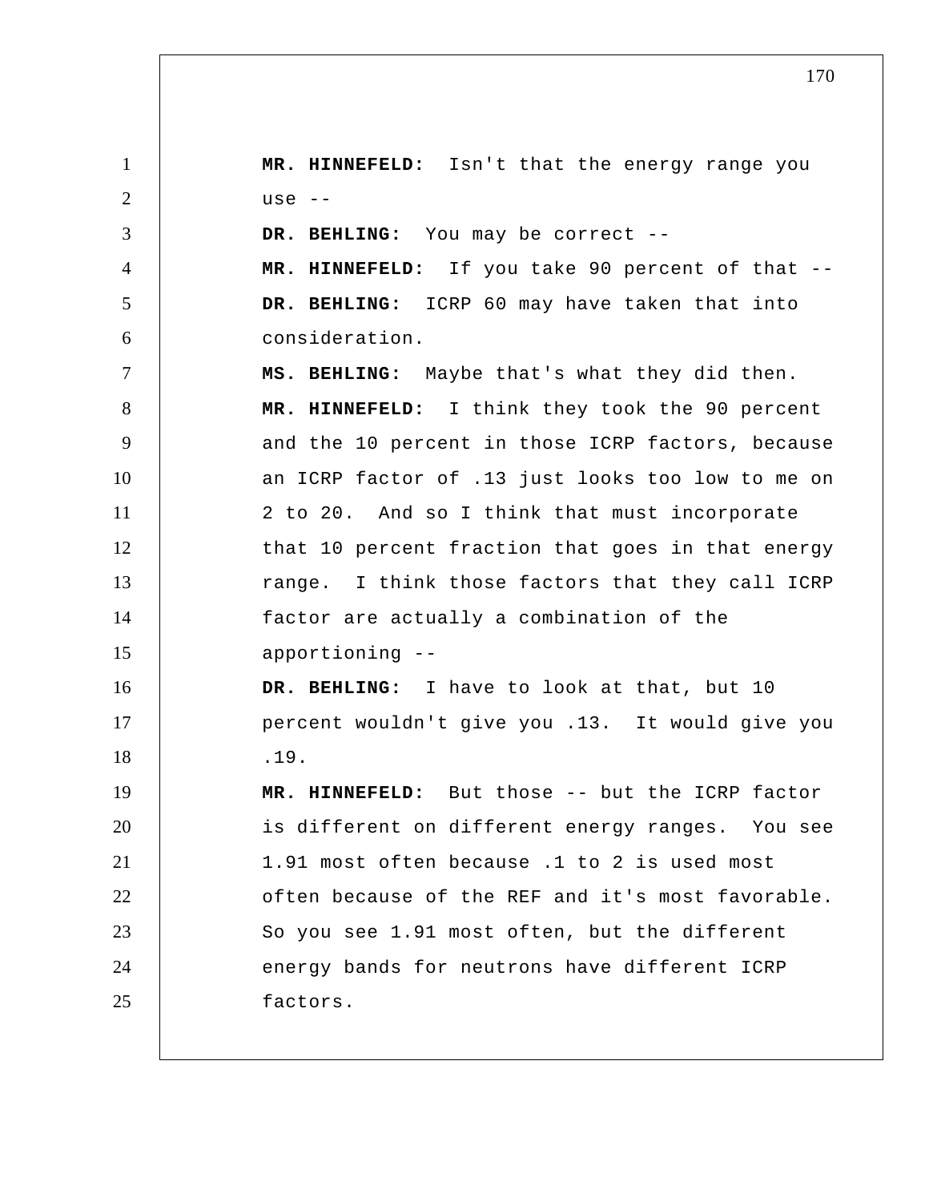**MR. HINNEFELD:** Isn't that the energy range you use --

**DR. BEHLING:** You may be correct --

**MR. HINNEFELD:** If you take 90 percent of that --

**DR. BEHLING:** ICRP 60 may have taken that into consideration.

**MS. BEHLING:** Maybe that's what they did then.

**MR. HINNEFELD:** I think they took the 90 percent and the 10 percent in those ICRP factors, because an ICRP factor of .13 just looks too low to me on 2 to 20. And so I think that must incorporate that 10 percent fraction that goes in that energy range. I think those factors that they call ICRP factor are actually a combination of the apportioning --

**DR. BEHLING:** I have to look at that, but 10 percent wouldn't give you .13. It would give you .19.

**MR. HINNEFELD:** But those -- but the ICRP factor is different on different energy ranges. You see 1.91 most often because .1 to 2 is used most often because of the REF and it's most favorable. So you see 1.91 most often, but the different energy bands for neutrons have different ICRP factors.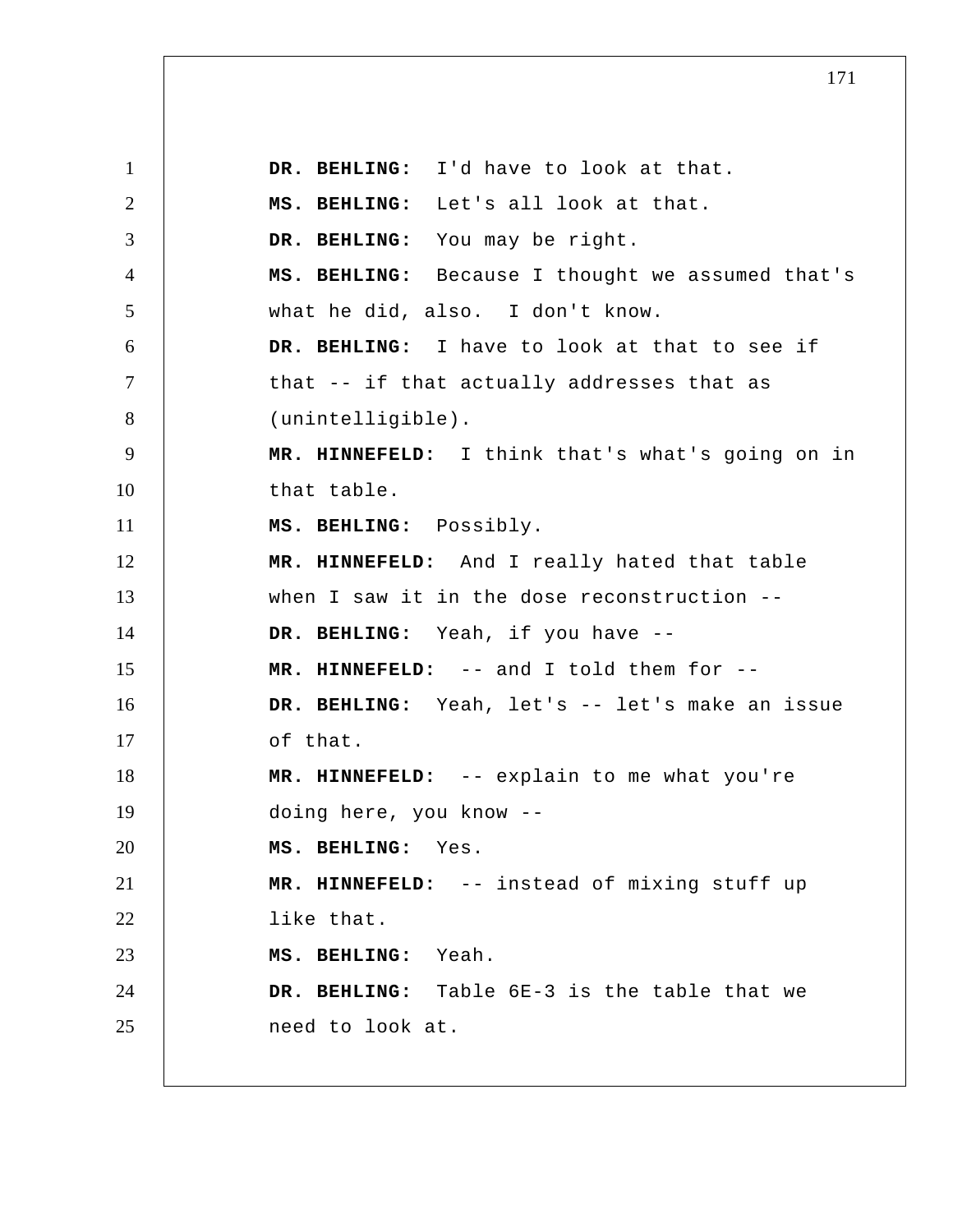**DR. BEHLING:** I'd have to look at that.

**MS. BEHLING:** Let's all look at that.

**DR. BEHLING:** You may be right.

**MS. BEHLING:** Because I thought we assumed that's what he did, also. I don't know.

**DR. BEHLING:** I have to look at that to see if that -- if that actually addresses that as (unintelligible).

**MR. HINNEFELD:** I think that's what's going on in that table.

**MS. BEHLING:** Possibly.

**MR. HINNEFELD:** And I really hated that table when I saw it in the dose reconstruction --

**DR. BEHLING:** Yeah, if you have --

**MR. HINNEFELD:** -- and I told them for --

**DR. BEHLING:** Yeah, let's -- let's make an issue of that.

**MR. HINNEFELD:** -- explain to me what you're doing here, you know --

**MS. BEHLING:** Yes.

**MR. HINNEFELD:** -- instead of mixing stuff up like that.

**MS. BEHLING:** Yeah.

**DR. BEHLING:** Table 6E-3 is the table that we need to look at.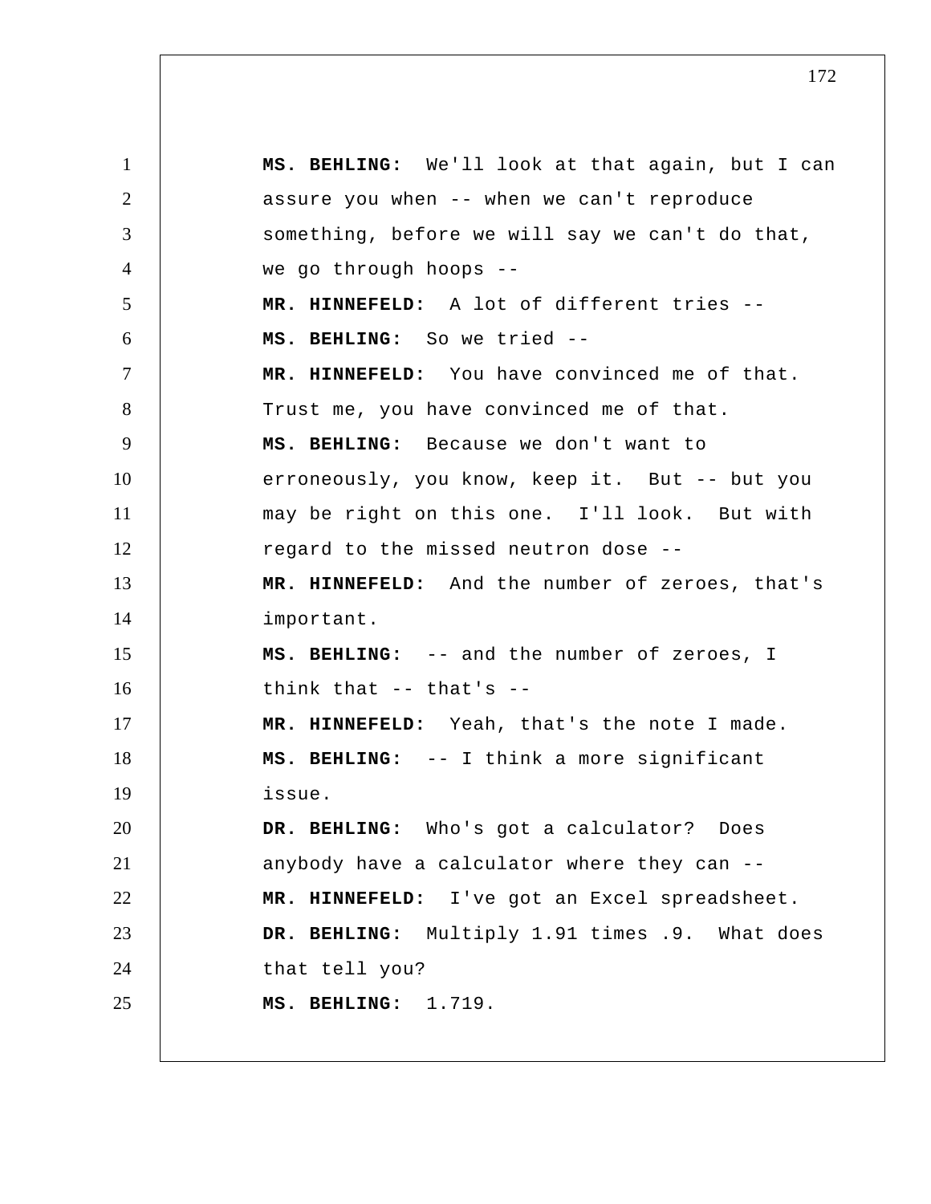**MS. BEHLING:** We'll look at that again, but I can assure you when -- when we can't reproduce something, before we will say we can't do that, we go through hoops --

**MR. HINNEFELD:** A lot of different tries --

**MS. BEHLING:** So we tried --

**MR. HINNEFELD:** You have convinced me of that. Trust me, you have convinced me of that.

**MS. BEHLING:** Because we don't want to erroneously, you know, keep it. But -- but you may be right on this one. I'll look. But with regard to the missed neutron dose --

**MR. HINNEFELD:** And the number of zeroes, that's important.

**MS. BEHLING:** -- and the number of zeroes, I think that -- that's --

**MR. HINNEFELD:** Yeah, that's the note I made.

**MS. BEHLING:** -- I think a more significant issue.

**DR. BEHLING:** Who's got a calculator? Does anybody have a calculator where they can --

**MR. HINNEFELD:** I've got an Excel spreadsheet.

**DR. BEHLING:** Multiply 1.91 times .9. What does that tell you?

**MS. BEHLING:** 1.719.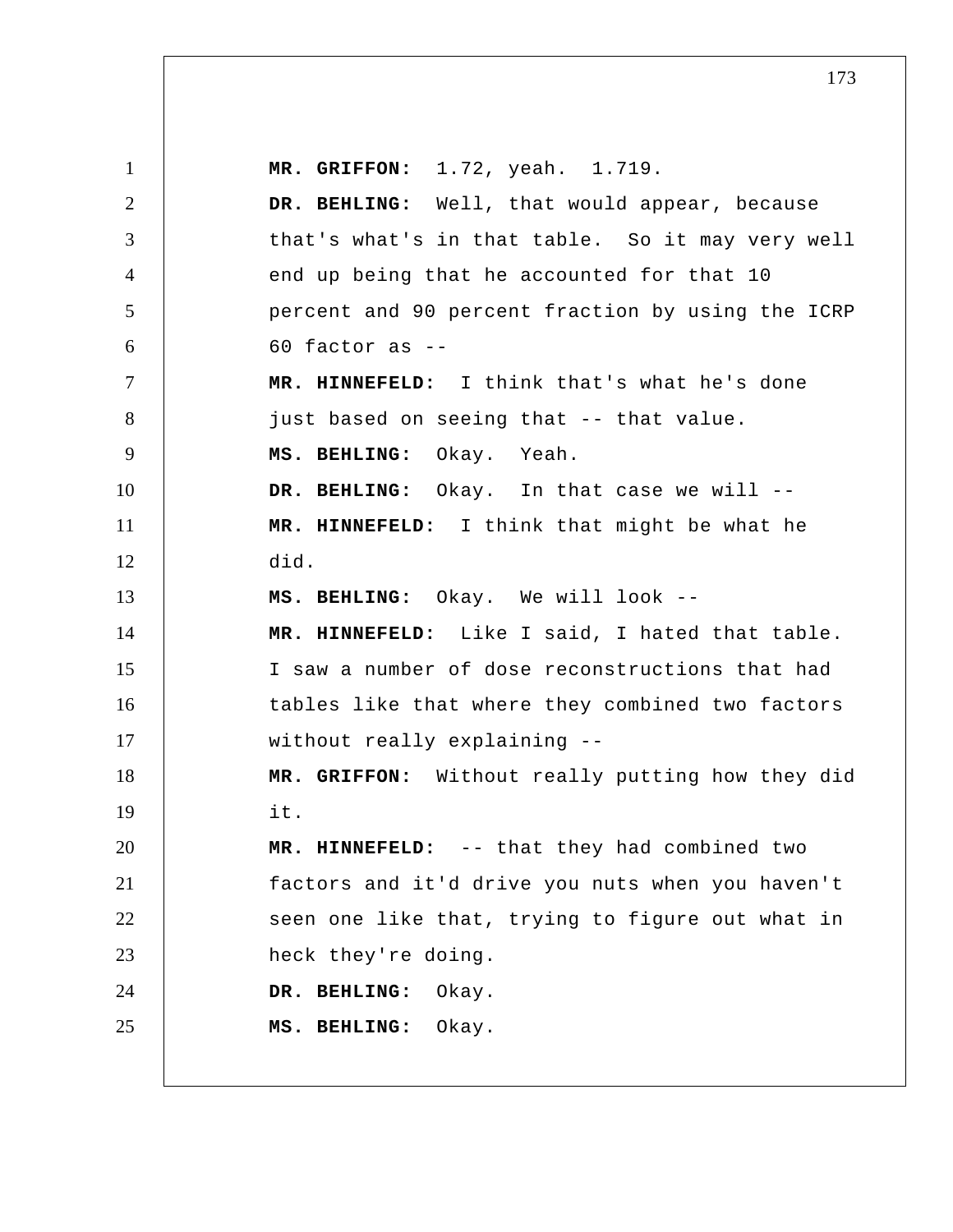**MR. GRIFFON:** 1.72, yeah. 1.719.

**DR. BEHLING:** Well, that would appear, because that's what's in that table. So it may very well end up being that he accounted for that 10 percent and 90 percent fraction by using the ICRP 60 factor as --

**MR. HINNEFELD:** I think that's what he's done just based on seeing that -- that value.

**MS. BEHLING:** Okay. Yeah.

**DR. BEHLING:** Okay. In that case we will --

**MR. HINNEFELD:** I think that might be what he did.

**MS. BEHLING:** Okay. We will look --

**MR. HINNEFELD:** Like I said, I hated that table. I saw a number of dose reconstructions that had tables like that where they combined two factors without really explaining --

**MR. GRIFFON:** Without really putting how they did it.

**MR. HINNEFELD:** -- that they had combined two factors and it'd drive you nuts when you haven't seen one like that, trying to figure out what in heck they're doing.

**DR. BEHLING:** Okay.

**MS. BEHLING:** Okay.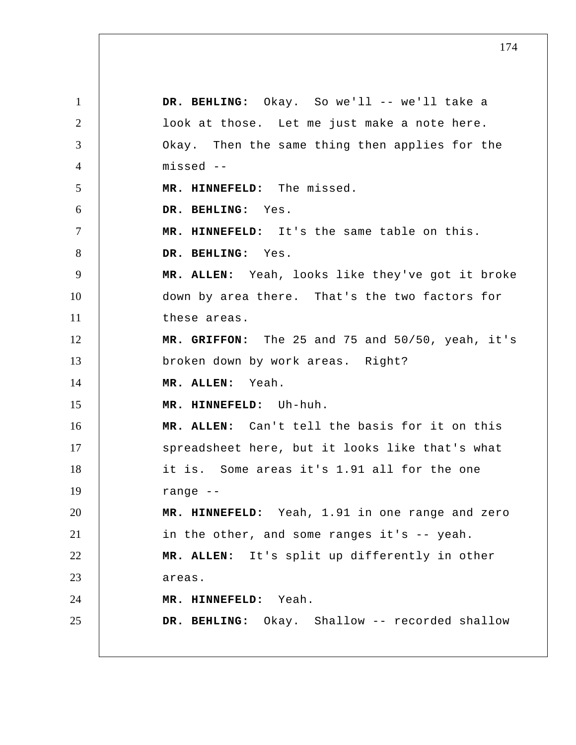**DR. BEHLING:** Okay. So we'll -- we'll take a look at those. Let me just make a note here. Okay. Then the same thing then applies for the missed --

**MR. HINNEFELD:** The missed.

**DR. BEHLING:** Yes.

**MR. HINNEFELD:** It's the same table on this.

**DR. BEHLING:** Yes.

**MR. ALLEN:** Yeah, looks like they've got it broke down by area there. That's the two factors for these areas.

**MR. GRIFFON:** The 25 and 75 and 50/50, yeah, it's broken down by work areas. Right?

**MR. ALLEN:** Yeah.

**MR. HINNEFELD:** Uh-huh.

**MR. ALLEN:** Can't tell the basis for it on this spreadsheet here, but it looks like that's what it is. Some areas it's 1.91 all for the one range --

**MR. HINNEFELD:** Yeah, 1.91 in one range and zero in the other, and some ranges it's -- yeah.

**MR. ALLEN:** It's split up differently in other areas.

**MR. HINNEFELD:** Yeah.

**DR. BEHLING:** Okay. Shallow -- recorded shallow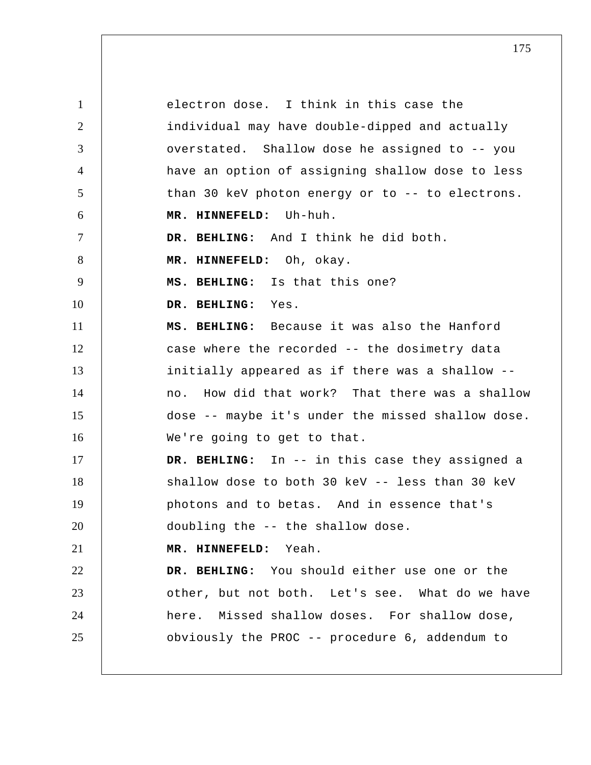electron dose. I think in this case the individual may have double-dipped and actually overstated. Shallow dose he assigned to -- you have an option of assigning shallow dose to less than 30 keV photon energy or to -- to electrons.

**MR. HINNEFELD:** Uh-huh.

**DR. BEHLING:** And I think he did both.

**MR. HINNEFELD:** Oh, okay.

**MS. BEHLING:** Is that this one?

**DR. BEHLING:** Yes.

**MS. BEHLING:** Because it was also the Hanford case where the recorded -- the dosimetry data initially appeared as if there was a shallow -- no. How did that work? That there was a shallow dose -- maybe it's under the missed shallow dose. We're going to get to that.

**DR. BEHLING:** In -- in this case they assigned a shallow dose to both 30 keV -- less than 30 keV photons and to betas. And in essence that's doubling the -- the shallow dose.

**MR. HINNEFELD:** Yeah.

**DR. BEHLING:** You should either use one or the other, but not both. Let's see. What do we have here. Missed shallow doses. For shallow dose, obviously the PROC -- procedure 6, addendum to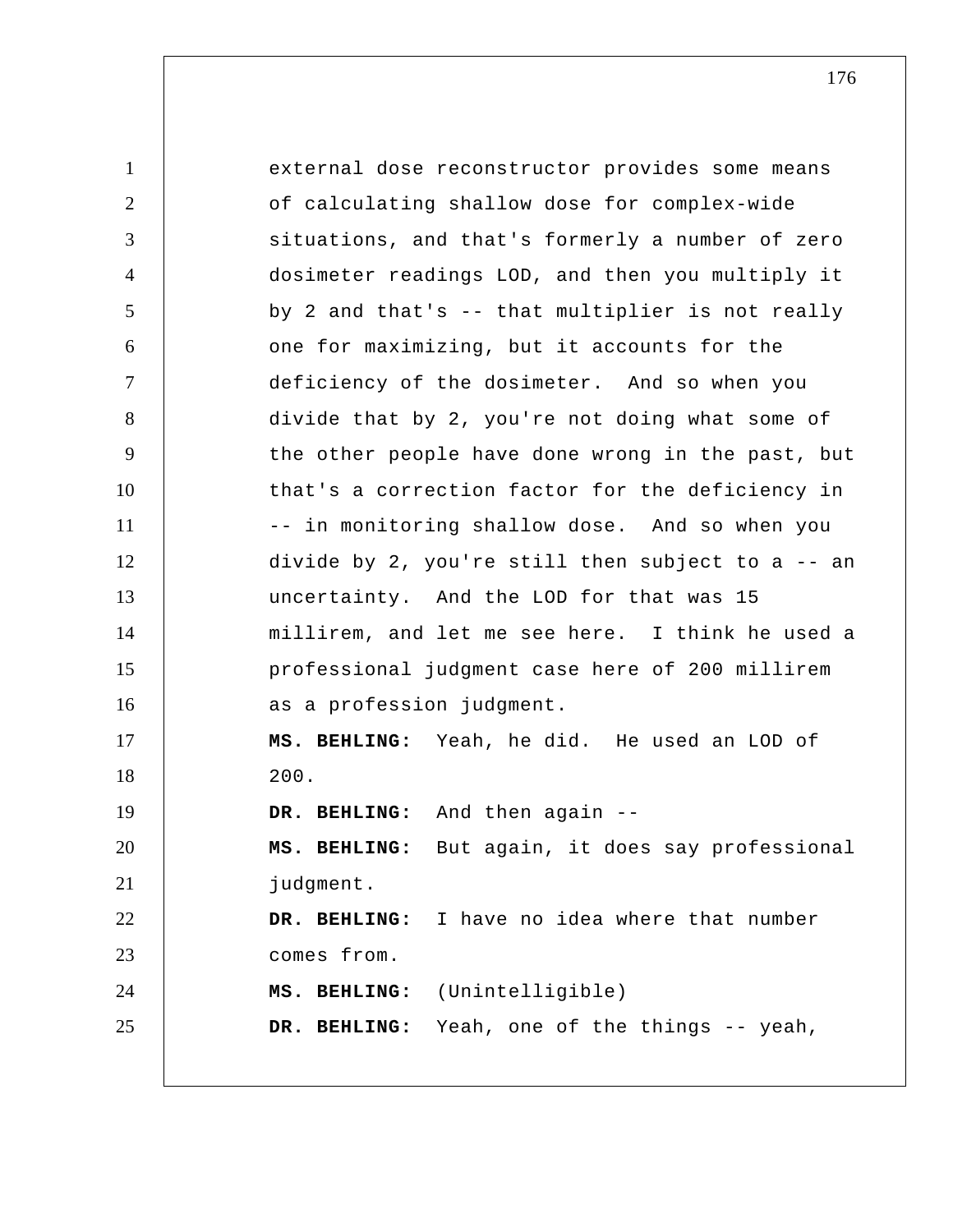external dose reconstructor provides some means of calculating shallow dose for complex-wide situations, and that's formerly a number of zero dosimeter readings LOD, and then you multiply it by 2 and that's -- that multiplier is not really one for maximizing, but it accounts for the deficiency of the dosimeter. And so when you divide that by 2, you're not doing what some of the other people have done wrong in the past, but that's a correction factor for the deficiency in -- in monitoring shallow dose. And so when you divide by 2, you're still then subject to a -- an uncertainty. And the LOD for that was 15 millirem, and let me see here. I think he used a professional judgment case here of 200 millirem as a profession judgment.

**MS. BEHLING:** Yeah, he did. He used an LOD of 200.

**DR. BEHLING:** And then again --

**MS. BEHLING:** But again, it does say professional judgment.

**DR. BEHLING:** I have no idea where that number comes from.

**MS. BEHLING:** (Unintelligible)

**DR. BEHLING:** Yeah, one of the things -- yeah,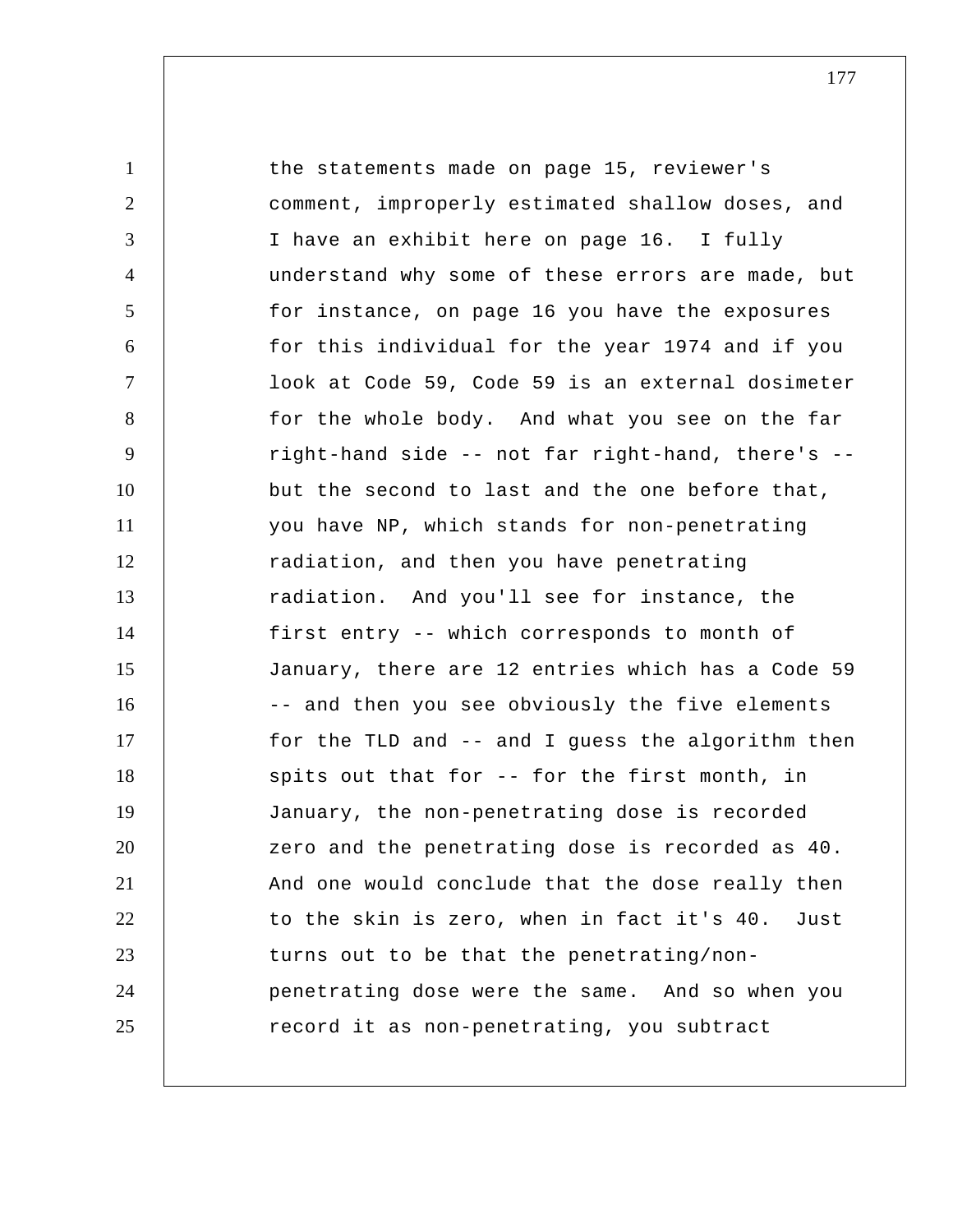the statements made on page 15, reviewer's comment, improperly estimated shallow doses, and I have an exhibit here on page 16. I fully understand why some of these errors are made, but for instance, on page 16 you have the exposures for this individual for the year 1974 and if you look at Code 59, Code 59 is an external dosimeter for the whole body. And what you see on the far right-hand side -- not far right-hand, there's -- but the second to last and the one before that, you have NP, which stands for non-penetrating radiation, and then you have penetrating radiation. And you'll see for instance, the first entry -- which corresponds to month of January, there are 12 entries which has a Code 59 -- and then you see obviously the five elements for the TLD and -- and I guess the algorithm then spits out that for -- for the first month, in January, the non-penetrating dose is recorded zero and the penetrating dose is recorded as 40. And one would conclude that the dose really then to the skin is zero, when in fact it's 40. Just turns out to be that the penetrating/non-penetrating dose were the same. And so when you record it as non-penetrating, you subtract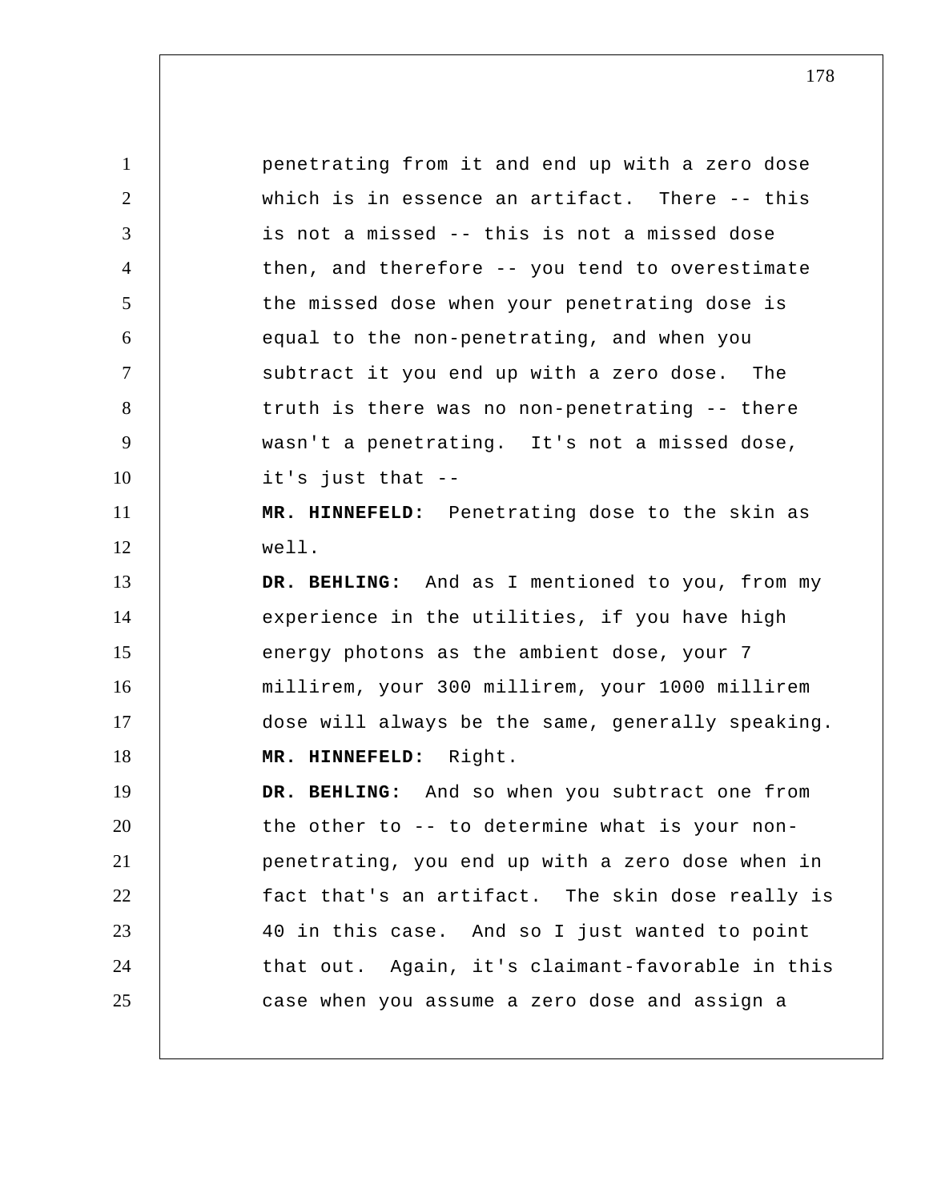penetrating from it and end up with a zero dose which is in essence an artifact. There -- this is not a missed -- this is not a missed dose then, and therefore -- you tend to overestimate the missed dose when your penetrating dose is equal to the non-penetrating, and when you subtract it you end up with a zero dose. The truth is there was no non-penetrating -- there wasn't a penetrating. It's not a missed dose, it's just that --

**MR. HINNEFELD:** Penetrating dose to the skin as well.

**DR. BEHLING:** And as I mentioned to you, from my experience in the utilities, if you have high energy photons as the ambient dose, your 7 millirem, your 300 millirem, your 1000 millirem dose will always be the same, generally speaking.

**MR. HINNEFELD:** Right.

**DR. BEHLING:** And so when you subtract one from the other to -- to determine what is your non-penetrating, you end up with a zero dose when in fact that's an artifact. The skin dose really is 40 in this case. And so I just wanted to point that out. Again, it's claimant-favorable in this case when you assume a zero dose and assign a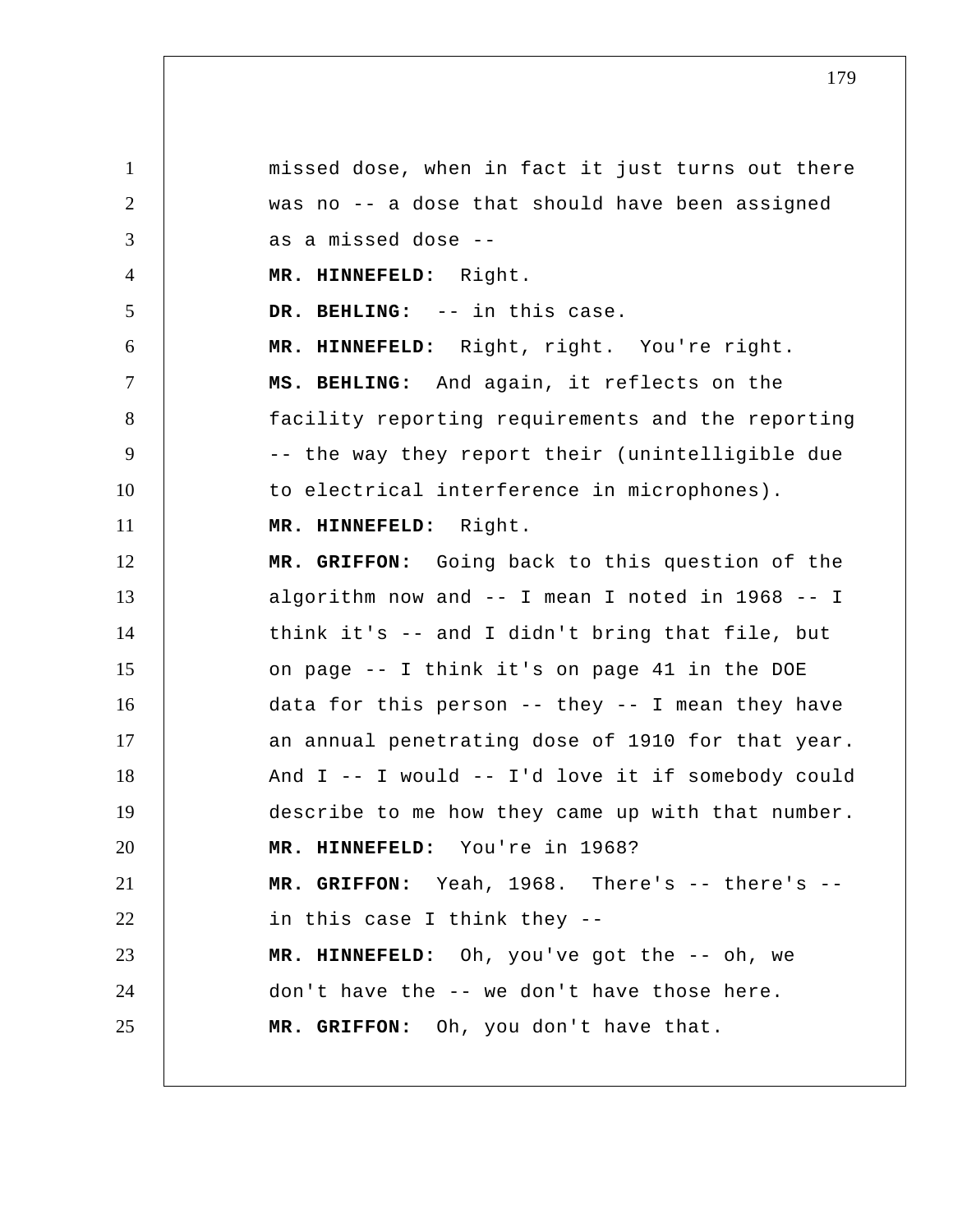missed dose, when in fact it just turns out there was no -- a dose that should have been assigned as a missed dose --

**MR. HINNEFELD:** Right.

**DR. BEHLING:** -- in this case.

**MR. HINNEFELD:** Right, right. You're right.

**MS. BEHLING:** And again, it reflects on the facility reporting requirements and the reporting -- the way they report their (unintelligible due to electrical interference in microphones).

**MR. HINNEFELD:** Right.

**MR. GRIFFON:** Going back to this question of the algorithm now and -- I mean I noted in 1968 -- I think it's -- and I didn't bring that file, but on page -- I think it's on page 41 in the DOE data for this person -- they -- I mean they have an annual penetrating dose of 1910 for that year. And I -- I would -- I'd love it if somebody could describe to me how they came up with that number.

**MR. HINNEFELD:** You're in 1968?

**MR. GRIFFON:** Yeah, 1968. There's -- there's -- in this case I think they --

**MR. HINNEFELD:** Oh, you've got the -- oh, we don't have the -- we don't have those here.

**MR. GRIFFON:** Oh, you don't have that.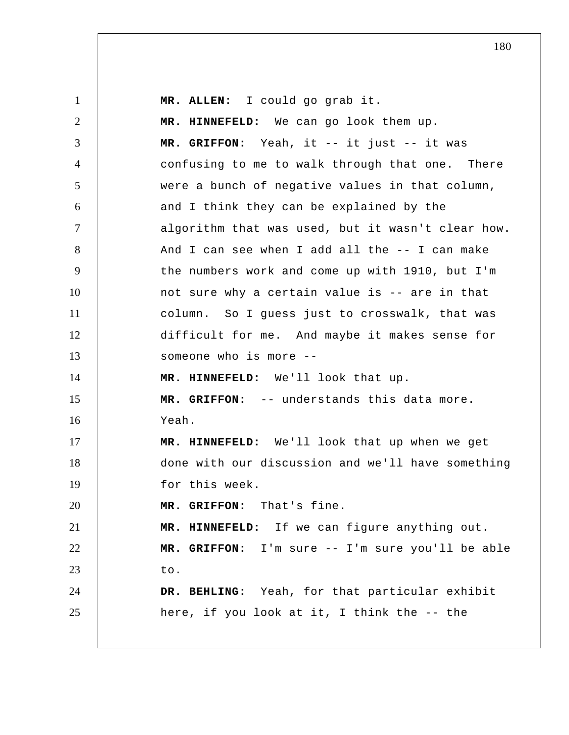**MR. ALLEN:** I could go grab it.

**MR. HINNEFELD:** We can go look them up.

**MR. GRIFFON:** Yeah, it -- it just -- it was confusing to me to walk through that one. There were a bunch of negative values in that column, and I think they can be explained by the algorithm that was used, but it wasn't clear how. And I can see when I add all the -- I can make the numbers work and come up with 1910, but I'm not sure why a certain value is -- are in that column. So I guess just to crosswalk, that was difficult for me. And maybe it makes sense for someone who is more --

**MR. HINNEFELD:** We'll look that up.

**MR. GRIFFON:** -- understands this data more. Yeah.

**MR. HINNEFELD:** We'll look that up when we get done with our discussion and we'll have something for this week.

**MR. GRIFFON:** That's fine.

**MR. HINNEFELD:** If we can figure anything out.

**MR. GRIFFON:** I'm sure -- I'm sure you'll be able to.

**DR. BEHLING:** Yeah, for that particular exhibit here, if you look at it, I think the -- the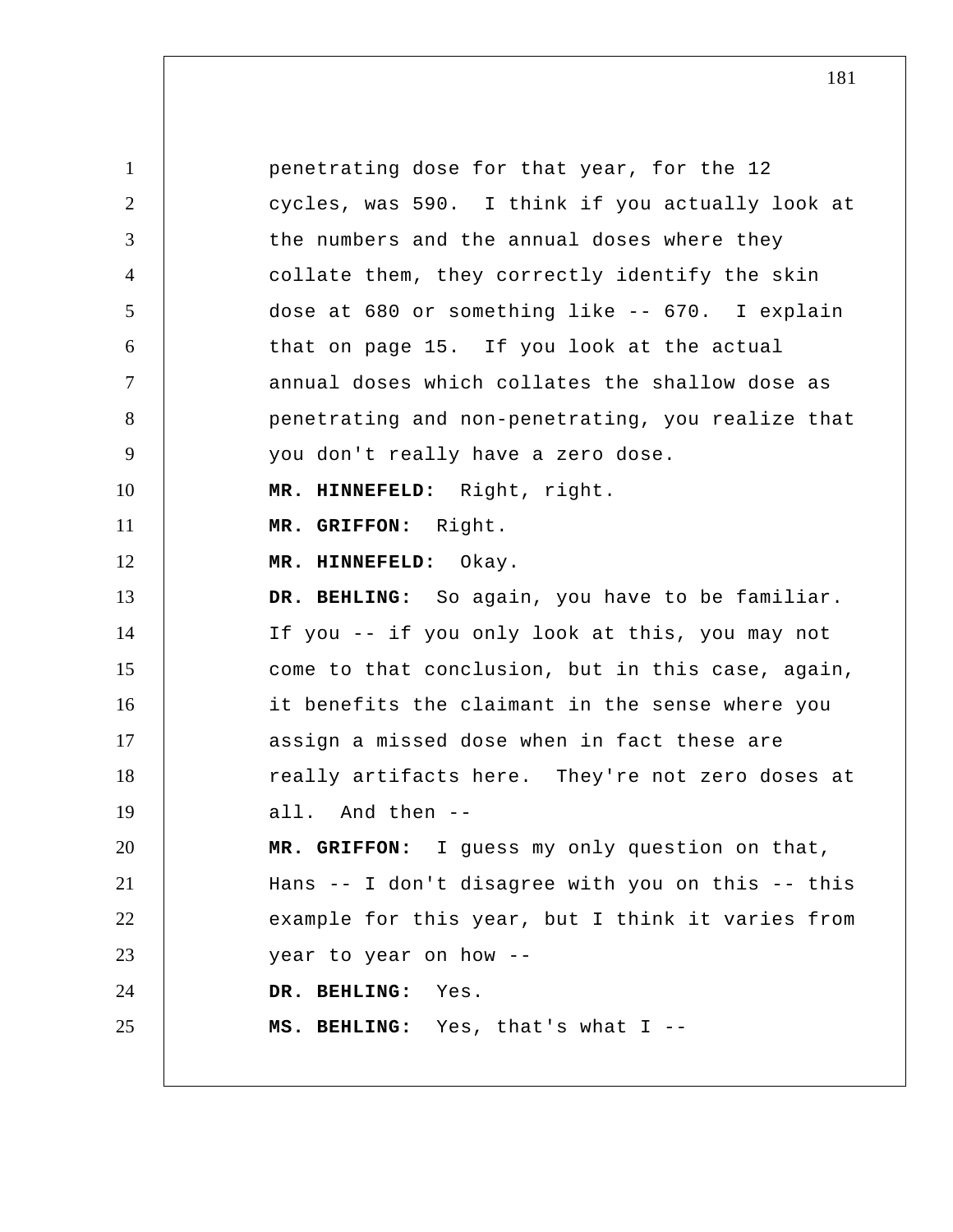penetrating dose for that year, for the 12 cycles, was 590. I think if you actually look at the numbers and the annual doses where they collate them, they correctly identify the skin dose at 680 or something like -- 670. I explain that on page 15. If you look at the actual annual doses which collates the shallow dose as penetrating and non-penetrating, you realize that you don't really have a zero dose.

**MR. HINNEFELD:** Right, right.

**MR. GRIFFON:** Right.

**MR. HINNEFELD:** Okay.

**DR. BEHLING:** So again, you have to be familiar. If you -- if you only look at this, you may not come to that conclusion, but in this case, again, it benefits the claimant in the sense where you assign a missed dose when in fact these are really artifacts here. They're not zero doses at all. And then --

**MR. GRIFFON:** I guess my only question on that, Hans -- I don't disagree with you on this -- this example for this year, but I think it varies from year to year on how --

**DR. BEHLING:** Yes.

**MS. BEHLING:** Yes, that's what I --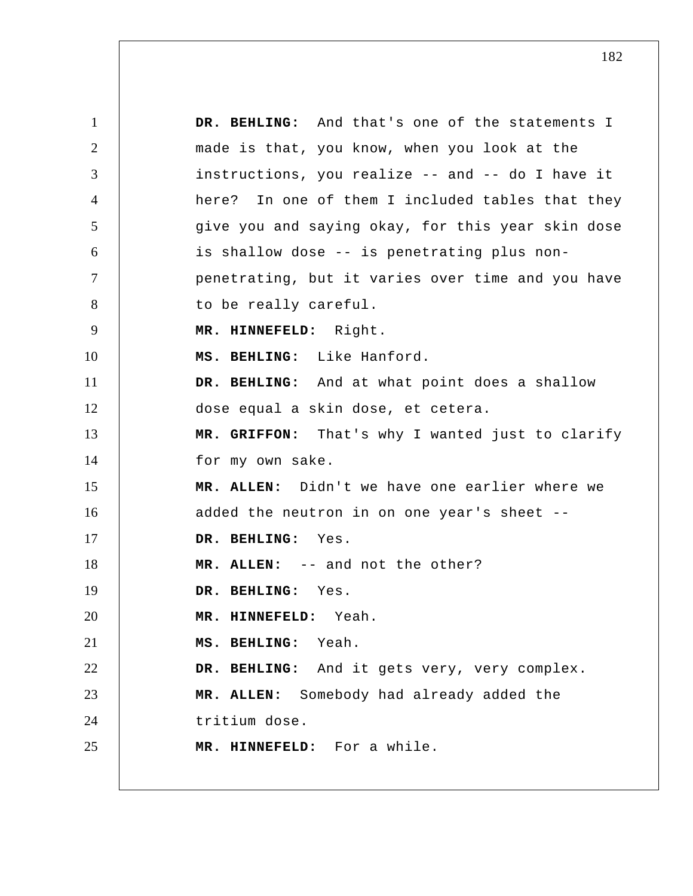**DR. BEHLING:** And that's one of the statements I made is that, you know, when you look at the instructions, you realize -- and -- do I have it here? In one of them I included tables that they give you and saying okay, for this year skin dose is shallow dose -- is penetrating plus non-penetrating, but it varies over time and you have to be really careful.

**MR. HINNEFELD:** Right.

**MS. BEHLING:** Like Hanford.

**DR. BEHLING:** And at what point does a shallow dose equal a skin dose, et cetera.

**MR. GRIFFON:** That's why I wanted just to clarify for my own sake.

**MR. ALLEN:** Didn't we have one earlier where we added the neutron in on one year's sheet --

**DR. BEHLING:** Yes.

**MR. ALLEN:** -- and not the other?

**DR. BEHLING:** Yes.

**MR. HINNEFELD:** Yeah.

**MS. BEHLING:** Yeah.

**DR. BEHLING:** And it gets very, very complex.

**MR. ALLEN:** Somebody had already added the tritium dose.

**MR. HINNEFELD:** For a while.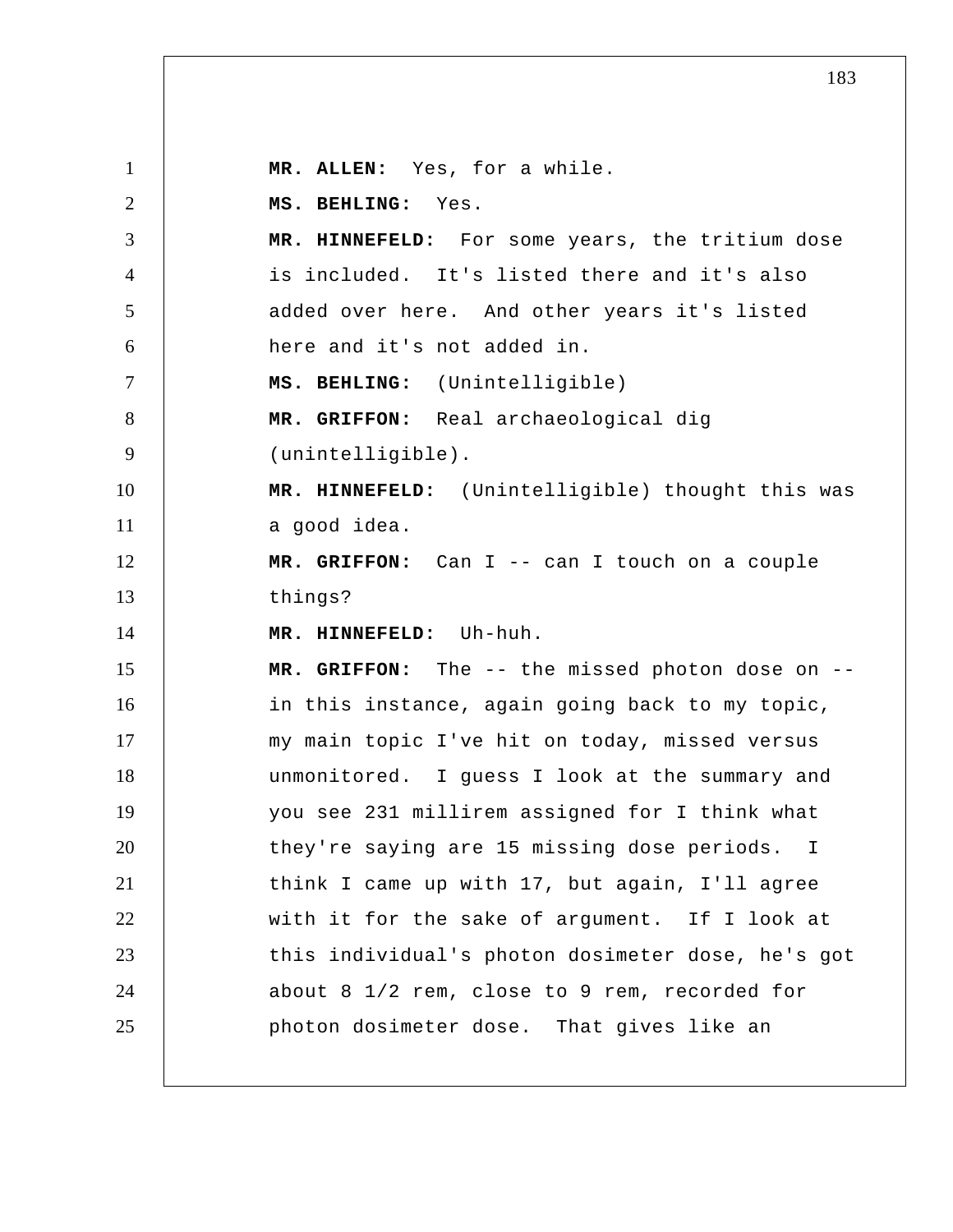**MR. ALLEN:** Yes, for a while.

**MS. BEHLING:** Yes.

**MR. HINNEFELD:** For some years, the tritium dose is included. It's listed there and it's also added over here. And other years it's listed here and it's not added in.

**MS. BEHLING:** (Unintelligible)

**MR. GRIFFON:** Real archaeological dig (unintelligible).

**MR. HINNEFELD:** (Unintelligible) thought this was a good idea.

**MR. GRIFFON:** Can I -- can I touch on a couple things?

**MR. HINNEFELD:** Uh-huh.

**MR. GRIFFON:** The -- the missed photon dose on -- in this instance, again going back to my topic, my main topic I've hit on today, missed versus unmonitored. I guess I look at the summary and you see 231 millirem assigned for I think what they're saying are 15 missing dose periods. I think I came up with 17, but again, I'll agree with it for the sake of argument. If I look at this individual's photon dosimeter dose, he's got about 8 1/2 rem, close to 9 rem, recorded for photon dosimeter dose. That gives like an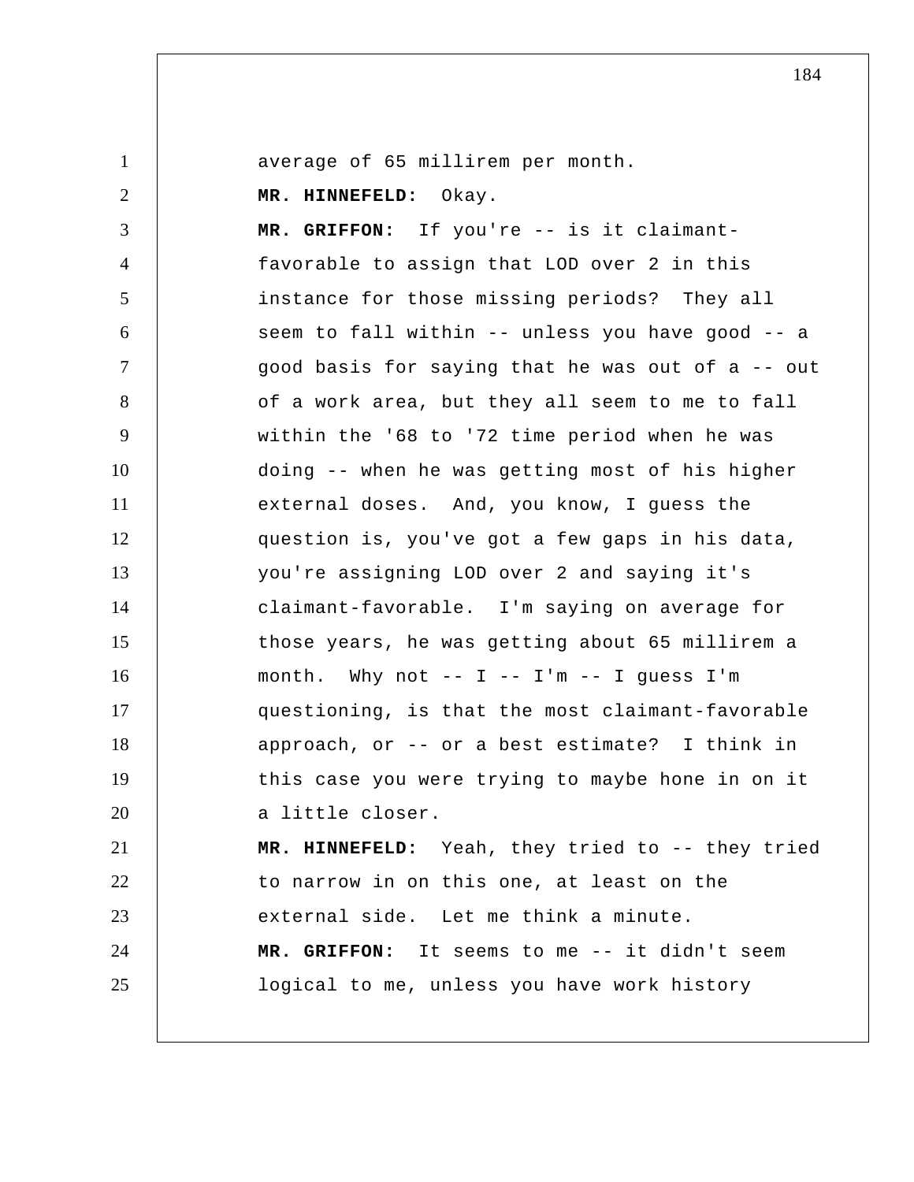average of 65 millirem per month.

**MR. HINNEFELD:** Okay.

**MR. GRIFFON:** If you're -- is it claimant-favorable to assign that LOD over 2 in this instance for those missing periods? They all seem to fall within -- unless you have good -- a good basis for saying that he was out of a -- out of a work area, but they all seem to me to fall within the '68 to '72 time period when he was doing -- when he was getting most of his higher external doses. And, you know, I guess the question is, you've got a few gaps in his data, you're assigning LOD over 2 and saying it's claimant-favorable. I'm saying on average for those years, he was getting about 65 millirem a month. Why not -- I -- I'm -- I guess I'm questioning, is that the most claimant-favorable approach, or -- or a best estimate? I think in this case you were trying to maybe hone in on it a little closer.

**MR. HINNEFELD:** Yeah, they tried to -- they tried to narrow in on this one, at least on the external side. Let me think a minute.

**MR. GRIFFON:** It seems to me -- it didn't seem logical to me, unless you have work history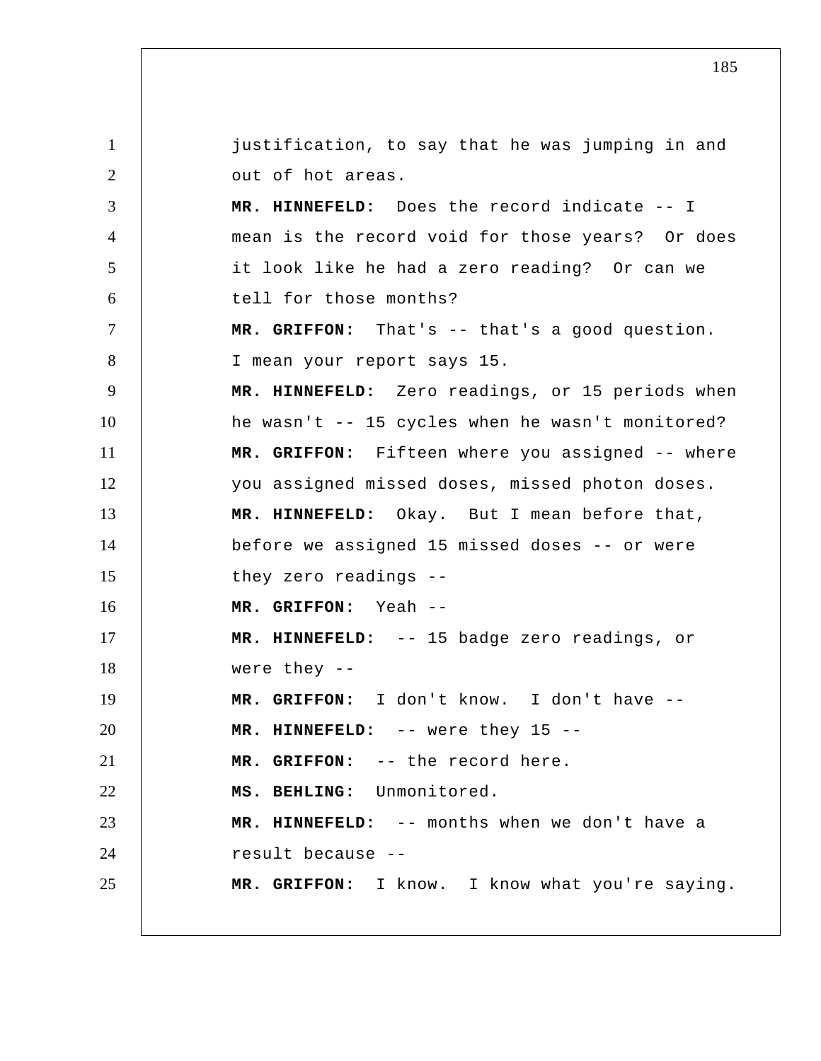justification, to say that he was jumping in and out of hot areas.

**MR. HINNEFELD:** Does the record indicate -- I mean is the record void for those years? Or does it look like he had a zero reading? Or can we tell for those months?

**MR. GRIFFON:** That's -- that's a good question. I mean your report says 15.

**MR. HINNEFELD:** Zero readings, or 15 periods when he wasn't -- 15 cycles when he wasn't monitored?

**MR. GRIFFON:** Fifteen where you assigned -- where you assigned missed doses, missed photon doses.

**MR. HINNEFELD:** Okay. But I mean before that, before we assigned 15 missed doses -- or were they zero readings --

**MR. GRIFFON:** Yeah --

**MR. HINNEFELD:** -- 15 badge zero readings, or were they --

**MR. GRIFFON:** I don't know. I don't have --

**MR. HINNEFELD:** -- were they 15 --

**MR. GRIFFON:** -- the record here.

**MS. BEHLING:** Unmonitored.

**MR. HINNEFELD:** -- months when we don't have a result because --

**MR. GRIFFON:** I know. I know what you're saying.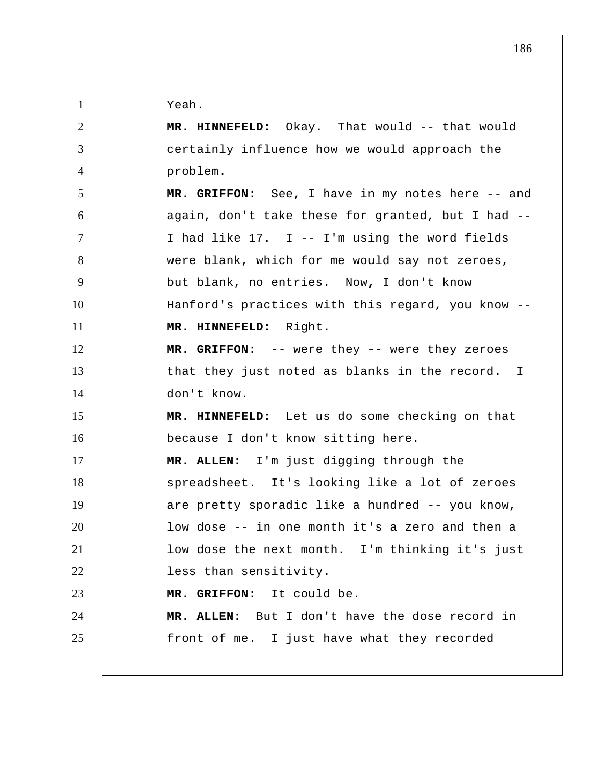Yeah.

**MR. HINNEFELD:** Okay. That would -- that would certainly influence how we would approach the problem.

**MR. GRIFFON:** See, I have in my notes here -- and again, don't take these for granted, but I had -- I had like 17. I -- I'm using the word fields were blank, which for me would say not zeroes, but blank, no entries. Now, I don't know Hanford's practices with this regard, you know --

**MR. HINNEFELD:** Right.

**MR. GRIFFON:** -- were they -- were they zeroes that they just noted as blanks in the record. I don't know.

**MR. HINNEFELD:** Let us do some checking on that because I don't know sitting here.

**MR. ALLEN:** I'm just digging through the spreadsheet. It's looking like a lot of zeroes are pretty sporadic like a hundred -- you know, low dose -- in one month it's a zero and then a low dose the next month. I'm thinking it's just less than sensitivity.

**MR. GRIFFON:** It could be.

**MR. ALLEN:** But I don't have the dose record in front of me. I just have what they recorded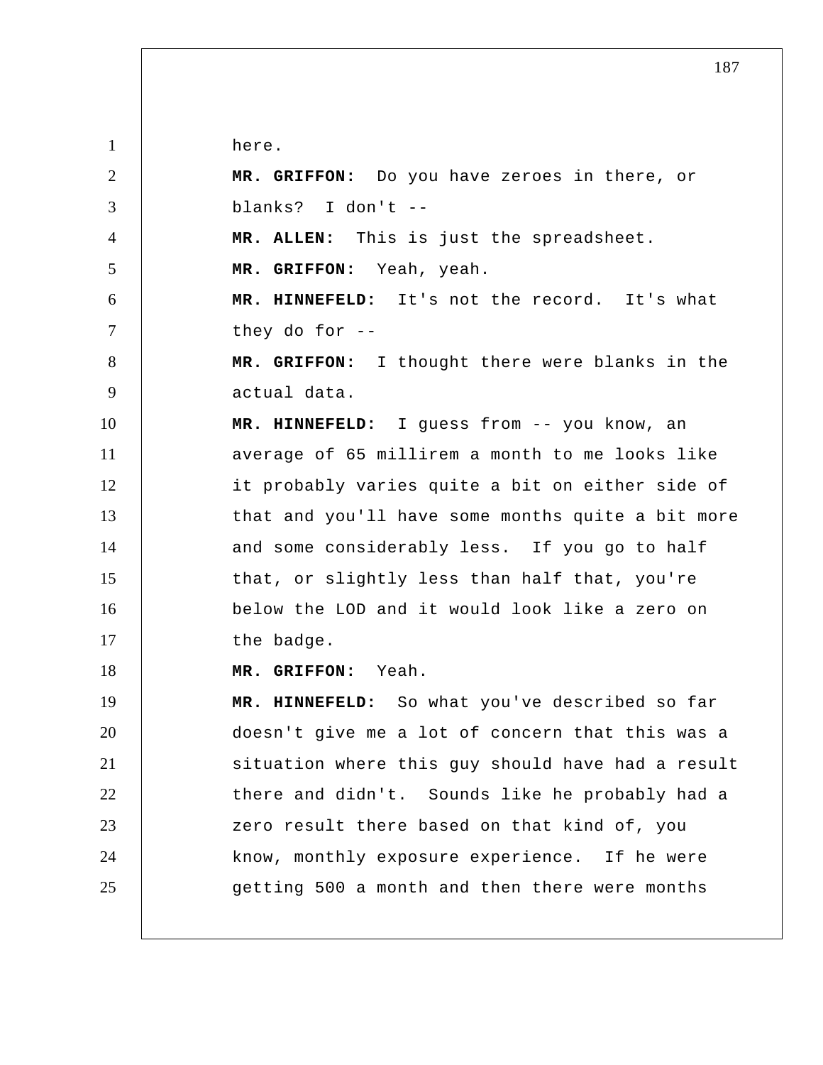here.

**MR. GRIFFON:** Do you have zeroes in there, or blanks? I don't --

**MR. ALLEN:** This is just the spreadsheet.

**MR. GRIFFON:** Yeah, yeah.

**MR. HINNEFELD:** It's not the record. It's what they do for --

**MR. GRIFFON:** I thought there were blanks in the actual data.

**MR. HINNEFELD:** I guess from -- you know, an average of 65 millirem a month to me looks like it probably varies quite a bit on either side of that and you'll have some months quite a bit more and some considerably less. If you go to half that, or slightly less than half that, you're below the LOD and it would look like a zero on the badge.

**MR. GRIFFON:** Yeah.

**MR. HINNEFELD:** So what you've described so far doesn't give me a lot of concern that this was a situation where this guy should have had a result there and didn't. Sounds like he probably had a zero result there based on that kind of, you know, monthly exposure experience. If he were getting 500 a month and then there were months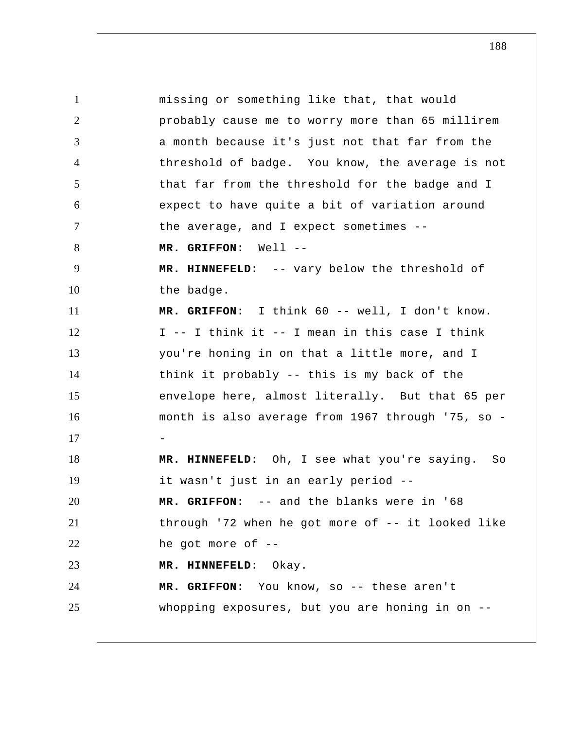missing or something like that, that would probably cause me to worry more than 65 millirem a month because it's just not that far from the threshold of badge. You know, the average is not that far from the threshold for the badge and I expect to have quite a bit of variation around the average, and I expect sometimes --

**MR. GRIFFON:** Well --

**MR. HINNEFELD:** -- vary below the threshold of the badge.

**MR. GRIFFON:** I think 60 -- well, I don't know. I -- I think it -- I mean in this case I think you're honing in on that a little more, and I think it probably -- this is my back of the envelope here, almost literally. But that 65 per month is also average from 1967 through '75, so --

**MR. HINNEFELD:** Oh, I see what you're saying. So it wasn't just in an early period --

**MR. GRIFFON:** -- and the blanks were in '68 through '72 when he got more of -- it looked like he got more of --

**MR. HINNEFELD:** Okay.

**MR. GRIFFON:** You know, so -- these aren't whopping exposures, but you are honing in on --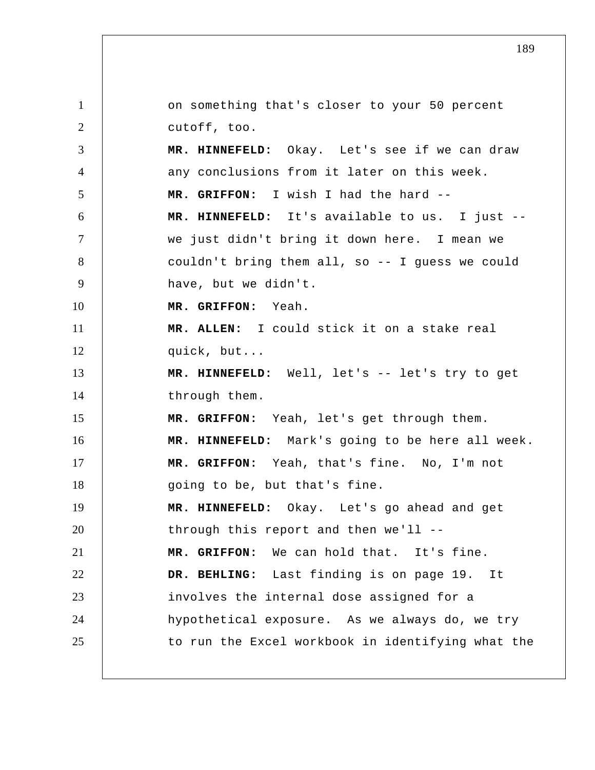on something that's closer to your 50 percent cutoff, too.

**MR. HINNEFELD:** Okay. Let's see if we can draw any conclusions from it later on this week.

**MR. GRIFFON:** I wish I had the hard --

**MR. HINNEFELD:** It's available to us. I just -- we just didn't bring it down here. I mean we couldn't bring them all, so -- I guess we could have, but we didn't.

**MR. GRIFFON:** Yeah.

**MR. ALLEN:** I could stick it on a stake real quick, but...

**MR. HINNEFELD:** Well, let's -- let's try to get through them.

**MR. GRIFFON:** Yeah, let's get through them.

**MR. HINNEFELD:** Mark's going to be here all week.

**MR. GRIFFON:** Yeah, that's fine. No, I'm not going to be, but that's fine.

**MR. HINNEFELD:** Okay. Let's go ahead and get through this report and then we'll --

**MR. GRIFFON:** We can hold that. It's fine.

**DR. BEHLING:** Last finding is on page 19. It involves the internal dose assigned for a hypothetical exposure. As we always do, we try to run the Excel workbook in identifying what the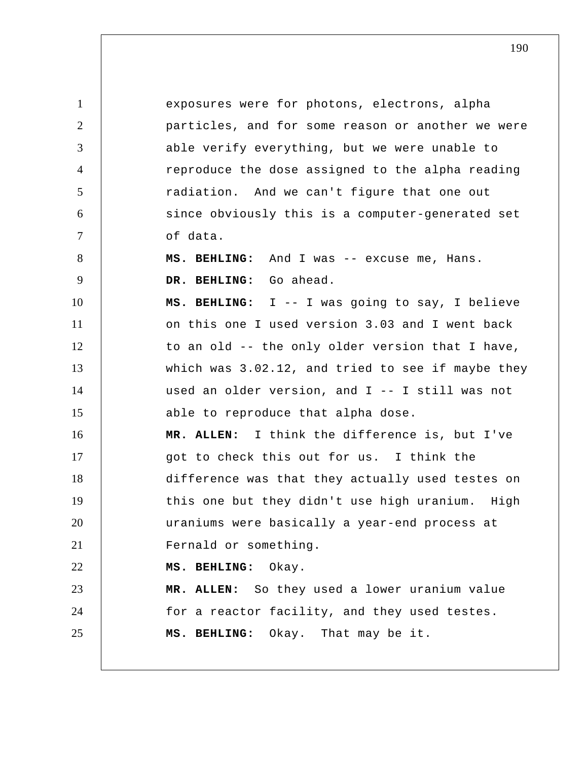exposures were for photons, electrons, alpha particles, and for some reason or another we were able verify everything, but we were unable to reproduce the dose assigned to the alpha reading radiation. And we can't figure that one out since obviously this is a computer-generated set of data.

**MS. BEHLING:** And I was -- excuse me, Hans.

**DR. BEHLING:** Go ahead.

**MS. BEHLING:** I -- I was going to say, I believe on this one I used version 3.03 and I went back to an old -- the only older version that I have, which was 3.02.12, and tried to see if maybe they used an older version, and I -- I still was not able to reproduce that alpha dose.

**MR. ALLEN:** I think the difference is, but I've got to check this out for us. I think the difference was that they actually used testes on this one but they didn't use high uranium. High uraniums were basically a year-end process at Fernald or something.

**MS. BEHLING:** Okay.

**MR. ALLEN:** So they used a lower uranium value for a reactor facility, and they used testes.

**MS. BEHLING:** Okay. That may be it.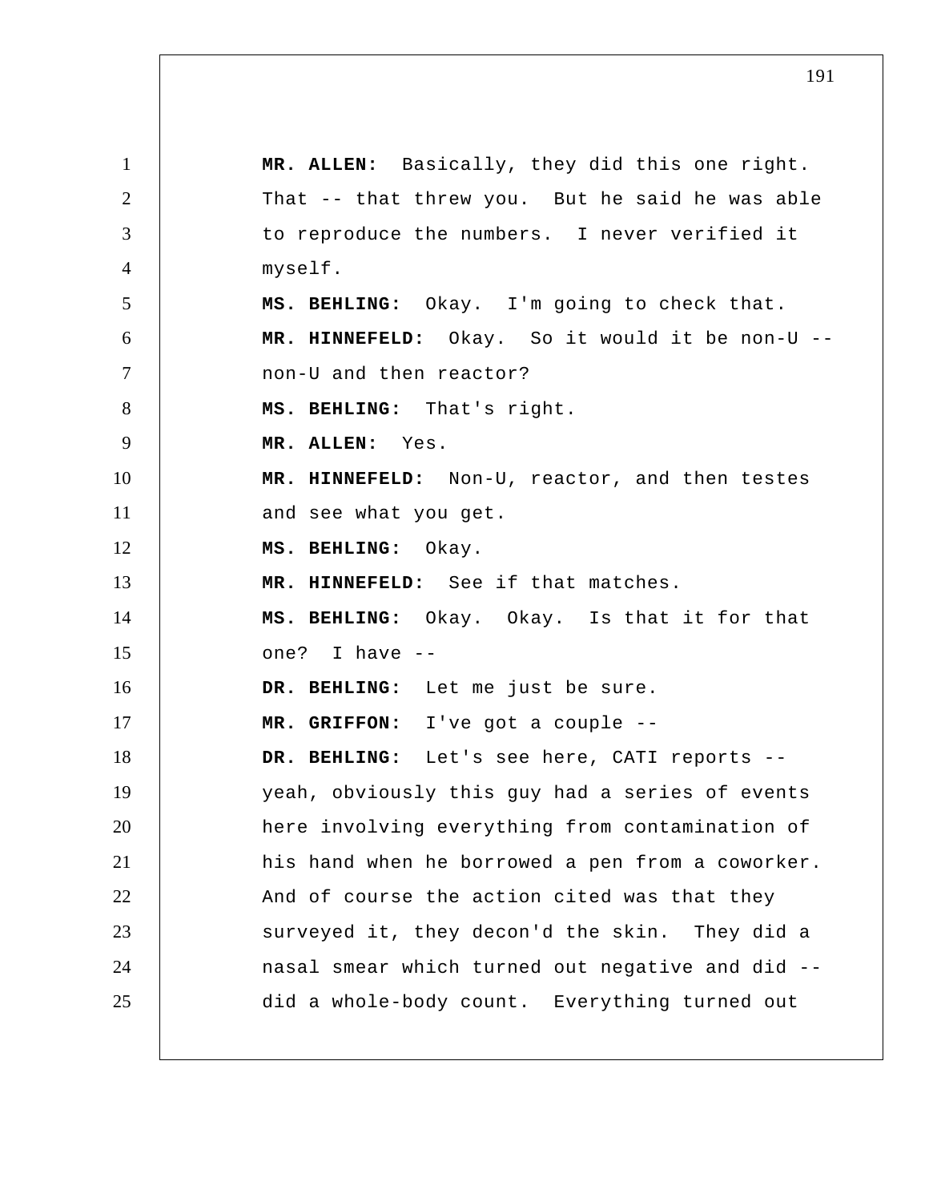**MR. ALLEN:** Basically, they did this one right. That -- that threw you. But he said he was able to reproduce the numbers. I never verified it myself.

**MS. BEHLING:** Okay. I'm going to check that.

**MR. HINNEFELD:** Okay. So it would it be non-U -- non-U and then reactor?

**MS. BEHLING:** That's right.

**MR. ALLEN:** Yes.

**MR. HINNEFELD:** Non-U, reactor, and then testes and see what you get.

**MS. BEHLING:** Okay.

**MR. HINNEFELD:** See if that matches.

**MS. BEHLING:** Okay. Okay. Is that it for that one? I have --

**DR. BEHLING:** Let me just be sure.

**MR. GRIFFON:** I've got a couple --

**DR. BEHLING:** Let's see here, CATI reports -- yeah, obviously this guy had a series of events here involving everything from contamination of his hand when he borrowed a pen from a coworker. And of course the action cited was that they surveyed it, they decon'd the skin. They did a nasal smear which turned out negative and did -- did a whole-body count. Everything turned out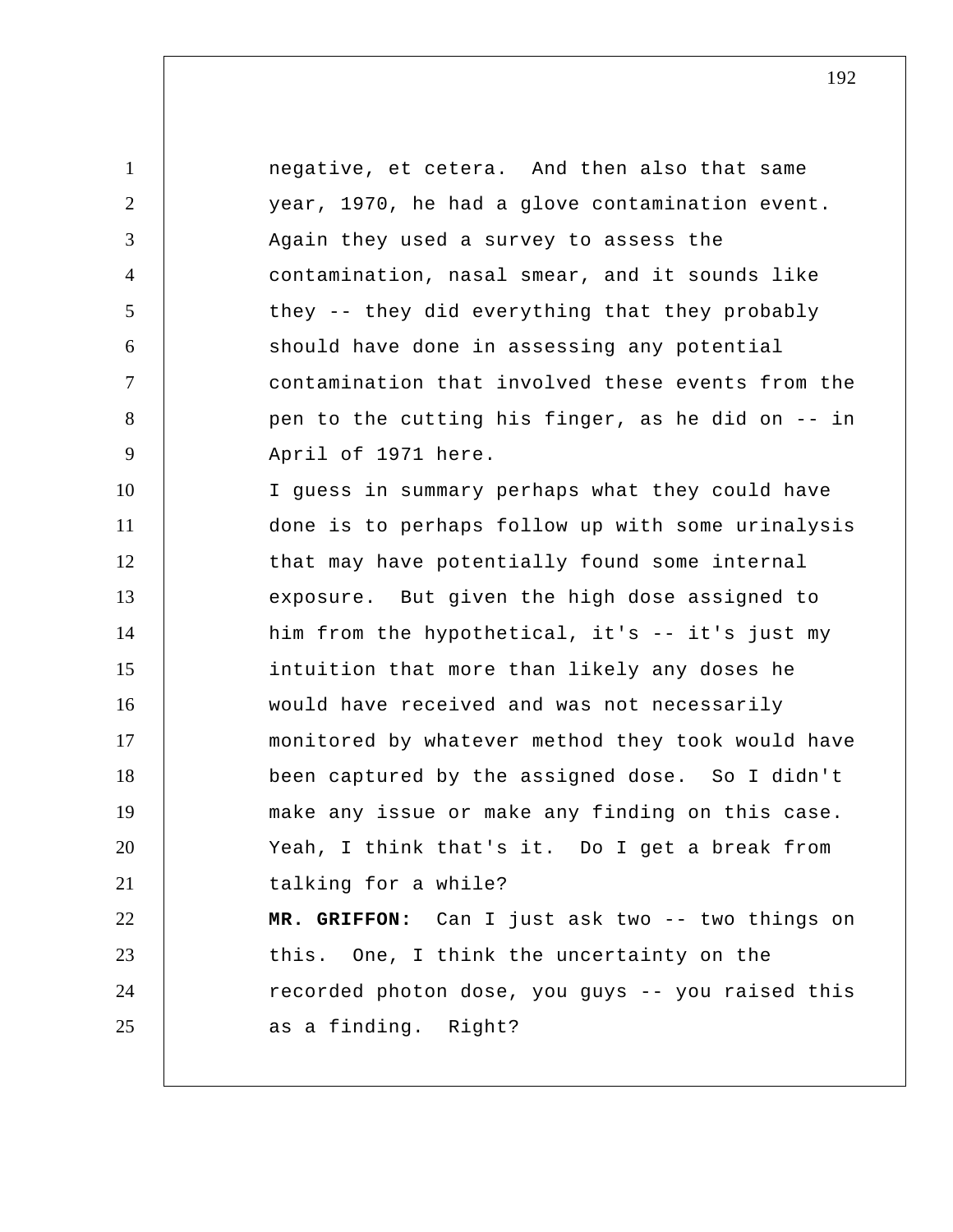negative, et cetera. And then also that same year, 1970, he had a glove contamination event. Again they used a survey to assess the contamination, nasal smear, and it sounds like they -- they did everything that they probably should have done in assessing any potential contamination that involved these events from the pen to the cutting his finger, as he did on -- in April of 1971 here.

I guess in summary perhaps what they could have done is to perhaps follow up with some urinalysis that may have potentially found some internal exposure. But given the high dose assigned to him from the hypothetical, it's -- it's just my intuition that more than likely any doses he would have received and was not necessarily monitored by whatever method they took would have been captured by the assigned dose. So I didn't make any issue or make any finding on this case. Yeah, I think that's it. Do I get a break from talking for a while?

**MR. GRIFFON:** Can I just ask two -- two things on this. One, I think the uncertainty on the recorded photon dose, you guys -- you raised this as a finding. Right?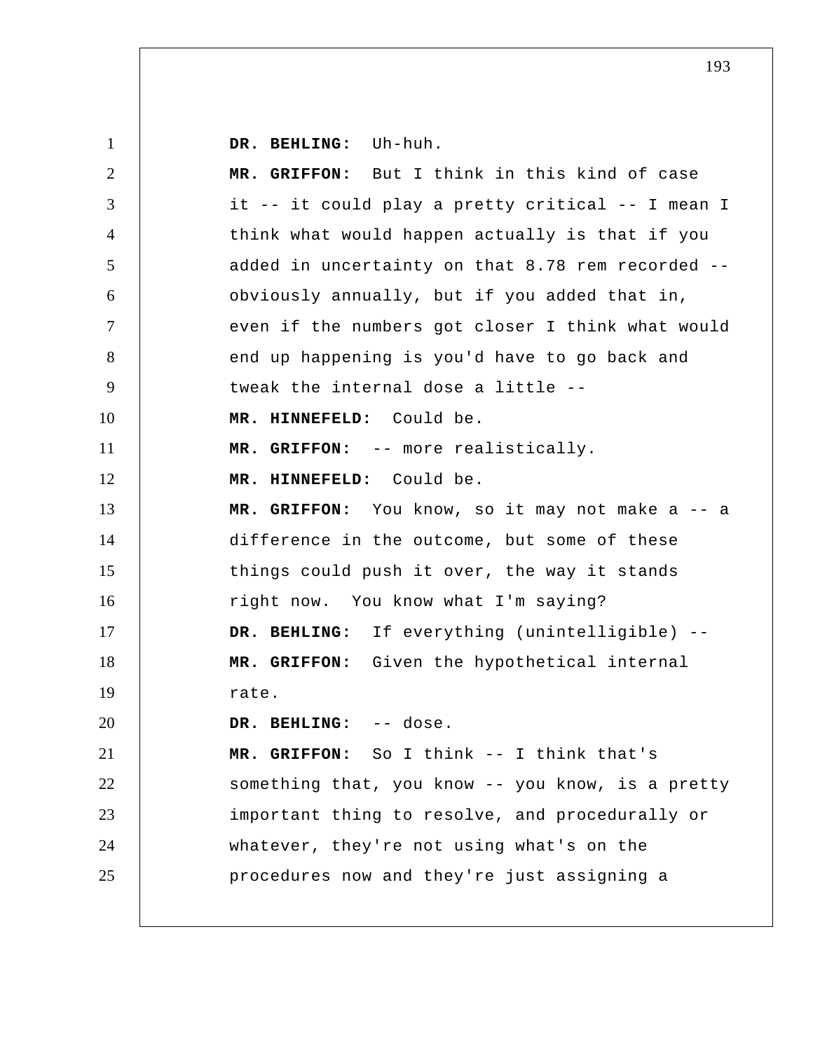**DR. BEHLING:** Uh-huh.

**MR. GRIFFON:** But I think in this kind of case it -- it could play a pretty critical -- I mean I think what would happen actually is that if you added in uncertainty on that 8.78 rem recorded -- obviously annually, but if you added that in, even if the numbers got closer I think what would end up happening is you'd have to go back and tweak the internal dose a little --

**MR. HINNEFELD:** Could be.

**MR. GRIFFON:** -- more realistically.

**MR. HINNEFELD:** Could be.

**MR. GRIFFON:** You know, so it may not make a -- a difference in the outcome, but some of these things could push it over, the way it stands right now. You know what I'm saying?

**DR. BEHLING:** If everything (unintelligible) --

**MR. GRIFFON:** Given the hypothetical internal rate.

**DR. BEHLING:** -- dose.

**MR. GRIFFON:** So I think -- I think that's something that, you know -- you know, is a pretty important thing to resolve, and procedurally or whatever, they're not using what's on the procedures now and they're just assigning a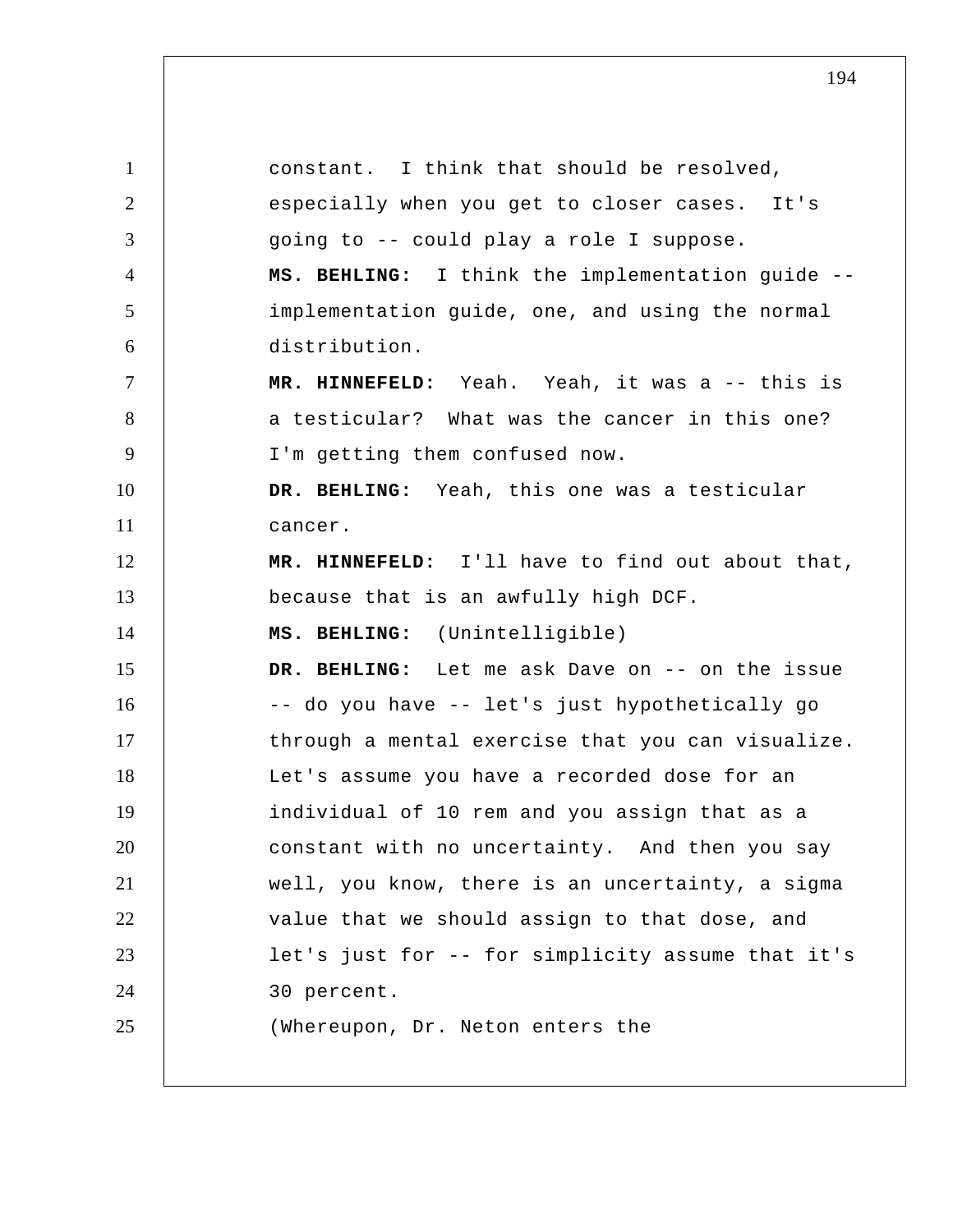constant. I think that should be resolved, especially when you get to closer cases. It's going to -- could play a role I suppose.

**MS. BEHLING:** I think the implementation guide -- implementation guide, one, and using the normal distribution.

**MR. HINNEFELD:** Yeah. Yeah, it was a -- this is a testicular? What was the cancer in this one? I'm getting them confused now.

**DR. BEHLING:** Yeah, this one was a testicular cancer.

**MR. HINNEFELD:** I'll have to find out about that, because that is an awfully high DCF.

**MS. BEHLING:** (Unintelligible)

**DR. BEHLING:** Let me ask Dave on -- on the issue -- do you have -- let's just hypothetically go through a mental exercise that you can visualize. Let's assume you have a recorded dose for an individual of 10 rem and you assign that as a constant with no uncertainty. And then you say well, you know, there is an uncertainty, a sigma value that we should assign to that dose, and let's just for -- for simplicity assume that it's 30 percent.

(Whereupon, Dr. Neton enters the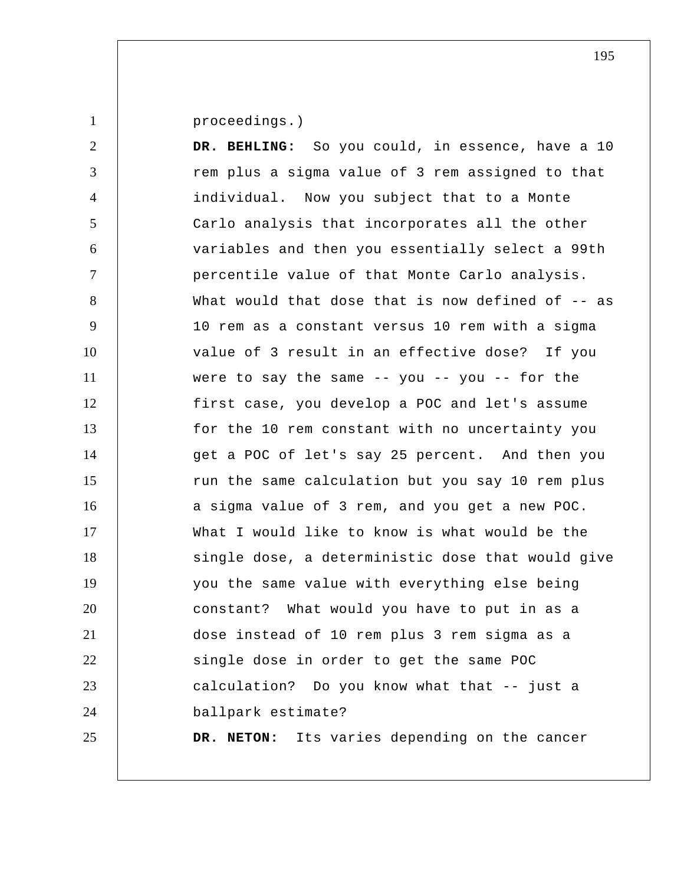proceedings.)

**DR. BEHLING:** So you could, in essence, have a 10 rem plus a sigma value of 3 rem assigned to that individual. Now you subject that to a Monte Carlo analysis that incorporates all the other variables and then you essentially select a 99th percentile value of that Monte Carlo analysis. What would that dose that is now defined of -- as 10 rem as a constant versus 10 rem with a sigma value of 3 result in an effective dose? If you were to say the same -- you -- you -- for the first case, you develop a POC and let's assume for the 10 rem constant with no uncertainty you get a POC of let's say 25 percent. And then you run the same calculation but you say 10 rem plus a sigma value of 3 rem, and you get a new POC. What I would like to know is what would be the single dose, a deterministic dose that would give you the same value with everything else being constant? What would you have to put in as a dose instead of 10 rem plus 3 rem sigma as a single dose in order to get the same POC calculation? Do you know what that -- just a ballpark estimate?

**DR. NETON:** Its varies depending on the cancer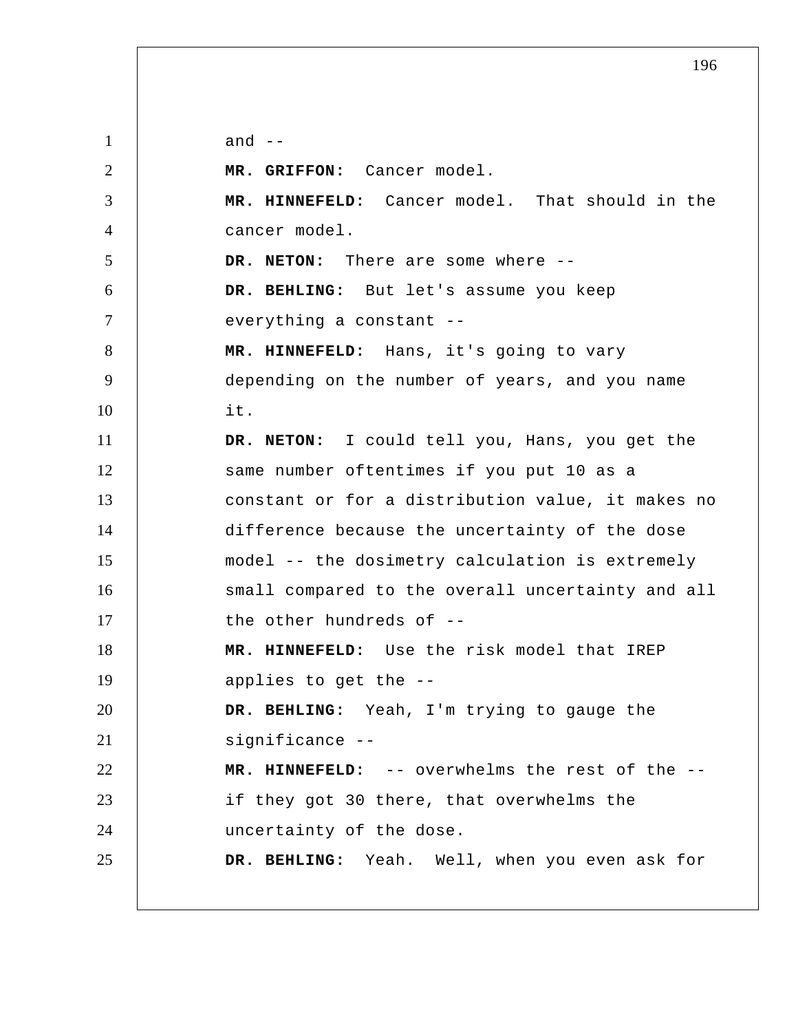and --

**MR. GRIFFON:** Cancer model.

**MR. HINNEFELD:** Cancer model. That should in the cancer model.

**DR. NETON:** There are some where --

**DR. BEHLING:** But let's assume you keep everything a constant --

**MR. HINNEFELD:** Hans, it's going to vary depending on the number of years, and you name it.

**DR. NETON:** I could tell you, Hans, you get the same number oftentimes if you put 10 as a constant or for a distribution value, it makes no difference because the uncertainty of the dose model -- the dosimetry calculation is extremely small compared to the overall uncertainty and all the other hundreds of --

**MR. HINNEFELD:** Use the risk model that IREP applies to get the --

**DR. BEHLING:** Yeah, I'm trying to gauge the significance --

**MR. HINNEFELD:** -- overwhelms the rest of the -- if they got 30 there, that overwhelms the uncertainty of the dose.

**DR. BEHLING:** Yeah. Well, when you even ask for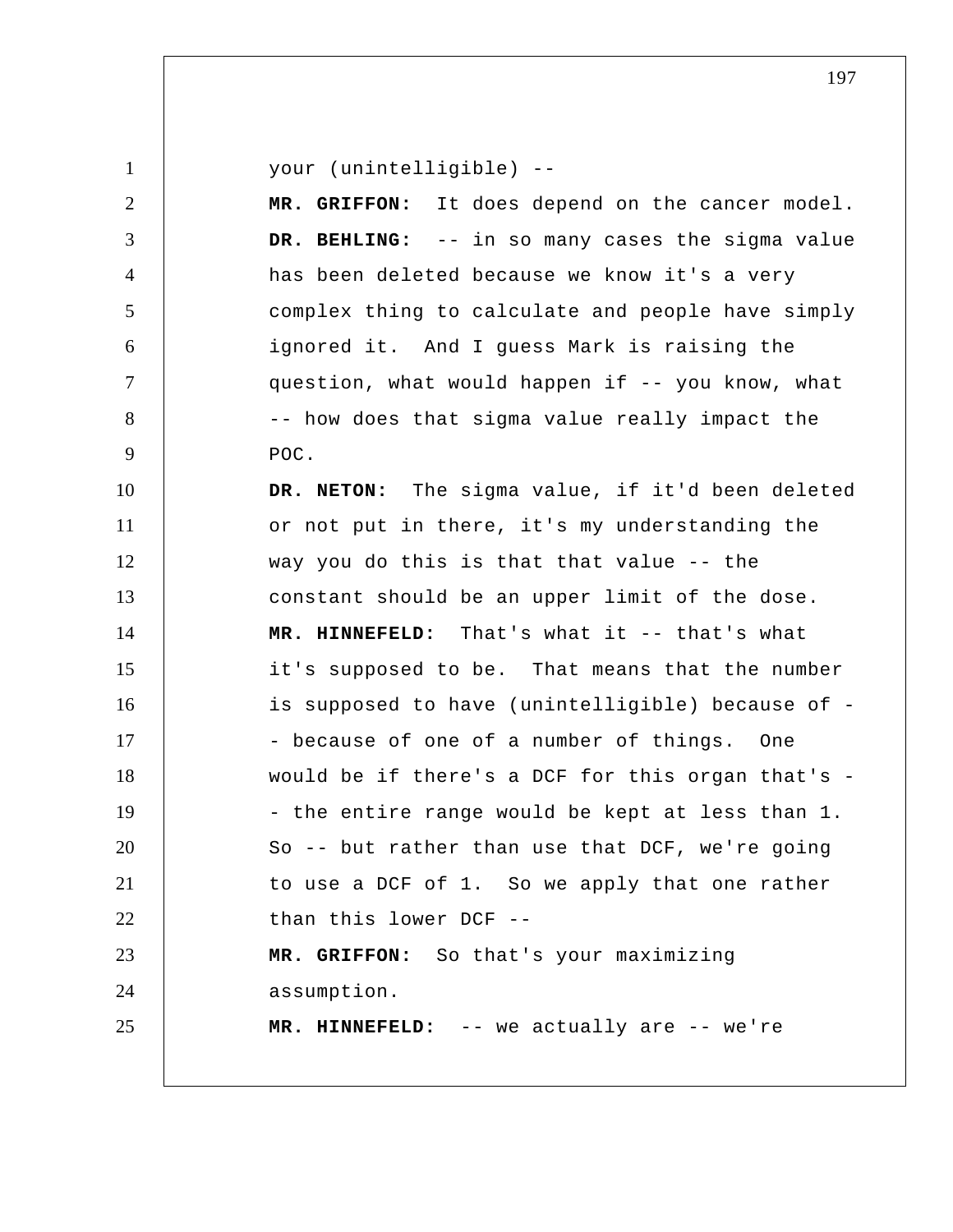your (unintelligible) --

**MR. GRIFFON:** It does depend on the cancer model.

**DR. BEHLING:** -- in so many cases the sigma value has been deleted because we know it's a very complex thing to calculate and people have simply ignored it. And I guess Mark is raising the question, what would happen if -- you know, what -- how does that sigma value really impact the POC.

**DR. NETON:** The sigma value, if it'd been deleted or not put in there, it's my understanding the way you do this is that that value -- the constant should be an upper limit of the dose.

**MR. HINNEFELD:** That's what it -- that's what it's supposed to be. That means that the number is supposed to have (unintelligible) because of -- because of one of a number of things. One would be if there's a DCF for this organ that's -- the entire range would be kept at less than 1. So -- but rather than use that DCF, we're going to use a DCF of 1. So we apply that one rather than this lower DCF --

**MR. GRIFFON:** So that's your maximizing assumption.

**MR. HINNEFELD:** -- we actually are -- we're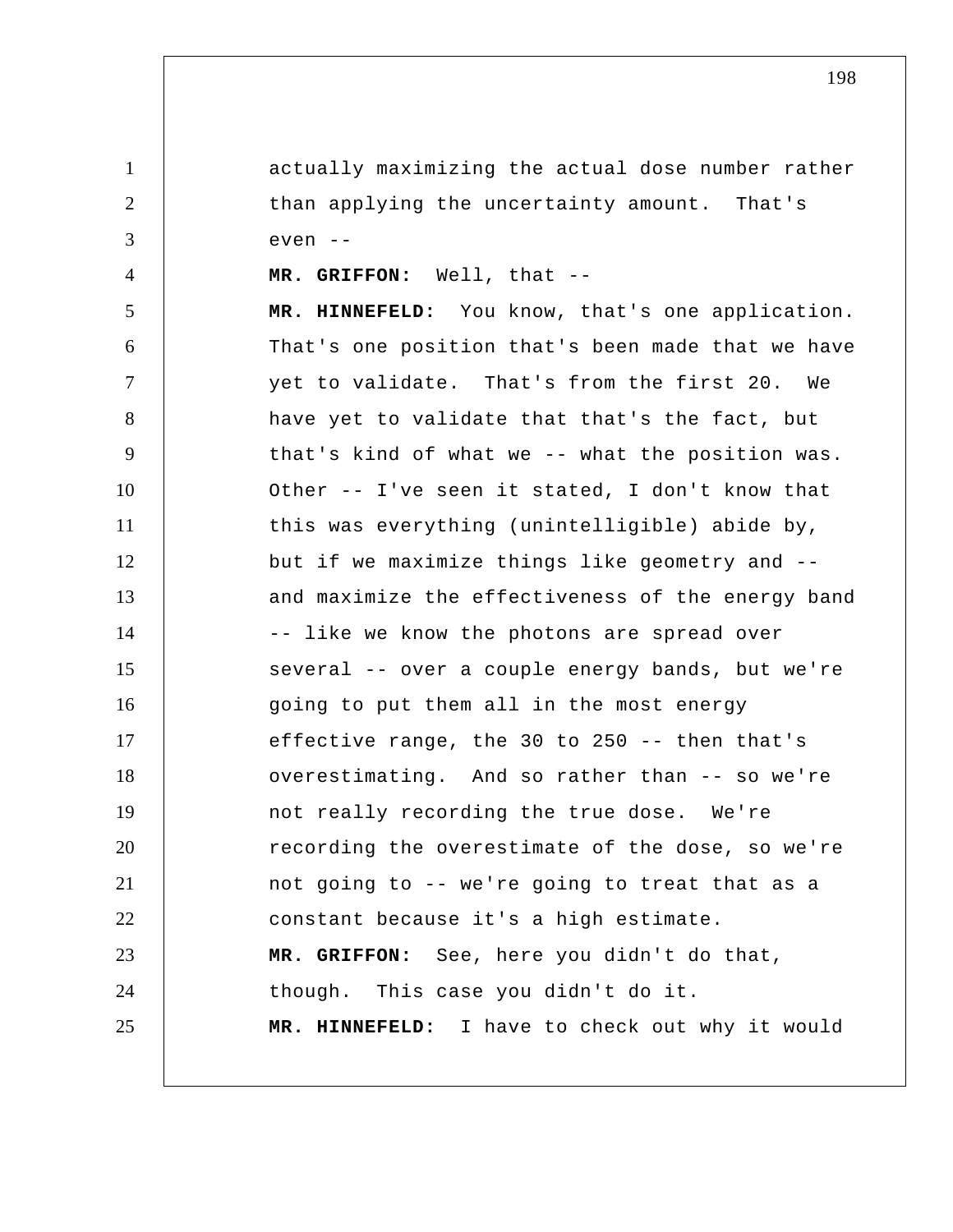actually maximizing the actual dose number rather than applying the uncertainty amount. That's even --

**MR. GRIFFON:** Well, that --

**MR. HINNEFELD:** You know, that's one application. That's one position that's been made that we have yet to validate. That's from the first 20. We have yet to validate that that's the fact, but that's kind of what we -- what the position was. Other -- I've seen it stated, I don't know that this was everything (unintelligible) abide by, but if we maximize things like geometry and -- and maximize the effectiveness of the energy band -- like we know the photons are spread over several -- over a couple energy bands, but we're going to put them all in the most energy effective range, the 30 to 250 -- then that's overestimating. And so rather than -- so we're not really recording the true dose. We're recording the overestimate of the dose, so we're not going to -- we're going to treat that as a constant because it's a high estimate.

**MR. GRIFFON:** See, here you didn't do that, though. This case you didn't do it.

**MR. HINNEFELD:** I have to check out why it would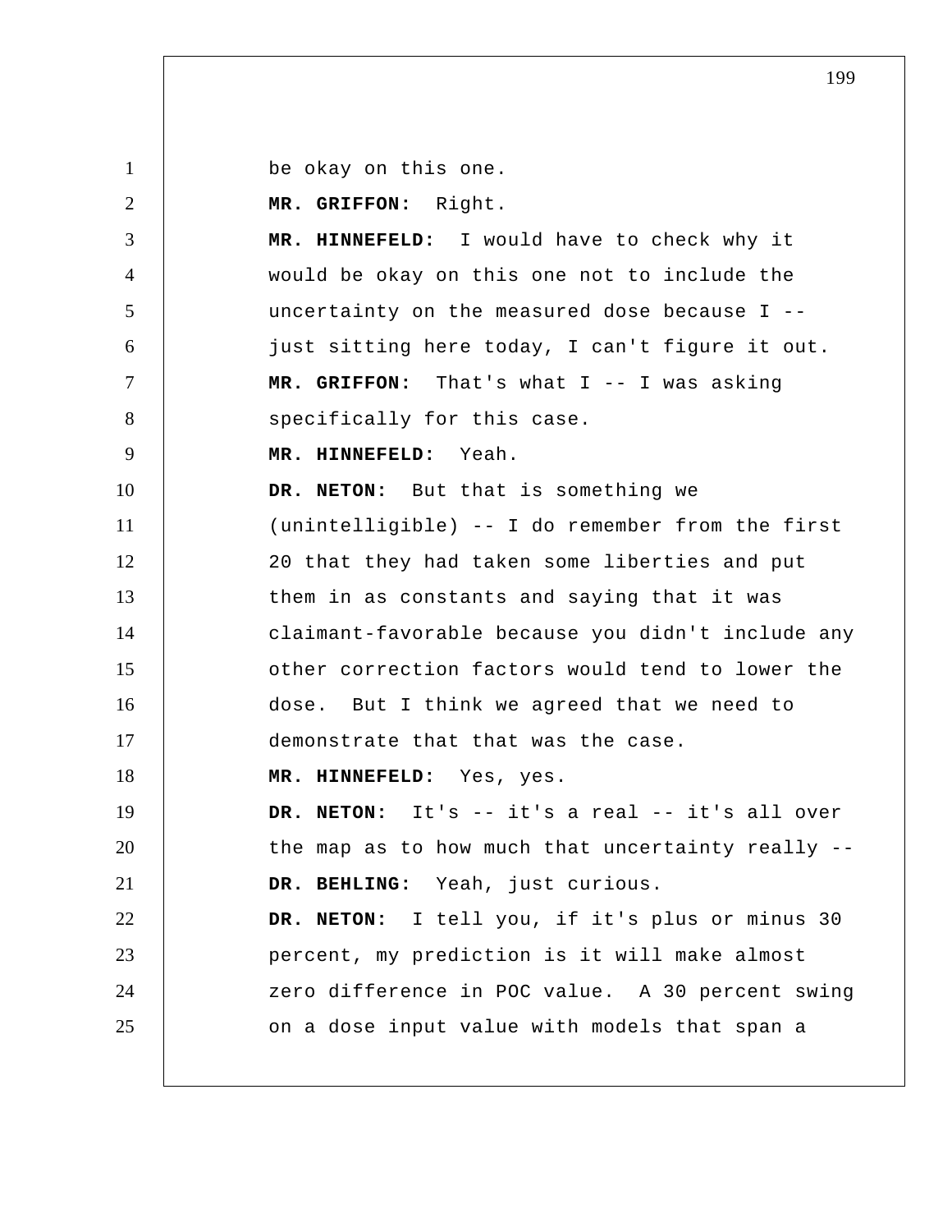be okay on this one.

**MR. GRIFFON:** Right.

**MR. HINNEFELD:** I would have to check why it would be okay on this one not to include the uncertainty on the measured dose because I -- just sitting here today, I can't figure it out.

**MR. GRIFFON:** That's what I -- I was asking specifically for this case.

**MR. HINNEFELD:** Yeah.

**DR. NETON:** But that is something we (unintelligible) -- I do remember from the first 20 that they had taken some liberties and put them in as constants and saying that it was claimant-favorable because you didn't include any other correction factors would tend to lower the dose. But I think we agreed that we need to demonstrate that that was the case.

**MR. HINNEFELD:** Yes, yes.

**DR. NETON:** It's -- it's a real -- it's all over the map as to how much that uncertainty really --

**DR. BEHLING:** Yeah, just curious.

**DR. NETON:** I tell you, if it's plus or minus 30 percent, my prediction is it will make almost zero difference in POC value. A 30 percent swing on a dose input value with models that span a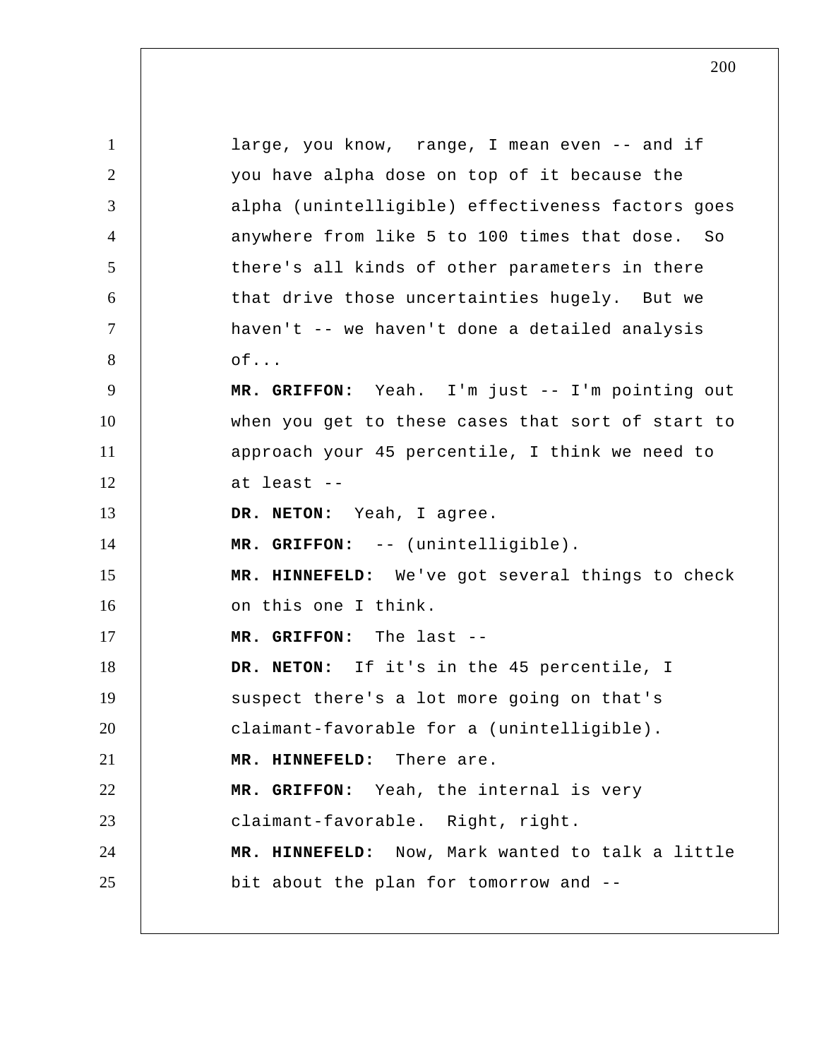large, you know,  range, I mean even -- and if you have alpha dose on top of it because the alpha (unintelligible) effectiveness factors goes anywhere from like 5 to 100 times that dose.  So there's all kinds of other parameters in there that drive those uncertainties hugely.  But we haven't -- we haven't done a detailed analysis of...

**MR. GRIFFON:**  Yeah.  I'm just -- I'm pointing out when you get to these cases that sort of start to approach your 45 percentile, I think we need to at least --

**DR. NETON:**  Yeah, I agree.

**MR. GRIFFON:**  -- (unintelligible).

**MR. HINNEFELD:**  We've got several things to check on this one I think.

**MR. GRIFFON:**  The last --

**DR. NETON:**  If it's in the 45 percentile, I suspect there's a lot more going on that's claimant-favorable for a (unintelligible).

**MR. HINNEFELD:**  There are.

**MR. GRIFFON:**  Yeah, the internal is very claimant-favorable.  Right, right.

**MR. HINNEFELD:**  Now, Mark wanted to talk a little bit about the plan for tomorrow and --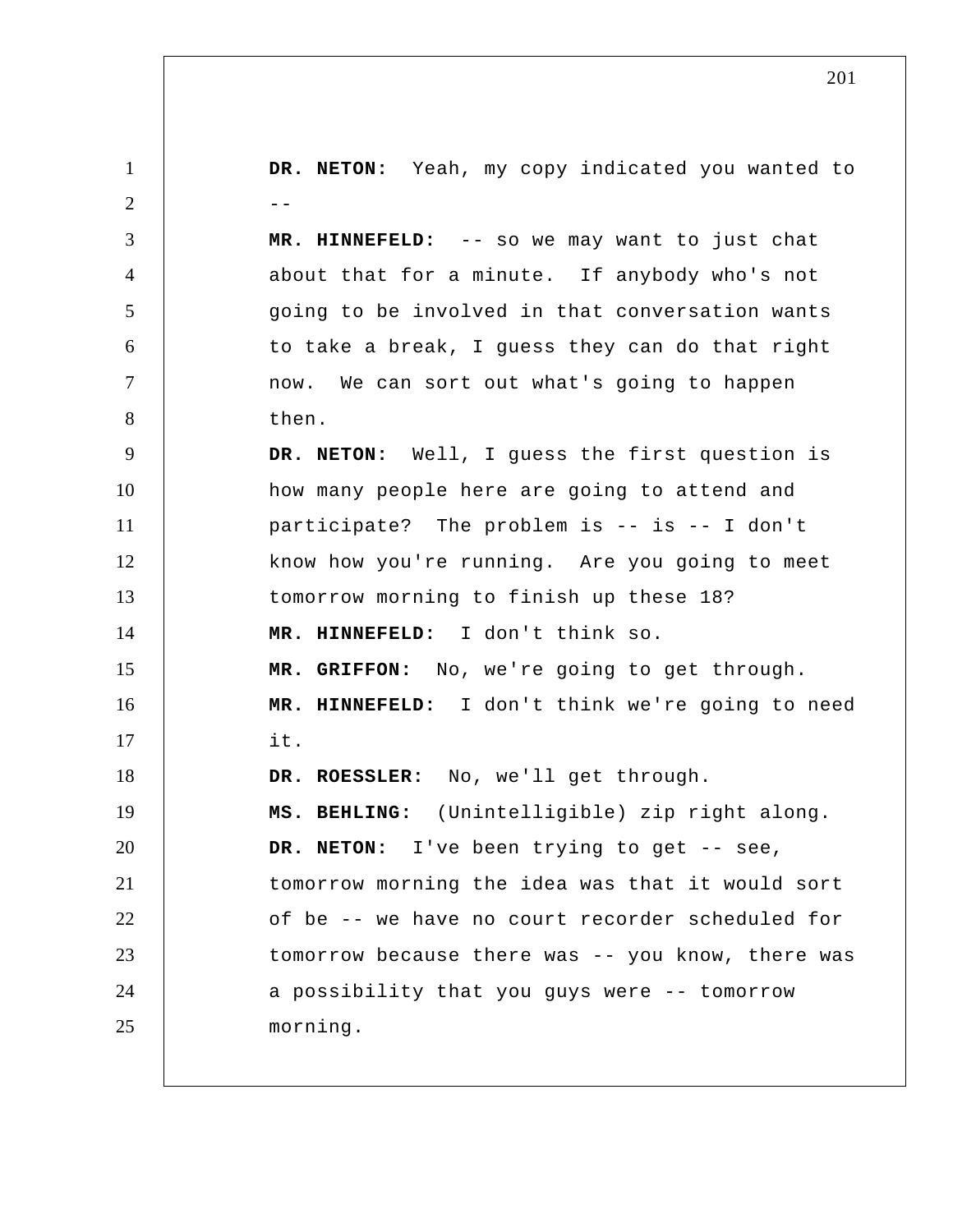**DR. NETON:** Yeah, my copy indicated you wanted to --

**MR. HINNEFELD:** -- so we may want to just chat about that for a minute. If anybody who's not going to be involved in that conversation wants to take a break, I guess they can do that right now. We can sort out what's going to happen then.

**DR. NETON:** Well, I guess the first question is how many people here are going to attend and participate? The problem is -- is -- I don't know how you're running. Are you going to meet tomorrow morning to finish up these 18?

**MR. HINNEFELD:** I don't think so.

**MR. GRIFFON:** No, we're going to get through.

**MR. HINNEFELD:** I don't think we're going to need it.

**DR. ROESSLER:** No, we'll get through.

**MS. BEHLING:** (Unintelligible) zip right along.

**DR. NETON:** I've been trying to get -- see, tomorrow morning the idea was that it would sort of be -- we have no court recorder scheduled for tomorrow because there was -- you know, there was a possibility that you guys were -- tomorrow morning.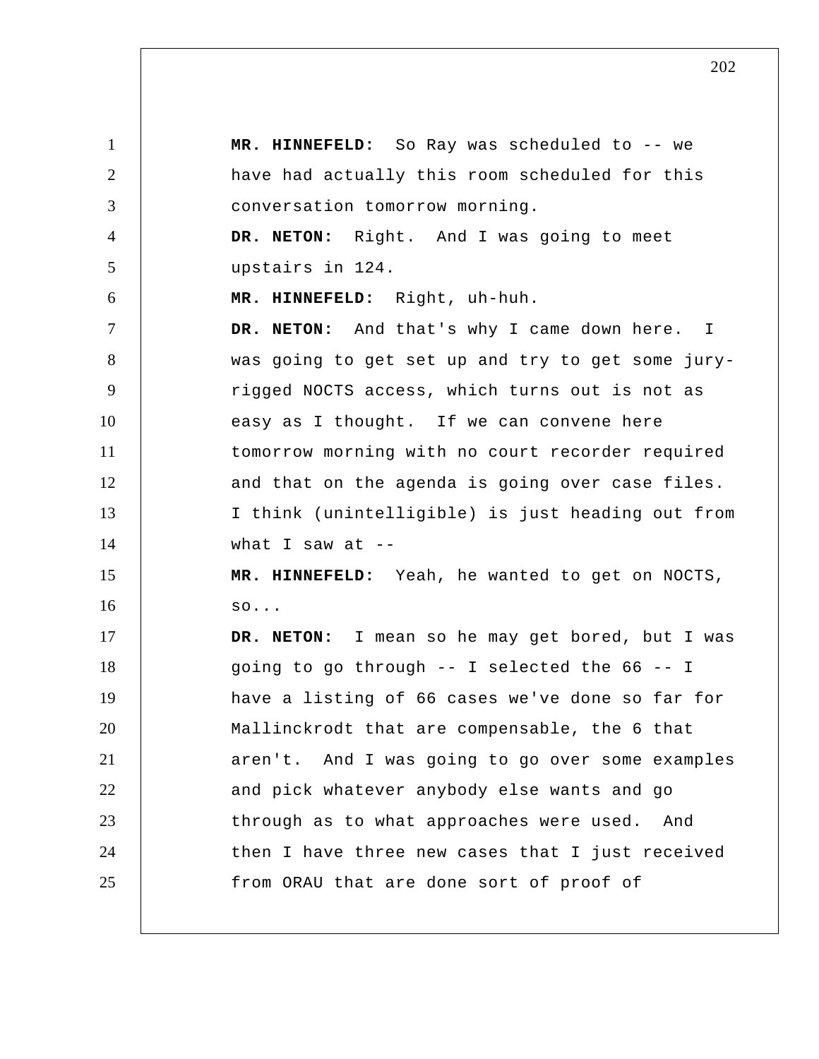**MR. HINNEFELD:** So Ray was scheduled to -- we have had actually this room scheduled for this conversation tomorrow morning.

**DR. NETON:** Right. And I was going to meet upstairs in 124.

**MR. HINNEFELD:** Right, uh-huh.

**DR. NETON:** And that's why I came down here. I was going to get set up and try to get some jury-rigged NOCTS access, which turns out is not as easy as I thought. If we can convene here tomorrow morning with no court recorder required and that on the agenda is going over case files. I think (unintelligible) is just heading out from what I saw at --

**MR. HINNEFELD:** Yeah, he wanted to get on NOCTS, so...

**DR. NETON:** I mean so he may get bored, but I was going to go through -- I selected the 66 -- I have a listing of 66 cases we've done so far for Mallinckrodt that are compensable, the 6 that aren't. And I was going to go over some examples and pick whatever anybody else wants and go through as to what approaches were used. And then I have three new cases that I just received from ORAU that are done sort of proof of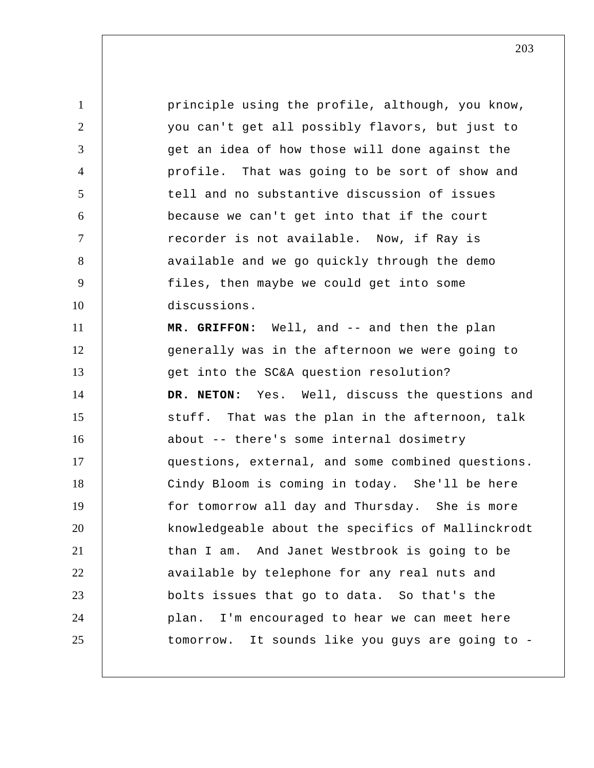principle using the profile, although, you know, you can't get all possibly flavors, but just to get an idea of how those will done against the profile. That was going to be sort of show and tell and no substantive discussion of issues because we can't get into that if the court recorder is not available. Now, if Ray is available and we go quickly through the demo files, then maybe we could get into some discussions.

**MR. GRIFFON:** Well, and -- and then the plan generally was in the afternoon we were going to get into the SC&A question resolution?

**DR. NETON:** Yes. Well, discuss the questions and stuff. That was the plan in the afternoon, talk about -- there's some internal dosimetry questions, external, and some combined questions. Cindy Bloom is coming in today. She'll be here for tomorrow all day and Thursday. She is more knowledgeable about the specifics of Mallinckrodt than I am. And Janet Westbrook is going to be available by telephone for any real nuts and bolts issues that go to data. So that's the plan. I'm encouraged to hear we can meet here tomorrow. It sounds like you guys are going to -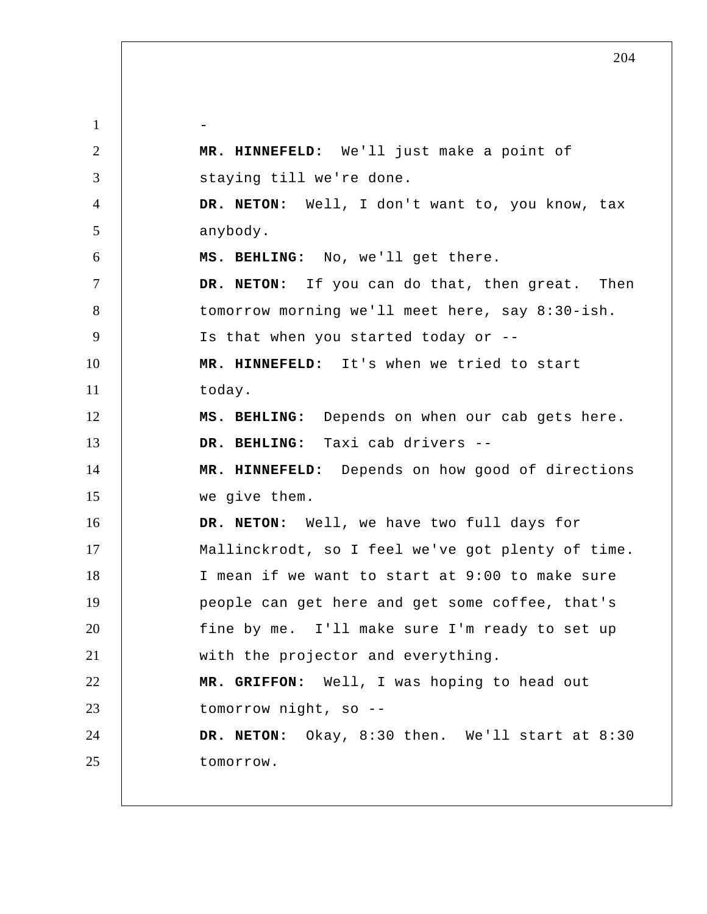-

**MR. HINNEFELD:** We'll just make a point of staying till we're done.

**DR. NETON:** Well, I don't want to, you know, tax anybody.

**MS. BEHLING:** No, we'll get there.

**DR. NETON:** If you can do that, then great. Then tomorrow morning we'll meet here, say 8:30-ish. Is that when you started today or --

**MR. HINNEFELD:** It's when we tried to start today.

**MS. BEHLING:** Depends on when our cab gets here.

**DR. BEHLING:** Taxi cab drivers --

**MR. HINNEFELD:** Depends on how good of directions we give them.

**DR. NETON:** Well, we have two full days for Mallinckrodt, so I feel we've got plenty of time. I mean if we want to start at 9:00 to make sure people can get here and get some coffee, that's fine by me. I'll make sure I'm ready to set up with the projector and everything.

**MR. GRIFFON:** Well, I was hoping to head out tomorrow night, so --

**DR. NETON:** Okay, 8:30 then. We'll start at 8:30 tomorrow.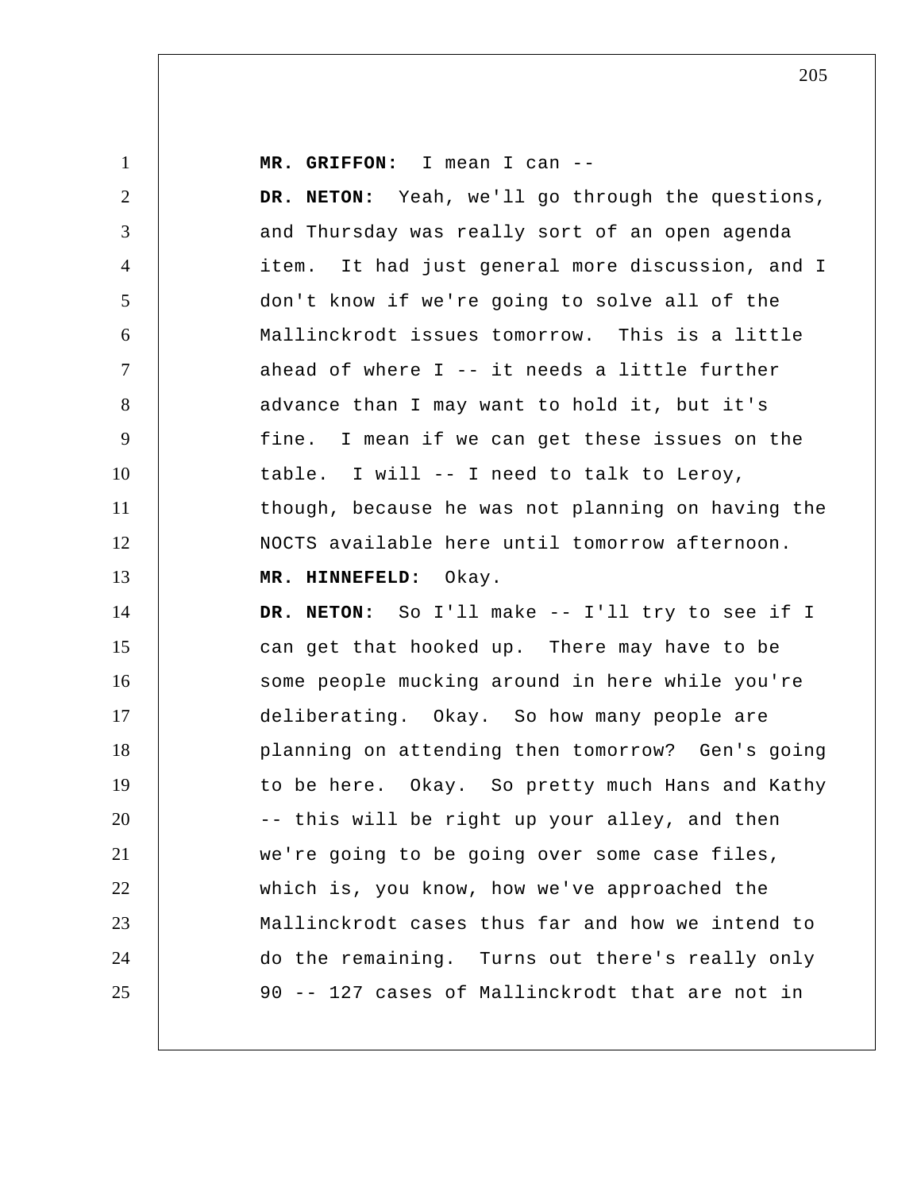**MR. GRIFFON:** I mean I can --

**DR. NETON:** Yeah, we'll go through the questions, and Thursday was really sort of an open agenda item. It had just general more discussion, and I don't know if we're going to solve all of the Mallinckrodt issues tomorrow. This is a little ahead of where I -- it needs a little further advance than I may want to hold it, but it's fine. I mean if we can get these issues on the table. I will -- I need to talk to Leroy, though, because he was not planning on having the NOCTS available here until tomorrow afternoon.

**MR. HINNEFELD:** Okay.

**DR. NETON:** So I'll make -- I'll try to see if I can get that hooked up. There may have to be some people mucking around in here while you're deliberating. Okay. So how many people are planning on attending then tomorrow? Gen's going to be here. Okay. So pretty much Hans and Kathy -- this will be right up your alley, and then we're going to be going over some case files, which is, you know, how we've approached the Mallinckrodt cases thus far and how we intend to do the remaining. Turns out there's really only 90 -- 127 cases of Mallinckrodt that are not in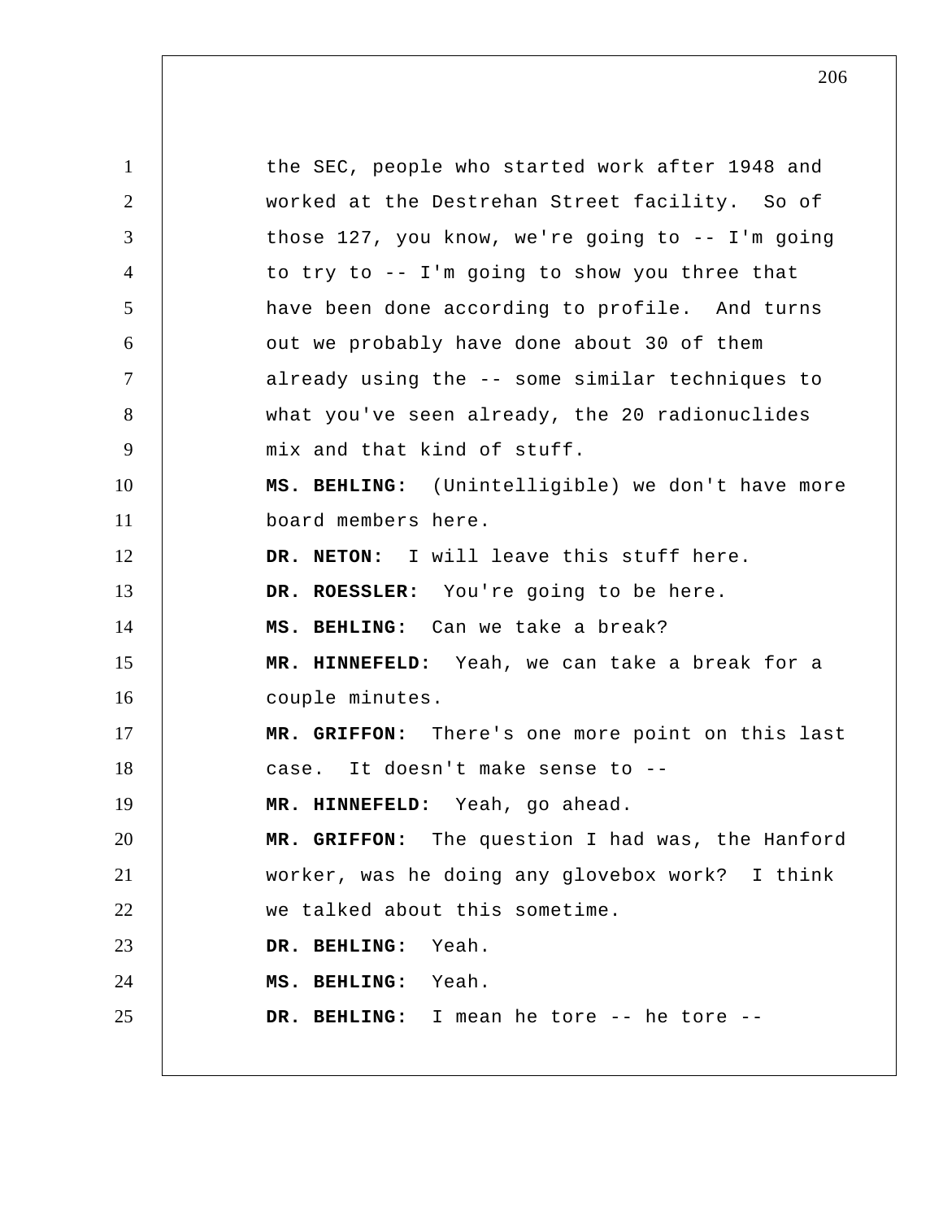the SEC, people who started work after 1948 and worked at the Destrehan Street facility. So of those 127, you know, we're going to -- I'm going to try to -- I'm going to show you three that have been done according to profile. And turns out we probably have done about 30 of them already using the -- some similar techniques to what you've seen already, the 20 radionuclides mix and that kind of stuff.

**MS. BEHLING:** (Unintelligible) we don't have more board members here.

**DR. NETON:** I will leave this stuff here.

**DR. ROESSLER:** You're going to be here.

**MS. BEHLING:** Can we take a break?

**MR. HINNEFELD:** Yeah, we can take a break for a couple minutes.

**MR. GRIFFON:** There's one more point on this last case. It doesn't make sense to --

**MR. HINNEFELD:** Yeah, go ahead.

**MR. GRIFFON:** The question I had was, the Hanford worker, was he doing any glovebox work? I think we talked about this sometime.

**DR. BEHLING:** Yeah.

**MS. BEHLING:** Yeah.

**DR. BEHLING:** I mean he tore -- he tore --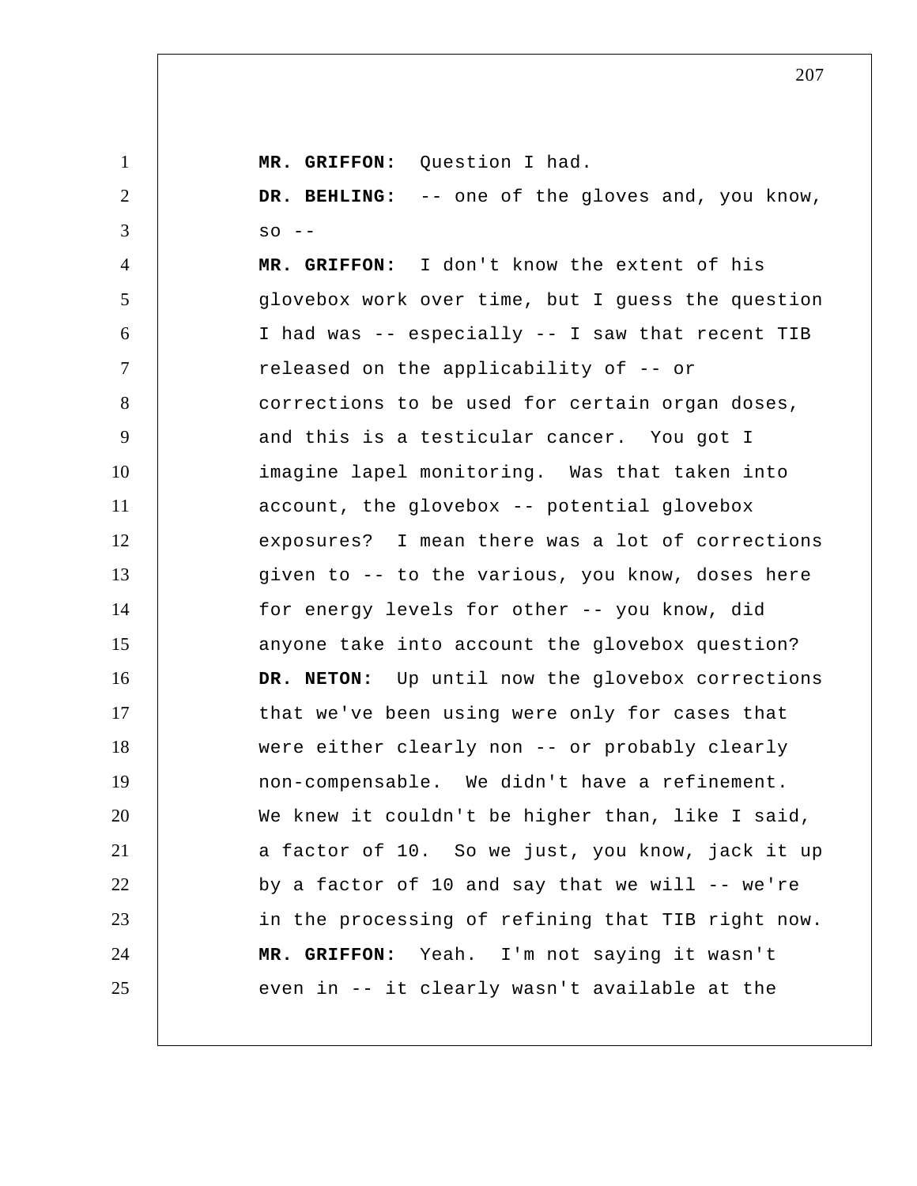**MR. GRIFFON:** Question I had.

**DR. BEHLING:** -- one of the gloves and, you know, so --

**MR. GRIFFON:** I don't know the extent of his glovebox work over time, but I guess the question I had was -- especially -- I saw that recent TIB released on the applicability of -- or corrections to be used for certain organ doses, and this is a testicular cancer. You got I imagine lapel monitoring. Was that taken into account, the glovebox -- potential glovebox exposures? I mean there was a lot of corrections given to -- to the various, you know, doses here for energy levels for other -- you know, did anyone take into account the glovebox question?

**DR. NETON:** Up until now the glovebox corrections that we've been using were only for cases that were either clearly non -- or probably clearly non-compensable. We didn't have a refinement. We knew it couldn't be higher than, like I said, a factor of 10. So we just, you know, jack it up by a factor of 10 and say that we will -- we're in the processing of refining that TIB right now.

**MR. GRIFFON:** Yeah. I'm not saying it wasn't even in -- it clearly wasn't available at the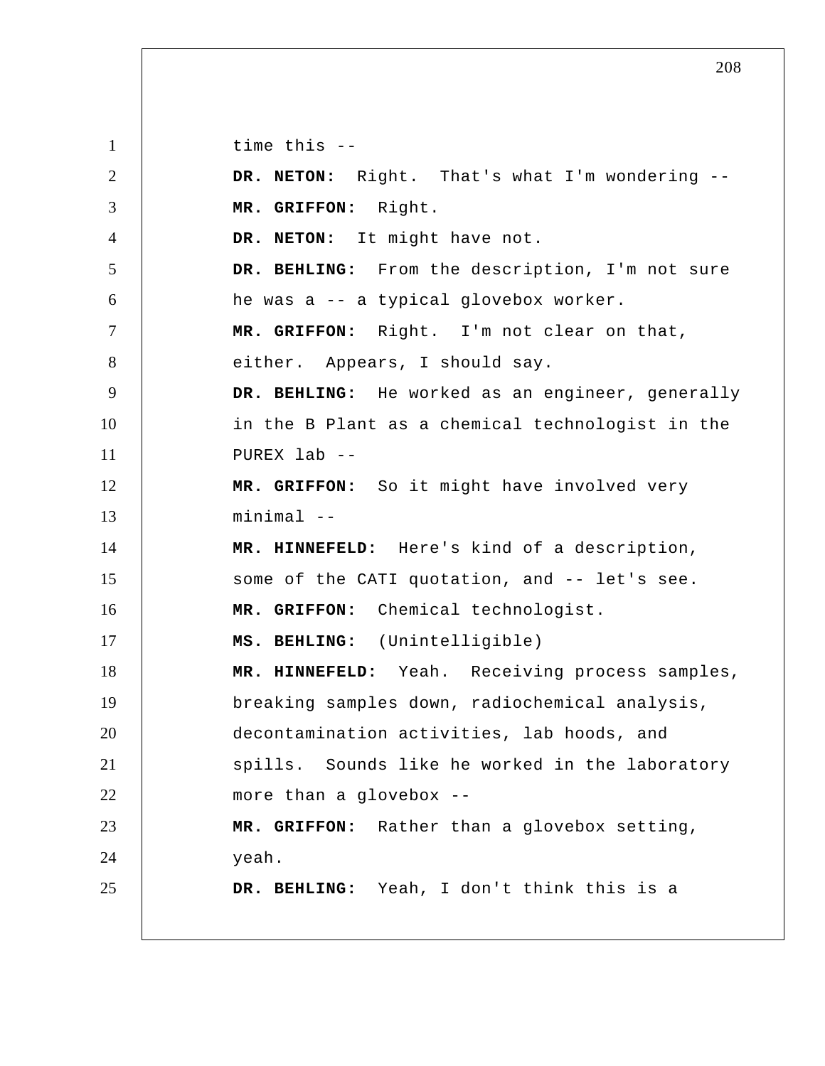time this --

**DR. NETON:** Right. That's what I'm wondering --

**MR. GRIFFON:** Right.

**DR. NETON:** It might have not.

**DR. BEHLING:** From the description, I'm not sure he was a -- a typical glovebox worker.

**MR. GRIFFON:** Right. I'm not clear on that, either. Appears, I should say.

**DR. BEHLING:** He worked as an engineer, generally in the B Plant as a chemical technologist in the PUREX lab --

**MR. GRIFFON:** So it might have involved very minimal --

**MR. HINNEFELD:** Here's kind of a description, some of the CATI quotation, and -- let's see.

**MR. GRIFFON:** Chemical technologist.

**MS. BEHLING:** (Unintelligible)

**MR. HINNEFELD:** Yeah. Receiving process samples, breaking samples down, radiochemical analysis, decontamination activities, lab hoods, and spills. Sounds like he worked in the laboratory more than a glovebox --

**MR. GRIFFON:** Rather than a glovebox setting, yeah.

**DR. BEHLING:** Yeah, I don't think this is a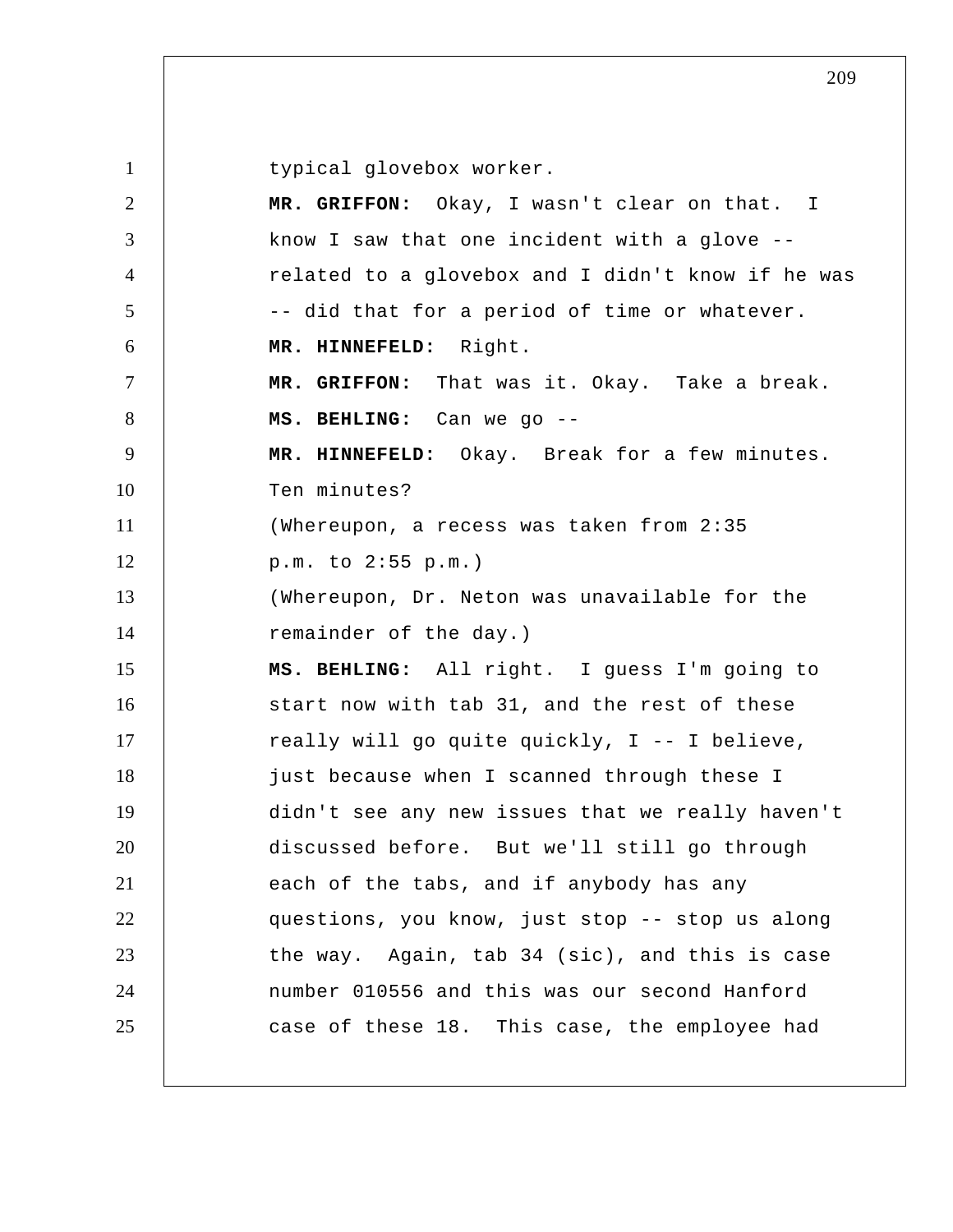typical glovebox worker.

**MR. GRIFFON:** Okay, I wasn't clear on that. I know I saw that one incident with a glove -- related to a glovebox and I didn't know if he was -- did that for a period of time or whatever.

**MR. HINNEFELD:** Right.

**MR. GRIFFON:** That was it. Okay. Take a break.

**MS. BEHLING:** Can we go --

**MR. HINNEFELD:** Okay. Break for a few minutes. Ten minutes?

(Whereupon, a recess was taken from 2:35 p.m. to 2:55 p.m.)

(Whereupon, Dr. Neton was unavailable for the remainder of the day.)

**MS. BEHLING:** All right. I guess I'm going to start now with tab 31, and the rest of these really will go quite quickly, I -- I believe, just because when I scanned through these I didn't see any new issues that we really haven't discussed before. But we'll still go through each of the tabs, and if anybody has any questions, you know, just stop -- stop us along the way. Again, tab 34 (sic), and this is case number 010556 and this was our second Hanford case of these 18. This case, the employee had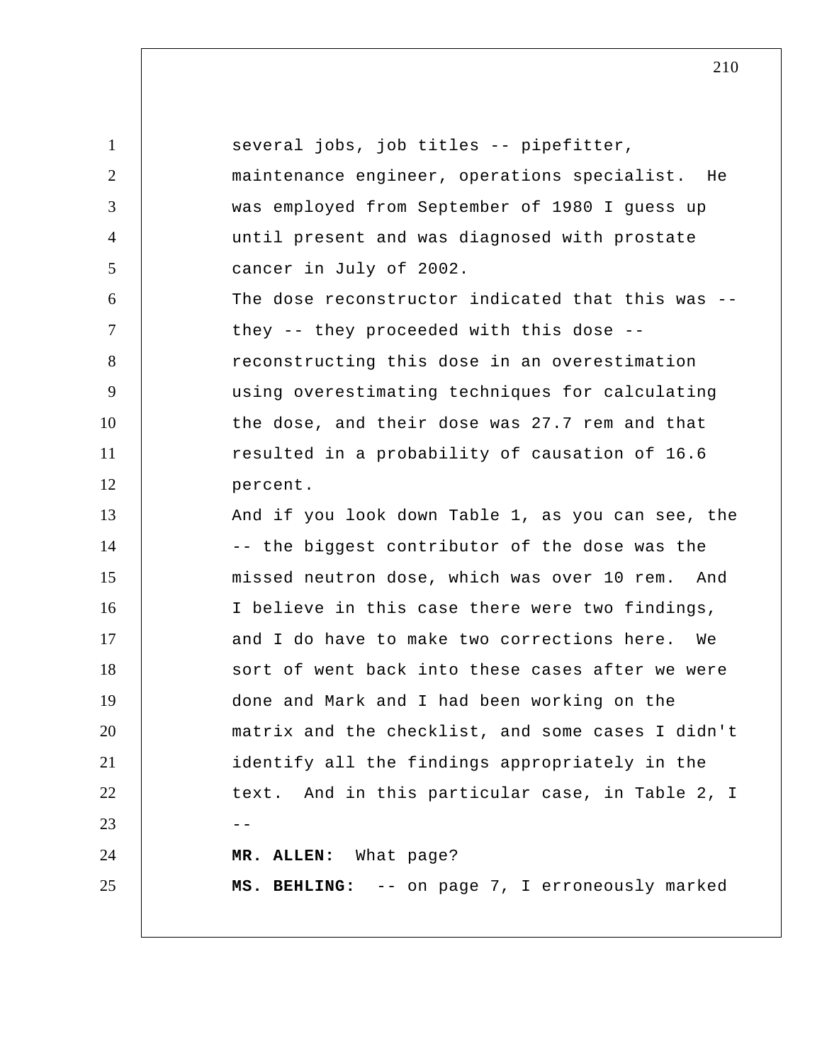several jobs, job titles -- pipefitter, maintenance engineer, operations specialist. He was employed from September of 1980 I guess up until present and was diagnosed with prostate cancer in July of 2002.

The dose reconstructor indicated that this was -- they -- they proceeded with this dose -- reconstructing this dose in an overestimation using overestimating techniques for calculating the dose, and their dose was 27.7 rem and that resulted in a probability of causation of 16.6 percent.

And if you look down Table 1, as you can see, the -- the biggest contributor of the dose was the missed neutron dose, which was over 10 rem. And I believe in this case there were two findings, and I do have to make two corrections here. We sort of went back into these cases after we were done and Mark and I had been working on the matrix and the checklist, and some cases I didn't identify all the findings appropriately in the text. And in this particular case, in Table 2, I --

**MR. ALLEN:** What page?

**MS. BEHLING:** -- on page 7, I erroneously marked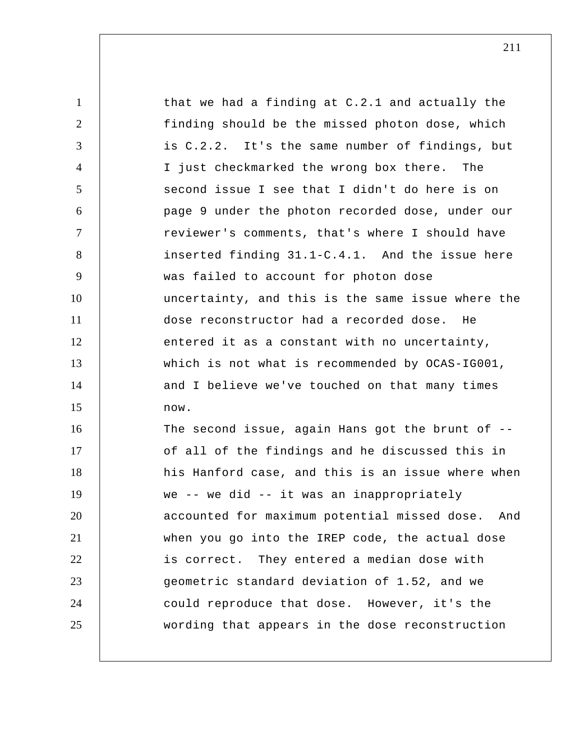that we had a finding at C.2.1 and actually the finding should be the missed photon dose, which is C.2.2. It's the same number of findings, but I just checkmarked the wrong box there. The second issue I see that I didn't do here is on page 9 under the photon recorded dose, under our reviewer's comments, that's where I should have inserted finding 31.1-C.4.1. And the issue here was failed to account for photon dose uncertainty, and this is the same issue where the dose reconstructor had a recorded dose. He entered it as a constant with no uncertainty, which is not what is recommended by OCAS-IG001, and I believe we've touched on that many times now.

The second issue, again Hans got the brunt of -- of all of the findings and he discussed this in his Hanford case, and this is an issue where when we -- we did -- it was an inappropriately accounted for maximum potential missed dose. And when you go into the IREP code, the actual dose is correct. They entered a median dose with geometric standard deviation of 1.52, and we could reproduce that dose. However, it's the wording that appears in the dose reconstruction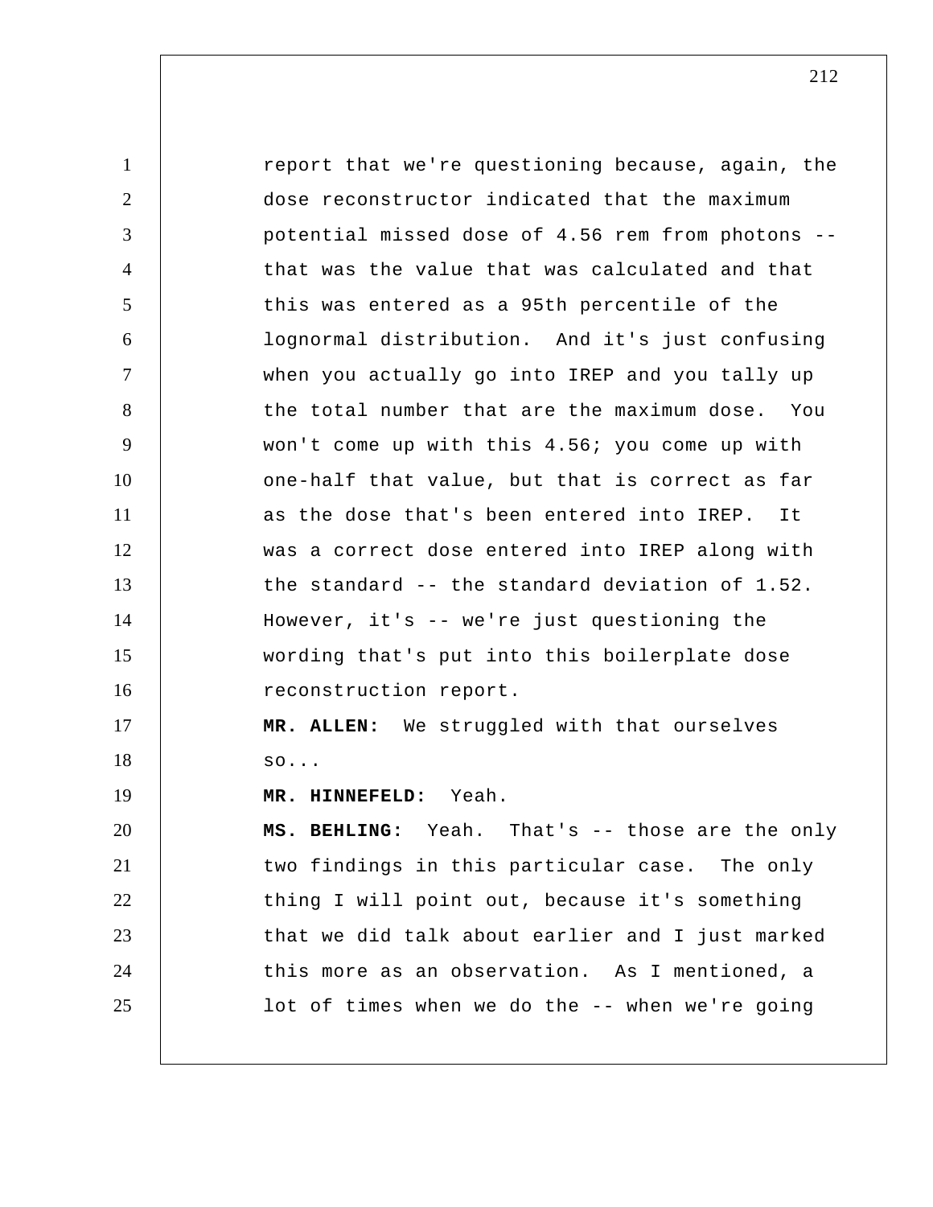report that we're questioning because, again, the dose reconstructor indicated that the maximum potential missed dose of 4.56 rem from photons -- that was the value that was calculated and that this was entered as a 95th percentile of the lognormal distribution. And it's just confusing when you actually go into IREP and you tally up the total number that are the maximum dose. You won't come up with this 4.56; you come up with one-half that value, but that is correct as far as the dose that's been entered into IREP. It was a correct dose entered into IREP along with the standard -- the standard deviation of 1.52. However, it's -- we're just questioning the wording that's put into this boilerplate dose reconstruction report.

**MR. ALLEN:** We struggled with that ourselves so...

**MR. HINNEFELD:** Yeah.

**MS. BEHLING:** Yeah. That's -- those are the only two findings in this particular case. The only thing I will point out, because it's something that we did talk about earlier and I just marked this more as an observation. As I mentioned, a lot of times when we do the -- when we're going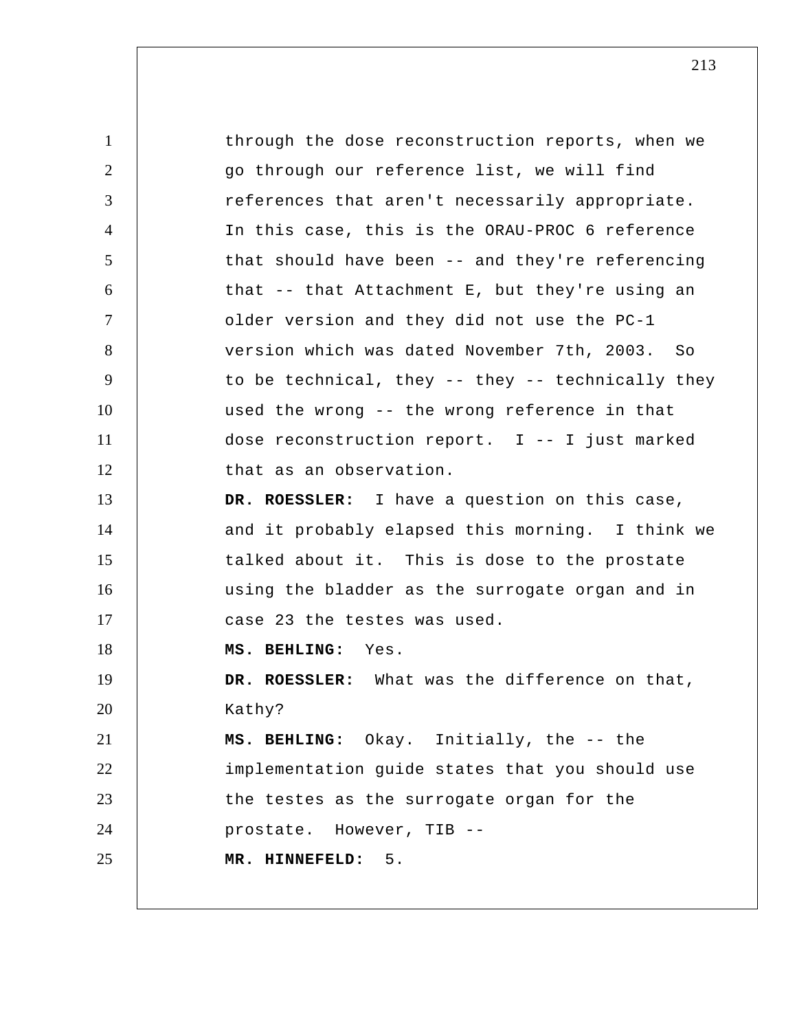through the dose reconstruction reports, when we go through our reference list, we will find references that aren't necessarily appropriate. In this case, this is the ORAU-PROC 6 reference that should have been -- and they're referencing that -- that Attachment E, but they're using an older version and they did not use the PC-1 version which was dated November 7th, 2003. So to be technical, they -- they -- technically they used the wrong -- the wrong reference in that dose reconstruction report. I -- I just marked that as an observation.

**DR. ROESSLER:** I have a question on this case, and it probably elapsed this morning. I think we talked about it. This is dose to the prostate using the bladder as the surrogate organ and in case 23 the testes was used.

**MS. BEHLING:** Yes.

**DR. ROESSLER:** What was the difference on that, Kathy?

**MS. BEHLING:** Okay. Initially, the -- the implementation guide states that you should use the testes as the surrogate organ for the prostate. However, TIB --

**MR. HINNEFELD:** 5.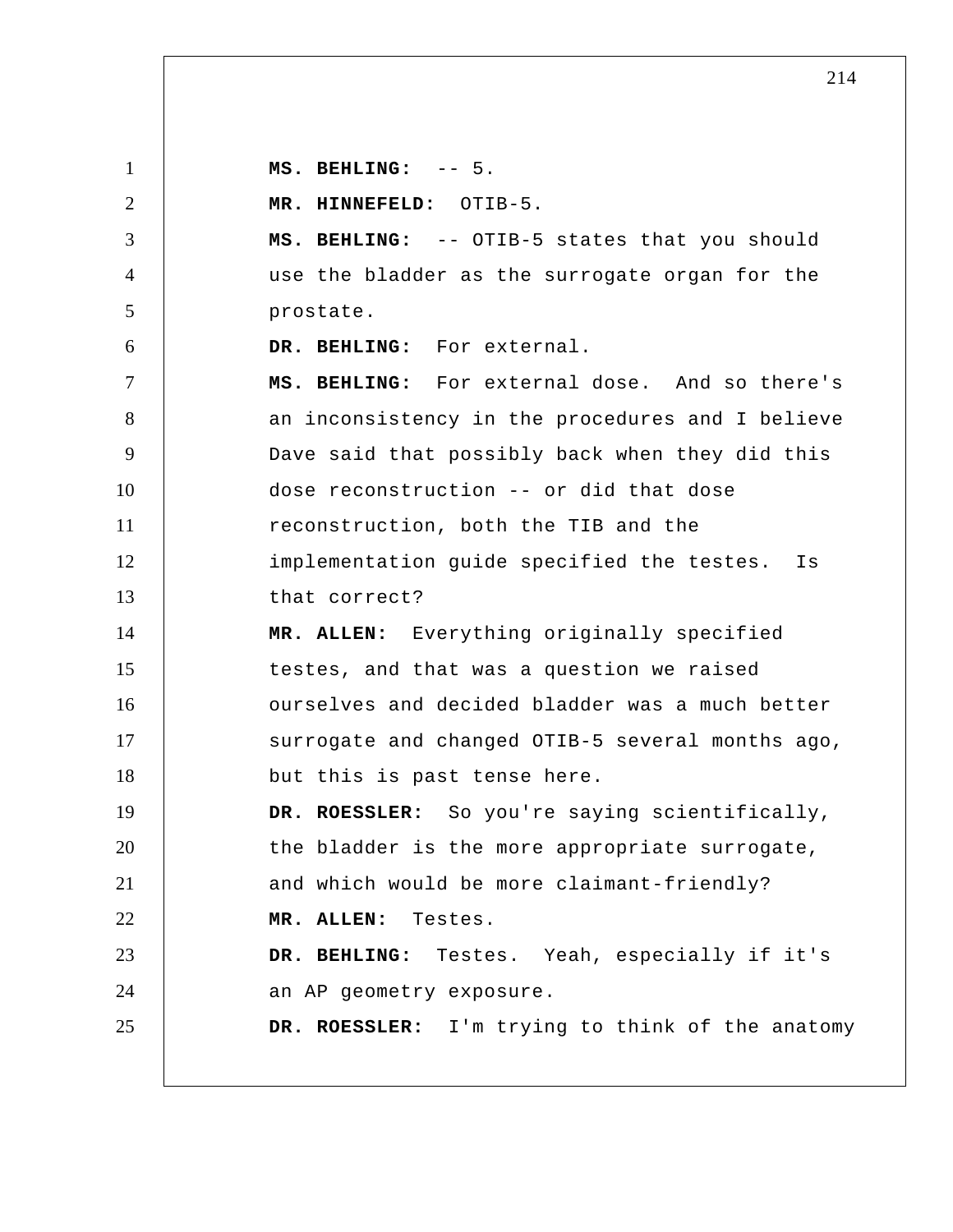**MS. BEHLING:** -- 5.

**MR. HINNEFELD:** OTIB-5.

**MS. BEHLING:** -- OTIB-5 states that you should use the bladder as the surrogate organ for the prostate.

**DR. BEHLING:** For external.

**MS. BEHLING:** For external dose. And so there's an inconsistency in the procedures and I believe Dave said that possibly back when they did this dose reconstruction -- or did that dose reconstruction, both the TIB and the implementation guide specified the testes. Is that correct?

**MR. ALLEN:** Everything originally specified testes, and that was a question we raised ourselves and decided bladder was a much better surrogate and changed OTIB-5 several months ago, but this is past tense here.

**DR. ROESSLER:** So you're saying scientifically, the bladder is the more appropriate surrogate, and which would be more claimant-friendly?

**MR. ALLEN:** Testes.

**DR. BEHLING:** Testes. Yeah, especially if it's an AP geometry exposure.

**DR. ROESSLER:** I'm trying to think of the anatomy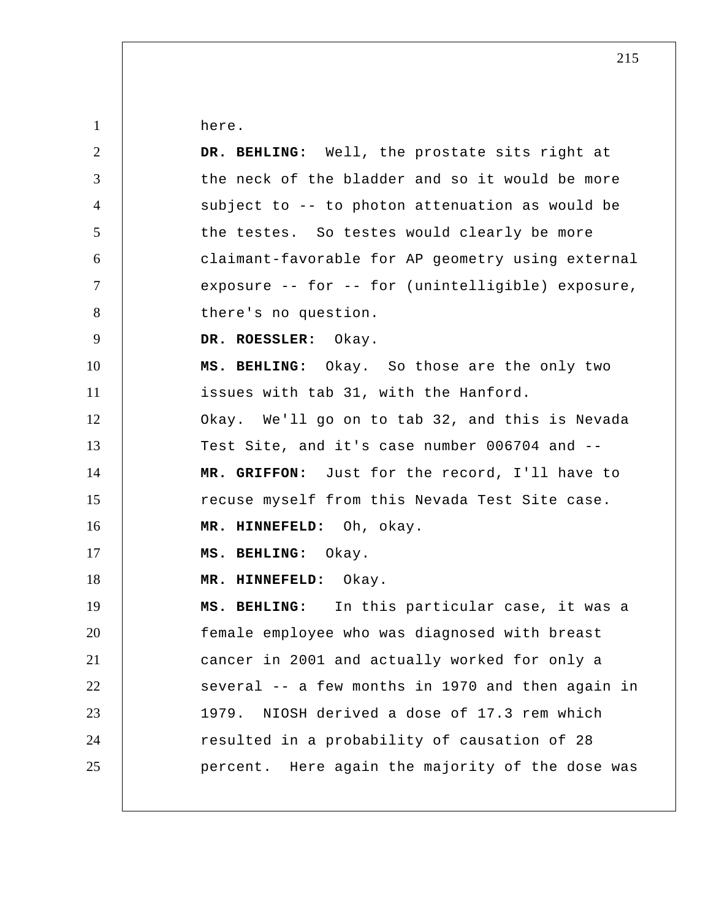here.

**DR. BEHLING:** Well, the prostate sits right at the neck of the bladder and so it would be more subject to -- to photon attenuation as would be the testes. So testes would clearly be more claimant-favorable for AP geometry using external exposure -- for -- for (unintelligible) exposure, there's no question.

**DR. ROESSLER:** Okay.

**MS. BEHLING:** Okay. So those are the only two issues with tab 31, with the Hanford.

Okay. We'll go on to tab 32, and this is Nevada Test Site, and it's case number 006704 and --

**MR. GRIFFON:** Just for the record, I'll have to recuse myself from this Nevada Test Site case.

**MR. HINNEFELD:** Oh, okay.

**MS. BEHLING:** Okay.

**MR. HINNEFELD:** Okay.

**MS. BEHLING:** In this particular case, it was a female employee who was diagnosed with breast cancer in 2001 and actually worked for only a several -- a few months in 1970 and then again in 1979. NIOSH derived a dose of 17.3 rem which resulted in a probability of causation of 28 percent. Here again the majority of the dose was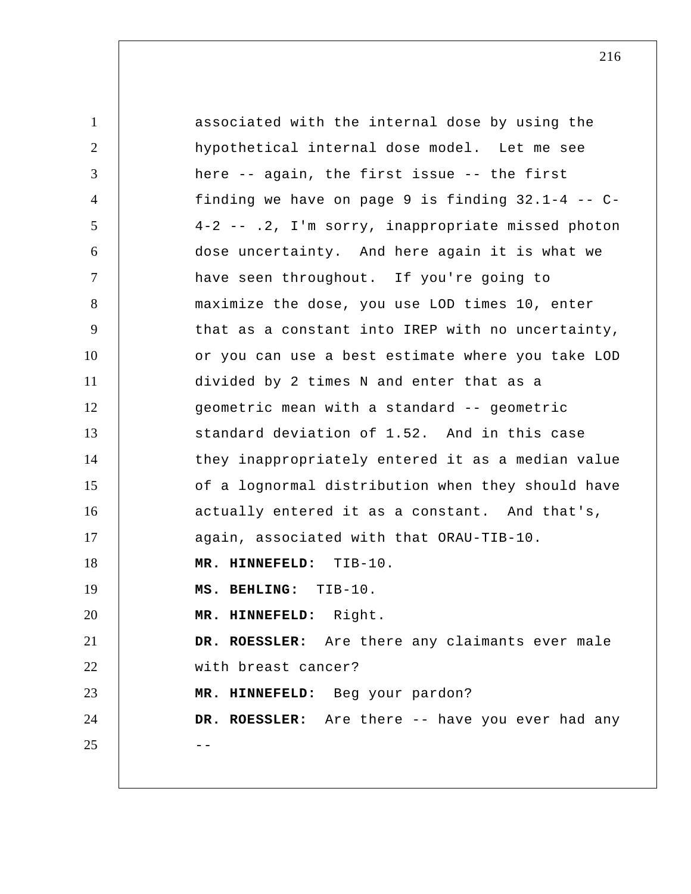associated with the internal dose by using the hypothetical internal dose model. Let me see here -- again, the first issue -- the first finding we have on page 9 is finding 32.1-4 -- C-4-2 -- .2, I'm sorry, inappropriate missed photon dose uncertainty. And here again it is what we have seen throughout. If you're going to maximize the dose, you use LOD times 10, enter that as a constant into IREP with no uncertainty, or you can use a best estimate where you take LOD divided by 2 times N and enter that as a geometric mean with a standard -- geometric standard deviation of 1.52. And in this case they inappropriately entered it as a median value of a lognormal distribution when they should have actually entered it as a constant. And that's, again, associated with that ORAU-TIB-10.

**MR. HINNEFELD:** TIB-10.

**MS. BEHLING:** TIB-10.

**MR. HINNEFELD:** Right.

**DR. ROESSLER:** Are there any claimants ever male with breast cancer?

**MR. HINNEFELD:** Beg your pardon?

**DR. ROESSLER:** Are there -- have you ever had any --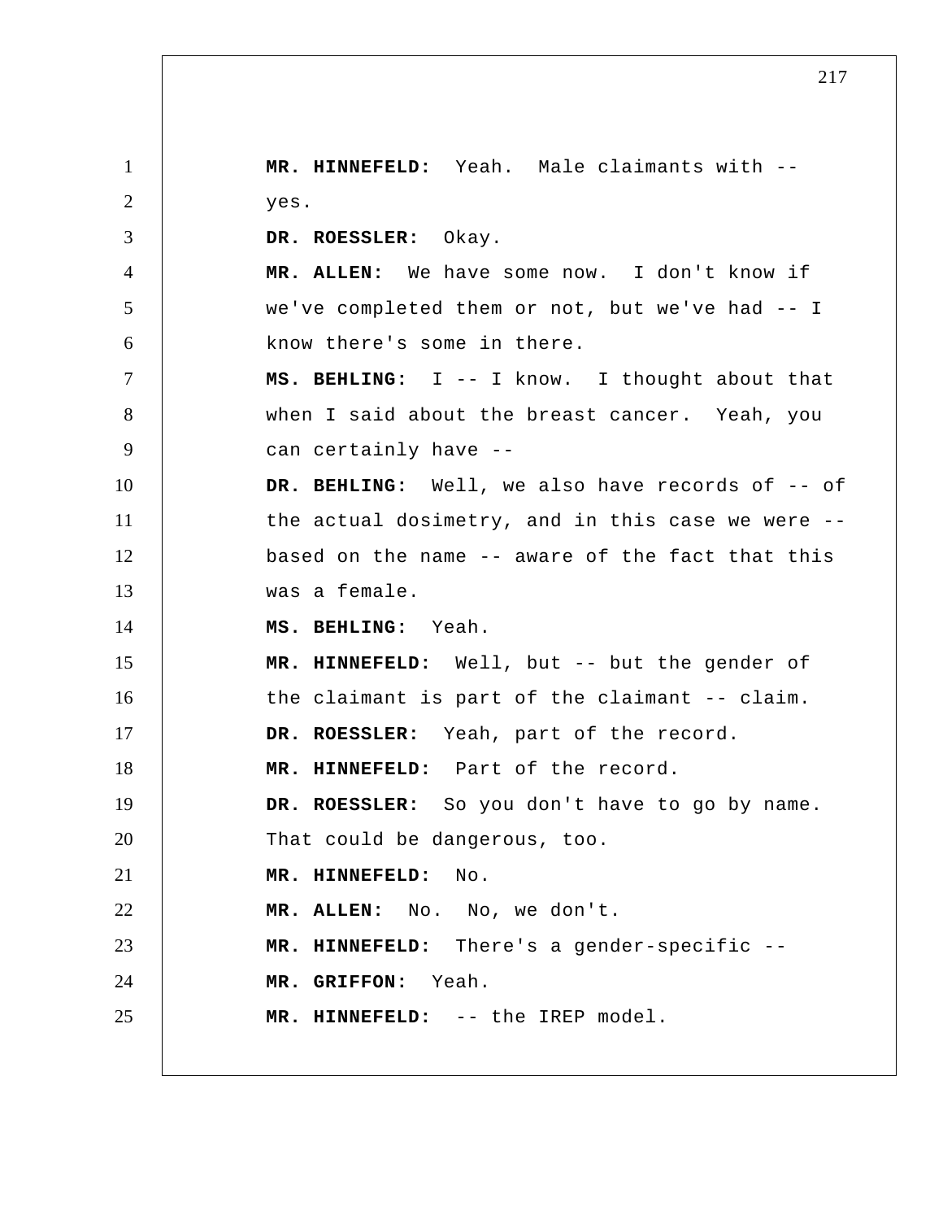**MR. HINNEFELD:** Yeah. Male claimants with -- yes.

**DR. ROESSLER:** Okay.

**MR. ALLEN:** We have some now. I don't know if we've completed them or not, but we've had -- I know there's some in there.

**MS. BEHLING:** I -- I know. I thought about that when I said about the breast cancer. Yeah, you can certainly have --

**DR. BEHLING:** Well, we also have records of -- of the actual dosimetry, and in this case we were -- based on the name -- aware of the fact that this was a female.

**MS. BEHLING:** Yeah.

**MR. HINNEFELD:** Well, but -- but the gender of the claimant is part of the claimant -- claim.

**DR. ROESSLER:** Yeah, part of the record.

**MR. HINNEFELD:** Part of the record.

**DR. ROESSLER:** So you don't have to go by name. That could be dangerous, too.

**MR. HINNEFELD:** No.

**MR. ALLEN:** No. No, we don't.

**MR. HINNEFELD:** There's a gender-specific --

**MR. GRIFFON:** Yeah.

**MR. HINNEFELD:** -- the IREP model.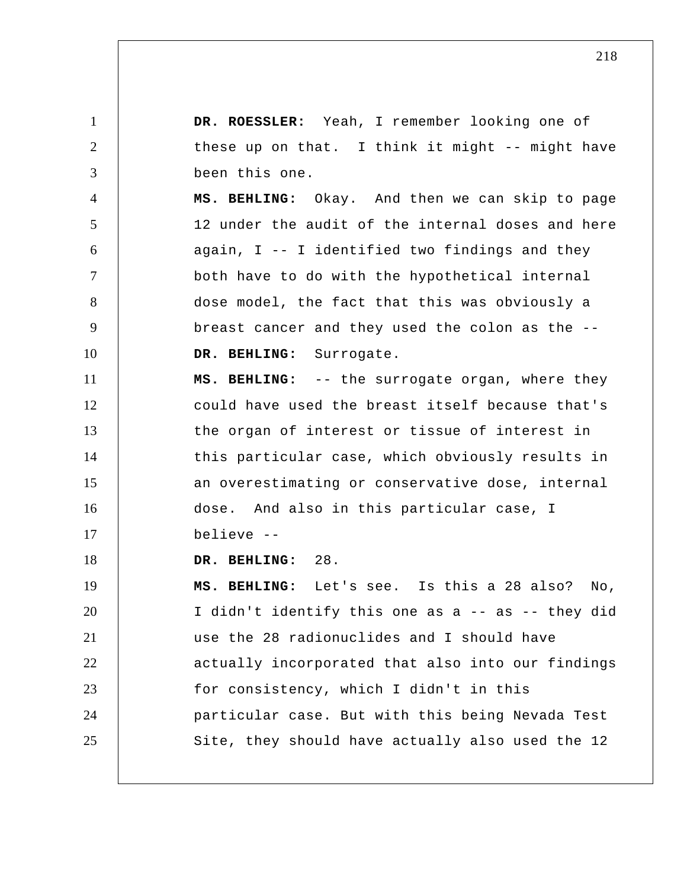**DR. ROESSLER:** Yeah, I remember looking one of these up on that. I think it might -- might have been this one.

**MS. BEHLING:** Okay. And then we can skip to page 12 under the audit of the internal doses and here again, I -- I identified two findings and they both have to do with the hypothetical internal dose model, the fact that this was obviously a breast cancer and they used the colon as the --

**DR. BEHLING:** Surrogate.

**MS. BEHLING:** -- the surrogate organ, where they could have used the breast itself because that's the organ of interest or tissue of interest in this particular case, which obviously results in an overestimating or conservative dose, internal dose. And also in this particular case, I believe --

**DR. BEHLING:** 28.

**MS. BEHLING:** Let's see. Is this a 28 also? No, I didn't identify this one as a -- as -- they did use the 28 radionuclides and I should have actually incorporated that also into our findings for consistency, which I didn't in this particular case. But with this being Nevada Test Site, they should have actually also used the 12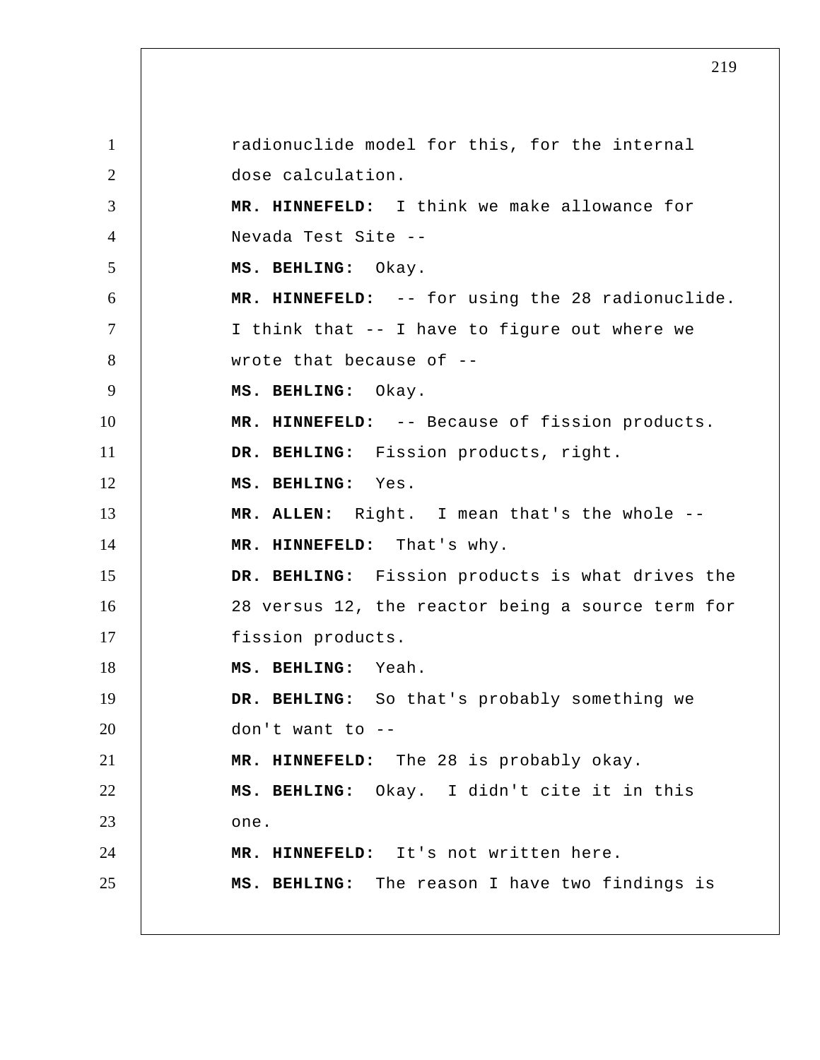radionuclide model for this, for the internal dose calculation.

**MR. HINNEFELD:** I think we make allowance for Nevada Test Site --

**MS. BEHLING:** Okay.

**MR. HINNEFELD:** -- for using the 28 radionuclide. I think that -- I have to figure out where we wrote that because of --

**MS. BEHLING:** Okay.

**MR. HINNEFELD:** -- Because of fission products.

**DR. BEHLING:** Fission products, right.

**MS. BEHLING:** Yes.

**MR. ALLEN:** Right. I mean that's the whole --

**MR. HINNEFELD:** That's why.

**DR. BEHLING:** Fission products is what drives the 28 versus 12, the reactor being a source term for fission products.

**MS. BEHLING:** Yeah.

**DR. BEHLING:** So that's probably something we don't want to --

**MR. HINNEFELD:** The 28 is probably okay.

**MS. BEHLING:** Okay. I didn't cite it in this one.

**MR. HINNEFELD:** It's not written here.

**MS. BEHLING:** The reason I have two findings is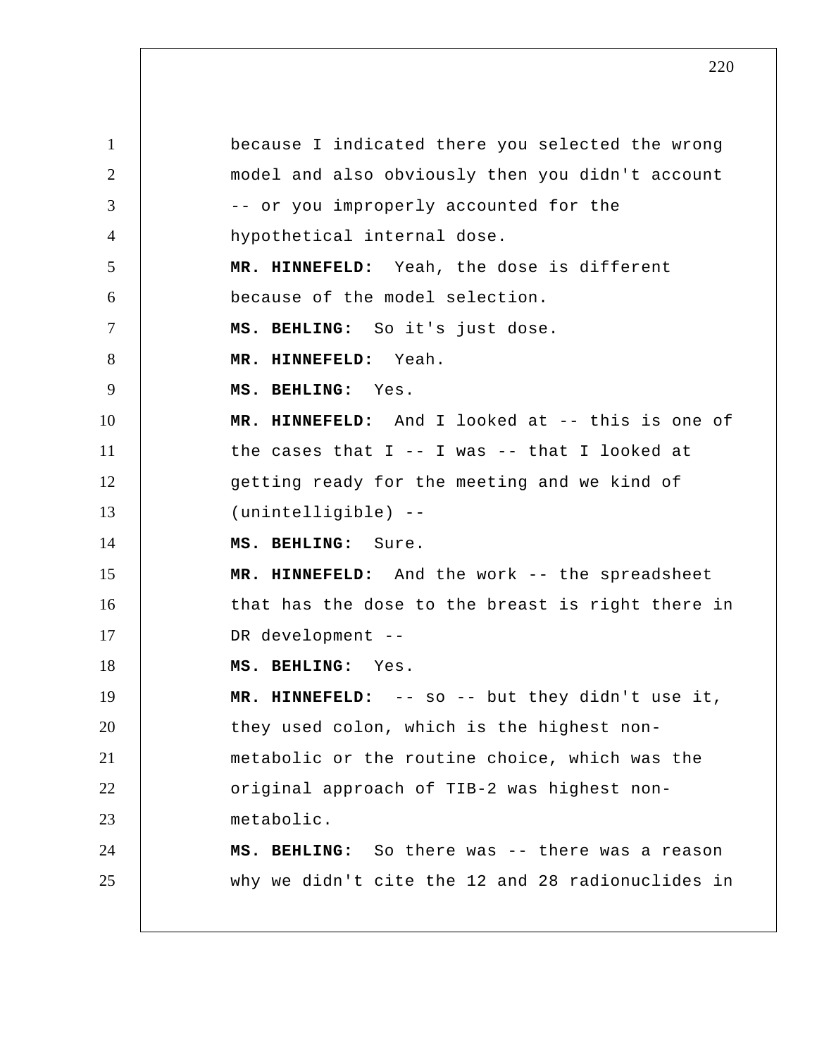because I indicated there you selected the wrong model and also obviously then you didn't account -- or you improperly accounted for the hypothetical internal dose.

**MR. HINNEFELD:** Yeah, the dose is different because of the model selection.

**MS. BEHLING:** So it's just dose.

**MR. HINNEFELD:** Yeah.

**MS. BEHLING:** Yes.

**MR. HINNEFELD:** And I looked at -- this is one of the cases that I -- I was -- that I looked at getting ready for the meeting and we kind of (unintelligible) --

**MS. BEHLING:** Sure.

**MR. HINNEFELD:** And the work -- the spreadsheet that has the dose to the breast is right there in DR development --

**MS. BEHLING:** Yes.

**MR. HINNEFELD:** -- so -- but they didn't use it, they used colon, which is the highest non-metabolic or the routine choice, which was the original approach of TIB-2 was highest non-metabolic.

**MS. BEHLING:** So there was -- there was a reason why we didn't cite the 12 and 28 radionuclides in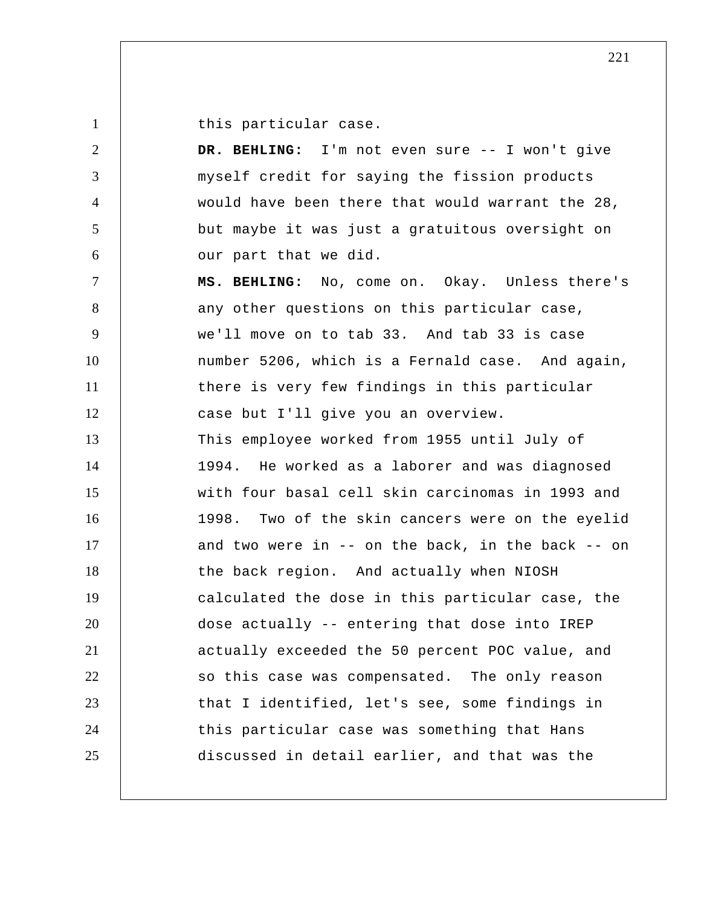this particular case.

**DR. BEHLING:** I'm not even sure -- I won't give myself credit for saying the fission products would have been there that would warrant the 28, but maybe it was just a gratuitous oversight on our part that we did.

**MS. BEHLING:** No, come on. Okay. Unless there's any other questions on this particular case, we'll move on to tab 33. And tab 33 is case number 5206, which is a Fernald case. And again, there is very few findings in this particular case but I'll give you an overview.

This employee worked from 1955 until July of 1994. He worked as a laborer and was diagnosed with four basal cell skin carcinomas in 1993 and 1998. Two of the skin cancers were on the eyelid and two were in -- on the back, in the back -- on the back region. And actually when NIOSH calculated the dose in this particular case, the dose actually -- entering that dose into IREP actually exceeded the 50 percent POC value, and so this case was compensated. The only reason that I identified, let's see, some findings in this particular case was something that Hans discussed in detail earlier, and that was the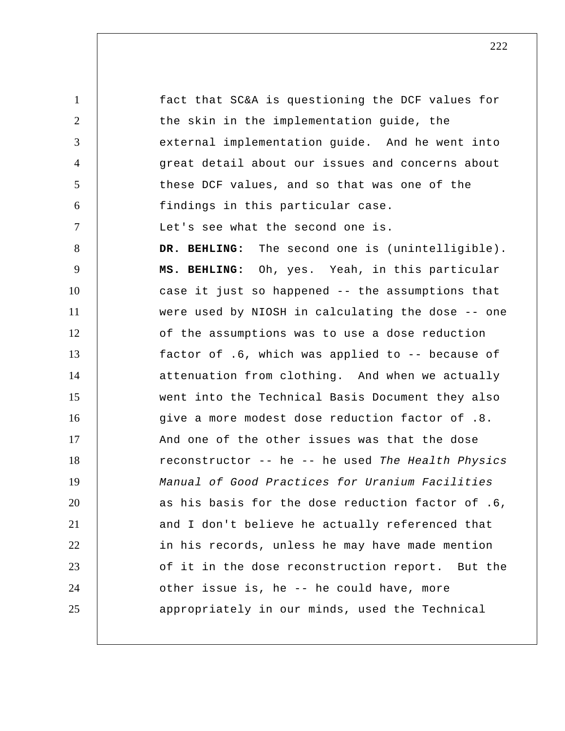fact that SC&A is questioning the DCF values for the skin in the implementation guide, the external implementation guide. And he went into great detail about our issues and concerns about these DCF values, and so that was one of the findings in this particular case.

Let's see what the second one is.

**DR. BEHLING:** The second one is (unintelligible).

**MS. BEHLING:** Oh, yes. Yeah, in this particular case it just so happened -- the assumptions that were used by NIOSH in calculating the dose -- one of the assumptions was to use a dose reduction factor of .6, which was applied to -- because of attenuation from clothing. And when we actually went into the Technical Basis Document they also give a more modest dose reduction factor of .8. And one of the other issues was that the dose reconstructor -- he -- he used *The Health Physics Manual of Good Practices for Uranium Facilities* as his basis for the dose reduction factor of .6, and I don't believe he actually referenced that in his records, unless he may have made mention of it in the dose reconstruction report. But the other issue is, he -- he could have, more appropriately in our minds, used the Technical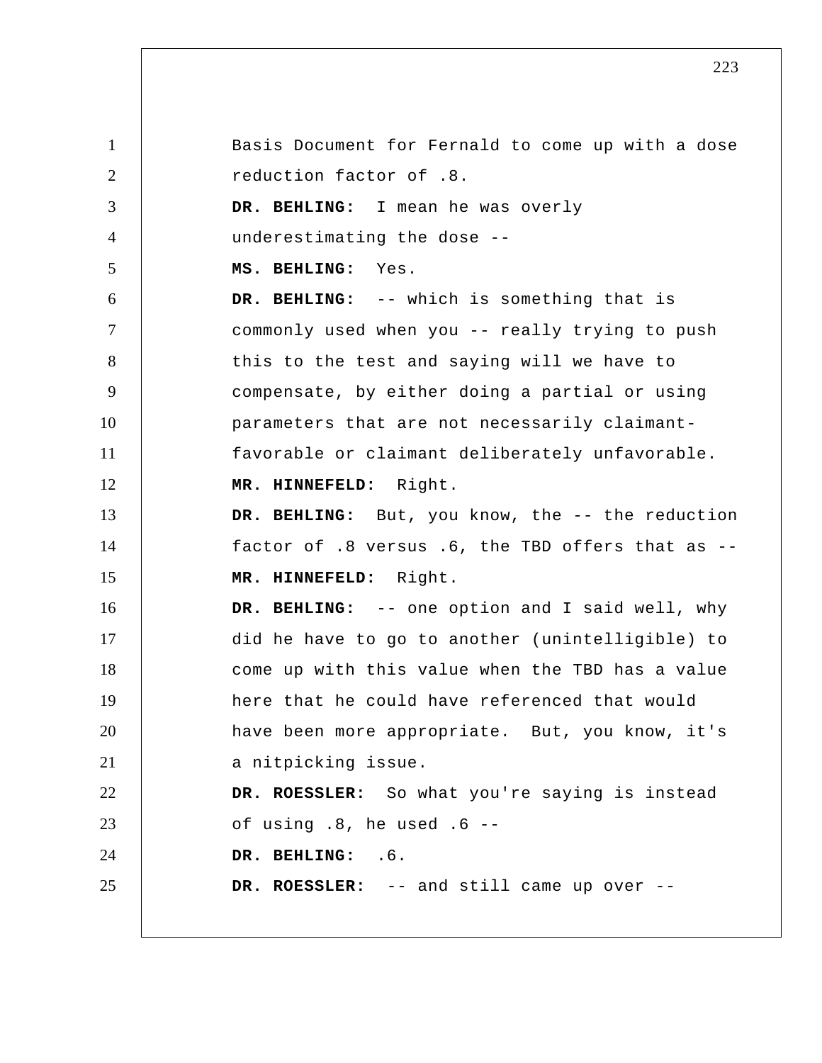Basis Document for Fernald to come up with a dose reduction factor of .8.

**DR. BEHLING:** I mean he was overly underestimating the dose --

**MS. BEHLING:** Yes.

**DR. BEHLING:** -- which is something that is commonly used when you -- really trying to push this to the test and saying will we have to compensate, by either doing a partial or using parameters that are not necessarily claimant-favorable or claimant deliberately unfavorable.

**MR. HINNEFELD:** Right.

**DR. BEHLING:** But, you know, the -- the reduction factor of .8 versus .6, the TBD offers that as --

**MR. HINNEFELD:** Right.

**DR. BEHLING:** -- one option and I said well, why did he have to go to another (unintelligible) to come up with this value when the TBD has a value here that he could have referenced that would have been more appropriate. But, you know, it's a nitpicking issue.

**DR. ROESSLER:** So what you're saying is instead of using .8, he used .6 --

**DR. BEHLING:** .6.

**DR. ROESSLER:** -- and still came up over --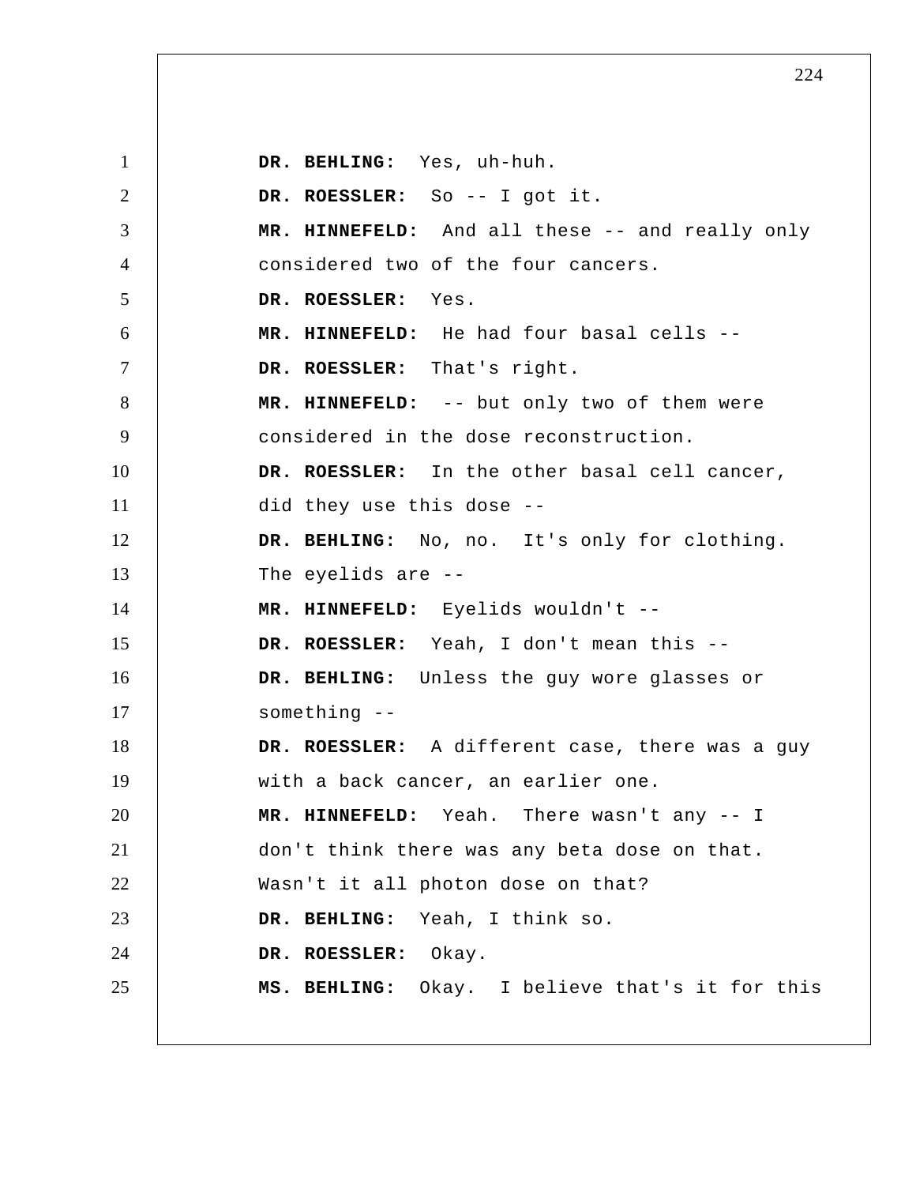**DR. BEHLING:** Yes, uh-huh.

**DR. ROESSLER:** So -- I got it.

**MR. HINNEFELD:** And all these -- and really only considered two of the four cancers.

**DR. ROESSLER:** Yes.

**MR. HINNEFELD:** He had four basal cells --

**DR. ROESSLER:** That's right.

**MR. HINNEFELD:** -- but only two of them were considered in the dose reconstruction.

**DR. ROESSLER:** In the other basal cell cancer, did they use this dose --

**DR. BEHLING:** No, no. It's only for clothing. The eyelids are --

**MR. HINNEFELD:** Eyelids wouldn't --

**DR. ROESSLER:** Yeah, I don't mean this --

**DR. BEHLING:** Unless the guy wore glasses or something --

**DR. ROESSLER:** A different case, there was a guy with a back cancer, an earlier one.

**MR. HINNEFELD:** Yeah. There wasn't any -- I don't think there was any beta dose on that. Wasn't it all photon dose on that?

**DR. BEHLING:** Yeah, I think so.

**DR. ROESSLER:** Okay.

**MS. BEHLING:** Okay. I believe that's it for this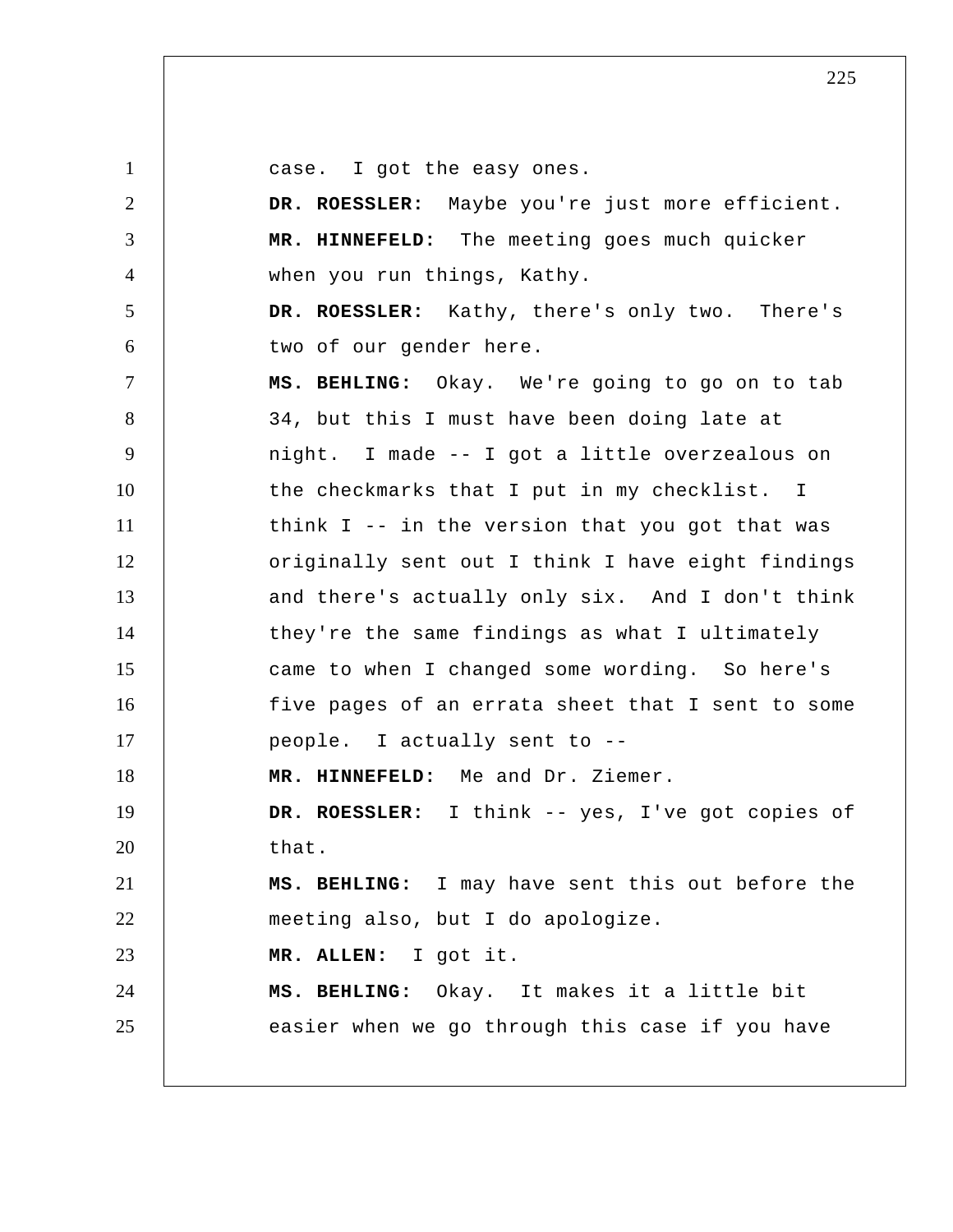case. I got the easy ones.

**DR. ROESSLER:** Maybe you're just more efficient.

**MR. HINNEFELD:** The meeting goes much quicker when you run things, Kathy.

**DR. ROESSLER:** Kathy, there's only two. There's two of our gender here.

**MS. BEHLING:** Okay. We're going to go on to tab 34, but this I must have been doing late at night. I made -- I got a little overzealous on the checkmarks that I put in my checklist. I think I -- in the version that you got that was originally sent out I think I have eight findings and there's actually only six. And I don't think they're the same findings as what I ultimately came to when I changed some wording. So here's five pages of an errata sheet that I sent to some people. I actually sent to --

**MR. HINNEFELD:** Me and Dr. Ziemer.

**DR. ROESSLER:** I think -- yes, I've got copies of that.

**MS. BEHLING:** I may have sent this out before the meeting also, but I do apologize.

**MR. ALLEN:** I got it.

**MS. BEHLING:** Okay. It makes it a little bit easier when we go through this case if you have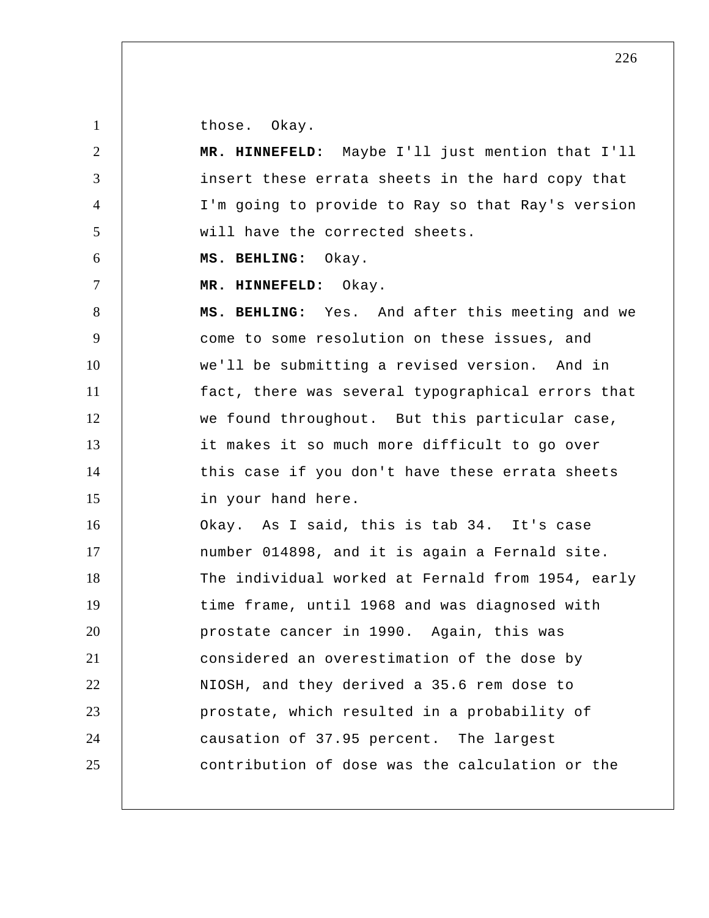those. Okay.

**MR. HINNEFELD:** Maybe I'll just mention that I'll insert these errata sheets in the hard copy that I'm going to provide to Ray so that Ray's version will have the corrected sheets.

**MS. BEHLING:** Okay.

**MR. HINNEFELD:** Okay.

**MS. BEHLING:** Yes. And after this meeting and we come to some resolution on these issues, and we'll be submitting a revised version. And in fact, there was several typographical errors that we found throughout. But this particular case, it makes it so much more difficult to go over this case if you don't have these errata sheets in your hand here.

Okay. As I said, this is tab 34. It's case number 014898, and it is again a Fernald site. The individual worked at Fernald from 1954, early time frame, until 1968 and was diagnosed with prostate cancer in 1990. Again, this was considered an overestimation of the dose by NIOSH, and they derived a 35.6 rem dose to prostate, which resulted in a probability of causation of 37.95 percent. The largest contribution of dose was the calculation or the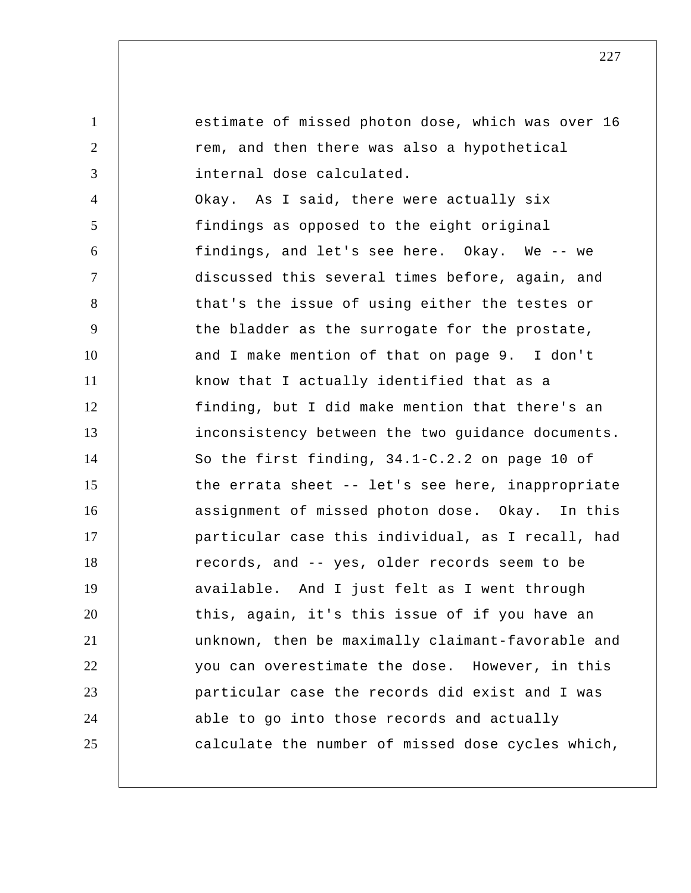estimate of missed photon dose, which was over 16 rem, and then there was also a hypothetical internal dose calculated.

Okay. As I said, there were actually six findings as opposed to the eight original findings, and let's see here. Okay. We -- we discussed this several times before, again, and that's the issue of using either the testes or the bladder as the surrogate for the prostate, and I make mention of that on page 9. I don't know that I actually identified that as a finding, but I did make mention that there's an inconsistency between the two guidance documents.

So the first finding, 34.1-C.2.2 on page 10 of the errata sheet -- let's see here, inappropriate assignment of missed photon dose. Okay. In this particular case this individual, as I recall, had records, and -- yes, older records seem to be available. And I just felt as I went through this, again, it's this issue of if you have an unknown, then be maximally claimant-favorable and you can overestimate the dose. However, in this particular case the records did exist and I was able to go into those records and actually calculate the number of missed dose cycles which,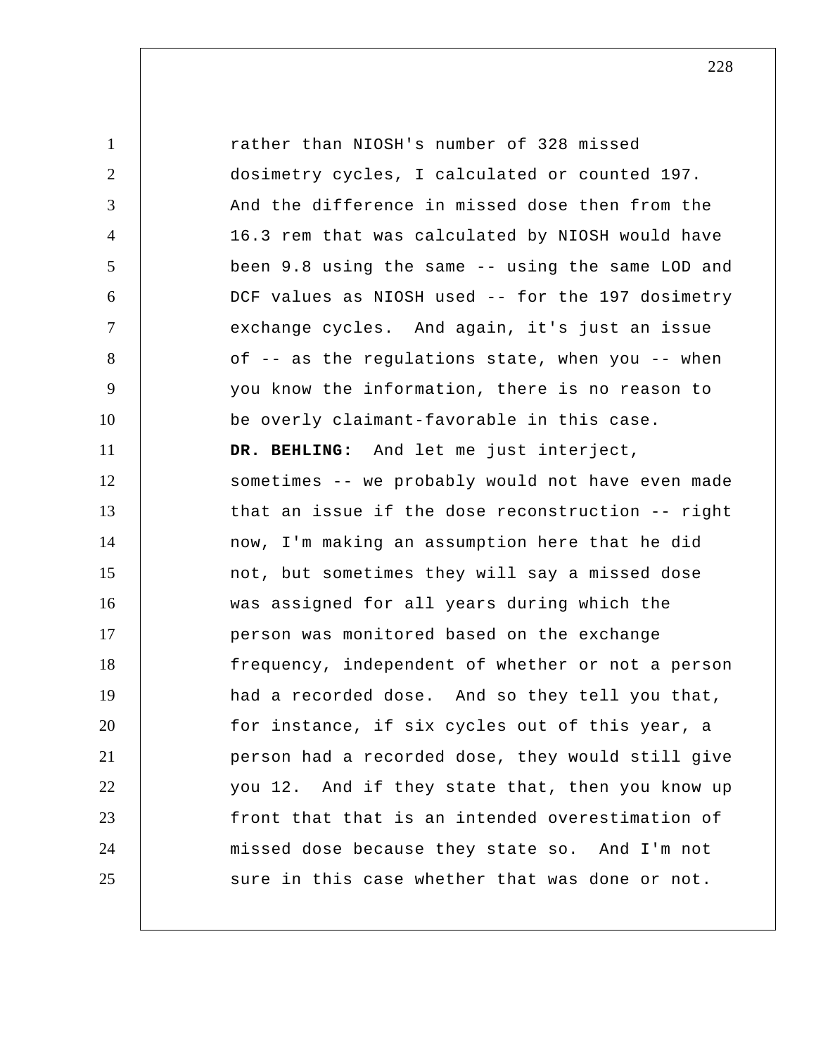rather than NIOSH's number of 328 missed dosimetry cycles, I calculated or counted 197. And the difference in missed dose then from the 16.3 rem that was calculated by NIOSH would have been 9.8 using the same -- using the same LOD and DCF values as NIOSH used -- for the 197 dosimetry exchange cycles. And again, it's just an issue of -- as the regulations state, when you -- when you know the information, there is no reason to be overly claimant-favorable in this case.

**DR. BEHLING:** And let me just interject, sometimes -- we probably would not have even made that an issue if the dose reconstruction -- right now, I'm making an assumption here that he did not, but sometimes they will say a missed dose was assigned for all years during which the person was monitored based on the exchange frequency, independent of whether or not a person had a recorded dose. And so they tell you that, for instance, if six cycles out of this year, a person had a recorded dose, they would still give you 12. And if they state that, then you know up front that that is an intended overestimation of missed dose because they state so. And I'm not sure in this case whether that was done or not.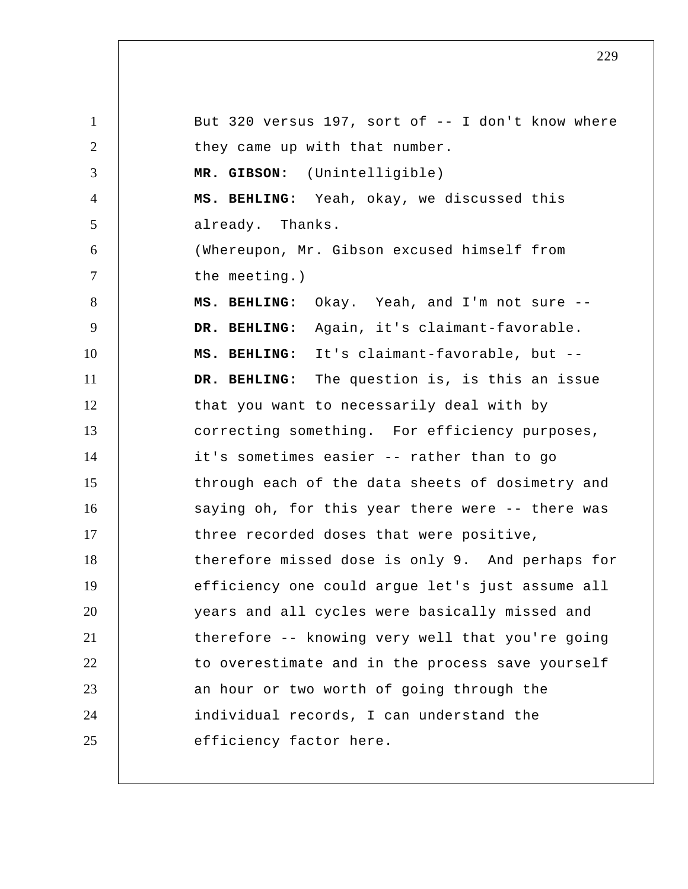But 320 versus 197, sort of -- I don't know where they came up with that number.

**MR. GIBSON:** (Unintelligible)

**MS. BEHLING:** Yeah, okay, we discussed this already. Thanks.

(Whereupon, Mr. Gibson excused himself from the meeting.)

**MS. BEHLING:** Okay. Yeah, and I'm not sure --

**DR. BEHLING:** Again, it's claimant-favorable.

**MS. BEHLING:** It's claimant-favorable, but --

**DR. BEHLING:** The question is, is this an issue that you want to necessarily deal with by correcting something. For efficiency purposes, it's sometimes easier -- rather than to go through each of the data sheets of dosimetry and saying oh, for this year there were -- there was three recorded doses that were positive, therefore missed dose is only 9. And perhaps for efficiency one could argue let's just assume all years and all cycles were basically missed and therefore -- knowing very well that you're going to overestimate and in the process save yourself an hour or two worth of going through the individual records, I can understand the efficiency factor here.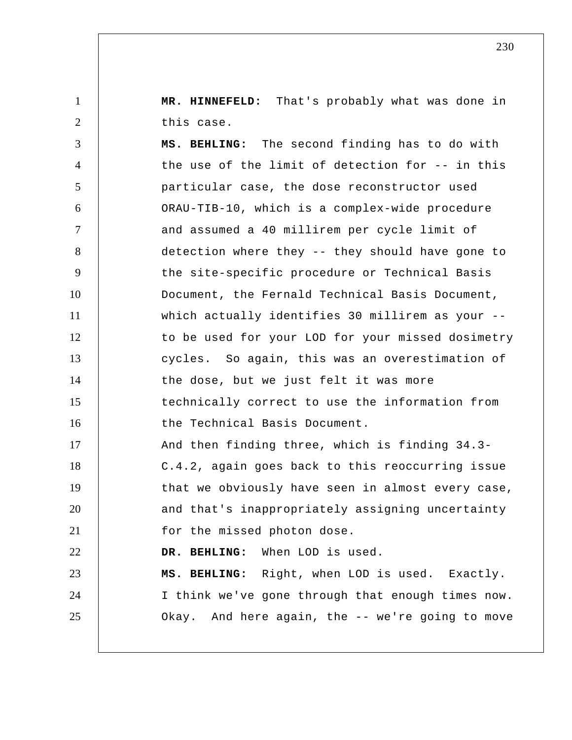**MR. HINNEFELD:** That's probably what was done in this case.

**MS. BEHLING:** The second finding has to do with the use of the limit of detection for -- in this particular case, the dose reconstructor used ORAU-TIB-10, which is a complex-wide procedure and assumed a 40 millirem per cycle limit of detection where they -- they should have gone to the site-specific procedure or Technical Basis Document, the Fernald Technical Basis Document, which actually identifies 30 millirem as your -- to be used for your LOD for your missed dosimetry cycles. So again, this was an overestimation of the dose, but we just felt it was more technically correct to use the information from the Technical Basis Document.

And then finding three, which is finding 34.3-C.4.2, again goes back to this reoccurring issue that we obviously have seen in almost every case, and that's inappropriately assigning uncertainty for the missed photon dose.

**DR. BEHLING:** When LOD is used.

**MS. BEHLING:** Right, when LOD is used. Exactly. I think we've gone through that enough times now. Okay. And here again, the -- we're going to move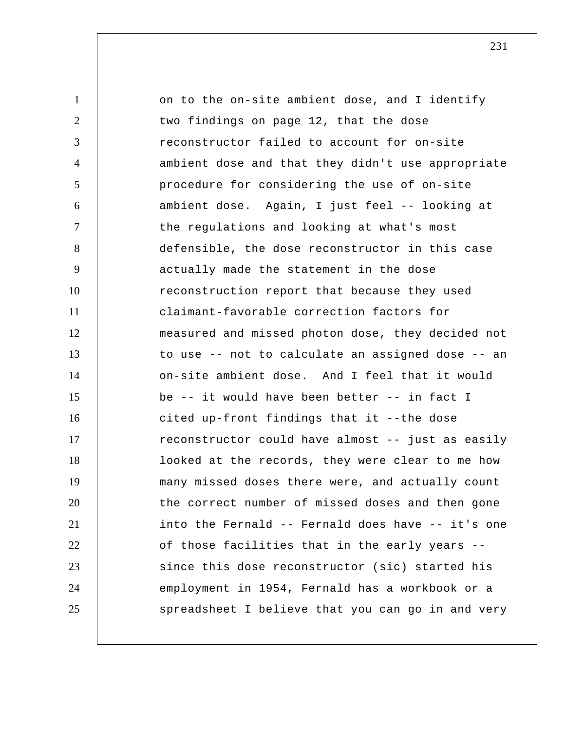on to the on-site ambient dose, and I identify two findings on page 12, that the dose reconstructor failed to account for on-site ambient dose and that they didn't use appropriate procedure for considering the use of on-site ambient dose. Again, I just feel -- looking at the regulations and looking at what's most defensible, the dose reconstructor in this case actually made the statement in the dose reconstruction report that because they used claimant-favorable correction factors for measured and missed photon dose, they decided not to use -- not to calculate an assigned dose -- an on-site ambient dose. And I feel that it would be -- it would have been better -- in fact I cited up-front findings that it --the dose reconstructor could have almost -- just as easily looked at the records, they were clear to me how many missed doses there were, and actually count the correct number of missed doses and then gone into the Fernald -- Fernald does have -- it's one of those facilities that in the early years -- since this dose reconstructor (sic) started his employment in 1954, Fernald has a workbook or a spreadsheet I believe that you can go in and very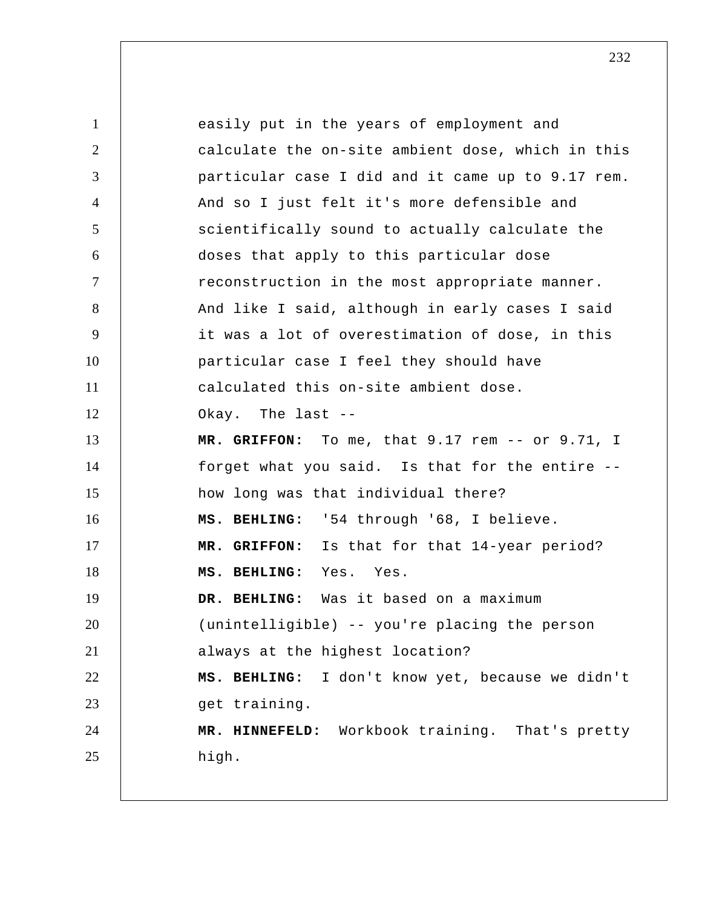easily put in the years of employment and calculate the on-site ambient dose, which in this particular case I did and it came up to 9.17 rem. And so I just felt it's more defensible and scientifically sound to actually calculate the doses that apply to this particular dose reconstruction in the most appropriate manner. And like I said, although in early cases I said it was a lot of overestimation of dose, in this particular case I feel they should have calculated this on-site ambient dose.

Okay. The last --

**MR. GRIFFON:** To me, that 9.17 rem -- or 9.71, I forget what you said. Is that for the entire -- how long was that individual there?

**MS. BEHLING:** '54 through '68, I believe.

**MR. GRIFFON:** Is that for that 14-year period?

**MS. BEHLING:** Yes. Yes.

**DR. BEHLING:** Was it based on a maximum (unintelligible) -- you're placing the person always at the highest location?

**MS. BEHLING:** I don't know yet, because we didn't get training.

**MR. HINNEFELD:** Workbook training. That's pretty high.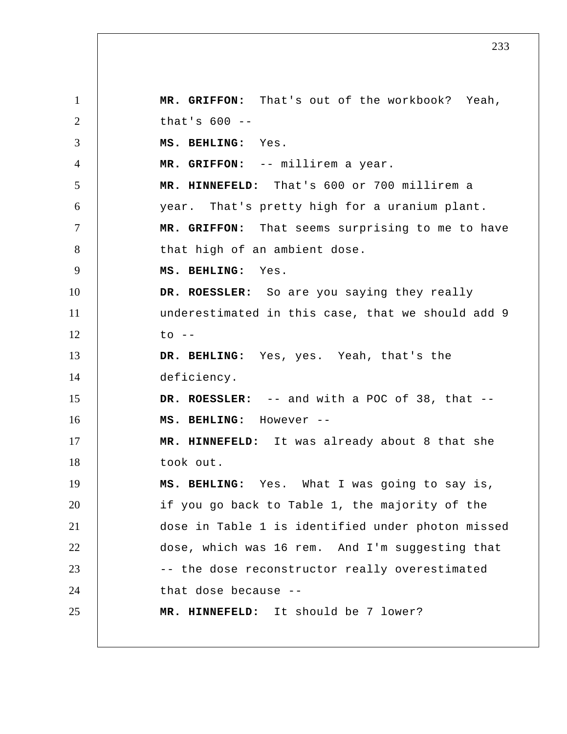**MR. GRIFFON:** That's out of the workbook? Yeah, that's 600 --

**MS. BEHLING:** Yes.

**MR. GRIFFON:** -- millirem a year.

**MR. HINNEFELD:** That's 600 or 700 millirem a year. That's pretty high for a uranium plant.

**MR. GRIFFON:** That seems surprising to me to have that high of an ambient dose.

**MS. BEHLING:** Yes.

**DR. ROESSLER:** So are you saying they really underestimated in this case, that we should add 9 to --

**DR. BEHLING:** Yes, yes. Yeah, that's the deficiency.

**DR. ROESSLER:** -- and with a POC of 38, that --

**MS. BEHLING:** However --

**MR. HINNEFELD:** It was already about 8 that she took out.

**MS. BEHLING:** Yes. What I was going to say is, if you go back to Table 1, the majority of the dose in Table 1 is identified under photon missed dose, which was 16 rem. And I'm suggesting that -- the dose reconstructor really overestimated that dose because --

**MR. HINNEFELD:** It should be 7 lower?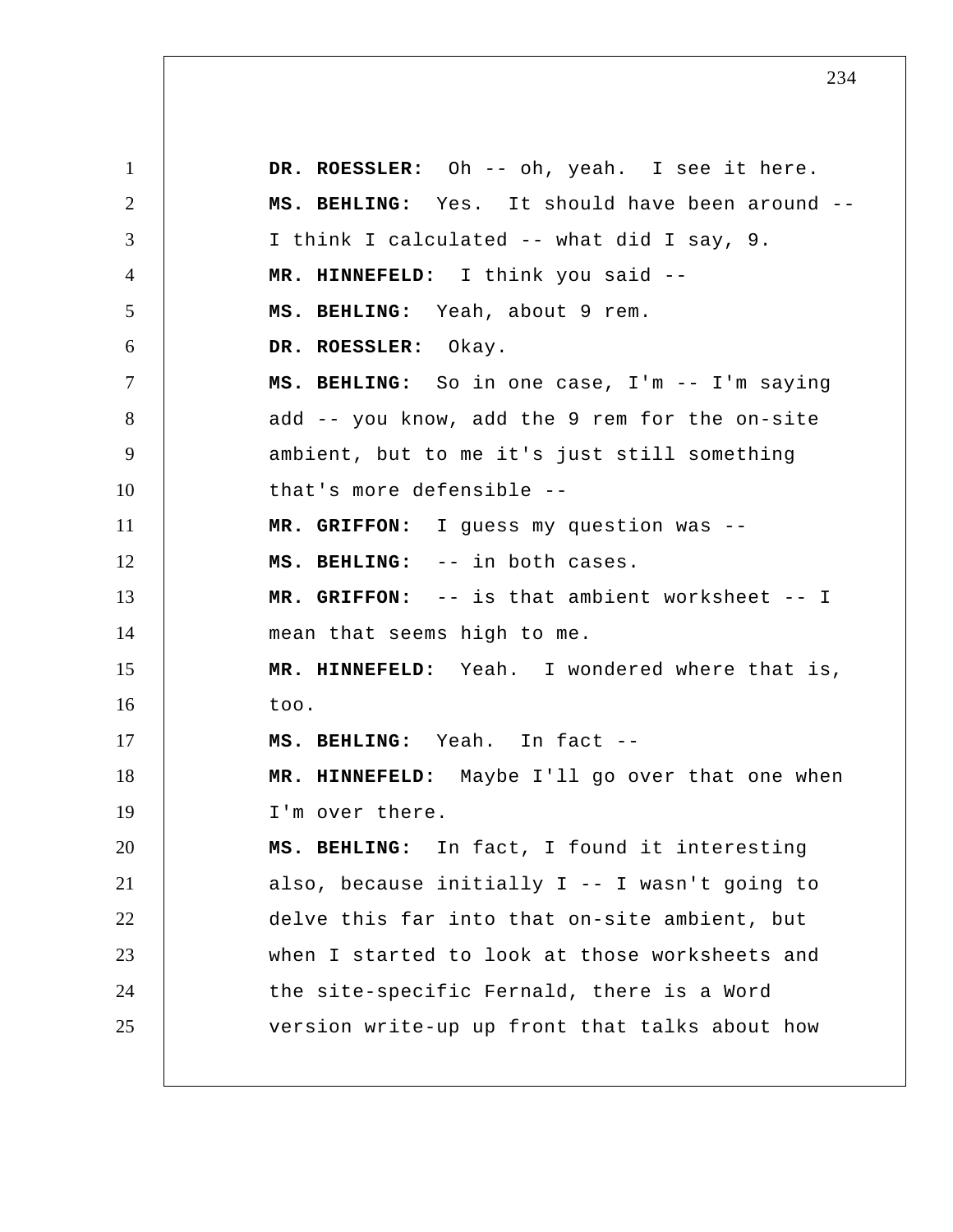**DR. ROESSLER:** Oh -- oh, yeah. I see it here.

**MS. BEHLING:** Yes. It should have been around -- I think I calculated -- what did I say, 9.

**MR. HINNEFELD:** I think you said --

**MS. BEHLING:** Yeah, about 9 rem.

**DR. ROESSLER:** Okay.

**MS. BEHLING:** So in one case, I'm -- I'm saying add -- you know, add the 9 rem for the on-site ambient, but to me it's just still something that's more defensible --

**MR. GRIFFON:** I guess my question was --

**MS. BEHLING:** -- in both cases.

**MR. GRIFFON:** -- is that ambient worksheet -- I mean that seems high to me.

**MR. HINNEFELD:** Yeah. I wondered where that is, too.

**MS. BEHLING:** Yeah. In fact --

**MR. HINNEFELD:** Maybe I'll go over that one when I'm over there.

**MS. BEHLING:** In fact, I found it interesting also, because initially I -- I wasn't going to delve this far into that on-site ambient, but when I started to look at those worksheets and the site-specific Fernald, there is a Word version write-up up front that talks about how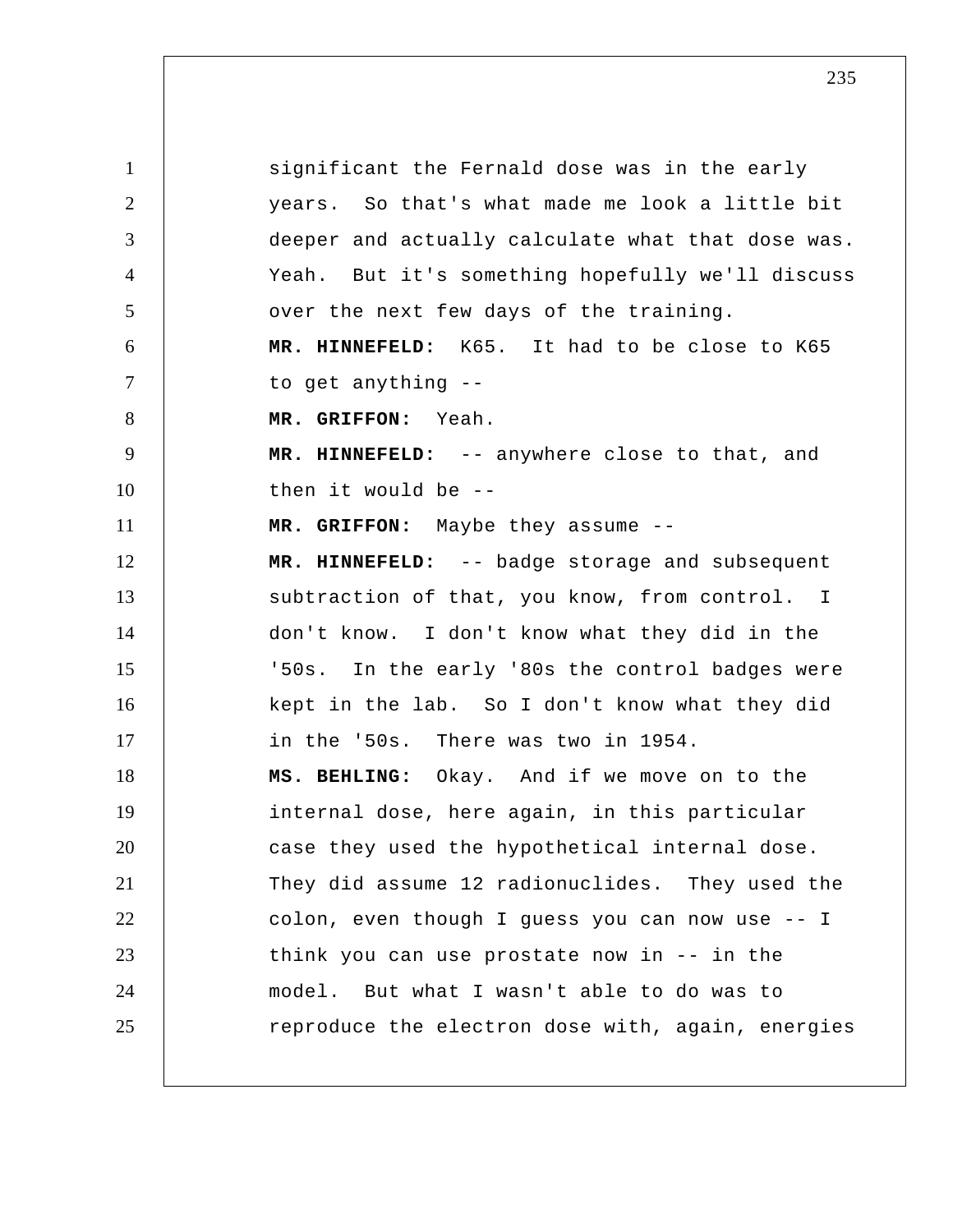significant the Fernald dose was in the early years. So that's what made me look a little bit deeper and actually calculate what that dose was. Yeah. But it's something hopefully we'll discuss over the next few days of the training.

**MR. HINNEFELD:** K65. It had to be close to K65 to get anything --

**MR. GRIFFON:** Yeah.

**MR. HINNEFELD:** -- anywhere close to that, and then it would be --

**MR. GRIFFON:** Maybe they assume --

**MR. HINNEFELD:** -- badge storage and subsequent subtraction of that, you know, from control. I don't know. I don't know what they did in the '50s. In the early '80s the control badges were kept in the lab. So I don't know what they did in the '50s. There was two in 1954.

**MS. BEHLING:** Okay. And if we move on to the internal dose, here again, in this particular case they used the hypothetical internal dose. They did assume 12 radionuclides. They used the colon, even though I guess you can now use -- I think you can use prostate now in -- in the model. But what I wasn't able to do was to reproduce the electron dose with, again, energies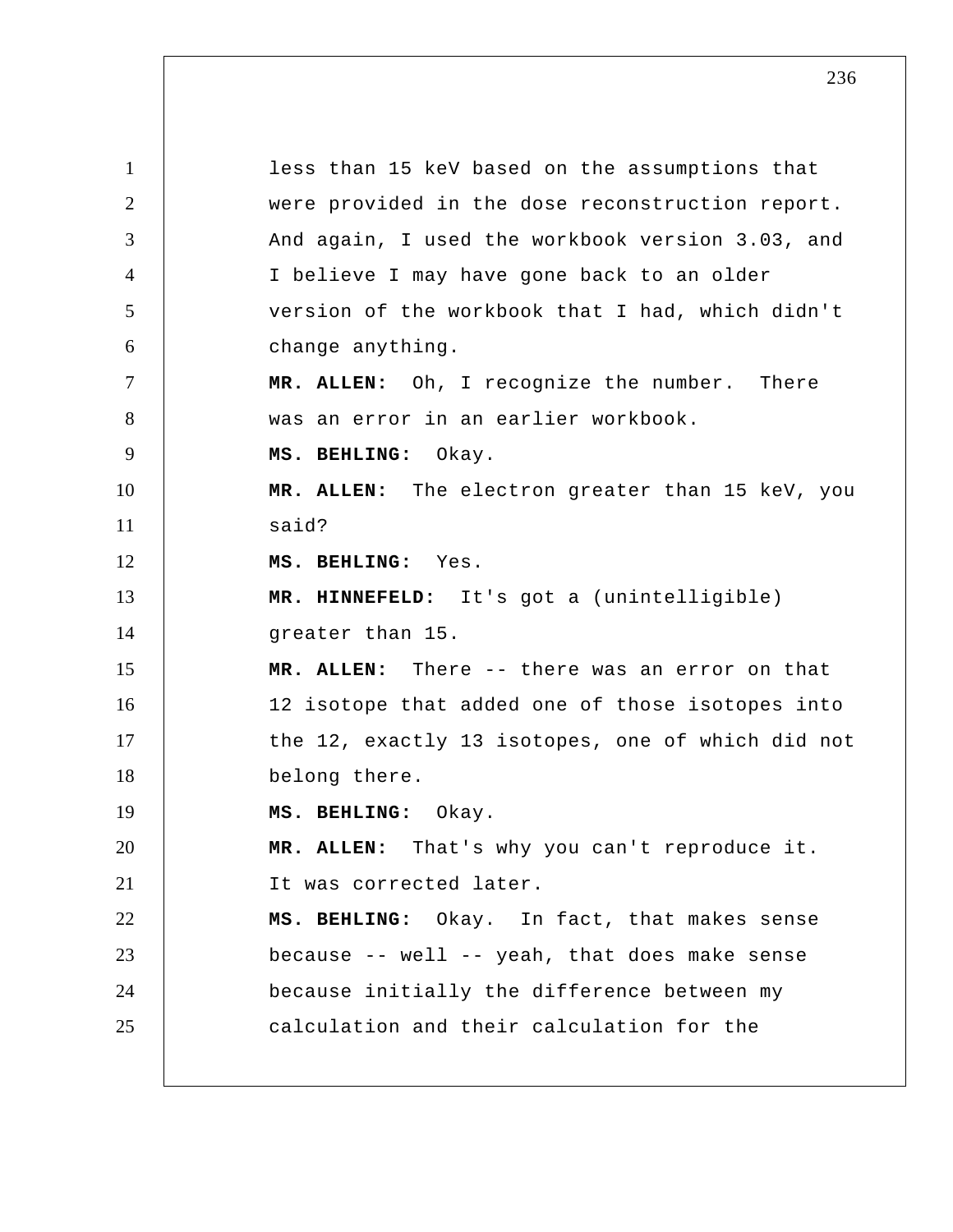less than 15 keV based on the assumptions that were provided in the dose reconstruction report. And again, I used the workbook version 3.03, and I believe I may have gone back to an older version of the workbook that I had, which didn't change anything.

**MR. ALLEN:** Oh, I recognize the number. There was an error in an earlier workbook.

**MS. BEHLING:** Okay.

**MR. ALLEN:** The electron greater than 15 keV, you said?

**MS. BEHLING:** Yes.

**MR. HINNEFELD:** It's got a (unintelligible) greater than 15.

**MR. ALLEN:** There -- there was an error on that 12 isotope that added one of those isotopes into the 12, exactly 13 isotopes, one of which did not belong there.

**MS. BEHLING:** Okay.

**MR. ALLEN:** That's why you can't reproduce it. It was corrected later.

**MS. BEHLING:** Okay. In fact, that makes sense because -- well -- yeah, that does make sense because initially the difference between my calculation and their calculation for the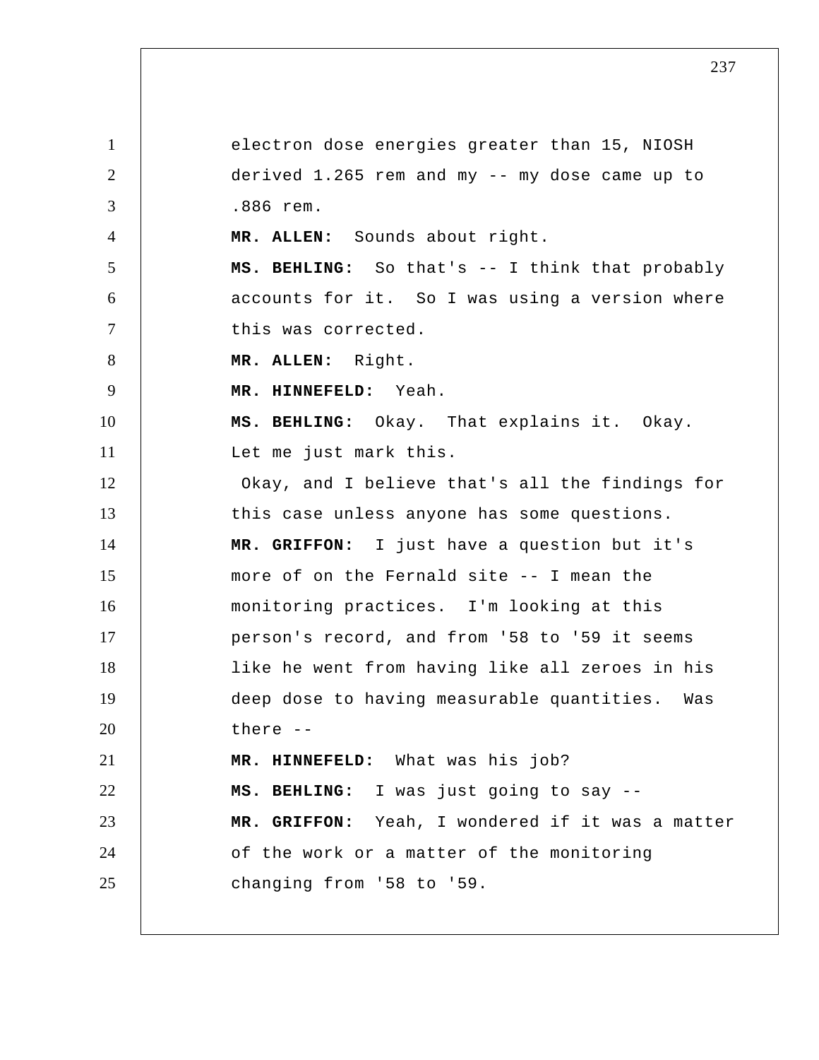electron dose energies greater than 15, NIOSH derived 1.265 rem and my -- my dose came up to .886 rem.

**MR. ALLEN:** Sounds about right.

**MS. BEHLING:** So that's -- I think that probably accounts for it. So I was using a version where this was corrected.

**MR. ALLEN:** Right.

**MR. HINNEFELD:** Yeah.

**MS. BEHLING:** Okay. That explains it. Okay. Let me just mark this.

Okay, and I believe that's all the findings for this case unless anyone has some questions.

**MR. GRIFFON:** I just have a question but it's more of on the Fernald site -- I mean the monitoring practices. I'm looking at this person's record, and from '58 to '59 it seems like he went from having like all zeroes in his deep dose to having measurable quantities. Was there --

**MR. HINNEFELD:** What was his job?

**MS. BEHLING:** I was just going to say --

**MR. GRIFFON:** Yeah, I wondered if it was a matter of the work or a matter of the monitoring changing from '58 to '59.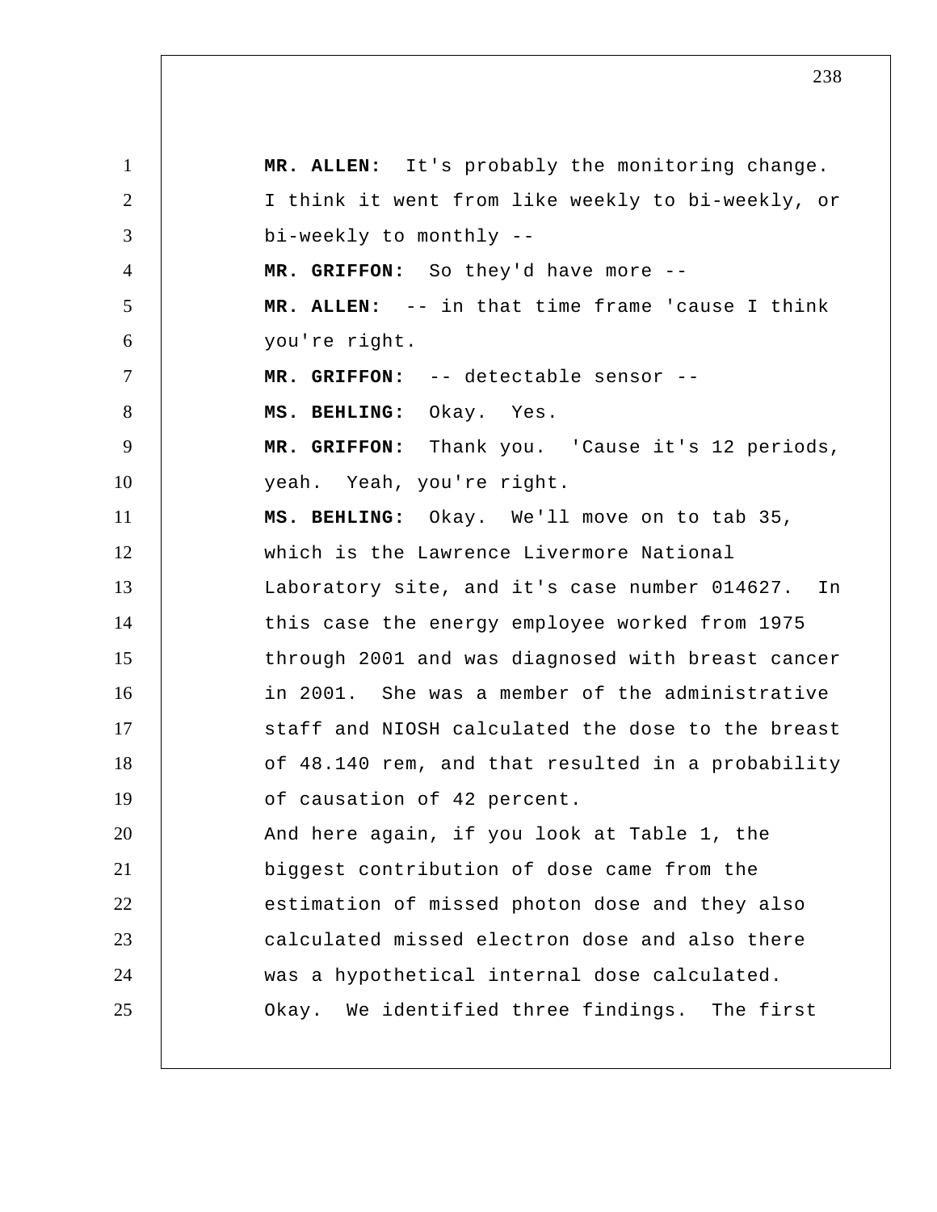**MR. ALLEN:** It's probably the monitoring change. I think it went from like weekly to bi-weekly, or bi-weekly to monthly --

**MR. GRIFFON:** So they'd have more --

**MR. ALLEN:** -- in that time frame 'cause I think you're right.

**MR. GRIFFON:** -- detectable sensor --

**MS. BEHLING:** Okay. Yes.

**MR. GRIFFON:** Thank you. 'Cause it's 12 periods, yeah. Yeah, you're right.

**MS. BEHLING:** Okay. We'll move on to tab 35, which is the Lawrence Livermore National Laboratory site, and it's case number 014627. In this case the energy employee worked from 1975 through 2001 and was diagnosed with breast cancer in 2001. She was a member of the administrative staff and NIOSH calculated the dose to the breast of 48.140 rem, and that resulted in a probability of causation of 42 percent.

And here again, if you look at Table 1, the biggest contribution of dose came from the estimation of missed photon dose and they also calculated missed electron dose and also there was a hypothetical internal dose calculated. Okay. We identified three findings. The first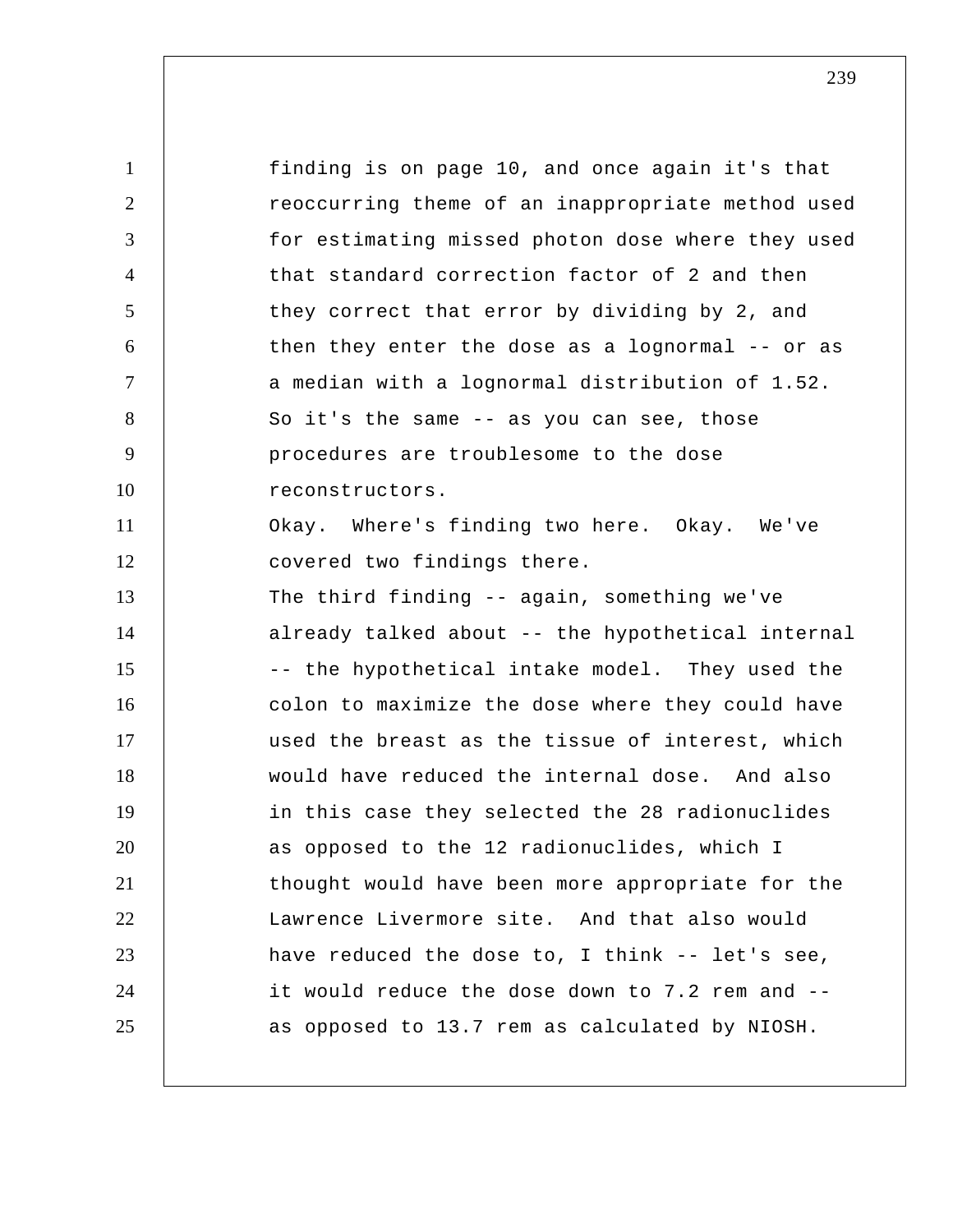finding is on page 10, and once again it's that reoccurring theme of an inappropriate method used for estimating missed photon dose where they used that standard correction factor of 2 and then they correct that error by dividing by 2, and then they enter the dose as a lognormal -- or as a median with a lognormal distribution of 1.52. So it's the same -- as you can see, those procedures are troublesome to the dose reconstructors.

Okay. Where's finding two here. Okay. We've covered two findings there.

The third finding -- again, something we've already talked about -- the hypothetical internal -- the hypothetical intake model. They used the colon to maximize the dose where they could have used the breast as the tissue of interest, which would have reduced the internal dose. And also in this case they selected the 28 radionuclides as opposed to the 12 radionuclides, which I thought would have been more appropriate for the Lawrence Livermore site. And that also would have reduced the dose to, I think -- let's see, it would reduce the dose down to 7.2 rem and -- as opposed to 13.7 rem as calculated by NIOSH.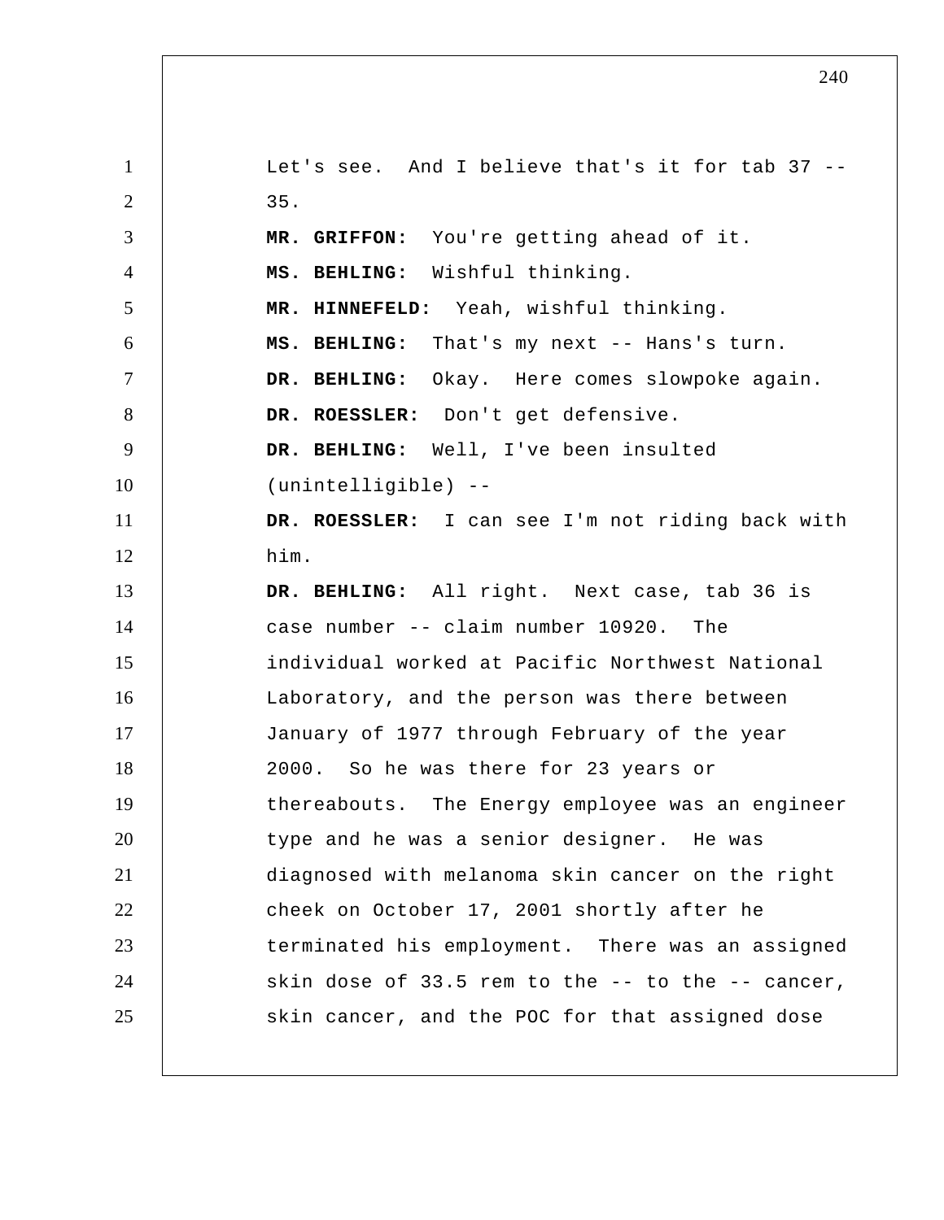Let's see. And I believe that's it for tab 37 -- 35.

**MR. GRIFFON:** You're getting ahead of it.

**MS. BEHLING:** Wishful thinking.

**MR. HINNEFELD:** Yeah, wishful thinking.

**MS. BEHLING:** That's my next -- Hans's turn.

**DR. BEHLING:** Okay. Here comes slowpoke again.

**DR. ROESSLER:** Don't get defensive.

**DR. BEHLING:** Well, I've been insulted (unintelligible) --

**DR. ROESSLER:** I can see I'm not riding back with him.

**DR. BEHLING:** All right. Next case, tab 36 is case number -- claim number 10920. The individual worked at Pacific Northwest National Laboratory, and the person was there between January of 1977 through February of the year 2000. So he was there for 23 years or thereabouts. The Energy employee was an engineer type and he was a senior designer. He was diagnosed with melanoma skin cancer on the right cheek on October 17, 2001 shortly after he terminated his employment. There was an assigned skin dose of 33.5 rem to the -- to the -- cancer, skin cancer, and the POC for that assigned dose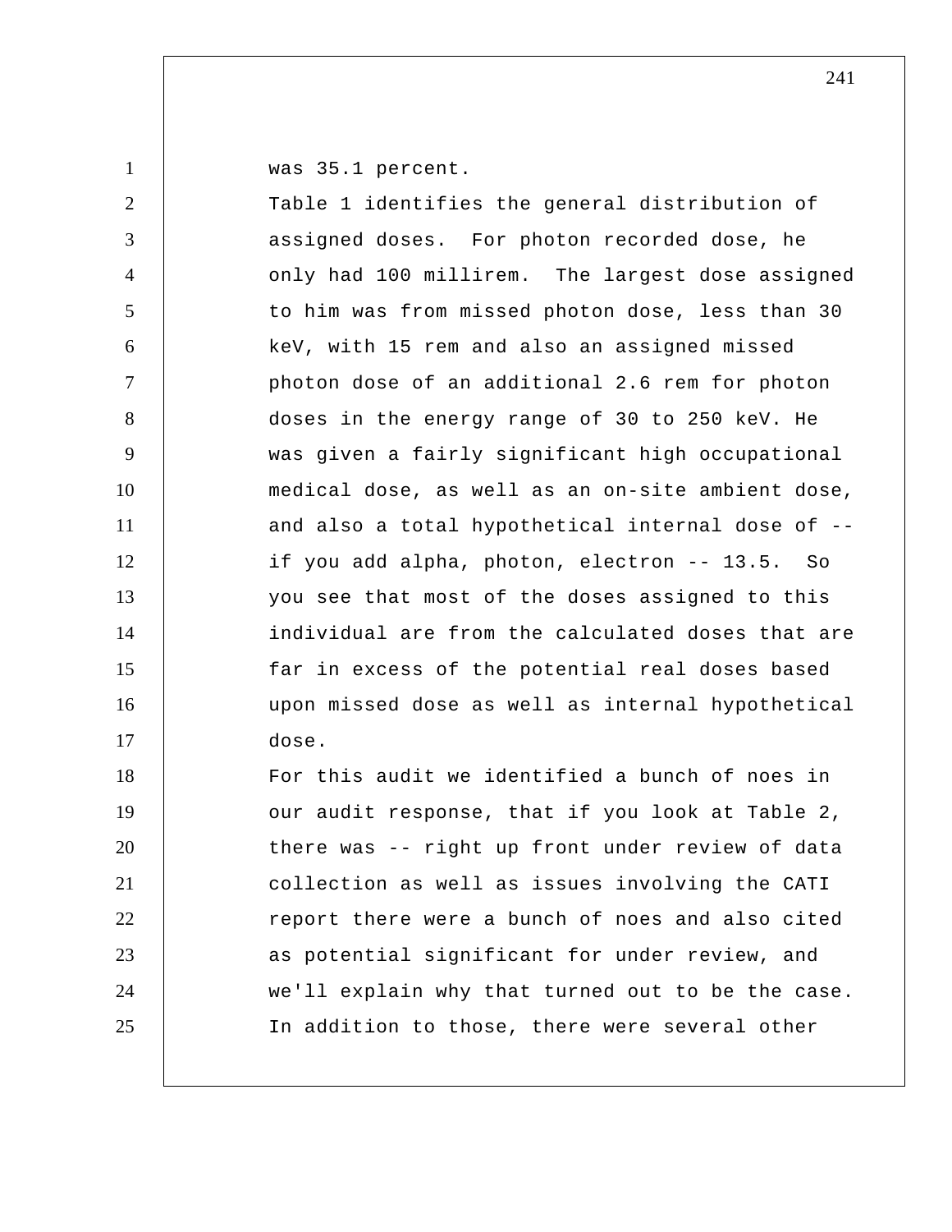was 35.1 percent.

Table 1 identifies the general distribution of assigned doses. For photon recorded dose, he only had 100 millirem. The largest dose assigned to him was from missed photon dose, less than 30 keV, with 15 rem and also an assigned missed photon dose of an additional 2.6 rem for photon doses in the energy range of 30 to 250 keV. He was given a fairly significant high occupational medical dose, as well as an on-site ambient dose, and also a total hypothetical internal dose of -- if you add alpha, photon, electron -- 13.5. So you see that most of the doses assigned to this individual are from the calculated doses that are far in excess of the potential real doses based upon missed dose as well as internal hypothetical dose.

For this audit we identified a bunch of noes in our audit response, that if you look at Table 2, there was -- right up front under review of data collection as well as issues involving the CATI report there were a bunch of noes and also cited as potential significant for under review, and we'll explain why that turned out to be the case. In addition to those, there were several other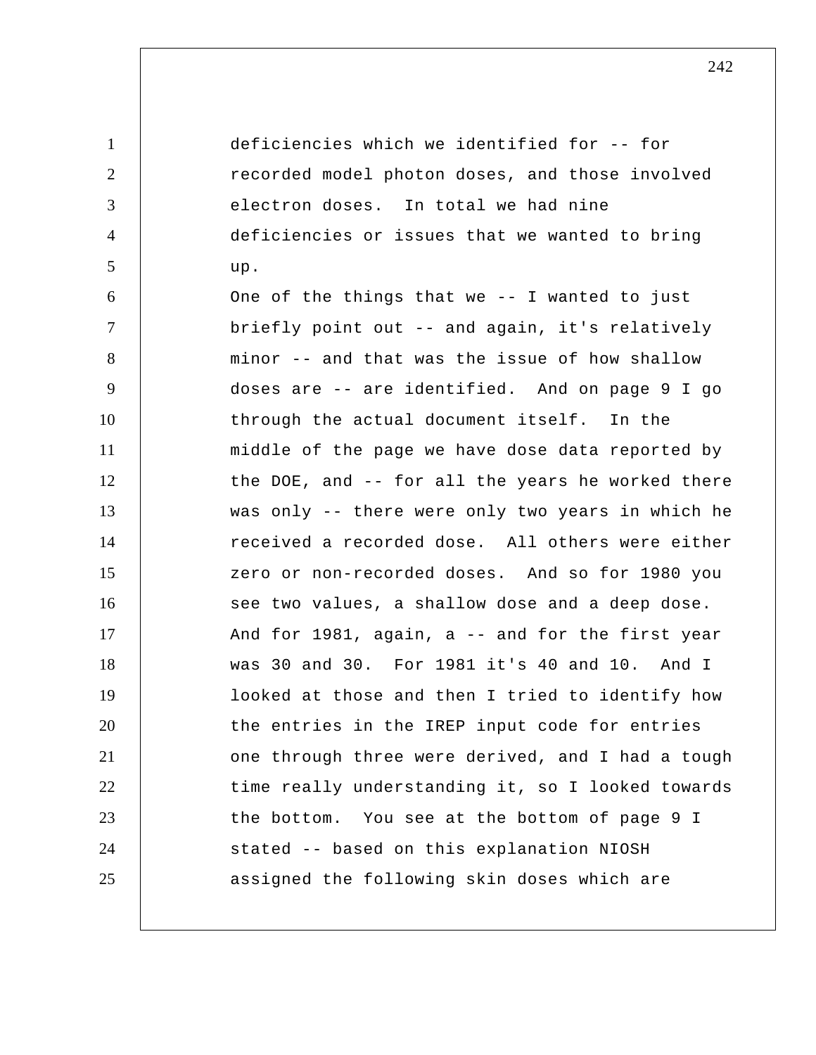deficiencies which we identified for -- for recorded model photon doses, and those involved electron doses. In total we had nine deficiencies or issues that we wanted to bring up.

One of the things that we -- I wanted to just briefly point out -- and again, it's relatively minor -- and that was the issue of how shallow doses are -- are identified. And on page 9 I go through the actual document itself. In the middle of the page we have dose data reported by the DOE, and -- for all the years he worked there was only -- there were only two years in which he received a recorded dose. All others were either zero or non-recorded doses. And so for 1980 you see two values, a shallow dose and a deep dose. And for 1981, again, a -- and for the first year was 30 and 30. For 1981 it's 40 and 10. And I looked at those and then I tried to identify how the entries in the IREP input code for entries one through three were derived, and I had a tough time really understanding it, so I looked towards the bottom. You see at the bottom of page 9 I stated -- based on this explanation NIOSH assigned the following skin doses which are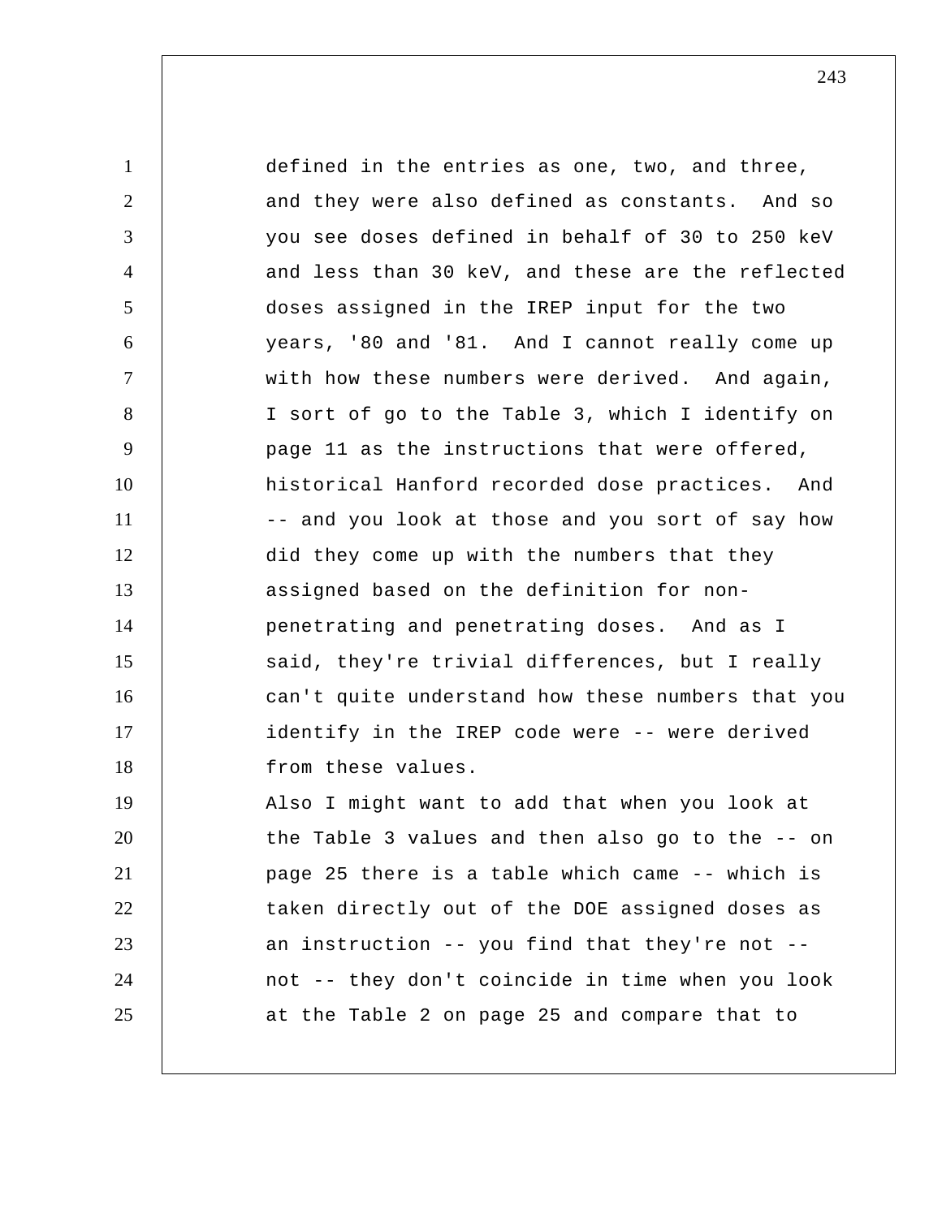defined in the entries as one, two, and three, and they were also defined as constants. And so you see doses defined in behalf of 30 to 250 keV and less than 30 keV, and these are the reflected doses assigned in the IREP input for the two years, '80 and '81. And I cannot really come up with how these numbers were derived. And again, I sort of go to the Table 3, which I identify on page 11 as the instructions that were offered, historical Hanford recorded dose practices. And -- and you look at those and you sort of say how did they come up with the numbers that they assigned based on the definition for non-penetrating and penetrating doses. And as I said, they're trivial differences, but I really can't quite understand how these numbers that you identify in the IREP code were -- were derived from these values.

Also I might want to add that when you look at the Table 3 values and then also go to the -- on page 25 there is a table which came -- which is taken directly out of the DOE assigned doses as an instruction -- you find that they're not -- not -- they don't coincide in time when you look at the Table 2 on page 25 and compare that to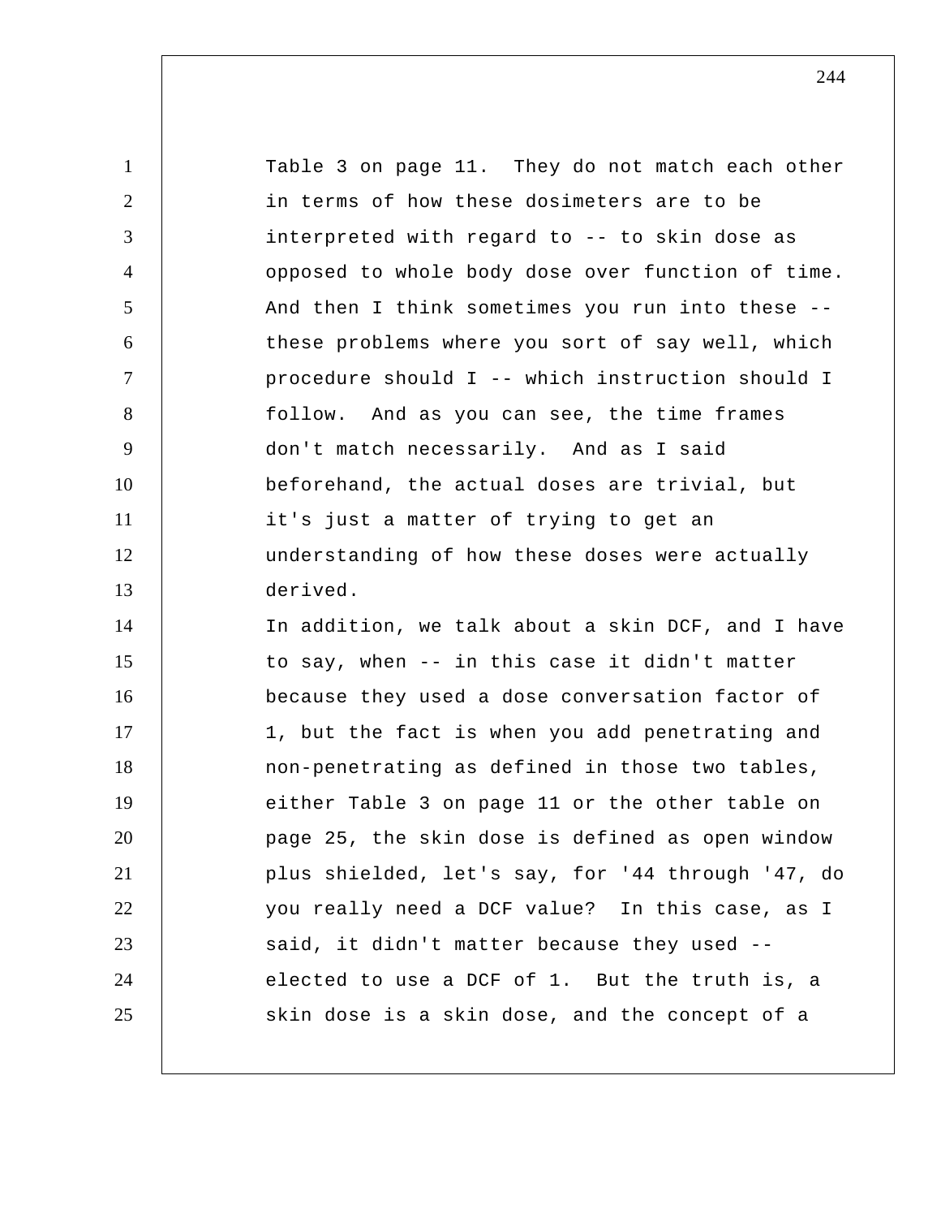Table 3 on page 11. They do not match each other in terms of how these dosimeters are to be interpreted with regard to -- to skin dose as opposed to whole body dose over function of time. And then I think sometimes you run into these -- these problems where you sort of say well, which procedure should I -- which instruction should I follow. And as you can see, the time frames don't match necessarily. And as I said beforehand, the actual doses are trivial, but it's just a matter of trying to get an understanding of how these doses were actually derived.

In addition, we talk about a skin DCF, and I have to say, when -- in this case it didn't matter because they used a dose conversation factor of 1, but the fact is when you add penetrating and non-penetrating as defined in those two tables, either Table 3 on page 11 or the other table on page 25, the skin dose is defined as open window plus shielded, let's say, for '44 through '47, do you really need a DCF value? In this case, as I said, it didn't matter because they used -- elected to use a DCF of 1. But the truth is, a skin dose is a skin dose, and the concept of a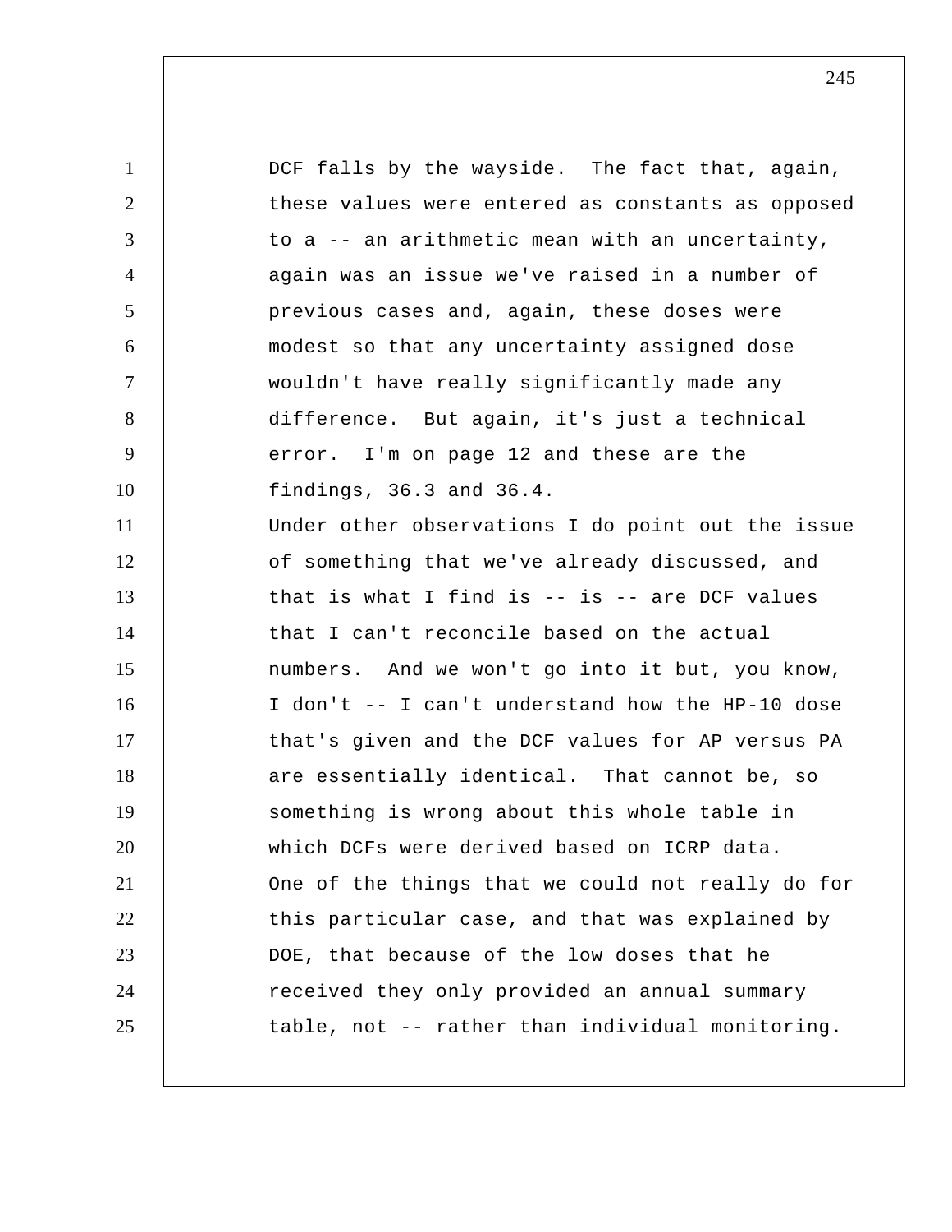DCF falls by the wayside. The fact that, again, these values were entered as constants as opposed to a -- an arithmetic mean with an uncertainty, again was an issue we've raised in a number of previous cases and, again, these doses were modest so that any uncertainty assigned dose wouldn't have really significantly made any difference. But again, it's just a technical error. I'm on page 12 and these are the findings, 36.3 and 36.4.

Under other observations I do point out the issue of something that we've already discussed, and that is what I find is -- is -- are DCF values that I can't reconcile based on the actual numbers. And we won't go into it but, you know, I don't -- I can't understand how the HP-10 dose that's given and the DCF values for AP versus PA are essentially identical. That cannot be, so something is wrong about this whole table in which DCFs were derived based on ICRP data.

One of the things that we could not really do for this particular case, and that was explained by DOE, that because of the low doses that he received they only provided an annual summary table, not -- rather than individual monitoring.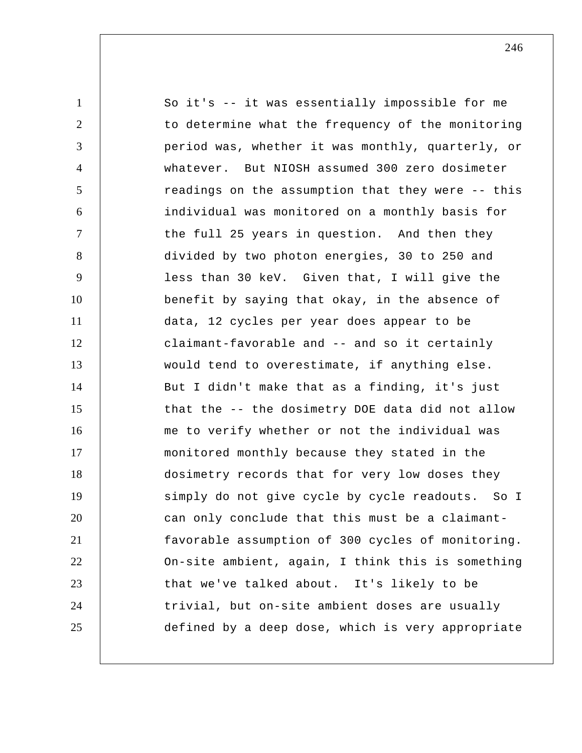So it's -- it was essentially impossible for me to determine what the frequency of the monitoring period was, whether it was monthly, quarterly, or whatever. But NIOSH assumed 300 zero dosimeter readings on the assumption that they were -- this individual was monitored on a monthly basis for the full 25 years in question. And then they divided by two photon energies, 30 to 250 and less than 30 keV. Given that, I will give the benefit by saying that okay, in the absence of data, 12 cycles per year does appear to be claimant-favorable and -- and so it certainly would tend to overestimate, if anything else. But I didn't make that as a finding, it's just that the -- the dosimetry DOE data did not allow me to verify whether or not the individual was monitored monthly because they stated in the dosimetry records that for very low doses they simply do not give cycle by cycle readouts. So I can only conclude that this must be a claimant-favorable assumption of 300 cycles of monitoring. On-site ambient, again, I think this is something that we've talked about. It's likely to be trivial, but on-site ambient doses are usually defined by a deep dose, which is very appropriate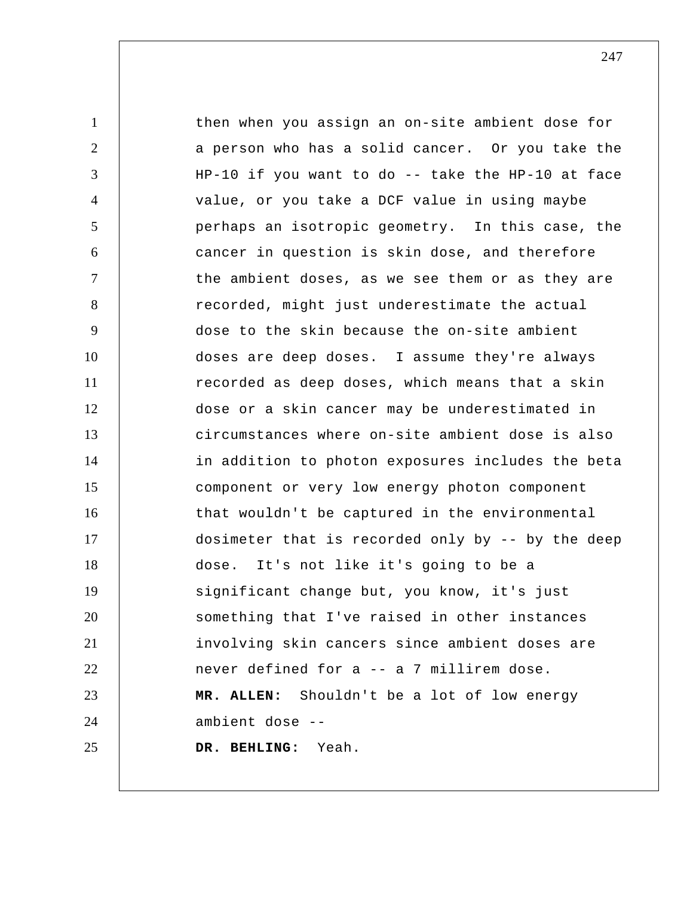then when you assign an on-site ambient dose for a person who has a solid cancer. Or you take the HP-10 if you want to do -- take the HP-10 at face value, or you take a DCF value in using maybe perhaps an isotropic geometry. In this case, the cancer in question is skin dose, and therefore the ambient doses, as we see them or as they are recorded, might just underestimate the actual dose to the skin because the on-site ambient doses are deep doses. I assume they're always recorded as deep doses, which means that a skin dose or a skin cancer may be underestimated in circumstances where on-site ambient dose is also in addition to photon exposures includes the beta component or very low energy photon component that wouldn't be captured in the environmental dosimeter that is recorded only by -- by the deep dose. It's not like it's going to be a significant change but, you know, it's just something that I've raised in other instances involving skin cancers since ambient doses are never defined for a -- a 7 millirem dose.

**MR. ALLEN:** Shouldn't be a lot of low energy ambient dose --

**DR. BEHLING:** Yeah.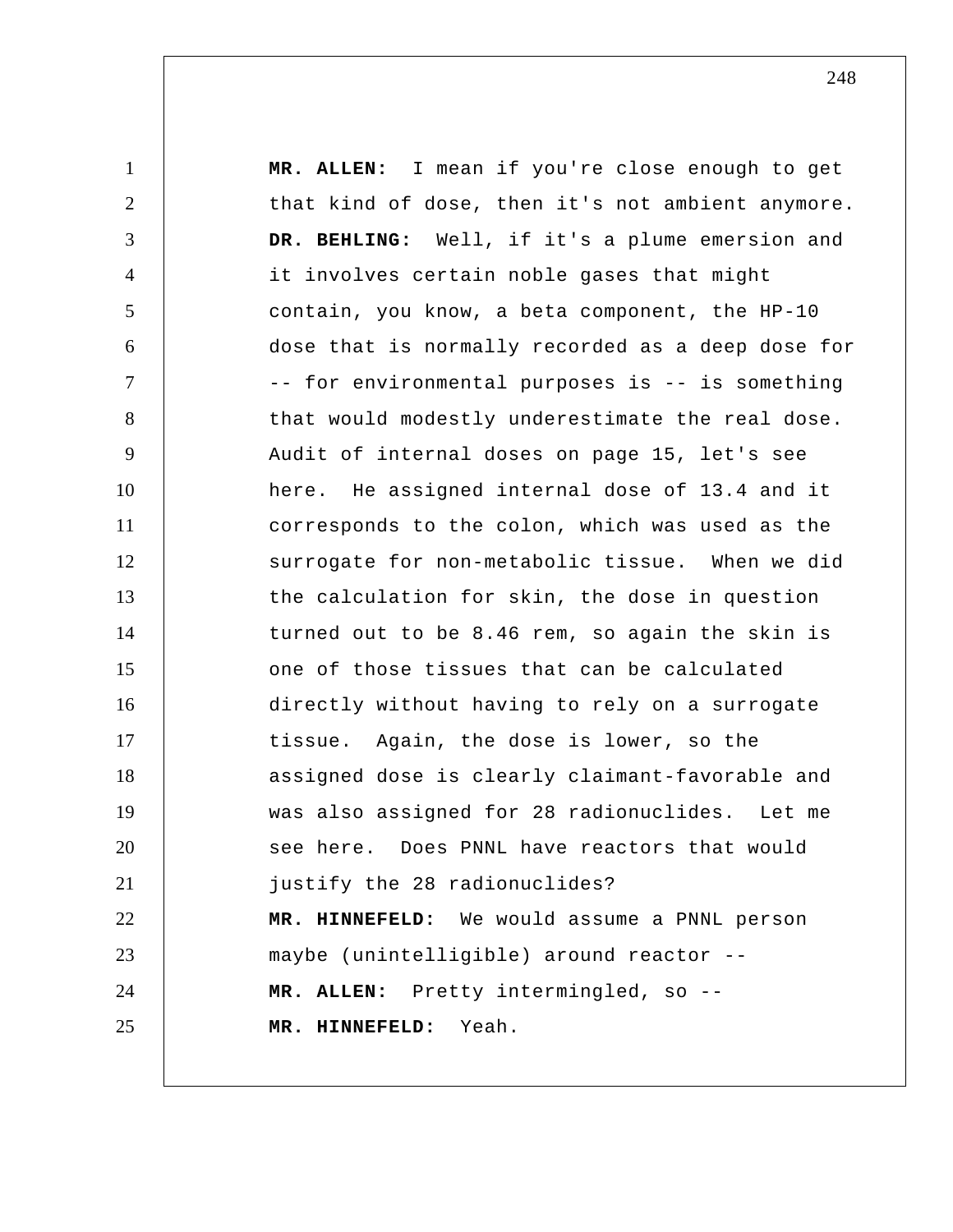**MR. ALLEN:** I mean if you're close enough to get that kind of dose, then it's not ambient anymore.

**DR. BEHLING:** Well, if it's a plume emersion and it involves certain noble gases that might contain, you know, a beta component, the HP-10 dose that is normally recorded as a deep dose for -- for environmental purposes is -- is something that would modestly underestimate the real dose. Audit of internal doses on page 15, let's see here. He assigned internal dose of 13.4 and it corresponds to the colon, which was used as the surrogate for non-metabolic tissue. When we did the calculation for skin, the dose in question turned out to be 8.46 rem, so again the skin is one of those tissues that can be calculated directly without having to rely on a surrogate tissue. Again, the dose is lower, so the assigned dose is clearly claimant-favorable and was also assigned for 28 radionuclides. Let me see here. Does PNNL have reactors that would justify the 28 radionuclides?

**MR. HINNEFELD:** We would assume a PNNL person maybe (unintelligible) around reactor --

**MR. ALLEN:** Pretty intermingled, so --

**MR. HINNEFELD:** Yeah.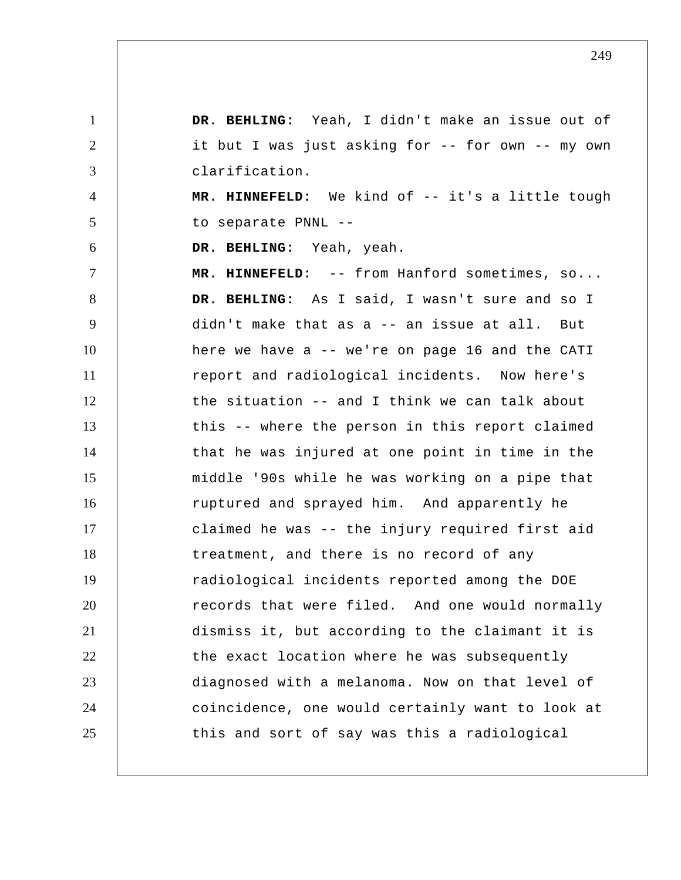**DR. BEHLING:** Yeah, I didn't make an issue out of it but I was just asking for -- for own -- my own clarification.

**MR. HINNEFELD:** We kind of -- it's a little tough to separate PNNL --

**DR. BEHLING:** Yeah, yeah.

**MR. HINNEFELD:** -- from Hanford sometimes, so...

**DR. BEHLING:** As I said, I wasn't sure and so I didn't make that as a -- an issue at all. But here we have a -- we're on page 16 and the CATI report and radiological incidents. Now here's the situation -- and I think we can talk about this -- where the person in this report claimed that he was injured at one point in time in the middle '90s while he was working on a pipe that ruptured and sprayed him. And apparently he claimed he was -- the injury required first aid treatment, and there is no record of any radiological incidents reported among the DOE records that were filed. And one would normally dismiss it, but according to the claimant it is the exact location where he was subsequently diagnosed with a melanoma. Now on that level of coincidence, one would certainly want to look at this and sort of say was this a radiological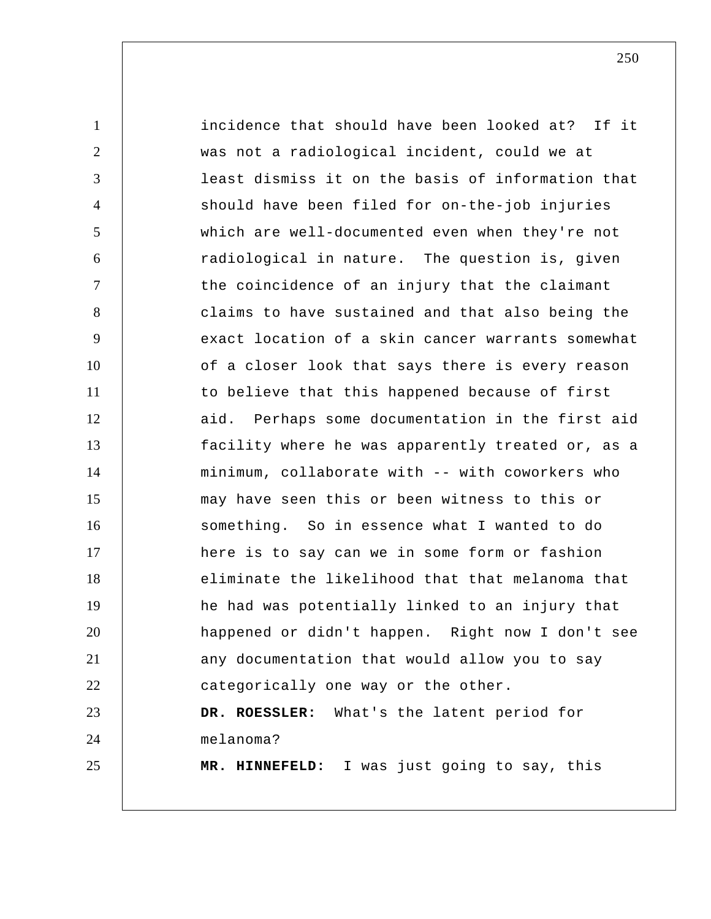incidence that should have been looked at? If it was not a radiological incident, could we at least dismiss it on the basis of information that should have been filed for on-the-job injuries which are well-documented even when they're not radiological in nature. The question is, given the coincidence of an injury that the claimant claims to have sustained and that also being the exact location of a skin cancer warrants somewhat of a closer look that says there is every reason to believe that this happened because of first aid. Perhaps some documentation in the first aid facility where he was apparently treated or, as a minimum, collaborate with -- with coworkers who may have seen this or been witness to this or something. So in essence what I wanted to do here is to say can we in some form or fashion eliminate the likelihood that that melanoma that he had was potentially linked to an injury that happened or didn't happen. Right now I don't see any documentation that would allow you to say categorically one way or the other.

**DR. ROESSLER:** What's the latent period for melanoma?

**MR. HINNEFELD:** I was just going to say, this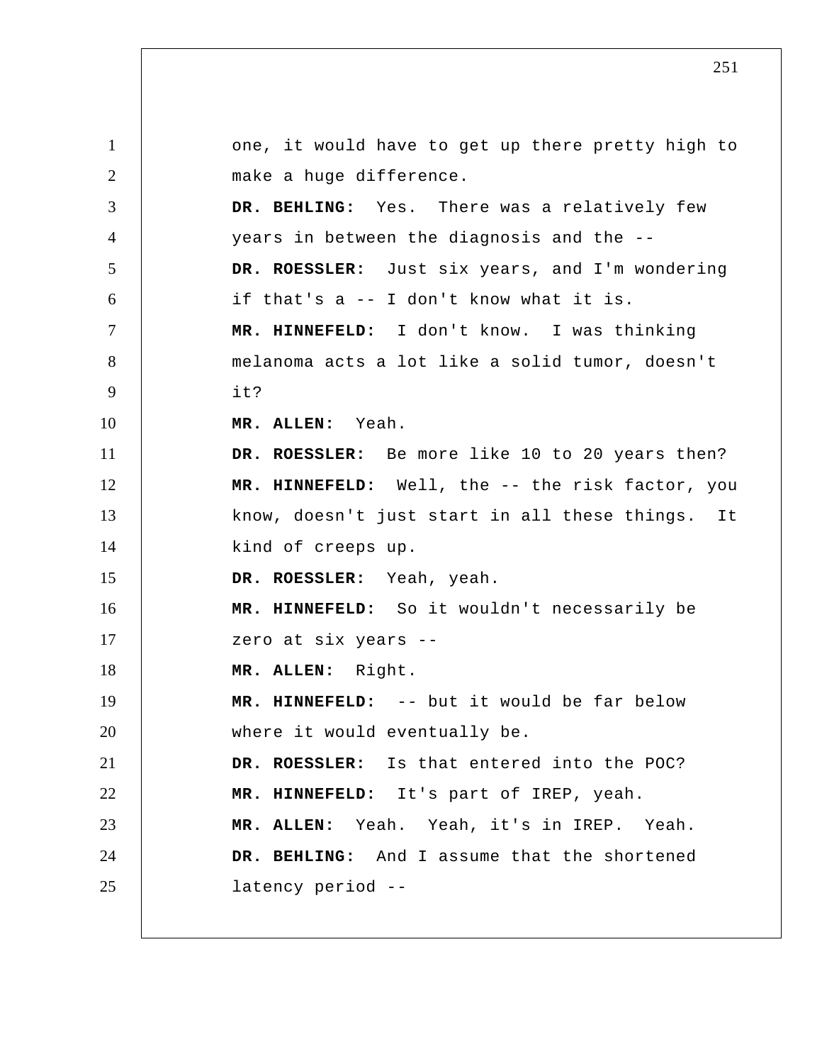one, it would have to get up there pretty high to make a huge difference.

**DR. BEHLING:** Yes. There was a relatively few years in between the diagnosis and the --

**DR. ROESSLER:** Just six years, and I'm wondering if that's a -- I don't know what it is.

**MR. HINNEFELD:** I don't know. I was thinking melanoma acts a lot like a solid tumor, doesn't it?

**MR. ALLEN:** Yeah.

**DR. ROESSLER:** Be more like 10 to 20 years then?

**MR. HINNEFELD:** Well, the -- the risk factor, you know, doesn't just start in all these things. It kind of creeps up.

**DR. ROESSLER:** Yeah, yeah.

**MR. HINNEFELD:** So it wouldn't necessarily be zero at six years --

**MR. ALLEN:** Right.

**MR. HINNEFELD:** -- but it would be far below where it would eventually be.

**DR. ROESSLER:** Is that entered into the POC?

**MR. HINNEFELD:** It's part of IREP, yeah.

**MR. ALLEN:** Yeah. Yeah, it's in IREP. Yeah.

**DR. BEHLING:** And I assume that the shortened latency period --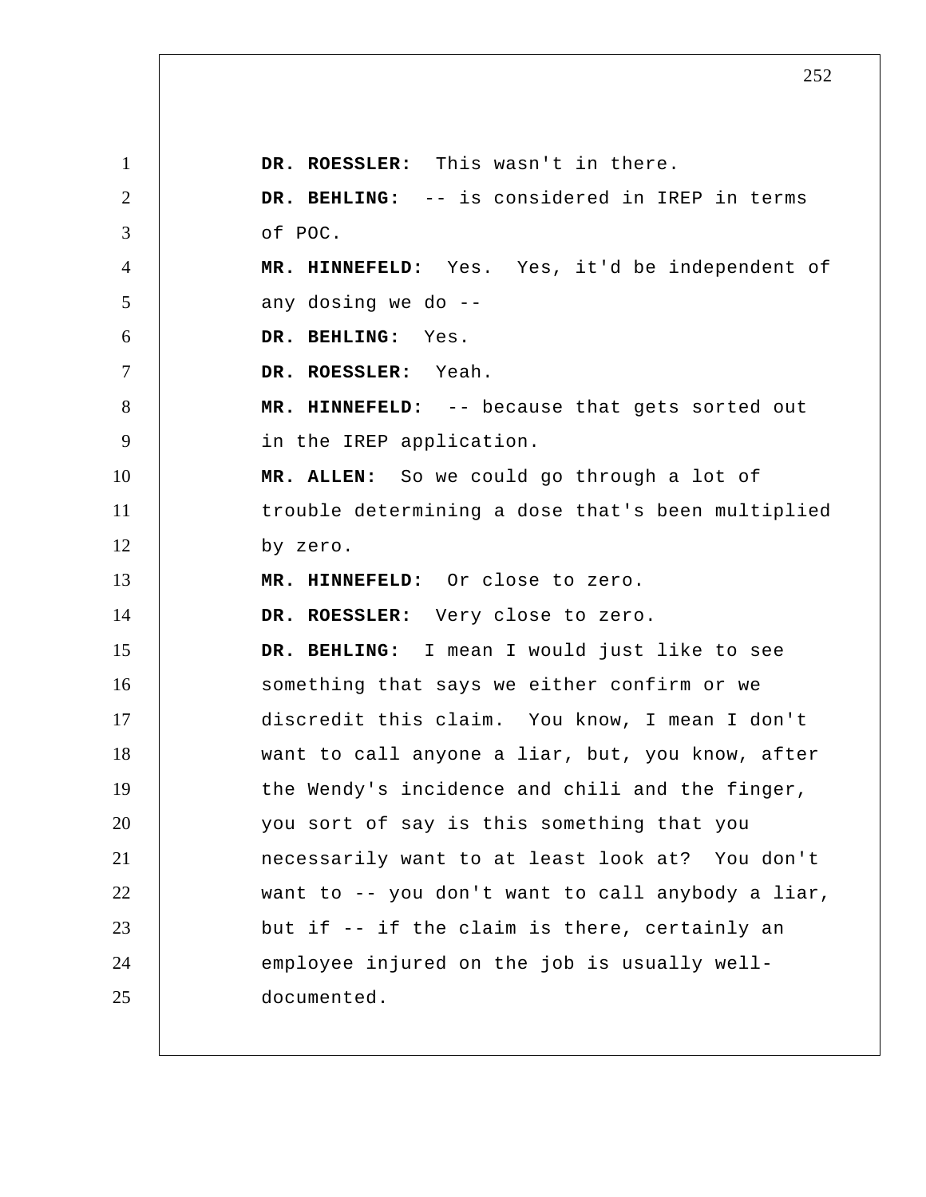**DR. ROESSLER:** This wasn't in there.

**DR. BEHLING:** -- is considered in IREP in terms of POC.

**MR. HINNEFELD:** Yes. Yes, it'd be independent of any dosing we do --

**DR. BEHLING:** Yes.

**DR. ROESSLER:** Yeah.

**MR. HINNEFELD:** -- because that gets sorted out in the IREP application.

**MR. ALLEN:** So we could go through a lot of trouble determining a dose that's been multiplied by zero.

**MR. HINNEFELD:** Or close to zero.

**DR. ROESSLER:** Very close to zero.

**DR. BEHLING:** I mean I would just like to see something that says we either confirm or we discredit this claim. You know, I mean I don't want to call anyone a liar, but, you know, after the Wendy's incidence and chili and the finger, you sort of say is this something that you necessarily want to at least look at? You don't want to -- you don't want to call anybody a liar, but if -- if the claim is there, certainly an employee injured on the job is usually well-documented.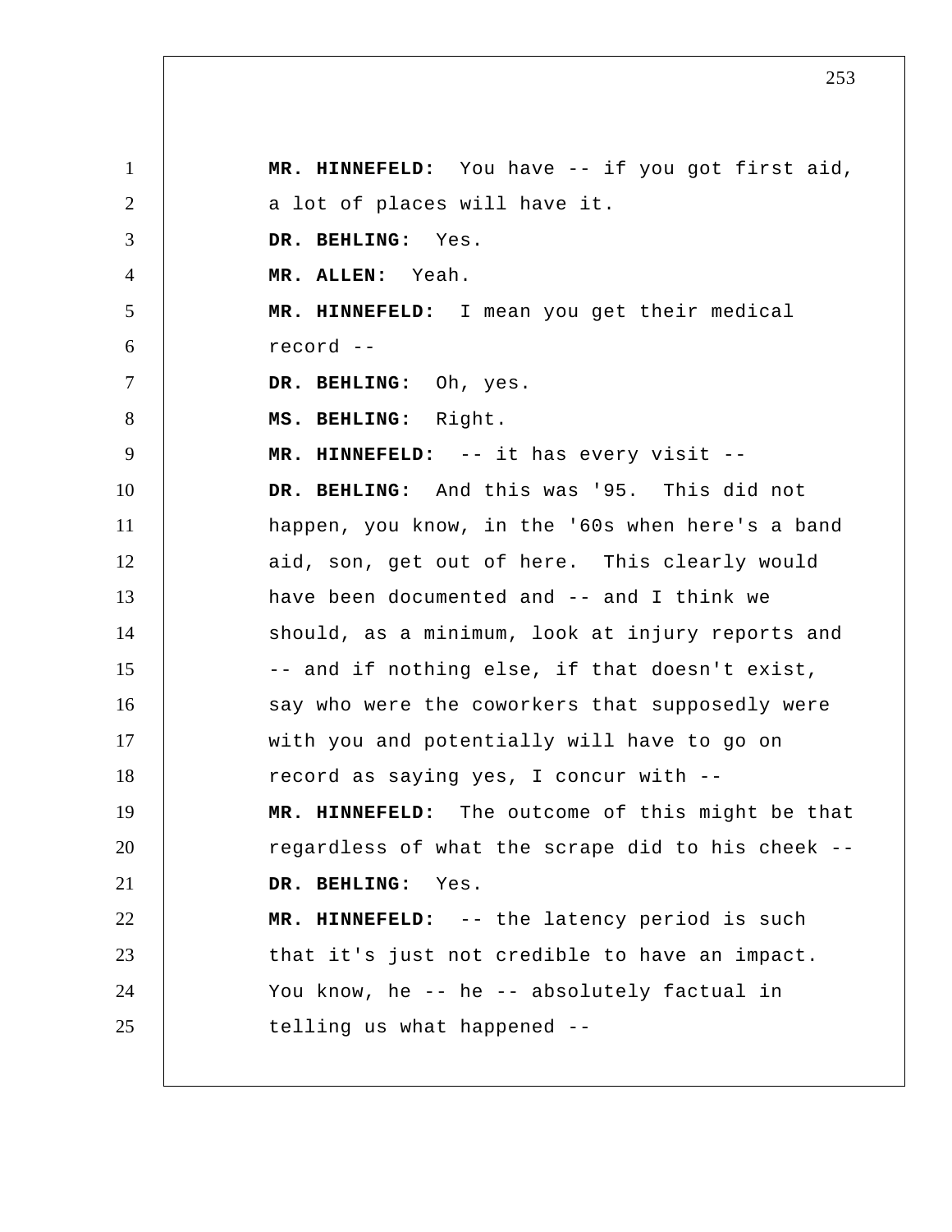**MR. HINNEFELD:** You have -- if you got first aid, a lot of places will have it.

**DR. BEHLING:** Yes.

**MR. ALLEN:** Yeah.

**MR. HINNEFELD:** I mean you get their medical record --

**DR. BEHLING:** Oh, yes.

**MS. BEHLING:** Right.

**MR. HINNEFELD:** -- it has every visit --

**DR. BEHLING:** And this was '95. This did not happen, you know, in the '60s when here's a band aid, son, get out of here. This clearly would have been documented and -- and I think we should, as a minimum, look at injury reports and -- and if nothing else, if that doesn't exist, say who were the coworkers that supposedly were with you and potentially will have to go on record as saying yes, I concur with --

**MR. HINNEFELD:** The outcome of this might be that regardless of what the scrape did to his cheek --

**DR. BEHLING:** Yes.

**MR. HINNEFELD:** -- the latency period is such that it's just not credible to have an impact. You know, he -- he -- absolutely factual in telling us what happened --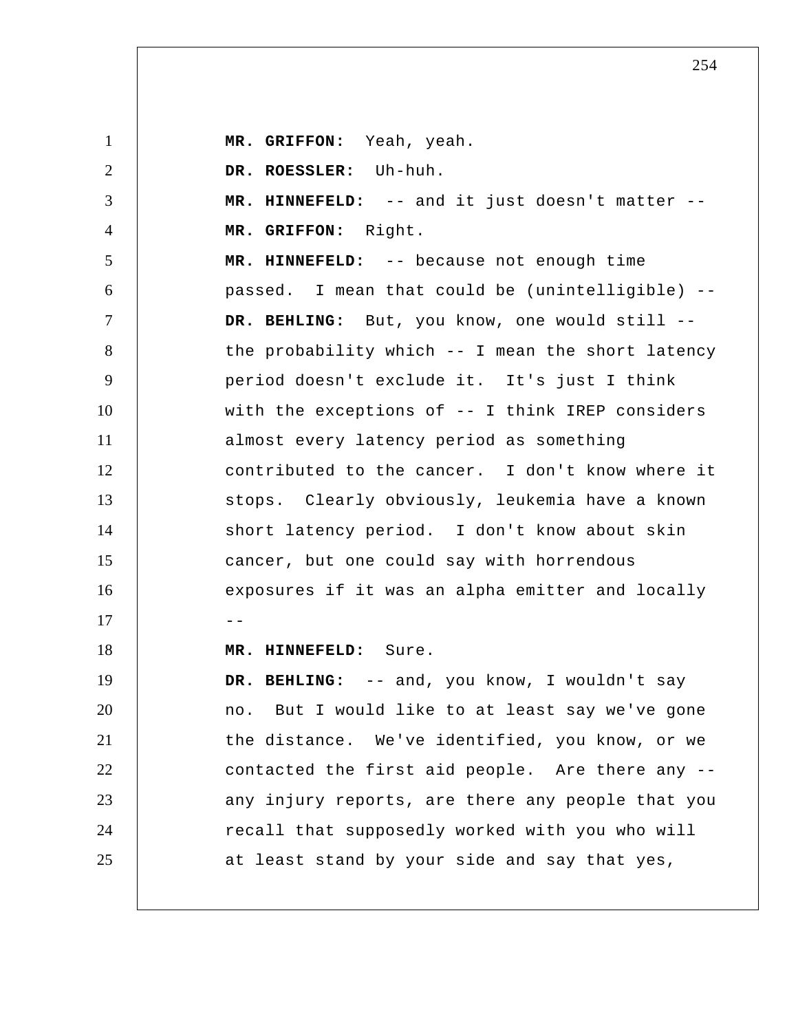**MR. GRIFFON:** Yeah, yeah.

**DR. ROESSLER:** Uh-huh.

**MR. HINNEFELD:** -- and it just doesn't matter --

**MR. GRIFFON:** Right.

**MR. HINNEFELD:** -- because not enough time passed. I mean that could be (unintelligible) --

**DR. BEHLING:** But, you know, one would still -- the probability which -- I mean the short latency period doesn't exclude it. It's just I think with the exceptions of -- I think IREP considers almost every latency period as something contributed to the cancer. I don't know where it stops. Clearly obviously, leukemia have a known short latency period. I don't know about skin cancer, but one could say with horrendous exposures if it was an alpha emitter and locally --

**MR. HINNEFELD:** Sure.

**DR. BEHLING:** -- and, you know, I wouldn't say no. But I would like to at least say we've gone the distance. We've identified, you know, or we contacted the first aid people. Are there any -- any injury reports, are there any people that you recall that supposedly worked with you who will at least stand by your side and say that yes,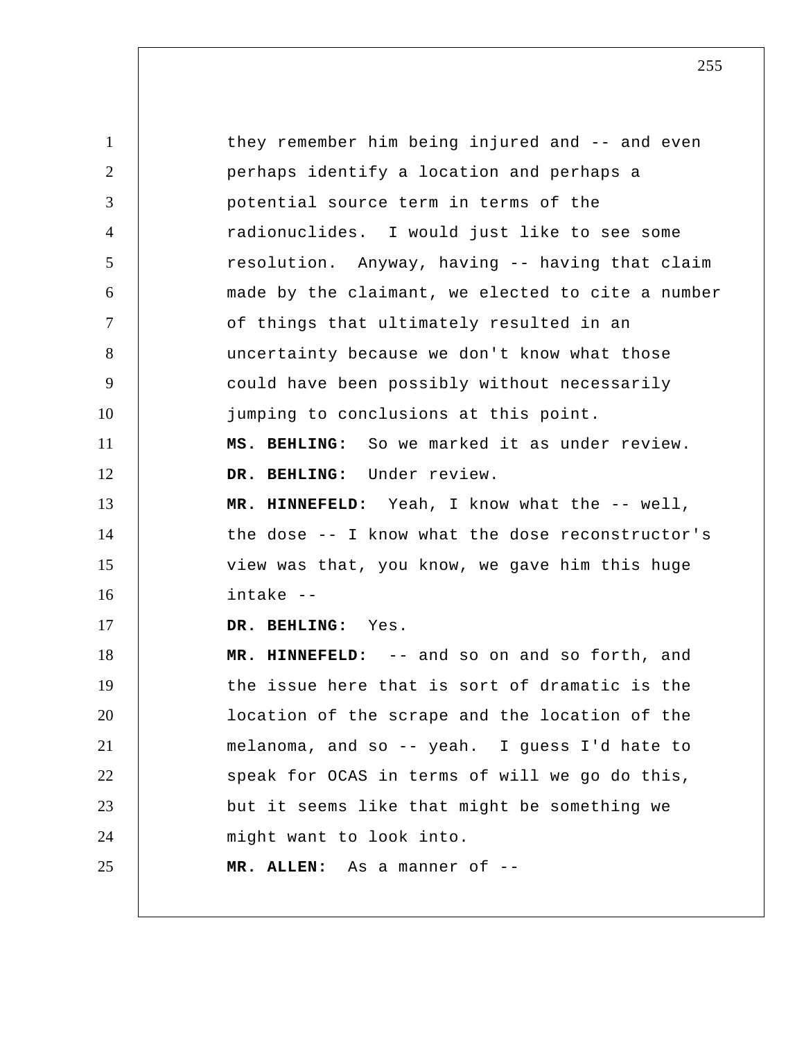they remember him being injured and -- and even perhaps identify a location and perhaps a potential source term in terms of the radionuclides. I would just like to see some resolution. Anyway, having -- having that claim made by the claimant, we elected to cite a number of things that ultimately resulted in an uncertainty because we don't know what those could have been possibly without necessarily jumping to conclusions at this point.

**MS. BEHLING:** So we marked it as under review.

**DR. BEHLING:** Under review.

**MR. HINNEFELD:** Yeah, I know what the -- well, the dose -- I know what the dose reconstructor's view was that, you know, we gave him this huge intake --

**DR. BEHLING:** Yes.

**MR. HINNEFELD:** -- and so on and so forth, and the issue here that is sort of dramatic is the location of the scrape and the location of the melanoma, and so -- yeah. I guess I'd hate to speak for OCAS in terms of will we go do this, but it seems like that might be something we might want to look into.

**MR. ALLEN:** As a manner of --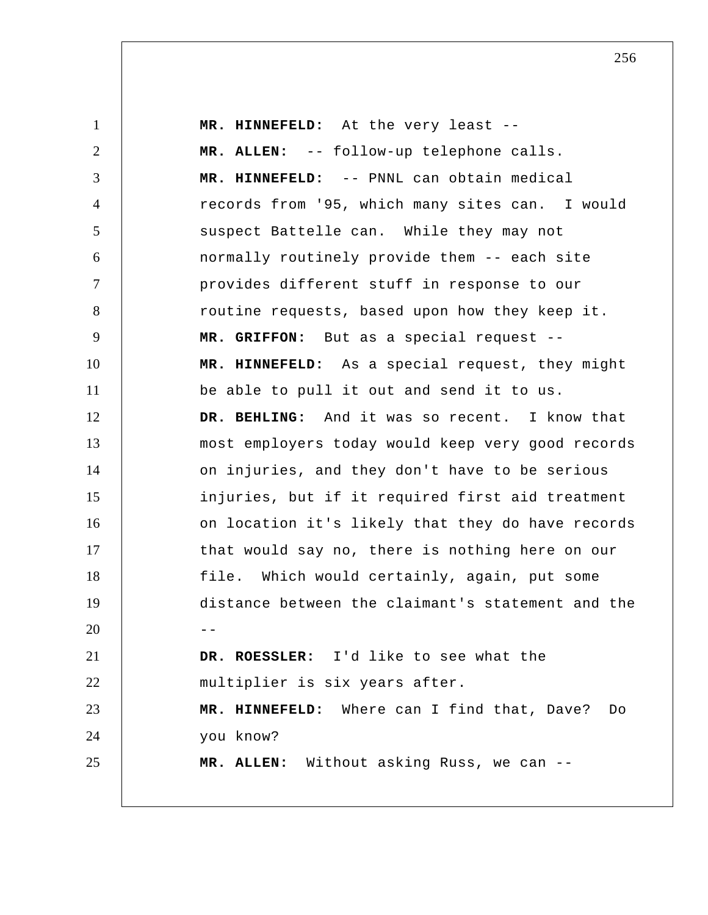**MR. HINNEFELD:** At the very least --

**MR. ALLEN:** -- follow-up telephone calls.

**MR. HINNEFELD:** -- PNNL can obtain medical records from '95, which many sites can. I would suspect Battelle can. While they may not normally routinely provide them -- each site provides different stuff in response to our routine requests, based upon how they keep it.

**MR. GRIFFON:** But as a special request --

**MR. HINNEFELD:** As a special request, they might be able to pull it out and send it to us.

**DR. BEHLING:** And it was so recent. I know that most employers today would keep very good records on injuries, and they don't have to be serious injuries, but if it required first aid treatment on location it's likely that they do have records that would say no, there is nothing here on our file. Which would certainly, again, put some distance between the claimant's statement and the --

**DR. ROESSLER:** I'd like to see what the multiplier is six years after.

**MR. HINNEFELD:** Where can I find that, Dave? Do you know?

**MR. ALLEN:** Without asking Russ, we can --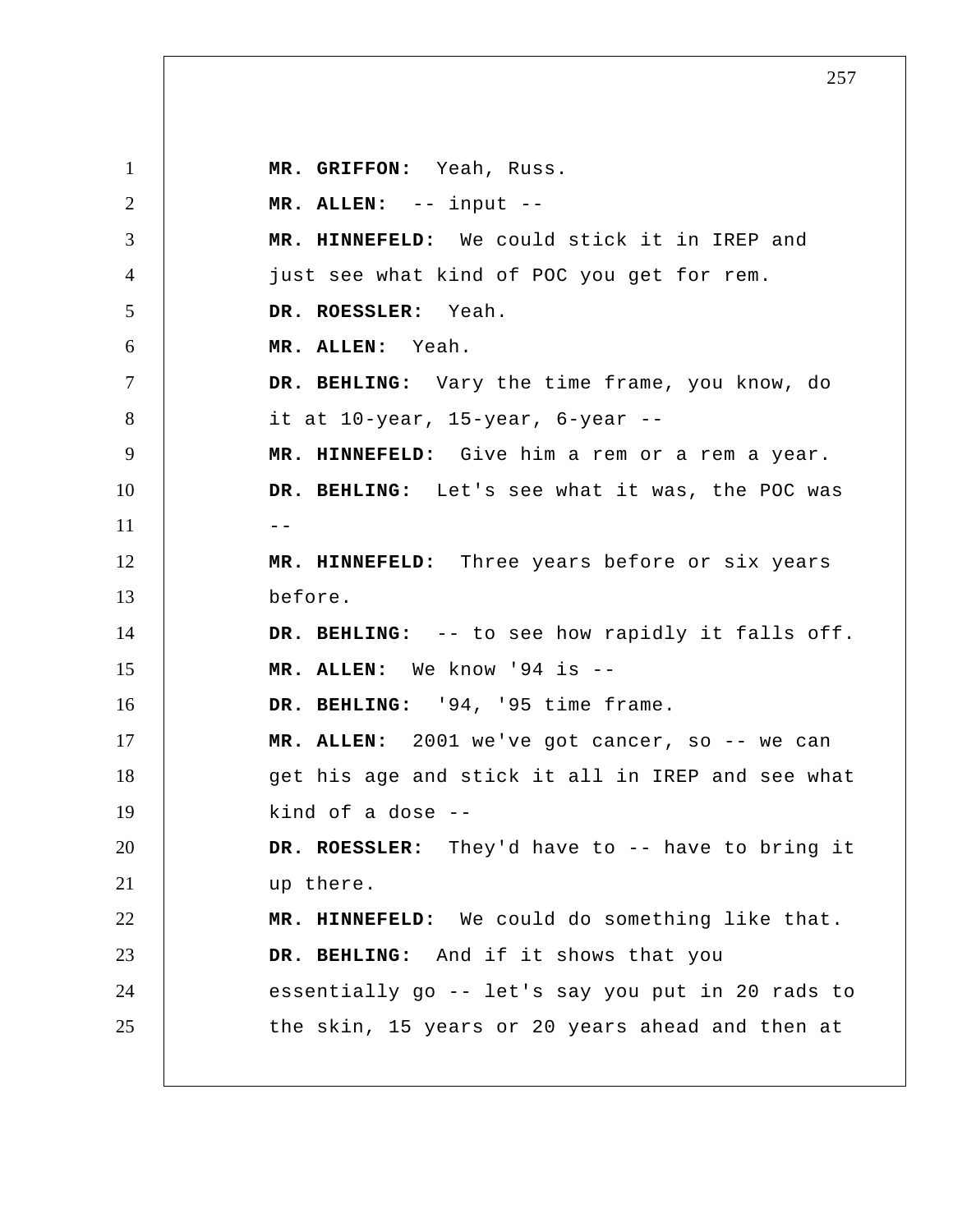**MR. GRIFFON:** Yeah, Russ.

**MR. ALLEN:** -- input --

**MR. HINNEFELD:** We could stick it in IREP and just see what kind of POC you get for rem.

**DR. ROESSLER:** Yeah.

**MR. ALLEN:** Yeah.

**DR. BEHLING:** Vary the time frame, you know, do it at 10-year, 15-year, 6-year --

**MR. HINNEFELD:** Give him a rem or a rem a year.

**DR. BEHLING:** Let's see what it was, the POC was --

**MR. HINNEFELD:** Three years before or six years before.

**DR. BEHLING:** -- to see how rapidly it falls off.

**MR. ALLEN:** We know '94 is --

**DR. BEHLING:** '94, '95 time frame.

**MR. ALLEN:** 2001 we've got cancer, so -- we can get his age and stick it all in IREP and see what kind of a dose --

**DR. ROESSLER:** They'd have to -- have to bring it up there.

**MR. HINNEFELD:** We could do something like that.

**DR. BEHLING:** And if it shows that you essentially go -- let's say you put in 20 rads to the skin, 15 years or 20 years ahead and then at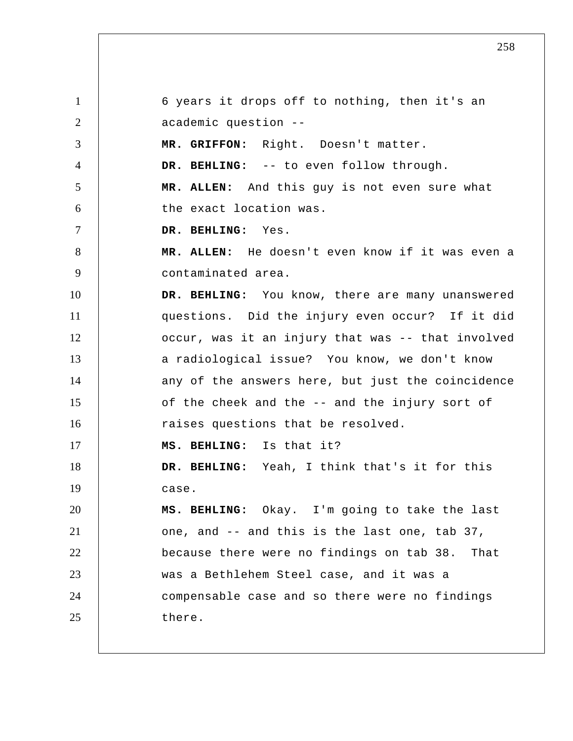6 years it drops off to nothing, then it's an academic question --

**MR. GRIFFON:** Right. Doesn't matter.

**DR. BEHLING:** -- to even follow through.

**MR. ALLEN:** And this guy is not even sure what the exact location was.

**DR. BEHLING:** Yes.

**MR. ALLEN:** He doesn't even know if it was even a contaminated area.

**DR. BEHLING:** You know, there are many unanswered questions. Did the injury even occur? If it did occur, was it an injury that was -- that involved a radiological issue? You know, we don't know any of the answers here, but just the coincidence of the cheek and the -- and the injury sort of raises questions that be resolved.

**MS. BEHLING:** Is that it?

**DR. BEHLING:** Yeah, I think that's it for this case.

**MS. BEHLING:** Okay. I'm going to take the last one, and -- and this is the last one, tab 37, because there were no findings on tab 38. That was a Bethlehem Steel case, and it was a compensable case and so there were no findings there.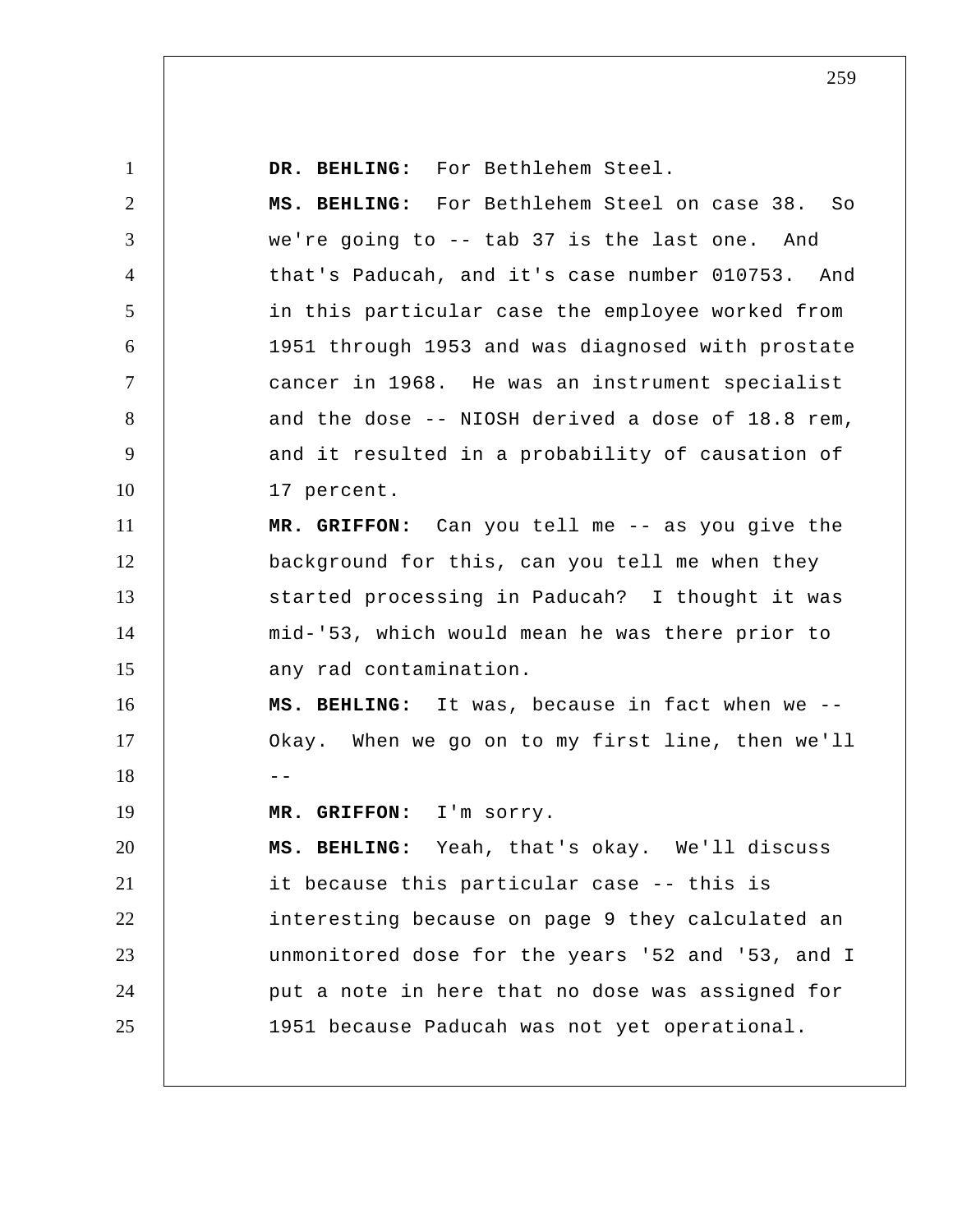**DR. BEHLING:** For Bethlehem Steel.

**MS. BEHLING:** For Bethlehem Steel on case 38. So we're going to -- tab 37 is the last one. And that's Paducah, and it's case number 010753. And in this particular case the employee worked from 1951 through 1953 and was diagnosed with prostate cancer in 1968. He was an instrument specialist and the dose -- NIOSH derived a dose of 18.8 rem, and it resulted in a probability of causation of 17 percent.

**MR. GRIFFON:** Can you tell me -- as you give the background for this, can you tell me when they started processing in Paducah? I thought it was mid-'53, which would mean he was there prior to any rad contamination.

**MS. BEHLING:** It was, because in fact when we -- Okay. When we go on to my first line, then we'll --

**MR. GRIFFON:** I'm sorry.

**MS. BEHLING:** Yeah, that's okay. We'll discuss it because this particular case -- this is interesting because on page 9 they calculated an unmonitored dose for the years '52 and '53, and I put a note in here that no dose was assigned for 1951 because Paducah was not yet operational.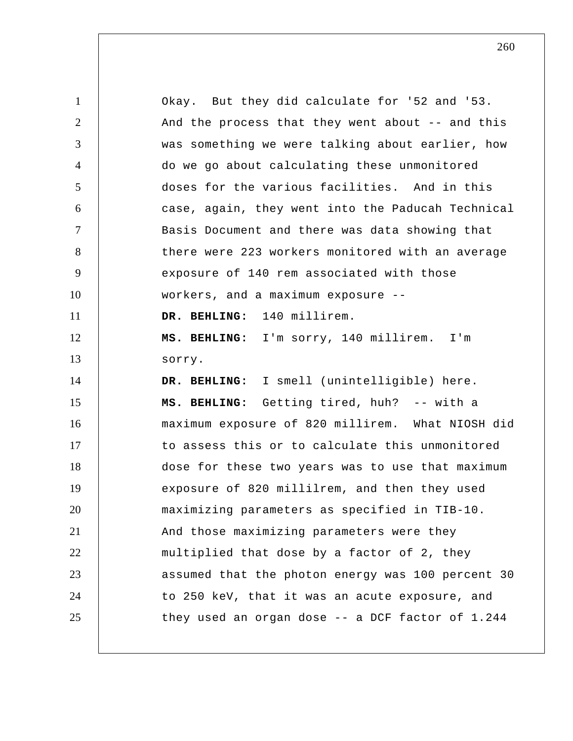Okay. But they did calculate for '52 and '53. And the process that they went about -- and this was something we were talking about earlier, how do we go about calculating these unmonitored doses for the various facilities. And in this case, again, they went into the Paducah Technical Basis Document and there was data showing that there were 223 workers monitored with an average exposure of 140 rem associated with those workers, and a maximum exposure --

**DR. BEHLING:** 140 millirem.

**MS. BEHLING:** I'm sorry, 140 millirem. I'm sorry.

**DR. BEHLING:** I smell (unintelligible) here.

**MS. BEHLING:** Getting tired, huh? -- with a maximum exposure of 820 millirem. What NIOSH did to assess this or to calculate this unmonitored dose for these two years was to use that maximum exposure of 820 millilrem, and then they used maximizing parameters as specified in TIB-10. And those maximizing parameters were they multiplied that dose by a factor of 2, they assumed that the photon energy was 100 percent 30 to 250 keV, that it was an acute exposure, and they used an organ dose -- a DCF factor of 1.244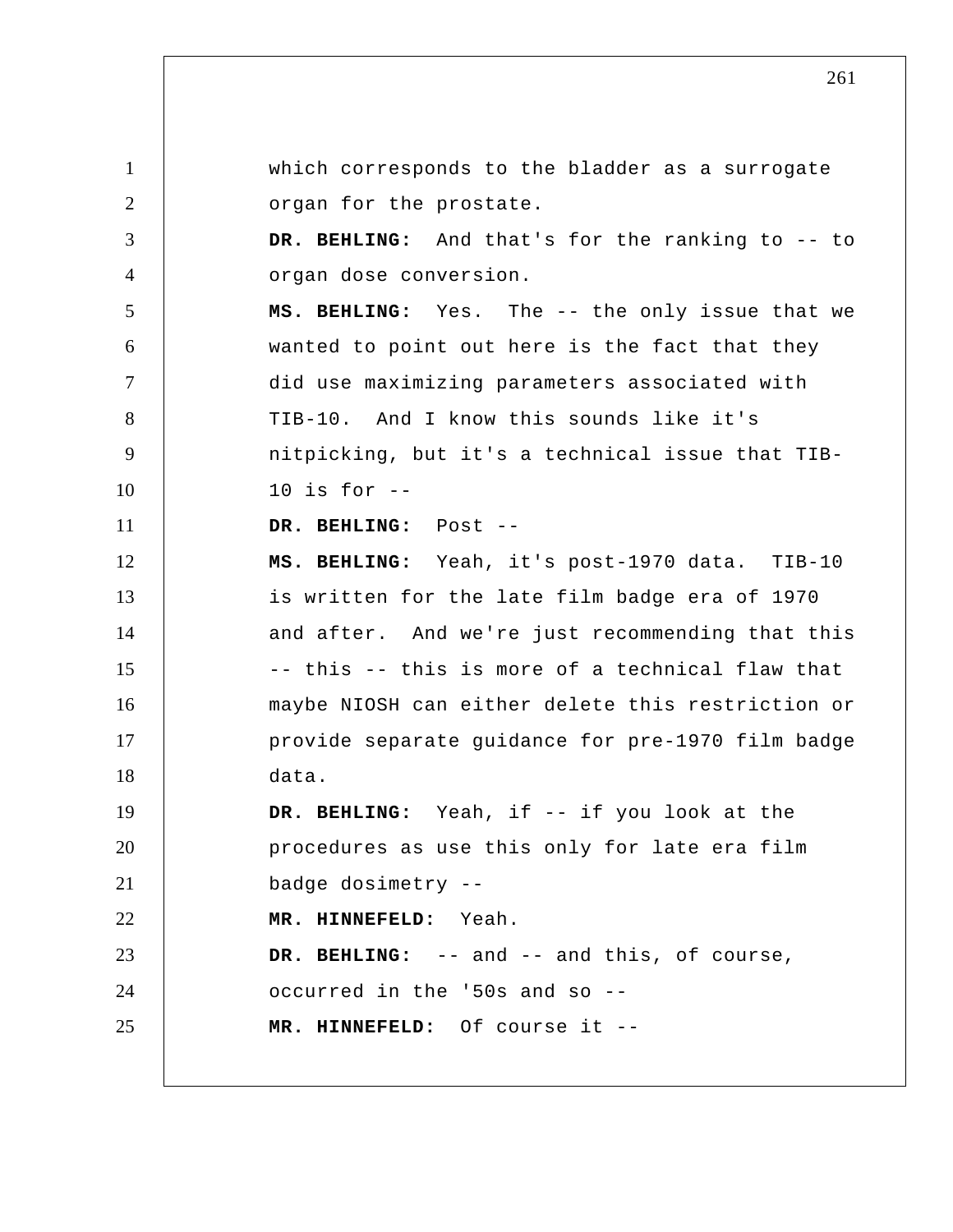which corresponds to the bladder as a surrogate organ for the prostate.

**DR. BEHLING:** And that's for the ranking to -- to organ dose conversion.

**MS. BEHLING:** Yes. The -- the only issue that we wanted to point out here is the fact that they did use maximizing parameters associated with TIB-10. And I know this sounds like it's nitpicking, but it's a technical issue that TIB-10 is for --

**DR. BEHLING:** Post --

**MS. BEHLING:** Yeah, it's post-1970 data. TIB-10 is written for the late film badge era of 1970 and after. And we're just recommending that this -- this -- this is more of a technical flaw that maybe NIOSH can either delete this restriction or provide separate guidance for pre-1970 film badge data.

**DR. BEHLING:** Yeah, if -- if you look at the procedures as use this only for late era film badge dosimetry --

**MR. HINNEFELD:** Yeah.

**DR. BEHLING:** -- and -- and this, of course, occurred in the '50s and so --

**MR. HINNEFELD:** Of course it --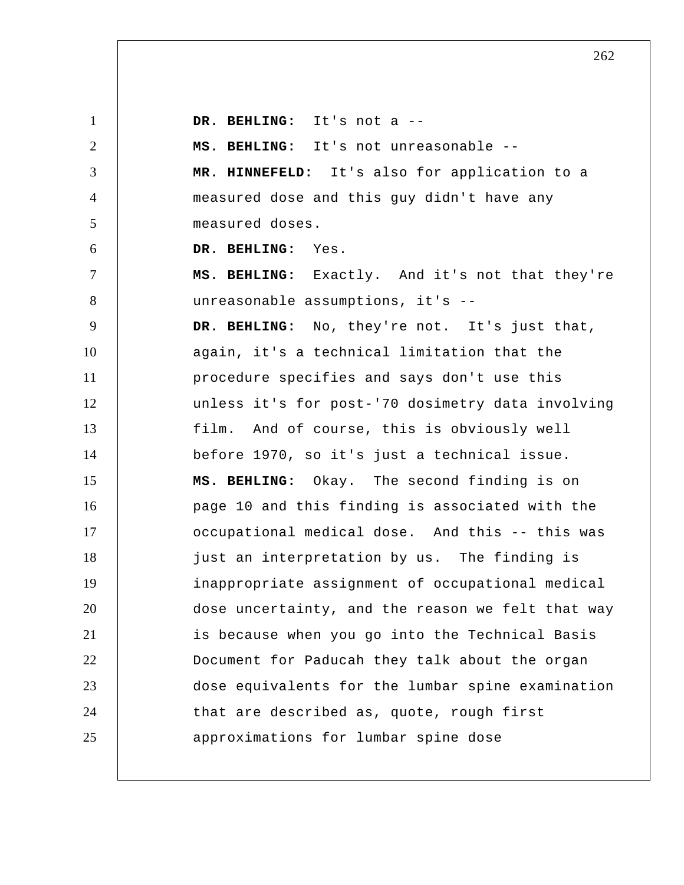**DR. BEHLING:** It's not a --

**MS. BEHLING:** It's not unreasonable --

**MR. HINNEFELD:** It's also for application to a measured dose and this guy didn't have any measured doses.

**DR. BEHLING:** Yes.

**MS. BEHLING:** Exactly. And it's not that they're unreasonable assumptions, it's --

**DR. BEHLING:** No, they're not. It's just that, again, it's a technical limitation that the procedure specifies and says don't use this unless it's for post-'70 dosimetry data involving film. And of course, this is obviously well before 1970, so it's just a technical issue.

**MS. BEHLING:** Okay. The second finding is on page 10 and this finding is associated with the occupational medical dose. And this -- this was just an interpretation by us. The finding is inappropriate assignment of occupational medical dose uncertainty, and the reason we felt that way is because when you go into the Technical Basis Document for Paducah they talk about the organ dose equivalents for the lumbar spine examination that are described as, quote, rough first approximations for lumbar spine dose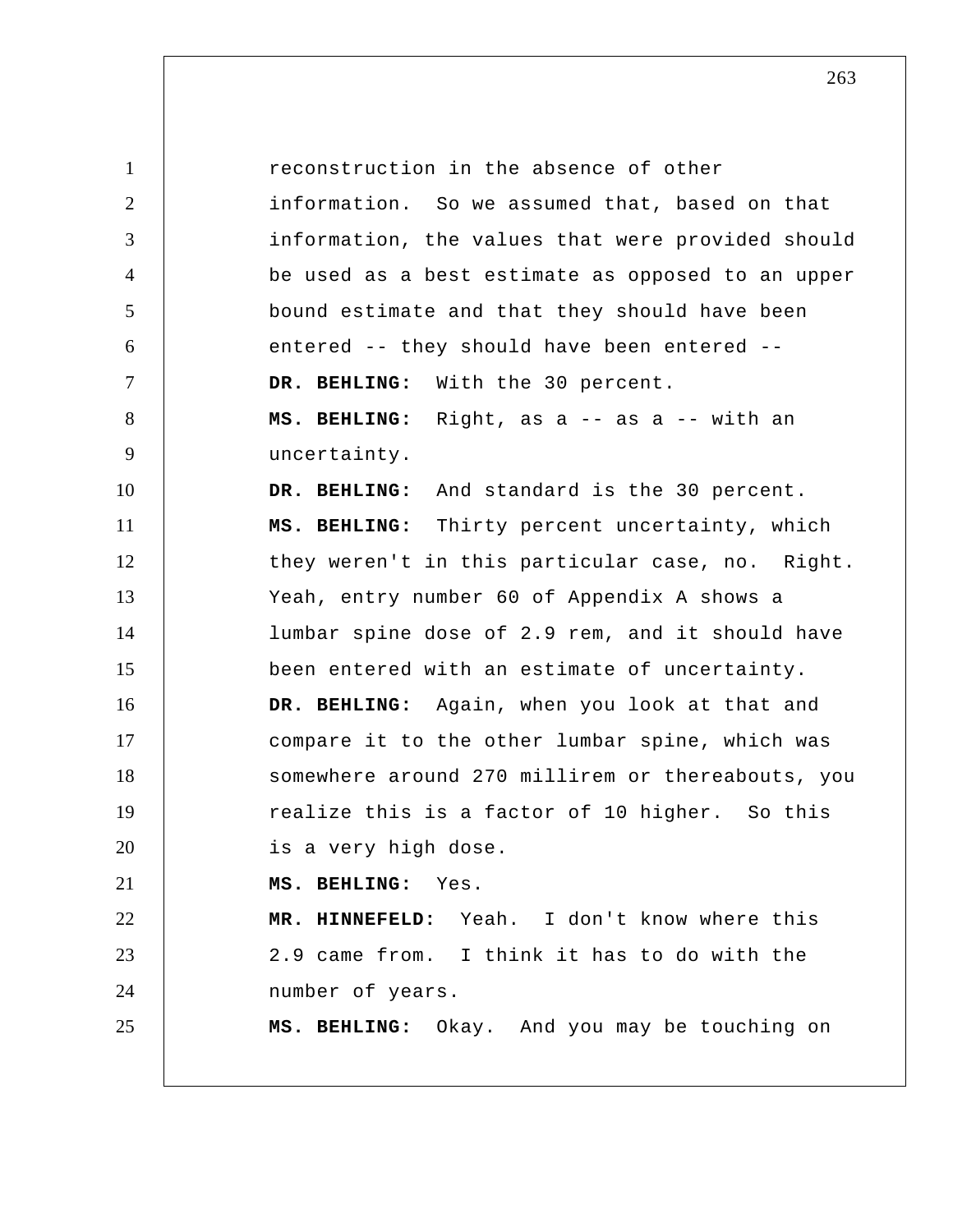reconstruction in the absence of other information. So we assumed that, based on that information, the values that were provided should be used as a best estimate as opposed to an upper bound estimate and that they should have been entered -- they should have been entered --

**DR. BEHLING:** With the 30 percent.

**MS. BEHLING:** Right, as a -- as a -- with an uncertainty.

**DR. BEHLING:** And standard is the 30 percent.

**MS. BEHLING:** Thirty percent uncertainty, which they weren't in this particular case, no. Right. Yeah, entry number 60 of Appendix A shows a lumbar spine dose of 2.9 rem, and it should have been entered with an estimate of uncertainty.

**DR. BEHLING:** Again, when you look at that and compare it to the other lumbar spine, which was somewhere around 270 millirem or thereabouts, you realize this is a factor of 10 higher. So this is a very high dose.

**MS. BEHLING:** Yes.

**MR. HINNEFELD:** Yeah. I don't know where this 2.9 came from. I think it has to do with the number of years.

**MS. BEHLING:** Okay. And you may be touching on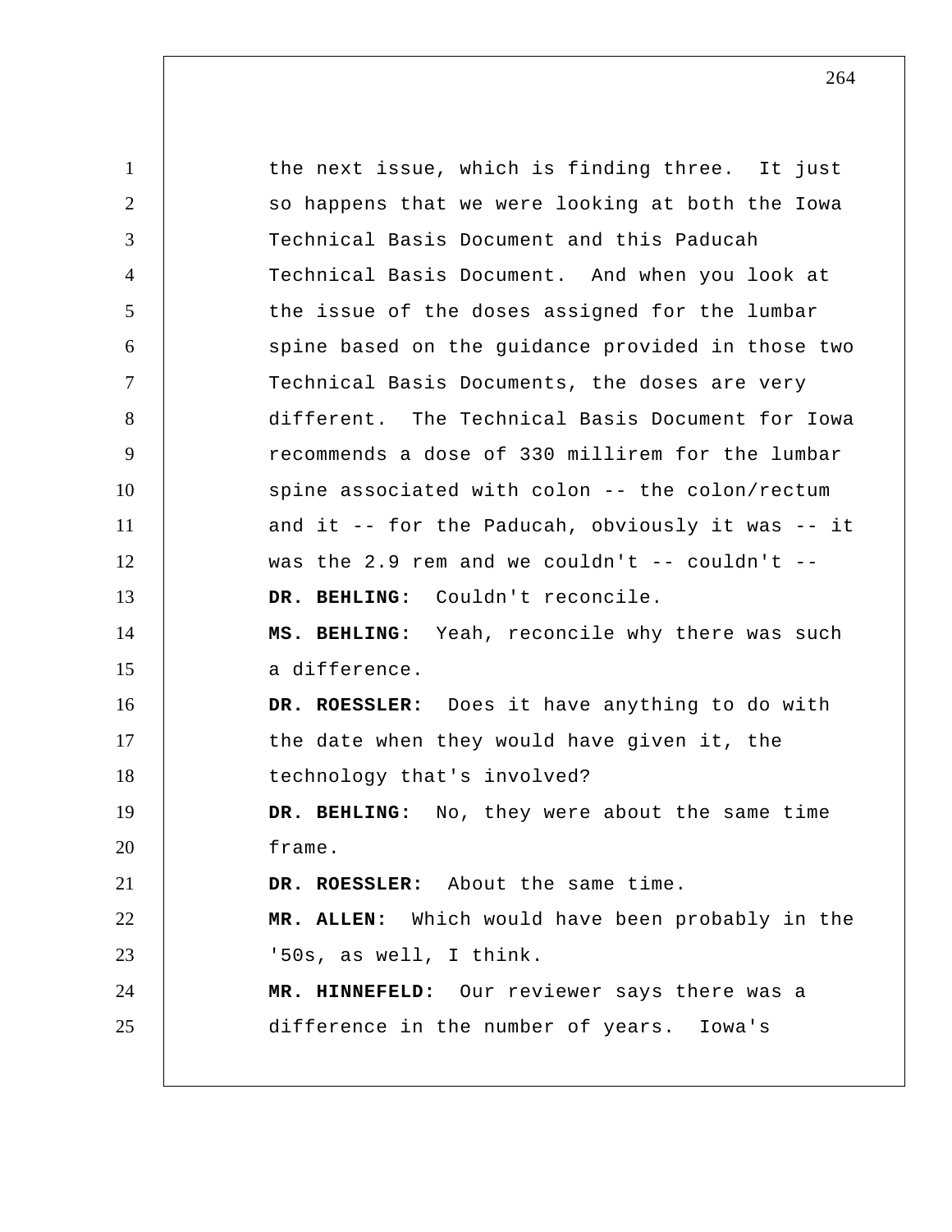the next issue, which is finding three. It just so happens that we were looking at both the Iowa Technical Basis Document and this Paducah Technical Basis Document. And when you look at the issue of the doses assigned for the lumbar spine based on the guidance provided in those two Technical Basis Documents, the doses are very different. The Technical Basis Document for Iowa recommends a dose of 330 millirem for the lumbar spine associated with colon -- the colon/rectum and it -- for the Paducah, obviously it was -- it was the 2.9 rem and we couldn't -- couldn't --

**DR. BEHLING:** Couldn't reconcile.

**MS. BEHLING:** Yeah, reconcile why there was such a difference.

**DR. ROESSLER:** Does it have anything to do with the date when they would have given it, the technology that's involved?

**DR. BEHLING:** No, they were about the same time frame.

**DR. ROESSLER:** About the same time.

**MR. ALLEN:** Which would have been probably in the '50s, as well, I think.

**MR. HINNEFELD:** Our reviewer says there was a difference in the number of years. Iowa's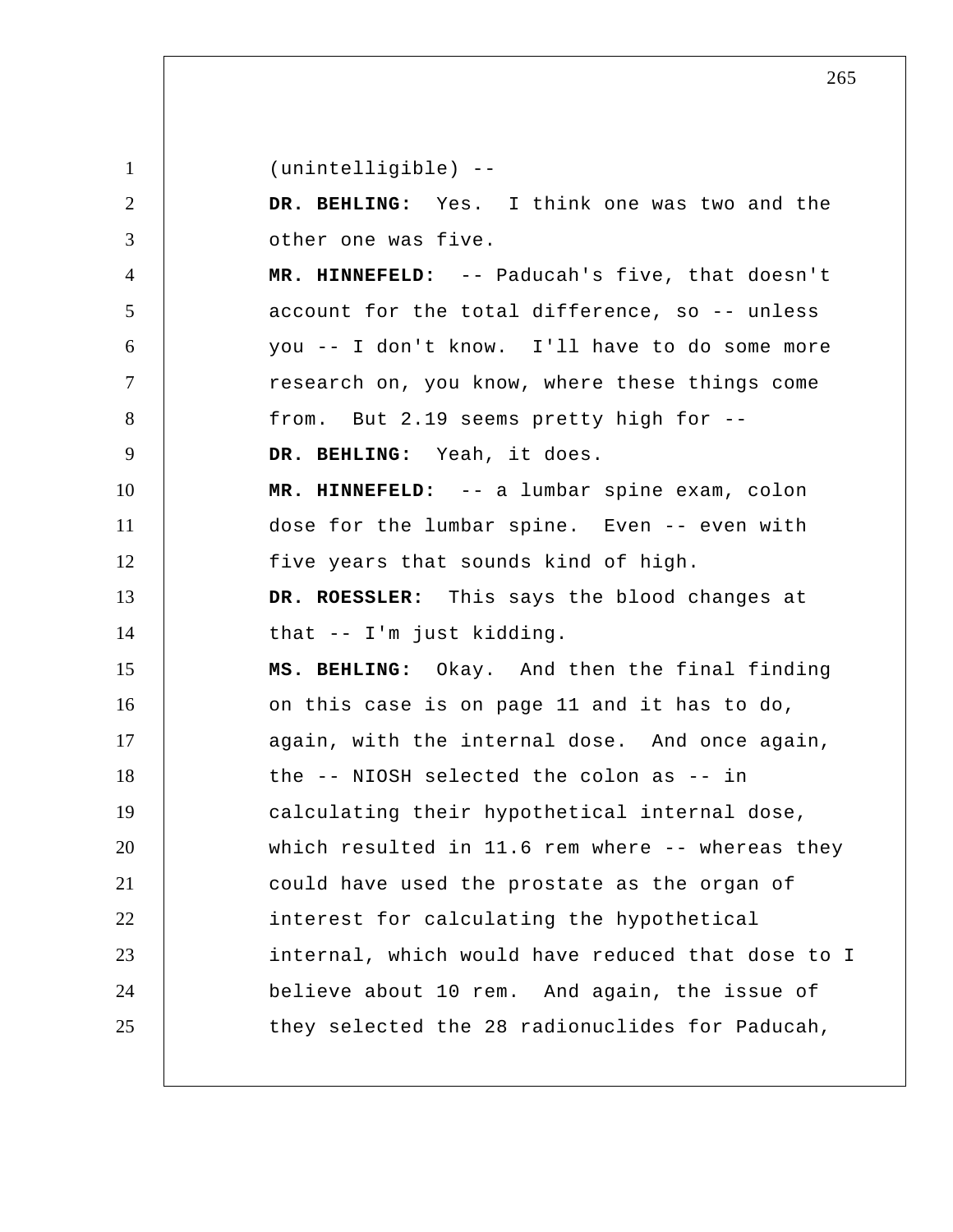(unintelligible) --

**DR. BEHLING:** Yes. I think one was two and the other one was five.

**MR. HINNEFELD:** -- Paducah's five, that doesn't account for the total difference, so -- unless you -- I don't know. I'll have to do some more research on, you know, where these things come from. But 2.19 seems pretty high for --

**DR. BEHLING:** Yeah, it does.

**MR. HINNEFELD:** -- a lumbar spine exam, colon dose for the lumbar spine. Even -- even with five years that sounds kind of high.

**DR. ROESSLER:** This says the blood changes at that -- I'm just kidding.

**MS. BEHLING:** Okay. And then the final finding on this case is on page 11 and it has to do, again, with the internal dose. And once again, the -- NIOSH selected the colon as -- in calculating their hypothetical internal dose, which resulted in 11.6 rem where -- whereas they could have used the prostate as the organ of interest for calculating the hypothetical internal, which would have reduced that dose to I believe about 10 rem. And again, the issue of they selected the 28 radionuclides for Paducah,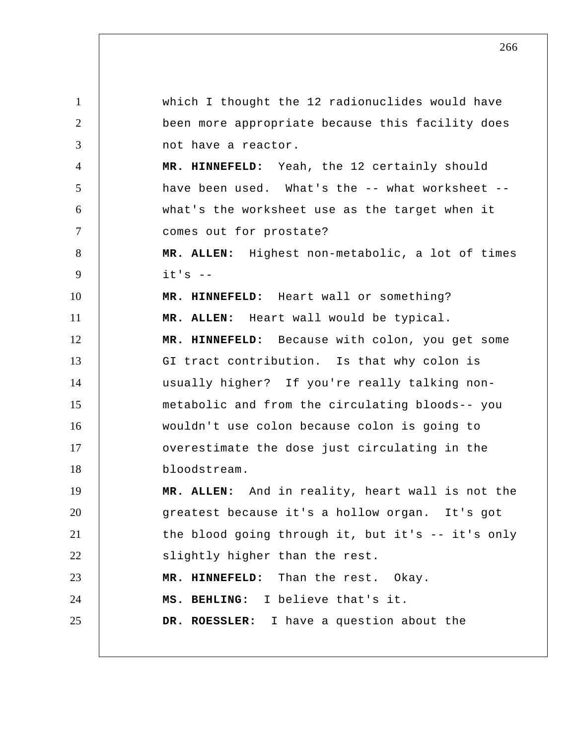which I thought the 12 radionuclides would have been more appropriate because this facility does not have a reactor.

**MR. HINNEFELD:** Yeah, the 12 certainly should have been used. What's the -- what worksheet -- what's the worksheet use as the target when it comes out for prostate?

**MR. ALLEN:** Highest non-metabolic, a lot of times it's --

**MR. HINNEFELD:** Heart wall or something?

**MR. ALLEN:** Heart wall would be typical.

**MR. HINNEFELD:** Because with colon, you get some GI tract contribution. Is that why colon is usually higher? If you're really talking non-metabolic and from the circulating bloods-- you wouldn't use colon because colon is going to overestimate the dose just circulating in the bloodstream.

**MR. ALLEN:** And in reality, heart wall is not the greatest because it's a hollow organ. It's got the blood going through it, but it's -- it's only slightly higher than the rest.

**MR. HINNEFELD:** Than the rest. Okay.

**MS. BEHLING:** I believe that's it.

**DR. ROESSLER:** I have a question about the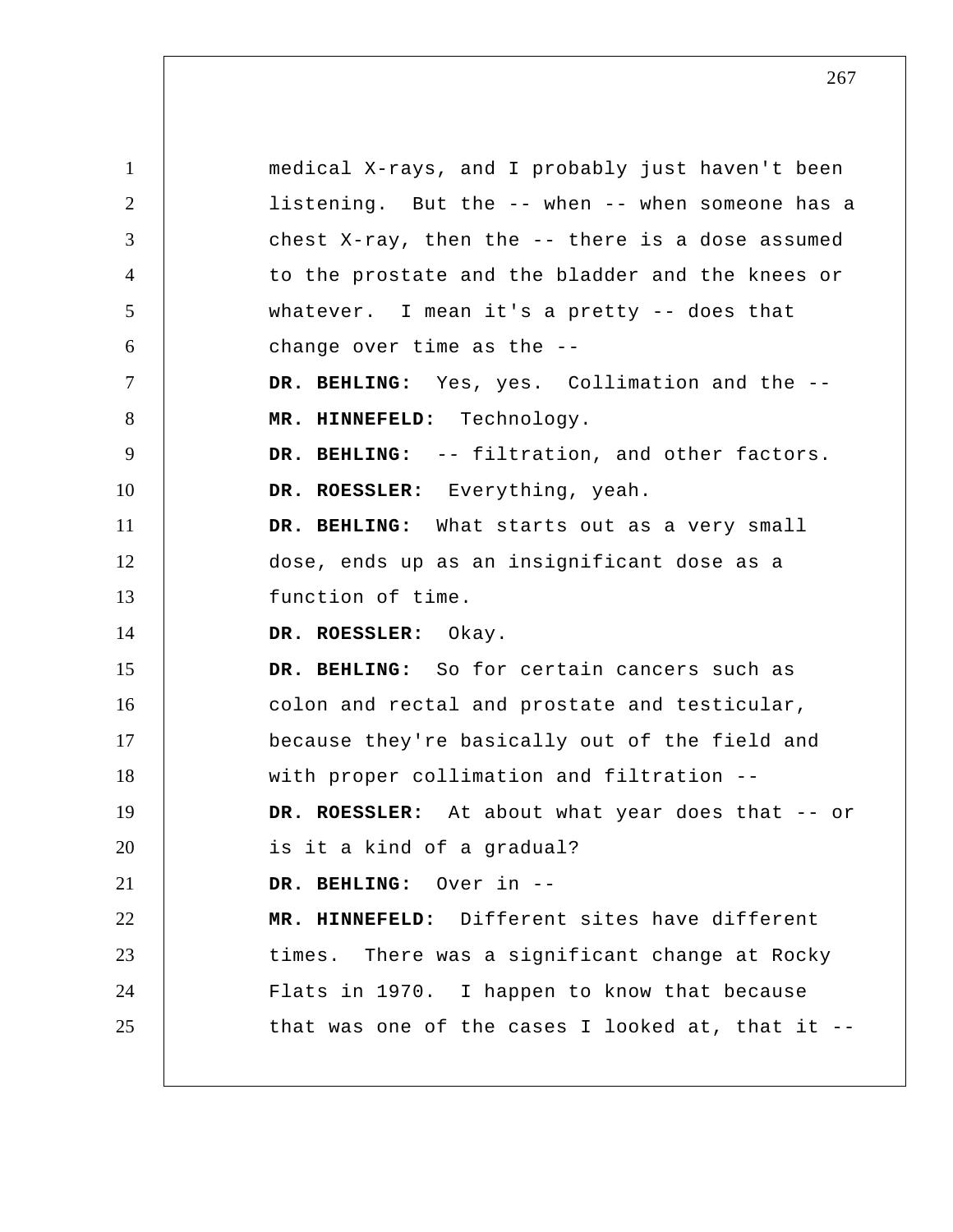medical X-rays, and I probably just haven't been listening. But the -- when -- when someone has a chest X-ray, then the -- there is a dose assumed to the prostate and the bladder and the knees or whatever. I mean it's a pretty -- does that change over time as the --

**DR. BEHLING:** Yes, yes. Collimation and the --

**MR. HINNEFELD:** Technology.

**DR. BEHLING:** -- filtration, and other factors.

**DR. ROESSLER:** Everything, yeah.

**DR. BEHLING:** What starts out as a very small dose, ends up as an insignificant dose as a function of time.

**DR. ROESSLER:** Okay.

**DR. BEHLING:** So for certain cancers such as colon and rectal and prostate and testicular, because they're basically out of the field and with proper collimation and filtration --

**DR. ROESSLER:** At about what year does that -- or is it a kind of a gradual?

**DR. BEHLING:** Over in --

**MR. HINNEFELD:** Different sites have different times. There was a significant change at Rocky Flats in 1970. I happen to know that because that was one of the cases I looked at, that it --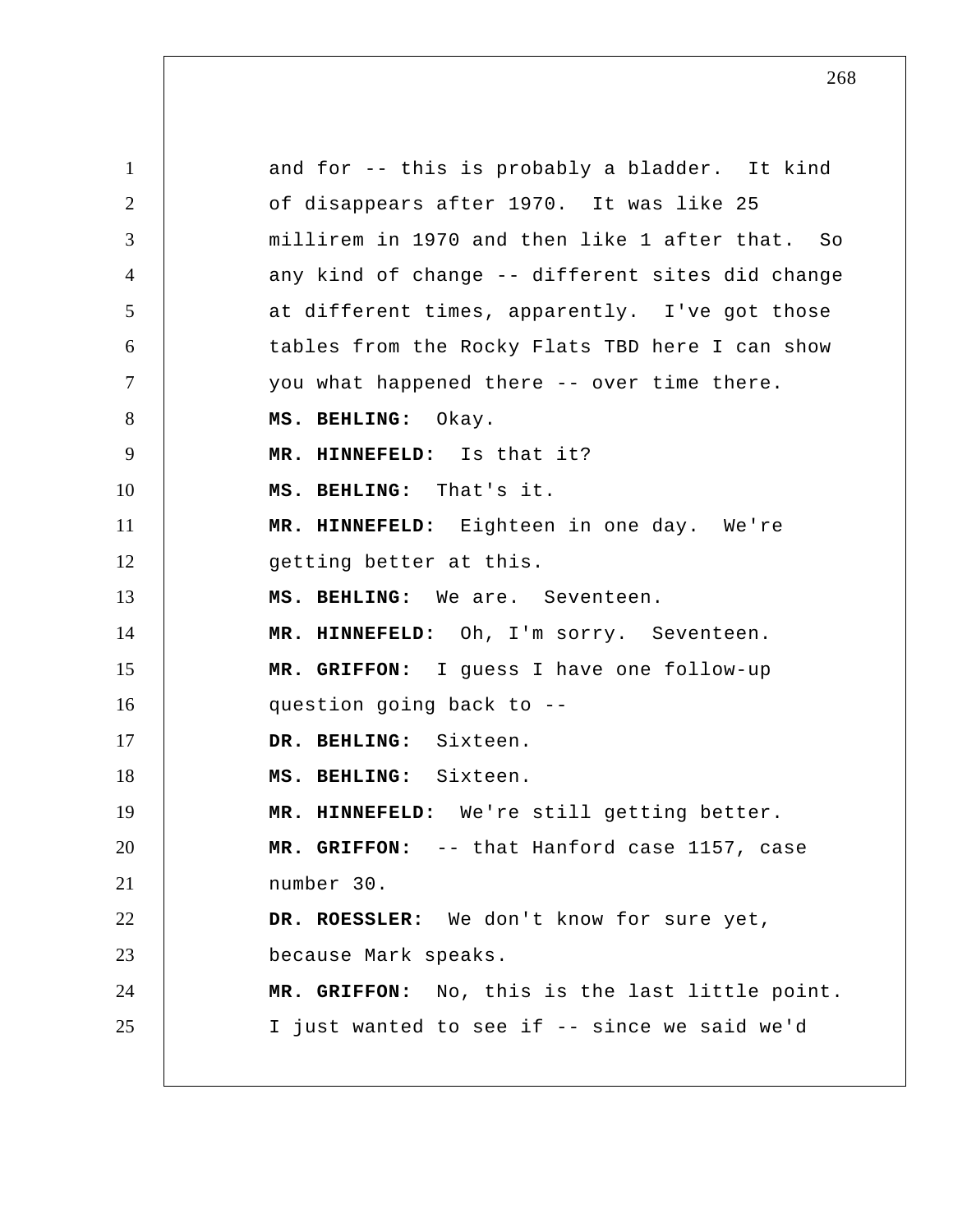and for -- this is probably a bladder. It kind of disappears after 1970. It was like 25 millirem in 1970 and then like 1 after that. So any kind of change -- different sites did change at different times, apparently. I've got those tables from the Rocky Flats TBD here I can show you what happened there -- over time there.

**MS. BEHLING:** Okay.

**MR. HINNEFELD:** Is that it?

**MS. BEHLING:** That's it.

**MR. HINNEFELD:** Eighteen in one day. We're getting better at this.

**MS. BEHLING:** We are. Seventeen.

**MR. HINNEFELD:** Oh, I'm sorry. Seventeen.

**MR. GRIFFON:** I guess I have one follow-up question going back to --

**DR. BEHLING:** Sixteen.

**MS. BEHLING:** Sixteen.

**MR. HINNEFELD:** We're still getting better.

**MR. GRIFFON:** -- that Hanford case 1157, case number 30.

**DR. ROESSLER:** We don't know for sure yet, because Mark speaks.

**MR. GRIFFON:** No, this is the last little point. I just wanted to see if -- since we said we'd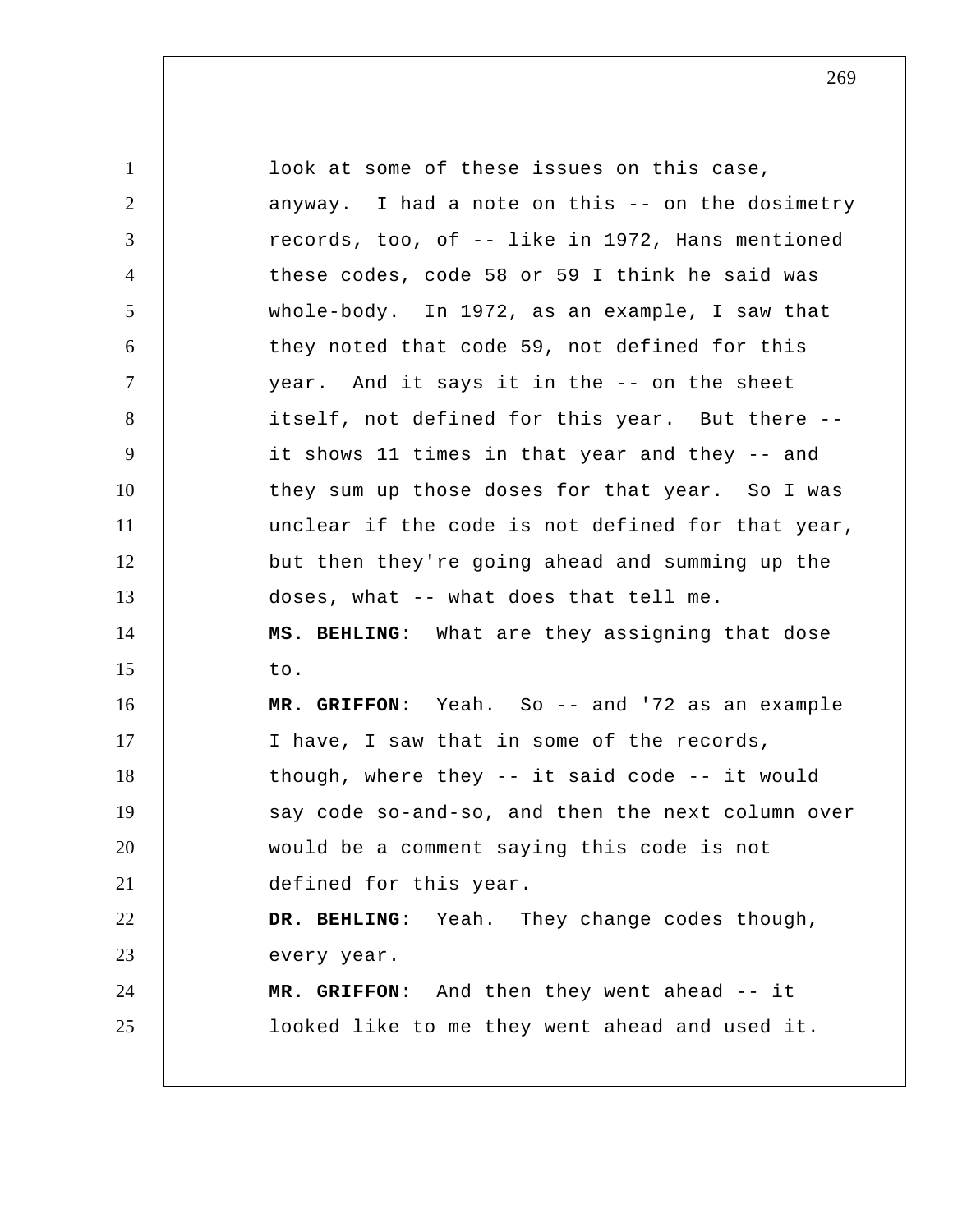look at some of these issues on this case, anyway. I had a note on this -- on the dosimetry records, too, of -- like in 1972, Hans mentioned these codes, code 58 or 59 I think he said was whole-body. In 1972, as an example, I saw that they noted that code 59, not defined for this year. And it says it in the -- on the sheet itself, not defined for this year. But there -- it shows 11 times in that year and they -- and they sum up those doses for that year. So I was unclear if the code is not defined for that year, but then they're going ahead and summing up the doses, what -- what does that tell me.

**MS. BEHLING:** What are they assigning that dose to.

**MR. GRIFFON:** Yeah. So -- and '72 as an example I have, I saw that in some of the records, though, where they -- it said code -- it would say code so-and-so, and then the next column over would be a comment saying this code is not defined for this year.

**DR. BEHLING:** Yeah. They change codes though, every year.

**MR. GRIFFON:** And then they went ahead -- it looked like to me they went ahead and used it.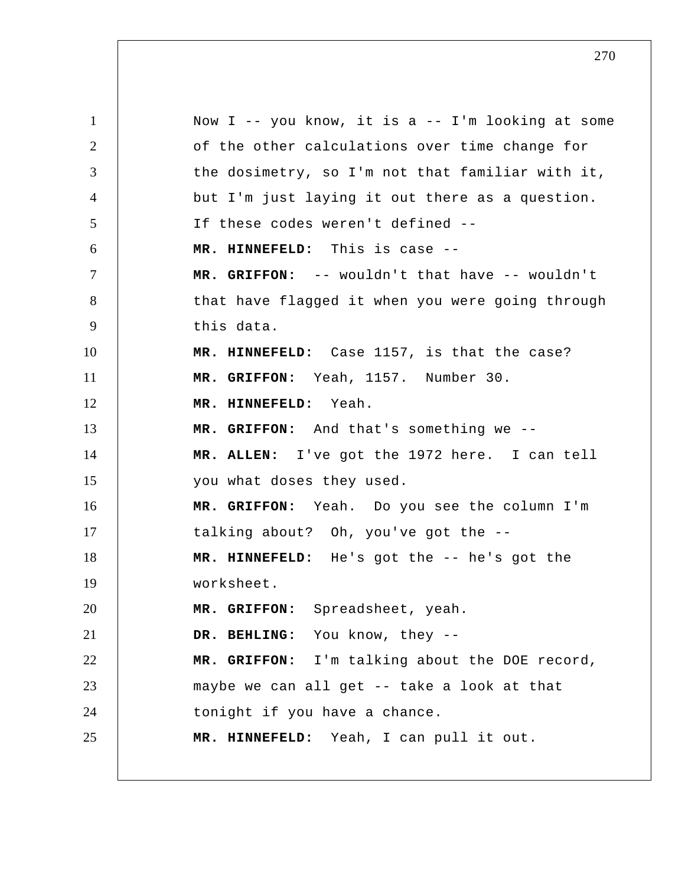Now I -- you know, it is a -- I'm looking at some of the other calculations over time change for the dosimetry, so I'm not that familiar with it, but I'm just laying it out there as a question. If these codes weren't defined --

**MR. HINNEFELD:** This is case --

**MR. GRIFFON:** -- wouldn't that have -- wouldn't that have flagged it when you were going through this data.

**MR. HINNEFELD:** Case 1157, is that the case?

**MR. GRIFFON:** Yeah, 1157. Number 30.

**MR. HINNEFELD:** Yeah.

**MR. GRIFFON:** And that's something we --

**MR. ALLEN:** I've got the 1972 here. I can tell you what doses they used.

**MR. GRIFFON:** Yeah. Do you see the column I'm talking about? Oh, you've got the --

**MR. HINNEFELD:** He's got the -- he's got the worksheet.

**MR. GRIFFON:** Spreadsheet, yeah.

**DR. BEHLING:** You know, they --

**MR. GRIFFON:** I'm talking about the DOE record, maybe we can all get -- take a look at that tonight if you have a chance.

**MR. HINNEFELD:** Yeah, I can pull it out.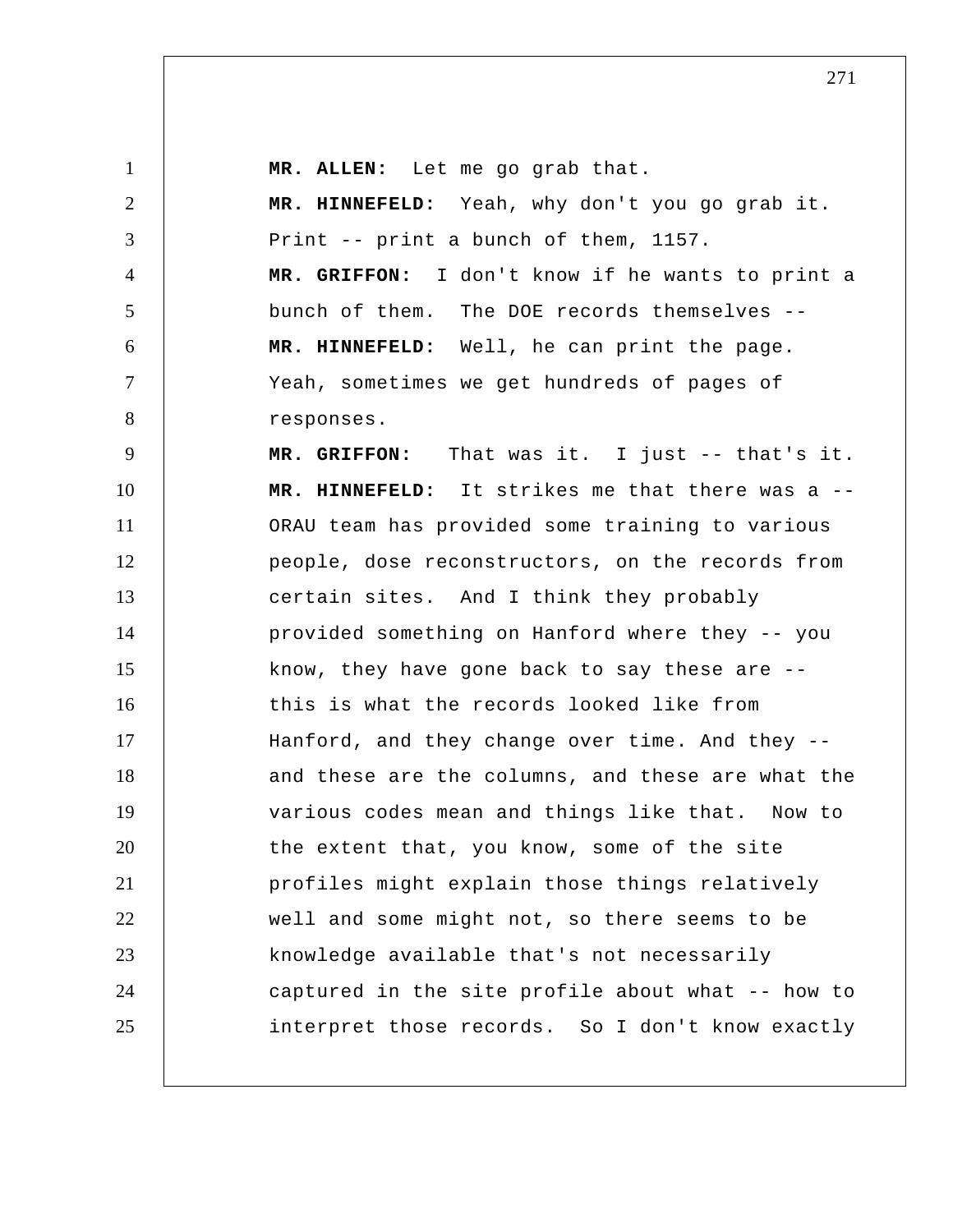**MR. ALLEN:** Let me go grab that.

**MR. HINNEFELD:** Yeah, why don't you go grab it. Print -- print a bunch of them, 1157.

**MR. GRIFFON:** I don't know if he wants to print a bunch of them. The DOE records themselves --

**MR. HINNEFELD:** Well, he can print the page. Yeah, sometimes we get hundreds of pages of responses.

**MR. GRIFFON:** That was it. I just -- that's it.

**MR. HINNEFELD:** It strikes me that there was a -- ORAU team has provided some training to various people, dose reconstructors, on the records from certain sites. And I think they probably provided something on Hanford where they -- you know, they have gone back to say these are -- this is what the records looked like from Hanford, and they change over time. And they -- and these are the columns, and these are what the various codes mean and things like that. Now to the extent that, you know, some of the site profiles might explain those things relatively well and some might not, so there seems to be knowledge available that's not necessarily captured in the site profile about what -- how to interpret those records. So I don't know exactly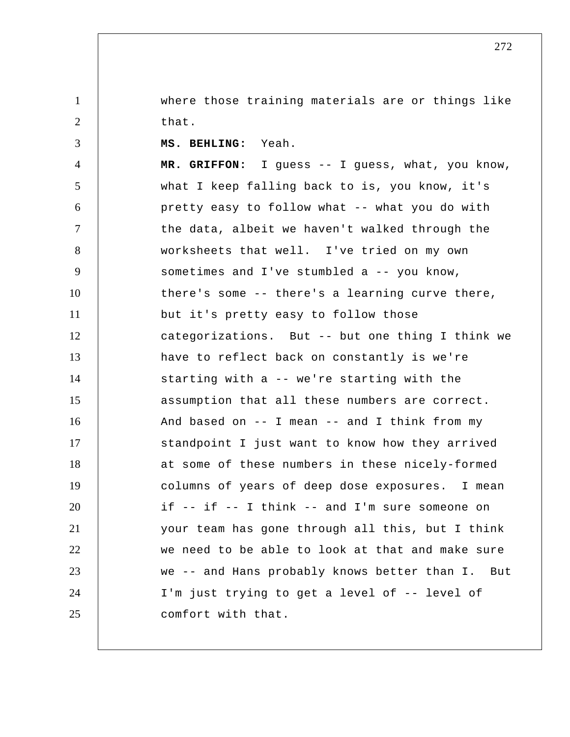where those training materials are or things like that.

**MS. BEHLING:** Yeah.

**MR. GRIFFON:** I guess -- I guess, what, you know, what I keep falling back to is, you know, it's pretty easy to follow what -- what you do with the data, albeit we haven't walked through the worksheets that well. I've tried on my own sometimes and I've stumbled a -- you know, there's some -- there's a learning curve there, but it's pretty easy to follow those categorizations. But -- but one thing I think we have to reflect back on constantly is we're starting with a -- we're starting with the assumption that all these numbers are correct. And based on -- I mean -- and I think from my standpoint I just want to know how they arrived at some of these numbers in these nicely-formed columns of years of deep dose exposures. I mean if -- if -- I think -- and I'm sure someone on your team has gone through all this, but I think we need to be able to look at that and make sure we -- and Hans probably knows better than I. But I'm just trying to get a level of -- level of comfort with that.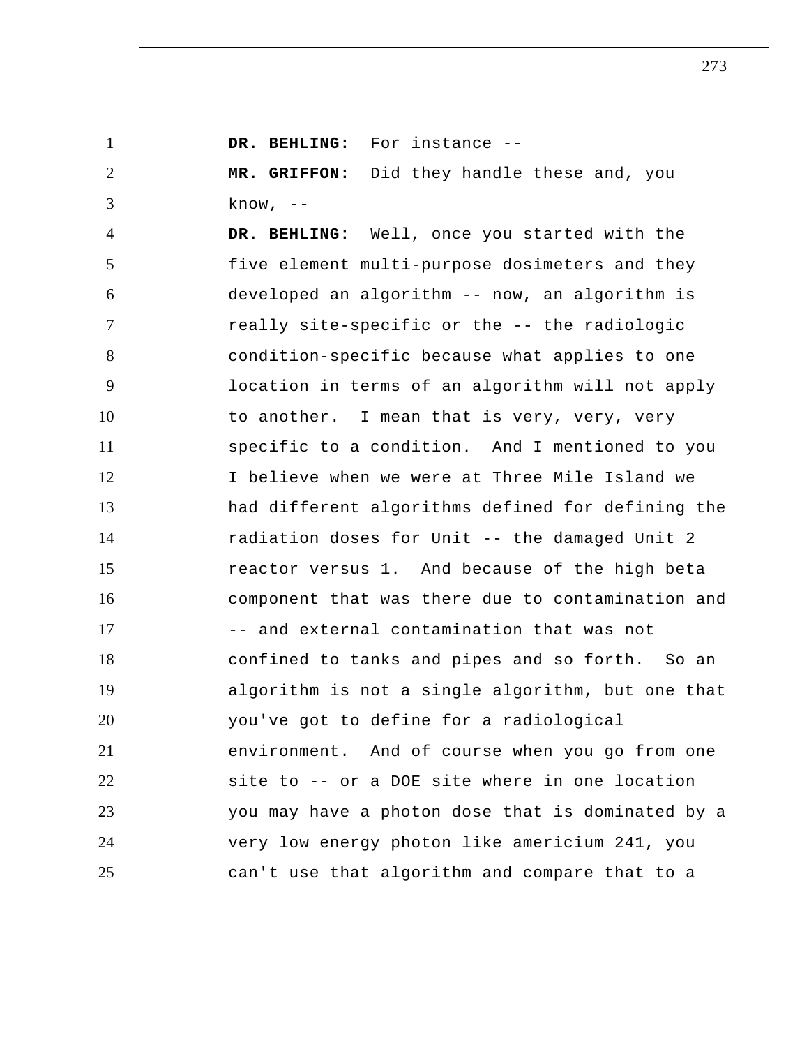**DR. BEHLING:** For instance --

**MR. GRIFFON:** Did they handle these and, you know, --

**DR. BEHLING:** Well, once you started with the five element multi-purpose dosimeters and they developed an algorithm -- now, an algorithm is really site-specific or the -- the radiologic condition-specific because what applies to one location in terms of an algorithm will not apply to another. I mean that is very, very, very specific to a condition. And I mentioned to you I believe when we were at Three Mile Island we had different algorithms defined for defining the radiation doses for Unit -- the damaged Unit 2 reactor versus 1. And because of the high beta component that was there due to contamination and -- and external contamination that was not confined to tanks and pipes and so forth. So an algorithm is not a single algorithm, but one that you've got to define for a radiological environment. And of course when you go from one site to -- or a DOE site where in one location you may have a photon dose that is dominated by a very low energy photon like americium 241, you can't use that algorithm and compare that to a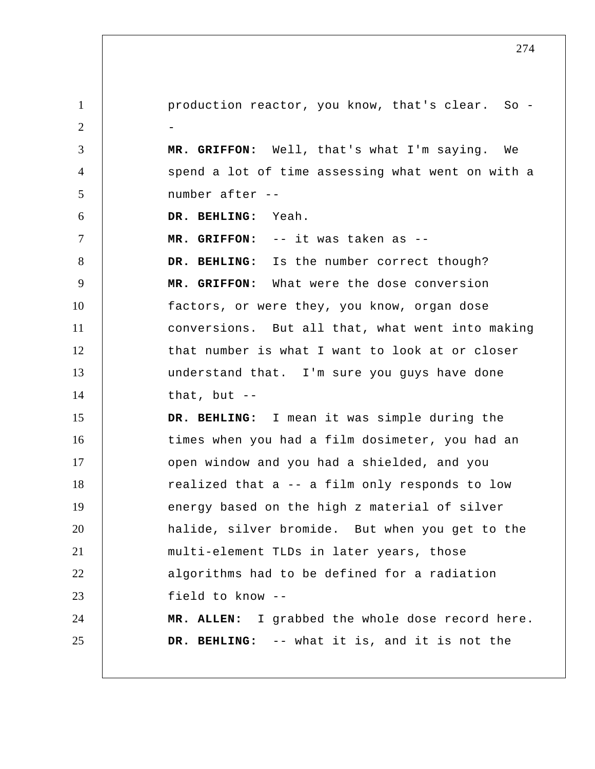production reactor, you know, that's clear. So --

**MR. GRIFFON:** Well, that's what I'm saying. We spend a lot of time assessing what went on with a number after --

**DR. BEHLING:** Yeah.

**MR. GRIFFON:** -- it was taken as --

**DR. BEHLING:** Is the number correct though?

**MR. GRIFFON:** What were the dose conversion factors, or were they, you know, organ dose conversions. But all that, what went into making that number is what I want to look at or closer understand that. I'm sure you guys have done that, but --

**DR. BEHLING:** I mean it was simple during the times when you had a film dosimeter, you had an open window and you had a shielded, and you realized that a -- a film only responds to low energy based on the high z material of silver halide, silver bromide. But when you get to the multi-element TLDs in later years, those algorithms had to be defined for a radiation field to know --

**MR. ALLEN:** I grabbed the whole dose record here.

**DR. BEHLING:** -- what it is, and it is not the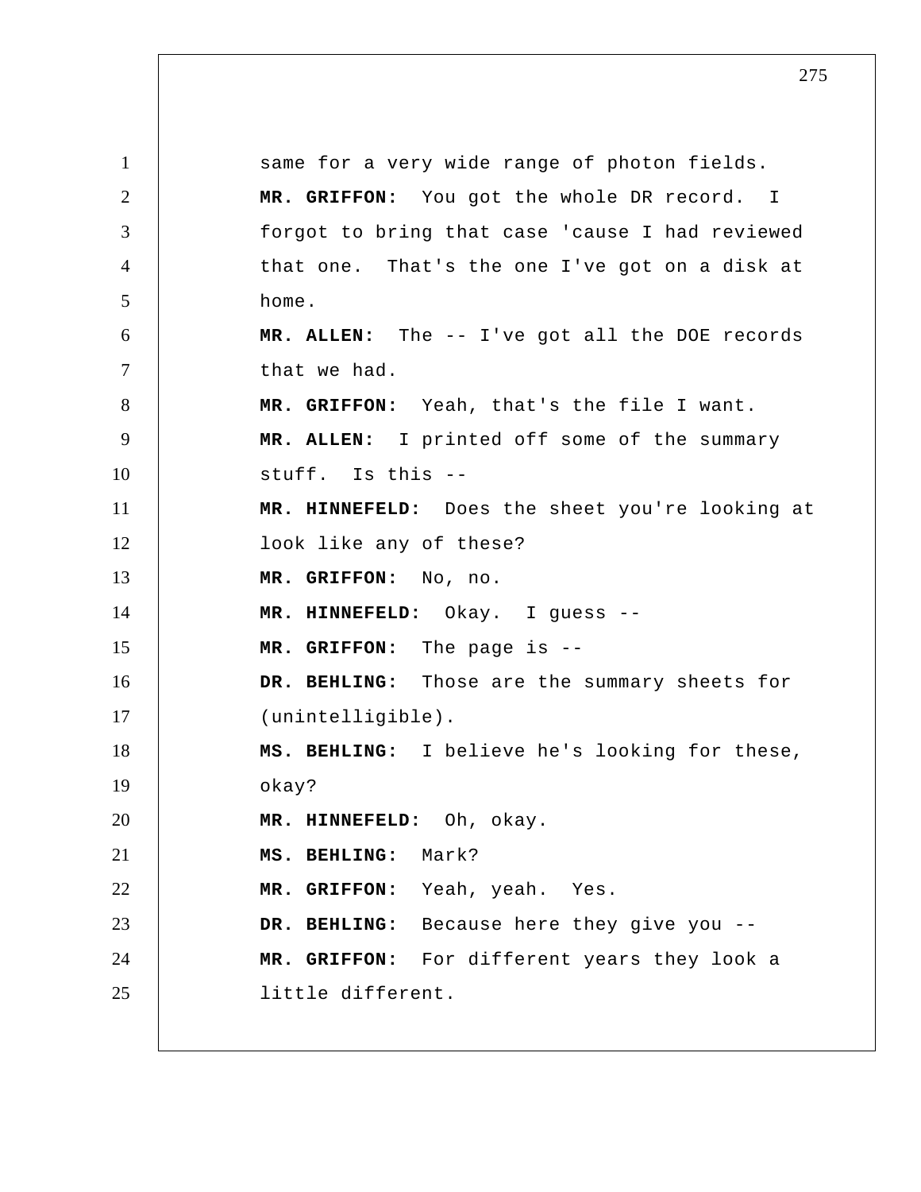same for a very wide range of photon fields.

**MR. GRIFFON:** You got the whole DR record. I forgot to bring that case 'cause I had reviewed that one. That's the one I've got on a disk at home.

**MR. ALLEN:** The -- I've got all the DOE records that we had.

**MR. GRIFFON:** Yeah, that's the file I want.

**MR. ALLEN:** I printed off some of the summary stuff. Is this --

**MR. HINNEFELD:** Does the sheet you're looking at look like any of these?

**MR. GRIFFON:** No, no.

**MR. HINNEFELD:** Okay. I guess --

**MR. GRIFFON:** The page is --

**DR. BEHLING:** Those are the summary sheets for (unintelligible).

**MS. BEHLING:** I believe he's looking for these, okay?

**MR. HINNEFELD:** Oh, okay.

**MS. BEHLING:** Mark?

**MR. GRIFFON:** Yeah, yeah. Yes.

**DR. BEHLING:** Because here they give you --

**MR. GRIFFON:** For different years they look a little different.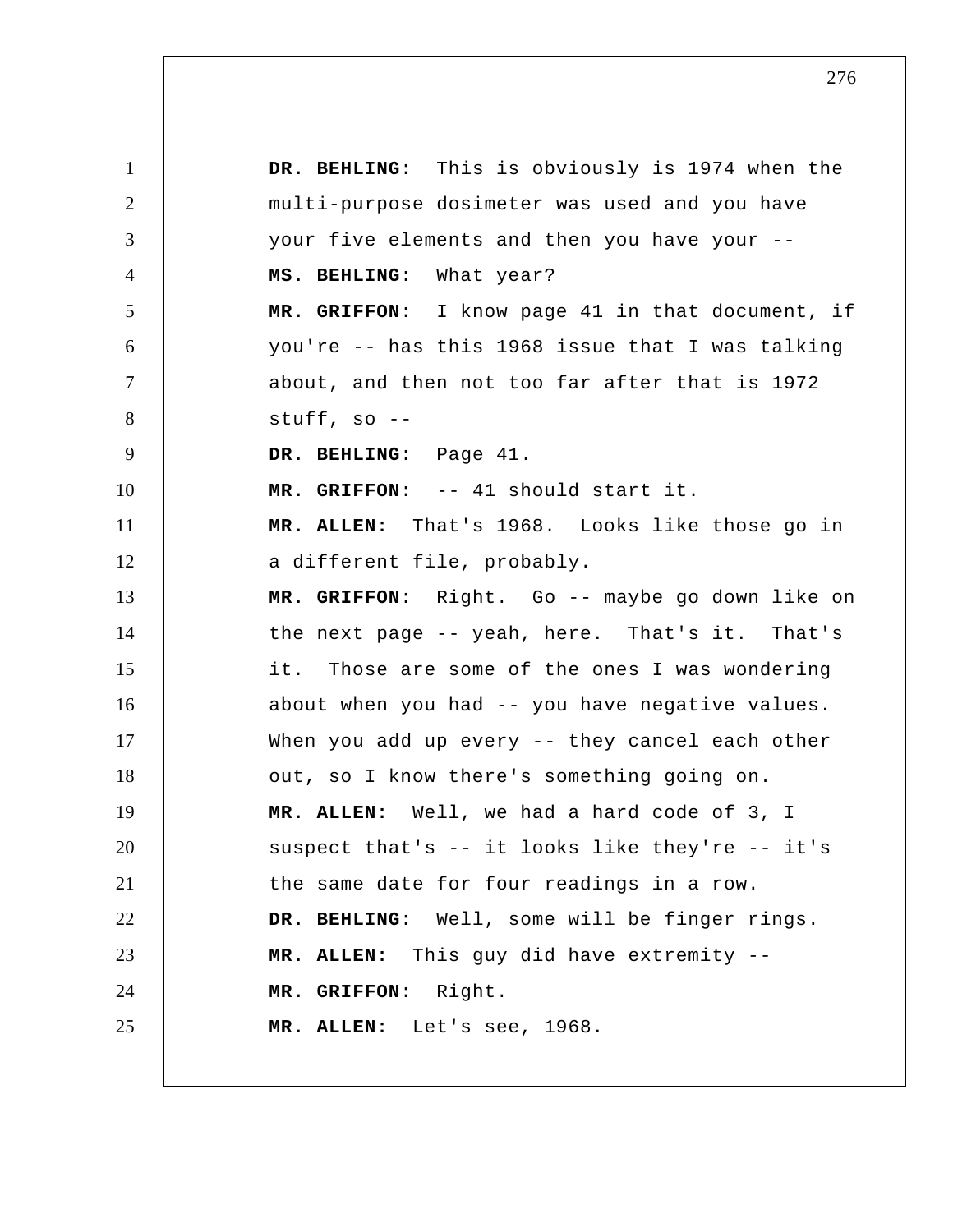**DR. BEHLING:** This is obviously is 1974 when the multi-purpose dosimeter was used and you have your five elements and then you have your --

**MS. BEHLING:** What year?

**MR. GRIFFON:** I know page 41 in that document, if you're -- has this 1968 issue that I was talking about, and then not too far after that is 1972 stuff, so --

**DR. BEHLING:** Page 41.

**MR. GRIFFON:** -- 41 should start it.

**MR. ALLEN:** That's 1968. Looks like those go in a different file, probably.

**MR. GRIFFON:** Right. Go -- maybe go down like on the next page -- yeah, here. That's it. That's it. Those are some of the ones I was wondering about when you had -- you have negative values. When you add up every -- they cancel each other out, so I know there's something going on.

**MR. ALLEN:** Well, we had a hard code of 3, I suspect that's -- it looks like they're -- it's the same date for four readings in a row.

**DR. BEHLING:** Well, some will be finger rings.

**MR. ALLEN:** This guy did have extremity --

**MR. GRIFFON:** Right.

**MR. ALLEN:** Let's see, 1968.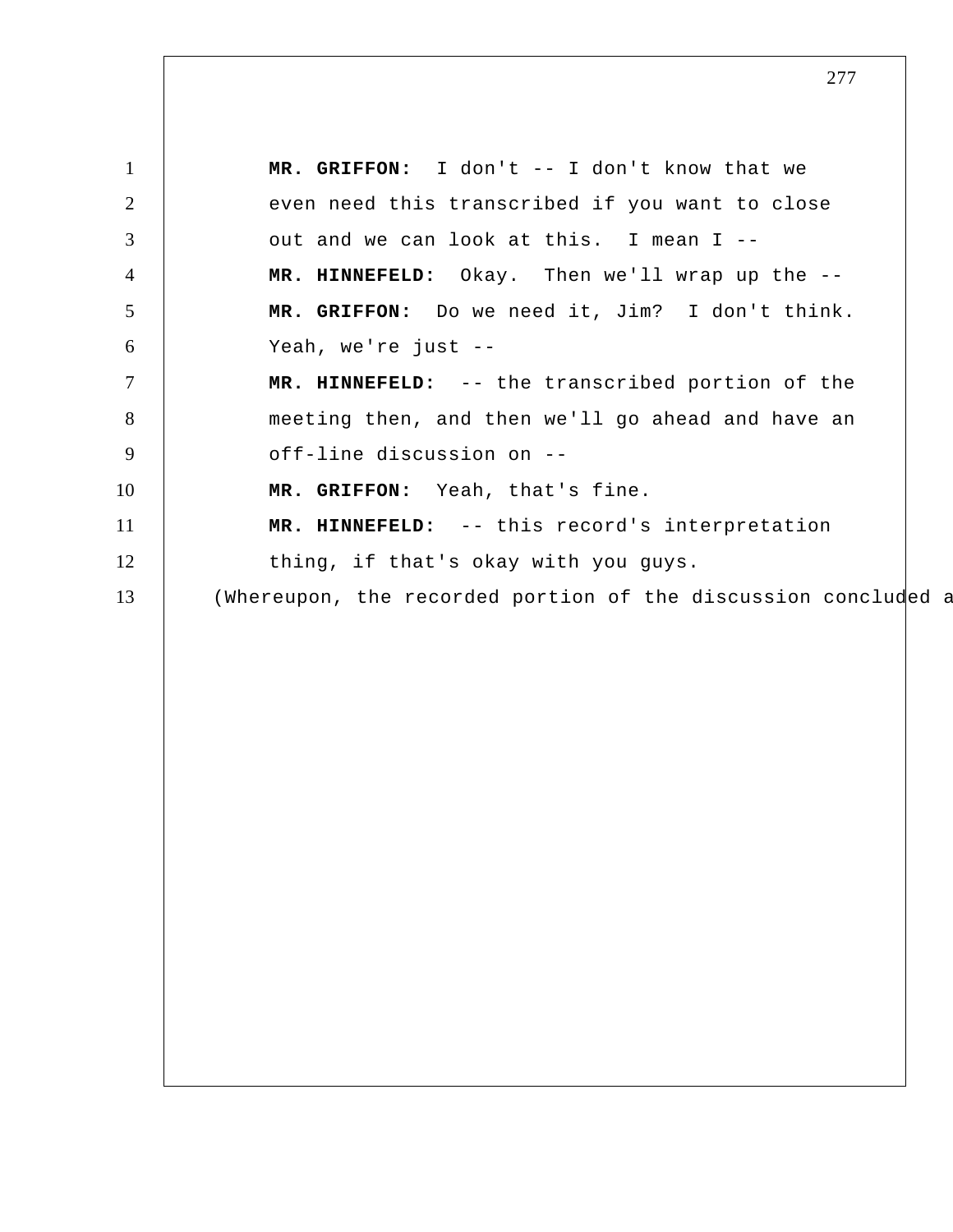**MR. GRIFFON:** I don't -- I don't know that we even need this transcribed if you want to close out and we can look at this. I mean I --

**MR. HINNEFELD:** Okay. Then we'll wrap up the --

**MR. GRIFFON:** Do we need it, Jim? I don't think. Yeah, we're just --

**MR. HINNEFELD:** -- the transcribed portion of the meeting then, and then we'll go ahead and have an off-line discussion on --

**MR. GRIFFON:** Yeah, that's fine.

**MR. HINNEFELD:** -- this record's interpretation thing, if that's okay with you guys.

(Whereupon, the recorded portion of the discussion concluded a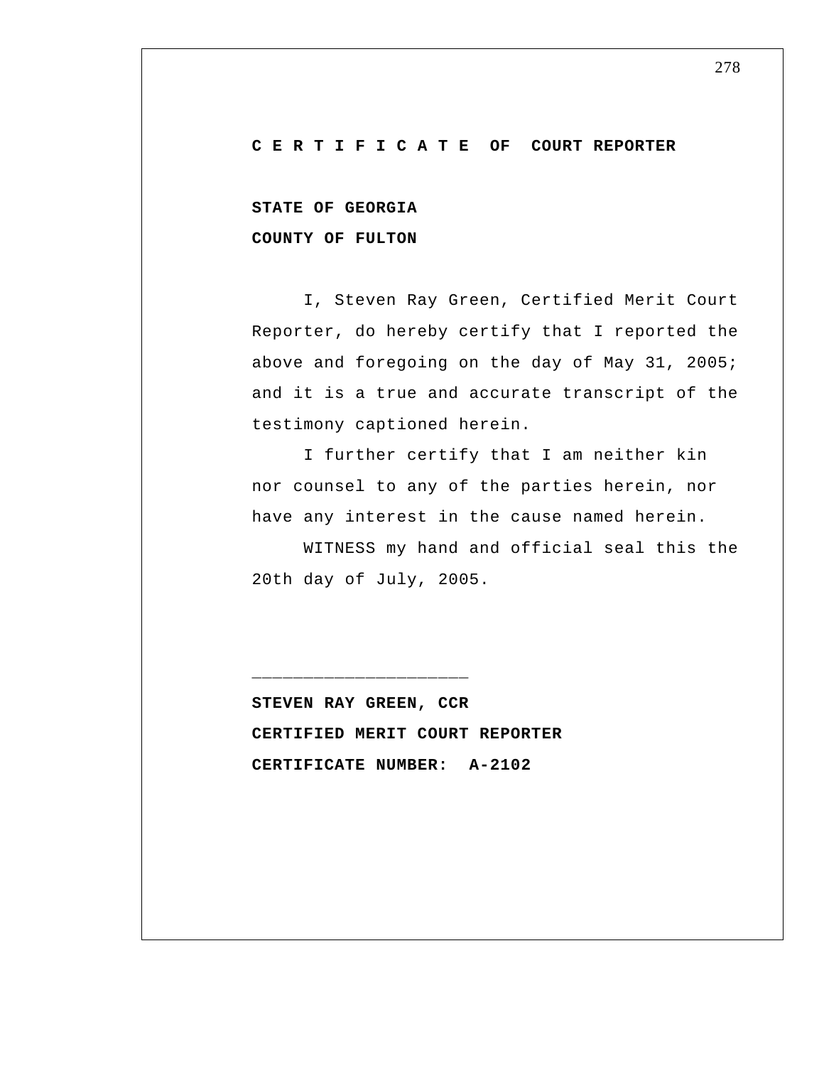**C E R T I F I C A T E OF COURT REPORTER**

**STATE OF GEORGIA**
**COUNTY OF FULTON**

I, Steven Ray Green, Certified Merit Court Reporter, do hereby certify that I reported the above and foregoing on the day of May 31, 2005; and it is a true and accurate transcript of the testimony captioned herein.

I further certify that I am neither kin nor counsel to any of the parties herein, nor have any interest in the cause named herein.

WITNESS my hand and official seal this the 20th day of July, 2005.

_____________________

**STEVEN RAY GREEN, CCR**
**CERTIFIED MERIT COURT REPORTER**
**CERTIFICATE NUMBER: A-2102**